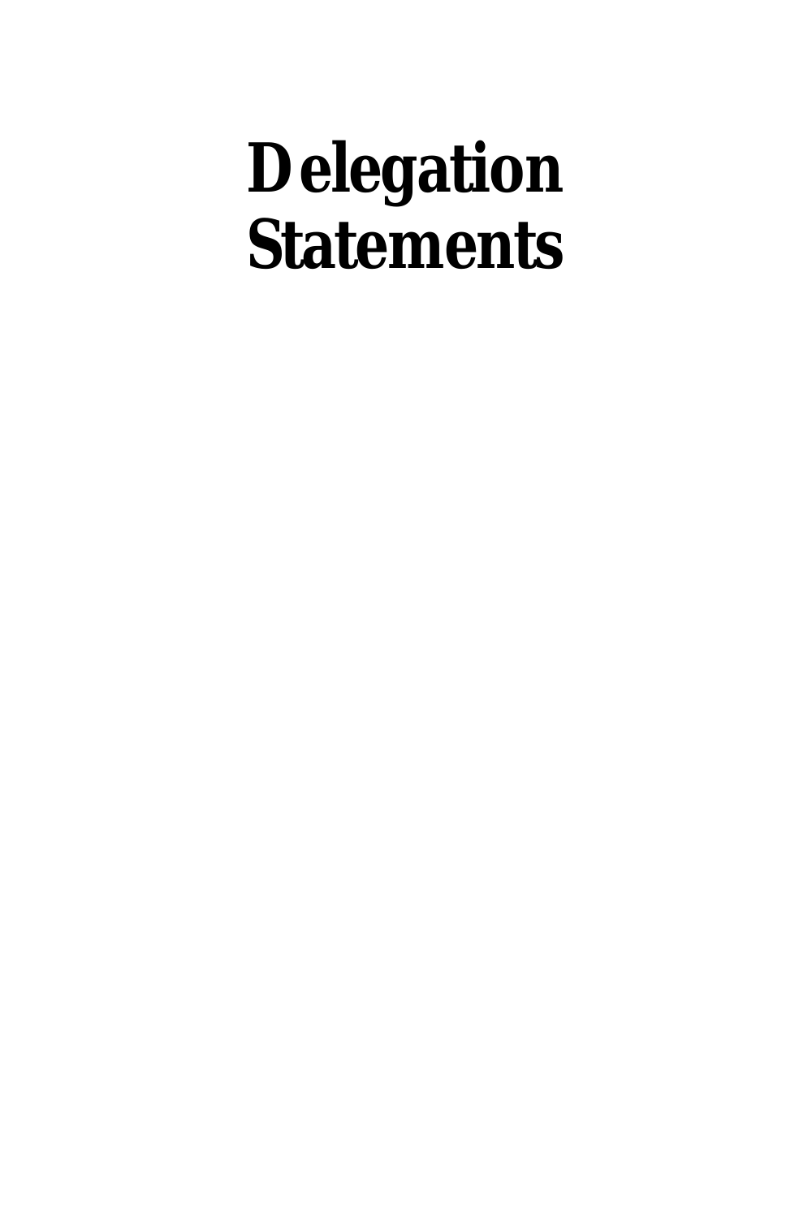# Delegation Statements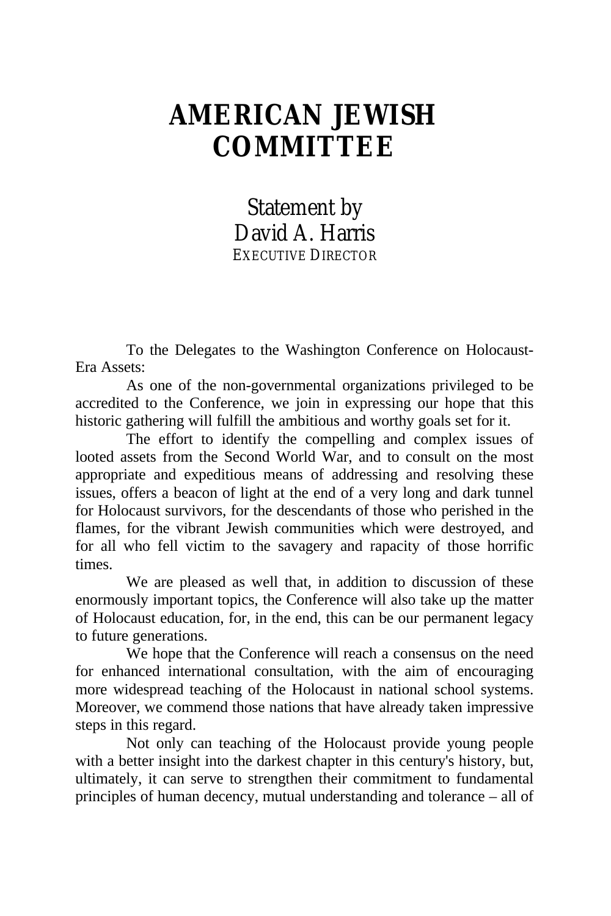# AMERICAN JEWISH COMMITTEE

## Statement by David A. Harris

EXECUTIVE DIRECTOR

To the Delegates to the Washington Conference on Holocaust-Era Assets:

As one of the non-governmental organizations privileged to be accredited to the Conference, we join in expressing our hope that this historic gathering will fulfill the ambitious and worthy goals set for it.

The effort to identify the compelling and complex issues of looted assets from the Second World War, and to consult on the most appropriate and expeditious means of addressing and resolving these issues, offers a beacon of light at the end of a very long and dark tunnel for Holocaust survivors, for the descendants of those who perished in the flames, for the vibrant Jewish communities which were destroyed, and for all who fell victim to the savagery and rapacity of those horrific times.

We are pleased as well that, in addition to discussion of these enormously important topics, the Conference will also take up the matter of Holocaust education, for, in the end, this can be our permanent legacy to future generations.

We hope that the Conference will reach a consensus on the need for enhanced international consultation, with the aim of encouraging more widespread teaching of the Holocaust in national school systems. Moreover, we commend those nations that have already taken impressive steps in this regard.

Not only can teaching of the Holocaust provide young people with a better insight into the darkest chapter in this century's history, but, ultimately, it can serve to strengthen their commitment to fundamental principles of human decency, mutual understanding and tolerance – all of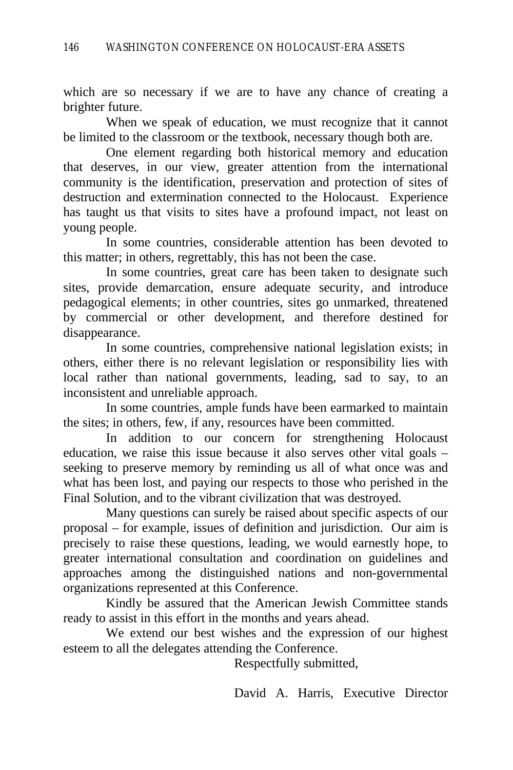which are so necessary if we are to have any chance of creating a brighter future.

When we speak of education, we must recognize that it cannot be limited to the classroom or the textbook, necessary though both are.

One element regarding both historical memory and education that deserves, in our view, greater attention from the international community is the identification, preservation and protection of sites of destruction and extermination connected to the Holocaust. Experience has taught us that visits to sites have a profound impact, not least on young people.

In some countries, considerable attention has been devoted to this matter; in others, regrettably, this has not been the case.

In some countries, great care has been taken to designate such sites, provide demarcation, ensure adequate security, and introduce pedagogical elements; in other countries, sites go unmarked, threatened by commercial or other development, and therefore destined for disappearance.

In some countries, comprehensive national legislation exists; in others, either there is no relevant legislation or responsibility lies with local rather than national governments, leading, sad to say, to an inconsistent and unreliable approach.

In some countries, ample funds have been earmarked to maintain the sites; in others, few, if any, resources have been committed.

In addition to our concern for strengthening Holocaust education, we raise this issue because it also serves other vital goals – seeking to preserve memory by reminding us all of what once was and what has been lost, and paying our respects to those who perished in the Final Solution, and to the vibrant civilization that was destroyed.

Many questions can surely be raised about specific aspects of our proposal – for example, issues of definition and jurisdiction. Our aim is precisely to raise these questions, leading, we would earnestly hope, to greater international consultation and coordination on guidelines and approaches among the distinguished nations and non-governmental organizations represented at this Conference.

Kindly be assured that the American Jewish Committee stands ready to assist in this effort in the months and years ahead.

We extend our best wishes and the expression of our highest esteem to all the delegates attending the Conference.

Respectfully submitted,

David A. Harris, Executive Director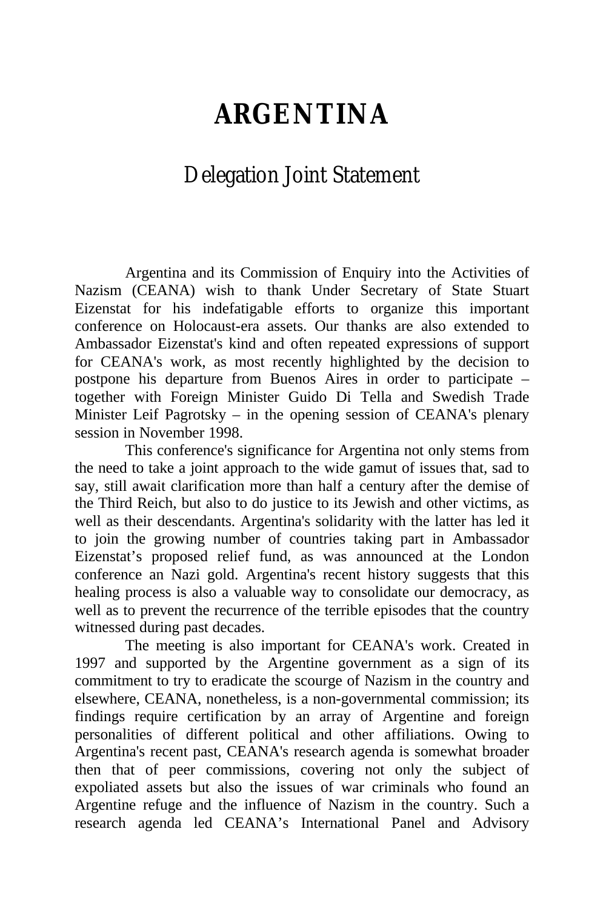# ARGENTINA

## Delegation Joint Statement

Argentina and its Commission of Enquiry into the Activities of Nazism (CEANA) wish to thank Under Secretary of State Stuart Eizenstat for his indefatigable efforts to organize this important conference on Holocaust-era assets. Our thanks are also extended to Ambassador Eizenstat's kind and often repeated expressions of support for CEANA's work, as most recently highlighted by the decision to postpone his departure from Buenos Aires in order to participate – together with Foreign Minister Guido Di Tella and Swedish Trade Minister Leif Pagrotsky – in the opening session of CEANA's plenary session in November 1998.

This conference's significance for Argentina not only stems from the need to take a joint approach to the wide gamut of issues that, sad to say, still await clarification more than half a century after the demise of the Third Reich, but also to do justice to its Jewish and other victims, as well as their descendants. Argentina's solidarity with the latter has led it to join the growing number of countries taking part in Ambassador Eizenstat's proposed relief fund, as was announced at the London conference an Nazi gold. Argentina's recent history suggests that this healing process is also a valuable way to consolidate our democracy, as well as to prevent the recurrence of the terrible episodes that the country witnessed during past decades.

The meeting is also important for CEANA's work. Created in 1997 and supported by the Argentine government as a sign of its commitment to try to eradicate the scourge of Nazism in the country and elsewhere, CEANA, nonetheless, is a non-governmental commission; its findings require certification by an array of Argentine and foreign personalities of different political and other affiliations. Owing to Argentina's recent past, CEANA's research agenda is somewhat broader then that of peer commissions, covering not only the subject of expoliated assets but also the issues of war criminals who found an Argentine refuge and the influence of Nazism in the country. Such a research agenda led CEANA's International Panel and Advisory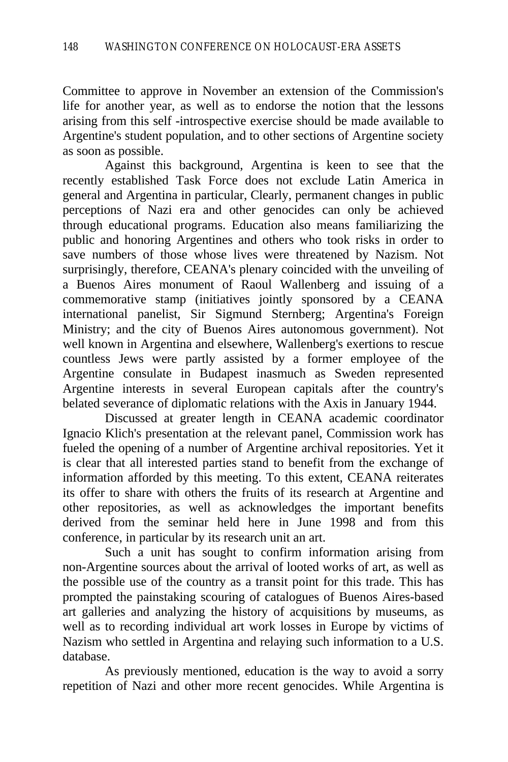Committee to approve in November an extension of the Commission's life for another year, as well as to endorse the notion that the lessons arising from this self -introspective exercise should be made available to Argentine's student population, and to other sections of Argentine society as soon as possible.

Against this background, Argentina is keen to see that the recently established Task Force does not exclude Latin America in general and Argentina in particular, Clearly, permanent changes in public perceptions of Nazi era and other genocides can only be achieved through educational programs. Education also means familiarizing the public and honoring Argentines and others who took risks in order to save numbers of those whose lives were threatened by Nazism. Not surprisingly, therefore, CEANA's plenary coincided with the unveiling of a Buenos Aires monument of Raoul Wallenberg and issuing of a commemorative stamp (initiatives jointly sponsored by a CEANA international panelist, Sir Sigmund Sternberg; Argentina's Foreign Ministry; and the city of Buenos Aires autonomous government). Not well known in Argentina and elsewhere, Wallenberg's exertions to rescue countless Jews were partly assisted by a former employee of the Argentine consulate in Budapest inasmuch as Sweden represented Argentine interests in several European capitals after the country's belated severance of diplomatic relations with the Axis in January 1944.

Discussed at greater length in CEANA academic coordinator Ignacio Klich's presentation at the relevant panel, Commission work has fueled the opening of a number of Argentine archival repositories. Yet it is clear that all interested parties stand to benefit from the exchange of information afforded by this meeting. To this extent, CEANA reiterates its offer to share with others the fruits of its research at Argentine and other repositories, as well as acknowledges the important benefits derived from the seminar held here in June 1998 and from this conference, in particular by its research unit an art.

Such a unit has sought to confirm information arising from non-Argentine sources about the arrival of looted works of art, as well as the possible use of the country as a transit point for this trade. This has prompted the painstaking scouring of catalogues of Buenos Aires-based art galleries and analyzing the history of acquisitions by museums, as well as to recording individual art work losses in Europe by victims of Nazism who settled in Argentina and relaying such information to a U.S. database.

As previously mentioned, education is the way to avoid a sorry repetition of Nazi and other more recent genocides. While Argentina is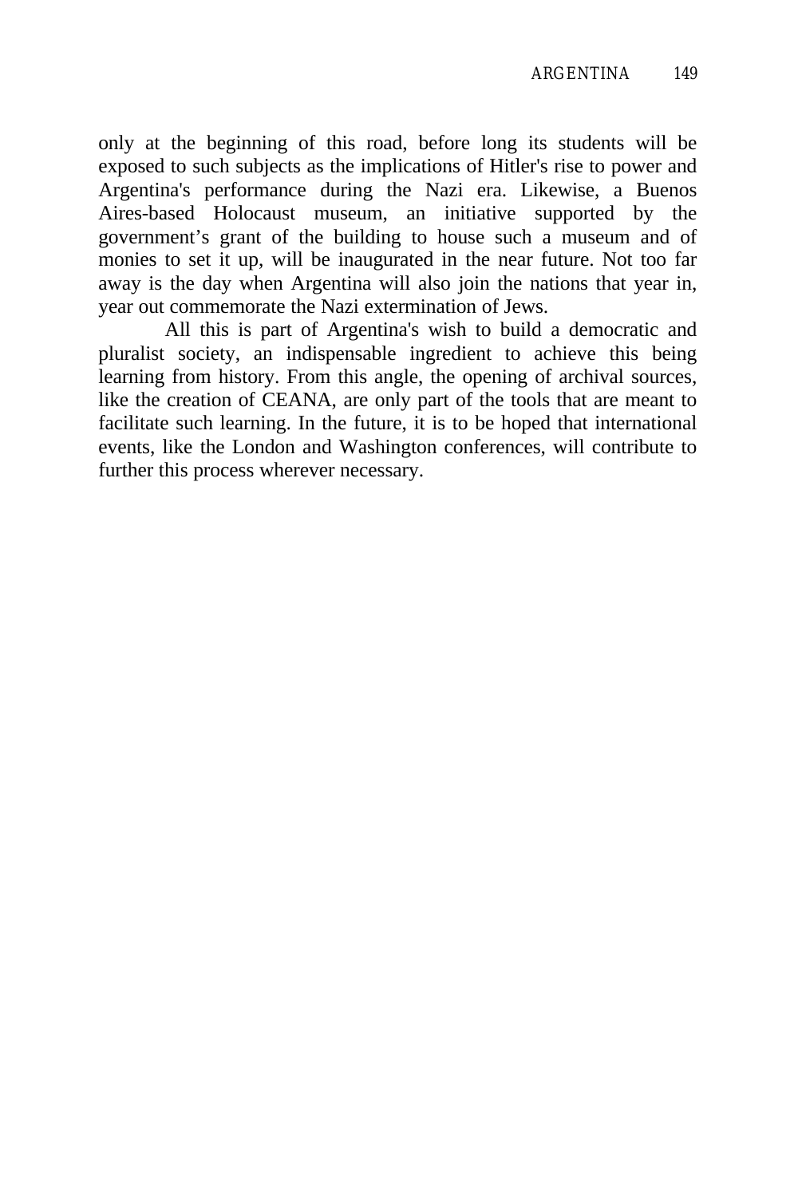only at the beginning of this road, before long its students will be exposed to such subjects as the implications of Hitler's rise to power and Argentina's performance during the Nazi era. Likewise, a Buenos Aires-based Holocaust museum, an initiative supported by the government's grant of the building to house such a museum and of monies to set it up, will be inaugurated in the near future. Not too far away is the day when Argentina will also join the nations that year in, year out commemorate the Nazi extermination of Jews.

All this is part of Argentina's wish to build a democratic and pluralist society, an indispensable ingredient to achieve this being learning from history. From this angle, the opening of archival sources, like the creation of CEANA, are only part of the tools that are meant to facilitate such learning. In the future, it is to be hoped that international events, like the London and Washington conferences, will contribute to further this process wherever necessary.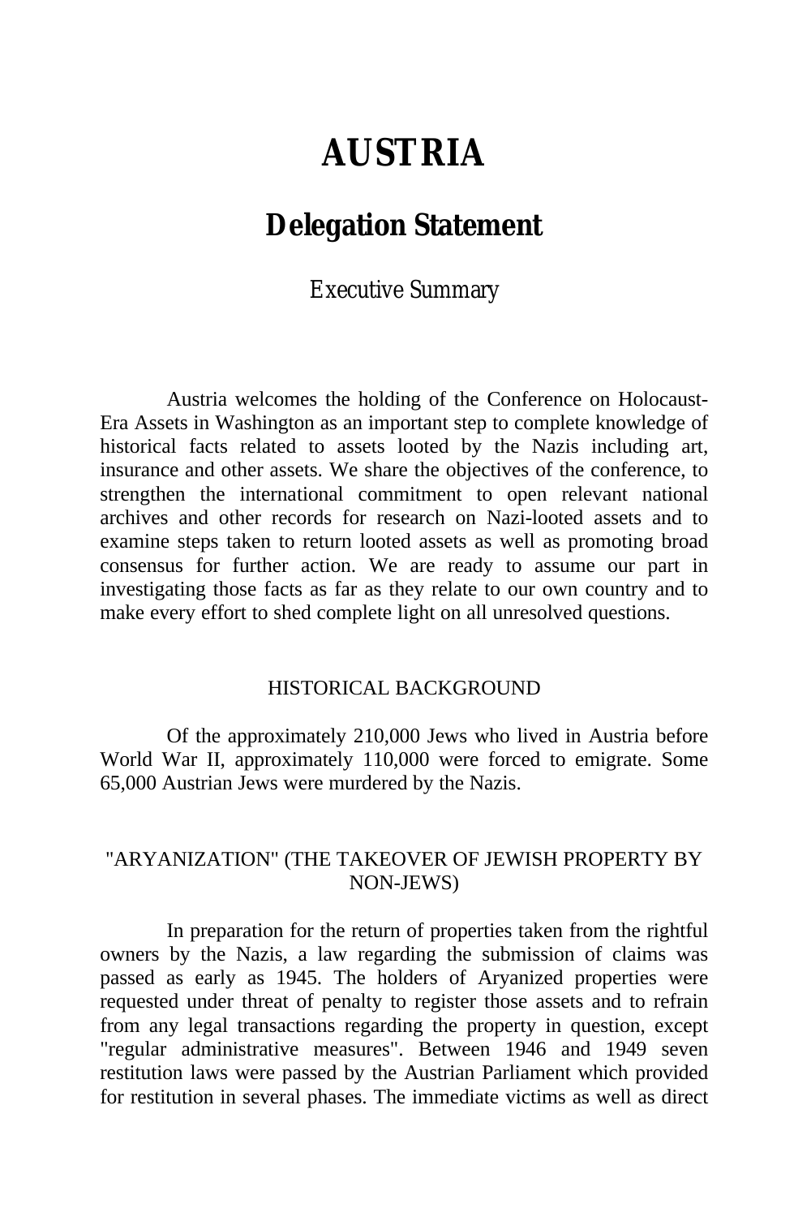# AUSTRIA

## Delegation Statement

### Executive Summary

Austria welcomes the holding of the Conference on Holocaust-Era Assets in Washington as an important step to complete knowledge of historical facts related to assets looted by the Nazis including art, insurance and other assets. We share the objectives of the conference, to strengthen the international commitment to open relevant national archives and other records for research on Nazi-looted assets and to examine steps taken to return looted assets as well as promoting broad consensus for further action. We are ready to assume our part in investigating those facts as far as they relate to our own country and to make every effort to shed complete light on all unresolved questions.

#### HISTORICAL BACKGROUND

Of the approximately 210,000 Jews who lived in Austria before World War II, approximately 110,000 were forced to emigrate. Some 65,000 Austrian Jews were murdered by the Nazis.

#### "ARYANIZATION" (THE TAKEOVER OF JEWISH PROPERTY BY NON-JEWS)

In preparation for the return of properties taken from the rightful owners by the Nazis, a law regarding the submission of claims was passed as early as 1945. The holders of Aryanized properties were requested under threat of penalty to register those assets and to refrain from any legal transactions regarding the property in question, except "regular administrative measures". Between 1946 and 1949 seven restitution laws were passed by the Austrian Parliament which provided for restitution in several phases. The immediate victims as well as direct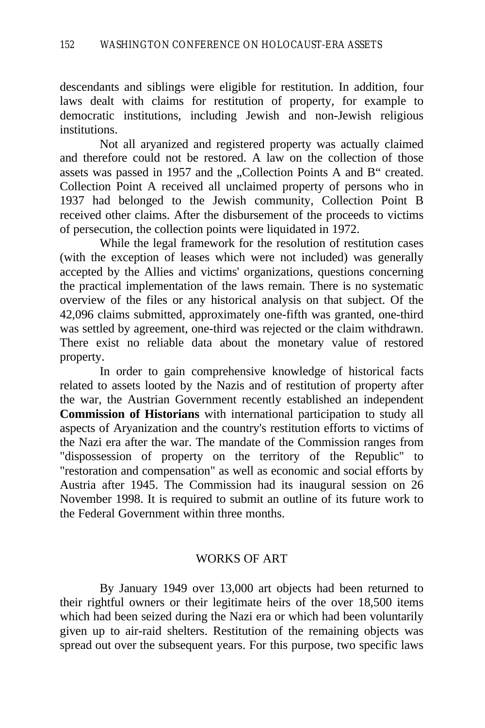descendants and siblings were eligible for restitution. In addition, four laws dealt with claims for restitution of property, for example to democratic institutions, including Jewish and non-Jewish religious institutions.

Not all aryanized and registered property was actually claimed and therefore could not be restored. A law on the collection of those assets was passed in 1957 and the „Collection Points A and B" created. Collection Point A received all unclaimed property of persons who in 1937 had belonged to the Jewish community, Collection Point B received other claims. After the disbursement of the proceeds to victims of persecution, the collection points were liquidated in 1972.

While the legal framework for the resolution of restitution cases (with the exception of leases which were not included) was generally accepted by the Allies and victims' organizations, questions concerning the practical implementation of the laws remain. There is no systematic overview of the files or any historical analysis on that subject. Of the 42,096 claims submitted, approximately one-fifth was granted, one-third was settled by agreement, one-third was rejected or the claim withdrawn. There exist no reliable data about the monetary value of restored property.

In order to gain comprehensive knowledge of historical facts related to assets looted by the Nazis and of restitution of property after the war, the Austrian Government recently established an independent **Commission of Historians** with international participation to study all aspects of Aryanization and the country's restitution efforts to victims of the Nazi era after the war. The mandate of the Commission ranges from "dispossession of property on the territory of the Republic" to "restoration and compensation" as well as economic and social efforts by Austria after 1945. The Commission had its inaugural session on 26 November 1998. It is required to submit an outline of its future work to the Federal Government within three months.

## WORKS OF ART

By January 1949 over 13,000 art objects had been returned to their rightful owners or their legitimate heirs of the over 18,500 items which had been seized during the Nazi era or which had been voluntarily given up to air-raid shelters. Restitution of the remaining objects was spread out over the subsequent years. For this purpose, two specific laws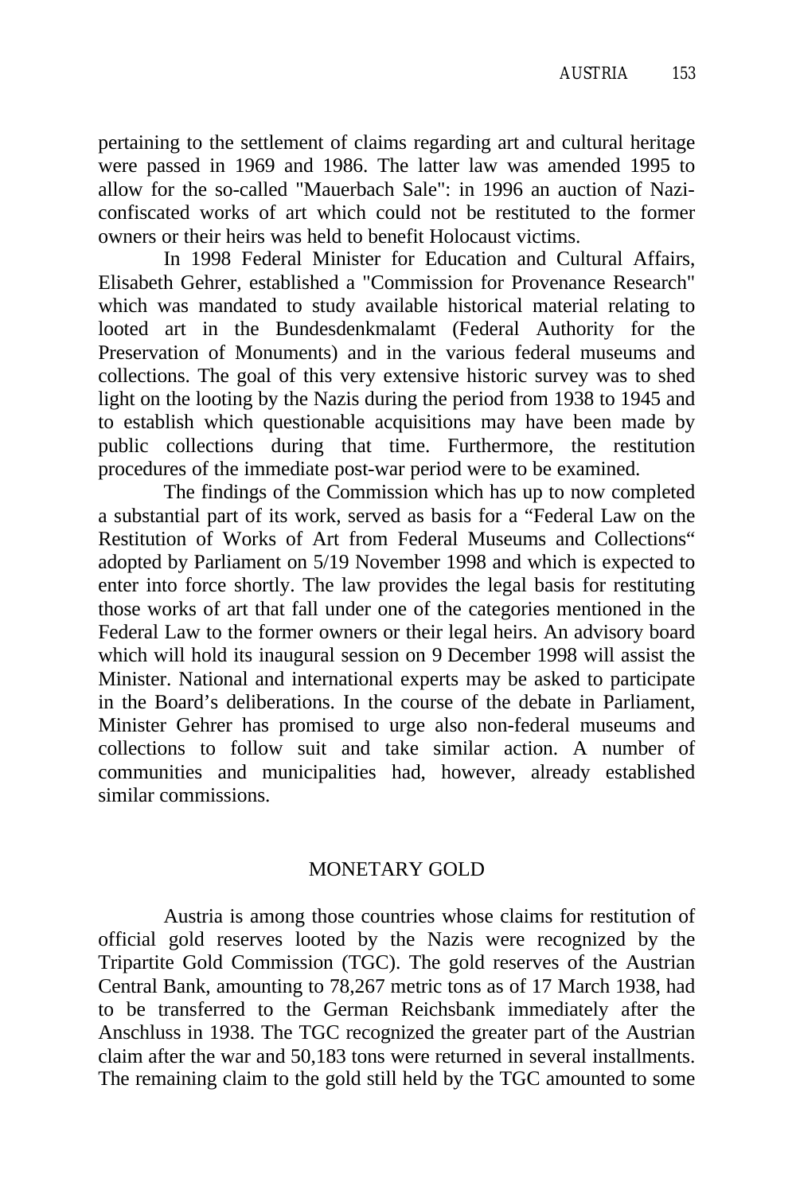pertaining to the settlement of claims regarding art and cultural heritage were passed in 1969 and 1986. The latter law was amended 1995 to allow for the so-called "Mauerbach Sale": in 1996 an auction of Nazi-confiscated works of art which could not be restituted to the former owners or their heirs was held to benefit Holocaust victims.

In 1998 Federal Minister for Education and Cultural Affairs, Elisabeth Gehrer, established a "Commission for Provenance Research" which was mandated to study available historical material relating to looted art in the Bundesdenkmalamt (Federal Authority for the Preservation of Monuments) and in the various federal museums and collections. The goal of this very extensive historic survey was to shed light on the looting by the Nazis during the period from 1938 to 1945 and to establish which questionable acquisitions may have been made by public collections during that time. Furthermore, the restitution procedures of the immediate post-war period were to be examined.

The findings of the Commission which has up to now completed a substantial part of its work, served as basis for a “Federal Law on the Restitution of Works of Art from Federal Museums and Collections“ adopted by Parliament on 5/19 November 1998 and which is expected to enter into force shortly. The law provides the legal basis for restituting those works of art that fall under one of the categories mentioned in the Federal Law to the former owners or their legal heirs. An advisory board which will hold its inaugural session on 9 December 1998 will assist the Minister. National and international experts may be asked to participate in the Board’s deliberations. In the course of the debate in Parliament, Minister Gehrer has promised to urge also non-federal museums and collections to follow suit and take similar action. A number of communities and municipalities had, however, already established similar commissions.

## MONETARY GOLD

Austria is among those countries whose claims for restitution of official gold reserves looted by the Nazis were recognized by the Tripartite Gold Commission (TGC). The gold reserves of the Austrian Central Bank, amounting to 78,267 metric tons as of 17 March 1938, had to be transferred to the German Reichsbank immediately after the Anschluss in 1938. The TGC recognized the greater part of the Austrian claim after the war and 50,183 tons were returned in several installments. The remaining claim to the gold still held by the TGC amounted to some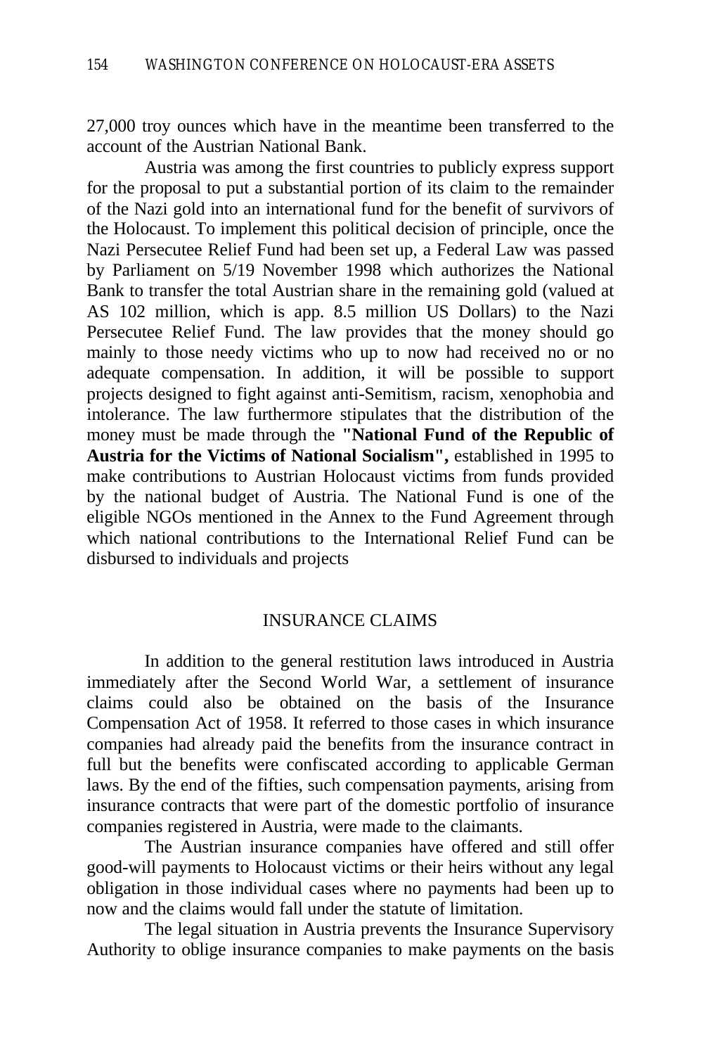27,000 troy ounces which have in the meantime been transferred to the account of the Austrian National Bank.

Austria was among the first countries to publicly express support for the proposal to put a substantial portion of its claim to the remainder of the Nazi gold into an international fund for the benefit of survivors of the Holocaust. To implement this political decision of principle, once the Nazi Persecutee Relief Fund had been set up, a Federal Law was passed by Parliament on 5/19 November 1998 which authorizes the National Bank to transfer the total Austrian share in the remaining gold (valued at AS 102 million, which is app. 8.5 million US Dollars) to the Nazi Persecutee Relief Fund. The law provides that the money should go mainly to those needy victims who up to now had received no or no adequate compensation. In addition, it will be possible to support projects designed to fight against anti-Semitism, racism, xenophobia and intolerance. The law furthermore stipulates that the distribution of the money must be made through the **"National Fund of the Republic of Austria for the Victims of National Socialism",** established in 1995 to make contributions to Austrian Holocaust victims from funds provided by the national budget of Austria. The National Fund is one of the eligible NGOs mentioned in the Annex to the Fund Agreement through which national contributions to the International Relief Fund can be disbursed to individuals and projects

## INSURANCE CLAIMS

In addition to the general restitution laws introduced in Austria immediately after the Second World War, a settlement of insurance claims could also be obtained on the basis of the Insurance Compensation Act of 1958. It referred to those cases in which insurance companies had already paid the benefits from the insurance contract in full but the benefits were confiscated according to applicable German laws. By the end of the fifties, such compensation payments, arising from insurance contracts that were part of the domestic portfolio of insurance companies registered in Austria, were made to the claimants.

The Austrian insurance companies have offered and still offer good-will payments to Holocaust victims or their heirs without any legal obligation in those individual cases where no payments had been up to now and the claims would fall under the statute of limitation.

The legal situation in Austria prevents the Insurance Supervisory Authority to oblige insurance companies to make payments on the basis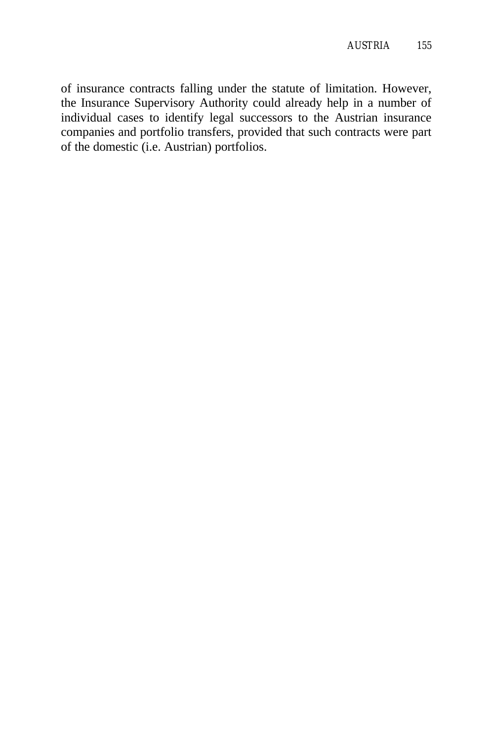of insurance contracts falling under the statute of limitation. However, the Insurance Supervisory Authority could already help in a number of individual cases to identify legal successors to the Austrian insurance companies and portfolio transfers, provided that such contracts were part of the domestic (i.e. Austrian) portfolios.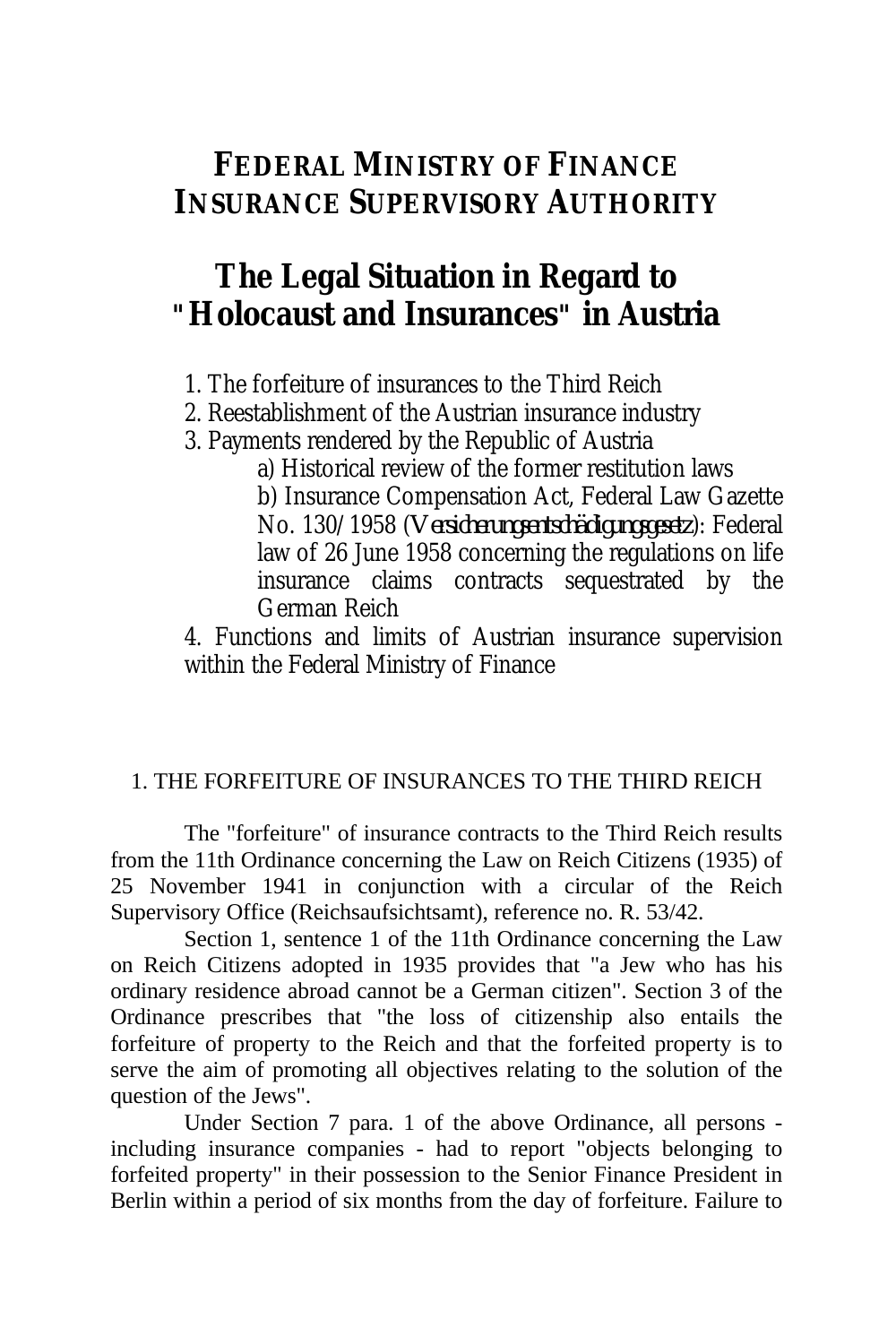# FEDERAL MINISTRY OF FINANCE
# INSURANCE SUPERVISORY AUTHORITY

## The Legal Situation in Regard to "Holocaust and Insurances" in Austria

1. The forfeiture of insurances to the Third Reich
2. Reestablishment of the Austrian insurance industry
3. Payments rendered by the Republic of Austria
   - a) Historical review of the former restitution laws
   - b) Insurance Compensation Act, Federal Law Gazette No. 130/1958 (*Versicherungsentschädigungsgesetz*): Federal law of 26 June 1958 concerning the regulations on life insurance claims contracts sequestrated by the German Reich
4. Functions and limits of Austrian insurance supervision within the Federal Ministry of Finance

### 1. THE FORFEITURE OF INSURANCES TO THE THIRD REICH

The "forfeiture" of insurance contracts to the Third Reich results from the 11th Ordinance concerning the Law on Reich Citizens (1935) of 25 November 1941 in conjunction with a circular of the Reich Supervisory Office (Reichsaufsichtsamt), reference no. R. 53/42.

Section 1, sentence 1 of the 11th Ordinance concerning the Law on Reich Citizens adopted in 1935 provides that "a Jew who has his ordinary residence abroad cannot be a German citizen". Section 3 of the Ordinance prescribes that "the loss of citizenship also entails the forfeiture of property to the Reich and that the forfeited property is to serve the aim of promoting all objectives relating to the solution of the question of the Jews".

Under Section 7 para. 1 of the above Ordinance, all persons - including insurance companies - had to report "objects belonging to forfeited property" in their possession to the Senior Finance President in Berlin within a period of six months from the day of forfeiture. Failure to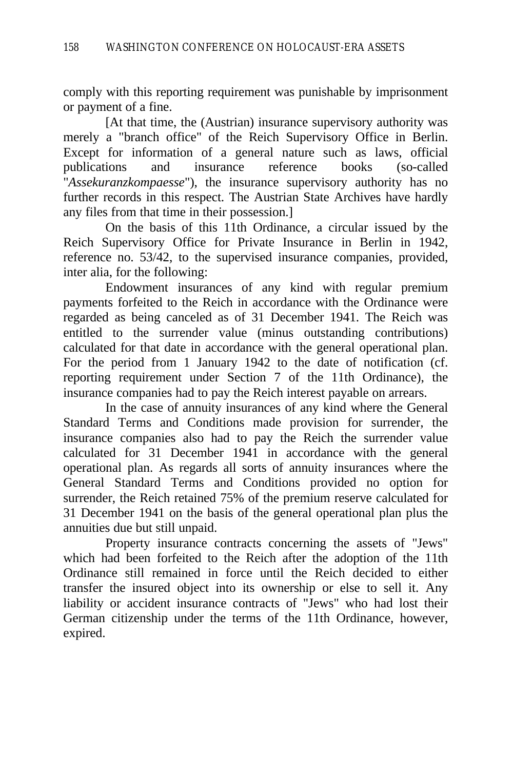comply with this reporting requirement was punishable by imprisonment or payment of a fine.

[At that time, the (Austrian) insurance supervisory authority was merely a "branch office" of the Reich Supervisory Office in Berlin. Except for information of a general nature such as laws, official publications and insurance reference books (so-called "*Assekuranzkompaesse*"), the insurance supervisory authority has no further records in this respect. The Austrian State Archives have hardly any files from that time in their possession.]

On the basis of this 11th Ordinance, a circular issued by the Reich Supervisory Office for Private Insurance in Berlin in 1942, reference no. 53/42, to the supervised insurance companies, provided, inter alia, for the following:

Endowment insurances of any kind with regular premium payments forfeited to the Reich in accordance with the Ordinance were regarded as being canceled as of 31 December 1941. The Reich was entitled to the surrender value (minus outstanding contributions) calculated for that date in accordance with the general operational plan. For the period from 1 January 1942 to the date of notification (cf. reporting requirement under Section 7 of the 11th Ordinance), the insurance companies had to pay the Reich interest payable on arrears.

In the case of annuity insurances of any kind where the General Standard Terms and Conditions made provision for surrender, the insurance companies also had to pay the Reich the surrender value calculated for 31 December 1941 in accordance with the general operational plan. As regards all sorts of annuity insurances where the General Standard Terms and Conditions provided no option for surrender, the Reich retained 75% of the premium reserve calculated for 31 December 1941 on the basis of the general operational plan plus the annuities due but still unpaid.

Property insurance contracts concerning the assets of "Jews" which had been forfeited to the Reich after the adoption of the 11th Ordinance still remained in force until the Reich decided to either transfer the insured object into its ownership or else to sell it. Any liability or accident insurance contracts of "Jews" who had lost their German citizenship under the terms of the 11th Ordinance, however, expired.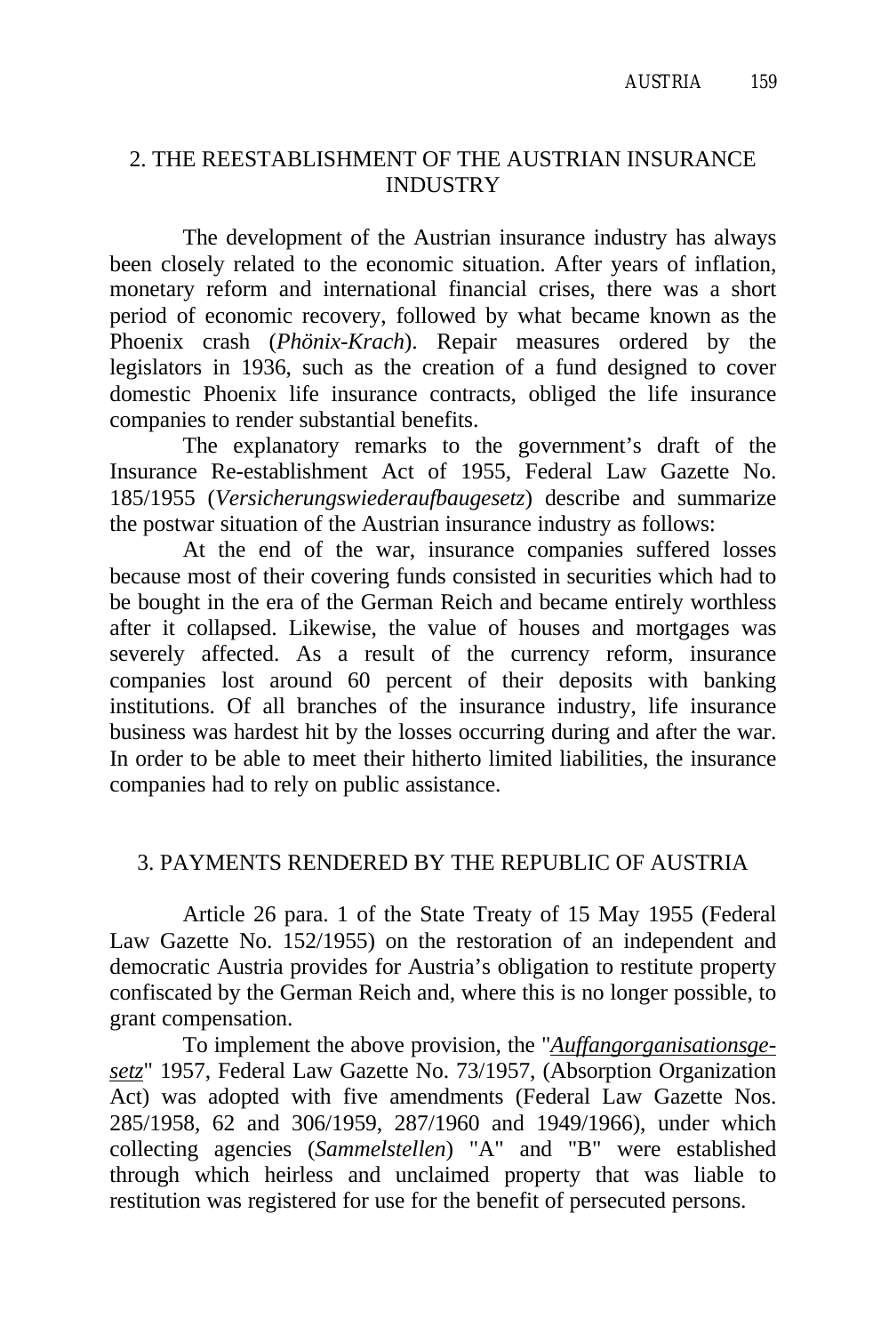## 2. THE REESTABLISHMENT OF THE AUSTRIAN INSURANCE INDUSTRY

The development of the Austrian insurance industry has always been closely related to the economic situation. After years of inflation, monetary reform and international financial crises, there was a short period of economic recovery, followed by what became known as the Phoenix crash (*Phönix-Krach*). Repair measures ordered by the legislators in 1936, such as the creation of a fund designed to cover domestic Phoenix life insurance contracts, obliged the life insurance companies to render substantial benefits.

The explanatory remarks to the government's draft of the Insurance Re-establishment Act of 1955, Federal Law Gazette No. 185/1955 (*Versicherungswiederaufbaugesetz*) describe and summarize the postwar situation of the Austrian insurance industry as follows:

At the end of the war, insurance companies suffered losses because most of their covering funds consisted in securities which had to be bought in the era of the German Reich and became entirely worthless after it collapsed. Likewise, the value of houses and mortgages was severely affected. As a result of the currency reform, insurance companies lost around 60 percent of their deposits with banking institutions. Of all branches of the insurance industry, life insurance business was hardest hit by the losses occurring during and after the war. In order to be able to meet their hitherto limited liabilities, the insurance companies had to rely on public assistance.

## 3. PAYMENTS RENDERED BY THE REPUBLIC OF AUSTRIA

Article 26 para. 1 of the State Treaty of 15 May 1955 (Federal Law Gazette No. 152/1955) on the restoration of an independent and democratic Austria provides for Austria's obligation to restitute property confiscated by the German Reich and, where this is no longer possible, to grant compensation.

To implement the above provision, the "*Auffangorganisationsgesetz*" 1957, Federal Law Gazette No. 73/1957, (Absorption Organization Act) was adopted with five amendments (Federal Law Gazette Nos. 285/1958, 62 and 306/1959, 287/1960 and 1949/1966), under which collecting agencies (*Sammelstellen*) "A" and "B" were established through which heirless and unclaimed property that was liable to restitution was registered for use for the benefit of persecuted persons.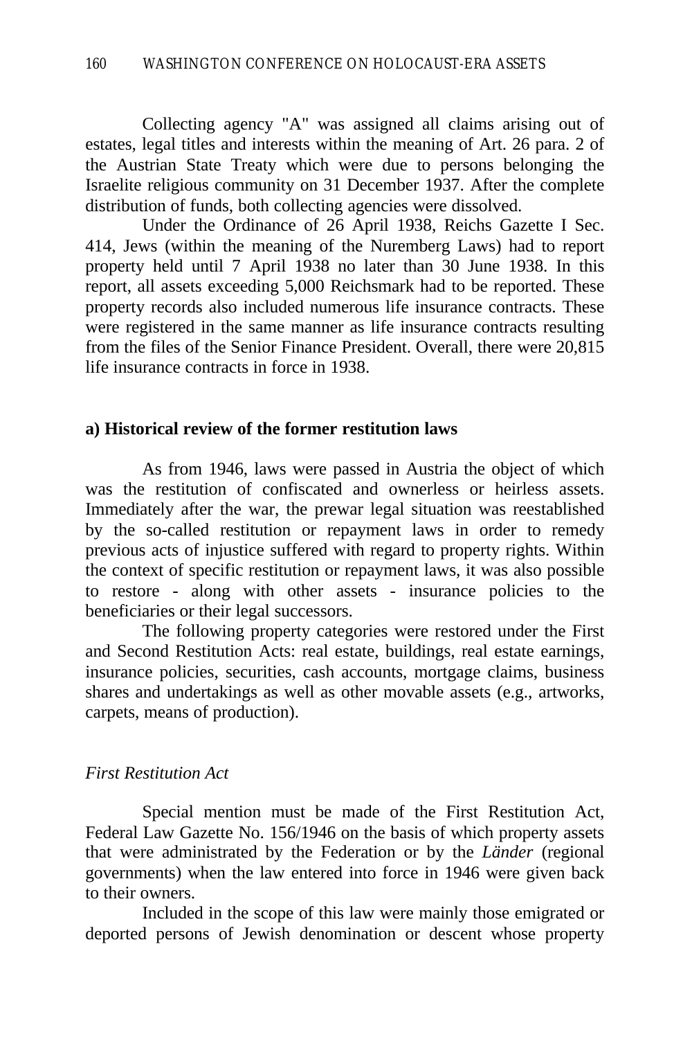Collecting agency "A" was assigned all claims arising out of estates, legal titles and interests within the meaning of Art. 26 para. 2 of the Austrian State Treaty which were due to persons belonging the Israelite religious community on 31 December 1937. After the complete distribution of funds, both collecting agencies were dissolved.

Under the Ordinance of 26 April 1938, Reichs Gazette I Sec. 414, Jews (within the meaning of the Nuremberg Laws) had to report property held until 7 April 1938 no later than 30 June 1938. In this report, all assets exceeding 5,000 Reichsmark had to be reported. These property records also included numerous life insurance contracts. These were registered in the same manner as life insurance contracts resulting from the files of the Senior Finance President. Overall, there were 20,815 life insurance contracts in force in 1938.

**a) Historical review of the former restitution laws**

As from 1946, laws were passed in Austria the object of which was the restitution of confiscated and ownerless or heirless assets. Immediately after the war, the prewar legal situation was reestablished by the so-called restitution or repayment laws in order to remedy previous acts of injustice suffered with regard to property rights. Within the context of specific restitution or repayment laws, it was also possible to restore - along with other assets - insurance policies to the beneficiaries or their legal successors.

The following property categories were restored under the First and Second Restitution Acts: real estate, buildings, real estate earnings, insurance policies, securities, cash accounts, mortgage claims, business shares and undertakings as well as other movable assets (e.g., artworks, carpets, means of production).

*First Restitution Act*

Special mention must be made of the First Restitution Act, Federal Law Gazette No. 156/1946 on the basis of which property assets that were administrated by the Federation or by the *Länder* (regional governments) when the law entered into force in 1946 were given back to their owners.

Included in the scope of this law were mainly those emigrated or deported persons of Jewish denomination or descent whose property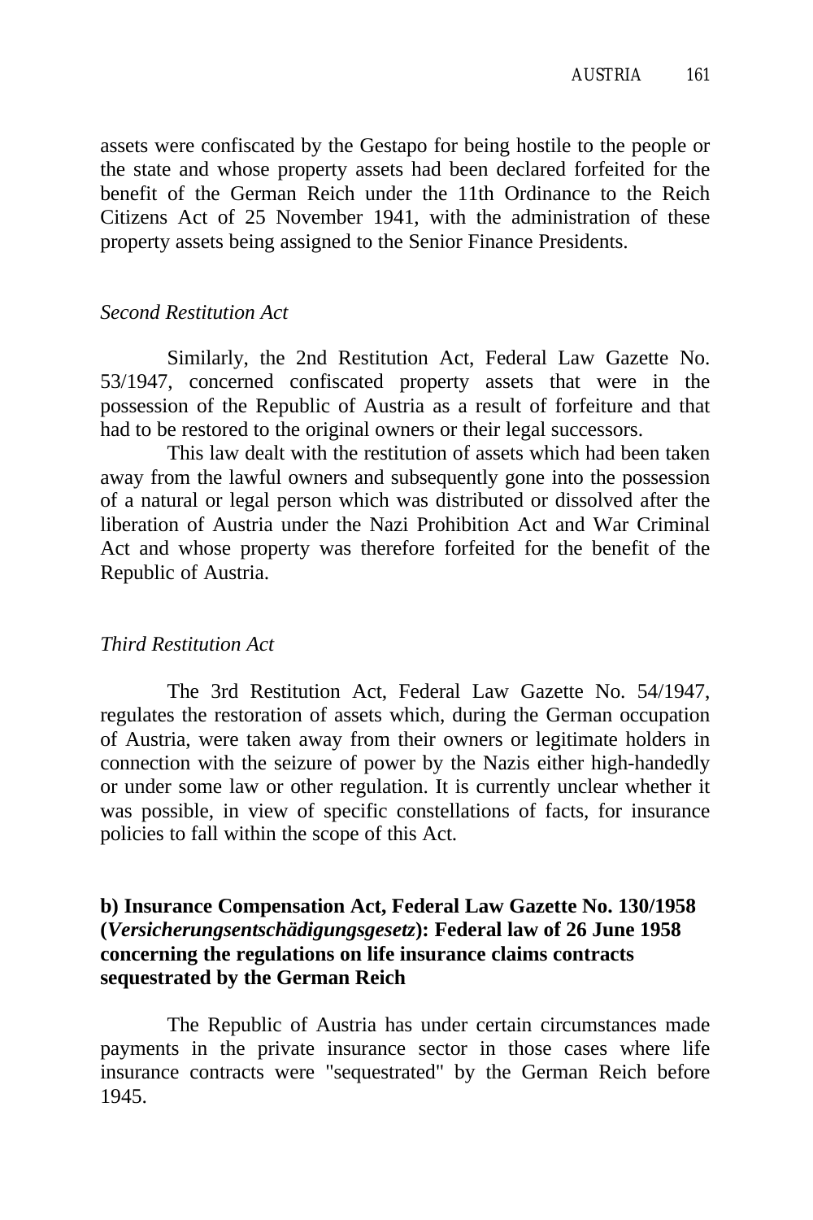assets were confiscated by the Gestapo for being hostile to the people or the state and whose property assets had been declared forfeited for the benefit of the German Reich under the 11th Ordinance to the Reich Citizens Act of 25 November 1941, with the administration of these property assets being assigned to the Senior Finance Presidents.

*Second Restitution Act*

Similarly, the 2nd Restitution Act, Federal Law Gazette No. 53/1947, concerned confiscated property assets that were in the possession of the Republic of Austria as a result of forfeiture and that had to be restored to the original owners or their legal successors.

This law dealt with the restitution of assets which had been taken away from the lawful owners and subsequently gone into the possession of a natural or legal person which was distributed or dissolved after the liberation of Austria under the Nazi Prohibition Act and War Criminal Act and whose property was therefore forfeited for the benefit of the Republic of Austria.

*Third Restitution Act*

The 3rd Restitution Act, Federal Law Gazette No. 54/1947, regulates the restoration of assets which, during the German occupation of Austria, were taken away from their owners or legitimate holders in connection with the seizure of power by the Nazis either high-handedly or under some law or other regulation. It is currently unclear whether it was possible, in view of specific constellations of facts, for insurance policies to fall within the scope of this Act.

### b) Insurance Compensation Act, Federal Law Gazette No. 130/1958 (*Versicherungsentschädigungsgesetz*): Federal law of 26 June 1958 concerning the regulations on life insurance claims contracts sequestrated by the German Reich

The Republic of Austria has under certain circumstances made payments in the private insurance sector in those cases where life insurance contracts were "sequestrated" by the German Reich before 1945.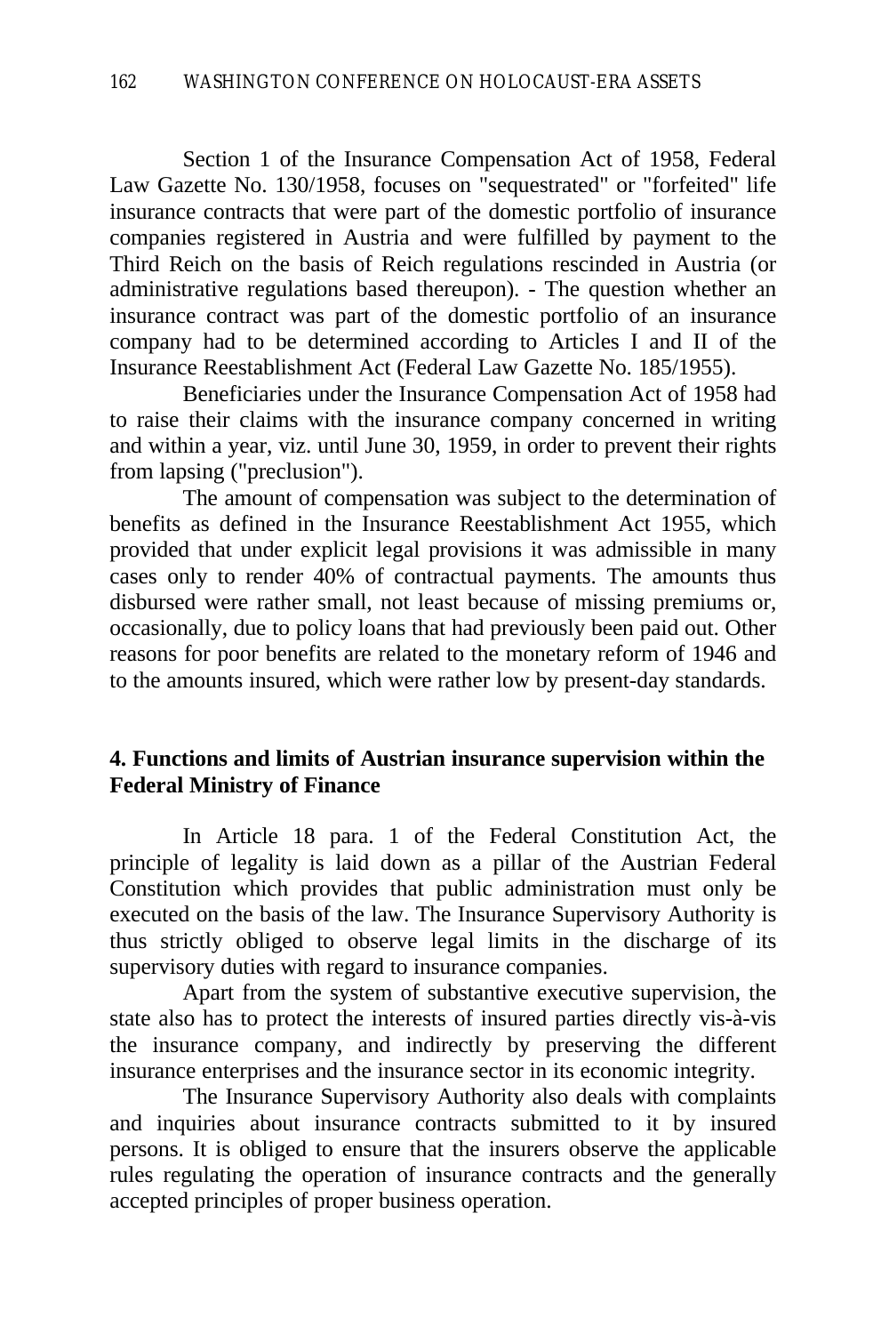Section 1 of the Insurance Compensation Act of 1958, Federal Law Gazette No. 130/1958, focuses on "sequestrated" or "forfeited" life insurance contracts that were part of the domestic portfolio of insurance companies registered in Austria and were fulfilled by payment to the Third Reich on the basis of Reich regulations rescinded in Austria (or administrative regulations based thereupon). - The question whether an insurance contract was part of the domestic portfolio of an insurance company had to be determined according to Articles I and II of the Insurance Reestablishment Act (Federal Law Gazette No. 185/1955).

Beneficiaries under the Insurance Compensation Act of 1958 had to raise their claims with the insurance company concerned in writing and within a year, viz. until June 30, 1959, in order to prevent their rights from lapsing ("preclusion").

The amount of compensation was subject to the determination of benefits as defined in the Insurance Reestablishment Act 1955, which provided that under explicit legal provisions it was admissible in many cases only to render 40% of contractual payments. The amounts thus disbursed were rather small, not least because of missing premiums or, occasionally, due to policy loans that had previously been paid out. Other reasons for poor benefits are related to the monetary reform of 1946 and to the amounts insured, which were rather low by present-day standards.

## 4. Functions and limits of Austrian insurance supervision within the Federal Ministry of Finance

In Article 18 para. 1 of the Federal Constitution Act, the principle of legality is laid down as a pillar of the Austrian Federal Constitution which provides that public administration must only be executed on the basis of the law. The Insurance Supervisory Authority is thus strictly obliged to observe legal limits in the discharge of its supervisory duties with regard to insurance companies.

Apart from the system of substantive executive supervision, the state also has to protect the interests of insured parties directly vis-à-vis the insurance company, and indirectly by preserving the different insurance enterprises and the insurance sector in its economic integrity.

The Insurance Supervisory Authority also deals with complaints and inquiries about insurance contracts submitted to it by insured persons. It is obliged to ensure that the insurers observe the applicable rules regulating the operation of insurance contracts and the generally accepted principles of proper business operation.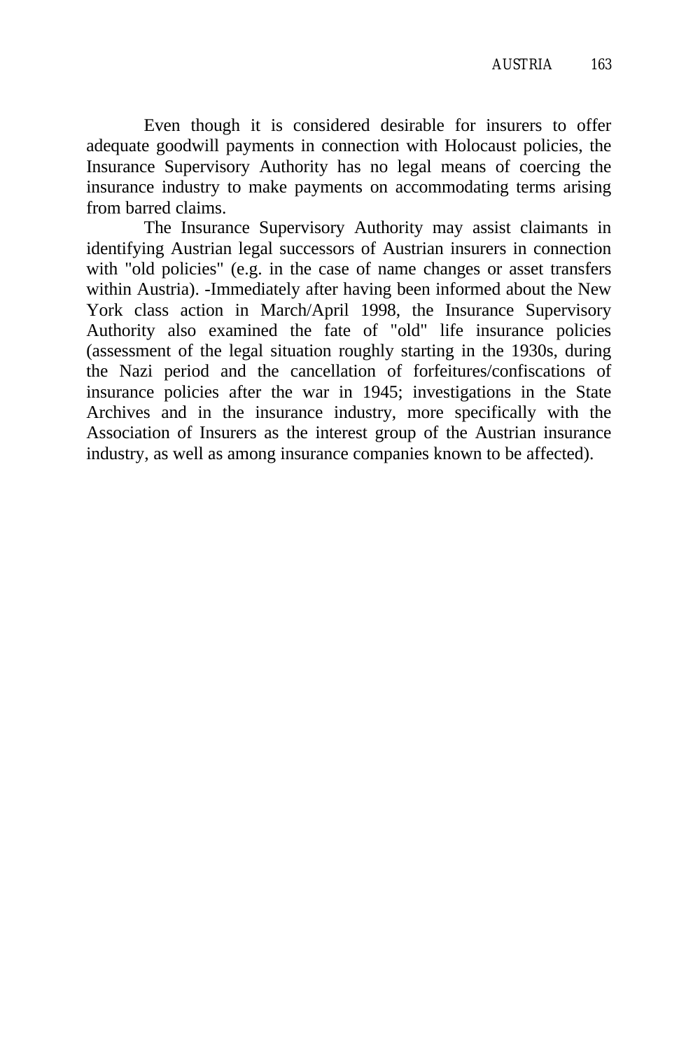Even though it is considered desirable for insurers to offer adequate goodwill payments in connection with Holocaust policies, the Insurance Supervisory Authority has no legal means of coercing the insurance industry to make payments on accommodating terms arising from barred claims.

The Insurance Supervisory Authority may assist claimants in identifying Austrian legal successors of Austrian insurers in connection with "old policies" (e.g. in the case of name changes or asset transfers within Austria). -Immediately after having been informed about the New York class action in March/April 1998, the Insurance Supervisory Authority also examined the fate of "old" life insurance policies (assessment of the legal situation roughly starting in the 1930s, during the Nazi period and the cancellation of forfeitures/confiscations of insurance policies after the war in 1945; investigations in the State Archives and in the insurance industry, more specifically with the Association of Insurers as the interest group of the Austrian insurance industry, as well as among insurance companies known to be affected).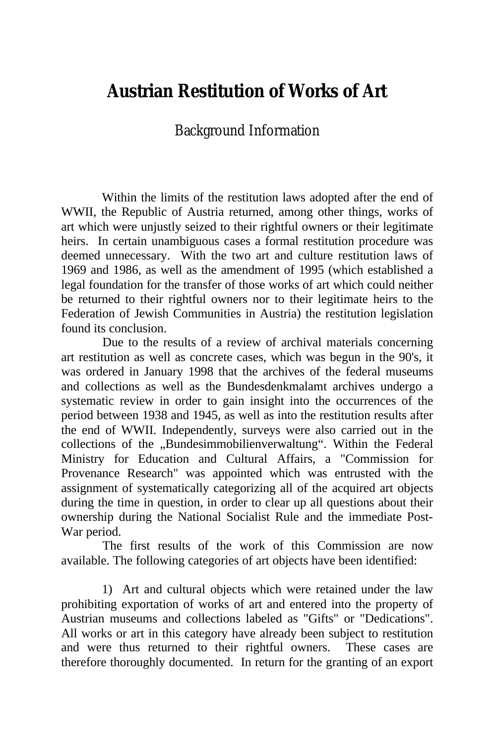# Austrian Restitution of Works of Art

Background Information

Within the limits of the restitution laws adopted after the end of WWII, the Republic of Austria returned, among other things, works of art which were unjustly seized to their rightful owners or their legitimate heirs. In certain unambiguous cases a formal restitution procedure was deemed unnecessary. With the two art and culture restitution laws of 1969 and 1986, as well as the amendment of 1995 (which established a legal foundation for the transfer of those works of art which could neither be returned to their rightful owners nor to their legitimate heirs to the Federation of Jewish Communities in Austria) the restitution legislation found its conclusion.

Due to the results of a review of archival materials concerning art restitution as well as concrete cases, which was begun in the 90's, it was ordered in January 1998 that the archives of the federal museums and collections as well as the Bundesdenkmalamt archives undergo a systematic review in order to gain insight into the occurrences of the period between 1938 and 1945, as well as into the restitution results after the end of WWII. Independently, surveys were also carried out in the collections of the „Bundesimmobilienverwaltung". Within the Federal Ministry for Education and Cultural Affairs, a "Commission for Provenance Research" was appointed which was entrusted with the assignment of systematically categorizing all of the acquired art objects during the time in question, in order to clear up all questions about their ownership during the National Socialist Rule and the immediate Post-War period.

The first results of the work of this Commission are now available. The following categories of art objects have been identified:

1) Art and cultural objects which were retained under the law prohibiting exportation of works of art and entered into the property of Austrian museums and collections labeled as "Gifts" or "Dedications". All works or art in this category have already been subject to restitution and were thus returned to their rightful owners. These cases are therefore thoroughly documented. In return for the granting of an export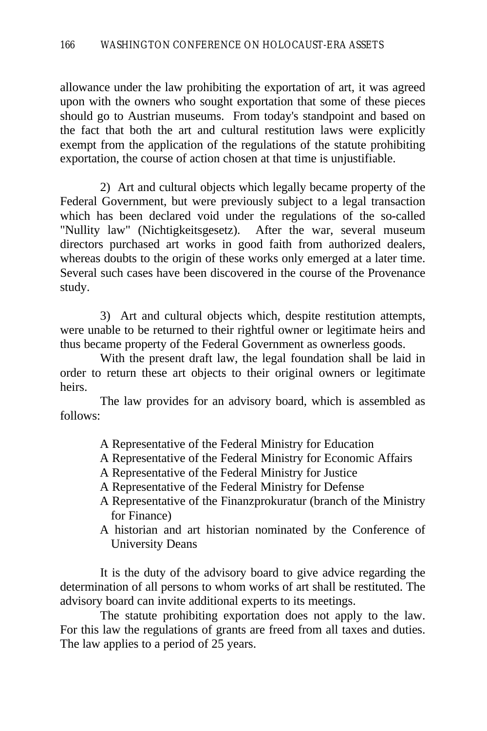allowance under the law prohibiting the exportation of art, it was agreed upon with the owners who sought exportation that some of these pieces should go to Austrian museums. From today's standpoint and based on the fact that both the art and cultural restitution laws were explicitly exempt from the application of the regulations of the statute prohibiting exportation, the course of action chosen at that time is unjustifiable.

2) Art and cultural objects which legally became property of the Federal Government, but were previously subject to a legal transaction which has been declared void under the regulations of the so-called "Nullity law" (Nichtigkeitsgesetz). After the war, several museum directors purchased art works in good faith from authorized dealers, whereas doubts to the origin of these works only emerged at a later time. Several such cases have been discovered in the course of the Provenance study.

3) Art and cultural objects which, despite restitution attempts, were unable to be returned to their rightful owner or legitimate heirs and thus became property of the Federal Government as ownerless goods.

With the present draft law, the legal foundation shall be laid in order to return these art objects to their original owners or legitimate heirs.

The law provides for an advisory board, which is assembled as follows:

- A Representative of the Federal Ministry for Education
- A Representative of the Federal Ministry for Economic Affairs
- A Representative of the Federal Ministry for Justice
- A Representative of the Federal Ministry for Defense
- A Representative of the Finanzprokuratur (branch of the Ministry for Finance)
- A historian and art historian nominated by the Conference of University Deans

It is the duty of the advisory board to give advice regarding the determination of all persons to whom works of art shall be restituted. The advisory board can invite additional experts to its meetings.

The statute prohibiting exportation does not apply to the law. For this law the regulations of grants are freed from all taxes and duties. The law applies to a period of 25 years.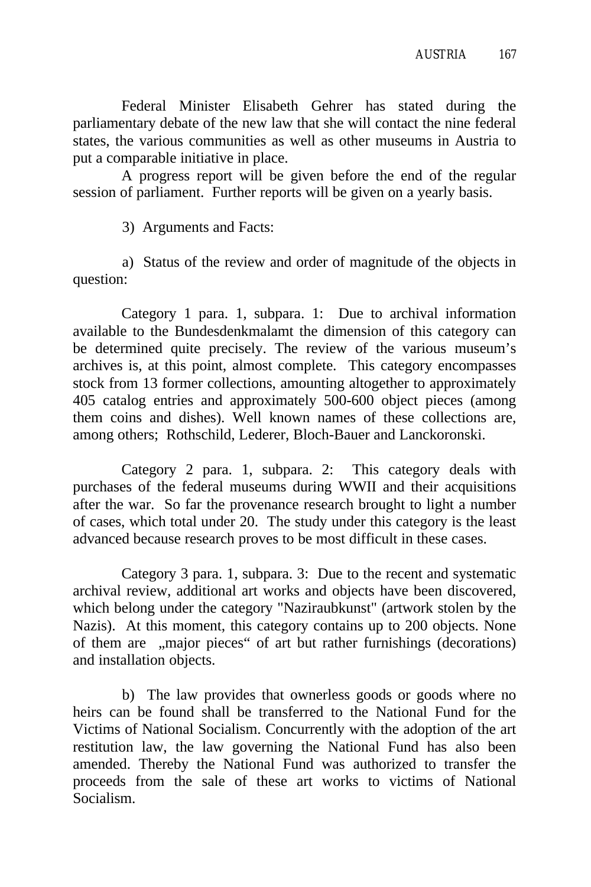Federal Minister Elisabeth Gehrer has stated during the parliamentary debate of the new law that she will contact the nine federal states, the various communities as well as other museums in Austria to put a comparable initiative in place.

A progress report will be given before the end of the regular session of parliament. Further reports will be given on a yearly basis.

3) Arguments and Facts:

a) Status of the review and order of magnitude of the objects in question:

Category 1 para. 1, subpara. 1: Due to archival information available to the Bundesdenkmalamt the dimension of this category can be determined quite precisely. The review of the various museum's archives is, at this point, almost complete. This category encompasses stock from 13 former collections, amounting altogether to approximately 405 catalog entries and approximately 500-600 object pieces (among them coins and dishes). Well known names of these collections are, among others; Rothschild, Lederer, Bloch-Bauer and Lanckoronski.

Category 2 para. 1, subpara. 2: This category deals with purchases of the federal museums during WWII and their acquisitions after the war. So far the provenance research brought to light a number of cases, which total under 20. The study under this category is the least advanced because research proves to be most difficult in these cases.

Category 3 para. 1, subpara. 3: Due to the recent and systematic archival review, additional art works and objects have been discovered, which belong under the category "Naziraubkunst" (artwork stolen by the Nazis). At this moment, this category contains up to 200 objects. None of them are „major pieces“ of art but rather furnishings (decorations) and installation objects.

b) The law provides that ownerless goods or goods where no heirs can be found shall be transferred to the National Fund for the Victims of National Socialism. Concurrently with the adoption of the art restitution law, the law governing the National Fund has also been amended. Thereby the National Fund was authorized to transfer the proceeds from the sale of these art works to victims of National Socialism.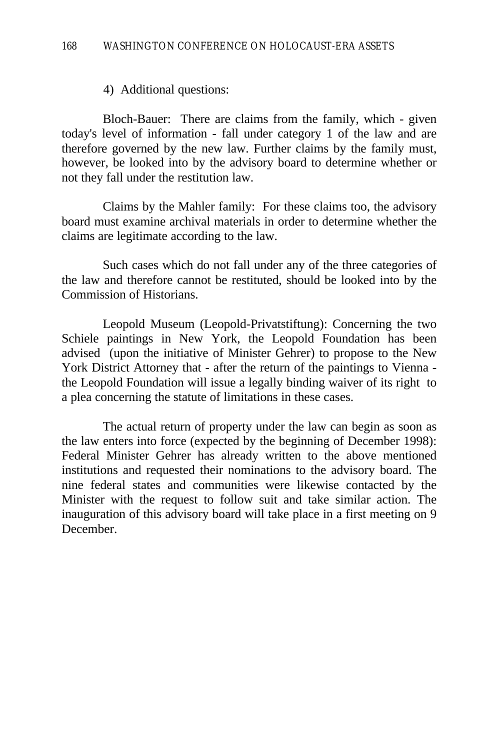4) Additional questions:

Bloch-Bauer: There are claims from the family, which - given today's level of information - fall under category 1 of the law and are therefore governed by the new law. Further claims by the family must, however, be looked into by the advisory board to determine whether or not they fall under the restitution law.

Claims by the Mahler family: For these claims too, the advisory board must examine archival materials in order to determine whether the claims are legitimate according to the law.

Such cases which do not fall under any of the three categories of the law and therefore cannot be restituted, should be looked into by the Commission of Historians.

Leopold Museum (Leopold-Privatstiftung): Concerning the two Schiele paintings in New York, the Leopold Foundation has been advised (upon the initiative of Minister Gehrer) to propose to the New York District Attorney that - after the return of the paintings to Vienna - the Leopold Foundation will issue a legally binding waiver of its right to a plea concerning the statute of limitations in these cases.

The actual return of property under the law can begin as soon as the law enters into force (expected by the beginning of December 1998): Federal Minister Gehrer has already written to the above mentioned institutions and requested their nominations to the advisory board. The nine federal states and communities were likewise contacted by the Minister with the request to follow suit and take similar action. The inauguration of this advisory board will take place in a first meeting on 9 December.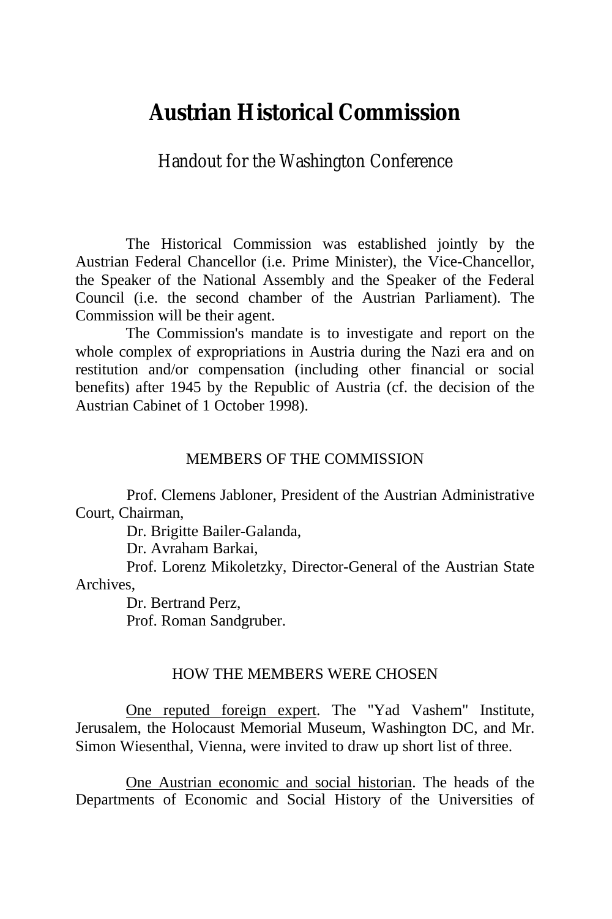# Austrian Historical Commission

## Handout for the Washington Conference

The Historical Commission was established jointly by the Austrian Federal Chancellor (i.e. Prime Minister), the Vice-Chancellor, the Speaker of the National Assembly and the Speaker of the Federal Council (i.e. the second chamber of the Austrian Parliament). The Commission will be their agent.

The Commission's mandate is to investigate and report on the whole complex of expropriations in Austria during the Nazi era and on restitution and/or compensation (including other financial or social benefits) after 1945 by the Republic of Austria (cf. the decision of the Austrian Cabinet of 1 October 1998).

### MEMBERS OF THE COMMISSION

Prof. Clemens Jabloner, President of the Austrian Administrative Court, Chairman,

Dr. Brigitte Bailer-Galanda,

Dr. Avraham Barkai,

Prof. Lorenz Mikoletzky, Director-General of the Austrian State Archives,

Dr. Bertrand Perz,

Prof. Roman Sandgruber.

### HOW THE MEMBERS WERE CHOSEN

One reputed foreign expert. The "Yad Vashem" Institute, Jerusalem, the Holocaust Memorial Museum, Washington DC, and Mr. Simon Wiesenthal, Vienna, were invited to draw up short list of three.

One Austrian economic and social historian. The heads of the Departments of Economic and Social History of the Universities of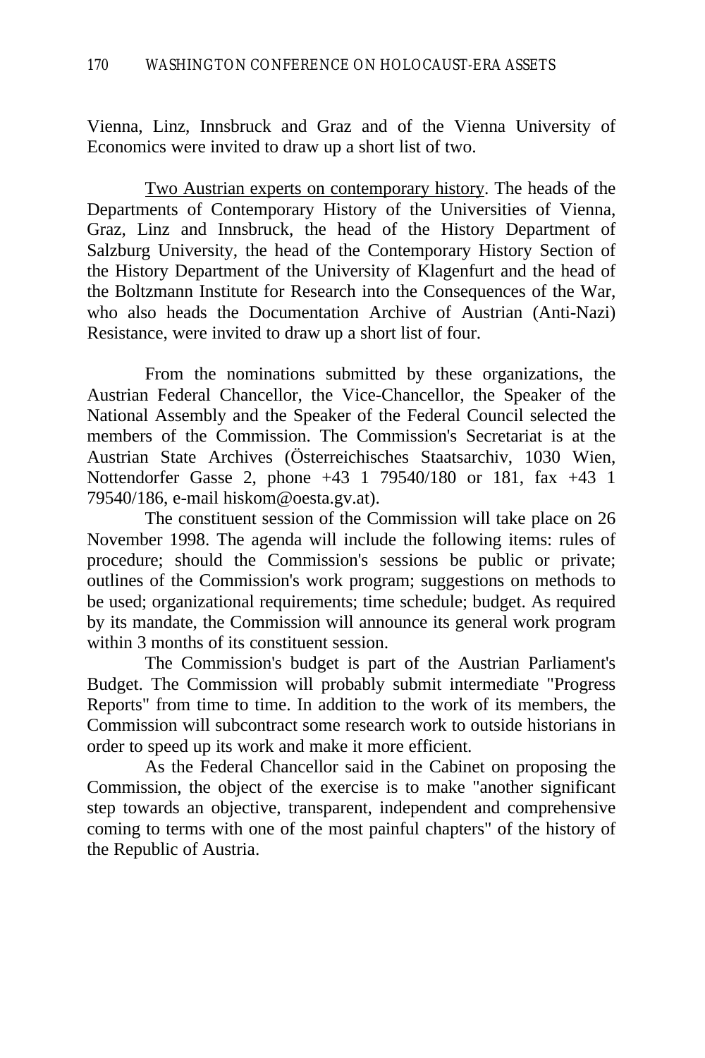Vienna, Linz, Innsbruck and Graz and of the Vienna University of Economics were invited to draw up a short list of two.

Two Austrian experts on contemporary history. The heads of the Departments of Contemporary History of the Universities of Vienna, Graz, Linz and Innsbruck, the head of the History Department of Salzburg University, the head of the Contemporary History Section of the History Department of the University of Klagenfurt and the head of the Boltzmann Institute for Research into the Consequences of the War, who also heads the Documentation Archive of Austrian (Anti-Nazi) Resistance, were invited to draw up a short list of four.

From the nominations submitted by these organizations, the Austrian Federal Chancellor, the Vice-Chancellor, the Speaker of the National Assembly and the Speaker of the Federal Council selected the members of the Commission. The Commission's Secretariat is at the Austrian State Archives (Österreichisches Staatsarchiv, 1030 Wien, Nottendorfer Gasse 2, phone +43 1 79540/180 or 181, fax +43 1 79540/186, e-mail hiskom@oesta.gv.at).

The constituent session of the Commission will take place on 26 November 1998. The agenda will include the following items: rules of procedure; should the Commission's sessions be public or private; outlines of the Commission's work program; suggestions on methods to be used; organizational requirements; time schedule; budget. As required by its mandate, the Commission will announce its general work program within 3 months of its constituent session.

The Commission's budget is part of the Austrian Parliament's Budget. The Commission will probably submit intermediate "Progress Reports" from time to time. In addition to the work of its members, the Commission will subcontract some research work to outside historians in order to speed up its work and make it more efficient.

As the Federal Chancellor said in the Cabinet on proposing the Commission, the object of the exercise is to make "another significant step towards an objective, transparent, independent and comprehensive coming to terms with one of the most painful chapters" of the history of the Republic of Austria.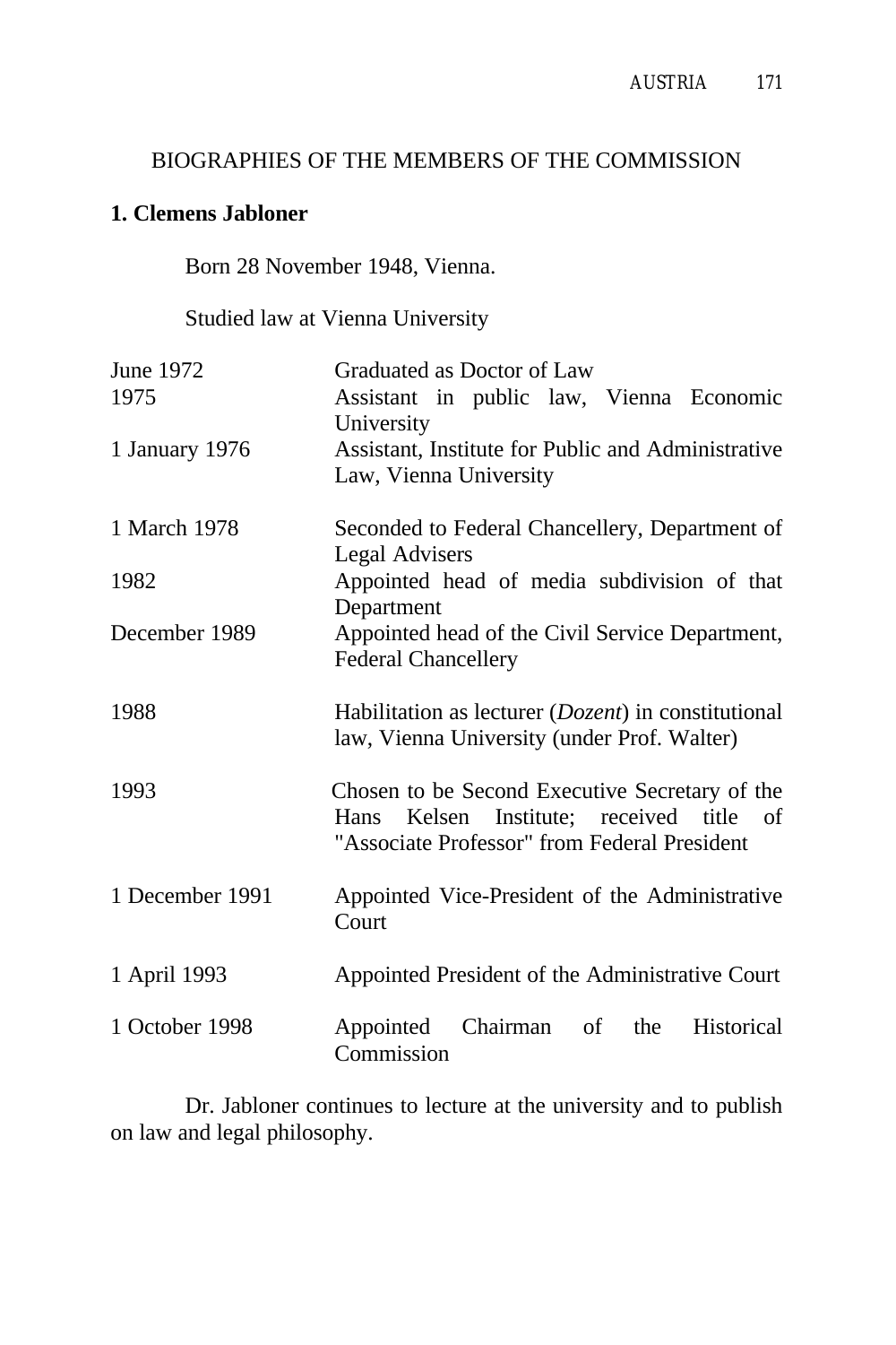BIOGRAPHIES OF THE MEMBERS OF THE COMMISSION

**1. Clemens Jabloner**

Born 28 November 1948, Vienna.

Studied law at Vienna University

| | |
|---|---|
| June 1972 | Graduated as Doctor of Law |
| 1975 | Assistant in public law, Vienna Economic University |
| 1 January 1976 | Assistant, Institute for Public and Administrative Law, Vienna University |
| 1 March 1978 | Seconded to Federal Chancellery, Department of Legal Advisers |
| 1982 | Appointed head of media subdivision of that Department |
| December 1989 | Appointed head of the Civil Service Department, Federal Chancellery |
| 1988 | Habilitation as lecturer (*Dozent*) in constitutional law, Vienna University (under Prof. Walter) |
| 1993 | Chosen to be Second Executive Secretary of the Hans Kelsen Institute; received title of "Associate Professor" from Federal President |
| 1 December 1991 | Appointed Vice-President of the Administrative Court |
| 1 April 1993 | Appointed President of the Administrative Court |
| 1 October 1998 | Appointed Chairman of the Historical Commission |

Dr. Jabloner continues to lecture at the university and to publish on law and legal philosophy.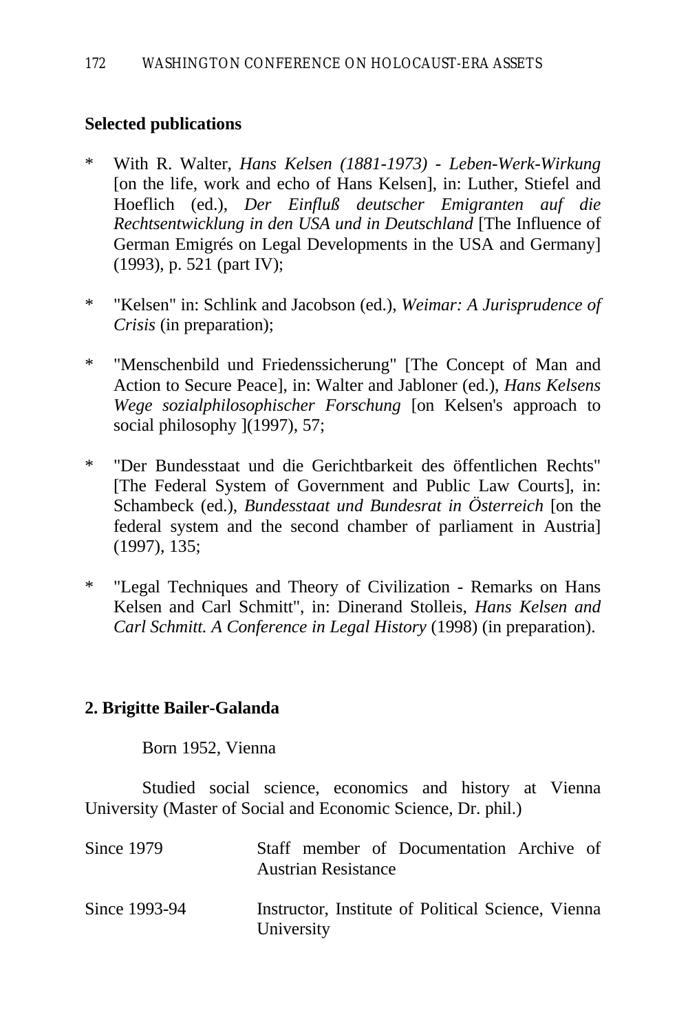**Selected publications**

* With R. Walter, *Hans Kelsen (1881-1973) - Leben-Werk-Wirkung* [on the life, work and echo of Hans Kelsen], in: Luther, Stiefel and Hoeflich (ed.), *Der Einfluß deutscher Emigranten auf die Rechtsentwicklung in den USA und in Deutschland* [The Influence of German Emigrés on Legal Developments in the USA and Germany] (1993), p. 521 (part IV);

* "Kelsen" in: Schlink and Jacobson (ed.), *Weimar: A Jurisprudence of Crisis* (in preparation);

* "Menschenbild und Friedenssicherung" [The Concept of Man and Action to Secure Peace], in: Walter and Jabloner (ed.), *Hans Kelsens Wege sozialphilosophischer Forschung* [on Kelsen's approach to social philosophy ](1997), 57;

* "Der Bundesstaat und die Gerichtbarkeit des öffentlichen Rechts" [The Federal System of Government and Public Law Courts], in: Schambeck (ed.), *Bundesstaat und Bundesrat in Österreich* [on the federal system and the second chamber of parliament in Austria] (1997), 135;

* "Legal Techniques and Theory of Civilization - Remarks on Hans Kelsen and Carl Schmitt", in: Dinerand Stolleis, *Hans Kelsen and Carl Schmitt. A Conference in Legal History* (1998) (in preparation).

**2. Brigitte Bailer-Galanda**

Born 1952, Vienna

Studied social science, economics and history at Vienna University (Master of Social and Economic Science, Dr. phil.)

| | |
|---|---|
| Since 1979 | Staff member of Documentation Archive of Austrian Resistance |
| Since 1993-94 | Instructor, Institute of Political Science, Vienna University |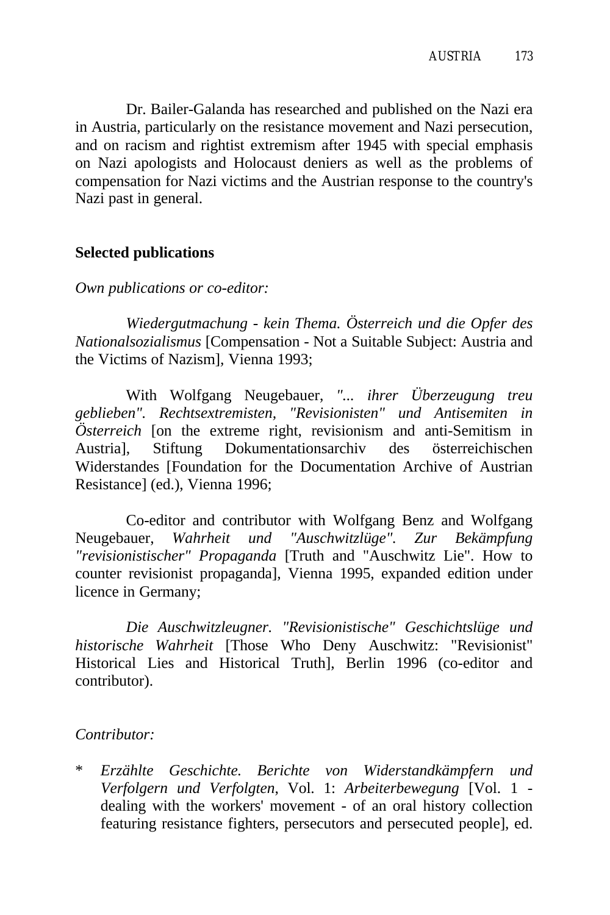Dr. Bailer-Galanda has researched and published on the Nazi era in Austria, particularly on the resistance movement and Nazi persecution, and on racism and rightist extremism after 1945 with special emphasis on Nazi apologists and Holocaust deniers as well as the problems of compensation for Nazi victims and the Austrian response to the country's Nazi past in general.

**Selected publications**

*Own publications or co-editor:*

*Wiedergutmachung - kein Thema. Österreich und die Opfer des Nationalsozialismus* [Compensation - Not a Suitable Subject: Austria and the Victims of Nazism], Vienna 1993;

With Wolfgang Neugebauer, *"... ihrer Überzeugung treu geblieben". Rechtsextremisten, "Revisionisten" und Antisemiten in Österreich* [on the extreme right, revisionism and anti-Semitism in Austria], Stiftung Dokumentationsarchiv des österreichischen Widerstandes [Foundation for the Documentation Archive of Austrian Resistance] (ed.), Vienna 1996;

Co-editor and contributor with Wolfgang Benz and Wolfgang Neugebauer, *Wahrheit und "Auschwitzlüge". Zur Bekämpfung "revisionistischer" Propaganda* [Truth and "Auschwitz Lie". How to counter revisionist propaganda], Vienna 1995, expanded edition under licence in Germany;

*Die Auschwitzleugner. "Revisionistische" Geschichtslüge und historische Wahrheit* [Those Who Deny Auschwitz: "Revisionist" Historical Lies and Historical Truth], Berlin 1996 (co-editor and contributor).

*Contributor:*

* *Erzählte Geschichte. Berichte von Widerstandkämpfern und Verfolgern und Verfolgten*, Vol. 1: *Arbeiterbewegung* [Vol. 1 - dealing with the workers' movement - of an oral history collection featuring resistance fighters, persecutors and persecuted people], ed.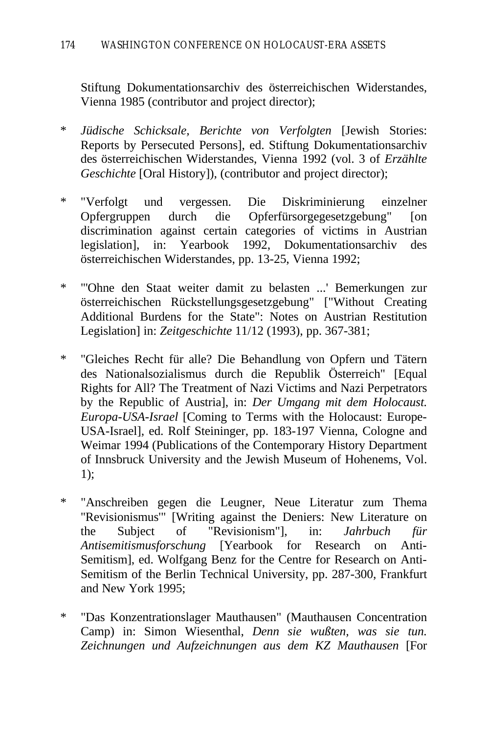Stiftung Dokumentationsarchiv des österreichischen Widerstandes, Vienna 1985 (contributor and project director);

* *Jüdische Schicksale, Berichte von Verfolgten* [Jewish Stories: Reports by Persecuted Persons], ed. Stiftung Dokumentationsarchiv des österreichischen Widerstandes, Vienna 1992 (vol. 3 of *Erzählte Geschichte* [Oral History]), (contributor and project director);

* "Verfolgt und vergessen. Die Diskriminierung einzelner Opfergruppen durch die Opferfürsorgegesetzgebung" [on discrimination against certain categories of victims in Austrian legislation], in: Yearbook 1992, Dokumentationsarchiv des österreichischen Widerstandes, pp. 13-25, Vienna 1992;

* "'Ohne den Staat weiter damit zu belasten ...' Bemerkungen zur österreichischen Rückstellungsgesetzgebung" ["Without Creating Additional Burdens for the State": Notes on Austrian Restitution Legislation] in: *Zeitgeschichte* 11/12 (1993), pp. 367-381;

* "Gleiches Recht für alle? Die Behandlung von Opfern und Tätern des Nationalsozialismus durch die Republik Österreich" [Equal Rights for All? The Treatment of Nazi Victims and Nazi Perpetrators by the Republic of Austria], in: *Der Umgang mit dem Holocaust. Europa-USA-Israel* [Coming to Terms with the Holocaust: Europe-USA-Israel], ed. Rolf Steininger, pp. 183-197 Vienna, Cologne and Weimar 1994 (Publications of the Contemporary History Department of Innsbruck University and the Jewish Museum of Hohenems, Vol. 1);

* "Anschreiben gegen die Leugner, Neue Literatur zum Thema "Revisionismus"' [Writing against the Deniers: New Literature on the Subject of "Revisionism"], in: *Jahrbuch für Antisemitismusforschung* [Yearbook for Research on Anti-Semitism], ed. Wolfgang Benz for the Centre for Research on Anti-Semitism of the Berlin Technical University, pp. 287-300, Frankfurt and New York 1995;

* "Das Konzentrationslager Mauthausen" (Mauthausen Concentration Camp) in: Simon Wiesenthal, *Denn sie wußten, was sie tun. Zeichnungen und Aufzeichnungen aus dem KZ Mauthausen* [For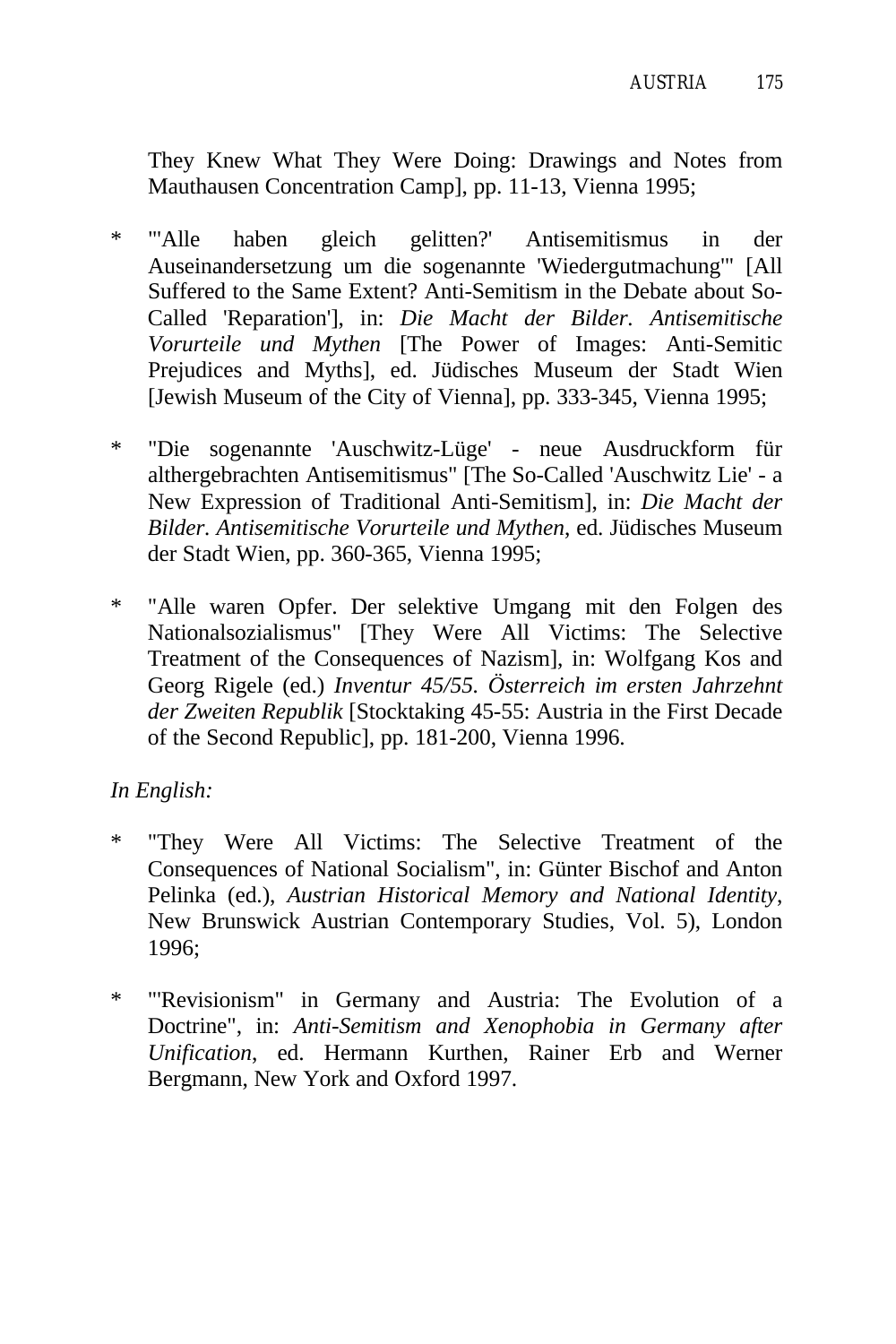They Knew What They Were Doing: Drawings and Notes from Mauthausen Concentration Camp], pp. 11-13, Vienna 1995;

* "'Alle haben gleich gelitten?' Antisemitismus in der Auseinandersetzung um die sogenannte 'Wiedergutmachung'" [All Suffered to the Same Extent? Anti-Semitism in the Debate about So-Called 'Reparation'], in: *Die Macht der Bilder. Antisemitische Vorurteile und Mythen* [The Power of Images: Anti-Semitic Prejudices and Myths], ed. Jüdisches Museum der Stadt Wien [Jewish Museum of the City of Vienna], pp. 333-345, Vienna 1995;

* "Die sogenannte 'Auschwitz-Lüge' - neue Ausdruckform für althergebrachten Antisemitismus" [The So-Called 'Auschwitz Lie' - a New Expression of Traditional Anti-Semitism], in: *Die Macht der Bilder. Antisemitische Vorurteile und Mythen*, ed. Jüdisches Museum der Stadt Wien, pp. 360-365, Vienna 1995;

* "Alle waren Opfer. Der selektive Umgang mit den Folgen des Nationalsozialismus" [They Were All Victims: The Selective Treatment of the Consequences of Nazism], in: Wolfgang Kos and Georg Rigele (ed.) *Inventur 45/55. Österreich im ersten Jahrzehnt der Zweiten Republik* [Stocktaking 45-55: Austria in the First Decade of the Second Republic], pp. 181-200, Vienna 1996.

*In English:*

* "They Were All Victims: The Selective Treatment of the Consequences of National Socialism", in: Günter Bischof and Anton Pelinka (ed.), *Austrian Historical Memory and National Identity*, New Brunswick Austrian Contemporary Studies, Vol. 5), London 1996;

* "'Revisionism" in Germany and Austria: The Evolution of a Doctrine", in: *Anti-Semitism and Xenophobia in Germany after Unification*, ed. Hermann Kurthen, Rainer Erb and Werner Bergmann, New York and Oxford 1997.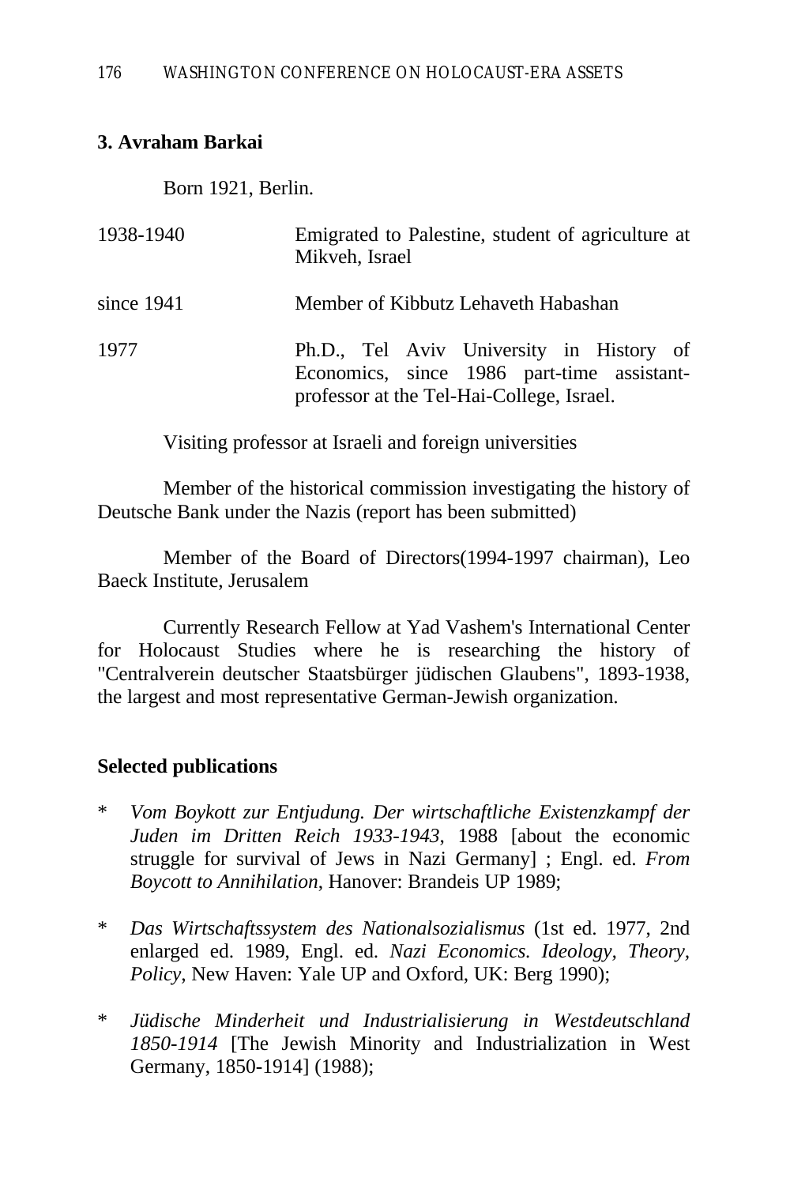### 3. Avraham Barkai

Born 1921, Berlin.

| | |
|---|---|
| 1938-1940 | Emigrated to Palestine, student of agriculture at Mikveh, Israel |
| since 1941 | Member of Kibbutz Lehaveth Habashan |
| 1977 | Ph.D., Tel Aviv University in History of Economics, since 1986 part-time assistant-professor at the Tel-Hai-College, Israel. |

Visiting professor at Israeli and foreign universities

Member of the historical commission investigating the history of Deutsche Bank under the Nazis (report has been submitted)

Member of the Board of Directors(1994-1997 chairman), Leo Baeck Institute, Jerusalem

Currently Research Fellow at Yad Vashem's International Center for Holocaust Studies where he is researching the history of "Centralverein deutscher Staatsbürger jüdischen Glaubens", 1893-1938, the largest and most representative German-Jewish organization.

#### Selected publications

- *Vom Boykott zur Entjudung. Der wirtschaftliche Existenzkampf der Juden im Dritten Reich 1933-1943*, 1988 [about the economic struggle for survival of Jews in Nazi Germany] ; Engl. ed. *From Boycott to Annihilation*, Hanover: Brandeis UP 1989;
- *Das Wirtschaftssystem des Nationalsozialismus* (1st ed. 1977, 2nd enlarged ed. 1989, Engl. ed. *Nazi Economics. Ideology, Theory, Policy*, New Haven: Yale UP and Oxford, UK: Berg 1990);
- *Jüdische Minderheit und Industrialisierung in Westdeutschland 1850-1914* [The Jewish Minority and Industrialization in West Germany, 1850-1914] (1988);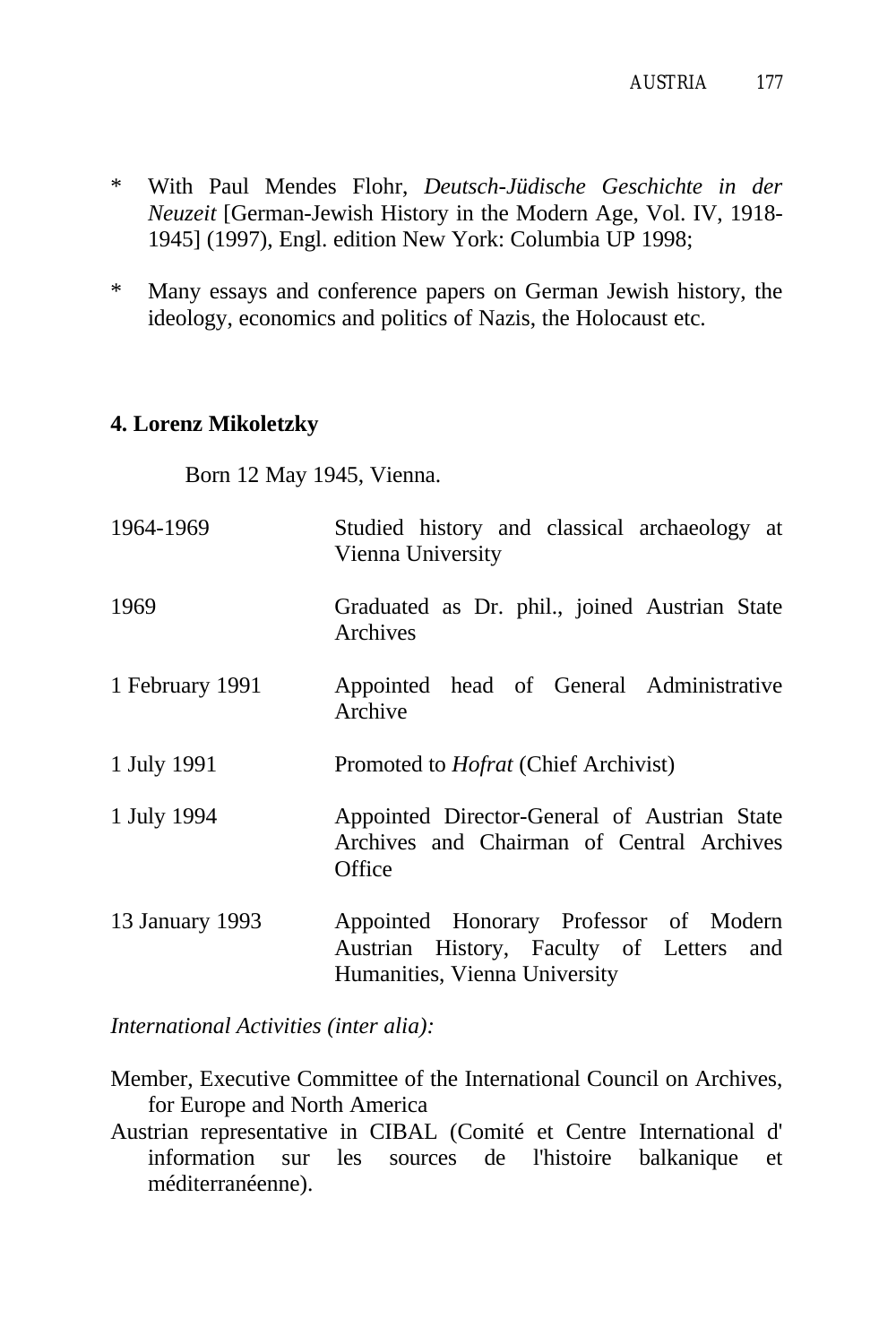* With Paul Mendes Flohr, *Deutsch-Jüdische Geschichte in der Neuzeit* [German-Jewish History in the Modern Age, Vol. IV, 1918-1945] (1997), Engl. edition New York: Columbia UP 1998;

* Many essays and conference papers on German Jewish history, the ideology, economics and politics of Nazis, the Holocaust etc.

**4. Lorenz Mikoletzky**

Born 12 May 1945, Vienna.

| | |
|---|---|
| 1964-1969 | Studied history and classical archaeology at Vienna University |
| 1969 | Graduated as Dr. phil., joined Austrian State Archives |
| 1 February 1991 | Appointed head of General Administrative Archive |
| 1 July 1991 | Promoted to *Hofrat* (Chief Archivist) |
| 1 July 1994 | Appointed Director-General of Austrian State Archives and Chairman of Central Archives Office |
| 13 January 1993 | Appointed Honorary Professor of Modern Austrian History, Faculty of Letters and Humanities, Vienna University |

*International Activities (inter alia):*

Member, Executive Committee of the International Council on Archives, for Europe and North America

Austrian representative in CIBAL (Comité et Centre International d' information sur les sources de l'histoire balkanique et méditerranéenne).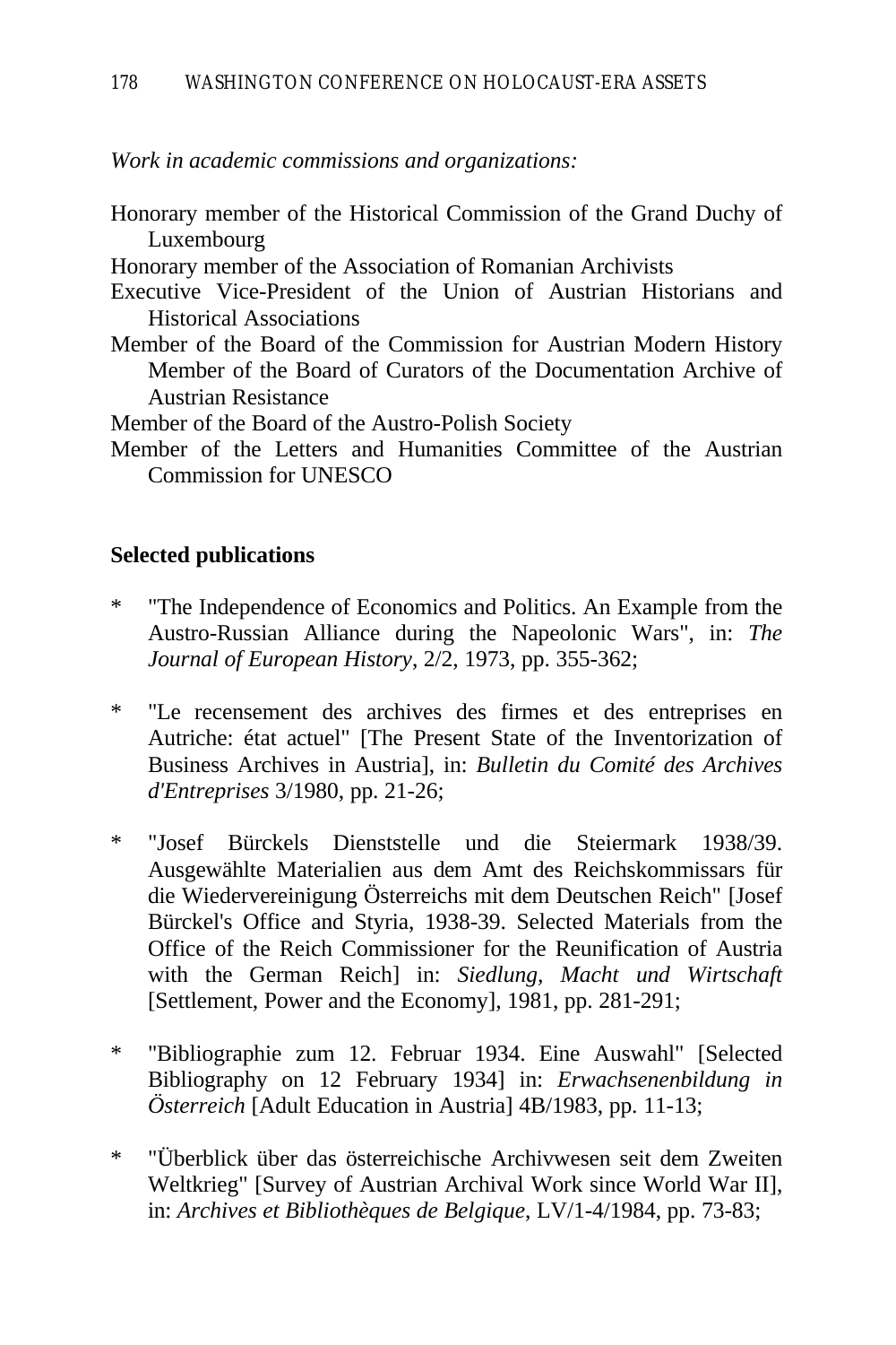*Work in academic commissions and organizations:*

Honorary member of the Historical Commission of the Grand Duchy of Luxembourg
Honorary member of the Association of Romanian Archivists
Executive Vice-President of the Union of Austrian Historians and Historical Associations
Member of the Board of the Commission for Austrian Modern History Member of the Board of Curators of the Documentation Archive of Austrian Resistance
Member of the Board of the Austro-Polish Society
Member of the Letters and Humanities Committee of the Austrian Commission for UNESCO

**Selected publications**

* "The Independence of Economics and Politics. An Example from the Austro-Russian Alliance during the Napeolonic Wars", in: *The Journal of European History*, 2/2, 1973, pp. 355-362;

* "Le recensement des archives des firmes et des entreprises en Autriche: état actuel" [The Present State of the Inventorization of Business Archives in Austria], in: *Bulletin du Comité des Archives d'Entreprises* 3/1980, pp. 21-26;

* "Josef Bürckels Dienststelle und die Steiermark 1938/39. Ausgewählte Materialien aus dem Amt des Reichskommissars für die Wiedervereinigung Österreichs mit dem Deutschen Reich" [Josef Bürckel's Office and Styria, 1938-39. Selected Materials from the Office of the Reich Commissioner for the Reunification of Austria with the German Reich] in: *Siedlung, Macht und Wirtschaft* [Settlement, Power and the Economy], 1981, pp. 281-291;

* "Bibliographie zum 12. Februar 1934. Eine Auswahl" [Selected Bibliography on 12 February 1934] in: *Erwachsenenbildung in Österreich* [Adult Education in Austria] 4B/1983, pp. 11-13;

* "Überblick über das österreichische Archivwesen seit dem Zweiten Weltkrieg" [Survey of Austrian Archival Work since World War II], in: *Archives et Bibliothèques de Belgique*, LV/1-4/1984, pp. 73-83;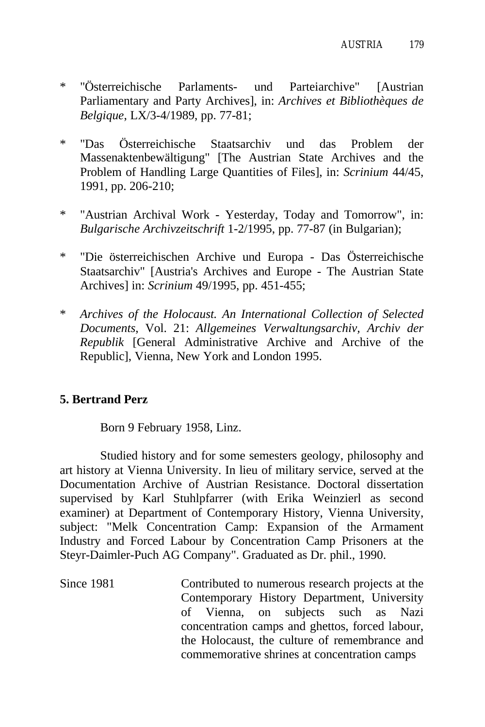* "Österreichische Parlaments- und Parteiarchive" [Austrian Parliamentary and Party Archives], in: *Archives et Bibliothèques de Belgique*, LX/3-4/1989, pp. 77-81;

* "Das Österreichische Staatsarchiv und das Problem der Massenaktenbewältigung" [The Austrian State Archives and the Problem of Handling Large Quantities of Files], in: *Scrinium* 44/45, 1991, pp. 206-210;

* "Austrian Archival Work - Yesterday, Today and Tomorrow", in: *Bulgarische Archivzeitschrift* 1-2/1995, pp. 77-87 (in Bulgarian);

* "Die österreichischen Archive und Europa - Das Österreichische Staatsarchiv" [Austria's Archives and Europe - The Austrian State Archives] in: *Scrinium* 49/1995, pp. 451-455;

* *Archives of the Holocaust. An International Collection of Selected Documents*, Vol. 21: *Allgemeines Verwaltungsarchiv, Archiv der Republik* [General Administrative Archive and Archive of the Republic], Vienna, New York and London 1995.

**5. Bertrand Perz**

Born 9 February 1958, Linz.

Studied history and for some semesters geology, philosophy and art history at Vienna University. In lieu of military service, served at the Documentation Archive of Austrian Resistance. Doctoral dissertation supervised by Karl Stuhlpfarrer (with Erika Weinzierl as second examiner) at Department of Contemporary History, Vienna University, subject: "Melk Concentration Camp: Expansion of the Armament Industry and Forced Labour by Concentration Camp Prisoners at the Steyr-Daimler-Puch AG Company". Graduated as Dr. phil., 1990.

| | |
|---|---|
| Since 1981 | Contributed to numerous research projects at the Contemporary History Department, University of Vienna, on subjects such as Nazi concentration camps and ghettos, forced labour, the Holocaust, the culture of remembrance and commemorative shrines at concentration camps |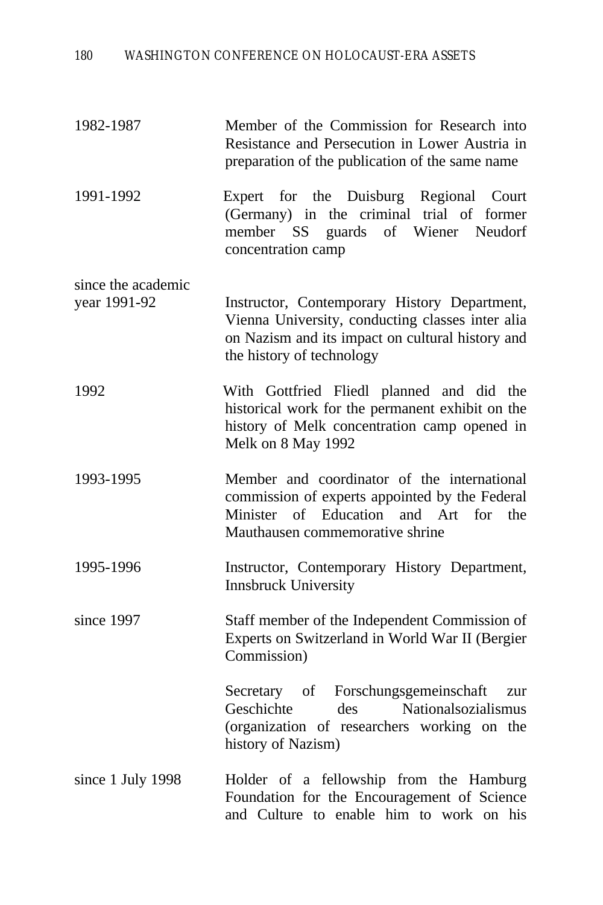| | |
|---|---|
| 1982-1987 | Member of the Commission for Research into Resistance and Persecution in Lower Austria in preparation of the publication of the same name |
| 1991-1992 | Expert for the Duisburg Regional Court (Germany) in the criminal trial of former member SS guards of Wiener Neudorf concentration camp |
| since the academic year 1991-92 | Instructor, Contemporary History Department, Vienna University, conducting classes inter alia on Nazism and its impact on cultural history and the history of technology |
| 1992 | With Gottfried Fliedl planned and did the historical work for the permanent exhibit on the history of Melk concentration camp opened in Melk on 8 May 1992 |
| 1993-1995 | Member and coordinator of the international commission of experts appointed by the Federal Minister of Education and Art for the Mauthausen commemorative shrine |
| 1995-1996 | Instructor, Contemporary History Department, Innsbruck University |
| since 1997 | Staff member of the Independent Commission of Experts on Switzerland in World War II (Bergier Commission) |
| | Secretary of Forschungsgemeinschaft zur Geschichte des Nationalsozialismus (organization of researchers working on the history of Nazism) |
| since 1 July 1998 | Holder of a fellowship from the Hamburg Foundation for the Encouragement of Science and Culture to enable him to work on his |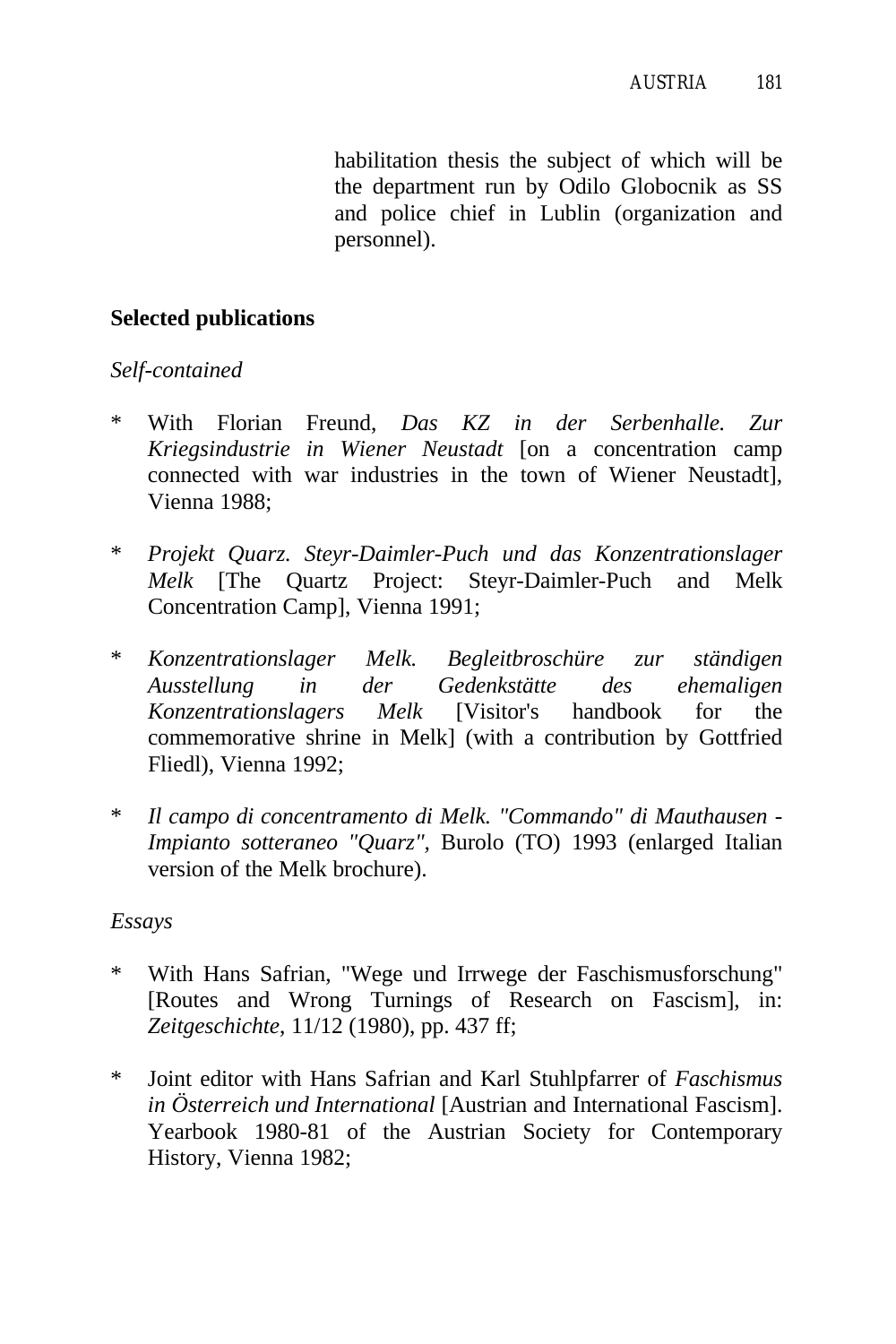habilitation thesis the subject of which will be the department run by Odilo Globocnik as SS and police chief in Lublin (organization and personnel).

**Selected publications**

*Self-contained*

* With Florian Freund, *Das KZ in der Serbenhalle. Zur Kriegsindustrie in Wiener Neustadt* [on a concentration camp connected with war industries in the town of Wiener Neustadt], Vienna 1988;

* *Projekt Quarz. Steyr-Daimler-Puch und das Konzentrationslager Melk* [The Quartz Project: Steyr-Daimler-Puch and Melk Concentration Camp], Vienna 1991;

* *Konzentrationslager Melk. Begleitbroschüre zur ständigen Ausstellung in der Gedenkstätte des ehemaligen Konzentrationslagers Melk* [Visitor's handbook for the commemorative shrine in Melk] (with a contribution by Gottfried Fliedl), Vienna 1992;

* *Il campo di concentramento di Melk. "Commando" di Mauthausen - Impianto sotteraneo "Quarz"*, Burolo (TO) 1993 (enlarged Italian version of the Melk brochure).

*Essays*

* With Hans Safrian, "Wege und Irrwege der Faschismusforschung" [Routes and Wrong Turnings of Research on Fascism], in: *Zeitgeschichte*, 11/12 (1980), pp. 437 ff;

* Joint editor with Hans Safrian and Karl Stuhlpfarrer of *Faschismus in Österreich und International* [Austrian and International Fascism]. Yearbook 1980-81 of the Austrian Society for Contemporary History, Vienna 1982;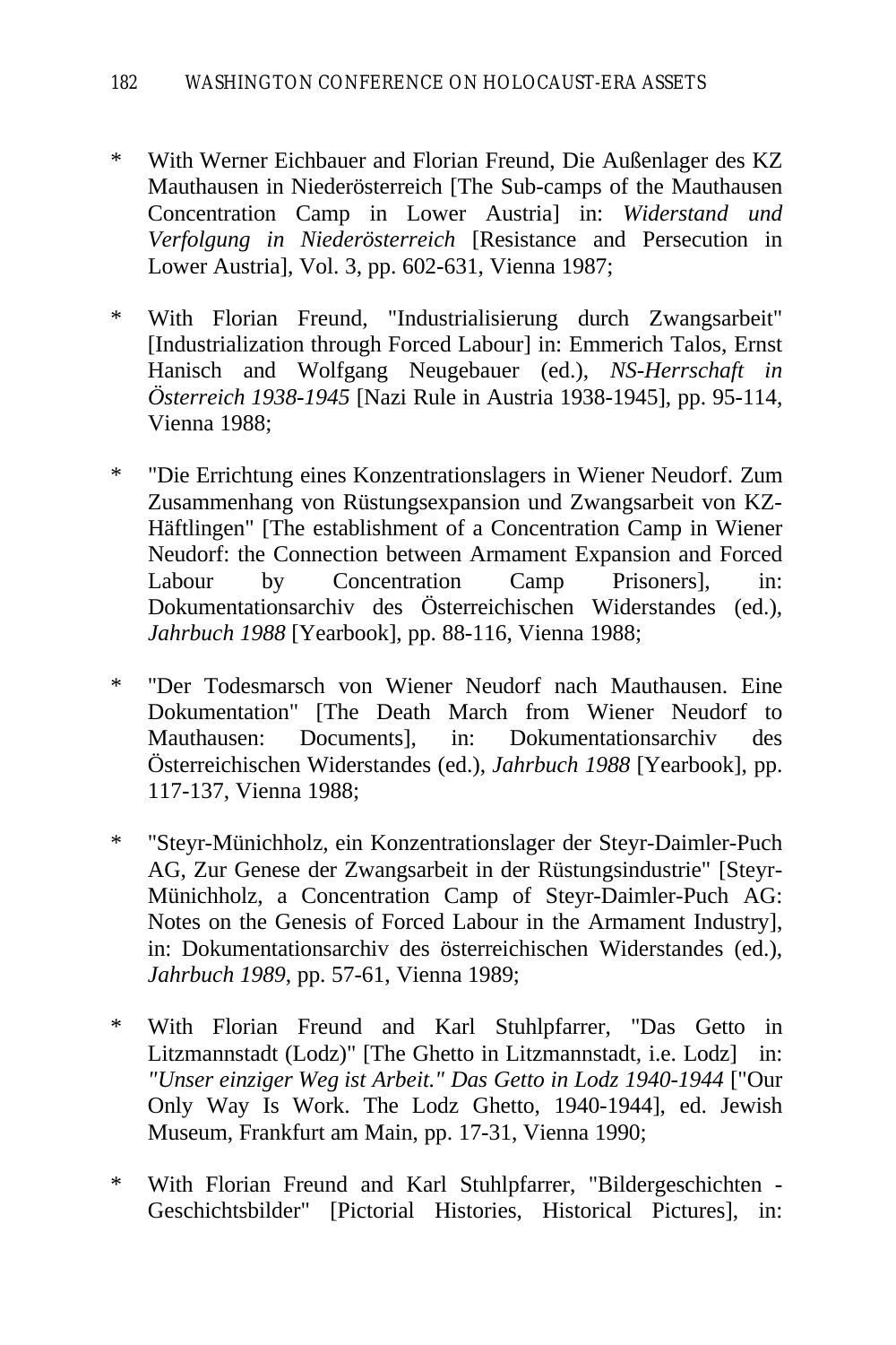* With Werner Eichbauer and Florian Freund, Die Außenlager des KZ Mauthausen in Niederösterreich [The Sub-camps of the Mauthausen Concentration Camp in Lower Austria] in: *Widerstand und Verfolgung in Niederösterreich* [Resistance and Persecution in Lower Austria], Vol. 3, pp. 602-631, Vienna 1987;

* With Florian Freund, "Industrialisierung durch Zwangsarbeit" [Industrialization through Forced Labour] in: Emmerich Talos, Ernst Hanisch and Wolfgang Neugebauer (ed.), *NS-Herrschaft in Österreich 1938-1945* [Nazi Rule in Austria 1938-1945], pp. 95-114, Vienna 1988;

* "Die Errichtung eines Konzentrationslagers in Wiener Neudorf. Zum Zusammenhang von Rüstungsexpansion und Zwangsarbeit von KZ-Häftlingen" [The establishment of a Concentration Camp in Wiener Neudorf: the Connection between Armament Expansion and Forced Labour by Concentration Camp Prisoners], in: Dokumentationsarchiv des Österreichischen Widerstandes (ed.), *Jahrbuch 1988* [Yearbook], pp. 88-116, Vienna 1988;

* "Der Todesmarsch von Wiener Neudorf nach Mauthausen. Eine Dokumentation" [The Death March from Wiener Neudorf to Mauthausen: Documents], in: Dokumentationsarchiv des Österreichischen Widerstandes (ed.), *Jahrbuch 1988* [Yearbook], pp. 117-137, Vienna 1988;

* "Steyr-Münichholz, ein Konzentrationslager der Steyr-Daimler-Puch AG, Zur Genese der Zwangsarbeit in der Rüstungsindustrie" [Steyr-Münichholz, a Concentration Camp of Steyr-Daimler-Puch AG: Notes on the Genesis of Forced Labour in the Armament Industry], in: Dokumentationsarchiv des österreichischen Widerstandes (ed.), *Jahrbuch 1989*, pp. 57-61, Vienna 1989;

* With Florian Freund and Karl Stuhlpfarrer, "Das Getto in Litzmannstadt (Lodz)" [The Ghetto in Litzmannstadt, i.e. Lodz] in: *"Unser einziger Weg ist Arbeit." Das Getto in Lodz 1940-1944* ["Our Only Way Is Work. The Lodz Ghetto, 1940-1944], ed. Jewish Museum, Frankfurt am Main, pp. 17-31, Vienna 1990;

* With Florian Freund and Karl Stuhlpfarrer, "Bildergeschichten - Geschichtsbilder" [Pictorial Histories, Historical Pictures], in: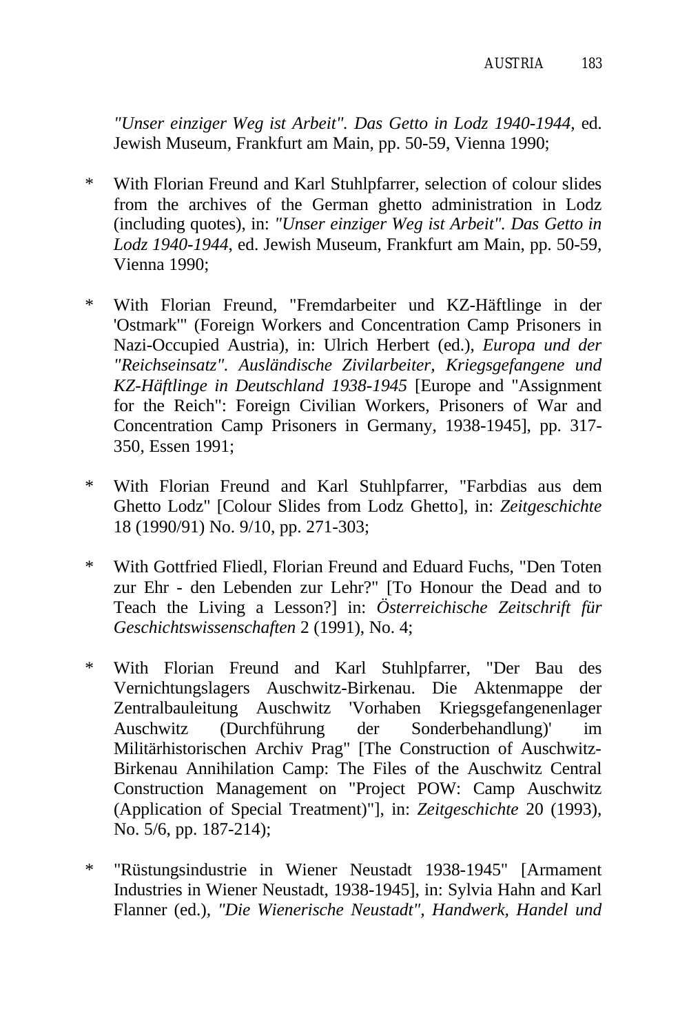*"Unser einziger Weg ist Arbeit". Das Getto in Lodz 1940-1944*, ed. Jewish Museum, Frankfurt am Main, pp. 50-59, Vienna 1990;

* With Florian Freund and Karl Stuhlpfarrer, selection of colour slides from the archives of the German ghetto administration in Lodz (including quotes), in: *"Unser einziger Weg ist Arbeit". Das Getto in Lodz 1940-1944*, ed. Jewish Museum, Frankfurt am Main, pp. 50-59, Vienna 1990;

* With Florian Freund, "Fremdarbeiter und KZ-Häftlinge in der 'Ostmark'" (Foreign Workers and Concentration Camp Prisoners in Nazi-Occupied Austria), in: Ulrich Herbert (ed.), *Europa und der "Reichseinsatz". Ausländische Zivilarbeiter, Kriegsgefangene und KZ-Häftlinge in Deutschland 1938-1945* [Europe and "Assignment for the Reich": Foreign Civilian Workers, Prisoners of War and Concentration Camp Prisoners in Germany, 1938-1945], pp. 317-350, Essen 1991;

* With Florian Freund and Karl Stuhlpfarrer, "Farbdias aus dem Ghetto Lodz" [Colour Slides from Lodz Ghetto], in: *Zeitgeschichte* 18 (1990/91) No. 9/10, pp. 271-303;

* With Gottfried Fliedl, Florian Freund and Eduard Fuchs, "Den Toten zur Ehr - den Lebenden zur Lehr?" [To Honour the Dead and to Teach the Living a Lesson?] in: *Österreichische Zeitschrift für Geschichtswissenschaften* 2 (1991), No. 4;

* With Florian Freund and Karl Stuhlpfarrer, "Der Bau des Vernichtungslagers Auschwitz-Birkenau. Die Aktenmappe der Zentralbauleitung Auschwitz 'Vorhaben Kriegsgefangenenlager Auschwitz (Durchführung der Sonderbehandlung)' im Militärhistorischen Archiv Prag" [The Construction of Auschwitz-Birkenau Annihilation Camp: The Files of the Auschwitz Central Construction Management on "Project POW: Camp Auschwitz (Application of Special Treatment)"], in: *Zeitgeschichte* 20 (1993), No. 5/6, pp. 187-214);

* "Rüstungsindustrie in Wiener Neustadt 1938-1945" [Armament Industries in Wiener Neustadt, 1938-1945], in: Sylvia Hahn and Karl Flanner (ed.), *"Die Wienerische Neustadt", Handwerk, Handel und*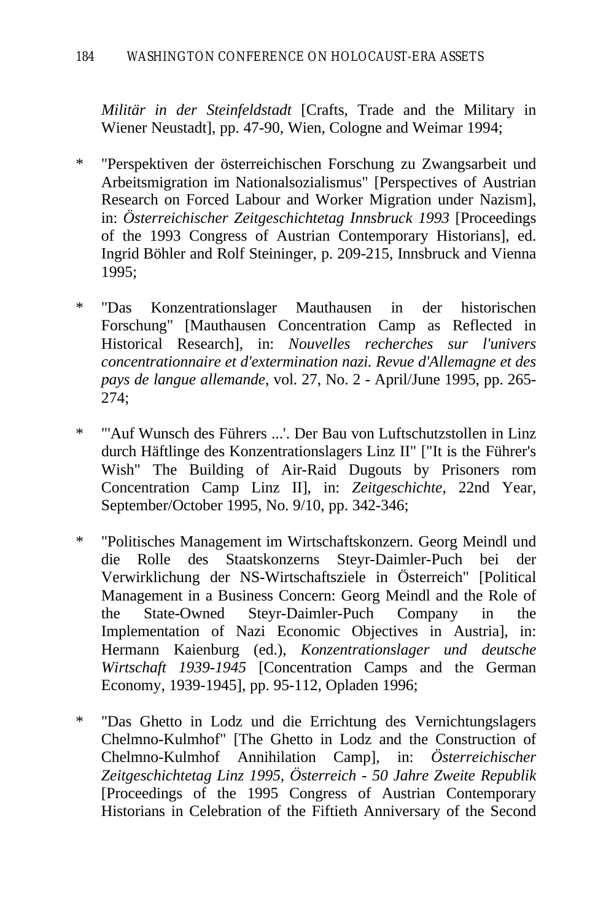*Militär in der Steinfeldstadt* [Crafts, Trade and the Military in Wiener Neustadt], pp. 47-90, Wien, Cologne and Weimar 1994;

* "Perspektiven der österreichischen Forschung zu Zwangsarbeit und Arbeitsmigration im Nationalsozialismus" [Perspectives of Austrian Research on Forced Labour and Worker Migration under Nazism], in: *Österreichischer Zeitgeschichtetag Innsbruck 1993* [Proceedings of the 1993 Congress of Austrian Contemporary Historians], ed. Ingrid Böhler and Rolf Steininger, p. 209-215, Innsbruck and Vienna 1995;

* "Das Konzentrationslager Mauthausen in der historischen Forschung" [Mauthausen Concentration Camp as Reflected in Historical Research], in: *Nouvelles recherches sur l'univers concentrationnaire et d'extermination nazi. Revue d'Allemagne et des pays de langue allemande*, vol. 27, No. 2 - April/June 1995, pp. 265-274;

* "'Auf Wunsch des Führers ...'. Der Bau von Luftschutzstollen in Linz durch Häftlinge des Konzentrationslagers Linz II" ["It is the Führer's Wish" The Building of Air-Raid Dugouts by Prisoners rom Concentration Camp Linz II], in: *Zeitgeschichte*, 22nd Year, September/October 1995, No. 9/10, pp. 342-346;

* "Politisches Management im Wirtschaftskonzern. Georg Meindl und die Rolle des Staatskonzerns Steyr-Daimler-Puch bei der Verwirklichung der NS-Wirtschaftsziele in Österreich" [Political Management in a Business Concern: Georg Meindl and the Role of the State-Owned Steyr-Daimler-Puch Company in the Implementation of Nazi Economic Objectives in Austria], in: Hermann Kaienburg (ed.), *Konzentrationslager und deutsche Wirtschaft 1939-1945* [Concentration Camps and the German Economy, 1939-1945], pp. 95-112, Opladen 1996;

* "Das Ghetto in Lodz und die Errichtung des Vernichtungslagers Chelmno-Kulmhof" [The Ghetto in Lodz and the Construction of Chelmno-Kulmhof Annihilation Camp], in: *Österreichischer Zeitgeschichtetag Linz 1995, Österreich - 50 Jahre Zweite Republik* [Proceedings of the 1995 Congress of Austrian Contemporary Historians in Celebration of the Fiftieth Anniversary of the Second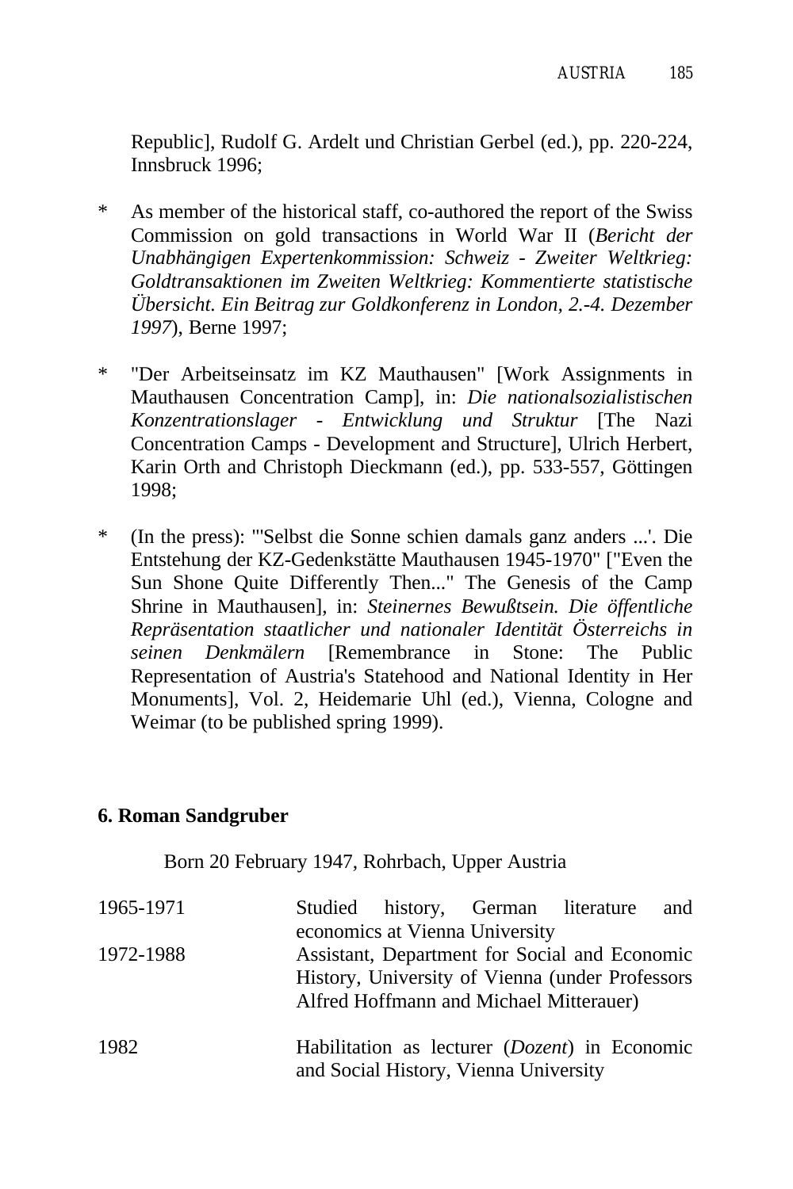Republic], Rudolf G. Ardelt und Christian Gerbel (ed.), pp. 220-224, Innsbruck 1996;

* As member of the historical staff, co-authored the report of the Swiss Commission on gold transactions in World War II (*Bericht der Unabhängigen Expertenkommission: Schweiz - Zweiter Weltkrieg: Goldtransaktionen im Zweiten Weltkrieg: Kommentierte statistische Übersicht. Ein Beitrag zur Goldkonferenz in London, 2.-4. Dezember 1997*), Berne 1997;

* "Der Arbeitseinsatz im KZ Mauthausen" [Work Assignments in Mauthausen Concentration Camp], in: *Die nationalsozialistischen Konzentrationslager - Entwicklung und Struktur* [The Nazi Concentration Camps - Development and Structure], Ulrich Herbert, Karin Orth and Christoph Dieckmann (ed.), pp. 533-557, Göttingen 1998;

* (In the press): "'Selbst die Sonne schien damals ganz anders ...'. Die Entstehung der KZ-Gedenkstätte Mauthausen 1945-1970" ["Even the Sun Shone Quite Differently Then..." The Genesis of the Camp Shrine in Mauthausen], in: *Steinernes Bewußtsein. Die öffentliche Repräsentation staatlicher und nationaler Identität Österreichs in seinen Denkmälern* [Remembrance in Stone: The Public Representation of Austria's Statehood and National Identity in Her Monuments], Vol. 2, Heidemarie Uhl (ed.), Vienna, Cologne and Weimar (to be published spring 1999).

**6. Roman Sandgruber**

Born 20 February 1947, Rohrbach, Upper Austria

| | |
|---|---|
| 1965-1971 | Studied history, German literature and economics at Vienna University |
| 1972-1988 | Assistant, Department for Social and Economic History, University of Vienna (under Professors Alfred Hoffmann and Michael Mitterauer) |
| 1982 | Habilitation as lecturer (*Dozent*) in Economic and Social History, Vienna University |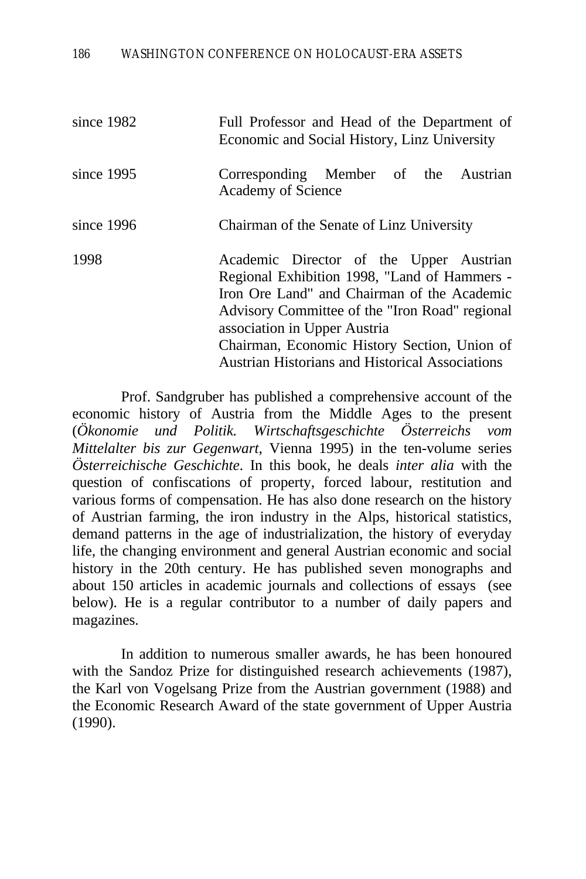| | |
|---|---|
| since 1982 | Full Professor and Head of the Department of Economic and Social History, Linz University |
| since 1995 | Corresponding Member of the Austrian Academy of Science |
| since 1996 | Chairman of the Senate of Linz University |
| 1998 | Academic Director of the Upper Austrian Regional Exhibition 1998, "Land of Hammers - Iron Ore Land" and Chairman of the Academic Advisory Committee of the "Iron Road" regional association in Upper Austria<br>Chairman, Economic History Section, Union of Austrian Historians and Historical Associations |

Prof. Sandgruber has published a comprehensive account of the economic history of Austria from the Middle Ages to the present (*Ökonomie und Politik. Wirtschaftsgeschichte Österreichs vom Mittelalter bis zur Gegenwart*, Vienna 1995) in the ten-volume series *Österreichische Geschichte*. In this book, he deals *inter alia* with the question of confiscations of property, forced labour, restitution and various forms of compensation. He has also done research on the history of Austrian farming, the iron industry in the Alps, historical statistics, demand patterns in the age of industrialization, the history of everyday life, the changing environment and general Austrian economic and social history in the 20th century. He has published seven monographs and about 150 articles in academic journals and collections of essays (see below). He is a regular contributor to a number of daily papers and magazines.

In addition to numerous smaller awards, he has been honoured with the Sandoz Prize for distinguished research achievements (1987), the Karl von Vogelsang Prize from the Austrian government (1988) and the Economic Research Award of the state government of Upper Austria (1990).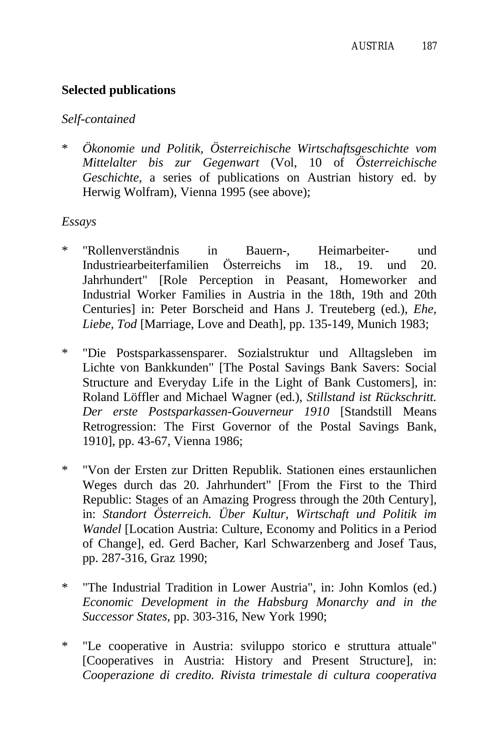**Selected publications**

*Self-contained*

* *Ökonomie und Politik, Österreichische Wirtschaftsgeschichte vom Mittelalter bis zur Gegenwart* (Vol, 10 of *Österreichische Geschichte*, a series of publications on Austrian history ed. by Herwig Wolfram), Vienna 1995 (see above);

*Essays*

* "Rollenverständnis in Bauern-, Heimarbeiter- und Industriearbeiterfamilien Österreichs im 18., 19. und 20. Jahrhundert" [Role Perception in Peasant, Homeworker and Industrial Worker Families in Austria in the 18th, 19th and 20th Centuries] in: Peter Borscheid and Hans J. Treuteberg (ed.), *Ehe, Liebe, Tod* [Marriage, Love and Death], pp. 135-149, Munich 1983;

* "Die Postsparkassensparer. Sozialstruktur und Alltagsleben im Lichte von Bankkunden" [The Postal Savings Bank Savers: Social Structure and Everyday Life in the Light of Bank Customers], in: Roland Löffler and Michael Wagner (ed.), *Stillstand ist Rückschritt. Der erste Postsparkassen-Gouverneur 1910* [Standstill Means Retrogression: The First Governor of the Postal Savings Bank, 1910], pp. 43-67, Vienna 1986;

* "Von der Ersten zur Dritten Republik. Stationen eines erstaunlichen Weges durch das 20. Jahrhundert" [From the First to the Third Republic: Stages of an Amazing Progress through the 20th Century], in: *Standort Österreich. Über Kultur, Wirtschaft und Politik im Wandel* [Location Austria: Culture, Economy and Politics in a Period of Change], ed. Gerd Bacher, Karl Schwarzenberg and Josef Taus, pp. 287-316, Graz 1990;

* "The Industrial Tradition in Lower Austria", in: John Komlos (ed.) *Economic Development in the Habsburg Monarchy and in the Successor States*, pp. 303-316, New York 1990;

* "Le cooperative in Austria: sviluppo storico e struttura attuale" [Cooperatives in Austria: History and Present Structure], in: *Cooperazione di credito. Rivista trimestale di cultura cooperativa*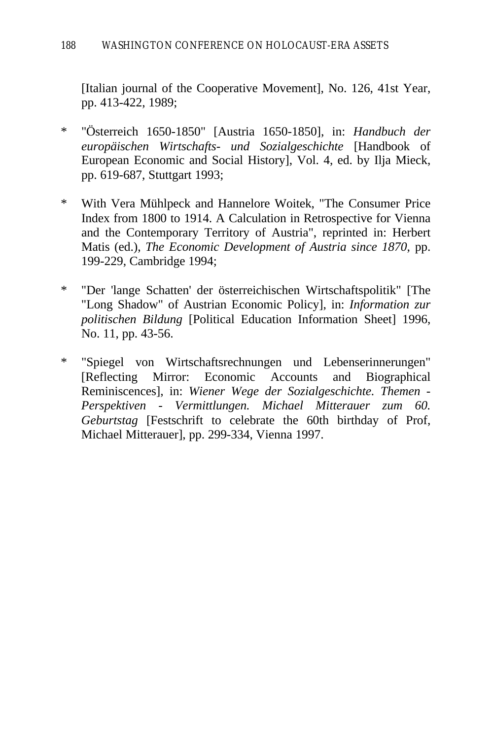[Italian journal of the Cooperative Movement], No. 126, 41st Year, pp. 413-422, 1989;

* "Österreich 1650-1850" [Austria 1650-1850], in: *Handbuch der europäischen Wirtschafts- und Sozialgeschichte* [Handbook of European Economic and Social History], Vol. 4, ed. by Ilja Mieck, pp. 619-687, Stuttgart 1993;

* With Vera Mühlpeck and Hannelore Woitek, "The Consumer Price Index from 1800 to 1914. A Calculation in Retrospective for Vienna and the Contemporary Territory of Austria", reprinted in: Herbert Matis (ed.), *The Economic Development of Austria since 1870*, pp. 199-229, Cambridge 1994;

* "Der 'lange Schatten' der österreichischen Wirtschaftspolitik" [The "Long Shadow" of Austrian Economic Policy], in: *Information zur politischen Bildung* [Political Education Information Sheet] 1996, No. 11, pp. 43-56.

* "Spiegel von Wirtschaftsrechnungen und Lebenserinnerungen" [Reflecting Mirror: Economic Accounts and Biographical Reminiscences], in: *Wiener Wege der Sozialgeschichte. Themen - Perspektiven - Vermittlungen. Michael Mitterauer zum 60. Geburtstag* [Festschrift to celebrate the 60th birthday of Prof, Michael Mitterauer], pp. 299-334, Vienna 1997.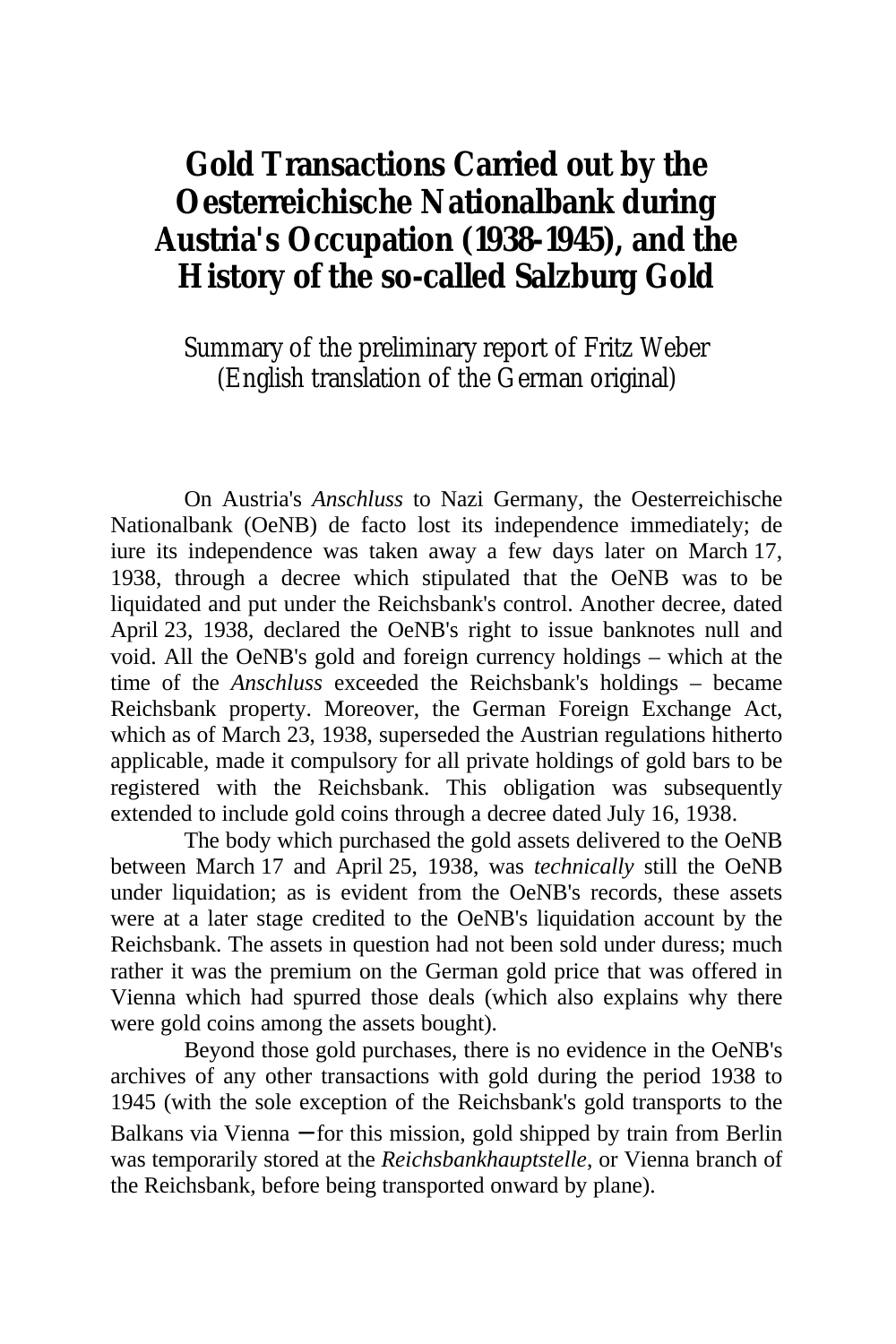# Gold Transactions Carried out by the Oesterreichische Nationalbank during Austria's Occupation (1938-1945), and the History of the so-called Salzburg Gold

Summary of the preliminary report of Fritz Weber
(English translation of the German original)

On Austria's *Anschluss* to Nazi Germany, the Oesterreichische Nationalbank (OeNB) de facto lost its independence immediately; de iure its independence was taken away a few days later on March 17, 1938, through a decree which stipulated that the OeNB was to be liquidated and put under the Reichsbank's control. Another decree, dated April 23, 1938, declared the OeNB's right to issue banknotes null and void. All the OeNB's gold and foreign currency holdings – which at the time of the *Anschluss* exceeded the Reichsbank's holdings – became Reichsbank property. Moreover, the German Foreign Exchange Act, which as of March 23, 1938, superseded the Austrian regulations hitherto applicable, made it compulsory for all private holdings of gold bars to be registered with the Reichsbank. This obligation was subsequently extended to include gold coins through a decree dated July 16, 1938.

The body which purchased the gold assets delivered to the OeNB between March 17 and April 25, 1938, was *technically* still the OeNB under liquidation; as is evident from the OeNB's records, these assets were at a later stage credited to the OeNB's liquidation account by the Reichsbank. The assets in question had not been sold under duress; much rather it was the premium on the German gold price that was offered in Vienna which had spurred those deals (which also explains why there were gold coins among the assets bought).

Beyond those gold purchases, there is no evidence in the OeNB's archives of any other transactions with gold during the period 1938 to 1945 (with the sole exception of the Reichsbank's gold transports to the Balkans via Vienna – for this mission, gold shipped by train from Berlin was temporarily stored at the *Reichsbankhauptstelle*, or Vienna branch of the Reichsbank, before being transported onward by plane).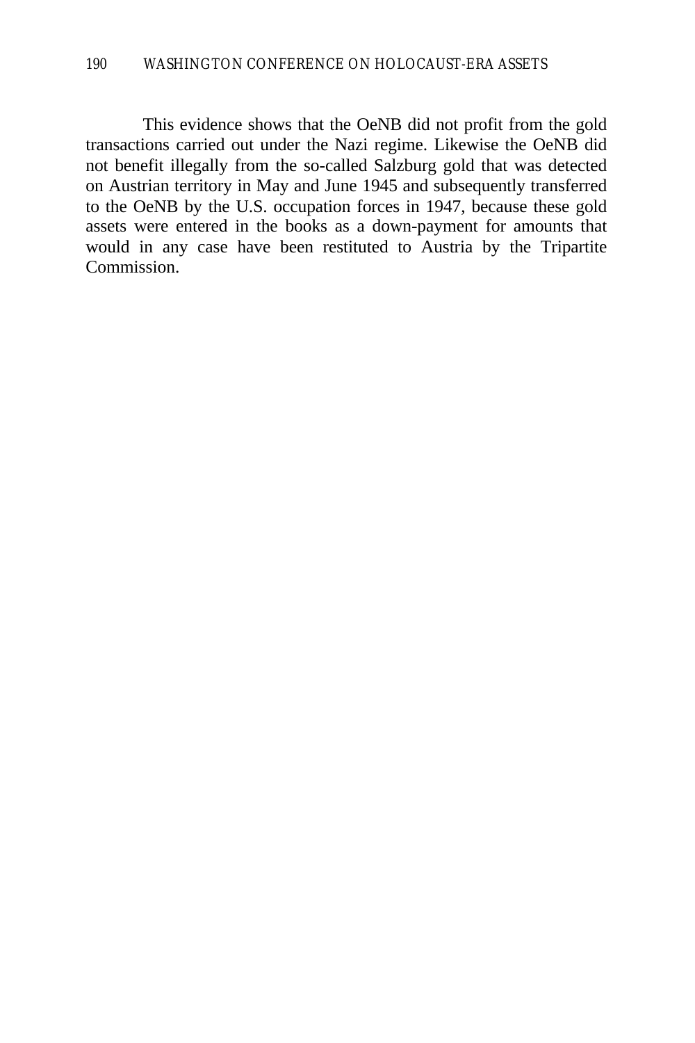This evidence shows that the OeNB did not profit from the gold transactions carried out under the Nazi regime. Likewise the OeNB did not benefit illegally from the so-called Salzburg gold that was detected on Austrian territory in May and June 1945 and subsequently transferred to the OeNB by the U.S. occupation forces in 1947, because these gold assets were entered in the books as a down-payment for amounts that would in any case have been restituted to Austria by the Tripartite Commission.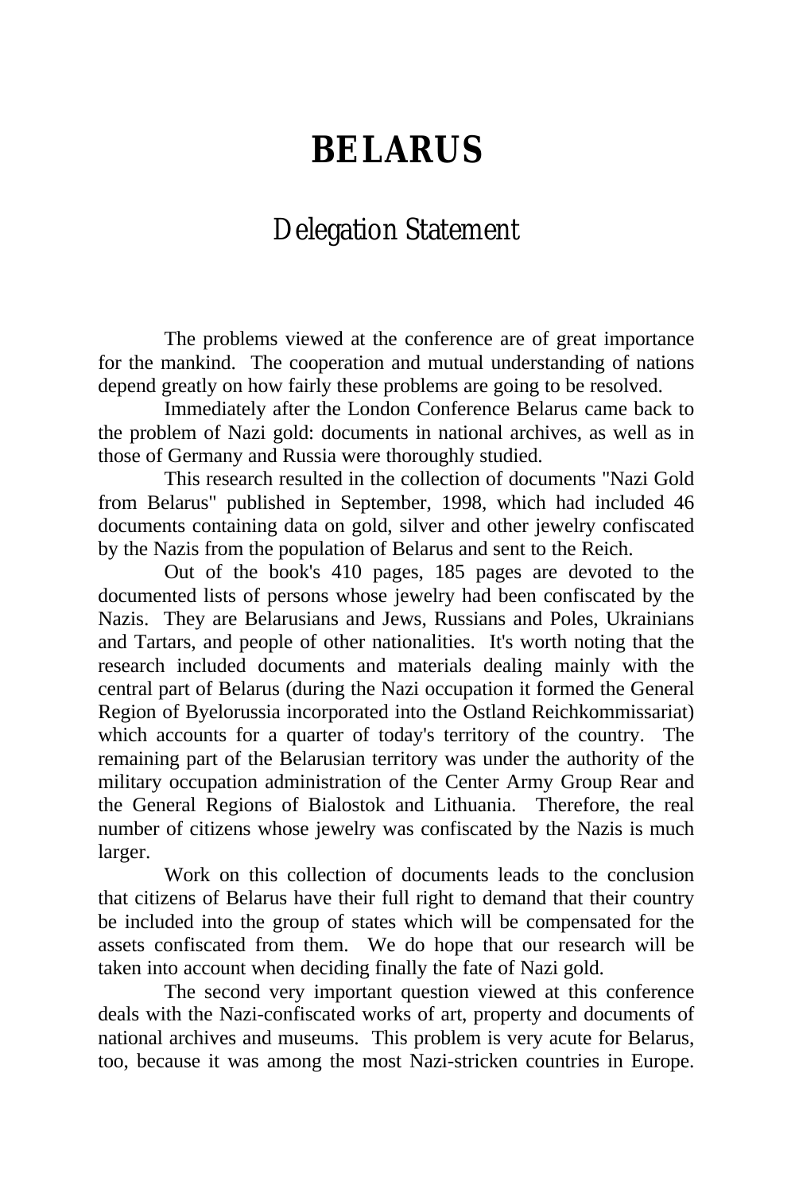# BELARUS

## Delegation Statement

The problems viewed at the conference are of great importance for the mankind. The cooperation and mutual understanding of nations depend greatly on how fairly these problems are going to be resolved.

Immediately after the London Conference Belarus came back to the problem of Nazi gold: documents in national archives, as well as in those of Germany and Russia were thoroughly studied.

This research resulted in the collection of documents "Nazi Gold from Belarus" published in September, 1998, which had included 46 documents containing data on gold, silver and other jewelry confiscated by the Nazis from the population of Belarus and sent to the Reich.

Out of the book's 410 pages, 185 pages are devoted to the documented lists of persons whose jewelry had been confiscated by the Nazis. They are Belarusians and Jews, Russians and Poles, Ukrainians and Tartars, and people of other nationalities. It's worth noting that the research included documents and materials dealing mainly with the central part of Belarus (during the Nazi occupation it formed the General Region of Byelorussia incorporated into the Ostland Reichkommissariat) which accounts for a quarter of today's territory of the country. The remaining part of the Belarusian territory was under the authority of the military occupation administration of the Center Army Group Rear and the General Regions of Bialostok and Lithuania. Therefore, the real number of citizens whose jewelry was confiscated by the Nazis is much larger.

Work on this collection of documents leads to the conclusion that citizens of Belarus have their full right to demand that their country be included into the group of states which will be compensated for the assets confiscated from them. We do hope that our research will be taken into account when deciding finally the fate of Nazi gold.

The second very important question viewed at this conference deals with the Nazi-confiscated works of art, property and documents of national archives and museums. This problem is very acute for Belarus, too, because it was among the most Nazi-stricken countries in Europe.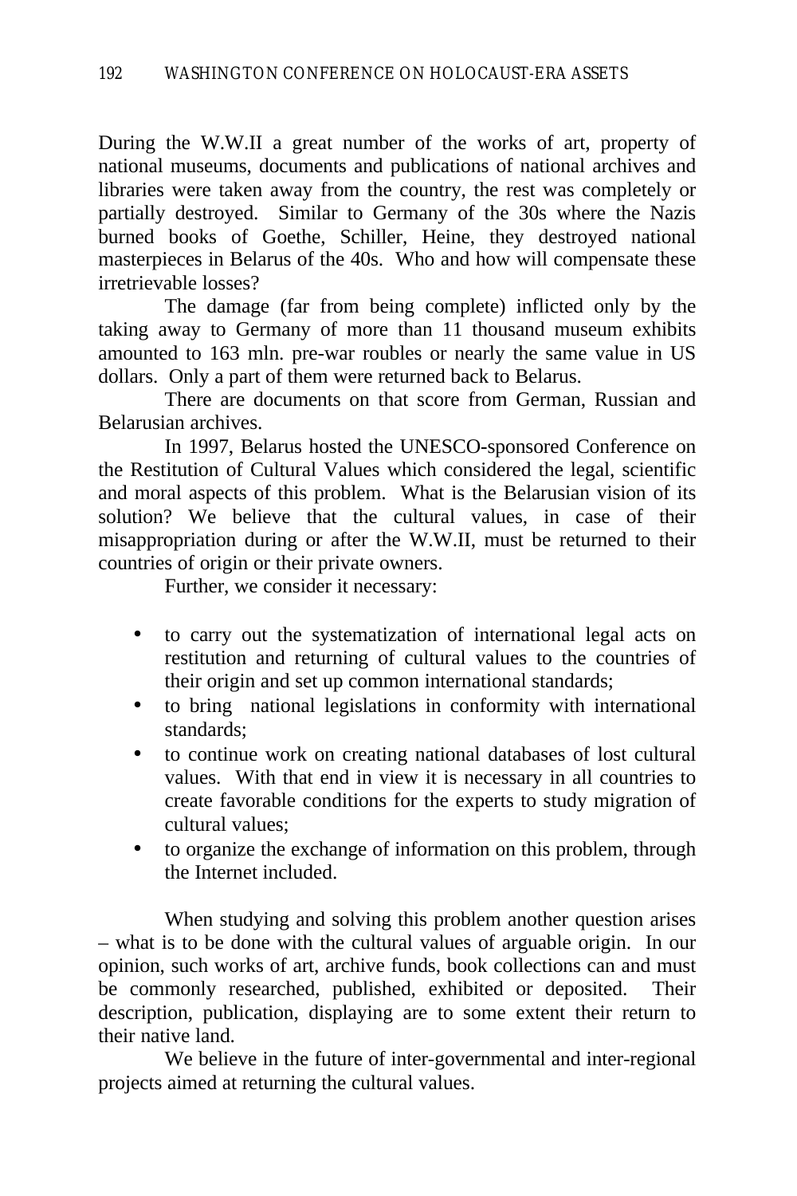During the W.W.II a great number of the works of art, property of national museums, documents and publications of national archives and libraries were taken away from the country, the rest was completely or partially destroyed. Similar to Germany of the 30s where the Nazis burned books of Goethe, Schiller, Heine, they destroyed national masterpieces in Belarus of the 40s. Who and how will compensate these irretrievable losses?

The damage (far from being complete) inflicted only by the taking away to Germany of more than 11 thousand museum exhibits amounted to 163 mln. pre-war roubles or nearly the same value in US dollars. Only a part of them were returned back to Belarus.

There are documents on that score from German, Russian and Belarusian archives.

In 1997, Belarus hosted the UNESCO-sponsored Conference on the Restitution of Cultural Values which considered the legal, scientific and moral aspects of this problem. What is the Belarusian vision of its solution? We believe that the cultural values, in case of their misappropriation during or after the W.W.II, must be returned to their countries of origin or their private owners.

Further, we consider it necessary:

- to carry out the systematization of international legal acts on restitution and returning of cultural values to the countries of their origin and set up common international standards;
- to bring national legislations in conformity with international standards;
- to continue work on creating national databases of lost cultural values. With that end in view it is necessary in all countries to create favorable conditions for the experts to study migration of cultural values;
- to organize the exchange of information on this problem, through the Internet included.

When studying and solving this problem another question arises – what is to be done with the cultural values of arguable origin. In our opinion, such works of art, archive funds, book collections can and must be commonly researched, published, exhibited or deposited. Their description, publication, displaying are to some extent their return to their native land.

We believe in the future of inter-governmental and inter-regional projects aimed at returning the cultural values.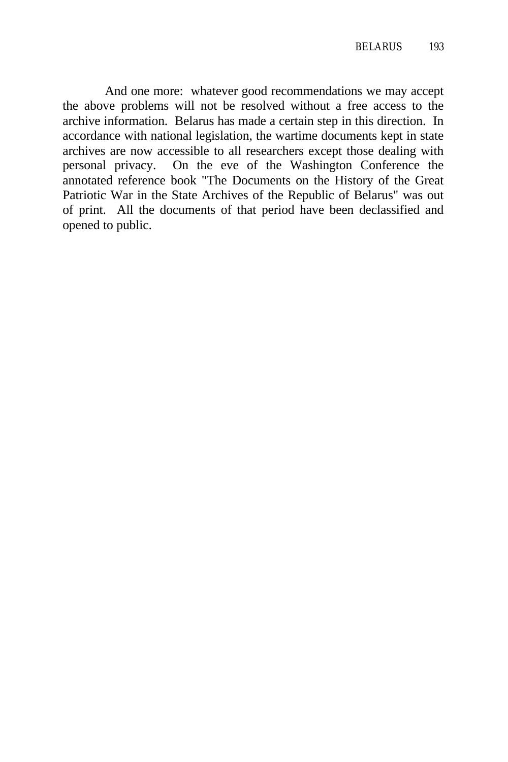And one more: whatever good recommendations we may accept the above problems will not be resolved without a free access to the archive information. Belarus has made a certain step in this direction. In accordance with national legislation, the wartime documents kept in state archives are now accessible to all researchers except those dealing with personal privacy. On the eve of the Washington Conference the annotated reference book "The Documents on the History of the Great Patriotic War in the State Archives of the Republic of Belarus" was out of print. All the documents of that period have been declassified and opened to public.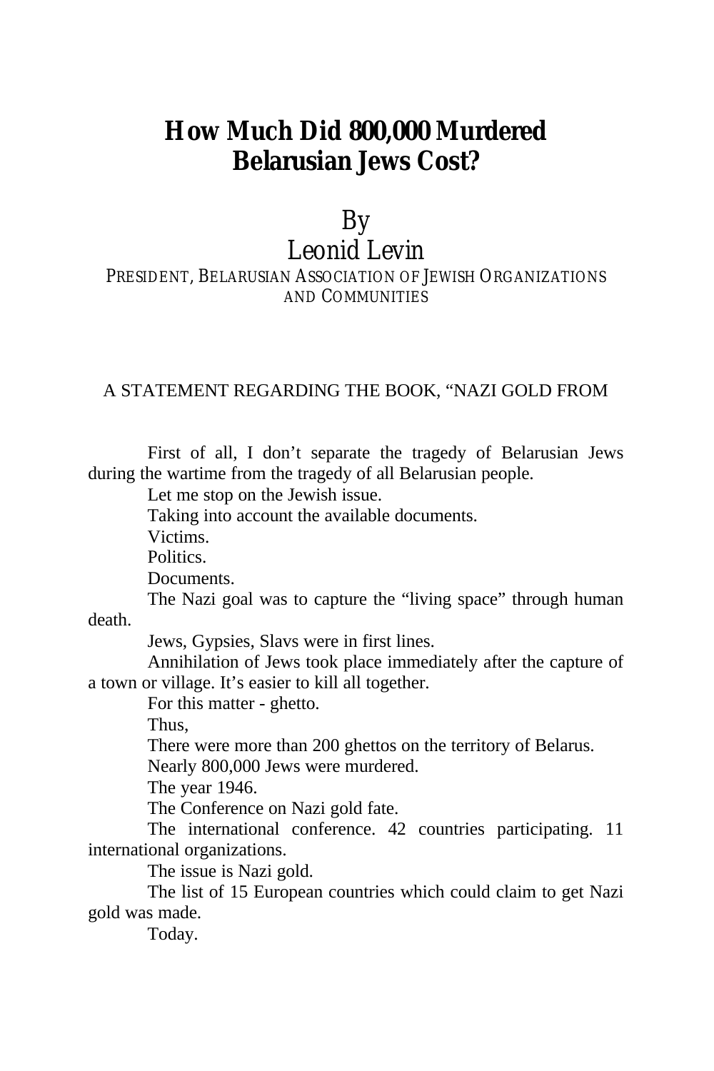# How Much Did 800,000 Murdered Belarusian Jews Cost?

By
Leonid Levin
PRESIDENT, BELARUSIAN ASSOCIATION OF JEWISH ORGANIZATIONS AND COMMUNITIES

A STATEMENT REGARDING THE BOOK, "NAZI GOLD FROM

First of all, I don't separate the tragedy of Belarusian Jews during the wartime from the tragedy of all Belarusian people.

Let me stop on the Jewish issue.

Taking into account the available documents.

Victims.

Politics.

Documents.

The Nazi goal was to capture the "living space" through human death.

Jews, Gypsies, Slavs were in first lines.

Annihilation of Jews took place immediately after the capture of a town or village. It's easier to kill all together.

For this matter - ghetto.

Thus,

There were more than 200 ghettos on the territory of Belarus.

Nearly 800,000 Jews were murdered.

The year 1946.

The Conference on Nazi gold fate.

The international conference. 42 countries participating. 11 international organizations.

The issue is Nazi gold.

The list of 15 European countries which could claim to get Nazi gold was made.

Today.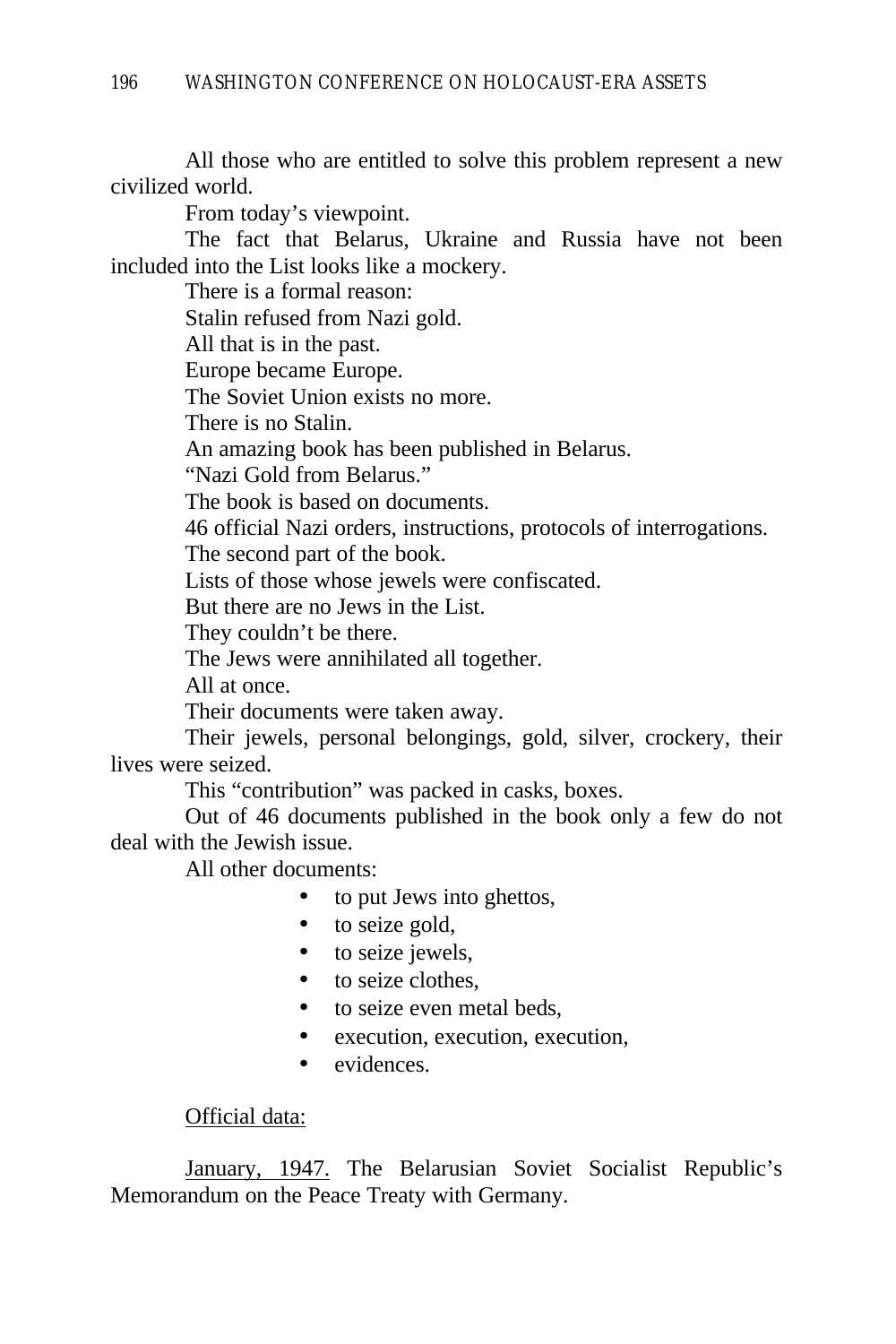All those who are entitled to solve this problem represent a new civilized world.

From today's viewpoint.

The fact that Belarus, Ukraine and Russia have not been included into the List looks like a mockery.

There is a formal reason:

Stalin refused from Nazi gold.

All that is in the past.

Europe became Europe.

The Soviet Union exists no more.

There is no Stalin.

An amazing book has been published in Belarus.

"Nazi Gold from Belarus."

The book is based on documents.

46 official Nazi orders, instructions, protocols of interrogations.

The second part of the book.

Lists of those whose jewels were confiscated.

But there are no Jews in the List.

They couldn't be there.

The Jews were annihilated all together.

All at once.

Their documents were taken away.

Their jewels, personal belongings, gold, silver, crockery, their lives were seized.

This "contribution" was packed in casks, boxes.

Out of 46 documents published in the book only a few do not deal with the Jewish issue.

All other documents:

- to put Jews into ghettos,
- to seize gold,
- to seize jewels,
- to seize clothes,
- to seize even metal beds,
- execution, execution, execution,
- evidences.

<u>Official data:</u>

<u>January, 1947.</u> The Belarusian Soviet Socialist Republic's Memorandum on the Peace Treaty with Germany.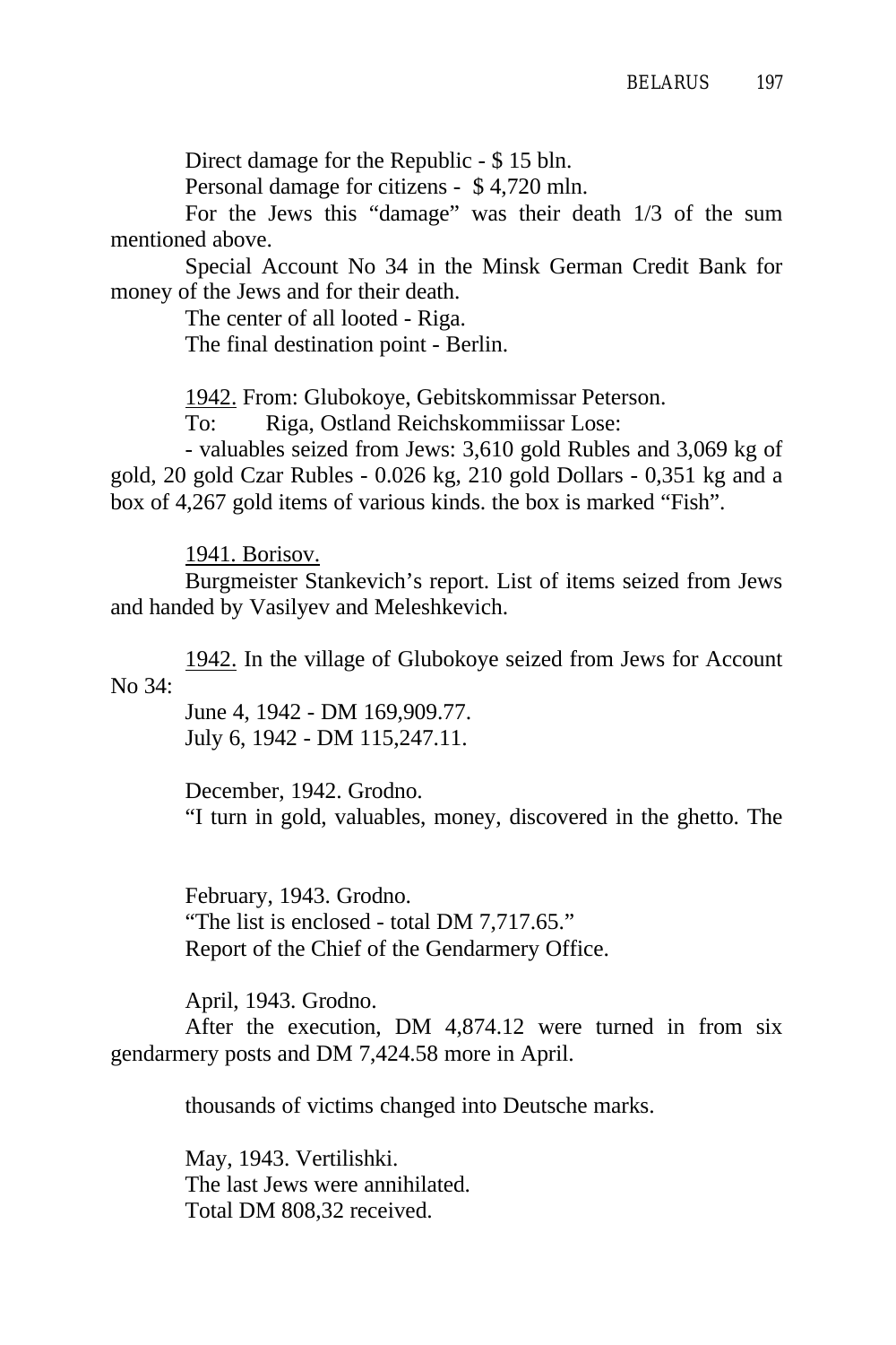Direct damage for the Republic - $ 15 bln.

Personal damage for citizens - $ 4,720 mln.

For the Jews this "damage" was their death 1/3 of the sum mentioned above.

Special Account No 34 in the Minsk German Credit Bank for money of the Jews and for their death.

The center of all looted - Riga.

The final destination point - Berlin.

<u>1942.</u> From: Glubokoye, Gebitskommissar Peterson.

To: Riga, Ostland Reichskommiissar Lose:

- valuables seized from Jews: 3,610 gold Rubles and 3,069 kg of gold, 20 gold Czar Rubles - 0.026 kg, 210 gold Dollars - 0,351 kg and a box of 4,267 gold items of various kinds. the box is marked "Fish".

<u>1941. Borisov.</u>

Burgmeister Stankevich's report. List of items seized from Jews and handed by Vasilyev and Meleshkevich.

<u>1942.</u> In the village of Glubokoye seized from Jews for Account No 34:

June 4, 1942 - DM 169,909.77.

July 6, 1942 - DM 115,247.11.

December, 1942. Grodno.

"I turn in gold, valuables, money, discovered in the ghetto. The

February, 1943. Grodno.

"The list is enclosed - total DM 7,717.65."

Report of the Chief of the Gendarmery Office.

April, 1943. Grodno.

After the execution, DM 4,874.12 were turned in from six gendarmery posts and DM 7,424.58 more in April.

thousands of victims changed into Deutsche marks.

May, 1943. Vertilishki.

The last Jews were annihilated.

Total DM 808,32 received.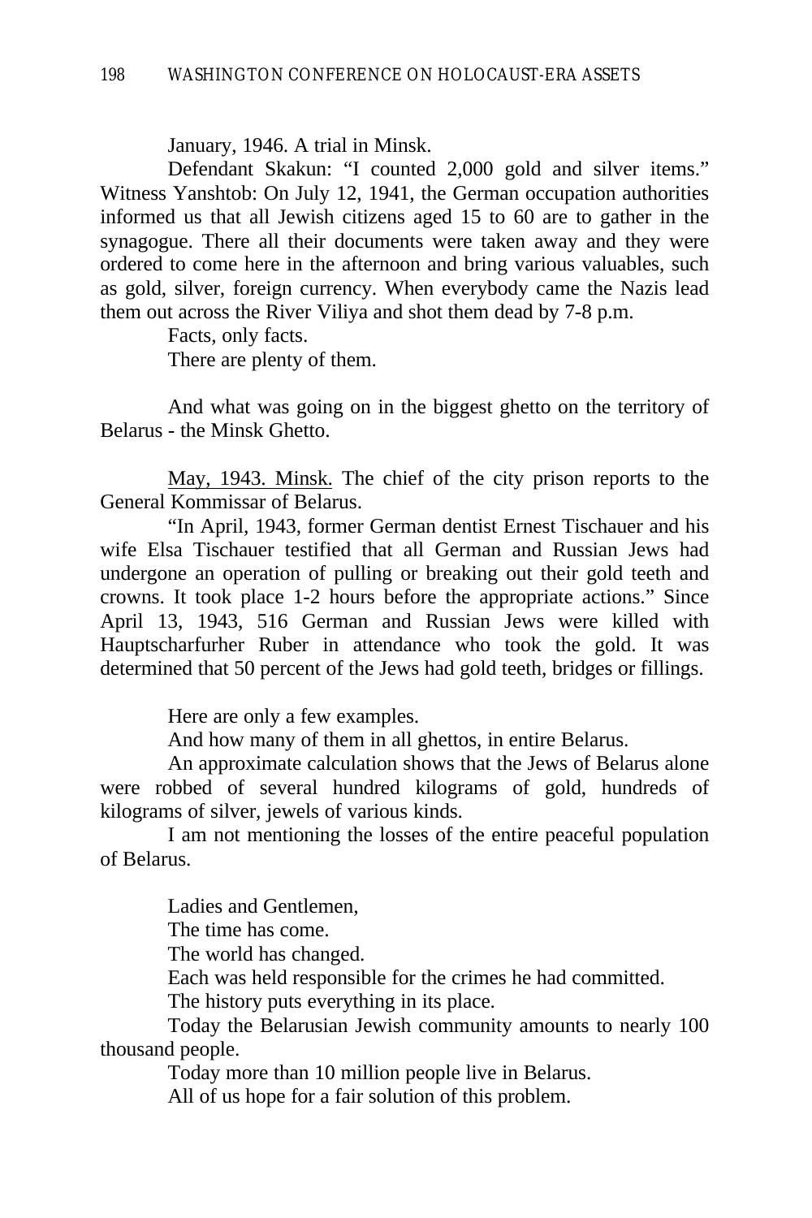January, 1946. A trial in Minsk.

Defendant Skakun: "I counted 2,000 gold and silver items." Witness Yanshtob: On July 12, 1941, the German occupation authorities informed us that all Jewish citizens aged 15 to 60 are to gather in the synagogue. There all their documents were taken away and they were ordered to come here in the afternoon and bring various valuables, such as gold, silver, foreign currency. When everybody came the Nazis lead them out across the River Viliya and shot them dead by 7-8 p.m.

Facts, only facts.

There are plenty of them.

And what was going on in the biggest ghetto on the territory of Belarus - the Minsk Ghetto.

<u>May, 1943. Minsk.</u> The chief of the city prison reports to the General Kommissar of Belarus.

"In April, 1943, former German dentist Ernest Tischauer and his wife Elsa Tischauer testified that all German and Russian Jews had undergone an operation of pulling or breaking out their gold teeth and crowns. It took place 1-2 hours before the appropriate actions." Since April 13, 1943, 516 German and Russian Jews were killed with Hauptscharfurher Ruber in attendance who took the gold. It was determined that 50 percent of the Jews had gold teeth, bridges or fillings.

Here are only a few examples.

And how many of them in all ghettos, in entire Belarus.

An approximate calculation shows that the Jews of Belarus alone were robbed of several hundred kilograms of gold, hundreds of kilograms of silver, jewels of various kinds.

I am not mentioning the losses of the entire peaceful population of Belarus.

Ladies and Gentlemen,

The time has come.

The world has changed.

Each was held responsible for the crimes he had committed.

The history puts everything in its place.

Today the Belarusian Jewish community amounts to nearly 100 thousand people.

Today more than 10 million people live in Belarus.

All of us hope for a fair solution of this problem.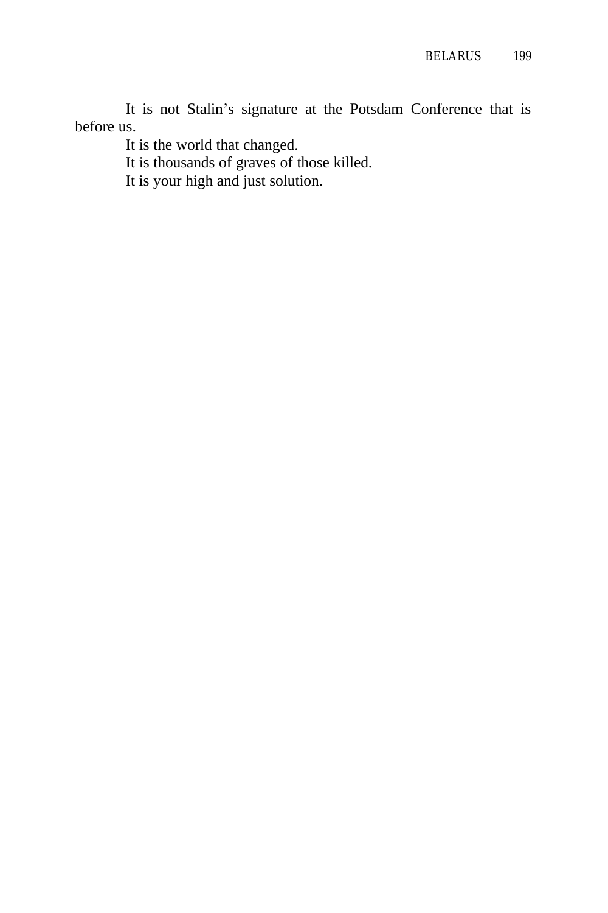It is not Stalin’s signature at the Potsdam Conference that is before us.

It is the world that changed.

It is thousands of graves of those killed.

It is your high and just solution.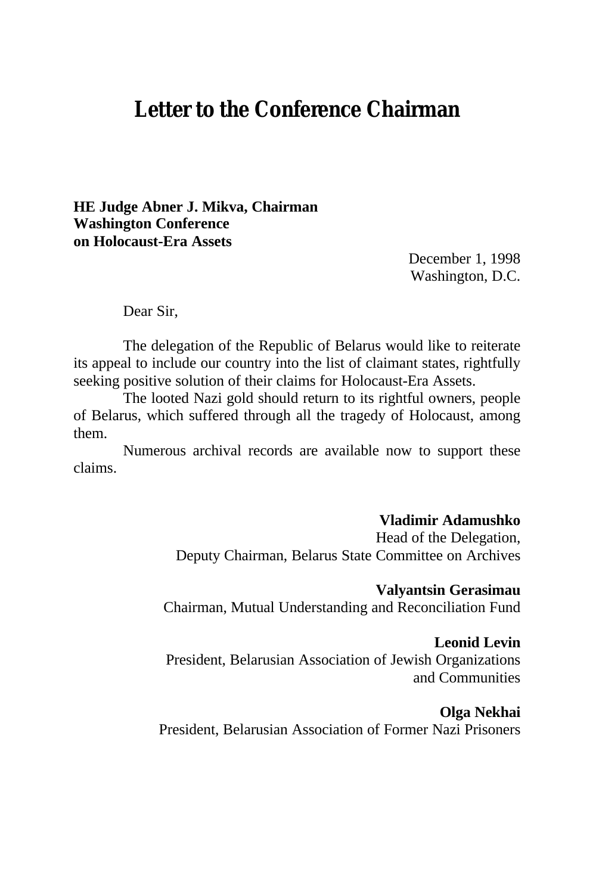# Letter to the Conference Chairman

**HE Judge Abner J. Mikva, Chairman**
**Washington Conference**
**on Holocaust-Era Assets**

December 1, 1998
Washington, D.C.

Dear Sir,

The delegation of the Republic of Belarus would like to reiterate its appeal to include our country into the list of claimant states, rightfully seeking positive solution of their claims for Holocaust-Era Assets.

The looted Nazi gold should return to its rightful owners, people of Belarus, which suffered through all the tragedy of Holocaust, among them.

Numerous archival records are available now to support these claims.

**Vladimir Adamushko**
Head of the Delegation,
Deputy Chairman, Belarus State Committee on Archives

**Valyantsin Gerasimau**
Chairman, Mutual Understanding and Reconciliation Fund

**Leonid Levin**
President, Belarusian Association of Jewish Organizations and Communities

**Olga Nekhai**
President, Belarusian Association of Former Nazi Prisoners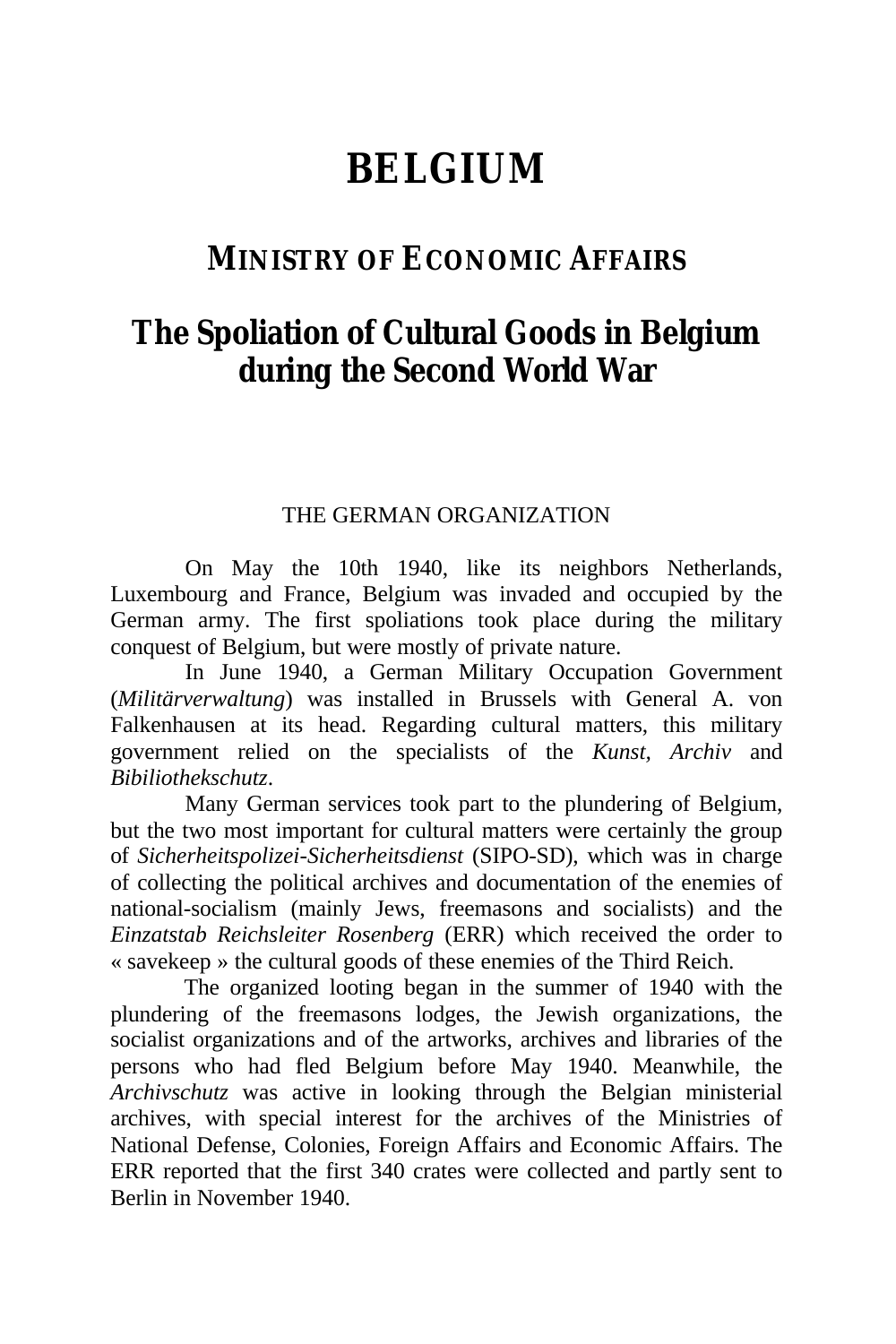# BELGIUM

## MINISTRY OF ECONOMIC AFFAIRS

## The Spoliation of Cultural Goods in Belgium during the Second World War

THE GERMAN ORGANIZATION

On May the 10th 1940, like its neighbors Netherlands, Luxembourg and France, Belgium was invaded and occupied by the German army. The first spoliations took place during the military conquest of Belgium, but were mostly of private nature.

In June 1940, a German Military Occupation Government (*Militärverwaltung*) was installed in Brussels with General A. von Falkenhausen at its head. Regarding cultural matters, this military government relied on the specialists of the *Kunst, Archiv* and *Bibiliothekschutz*.

Many German services took part to the plundering of Belgium, but the two most important for cultural matters were certainly the group of *Sicherheitspolizei-Sicherheitsdienst* (SIPO-SD), which was in charge of collecting the political archives and documentation of the enemies of national-socialism (mainly Jews, freemasons and socialists) and the *Einzatstab Reichsleiter Rosenberg* (ERR) which received the order to « savekeep » the cultural goods of these enemies of the Third Reich.

The organized looting began in the summer of 1940 with the plundering of the freemasons lodges, the Jewish organizations, the socialist organizations and of the artworks, archives and libraries of the persons who had fled Belgium before May 1940. Meanwhile, the *Archivschutz* was active in looking through the Belgian ministerial archives, with special interest for the archives of the Ministries of National Defense, Colonies, Foreign Affairs and Economic Affairs. The ERR reported that the first 340 crates were collected and partly sent to Berlin in November 1940.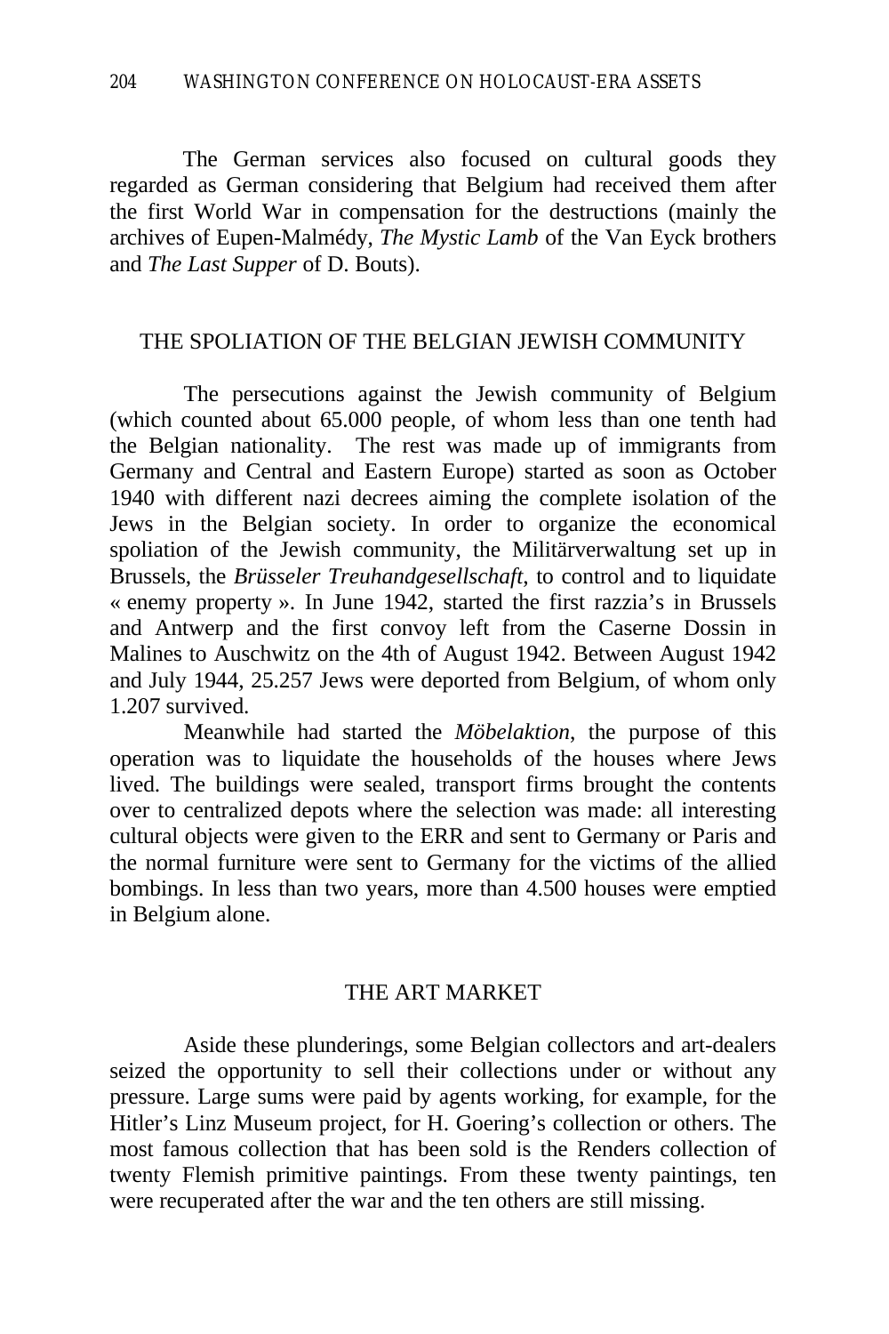The German services also focused on cultural goods they regarded as German considering that Belgium had received them after the first World War in compensation for the destructions (mainly the archives of Eupen-Malmédy, *The Mystic Lamb* of the Van Eyck brothers and *The Last Supper* of D. Bouts).

## THE SPOLIATION OF THE BELGIAN JEWISH COMMUNITY

The persecutions against the Jewish community of Belgium (which counted about 65.000 people, of whom less than one tenth had the Belgian nationality. The rest was made up of immigrants from Germany and Central and Eastern Europe) started as soon as October 1940 with different nazi decrees aiming the complete isolation of the Jews in the Belgian society. In order to organize the economical spoliation of the Jewish community, the Militärverwaltung set up in Brussels, the *Brüsseler Treuhandgesellschaft*, to control and to liquidate « enemy property ». In June 1942, started the first razzia's in Brussels and Antwerp and the first convoy left from the Caserne Dossin in Malines to Auschwitz on the 4th of August 1942. Between August 1942 and July 1944, 25.257 Jews were deported from Belgium, of whom only 1.207 survived.

Meanwhile had started the *Möbelaktion*, the purpose of this operation was to liquidate the households of the houses where Jews lived. The buildings were sealed, transport firms brought the contents over to centralized depots where the selection was made: all interesting cultural objects were given to the ERR and sent to Germany or Paris and the normal furniture were sent to Germany for the victims of the allied bombings. In less than two years, more than 4.500 houses were emptied in Belgium alone.

## THE ART MARKET

Aside these plunderings, some Belgian collectors and art-dealers seized the opportunity to sell their collections under or without any pressure. Large sums were paid by agents working, for example, for the Hitler's Linz Museum project, for H. Goering's collection or others. The most famous collection that has been sold is the Renders collection of twenty Flemish primitive paintings. From these twenty paintings, ten were recuperated after the war and the ten others are still missing.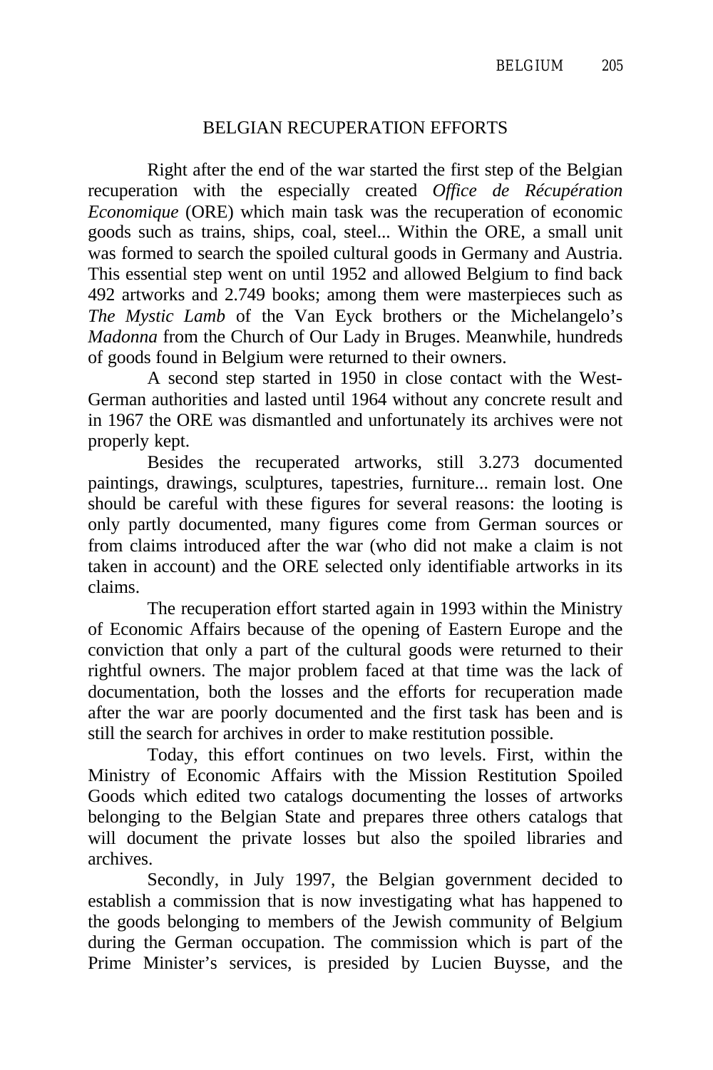## BELGIAN RECUPERATION EFFORTS

Right after the end of the war started the first step of the Belgian recuperation with the especially created *Office de Récupération Economique* (ORE) which main task was the recuperation of economic goods such as trains, ships, coal, steel... Within the ORE, a small unit was formed to search the spoiled cultural goods in Germany and Austria. This essential step went on until 1952 and allowed Belgium to find back 492 artworks and 2.749 books; among them were masterpieces such as *The Mystic Lamb* of the Van Eyck brothers or the Michelangelo's *Madonna* from the Church of Our Lady in Bruges. Meanwhile, hundreds of goods found in Belgium were returned to their owners.

A second step started in 1950 in close contact with the West-German authorities and lasted until 1964 without any concrete result and in 1967 the ORE was dismantled and unfortunately its archives were not properly kept.

Besides the recuperated artworks, still 3.273 documented paintings, drawings, sculptures, tapestries, furniture... remain lost. One should be careful with these figures for several reasons: the looting is only partly documented, many figures come from German sources or from claims introduced after the war (who did not make a claim is not taken in account) and the ORE selected only identifiable artworks in its claims.

The recuperation effort started again in 1993 within the Ministry of Economic Affairs because of the opening of Eastern Europe and the conviction that only a part of the cultural goods were returned to their rightful owners. The major problem faced at that time was the lack of documentation, both the losses and the efforts for recuperation made after the war are poorly documented and the first task has been and is still the search for archives in order to make restitution possible.

Today, this effort continues on two levels. First, within the Ministry of Economic Affairs with the Mission Restitution Spoiled Goods which edited two catalogs documenting the losses of artworks belonging to the Belgian State and prepares three others catalogs that will document the private losses but also the spoiled libraries and archives.

Secondly, in July 1997, the Belgian government decided to establish a commission that is now investigating what has happened to the goods belonging to members of the Jewish community of Belgium during the German occupation. The commission which is part of the Prime Minister's services, is presided by Lucien Buysse, and the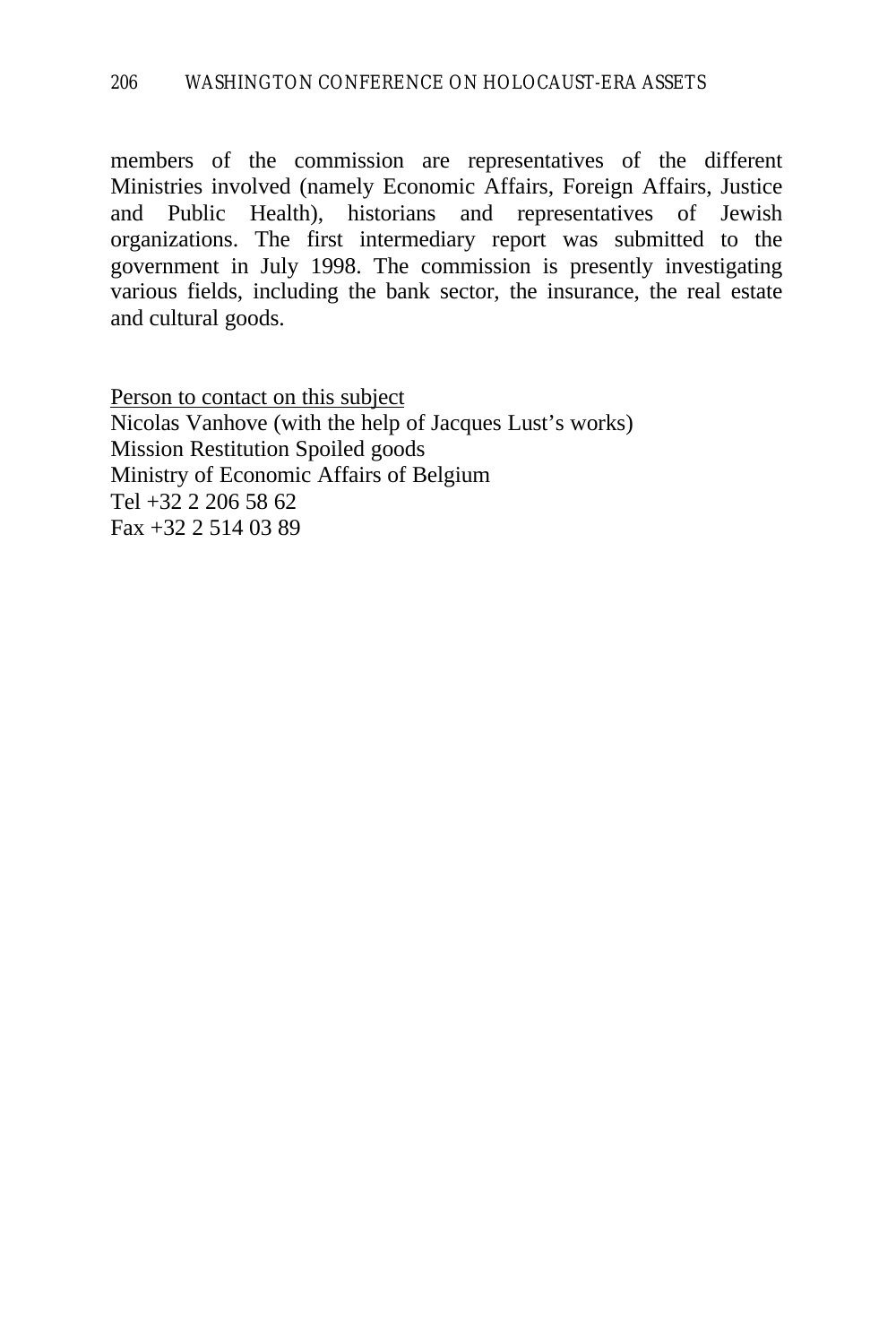members of the commission are representatives of the different Ministries involved (namely Economic Affairs, Foreign Affairs, Justice and Public Health), historians and representatives of Jewish organizations. The first intermediary report was submitted to the government in July 1998. The commission is presently investigating various fields, including the bank sector, the insurance, the real estate and cultural goods.

<u>Person to contact on this subject</u>
Nicolas Vanhove (with the help of Jacques Lust's works)
Mission Restitution Spoiled goods
Ministry of Economic Affairs of Belgium
Tel +32 2 206 58 62
Fax +32 2 514 03 89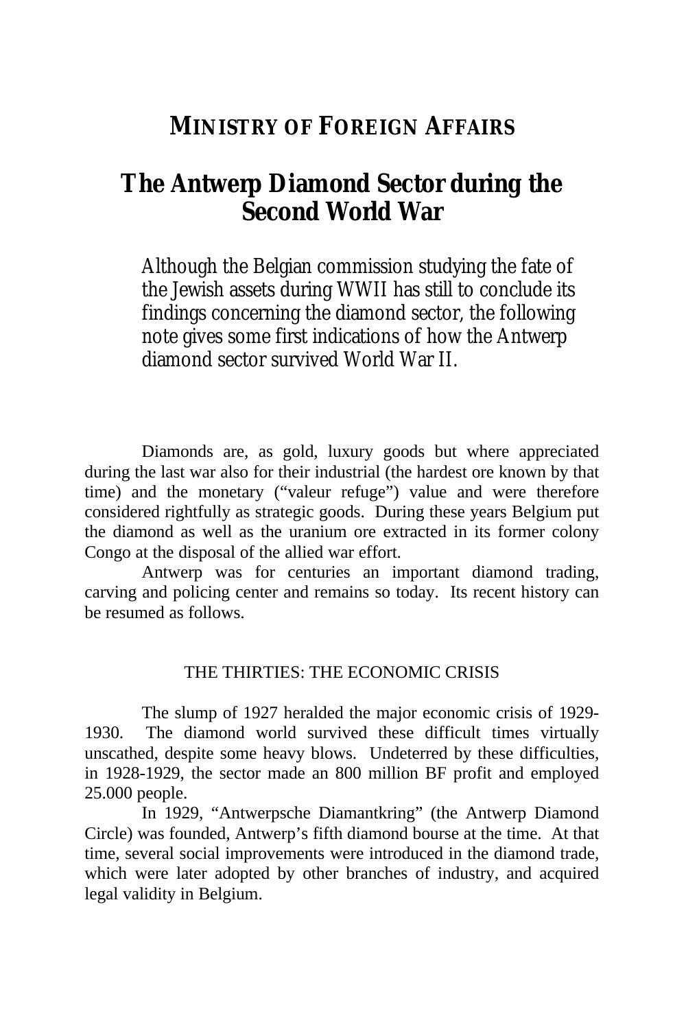## MINISTRY OF FOREIGN AFFAIRS

# The Antwerp Diamond Sector during the Second World War

Although the Belgian commission studying the fate of the Jewish assets during WWII has still to conclude its findings concerning the diamond sector, the following note gives some first indications of how the Antwerp diamond sector survived World War II.

Diamonds are, as gold, luxury goods but where appreciated during the last war also for their industrial (the hardest ore known by that time) and the monetary ("valeur refuge") value and were therefore considered rightfully as strategic goods. During these years Belgium put the diamond as well as the uranium ore extracted in its former colony Congo at the disposal of the allied war effort.

Antwerp was for centuries an important diamond trading, carving and policing center and remains so today. Its recent history can be resumed as follows.

### THE THIRTIES: THE ECONOMIC CRISIS

The slump of 1927 heralded the major economic crisis of 1929-1930. The diamond world survived these difficult times virtually unscathed, despite some heavy blows. Undeterred by these difficulties, in 1928-1929, the sector made an 800 million BF profit and employed 25.000 people.

In 1929, "Antwerpsche Diamantkring" (the Antwerp Diamond Circle) was founded, Antwerp's fifth diamond bourse at the time. At that time, several social improvements were introduced in the diamond trade, which were later adopted by other branches of industry, and acquired legal validity in Belgium.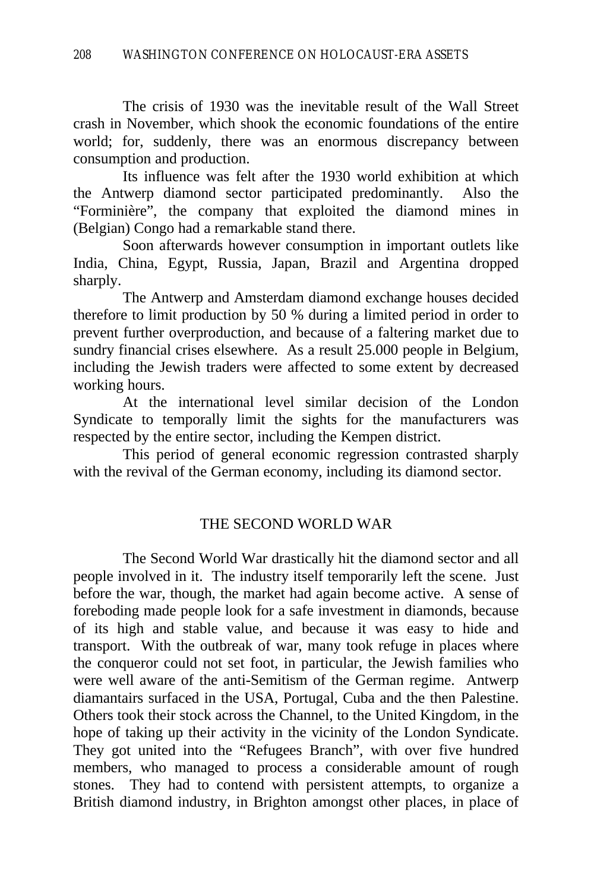The crisis of 1930 was the inevitable result of the Wall Street crash in November, which shook the economic foundations of the entire world; for, suddenly, there was an enormous discrepancy between consumption and production.

Its influence was felt after the 1930 world exhibition at which the Antwerp diamond sector participated predominantly. Also the "Forminière", the company that exploited the diamond mines in (Belgian) Congo had a remarkable stand there.

Soon afterwards however consumption in important outlets like India, China, Egypt, Russia, Japan, Brazil and Argentina dropped sharply.

The Antwerp and Amsterdam diamond exchange houses decided therefore to limit production by 50 % during a limited period in order to prevent further overproduction, and because of a faltering market due to sundry financial crises elsewhere. As a result 25.000 people in Belgium, including the Jewish traders were affected to some extent by decreased working hours.

At the international level similar decision of the London Syndicate to temporally limit the sights for the manufacturers was respected by the entire sector, including the Kempen district.

This period of general economic regression contrasted sharply with the revival of the German economy, including its diamond sector.

## THE SECOND WORLD WAR

The Second World War drastically hit the diamond sector and all people involved in it. The industry itself temporarily left the scene. Just before the war, though, the market had again become active. A sense of foreboding made people look for a safe investment in diamonds, because of its high and stable value, and because it was easy to hide and transport. With the outbreak of war, many took refuge in places where the conqueror could not set foot, in particular, the Jewish families who were well aware of the anti-Semitism of the German regime. Antwerp diamantairs surfaced in the USA, Portugal, Cuba and the then Palestine. Others took their stock across the Channel, to the United Kingdom, in the hope of taking up their activity in the vicinity of the London Syndicate. They got united into the "Refugees Branch", with over five hundred members, who managed to process a considerable amount of rough stones. They had to contend with persistent attempts, to organize a British diamond industry, in Brighton amongst other places, in place of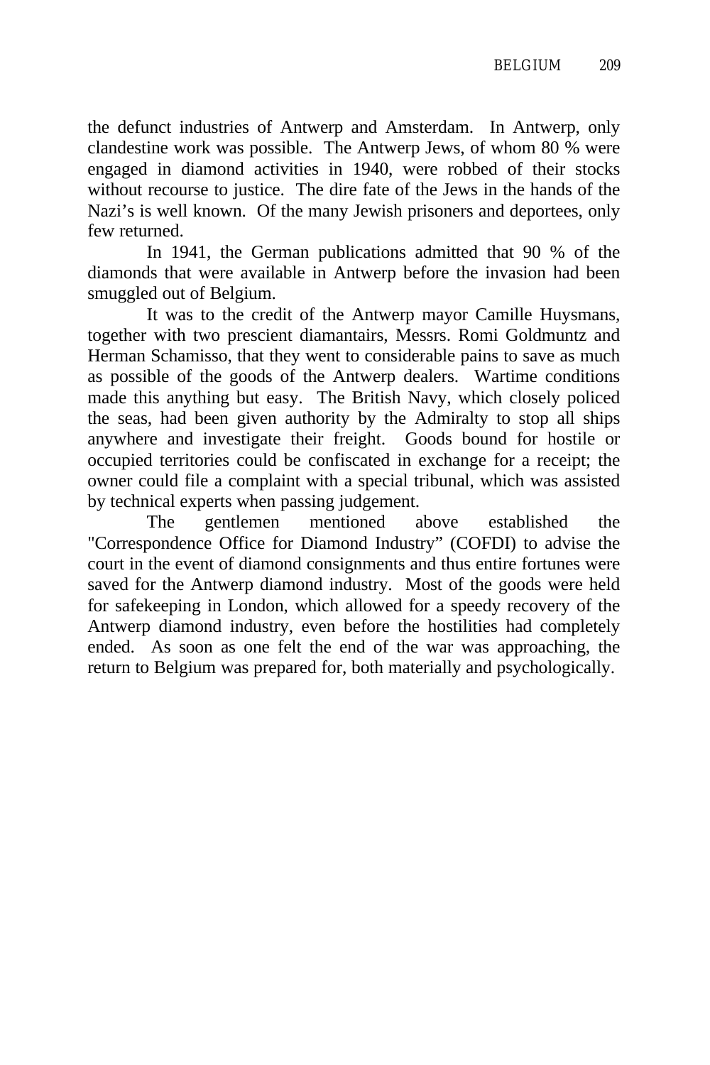the defunct industries of Antwerp and Amsterdam. In Antwerp, only clandestine work was possible. The Antwerp Jews, of whom 80 % were engaged in diamond activities in 1940, were robbed of their stocks without recourse to justice. The dire fate of the Jews in the hands of the Nazi's is well known. Of the many Jewish prisoners and deportees, only few returned.

In 1941, the German publications admitted that 90 % of the diamonds that were available in Antwerp before the invasion had been smuggled out of Belgium.

It was to the credit of the Antwerp mayor Camille Huysmans, together with two prescient diamantairs, Messrs. Romi Goldmuntz and Herman Schamisso, that they went to considerable pains to save as much as possible of the goods of the Antwerp dealers. Wartime conditions made this anything but easy. The British Navy, which closely policed the seas, had been given authority by the Admiralty to stop all ships anywhere and investigate their freight. Goods bound for hostile or occupied territories could be confiscated in exchange for a receipt; the owner could file a complaint with a special tribunal, which was assisted by technical experts when passing judgement.

The gentlemen mentioned above established the "Correspondence Office for Diamond Industry" (COFDI) to advise the court in the event of diamond consignments and thus entire fortunes were saved for the Antwerp diamond industry. Most of the goods were held for safekeeping in London, which allowed for a speedy recovery of the Antwerp diamond industry, even before the hostilities had completely ended. As soon as one felt the end of the war was approaching, the return to Belgium was prepared for, both materially and psychologically.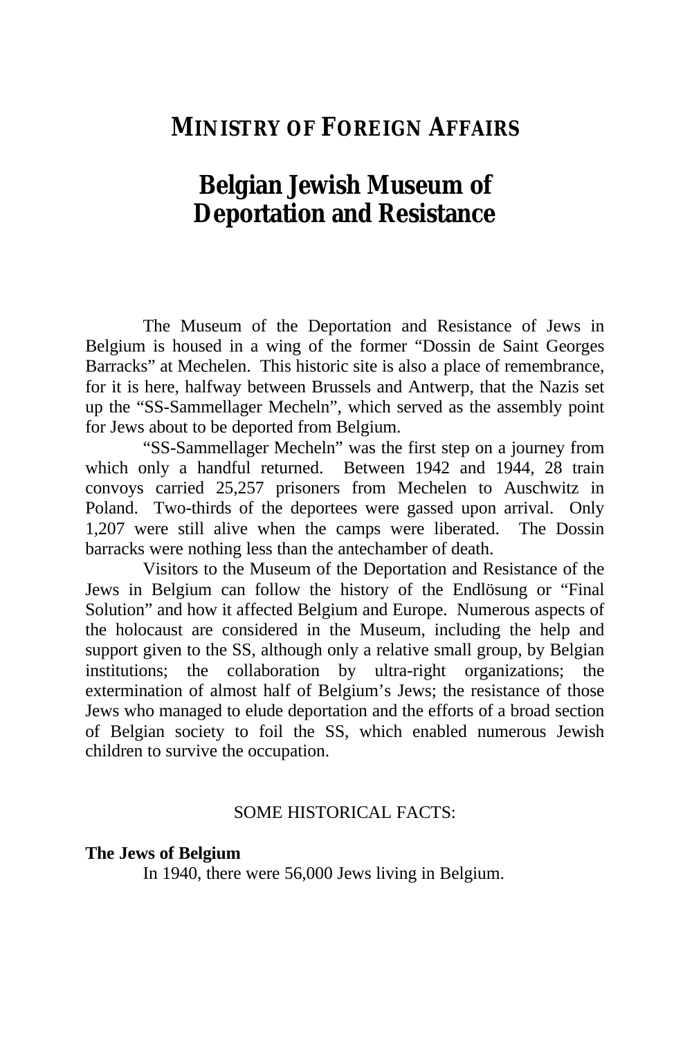# MINISTRY OF FOREIGN AFFAIRS

## Belgian Jewish Museum of Deportation and Resistance

The Museum of the Deportation and Resistance of Jews in Belgium is housed in a wing of the former "Dossin de Saint Georges Barracks" at Mechelen. This historic site is also a place of remembrance, for it is here, halfway between Brussels and Antwerp, that the Nazis set up the "SS-Sammellager Mecheln", which served as the assembly point for Jews about to be deported from Belgium.

"SS-Sammellager Mecheln" was the first step on a journey from which only a handful returned. Between 1942 and 1944, 28 train convoys carried 25,257 prisoners from Mechelen to Auschwitz in Poland. Two-thirds of the deportees were gassed upon arrival. Only 1,207 were still alive when the camps were liberated. The Dossin barracks were nothing less than the antechamber of death.

Visitors to the Museum of the Deportation and Resistance of the Jews in Belgium can follow the history of the Endlösung or "Final Solution" and how it affected Belgium and Europe. Numerous aspects of the holocaust are considered in the Museum, including the help and support given to the SS, although only a relative small group, by Belgian institutions; the collaboration by ultra-right organizations; the extermination of almost half of Belgium's Jews; the resistance of those Jews who managed to elude deportation and the efforts of a broad section of Belgian society to foil the SS, which enabled numerous Jewish children to survive the occupation.

SOME HISTORICAL FACTS:

**The Jews of Belgium**

In 1940, there were 56,000 Jews living in Belgium.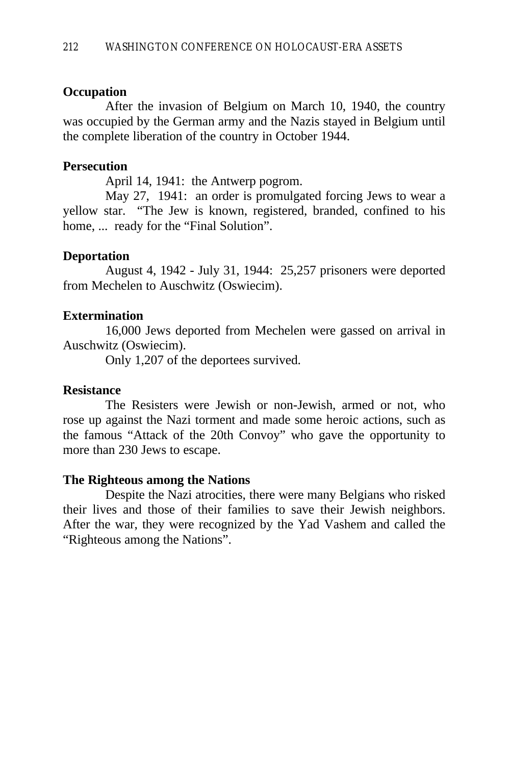**Occupation**

After the invasion of Belgium on March 10, 1940, the country was occupied by the German army and the Nazis stayed in Belgium until the complete liberation of the country in October 1944.

**Persecution**

April 14, 1941: the Antwerp pogrom.

May 27, 1941: an order is promulgated forcing Jews to wear a yellow star. "The Jew is known, registered, branded, confined to his home, ... ready for the "Final Solution".

**Deportation**

August 4, 1942 - July 31, 1944: 25,257 prisoners were deported from Mechelen to Auschwitz (Oswiecim).

**Extermination**

16,000 Jews deported from Mechelen were gassed on arrival in Auschwitz (Oswiecim).

Only 1,207 of the deportees survived.

**Resistance**

The Resisters were Jewish or non-Jewish, armed or not, who rose up against the Nazi torment and made some heroic actions, such as the famous "Attack of the 20th Convoy" who gave the opportunity to more than 230 Jews to escape.

**The Righteous among the Nations**

Despite the Nazi atrocities, there were many Belgians who risked their lives and those of their families to save their Jewish neighbors. After the war, they were recognized by the Yad Vashem and called the "Righteous among the Nations".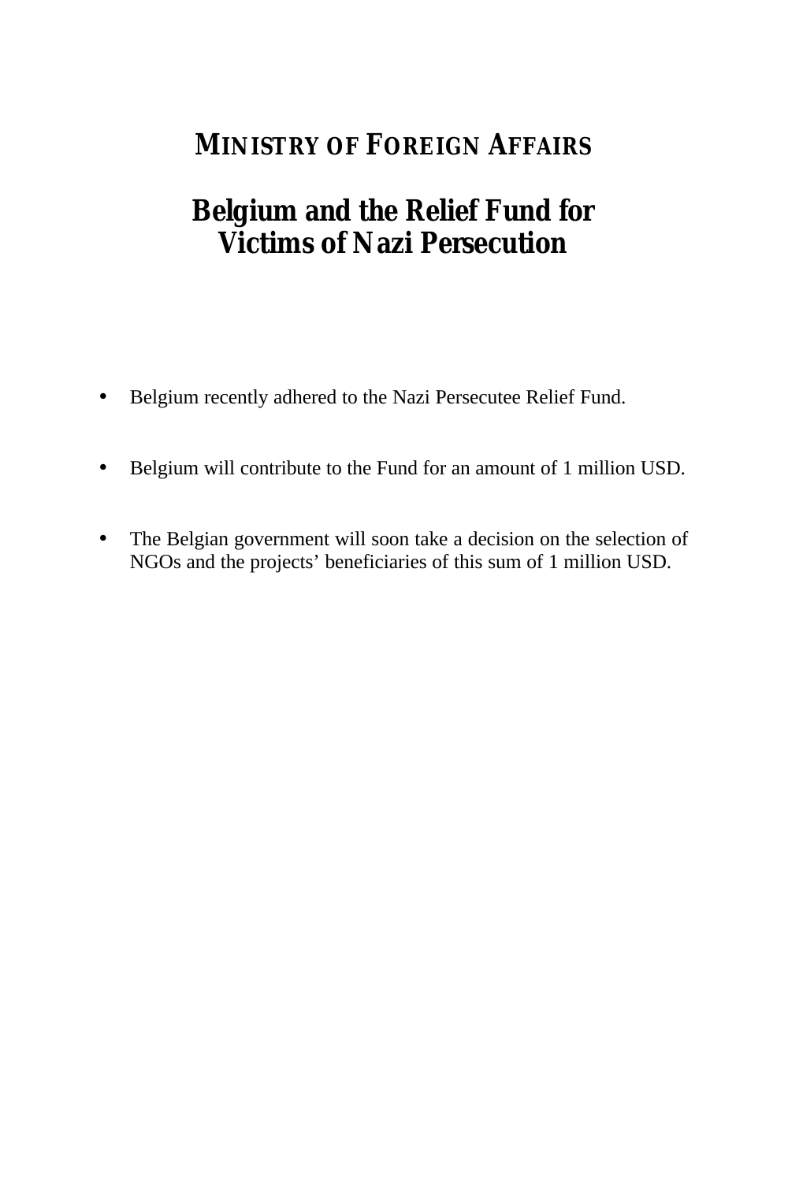## MINISTRY OF FOREIGN AFFAIRS

# Belgium and the Relief Fund for Victims of Nazi Persecution

- Belgium recently adhered to the Nazi Persecutee Relief Fund.
- Belgium will contribute to the Fund for an amount of 1 million USD.
- The Belgian government will soon take a decision on the selection of NGOs and the projects' beneficiaries of this sum of 1 million USD.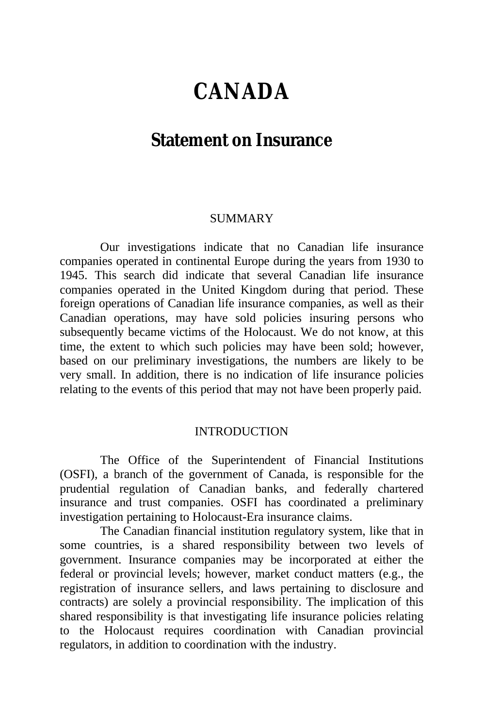# CANADA

## Statement on Insurance

### SUMMARY

Our investigations indicate that no Canadian life insurance companies operated in continental Europe during the years from 1930 to 1945. This search did indicate that several Canadian life insurance companies operated in the United Kingdom during that period. These foreign operations of Canadian life insurance companies, as well as their Canadian operations, may have sold policies insuring persons who subsequently became victims of the Holocaust. We do not know, at this time, the extent to which such policies may have been sold; however, based on our preliminary investigations, the numbers are likely to be very small. In addition, there is no indication of life insurance policies relating to the events of this period that may not have been properly paid.

### INTRODUCTION

The Office of the Superintendent of Financial Institutions (OSFI), a branch of the government of Canada, is responsible for the prudential regulation of Canadian banks, and federally chartered insurance and trust companies. OSFI has coordinated a preliminary investigation pertaining to Holocaust-Era insurance claims.

The Canadian financial institution regulatory system, like that in some countries, is a shared responsibility between two levels of government. Insurance companies may be incorporated at either the federal or provincial levels; however, market conduct matters (e.g., the registration of insurance sellers, and laws pertaining to disclosure and contracts) are solely a provincial responsibility. The implication of this shared responsibility is that investigating life insurance policies relating to the Holocaust requires coordination with Canadian provincial regulators, in addition to coordination with the industry.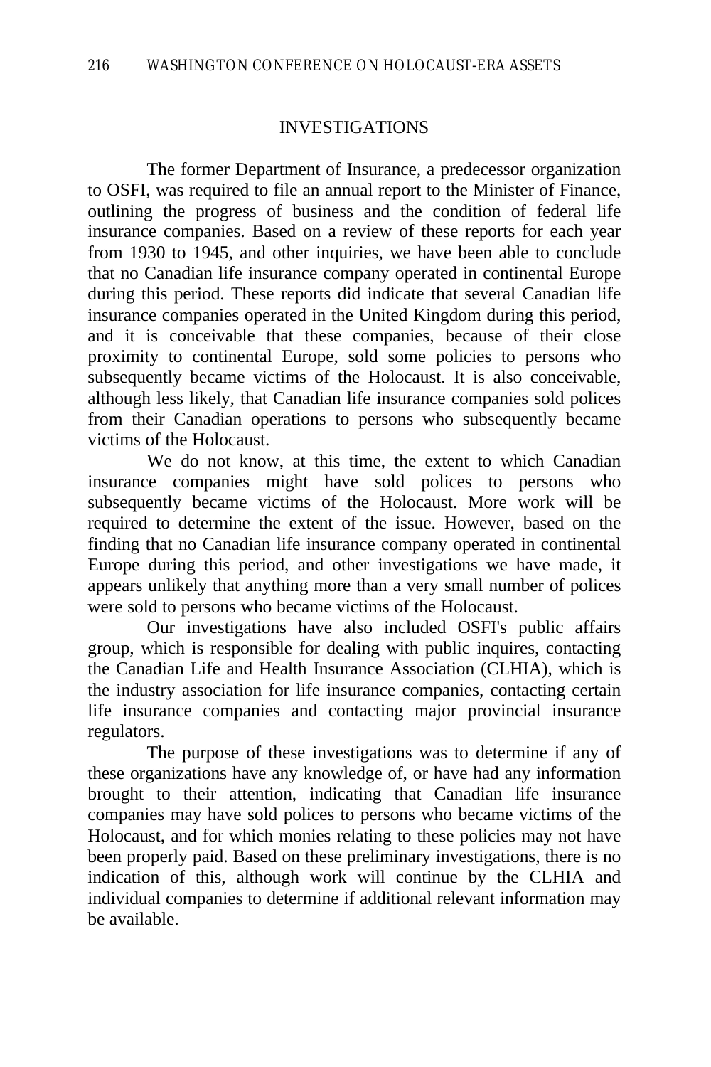## INVESTIGATIONS

The former Department of Insurance, a predecessor organization to OSFI, was required to file an annual report to the Minister of Finance, outlining the progress of business and the condition of federal life insurance companies. Based on a review of these reports for each year from 1930 to 1945, and other inquiries, we have been able to conclude that no Canadian life insurance company operated in continental Europe during this period. These reports did indicate that several Canadian life insurance companies operated in the United Kingdom during this period, and it is conceivable that these companies, because of their close proximity to continental Europe, sold some policies to persons who subsequently became victims of the Holocaust. It is also conceivable, although less likely, that Canadian life insurance companies sold polices from their Canadian operations to persons who subsequently became victims of the Holocaust.

We do not know, at this time, the extent to which Canadian insurance companies might have sold polices to persons who subsequently became victims of the Holocaust. More work will be required to determine the extent of the issue. However, based on the finding that no Canadian life insurance company operated in continental Europe during this period, and other investigations we have made, it appears unlikely that anything more than a very small number of polices were sold to persons who became victims of the Holocaust.

Our investigations have also included OSFI's public affairs group, which is responsible for dealing with public inquires, contacting the Canadian Life and Health Insurance Association (CLHIA), which is the industry association for life insurance companies, contacting certain life insurance companies and contacting major provincial insurance regulators.

The purpose of these investigations was to determine if any of these organizations have any knowledge of, or have had any information brought to their attention, indicating that Canadian life insurance companies may have sold polices to persons who became victims of the Holocaust, and for which monies relating to these policies may not have been properly paid. Based on these preliminary investigations, there is no indication of this, although work will continue by the CLHIA and individual companies to determine if additional relevant information may be available.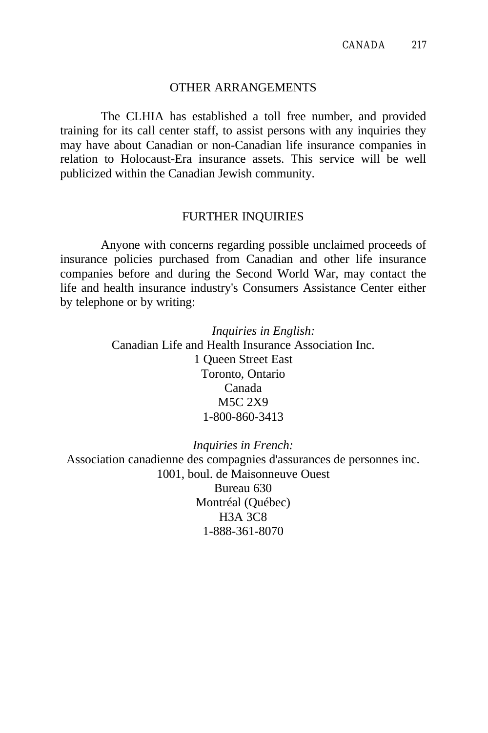## OTHER ARRANGEMENTS

The CLHIA has established a toll free number, and provided training for its call center staff, to assist persons with any inquiries they may have about Canadian or non-Canadian life insurance companies in relation to Holocaust-Era insurance assets. This service will be well publicized within the Canadian Jewish community.

## FURTHER INQUIRIES

Anyone with concerns regarding possible unclaimed proceeds of insurance policies purchased from Canadian and other life insurance companies before and during the Second World War, may contact the life and health insurance industry's Consumers Assistance Center either by telephone or by writing:

*Inquiries in English:*
Canadian Life and Health Insurance Association Inc.
1 Queen Street East
Toronto, Ontario
Canada
M5C 2X9
1-800-860-3413

*Inquiries in French:*
Association canadienne des compagnies d'assurances de personnes inc.
1001, boul. de Maisonneuve Ouest
Bureau 630
Montréal (Québec)
H3A 3C8
1-888-361-8070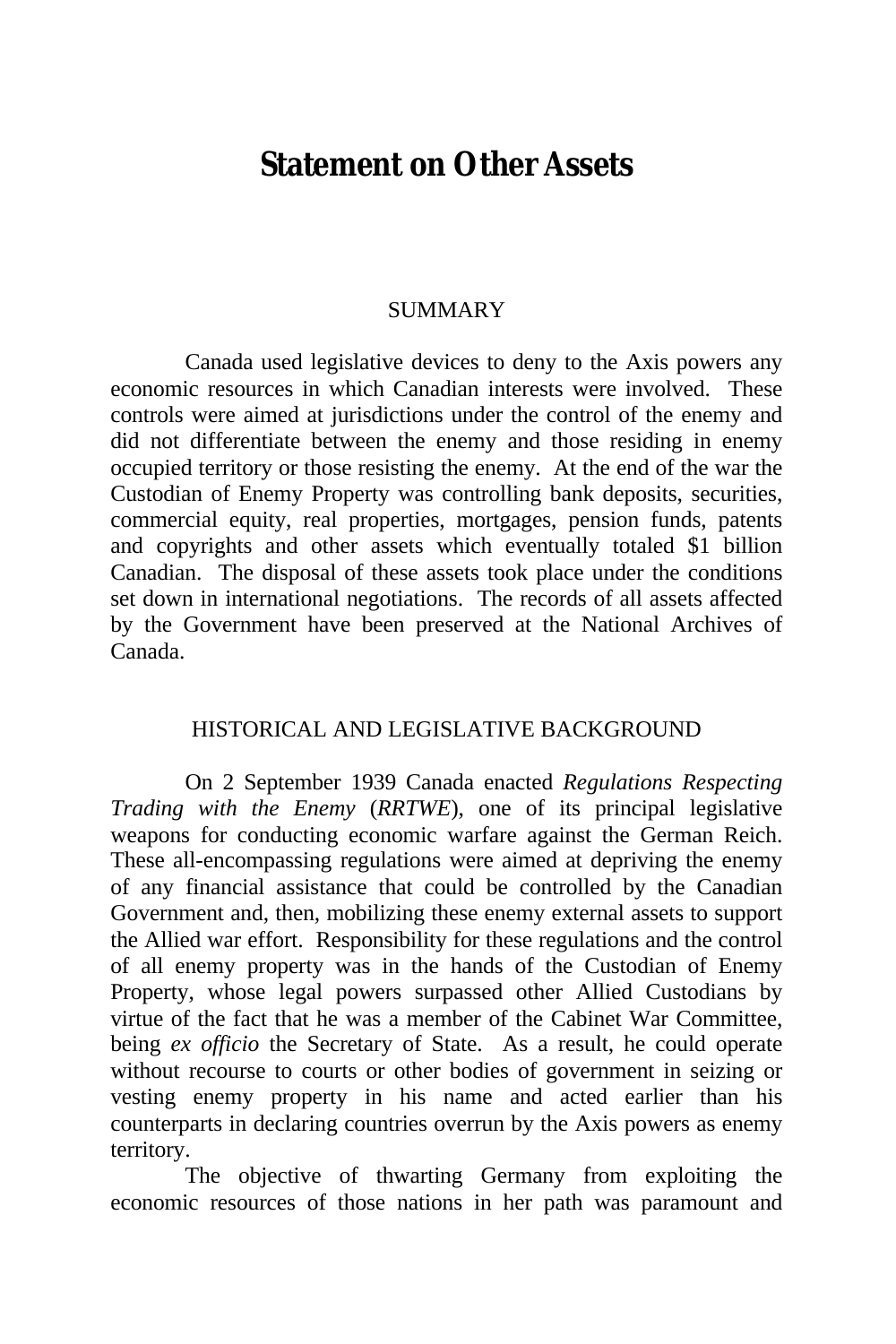# Statement on Other Assets

## SUMMARY

Canada used legislative devices to deny to the Axis powers any economic resources in which Canadian interests were involved. These controls were aimed at jurisdictions under the control of the enemy and did not differentiate between the enemy and those residing in enemy occupied territory or those resisting the enemy. At the end of the war the Custodian of Enemy Property was controlling bank deposits, securities, commercial equity, real properties, mortgages, pension funds, patents and copyrights and other assets which eventually totaled $1 billion Canadian. The disposal of these assets took place under the conditions set down in international negotiations. The records of all assets affected by the Government have been preserved at the National Archives of Canada.

## HISTORICAL AND LEGISLATIVE BACKGROUND

On 2 September 1939 Canada enacted *Regulations Respecting Trading with the Enemy* (*RRTWE*), one of its principal legislative weapons for conducting economic warfare against the German Reich. These all-encompassing regulations were aimed at depriving the enemy of any financial assistance that could be controlled by the Canadian Government and, then, mobilizing these enemy external assets to support the Allied war effort. Responsibility for these regulations and the control of all enemy property was in the hands of the Custodian of Enemy Property, whose legal powers surpassed other Allied Custodians by virtue of the fact that he was a member of the Cabinet War Committee, being *ex officio* the Secretary of State. As a result, he could operate without recourse to courts or other bodies of government in seizing or vesting enemy property in his name and acted earlier than his counterparts in declaring countries overrun by the Axis powers as enemy territory.

The objective of thwarting Germany from exploiting the economic resources of those nations in her path was paramount and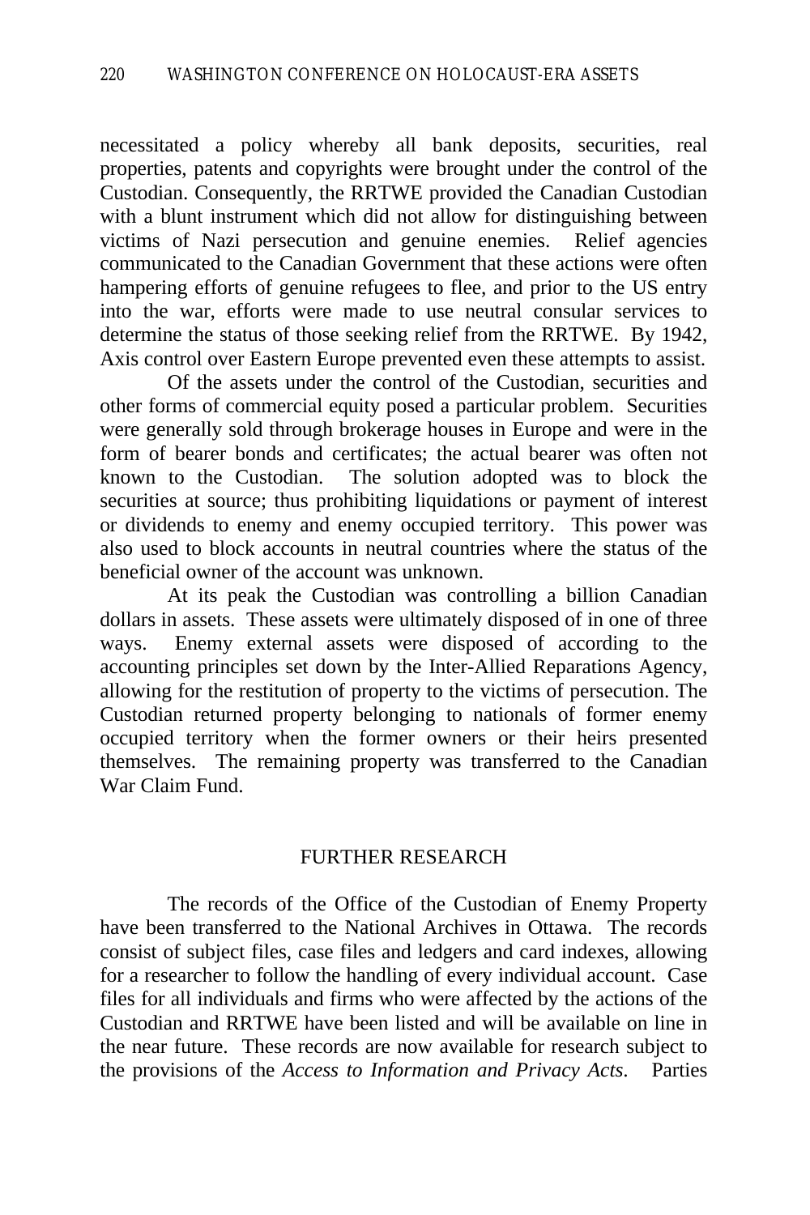necessitated a policy whereby all bank deposits, securities, real properties, patents and copyrights were brought under the control of the Custodian. Consequently, the RRTWE provided the Canadian Custodian with a blunt instrument which did not allow for distinguishing between victims of Nazi persecution and genuine enemies. Relief agencies communicated to the Canadian Government that these actions were often hampering efforts of genuine refugees to flee, and prior to the US entry into the war, efforts were made to use neutral consular services to determine the status of those seeking relief from the RRTWE. By 1942, Axis control over Eastern Europe prevented even these attempts to assist.

Of the assets under the control of the Custodian, securities and other forms of commercial equity posed a particular problem. Securities were generally sold through brokerage houses in Europe and were in the form of bearer bonds and certificates; the actual bearer was often not known to the Custodian. The solution adopted was to block the securities at source; thus prohibiting liquidations or payment of interest or dividends to enemy and enemy occupied territory. This power was also used to block accounts in neutral countries where the status of the beneficial owner of the account was unknown.

At its peak the Custodian was controlling a billion Canadian dollars in assets. These assets were ultimately disposed of in one of three ways. Enemy external assets were disposed of according to the accounting principles set down by the Inter-Allied Reparations Agency, allowing for the restitution of property to the victims of persecution. The Custodian returned property belonging to nationals of former enemy occupied territory when the former owners or their heirs presented themselves. The remaining property was transferred to the Canadian War Claim Fund.

## FURTHER RESEARCH

The records of the Office of the Custodian of Enemy Property have been transferred to the National Archives in Ottawa. The records consist of subject files, case files and ledgers and card indexes, allowing for a researcher to follow the handling of every individual account. Case files for all individuals and firms who were affected by the actions of the Custodian and RRTWE have been listed and will be available on line in the near future. These records are now available for research subject to the provisions of the *Access to Information and Privacy Acts*. Parties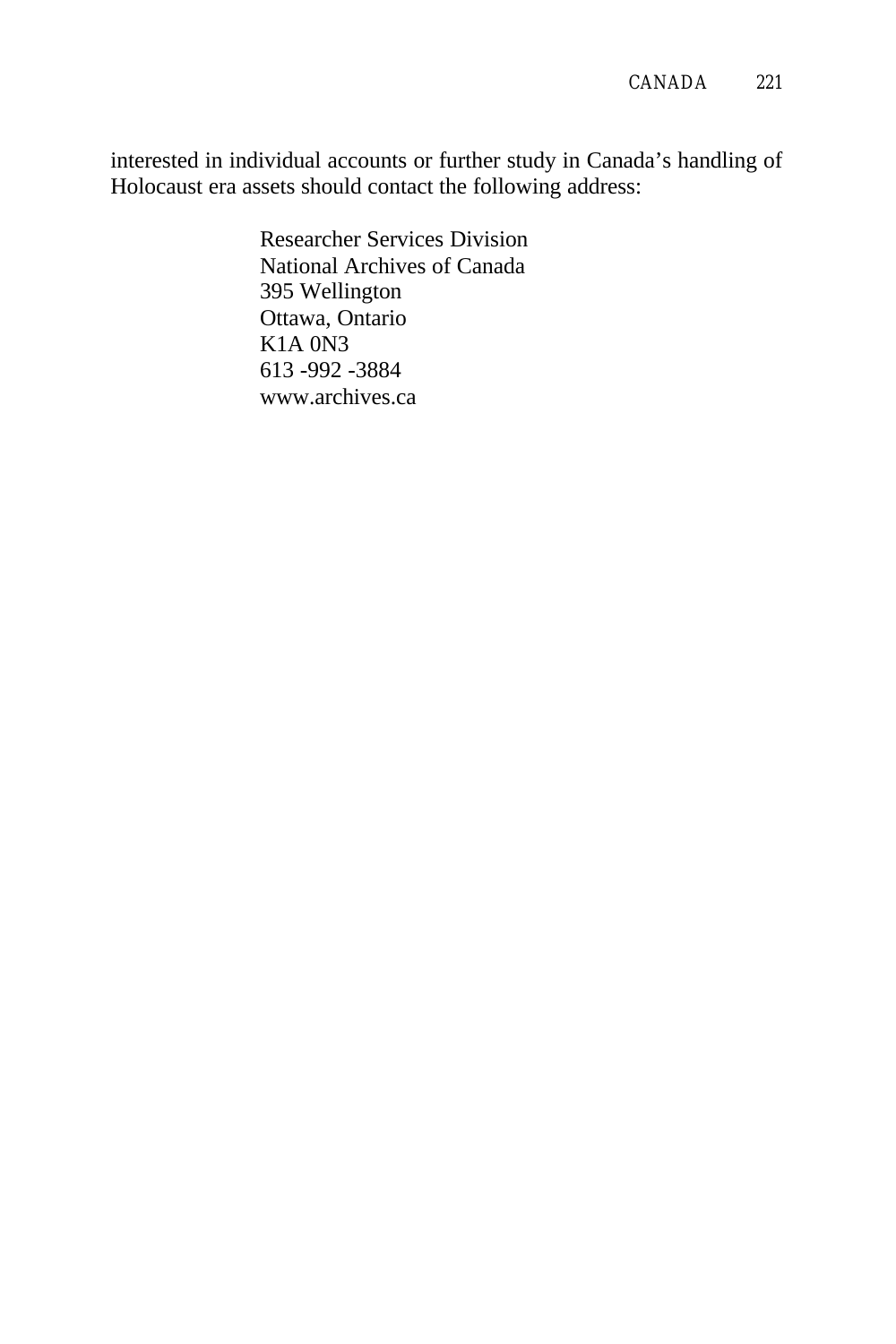interested in individual accounts or further study in Canada’s handling of Holocaust era assets should contact the following address:

Researcher Services Division  
National Archives of Canada  
395 Wellington  
Ottawa, Ontario  
K1A 0N3  
613 -992 -3884  
www.archives.ca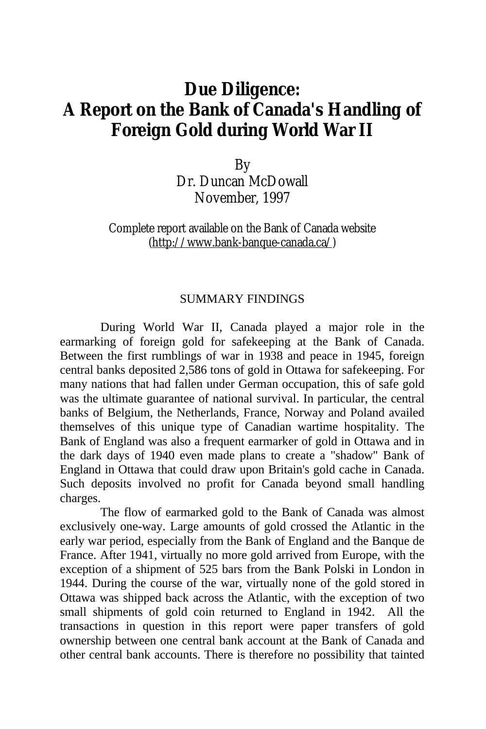# Due Diligence: A Report on the Bank of Canada's Handling of Foreign Gold during World War II

By
Dr. Duncan McDowall
November, 1997

Complete report available on the Bank of Canada website
(http://www.bank-banque-canada.ca/)

## SUMMARY FINDINGS

During World War II, Canada played a major role in the earmarking of foreign gold for safekeeping at the Bank of Canada. Between the first rumblings of war in 1938 and peace in 1945, foreign central banks deposited 2,586 tons of gold in Ottawa for safekeeping. For many nations that had fallen under German occupation, this of safe gold was the ultimate guarantee of national survival. In particular, the central banks of Belgium, the Netherlands, France, Norway and Poland availed themselves of this unique type of Canadian wartime hospitality. The Bank of England was also a frequent earmarker of gold in Ottawa and in the dark days of 1940 even made plans to create a "shadow" Bank of England in Ottawa that could draw upon Britain's gold cache in Canada. Such deposits involved no profit for Canada beyond small handling charges.

The flow of earmarked gold to the Bank of Canada was almost exclusively one-way. Large amounts of gold crossed the Atlantic in the early war period, especially from the Bank of England and the Banque de France. After 1941, virtually no more gold arrived from Europe, with the exception of a shipment of 525 bars from the Bank Polski in London in 1944. During the course of the war, virtually none of the gold stored in Ottawa was shipped back across the Atlantic, with the exception of two small shipments of gold coin returned to England in 1942. All the transactions in question in this report were paper transfers of gold ownership between one central bank account at the Bank of Canada and other central bank accounts. There is therefore no possibility that tainted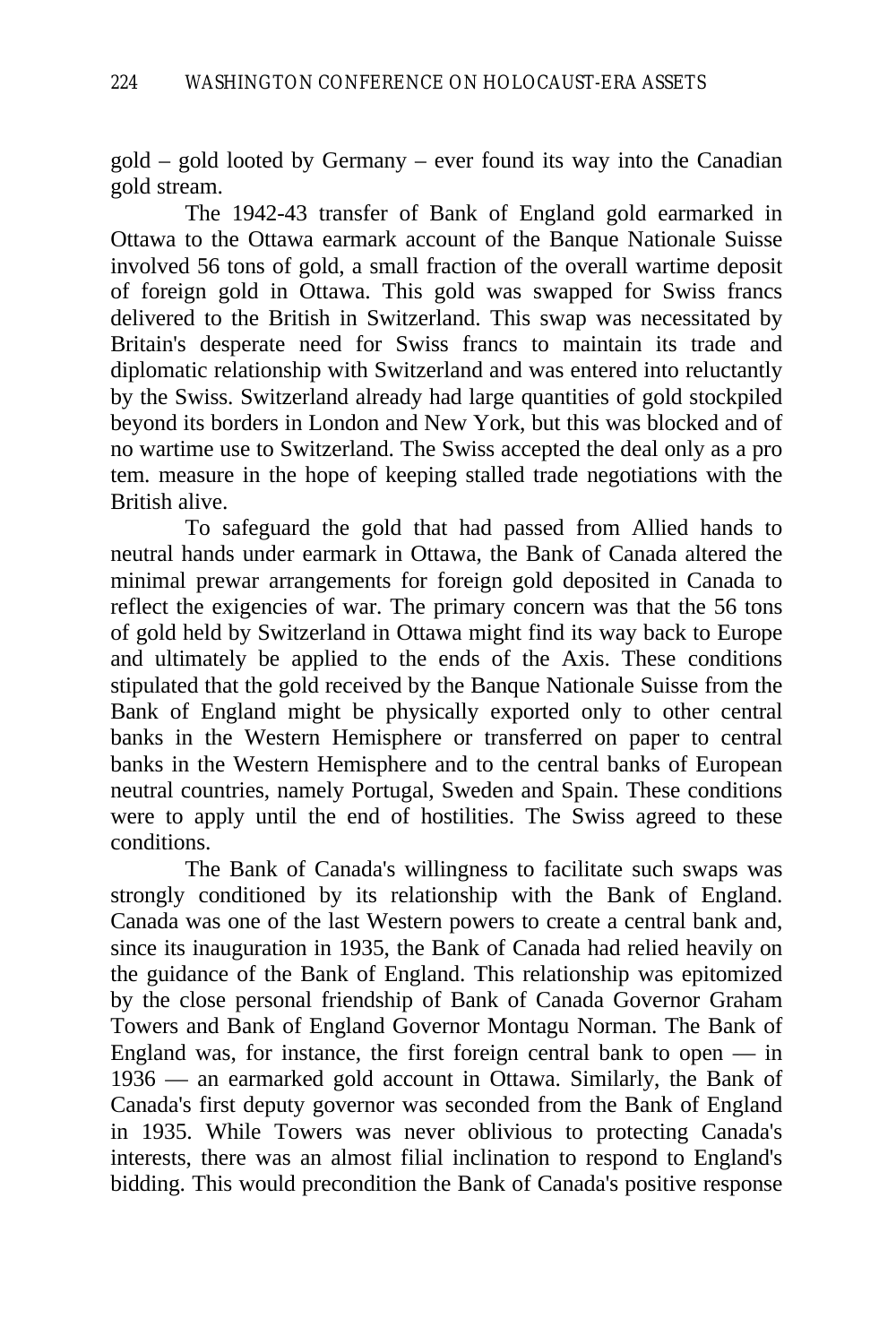gold – gold looted by Germany – ever found its way into the Canadian gold stream.

The 1942-43 transfer of Bank of England gold earmarked in Ottawa to the Ottawa earmark account of the Banque Nationale Suisse involved 56 tons of gold, a small fraction of the overall wartime deposit of foreign gold in Ottawa. This gold was swapped for Swiss francs delivered to the British in Switzerland. This swap was necessitated by Britain's desperate need for Swiss francs to maintain its trade and diplomatic relationship with Switzerland and was entered into reluctantly by the Swiss. Switzerland already had large quantities of gold stockpiled beyond its borders in London and New York, but this was blocked and of no wartime use to Switzerland. The Swiss accepted the deal only as a pro tem. measure in the hope of keeping stalled trade negotiations with the British alive.

To safeguard the gold that had passed from Allied hands to neutral hands under earmark in Ottawa, the Bank of Canada altered the minimal prewar arrangements for foreign gold deposited in Canada to reflect the exigencies of war. The primary concern was that the 56 tons of gold held by Switzerland in Ottawa might find its way back to Europe and ultimately be applied to the ends of the Axis. These conditions stipulated that the gold received by the Banque Nationale Suisse from the Bank of England might be physically exported only to other central banks in the Western Hemisphere or transferred on paper to central banks in the Western Hemisphere and to the central banks of European neutral countries, namely Portugal, Sweden and Spain. These conditions were to apply until the end of hostilities. The Swiss agreed to these conditions.

The Bank of Canada's willingness to facilitate such swaps was strongly conditioned by its relationship with the Bank of England. Canada was one of the last Western powers to create a central bank and, since its inauguration in 1935, the Bank of Canada had relied heavily on the guidance of the Bank of England. This relationship was epitomized by the close personal friendship of Bank of Canada Governor Graham Towers and Bank of England Governor Montagu Norman. The Bank of England was, for instance, the first foreign central bank to open — in 1936 — an earmarked gold account in Ottawa. Similarly, the Bank of Canada's first deputy governor was seconded from the Bank of England in 1935. While Towers was never oblivious to protecting Canada's interests, there was an almost filial inclination to respond to England's bidding. This would precondition the Bank of Canada's positive response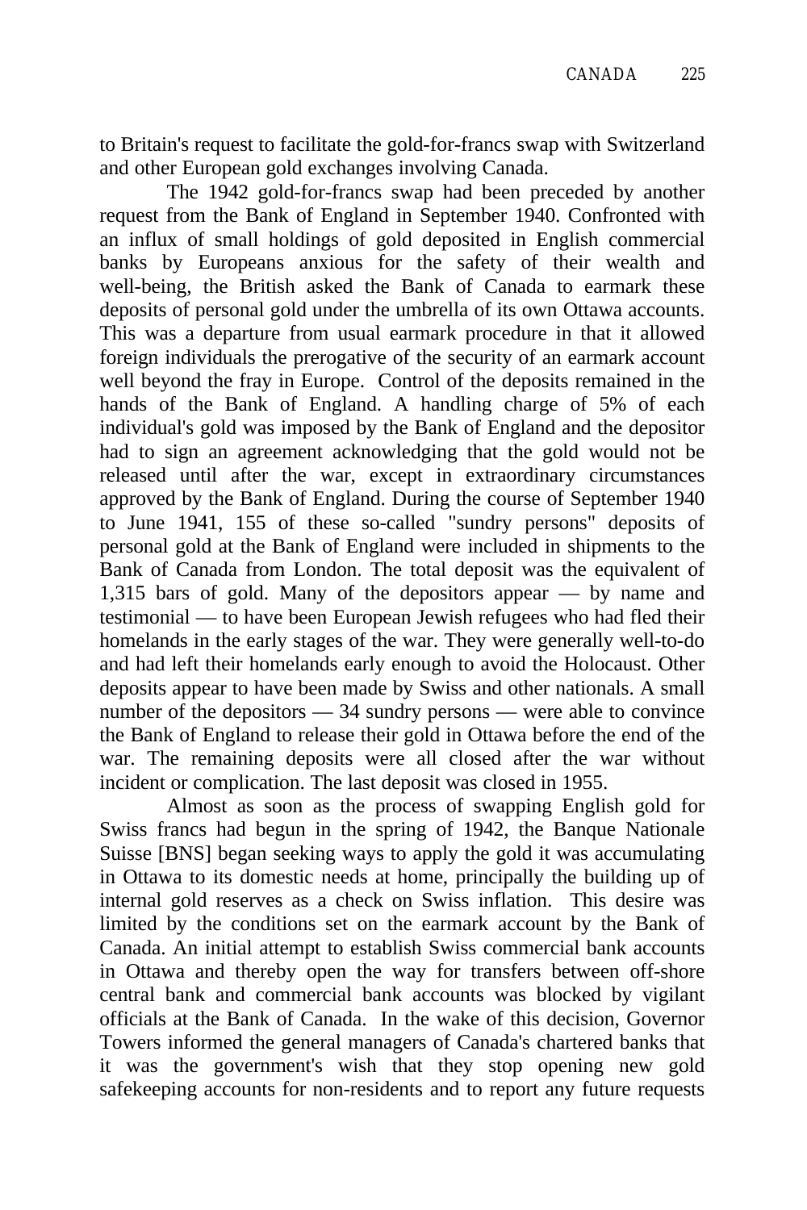to Britain's request to facilitate the gold-for-francs swap with Switzerland and other European gold exchanges involving Canada.

The 1942 gold-for-francs swap had been preceded by another request from the Bank of England in September 1940. Confronted with an influx of small holdings of gold deposited in English commercial banks by Europeans anxious for the safety of their wealth and well-being, the British asked the Bank of Canada to earmark these deposits of personal gold under the umbrella of its own Ottawa accounts. This was a departure from usual earmark procedure in that it allowed foreign individuals the prerogative of the security of an earmark account well beyond the fray in Europe. Control of the deposits remained in the hands of the Bank of England. A handling charge of 5% of each individual's gold was imposed by the Bank of England and the depositor had to sign an agreement acknowledging that the gold would not be released until after the war, except in extraordinary circumstances approved by the Bank of England. During the course of September 1940 to June 1941, 155 of these so-called "sundry persons" deposits of personal gold at the Bank of England were included in shipments to the Bank of Canada from London. The total deposit was the equivalent of 1,315 bars of gold. Many of the depositors appear — by name and testimonial — to have been European Jewish refugees who had fled their homelands in the early stages of the war. They were generally well-to-do and had left their homelands early enough to avoid the Holocaust. Other deposits appear to have been made by Swiss and other nationals. A small number of the depositors — 34 sundry persons — were able to convince the Bank of England to release their gold in Ottawa before the end of the war. The remaining deposits were all closed after the war without incident or complication. The last deposit was closed in 1955.

Almost as soon as the process of swapping English gold for Swiss francs had begun in the spring of 1942, the Banque Nationale Suisse [BNS] began seeking ways to apply the gold it was accumulating in Ottawa to its domestic needs at home, principally the building up of internal gold reserves as a check on Swiss inflation. This desire was limited by the conditions set on the earmark account by the Bank of Canada. An initial attempt to establish Swiss commercial bank accounts in Ottawa and thereby open the way for transfers between off-shore central bank and commercial bank accounts was blocked by vigilant officials at the Bank of Canada. In the wake of this decision, Governor Towers informed the general managers of Canada's chartered banks that it was the government's wish that they stop opening new gold safekeeping accounts for non-residents and to report any future requests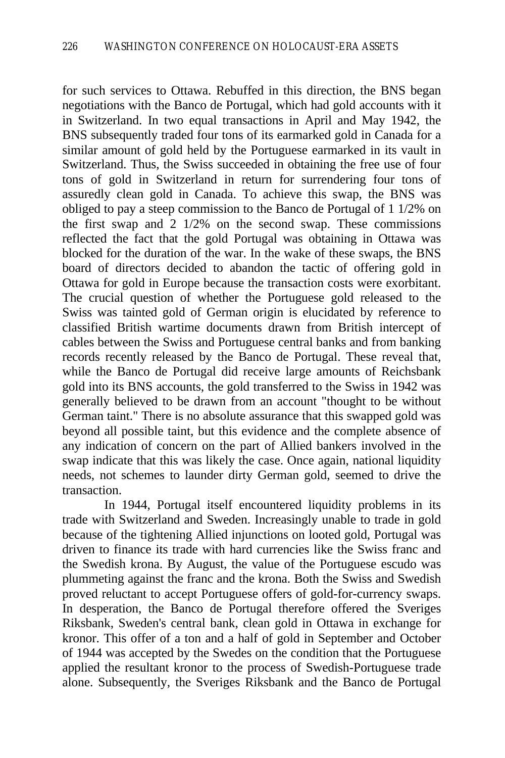for such services to Ottawa. Rebuffed in this direction, the BNS began negotiations with the Banco de Portugal, which had gold accounts with it in Switzerland. In two equal transactions in April and May 1942, the BNS subsequently traded four tons of its earmarked gold in Canada for a similar amount of gold held by the Portuguese earmarked in its vault in Switzerland. Thus, the Swiss succeeded in obtaining the free use of four tons of gold in Switzerland in return for surrendering four tons of assuredly clean gold in Canada. To achieve this swap, the BNS was obliged to pay a steep commission to the Banco de Portugal of 1 1/2% on the first swap and 2 1/2% on the second swap. These commissions reflected the fact that the gold Portugal was obtaining in Ottawa was blocked for the duration of the war. In the wake of these swaps, the BNS board of directors decided to abandon the tactic of offering gold in Ottawa for gold in Europe because the transaction costs were exorbitant. The crucial question of whether the Portuguese gold released to the Swiss was tainted gold of German origin is elucidated by reference to classified British wartime documents drawn from British intercept of cables between the Swiss and Portuguese central banks and from banking records recently released by the Banco de Portugal. These reveal that, while the Banco de Portugal did receive large amounts of Reichsbank gold into its BNS accounts, the gold transferred to the Swiss in 1942 was generally believed to be drawn from an account "thought to be without German taint." There is no absolute assurance that this swapped gold was beyond all possible taint, but this evidence and the complete absence of any indication of concern on the part of Allied bankers involved in the swap indicate that this was likely the case. Once again, national liquidity needs, not schemes to launder dirty German gold, seemed to drive the transaction.

In 1944, Portugal itself encountered liquidity problems in its trade with Switzerland and Sweden. Increasingly unable to trade in gold because of the tightening Allied injunctions on looted gold, Portugal was driven to finance its trade with hard currencies like the Swiss franc and the Swedish krona. By August, the value of the Portuguese escudo was plummeting against the franc and the krona. Both the Swiss and Swedish proved reluctant to accept Portuguese offers of gold-for-currency swaps. In desperation, the Banco de Portugal therefore offered the Sveriges Riksbank, Sweden's central bank, clean gold in Ottawa in exchange for kronor. This offer of a ton and a half of gold in September and October of 1944 was accepted by the Swedes on the condition that the Portuguese applied the resultant kronor to the process of Swedish-Portuguese trade alone. Subsequently, the Sveriges Riksbank and the Banco de Portugal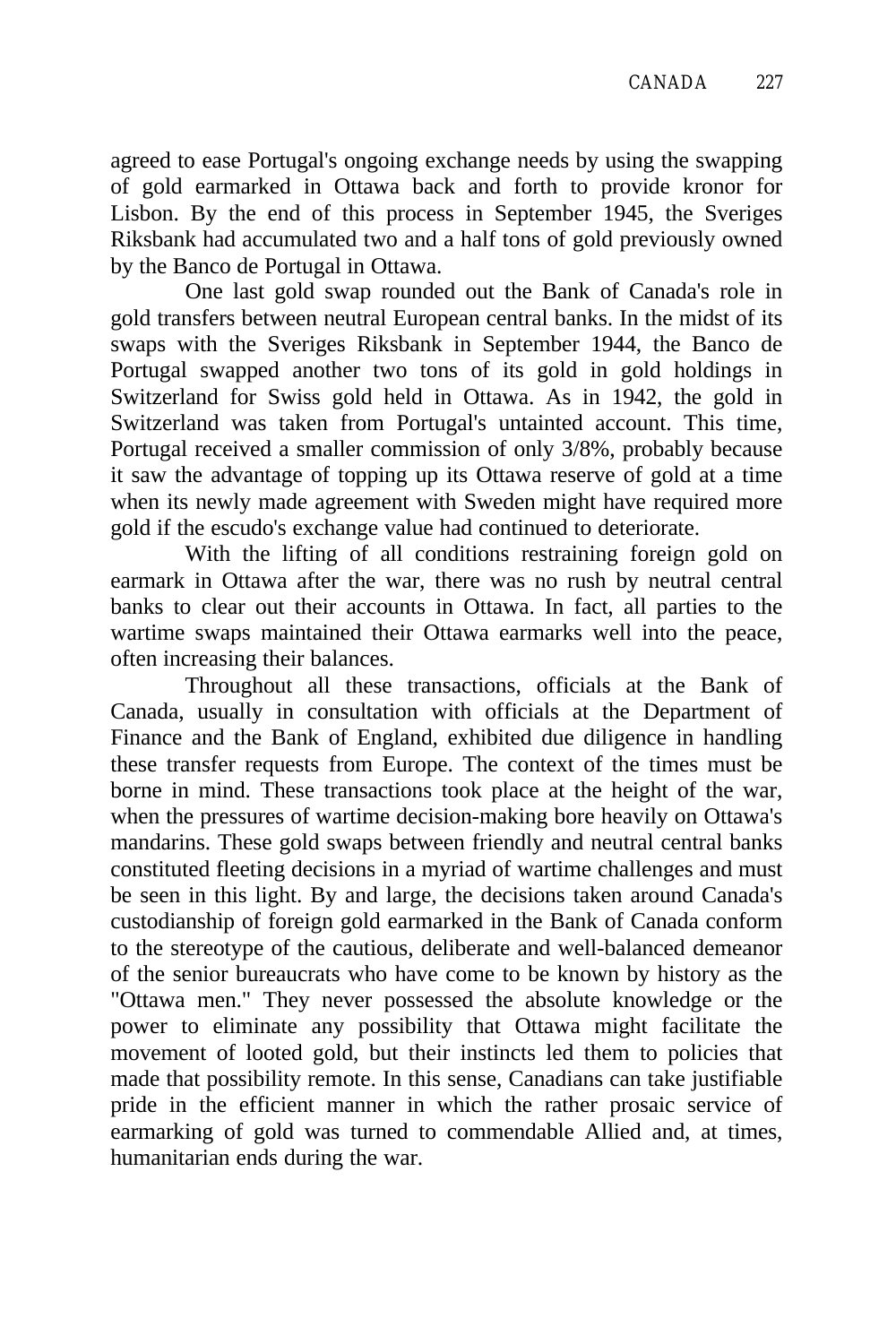agreed to ease Portugal's ongoing exchange needs by using the swapping of gold earmarked in Ottawa back and forth to provide kronor for Lisbon. By the end of this process in September 1945, the Sveriges Riksbank had accumulated two and a half tons of gold previously owned by the Banco de Portugal in Ottawa.

One last gold swap rounded out the Bank of Canada's role in gold transfers between neutral European central banks. In the midst of its swaps with the Sveriges Riksbank in September 1944, the Banco de Portugal swapped another two tons of its gold in gold holdings in Switzerland for Swiss gold held in Ottawa. As in 1942, the gold in Switzerland was taken from Portugal's untainted account. This time, Portugal received a smaller commission of only 3/8%, probably because it saw the advantage of topping up its Ottawa reserve of gold at a time when its newly made agreement with Sweden might have required more gold if the escudo's exchange value had continued to deteriorate.

With the lifting of all conditions restraining foreign gold on earmark in Ottawa after the war, there was no rush by neutral central banks to clear out their accounts in Ottawa. In fact, all parties to the wartime swaps maintained their Ottawa earmarks well into the peace, often increasing their balances.

Throughout all these transactions, officials at the Bank of Canada, usually in consultation with officials at the Department of Finance and the Bank of England, exhibited due diligence in handling these transfer requests from Europe. The context of the times must be borne in mind. These transactions took place at the height of the war, when the pressures of wartime decision-making bore heavily on Ottawa's mandarins. These gold swaps between friendly and neutral central banks constituted fleeting decisions in a myriad of wartime challenges and must be seen in this light. By and large, the decisions taken around Canada's custodianship of foreign gold earmarked in the Bank of Canada conform to the stereotype of the cautious, deliberate and well-balanced demeanor of the senior bureaucrats who have come to be known by history as the "Ottawa men." They never possessed the absolute knowledge or the power to eliminate any possibility that Ottawa might facilitate the movement of looted gold, but their instincts led them to policies that made that possibility remote. In this sense, Canadians can take justifiable pride in the efficient manner in which the rather prosaic service of earmarking of gold was turned to commendable Allied and, at times, humanitarian ends during the war.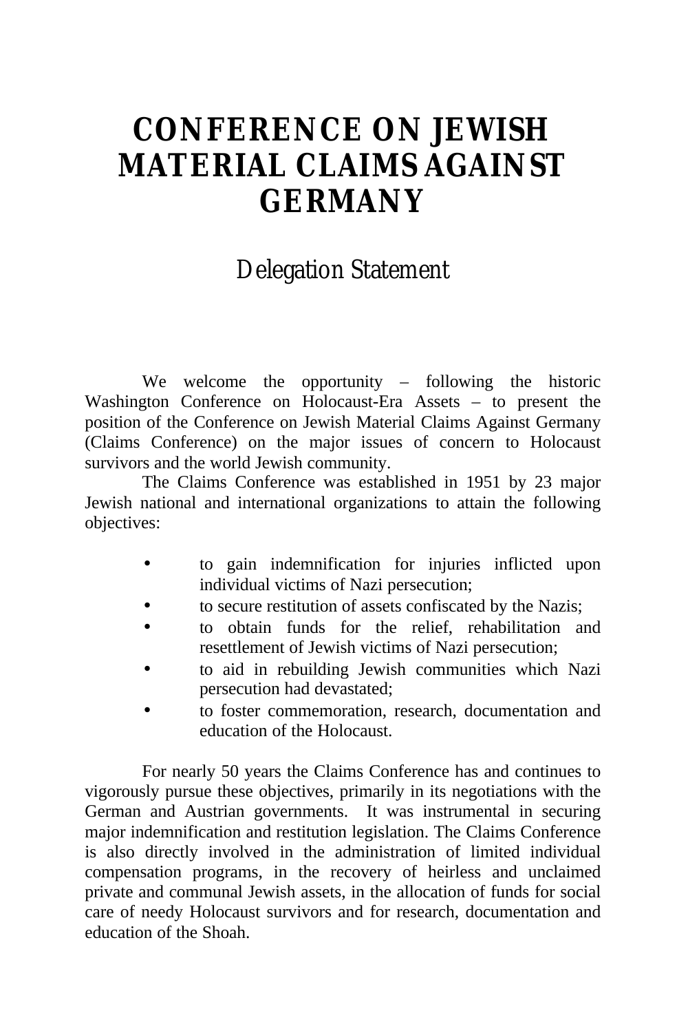# CONFERENCE ON JEWISH MATERIAL CLAIMS AGAINST GERMANY

## Delegation Statement

We welcome the opportunity – following the historic Washington Conference on Holocaust-Era Assets – to present the position of the Conference on Jewish Material Claims Against Germany (Claims Conference) on the major issues of concern to Holocaust survivors and the world Jewish community.

The Claims Conference was established in 1951 by 23 major Jewish national and international organizations to attain the following objectives:

- to gain indemnification for injuries inflicted upon individual victims of Nazi persecution;
- to secure restitution of assets confiscated by the Nazis;
- to obtain funds for the relief, rehabilitation and resettlement of Jewish victims of Nazi persecution;
- to aid in rebuilding Jewish communities which Nazi persecution had devastated;
- to foster commemoration, research, documentation and education of the Holocaust.

For nearly 50 years the Claims Conference has and continues to vigorously pursue these objectives, primarily in its negotiations with the German and Austrian governments. It was instrumental in securing major indemnification and restitution legislation. The Claims Conference is also directly involved in the administration of limited individual compensation programs, in the recovery of heirless and unclaimed private and communal Jewish assets, in the allocation of funds for social care of needy Holocaust survivors and for research, documentation and education of the Shoah.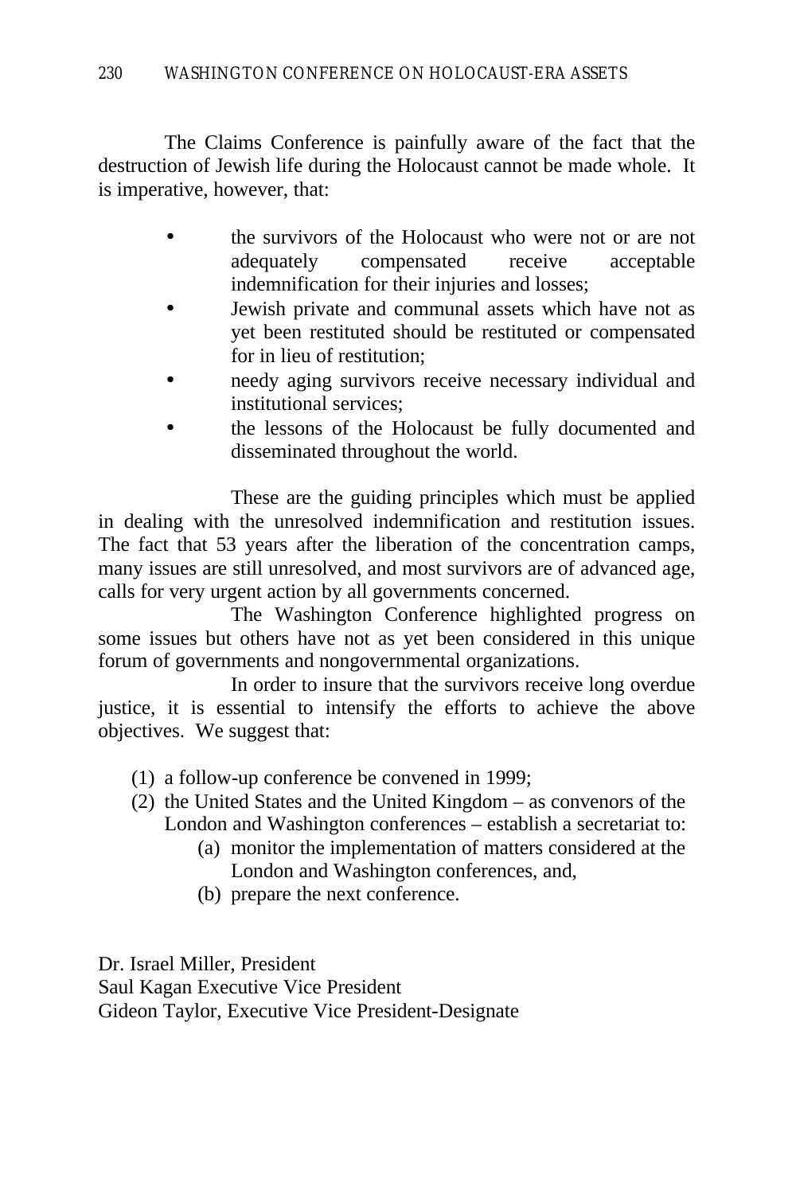The Claims Conference is painfully aware of the fact that the destruction of Jewish life during the Holocaust cannot be made whole. It is imperative, however, that:

- the survivors of the Holocaust who were not or are not adequately compensated receive acceptable indemnification for their injuries and losses;
- Jewish private and communal assets which have not as yet been restituted should be restituted or compensated for in lieu of restitution;
- needy aging survivors receive necessary individual and institutional services;
- the lessons of the Holocaust be fully documented and disseminated throughout the world.

These are the guiding principles which must be applied in dealing with the unresolved indemnification and restitution issues. The fact that 53 years after the liberation of the concentration camps, many issues are still unresolved, and most survivors are of advanced age, calls for very urgent action by all governments concerned.

The Washington Conference highlighted progress on some issues but others have not as yet been considered in this unique forum of governments and nongovernmental organizations.

In order to insure that the survivors receive long overdue justice, it is essential to intensify the efforts to achieve the above objectives. We suggest that:

(1) a follow-up conference be convened in 1999;
(2) the United States and the United Kingdom – as convenors of the London and Washington conferences – establish a secretariat to:
   (a) monitor the implementation of matters considered at the London and Washington conferences, and,
   (b) prepare the next conference.

Dr. Israel Miller, President
Saul Kagan Executive Vice President
Gideon Taylor, Executive Vice President-Designate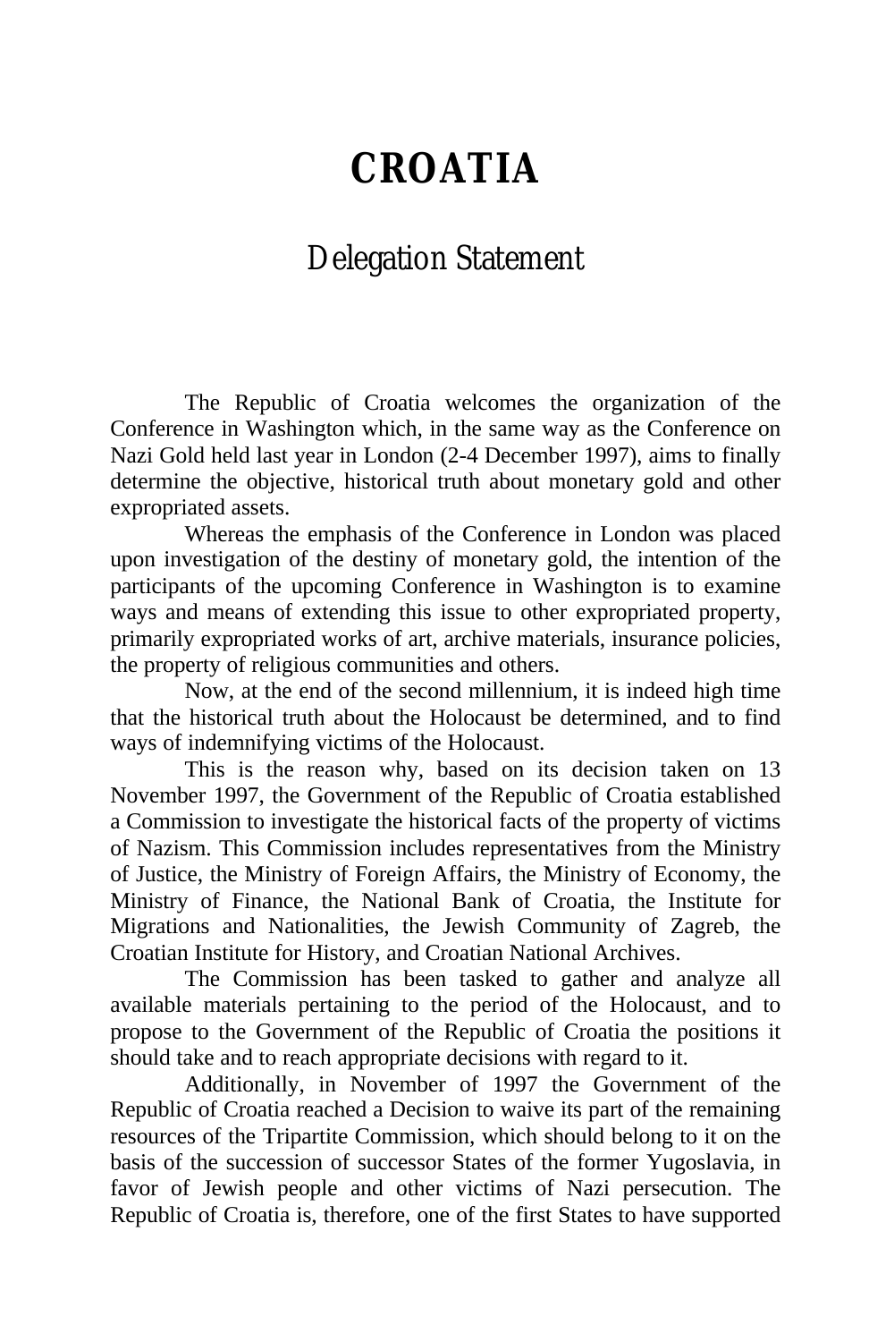# CROATIA

## Delegation Statement

The Republic of Croatia welcomes the organization of the Conference in Washington which, in the same way as the Conference on Nazi Gold held last year in London (2-4 December 1997), aims to finally determine the objective, historical truth about monetary gold and other expropriated assets.

Whereas the emphasis of the Conference in London was placed upon investigation of the destiny of monetary gold, the intention of the participants of the upcoming Conference in Washington is to examine ways and means of extending this issue to other expropriated property, primarily expropriated works of art, archive materials, insurance policies, the property of religious communities and others.

Now, at the end of the second millennium, it is indeed high time that the historical truth about the Holocaust be determined, and to find ways of indemnifying victims of the Holocaust.

This is the reason why, based on its decision taken on 13 November 1997, the Government of the Republic of Croatia established a Commission to investigate the historical facts of the property of victims of Nazism. This Commission includes representatives from the Ministry of Justice, the Ministry of Foreign Affairs, the Ministry of Economy, the Ministry of Finance, the National Bank of Croatia, the Institute for Migrations and Nationalities, the Jewish Community of Zagreb, the Croatian Institute for History, and Croatian National Archives.

The Commission has been tasked to gather and analyze all available materials pertaining to the period of the Holocaust, and to propose to the Government of the Republic of Croatia the positions it should take and to reach appropriate decisions with regard to it.

Additionally, in November of 1997 the Government of the Republic of Croatia reached a Decision to waive its part of the remaining resources of the Tripartite Commission, which should belong to it on the basis of the succession of successor States of the former Yugoslavia, in favor of Jewish people and other victims of Nazi persecution. The Republic of Croatia is, therefore, one of the first States to have supported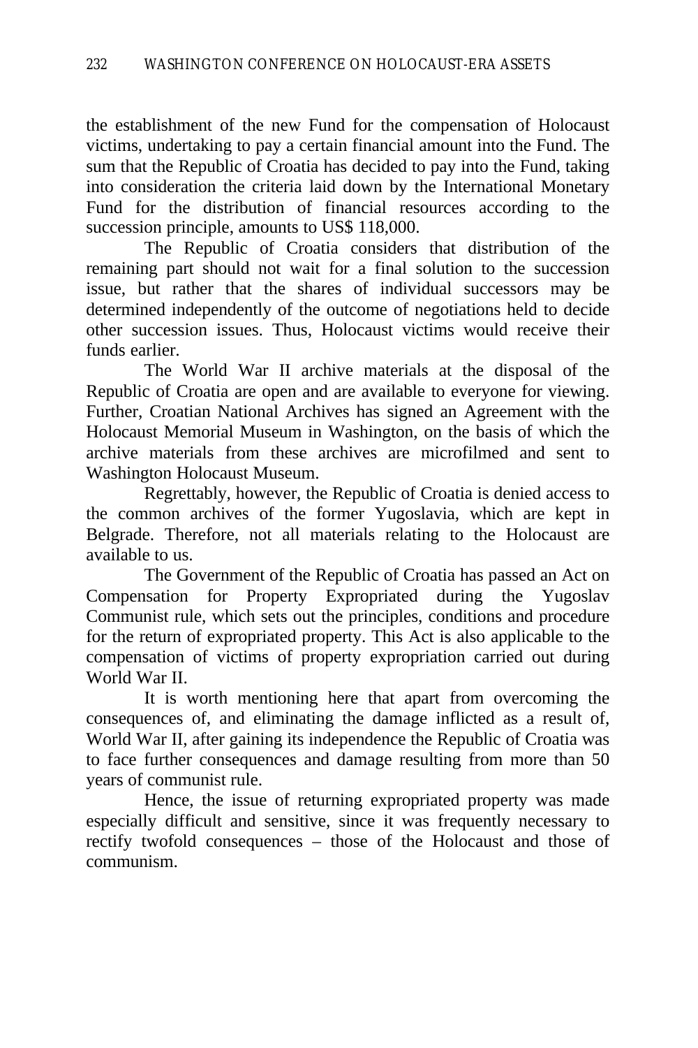the establishment of the new Fund for the compensation of Holocaust victims, undertaking to pay a certain financial amount into the Fund. The sum that the Republic of Croatia has decided to pay into the Fund, taking into consideration the criteria laid down by the International Monetary Fund for the distribution of financial resources according to the succession principle, amounts to US$ 118,000.

The Republic of Croatia considers that distribution of the remaining part should not wait for a final solution to the succession issue, but rather that the shares of individual successors may be determined independently of the outcome of negotiations held to decide other succession issues. Thus, Holocaust victims would receive their funds earlier.

The World War II archive materials at the disposal of the Republic of Croatia are open and are available to everyone for viewing. Further, Croatian National Archives has signed an Agreement with the Holocaust Memorial Museum in Washington, on the basis of which the archive materials from these archives are microfilmed and sent to Washington Holocaust Museum.

Regrettably, however, the Republic of Croatia is denied access to the common archives of the former Yugoslavia, which are kept in Belgrade. Therefore, not all materials relating to the Holocaust are available to us.

The Government of the Republic of Croatia has passed an Act on Compensation for Property Expropriated during the Yugoslav Communist rule, which sets out the principles, conditions and procedure for the return of expropriated property. This Act is also applicable to the compensation of victims of property expropriation carried out during World War II.

It is worth mentioning here that apart from overcoming the consequences of, and eliminating the damage inflicted as a result of, World War II, after gaining its independence the Republic of Croatia was to face further consequences and damage resulting from more than 50 years of communist rule.

Hence, the issue of returning expropriated property was made especially difficult and sensitive, since it was frequently necessary to rectify twofold consequences – those of the Holocaust and those of communism.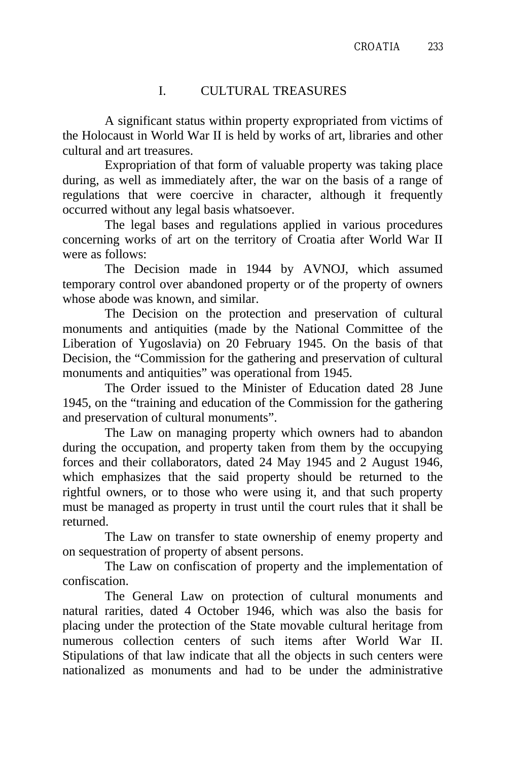## I. CULTURAL TREASURES

A significant status within property expropriated from victims of the Holocaust in World War II is held by works of art, libraries and other cultural and art treasures.

Expropriation of that form of valuable property was taking place during, as well as immediately after, the war on the basis of a range of regulations that were coercive in character, although it frequently occurred without any legal basis whatsoever.

The legal bases and regulations applied in various procedures concerning works of art on the territory of Croatia after World War II were as follows:

The Decision made in 1944 by AVNOJ, which assumed temporary control over abandoned property or of the property of owners whose abode was known, and similar.

The Decision on the protection and preservation of cultural monuments and antiquities (made by the National Committee of the Liberation of Yugoslavia) on 20 February 1945. On the basis of that Decision, the "Commission for the gathering and preservation of cultural monuments and antiquities" was operational from 1945.

The Order issued to the Minister of Education dated 28 June 1945, on the "training and education of the Commission for the gathering and preservation of cultural monuments".

The Law on managing property which owners had to abandon during the occupation, and property taken from them by the occupying forces and their collaborators, dated 24 May 1945 and 2 August 1946, which emphasizes that the said property should be returned to the rightful owners, or to those who were using it, and that such property must be managed as property in trust until the court rules that it shall be returned.

The Law on transfer to state ownership of enemy property and on sequestration of property of absent persons.

The Law on confiscation of property and the implementation of confiscation.

The General Law on protection of cultural monuments and natural rarities, dated 4 October 1946, which was also the basis for placing under the protection of the State movable cultural heritage from numerous collection centers of such items after World War II. Stipulations of that law indicate that all the objects in such centers were nationalized as monuments and had to be under the administrative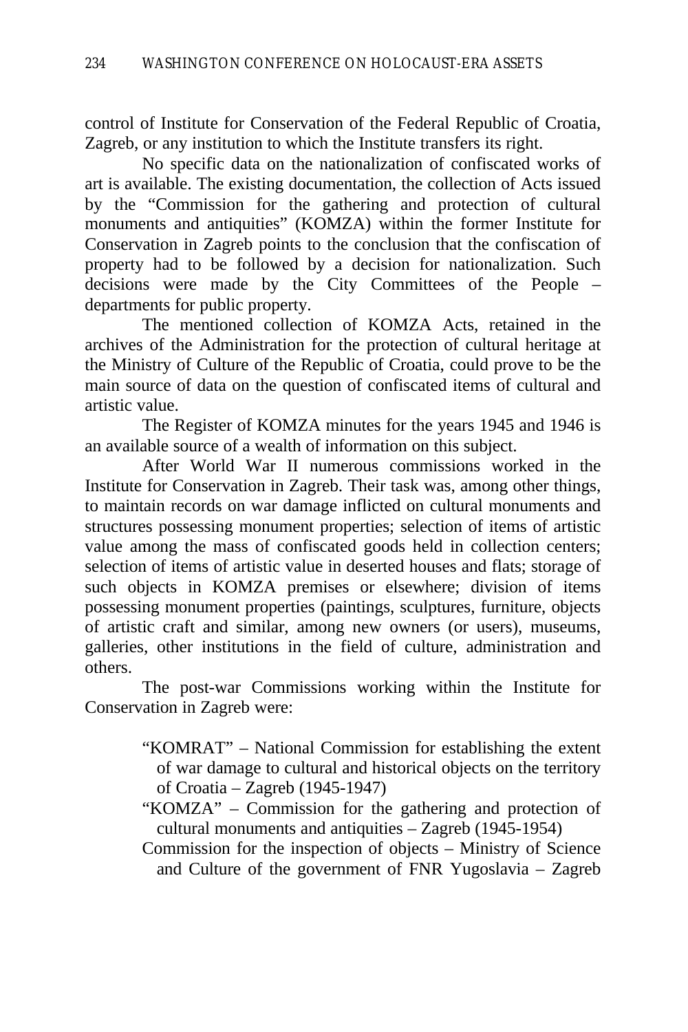control of Institute for Conservation of the Federal Republic of Croatia, Zagreb, or any institution to which the Institute transfers its right.

No specific data on the nationalization of confiscated works of art is available. The existing documentation, the collection of Acts issued by the "Commission for the gathering and protection of cultural monuments and antiquities" (KOMZA) within the former Institute for Conservation in Zagreb points to the conclusion that the confiscation of property had to be followed by a decision for nationalization. Such decisions were made by the City Committees of the People – departments for public property.

The mentioned collection of KOMZA Acts, retained in the archives of the Administration for the protection of cultural heritage at the Ministry of Culture of the Republic of Croatia, could prove to be the main source of data on the question of confiscated items of cultural and artistic value.

The Register of KOMZA minutes for the years 1945 and 1946 is an available source of a wealth of information on this subject.

After World War II numerous commissions worked in the Institute for Conservation in Zagreb. Their task was, among other things, to maintain records on war damage inflicted on cultural monuments and structures possessing monument properties; selection of items of artistic value among the mass of confiscated goods held in collection centers; selection of items of artistic value in deserted houses and flats; storage of such objects in KOMZA premises or elsewhere; division of items possessing monument properties (paintings, sculptures, furniture, objects of artistic craft and similar, among new owners (or users), museums, galleries, other institutions in the field of culture, administration and others.

The post-war Commissions working within the Institute for Conservation in Zagreb were:

- "KOMRAT" – National Commission for establishing the extent of war damage to cultural and historical objects on the territory of Croatia – Zagreb (1945-1947)
- "KOMZA" – Commission for the gathering and protection of cultural monuments and antiquities – Zagreb (1945-1954)
- Commission for the inspection of objects – Ministry of Science and Culture of the government of FNR Yugoslavia – Zagreb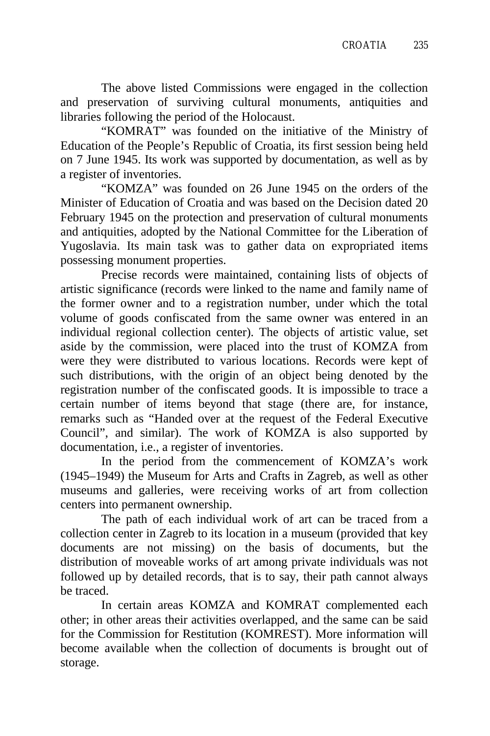The above listed Commissions were engaged in the collection and preservation of surviving cultural monuments, antiquities and libraries following the period of the Holocaust.

"KOMRAT" was founded on the initiative of the Ministry of Education of the People's Republic of Croatia, its first session being held on 7 June 1945. Its work was supported by documentation, as well as by a register of inventories.

"KOMZA" was founded on 26 June 1945 on the orders of the Minister of Education of Croatia and was based on the Decision dated 20 February 1945 on the protection and preservation of cultural monuments and antiquities, adopted by the National Committee for the Liberation of Yugoslavia. Its main task was to gather data on expropriated items possessing monument properties.

Precise records were maintained, containing lists of objects of artistic significance (records were linked to the name and family name of the former owner and to a registration number, under which the total volume of goods confiscated from the same owner was entered in an individual regional collection center). The objects of artistic value, set aside by the commission, were placed into the trust of KOMZA from were they were distributed to various locations. Records were kept of such distributions, with the origin of an object being denoted by the registration number of the confiscated goods. It is impossible to trace a certain number of items beyond that stage (there are, for instance, remarks such as "Handed over at the request of the Federal Executive Council", and similar). The work of KOMZA is also supported by documentation, i.e., a register of inventories.

In the period from the commencement of KOMZA's work (1945–1949) the Museum for Arts and Crafts in Zagreb, as well as other museums and galleries, were receiving works of art from collection centers into permanent ownership.

The path of each individual work of art can be traced from a collection center in Zagreb to its location in a museum (provided that key documents are not missing) on the basis of documents, but the distribution of moveable works of art among private individuals was not followed up by detailed records, that is to say, their path cannot always be traced.

In certain areas KOMZA and KOMRAT complemented each other; in other areas their activities overlapped, and the same can be said for the Commission for Restitution (KOMREST). More information will become available when the collection of documents is brought out of storage.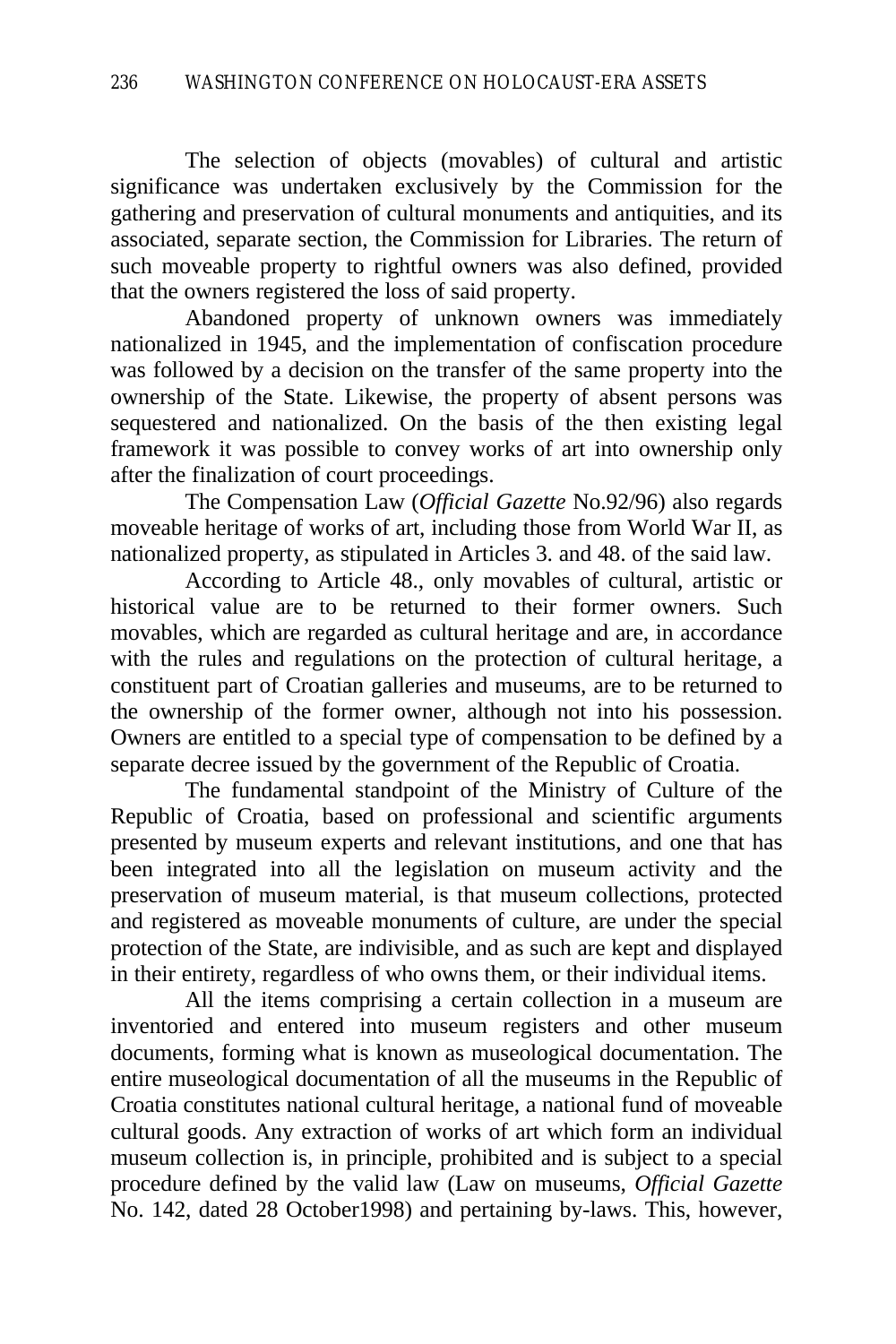The selection of objects (movables) of cultural and artistic significance was undertaken exclusively by the Commission for the gathering and preservation of cultural monuments and antiquities, and its associated, separate section, the Commission for Libraries. The return of such moveable property to rightful owners was also defined, provided that the owners registered the loss of said property.

Abandoned property of unknown owners was immediately nationalized in 1945, and the implementation of confiscation procedure was followed by a decision on the transfer of the same property into the ownership of the State. Likewise, the property of absent persons was sequestered and nationalized. On the basis of the then existing legal framework it was possible to convey works of art into ownership only after the finalization of court proceedings.

The Compensation Law (*Official Gazette* No.92/96) also regards moveable heritage of works of art, including those from World War II, as nationalized property, as stipulated in Articles 3. and 48. of the said law.

According to Article 48., only movables of cultural, artistic or historical value are to be returned to their former owners. Such movables, which are regarded as cultural heritage and are, in accordance with the rules and regulations on the protection of cultural heritage, a constituent part of Croatian galleries and museums, are to be returned to the ownership of the former owner, although not into his possession. Owners are entitled to a special type of compensation to be defined by a separate decree issued by the government of the Republic of Croatia.

The fundamental standpoint of the Ministry of Culture of the Republic of Croatia, based on professional and scientific arguments presented by museum experts and relevant institutions, and one that has been integrated into all the legislation on museum activity and the preservation of museum material, is that museum collections, protected and registered as moveable monuments of culture, are under the special protection of the State, are indivisible, and as such are kept and displayed in their entirety, regardless of who owns them, or their individual items.

All the items comprising a certain collection in a museum are inventoried and entered into museum registers and other museum documents, forming what is known as museological documentation. The entire museological documentation of all the museums in the Republic of Croatia constitutes national cultural heritage, a national fund of moveable cultural goods. Any extraction of works of art which form an individual museum collection is, in principle, prohibited and is subject to a special procedure defined by the valid law (Law on museums, *Official Gazette* No. 142, dated 28 October1998) and pertaining by-laws. This, however,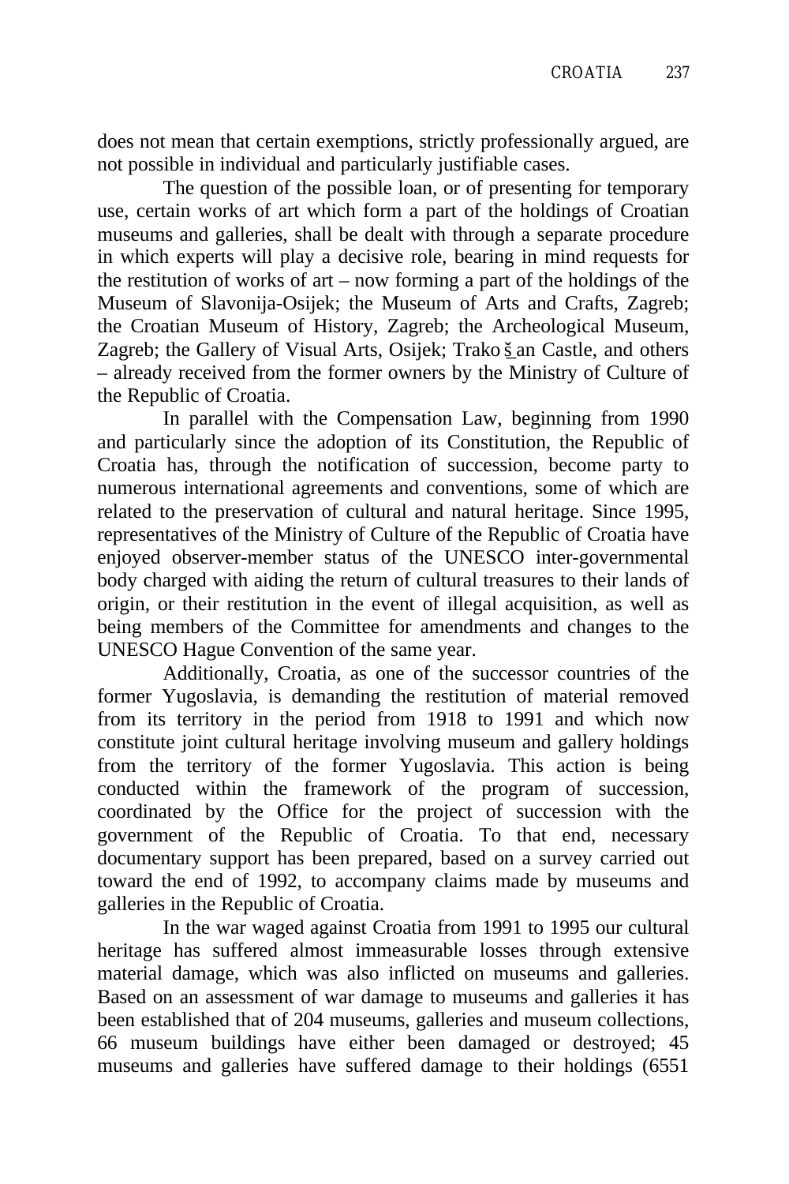does not mean that certain exemptions, strictly professionally argued, are not possible in individual and particularly justifiable cases.

The question of the possible loan, or of presenting for temporary use, certain works of art which form a part of the holdings of Croatian museums and galleries, shall be dealt with through a separate procedure in which experts will play a decisive role, bearing in mind requests for the restitution of works of art – now forming a part of the holdings of the Museum of Slavonija-Osijek; the Museum of Arts and Crafts, Zagreb; the Croatian Museum of History, Zagreb; the Archeological Museum, Zagreb; the Gallery of Visual Arts, Osijek; Trakošan Castle, and others – already received from the former owners by the Ministry of Culture of the Republic of Croatia.

In parallel with the Compensation Law, beginning from 1990 and particularly since the adoption of its Constitution, the Republic of Croatia has, through the notification of succession, become party to numerous international agreements and conventions, some of which are related to the preservation of cultural and natural heritage. Since 1995, representatives of the Ministry of Culture of the Republic of Croatia have enjoyed observer-member status of the UNESCO inter-governmental body charged with aiding the return of cultural treasures to their lands of origin, or their restitution in the event of illegal acquisition, as well as being members of the Committee for amendments and changes to the UNESCO Hague Convention of the same year.

Additionally, Croatia, as one of the successor countries of the former Yugoslavia, is demanding the restitution of material removed from its territory in the period from 1918 to 1991 and which now constitute joint cultural heritage involving museum and gallery holdings from the territory of the former Yugoslavia. This action is being conducted within the framework of the program of succession, coordinated by the Office for the project of succession with the government of the Republic of Croatia. To that end, necessary documentary support has been prepared, based on a survey carried out toward the end of 1992, to accompany claims made by museums and galleries in the Republic of Croatia.

In the war waged against Croatia from 1991 to 1995 our cultural heritage has suffered almost immeasurable losses through extensive material damage, which was also inflicted on museums and galleries. Based on an assessment of war damage to museums and galleries it has been established that of 204 museums, galleries and museum collections, 66 museum buildings have either been damaged or destroyed; 45 museums and galleries have suffered damage to their holdings (6551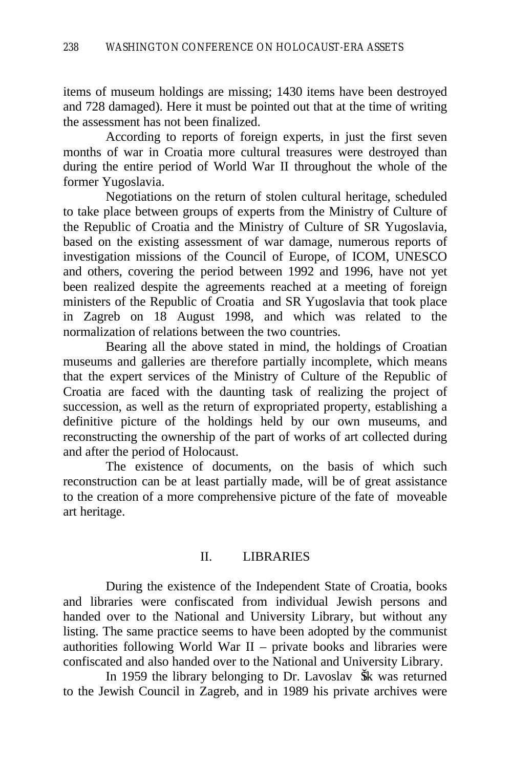items of museum holdings are missing; 1430 items have been destroyed and 728 damaged). Here it must be pointed out that at the time of writing the assessment has not been finalized.

According to reports of foreign experts, in just the first seven months of war in Croatia more cultural treasures were destroyed than during the entire period of World War II throughout the whole of the former Yugoslavia.

Negotiations on the return of stolen cultural heritage, scheduled to take place between groups of experts from the Ministry of Culture of the Republic of Croatia and the Ministry of Culture of SR Yugoslavia, based on the existing assessment of war damage, numerous reports of investigation missions of the Council of Europe, of ICOM, UNESCO and others, covering the period between 1992 and 1996, have not yet been realized despite the agreements reached at a meeting of foreign ministers of the Republic of Croatia and SR Yugoslavia that took place in Zagreb on 18 August 1998, and which was related to the normalization of relations between the two countries.

Bearing all the above stated in mind, the holdings of Croatian museums and galleries are therefore partially incomplete, which means that the expert services of the Ministry of Culture of the Republic of Croatia are faced with the daunting task of realizing the project of succession, as well as the return of expropriated property, establishing a definitive picture of the holdings held by our own museums, and reconstructing the ownership of the part of works of art collected during and after the period of Holocaust.

The existence of documents, on the basis of which such reconstruction can be at least partially made, will be of great assistance to the creation of a more comprehensive picture of the fate of moveable art heritage.

## II. LIBRARIES

During the existence of the Independent State of Croatia, books and libraries were confiscated from individual Jewish persons and handed over to the National and University Library, but without any listing. The same practice seems to have been adopted by the communist authorities following World War II – private books and libraries were confiscated and also handed over to the National and University Library.

In 1959 the library belonging to Dr. Lavoslav Šik was returned to the Jewish Council in Zagreb, and in 1989 his private archives were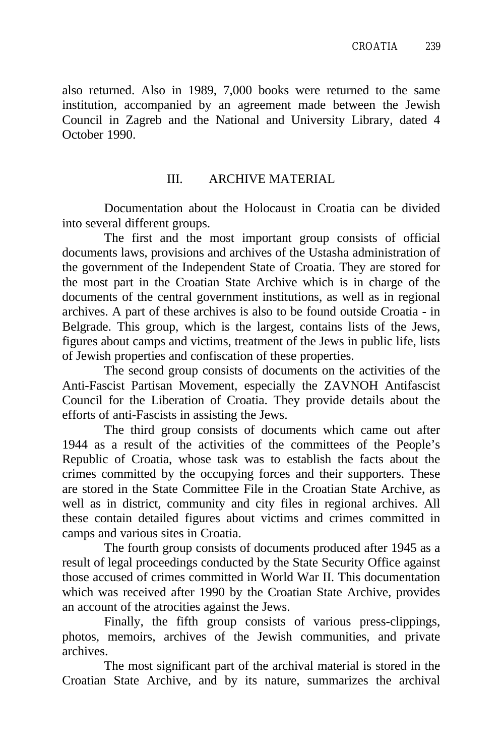also returned. Also in 1989, 7,000 books were returned to the same institution, accompanied by an agreement made between the Jewish Council in Zagreb and the National and University Library, dated 4 October 1990.

## III. ARCHIVE MATERIAL

Documentation about the Holocaust in Croatia can be divided into several different groups.

The first and the most important group consists of official documents laws, provisions and archives of the Ustasha administration of the government of the Independent State of Croatia. They are stored for the most part in the Croatian State Archive which is in charge of the documents of the central government institutions, as well as in regional archives. A part of these archives is also to be found outside Croatia - in Belgrade. This group, which is the largest, contains lists of the Jews, figures about camps and victims, treatment of the Jews in public life, lists of Jewish properties and confiscation of these properties.

The second group consists of documents on the activities of the Anti-Fascist Partisan Movement, especially the ZAVNOH Antifascist Council for the Liberation of Croatia. They provide details about the efforts of anti-Fascists in assisting the Jews.

The third group consists of documents which came out after 1944 as a result of the activities of the committees of the People's Republic of Croatia, whose task was to establish the facts about the crimes committed by the occupying forces and their supporters. These are stored in the State Committee File in the Croatian State Archive, as well as in district, community and city files in regional archives. All these contain detailed figures about victims and crimes committed in camps and various sites in Croatia.

The fourth group consists of documents produced after 1945 as a result of legal proceedings conducted by the State Security Office against those accused of crimes committed in World War II. This documentation which was received after 1990 by the Croatian State Archive, provides an account of the atrocities against the Jews.

Finally, the fifth group consists of various press-clippings, photos, memoirs, archives of the Jewish communities, and private archives.

The most significant part of the archival material is stored in the Croatian State Archive, and by its nature, summarizes the archival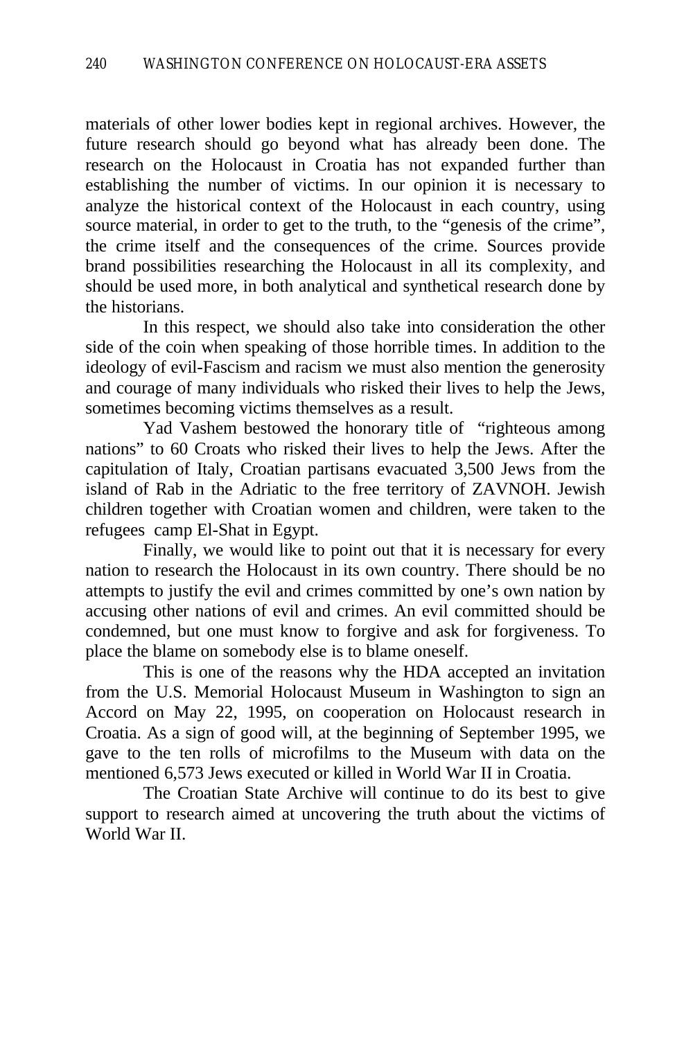materials of other lower bodies kept in regional archives. However, the future research should go beyond what has already been done. The research on the Holocaust in Croatia has not expanded further than establishing the number of victims. In our opinion it is necessary to analyze the historical context of the Holocaust in each country, using source material, in order to get to the truth, to the "genesis of the crime", the crime itself and the consequences of the crime. Sources provide brand possibilities researching the Holocaust in all its complexity, and should be used more, in both analytical and synthetical research done by the historians.

In this respect, we should also take into consideration the other side of the coin when speaking of those horrible times. In addition to the ideology of evil-Fascism and racism we must also mention the generosity and courage of many individuals who risked their lives to help the Jews, sometimes becoming victims themselves as a result.

Yad Vashem bestowed the honorary title of "righteous among nations" to 60 Croats who risked their lives to help the Jews. After the capitulation of Italy, Croatian partisans evacuated 3,500 Jews from the island of Rab in the Adriatic to the free territory of ZAVNOH. Jewish children together with Croatian women and children, were taken to the refugees camp El-Shat in Egypt.

Finally, we would like to point out that it is necessary for every nation to research the Holocaust in its own country. There should be no attempts to justify the evil and crimes committed by one's own nation by accusing other nations of evil and crimes. An evil committed should be condemned, but one must know to forgive and ask for forgiveness. To place the blame on somebody else is to blame oneself.

This is one of the reasons why the HDA accepted an invitation from the U.S. Memorial Holocaust Museum in Washington to sign an Accord on May 22, 1995, on cooperation on Holocaust research in Croatia. As a sign of good will, at the beginning of September 1995, we gave to the ten rolls of microfilms to the Museum with data on the mentioned 6,573 Jews executed or killed in World War II in Croatia.

The Croatian State Archive will continue to do its best to give support to research aimed at uncovering the truth about the victims of World War II.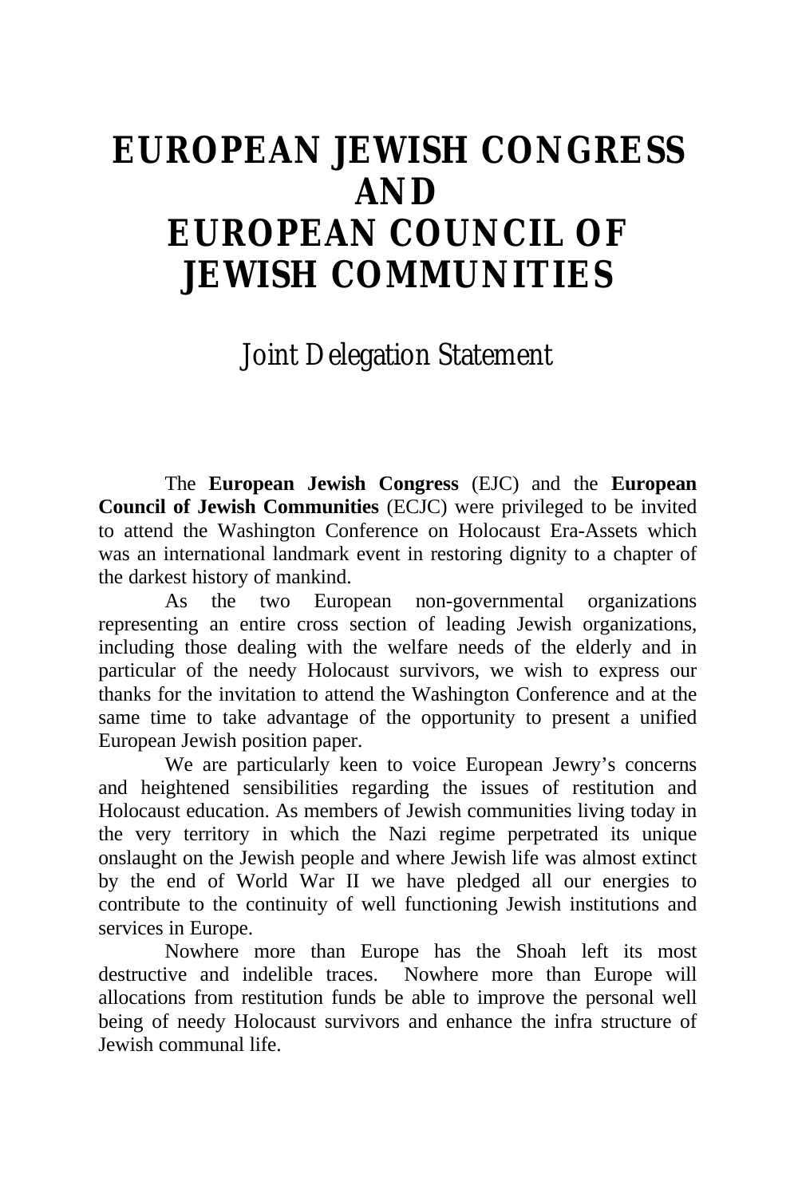# EUROPEAN JEWISH CONGRESS AND EUROPEAN COUNCIL OF JEWISH COMMUNITIES

## Joint Delegation Statement

The **European Jewish Congress** (EJC) and the **European Council of Jewish Communities** (ECJC) were privileged to be invited to attend the Washington Conference on Holocaust Era-Assets which was an international landmark event in restoring dignity to a chapter of the darkest history of mankind.

As the two European non-governmental organizations representing an entire cross section of leading Jewish organizations, including those dealing with the welfare needs of the elderly and in particular of the needy Holocaust survivors, we wish to express our thanks for the invitation to attend the Washington Conference and at the same time to take advantage of the opportunity to present a unified European Jewish position paper.

We are particularly keen to voice European Jewry's concerns and heightened sensibilities regarding the issues of restitution and Holocaust education. As members of Jewish communities living today in the very territory in which the Nazi regime perpetrated its unique onslaught on the Jewish people and where Jewish life was almost extinct by the end of World War II we have pledged all our energies to contribute to the continuity of well functioning Jewish institutions and services in Europe.

Nowhere more than Europe has the Shoah left its most destructive and indelible traces. Nowhere more than Europe will allocations from restitution funds be able to improve the personal well being of needy Holocaust survivors and enhance the infra structure of Jewish communal life.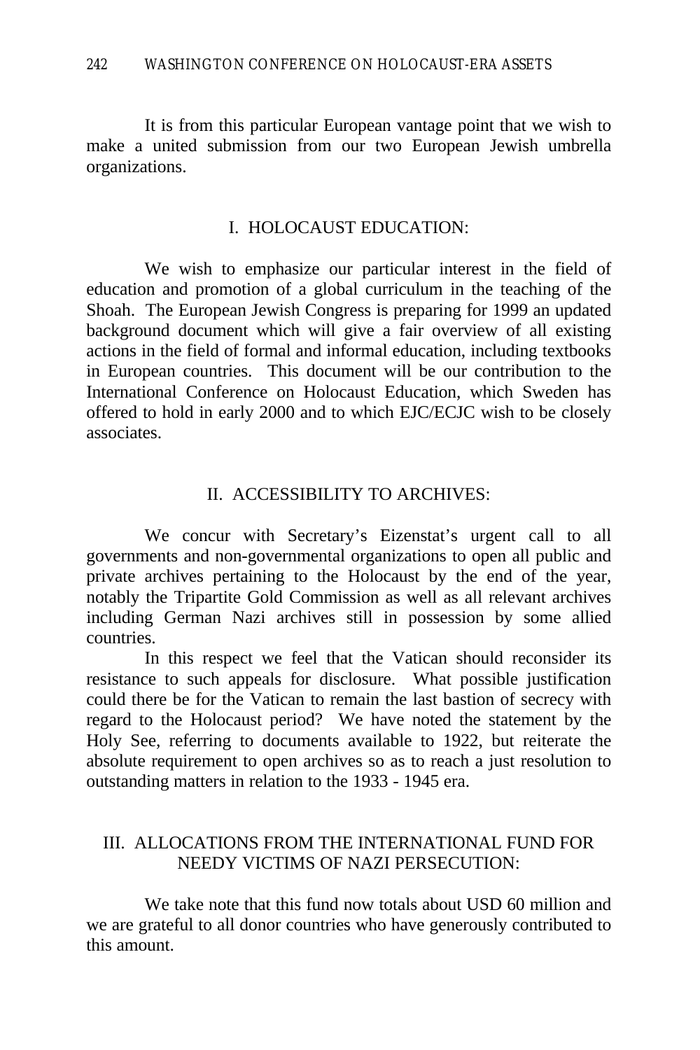It is from this particular European vantage point that we wish to make a united submission from our two European Jewish umbrella organizations.

## I. HOLOCAUST EDUCATION:

We wish to emphasize our particular interest in the field of education and promotion of a global curriculum in the teaching of the Shoah. The European Jewish Congress is preparing for 1999 an updated background document which will give a fair overview of all existing actions in the field of formal and informal education, including textbooks in European countries. This document will be our contribution to the International Conference on Holocaust Education, which Sweden has offered to hold in early 2000 and to which EJC/ECJC wish to be closely associates.

## II. ACCESSIBILITY TO ARCHIVES:

We concur with Secretary's Eizenstat's urgent call to all governments and non-governmental organizations to open all public and private archives pertaining to the Holocaust by the end of the year, notably the Tripartite Gold Commission as well as all relevant archives including German Nazi archives still in possession by some allied countries.

In this respect we feel that the Vatican should reconsider its resistance to such appeals for disclosure. What possible justification could there be for the Vatican to remain the last bastion of secrecy with regard to the Holocaust period? We have noted the statement by the Holy See, referring to documents available to 1922, but reiterate the absolute requirement to open archives so as to reach a just resolution to outstanding matters in relation to the 1933 - 1945 era.

## III. ALLOCATIONS FROM THE INTERNATIONAL FUND FOR NEEDY VICTIMS OF NAZI PERSECUTION:

We take note that this fund now totals about USD 60 million and we are grateful to all donor countries who have generously contributed to this amount.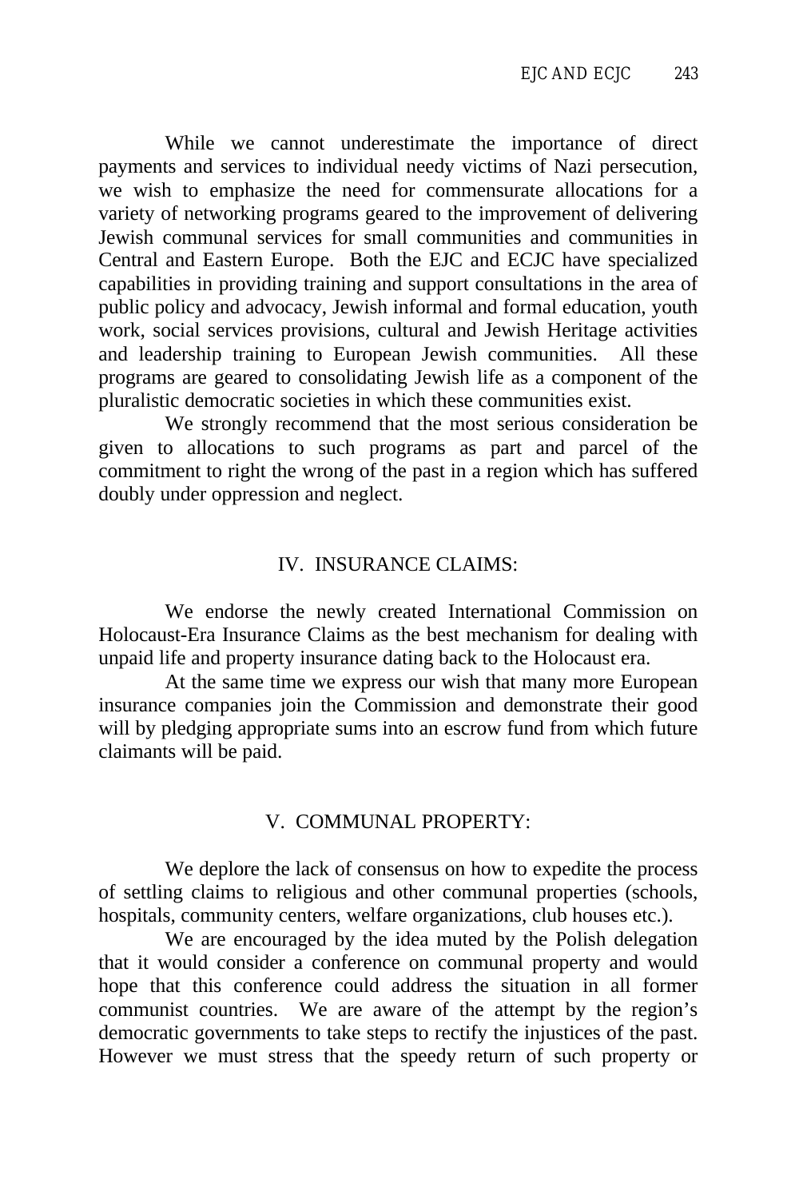While we cannot underestimate the importance of direct payments and services to individual needy victims of Nazi persecution, we wish to emphasize the need for commensurate allocations for a variety of networking programs geared to the improvement of delivering Jewish communal services for small communities and communities in Central and Eastern Europe. Both the EJC and ECJC have specialized capabilities in providing training and support consultations in the area of public policy and advocacy, Jewish informal and formal education, youth work, social services provisions, cultural and Jewish Heritage activities and leadership training to European Jewish communities. All these programs are geared to consolidating Jewish life as a component of the pluralistic democratic societies in which these communities exist.

We strongly recommend that the most serious consideration be given to allocations to such programs as part and parcel of the commitment to right the wrong of the past in a region which has suffered doubly under oppression and neglect.

## IV. INSURANCE CLAIMS:

We endorse the newly created International Commission on Holocaust-Era Insurance Claims as the best mechanism for dealing with unpaid life and property insurance dating back to the Holocaust era.

At the same time we express our wish that many more European insurance companies join the Commission and demonstrate their good will by pledging appropriate sums into an escrow fund from which future claimants will be paid.

## V. COMMUNAL PROPERTY:

We deplore the lack of consensus on how to expedite the process of settling claims to religious and other communal properties (schools, hospitals, community centers, welfare organizations, club houses etc.).

We are encouraged by the idea muted by the Polish delegation that it would consider a conference on communal property and would hope that this conference could address the situation in all former communist countries. We are aware of the attempt by the region's democratic governments to take steps to rectify the injustices of the past. However we must stress that the speedy return of such property or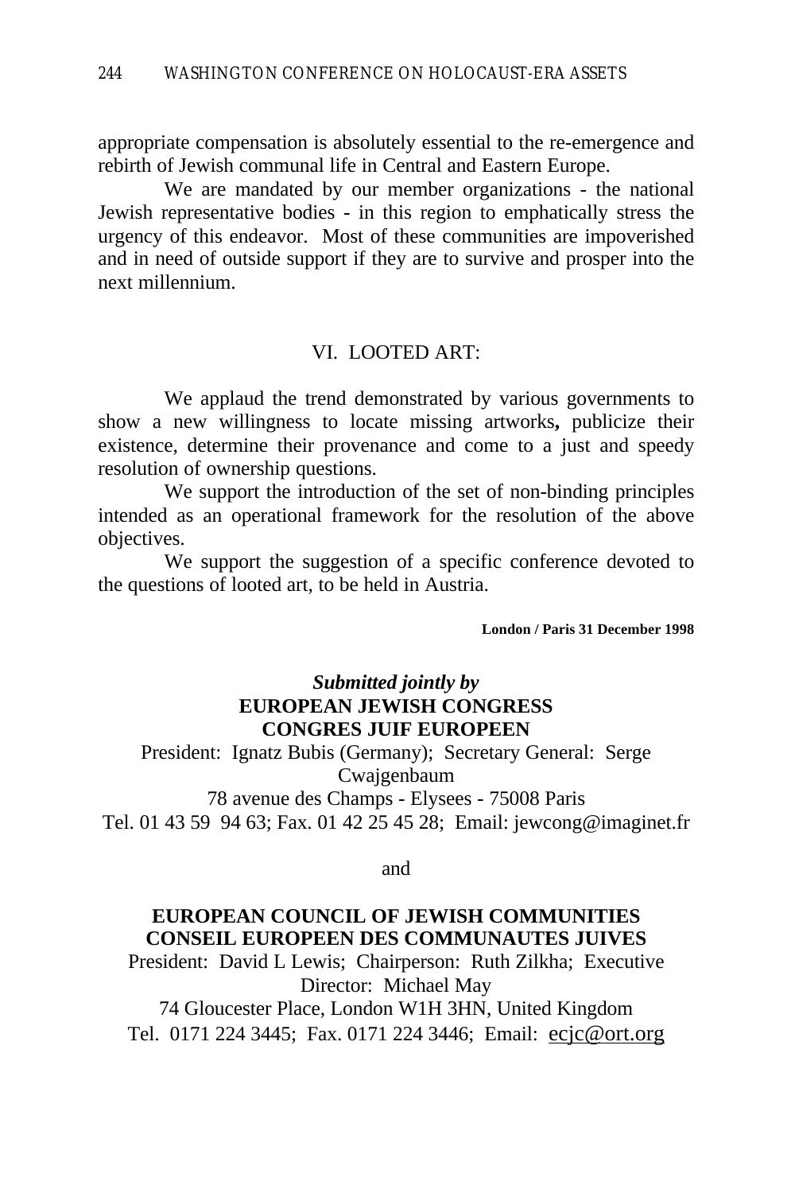appropriate compensation is absolutely essential to the re-emergence and rebirth of Jewish communal life in Central and Eastern Europe.

We are mandated by our member organizations - the national Jewish representative bodies - in this region to emphatically stress the urgency of this endeavor. Most of these communities are impoverished and in need of outside support if they are to survive and prosper into the next millennium.

## VI. LOOTED ART:

We applaud the trend demonstrated by various governments to show a new willingness to locate missing artworks**,** publicize their existence, determine their provenance and come to a just and speedy resolution of ownership questions.

We support the introduction of the set of non-binding principles intended as an operational framework for the resolution of the above objectives.

We support the suggestion of a specific conference devoted to the questions of looted art, to be held in Austria.

**London / Paris 31 December 1998**

***Submitted jointly by***
**EUROPEAN JEWISH CONGRESS**
**CONGRES JUIF EUROPEEN**
President: Ignatz Bubis (Germany); Secretary General: Serge Cwajgenbaum
78 avenue des Champs - Elysees - 75008 Paris
Tel. 01 43 59 94 63; Fax. 01 42 25 45 28; Email: jewcong@imaginet.fr

and

**EUROPEAN COUNCIL OF JEWISH COMMUNITIES**
**CONSEIL EUROPEEN DES COMMUNAUTES JUIVES**
President: David L Lewis; Chairperson: Ruth Zilkha; Executive Director: Michael May
74 Gloucester Place, London W1H 3HN, United Kingdom
Tel. 0171 224 3445; Fax. 0171 224 3446; Email: ecjc@ort.org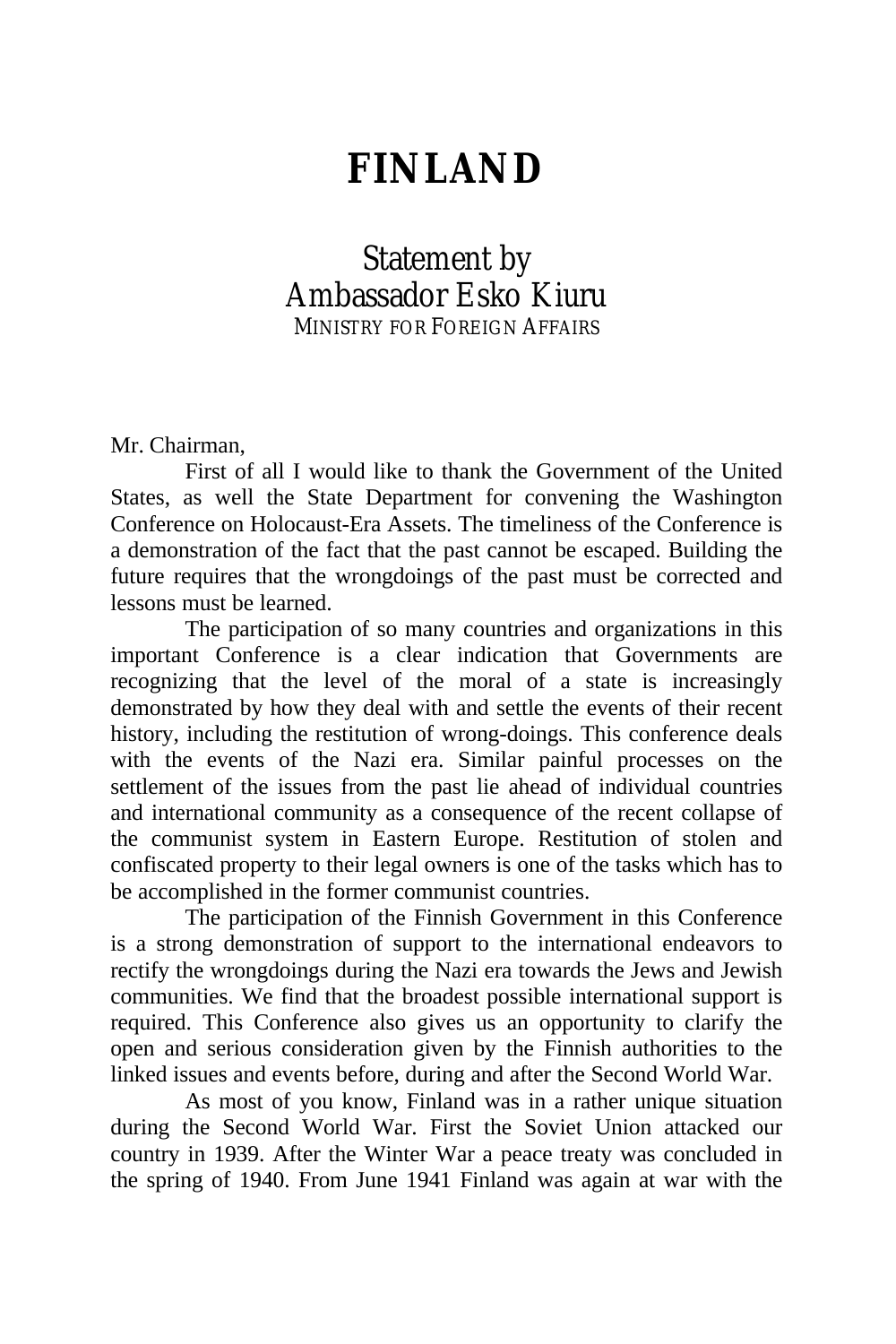# FINLAND

## Statement by Ambassador Esko Kiuru

MINISTRY FOR FOREIGN AFFAIRS

Mr. Chairman,

First of all I would like to thank the Government of the United States, as well the State Department for convening the Washington Conference on Holocaust-Era Assets. The timeliness of the Conference is a demonstration of the fact that the past cannot be escaped. Building the future requires that the wrongdoings of the past must be corrected and lessons must be learned.

The participation of so many countries and organizations in this important Conference is a clear indication that Governments are recognizing that the level of the moral of a state is increasingly demonstrated by how they deal with and settle the events of their recent history, including the restitution of wrong-doings. This conference deals with the events of the Nazi era. Similar painful processes on the settlement of the issues from the past lie ahead of individual countries and international community as a consequence of the recent collapse of the communist system in Eastern Europe. Restitution of stolen and confiscated property to their legal owners is one of the tasks which has to be accomplished in the former communist countries.

The participation of the Finnish Government in this Conference is a strong demonstration of support to the international endeavors to rectify the wrongdoings during the Nazi era towards the Jews and Jewish communities. We find that the broadest possible international support is required. This Conference also gives us an opportunity to clarify the open and serious consideration given by the Finnish authorities to the linked issues and events before, during and after the Second World War.

As most of you know, Finland was in a rather unique situation during the Second World War. First the Soviet Union attacked our country in 1939. After the Winter War a peace treaty was concluded in the spring of 1940. From June 1941 Finland was again at war with the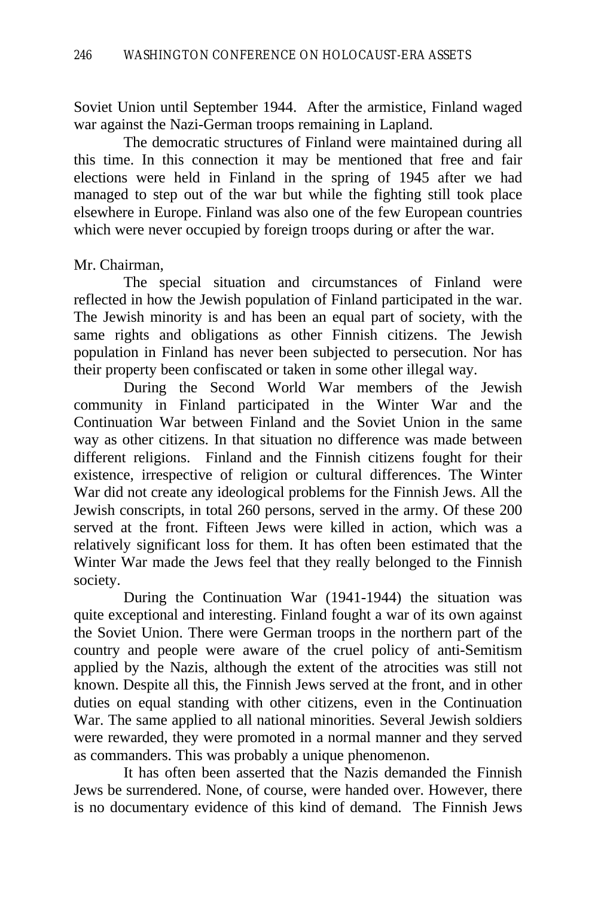Soviet Union until September 1944. After the armistice, Finland waged war against the Nazi-German troops remaining in Lapland.

The democratic structures of Finland were maintained during all this time. In this connection it may be mentioned that free and fair elections were held in Finland in the spring of 1945 after we had managed to step out of the war but while the fighting still took place elsewhere in Europe. Finland was also one of the few European countries which were never occupied by foreign troops during or after the war.

Mr. Chairman,

The special situation and circumstances of Finland were reflected in how the Jewish population of Finland participated in the war. The Jewish minority is and has been an equal part of society, with the same rights and obligations as other Finnish citizens. The Jewish population in Finland has never been subjected to persecution. Nor has their property been confiscated or taken in some other illegal way.

During the Second World War members of the Jewish community in Finland participated in the Winter War and the Continuation War between Finland and the Soviet Union in the same way as other citizens. In that situation no difference was made between different religions. Finland and the Finnish citizens fought for their existence, irrespective of religion or cultural differences. The Winter War did not create any ideological problems for the Finnish Jews. All the Jewish conscripts, in total 260 persons, served in the army. Of these 200 served at the front. Fifteen Jews were killed in action, which was a relatively significant loss for them. It has often been estimated that the Winter War made the Jews feel that they really belonged to the Finnish society.

During the Continuation War (1941-1944) the situation was quite exceptional and interesting. Finland fought a war of its own against the Soviet Union. There were German troops in the northern part of the country and people were aware of the cruel policy of anti-Semitism applied by the Nazis, although the extent of the atrocities was still not known. Despite all this, the Finnish Jews served at the front, and in other duties on equal standing with other citizens, even in the Continuation War. The same applied to all national minorities. Several Jewish soldiers were rewarded, they were promoted in a normal manner and they served as commanders. This was probably a unique phenomenon.

It has often been asserted that the Nazis demanded the Finnish Jews be surrendered. None, of course, were handed over. However, there is no documentary evidence of this kind of demand. The Finnish Jews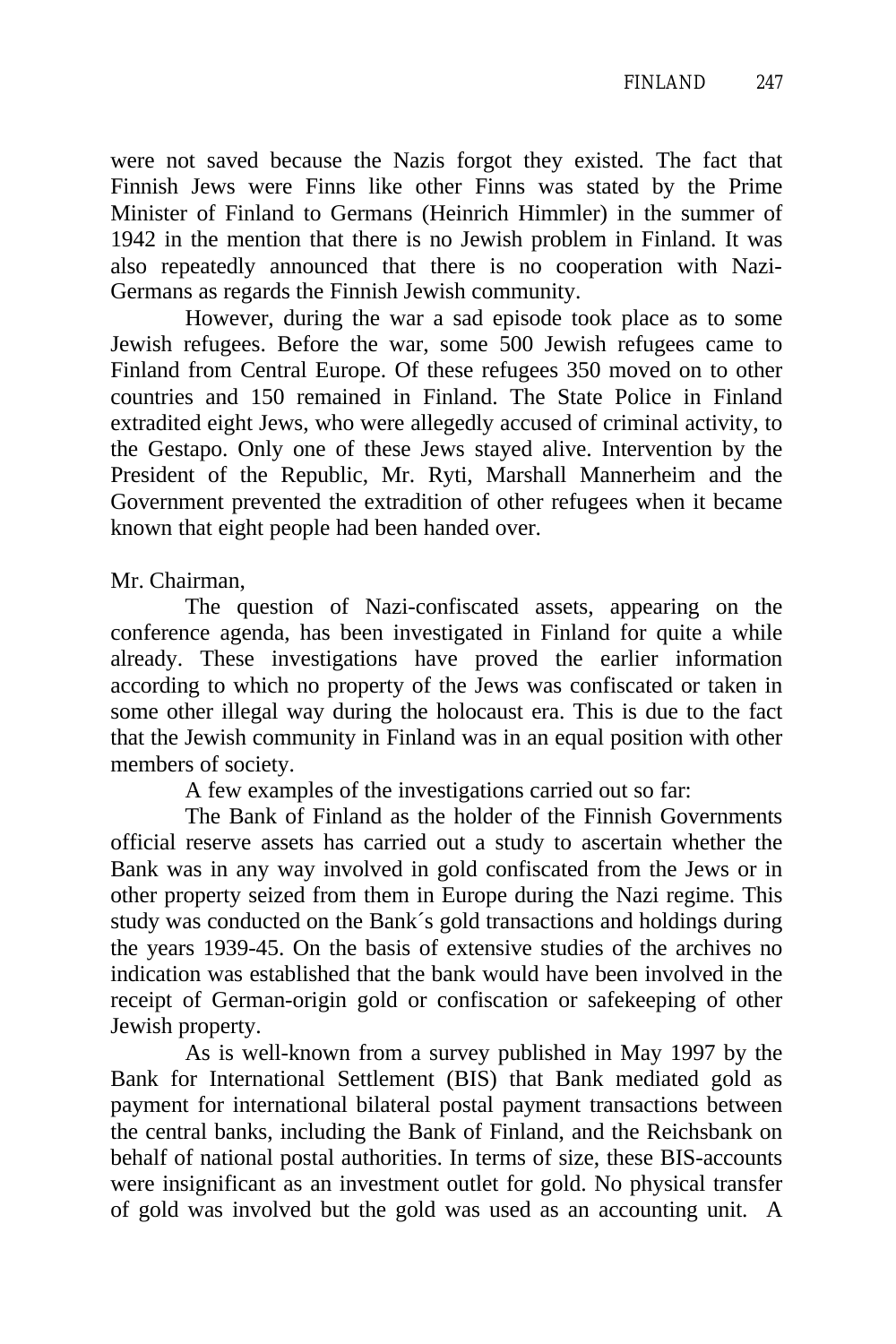were not saved because the Nazis forgot they existed. The fact that Finnish Jews were Finns like other Finns was stated by the Prime Minister of Finland to Germans (Heinrich Himmler) in the summer of 1942 in the mention that there is no Jewish problem in Finland. It was also repeatedly announced that there is no cooperation with Nazi-Germans as regards the Finnish Jewish community.

However, during the war a sad episode took place as to some Jewish refugees. Before the war, some 500 Jewish refugees came to Finland from Central Europe. Of these refugees 350 moved on to other countries and 150 remained in Finland. The State Police in Finland extradited eight Jews, who were allegedly accused of criminal activity, to the Gestapo. Only one of these Jews stayed alive. Intervention by the President of the Republic, Mr. Ryti, Marshall Mannerheim and the Government prevented the extradition of other refugees when it became known that eight people had been handed over.

Mr. Chairman,

The question of Nazi-confiscated assets, appearing on the conference agenda, has been investigated in Finland for quite a while already. These investigations have proved the earlier information according to which no property of the Jews was confiscated or taken in some other illegal way during the holocaust era. This is due to the fact that the Jewish community in Finland was in an equal position with other members of society.

A few examples of the investigations carried out so far:

The Bank of Finland as the holder of the Finnish Governments official reserve assets has carried out a study to ascertain whether the Bank was in any way involved in gold confiscated from the Jews or in other property seized from them in Europe during the Nazi regime. This study was conducted on the Bank´s gold transactions and holdings during the years 1939-45. On the basis of extensive studies of the archives no indication was established that the bank would have been involved in the receipt of German-origin gold or confiscation or safekeeping of other Jewish property.

As is well-known from a survey published in May 1997 by the Bank for International Settlement (BIS) that Bank mediated gold as payment for international bilateral postal payment transactions between the central banks, including the Bank of Finland, and the Reichsbank on behalf of national postal authorities. In terms of size, these BIS-accounts were insignificant as an investment outlet for gold. No physical transfer of gold was involved but the gold was used as an accounting unit. A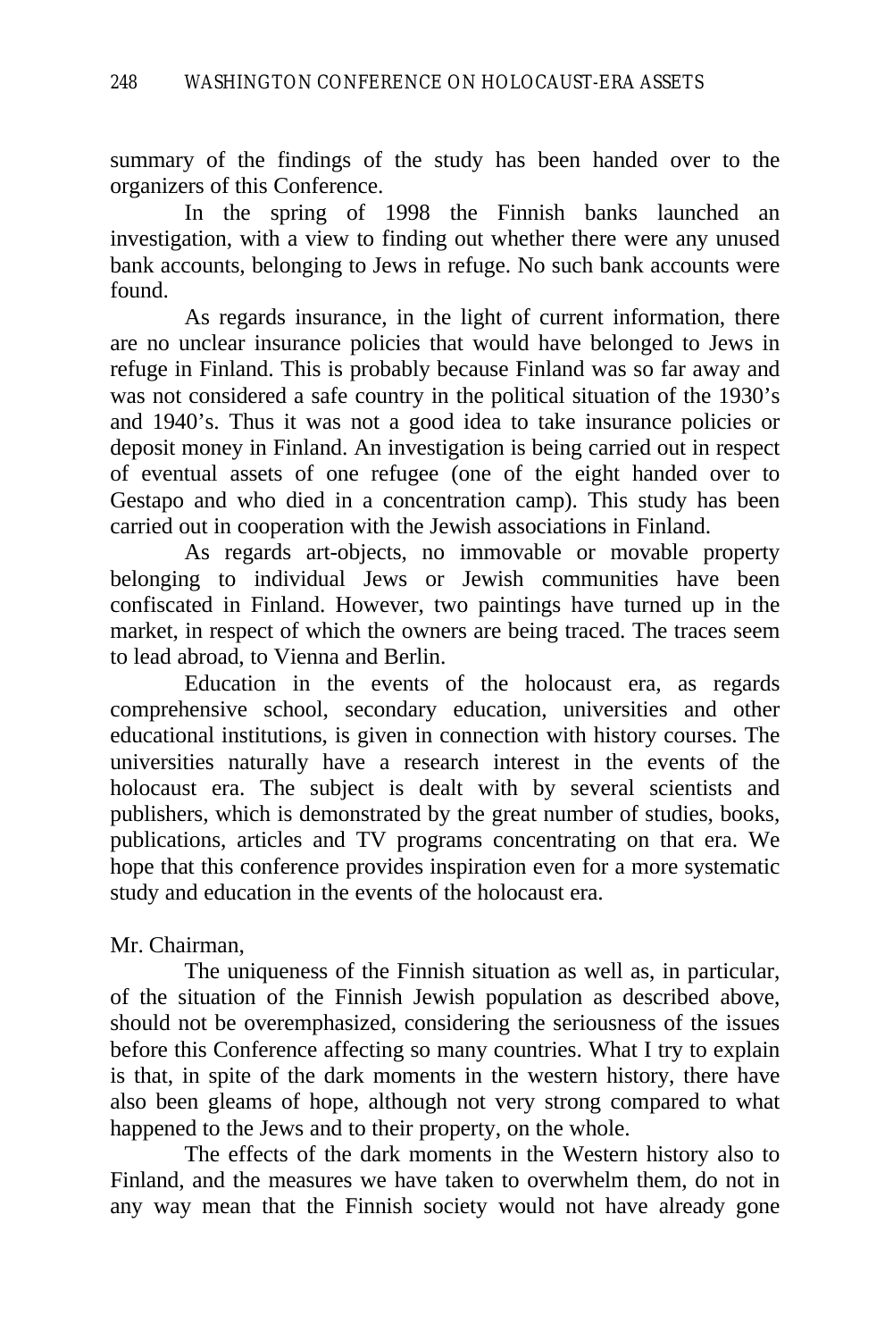summary of the findings of the study has been handed over to the organizers of this Conference.

In the spring of 1998 the Finnish banks launched an investigation, with a view to finding out whether there were any unused bank accounts, belonging to Jews in refuge. No such bank accounts were found.

As regards insurance, in the light of current information, there are no unclear insurance policies that would have belonged to Jews in refuge in Finland. This is probably because Finland was so far away and was not considered a safe country in the political situation of the 1930's and 1940's. Thus it was not a good idea to take insurance policies or deposit money in Finland. An investigation is being carried out in respect of eventual assets of one refugee (one of the eight handed over to Gestapo and who died in a concentration camp). This study has been carried out in cooperation with the Jewish associations in Finland.

As regards art-objects, no immovable or movable property belonging to individual Jews or Jewish communities have been confiscated in Finland. However, two paintings have turned up in the market, in respect of which the owners are being traced. The traces seem to lead abroad, to Vienna and Berlin.

Education in the events of the holocaust era, as regards comprehensive school, secondary education, universities and other educational institutions, is given in connection with history courses. The universities naturally have a research interest in the events of the holocaust era. The subject is dealt with by several scientists and publishers, which is demonstrated by the great number of studies, books, publications, articles and TV programs concentrating on that era. We hope that this conference provides inspiration even for a more systematic study and education in the events of the holocaust era.

Mr. Chairman,

The uniqueness of the Finnish situation as well as, in particular, of the situation of the Finnish Jewish population as described above, should not be overemphasized, considering the seriousness of the issues before this Conference affecting so many countries. What I try to explain is that, in spite of the dark moments in the western history, there have also been gleams of hope, although not very strong compared to what happened to the Jews and to their property, on the whole.

The effects of the dark moments in the Western history also to Finland, and the measures we have taken to overwhelm them, do not in any way mean that the Finnish society would not have already gone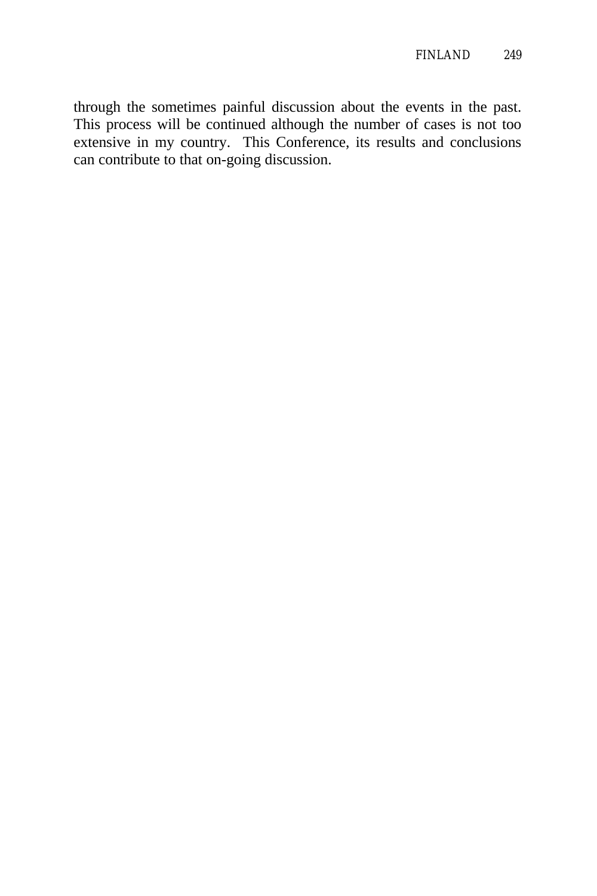through the sometimes painful discussion about the events in the past. This process will be continued although the number of cases is not too extensive in my country.  This Conference, its results and conclusions can contribute to that on-going discussion.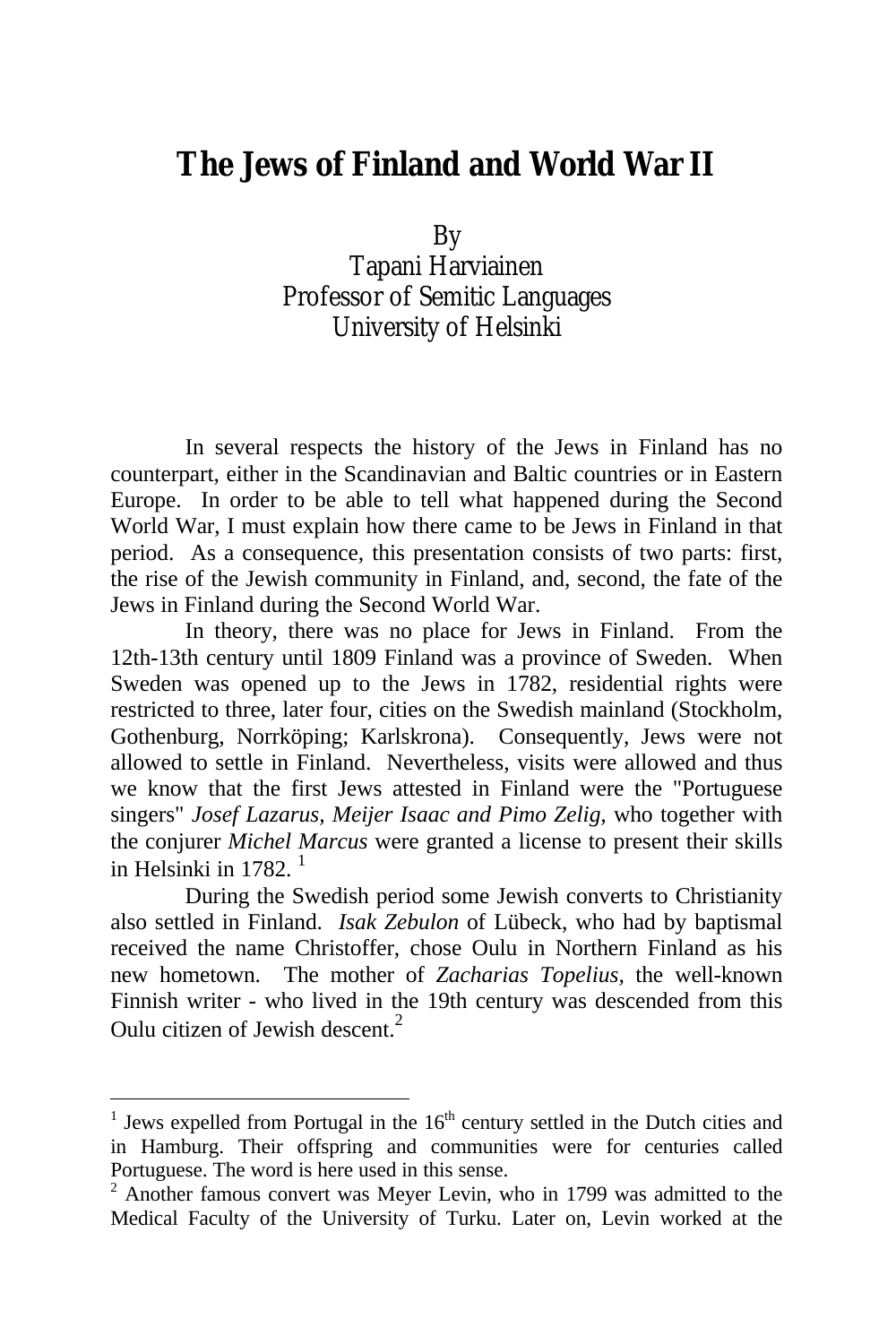# The Jews of Finland and World War II

By
Tapani Harviainen
Professor of Semitic Languages
University of Helsinki

In several respects the history of the Jews in Finland has no counterpart, either in the Scandinavian and Baltic countries or in Eastern Europe. In order to be able to tell what happened during the Second World War, I must explain how there came to be Jews in Finland in that period. As a consequence, this presentation consists of two parts: first, the rise of the Jewish community in Finland, and, second, the fate of the Jews in Finland during the Second World War.

In theory, there was no place for Jews in Finland. From the 12th-13th century until 1809 Finland was a province of Sweden. When Sweden was opened up to the Jews in 1782, residential rights were restricted to three, later four, cities on the Swedish mainland (Stockholm, Gothenburg, Norrköping; Karlskrona). Consequently, Jews were not allowed to settle in Finland. Nevertheless, visits were allowed and thus we know that the first Jews attested in Finland were the "Portuguese singers" *Josef Lazarus, Meijer Isaac and Pimo Zelig,* who together with the conjurer *Michel Marcus* were granted a license to present their skills in Helsinki in 1782. [1]

During the Swedish period some Jewish converts to Christianity also settled in Finland. *Isak Zebulon* of Lübeck, who had by baptismal received the name Christoffer, chose Oulu in Northern Finland as his new hometown. The mother of *Zacharias Topelius,* the well-known Finnish writer - who lived in the 19th century was descended from this Oulu citizen of Jewish descent.[2]

---

[1] Jews expelled from Portugal in the 16th century settled in the Dutch cities and in Hamburg. Their offspring and communities were for centuries called Portuguese. The word is here used in this sense.

[2] Another famous convert was Meyer Levin, who in 1799 was admitted to the Medical Faculty of the University of Turku. Later on, Levin worked at the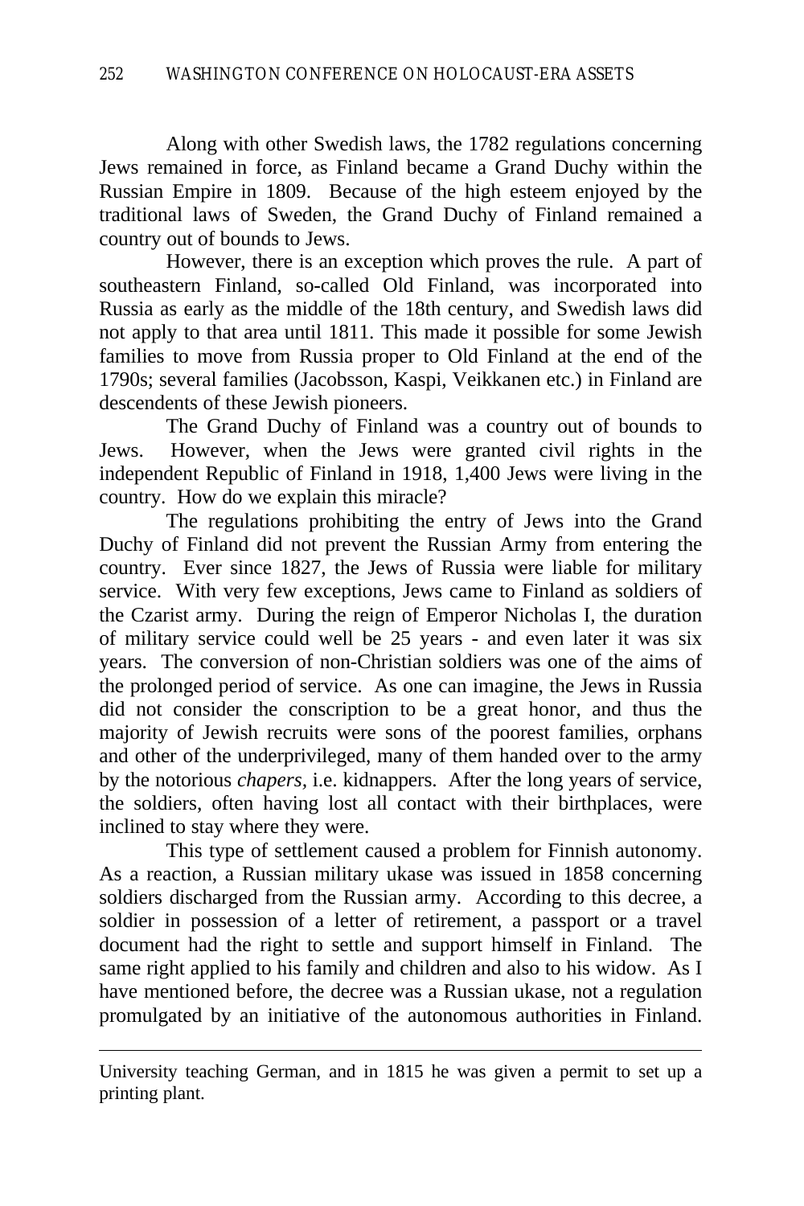Along with other Swedish laws, the 1782 regulations concerning Jews remained in force, as Finland became a Grand Duchy within the Russian Empire in 1809. Because of the high esteem enjoyed by the traditional laws of Sweden, the Grand Duchy of Finland remained a country out of bounds to Jews.

However, there is an exception which proves the rule. A part of southeastern Finland, so-called Old Finland, was incorporated into Russia as early as the middle of the 18th century, and Swedish laws did not apply to that area until 1811. This made it possible for some Jewish families to move from Russia proper to Old Finland at the end of the 1790s; several families (Jacobsson, Kaspi, Veikkanen etc.) in Finland are descendents of these Jewish pioneers.

The Grand Duchy of Finland was a country out of bounds to Jews. However, when the Jews were granted civil rights in the independent Republic of Finland in 1918, 1,400 Jews were living in the country. How do we explain this miracle?

The regulations prohibiting the entry of Jews into the Grand Duchy of Finland did not prevent the Russian Army from entering the country. Ever since 1827, the Jews of Russia were liable for military service. With very few exceptions, Jews came to Finland as soldiers of the Czarist army. During the reign of Emperor Nicholas I, the duration of military service could well be 25 years - and even later it was six years. The conversion of non-Christian soldiers was one of the aims of the prolonged period of service. As one can imagine, the Jews in Russia did not consider the conscription to be a great honor, and thus the majority of Jewish recruits were sons of the poorest families, orphans and other of the underprivileged, many of them handed over to the army by the notorious *chapers*, i.e. kidnappers. After the long years of service, the soldiers, often having lost all contact with their birthplaces, were inclined to stay where they were.

This type of settlement caused a problem for Finnish autonomy. As a reaction, a Russian military ukase was issued in 1858 concerning soldiers discharged from the Russian army. According to this decree, a soldier in possession of a letter of retirement, a passport or a travel document had the right to settle and support himself in Finland. The same right applied to his family and children and also to his widow. As I have mentioned before, the decree was a Russian ukase, not a regulation promulgated by an initiative of the autonomous authorities in Finland.

---

University teaching German, and in 1815 he was given a permit to set up a printing plant.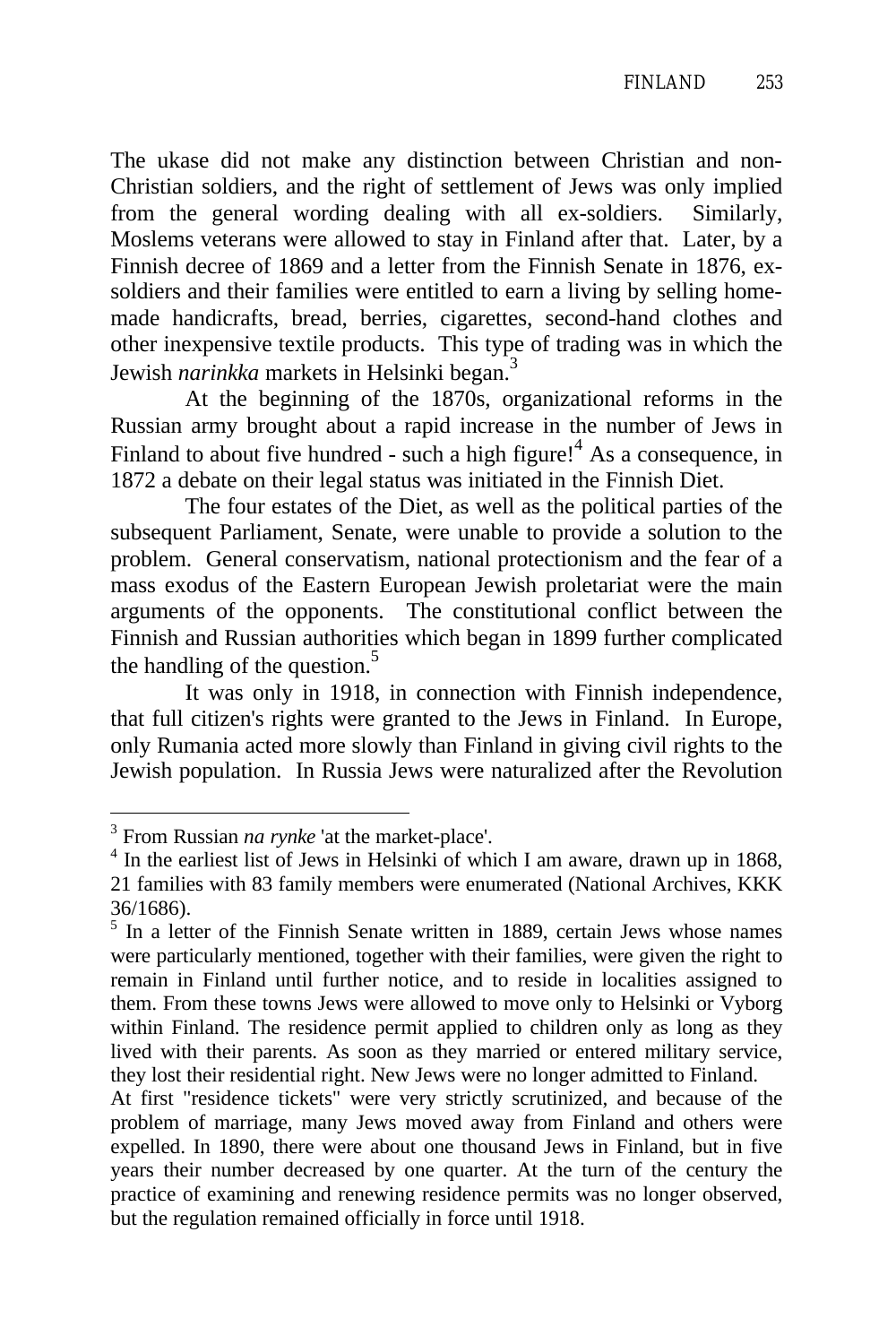The ukase did not make any distinction between Christian and non-Christian soldiers, and the right of settlement of Jews was only implied from the general wording dealing with all ex-soldiers. Similarly, Moslems veterans were allowed to stay in Finland after that. Later, by a Finnish decree of 1869 and a letter from the Finnish Senate in 1876, ex-soldiers and their families were entitled to earn a living by selling home-made handicrafts, bread, berries, cigarettes, second-hand clothes and other inexpensive textile products. This type of trading was in which the Jewish *narinkka* markets in Helsinki began.[3]

At the beginning of the 1870s, organizational reforms in the Russian army brought about a rapid increase in the number of Jews in Finland to about five hundred - such a high figure![4] As a consequence, in 1872 a debate on their legal status was initiated in the Finnish Diet.

The four estates of the Diet, as well as the political parties of the subsequent Parliament, Senate, were unable to provide a solution to the problem. General conservatism, national protectionism and the fear of a mass exodus of the Eastern European Jewish proletariat were the main arguments of the opponents. The constitutional conflict between the Finnish and Russian authorities which began in 1899 further complicated the handling of the question.[5]

It was only in 1918, in connection with Finnish independence, that full citizen's rights were granted to the Jews in Finland. In Europe, only Rumania acted more slowly than Finland in giving civil rights to the Jewish population. In Russia Jews were naturalized after the Revolution

---

[3] From Russian *na rynke* 'at the market-place'.

[4] In the earliest list of Jews in Helsinki of which I am aware, drawn up in 1868, 21 families with 83 family members were enumerated (National Archives, KKK 36/1686).

[5] In a letter of the Finnish Senate written in 1889, certain Jews whose names were particularly mentioned, together with their families, were given the right to remain in Finland until further notice, and to reside in localities assigned to them. From these towns Jews were allowed to move only to Helsinki or Vyborg within Finland. The residence permit applied to children only as long as they lived with their parents. As soon as they married or entered military service, they lost their residential right. New Jews were no longer admitted to Finland.

At first "residence tickets" were very strictly scrutinized, and because of the problem of marriage, many Jews moved away from Finland and others were expelled. In 1890, there were about one thousand Jews in Finland, but in five years their number decreased by one quarter. At the turn of the century the practice of examining and renewing residence permits was no longer observed, but the regulation remained officially in force until 1918.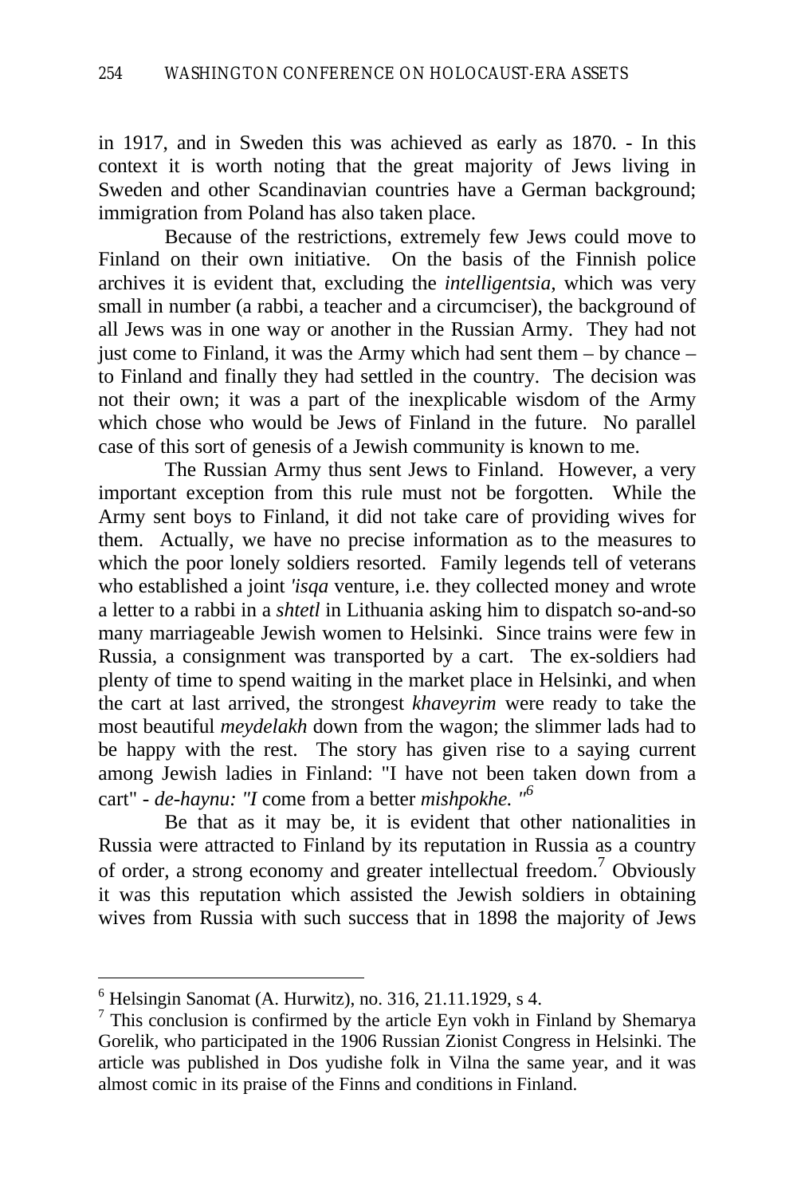in 1917, and in Sweden this was achieved as early as 1870. - In this context it is worth noting that the great majority of Jews living in Sweden and other Scandinavian countries have a German background; immigration from Poland has also taken place.

Because of the restrictions, extremely few Jews could move to Finland on their own initiative. On the basis of the Finnish police archives it is evident that, excluding the *intelligentsia,* which was very small in number (a rabbi, a teacher and a circumciser), the background of all Jews was in one way or another in the Russian Army. They had not just come to Finland, it was the Army which had sent them – by chance – to Finland and finally they had settled in the country. The decision was not their own; it was a part of the inexplicable wisdom of the Army which chose who would be Jews of Finland in the future. No parallel case of this sort of genesis of a Jewish community is known to me.

The Russian Army thus sent Jews to Finland. However, a very important exception from this rule must not be forgotten. While the Army sent boys to Finland, it did not take care of providing wives for them. Actually, we have no precise information as to the measures to which the poor lonely soldiers resorted. Family legends tell of veterans who established a joint *'isqa* venture, i.e. they collected money and wrote a letter to a rabbi in a *shtetl* in Lithuania asking him to dispatch so-and-so many marriageable Jewish women to Helsinki. Since trains were few in Russia, a consignment was transported by a cart. The ex-soldiers had plenty of time to spend waiting in the market place in Helsinki, and when the cart at last arrived, the strongest *khaveyrim* were ready to take the most beautiful *meydelakh* down from the wagon; the slimmer lads had to be happy with the rest. The story has given rise to a saying current among Jewish ladies in Finland: "I have not been taken down from a cart" - *de-haynu: "I* come from a better *mishpokhe."*[6]

Be that as it may be, it is evident that other nationalities in Russia were attracted to Finland by its reputation in Russia as a country of order, a strong economy and greater intellectual freedom.[7] Obviously it was this reputation which assisted the Jewish soldiers in obtaining wives from Russia with such success that in 1898 the majority of Jews

---

[6] Helsingin Sanomat (A. Hurwitz), no. 316, 21.11.1929, s 4.

[7] This conclusion is confirmed by the article Eyn vokh in Finland by Shemarya Gorelik, who participated in the 1906 Russian Zionist Congress in Helsinki. The article was published in Dos yudishe folk in Vilna the same year, and it was almost comic in its praise of the Finns and conditions in Finland.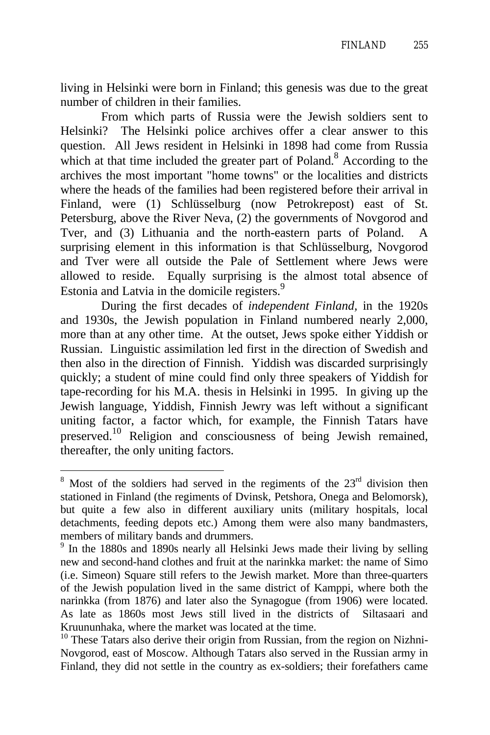living in Helsinki were born in Finland; this genesis was due to the great number of children in their families.

From which parts of Russia were the Jewish soldiers sent to Helsinki? The Helsinki police archives offer a clear answer to this question. All Jews resident in Helsinki in 1898 had come from Russia which at that time included the greater part of Poland.[8] According to the archives the most important "home towns" or the localities and districts where the heads of the families had been registered before their arrival in Finland, were (1) Schlüsselburg (now Petrokrepost) east of St. Petersburg, above the River Neva, (2) the governments of Novgorod and Tver, and (3) Lithuania and the north-eastern parts of Poland. A surprising element in this information is that Schlüsselburg, Novgorod and Tver were all outside the Pale of Settlement where Jews were allowed to reside. Equally surprising is the almost total absence of Estonia and Latvia in the domicile registers.[9]

During the first decades of *independent Finland*, in the 1920s and 1930s, the Jewish population in Finland numbered nearly 2,000, more than at any other time. At the outset, Jews spoke either Yiddish or Russian. Linguistic assimilation led first in the direction of Swedish and then also in the direction of Finnish. Yiddish was discarded surprisingly quickly; a student of mine could find only three speakers of Yiddish for tape-recording for his M.A. thesis in Helsinki in 1995. In giving up the Jewish language, Yiddish, Finnish Jewry was left without a significant uniting factor, a factor which, for example, the Finnish Tatars have preserved.[10] Religion and consciousness of being Jewish remained, thereafter, the only uniting factors.

---

[8] Most of the soldiers had served in the regiments of the 23rd division then stationed in Finland (the regiments of Dvinsk, Petshora, Onega and Belomorsk), but quite a few also in different auxiliary units (military hospitals, local detachments, feeding depots etc.) Among them were also many bandmasters, members of military bands and drummers.

[9] In the 1880s and 1890s nearly all Helsinki Jews made their living by selling new and second-hand clothes and fruit at the narinkka market: the name of Simo (i.e. Simeon) Square still refers to the Jewish market. More than three-quarters of the Jewish population lived in the same district of Kamppi, where both the narinkka (from 1876) and later also the Synagogue (from 1906) were located. As late as 1860s most Jews still lived in the districts of Siltasaari and Kruununhaka, where the market was located at the time.

[10] These Tatars also derive their origin from Russian, from the region on Nizhni-Novgorod, east of Moscow. Although Tatars also served in the Russian army in Finland, they did not settle in the country as ex-soldiers; their forefathers came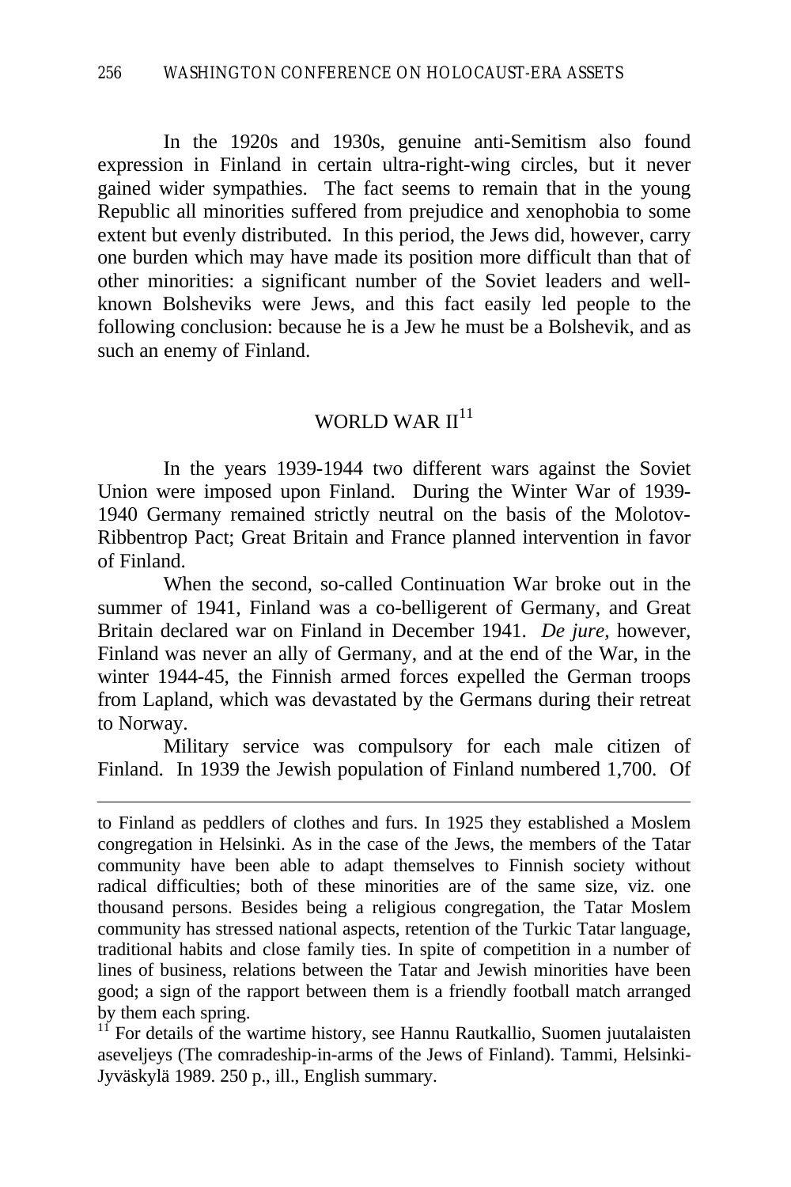In the 1920s and 1930s, genuine anti-Semitism also found expression in Finland in certain ultra-right-wing circles, but it never gained wider sympathies. The fact seems to remain that in the young Republic all minorities suffered from prejudice and xenophobia to some extent but evenly distributed. In this period, the Jews did, however, carry one burden which may have made its position more difficult than that of other minorities: a significant number of the Soviet leaders and well-known Bolsheviks were Jews, and this fact easily led people to the following conclusion: because he is a Jew he must be a Bolshevik, and as such an enemy of Finland.

## WORLD WAR II[11]

In the years 1939-1944 two different wars against the Soviet Union were imposed upon Finland. During the Winter War of 1939-1940 Germany remained strictly neutral on the basis of the Molotov-Ribbentrop Pact; Great Britain and France planned intervention in favor of Finland.

When the second, so-called Continuation War broke out in the summer of 1941, Finland was a co-belligerent of Germany, and Great Britain declared war on Finland in December 1941. *De jure*, however, Finland was never an ally of Germany, and at the end of the War, in the winter 1944-45, the Finnish armed forces expelled the German troops from Lapland, which was devastated by the Germans during their retreat to Norway.

Military service was compulsory for each male citizen of Finland. In 1939 the Jewish population of Finland numbered 1,700. Of

---

to Finland as peddlers of clothes and furs. In 1925 they established a Moslem congregation in Helsinki. As in the case of the Jews, the members of the Tatar community have been able to adapt themselves to Finnish society without radical difficulties; both of these minorities are of the same size, viz. one thousand persons. Besides being a religious congregation, the Tatar Moslem community has stressed national aspects, retention of the Turkic Tatar language, traditional habits and close family ties. In spite of competition in a number of lines of business, relations between the Tatar and Jewish minorities have been good; a sign of the rapport between them is a friendly football match arranged by them each spring.

[11] For details of the wartime history, see Hannu Rautkallio, Suomen juutalaisten aseveljeys (The comradeship-in-arms of the Jews of Finland). Tammi, Helsinki-Jyväskylä 1989. 250 p., ill., English summary.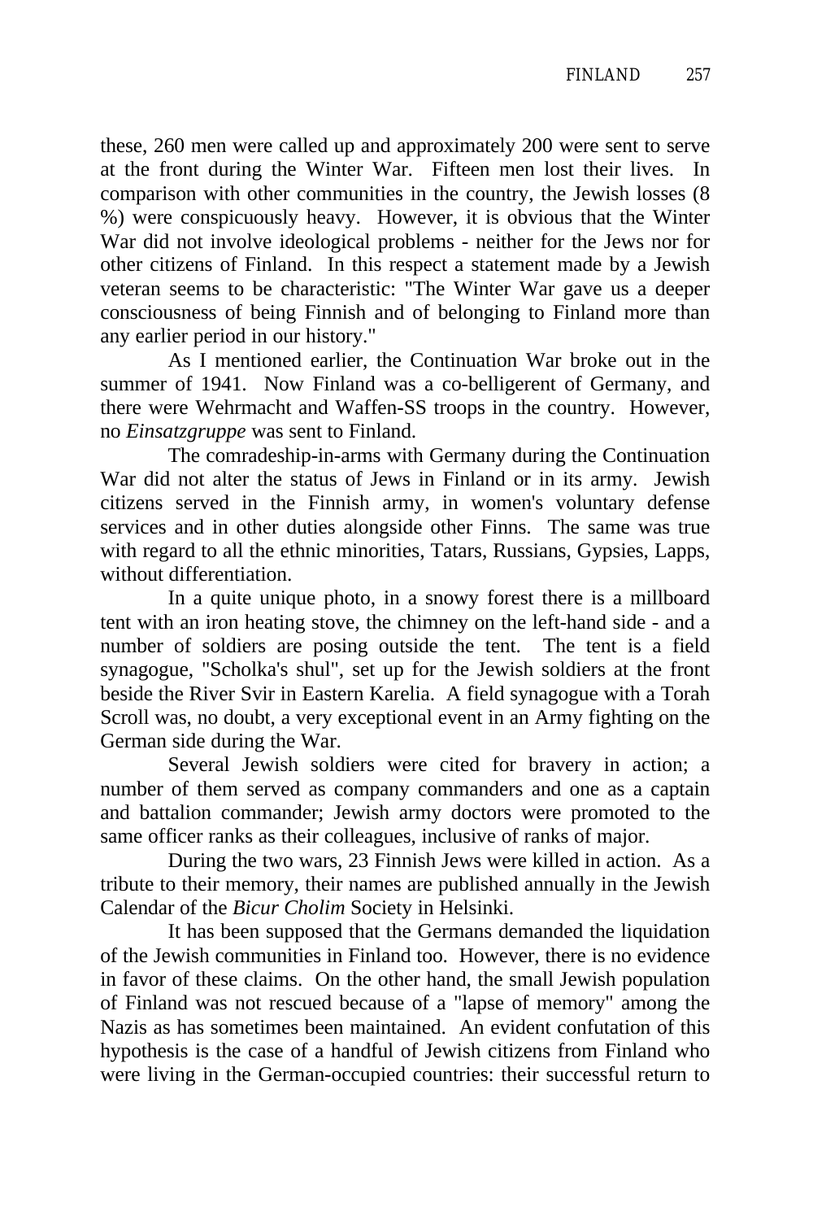these, 260 men were called up and approximately 200 were sent to serve at the front during the Winter War. Fifteen men lost their lives. In comparison with other communities in the country, the Jewish losses (8 %) were conspicuously heavy. However, it is obvious that the Winter War did not involve ideological problems - neither for the Jews nor for other citizens of Finland. In this respect a statement made by a Jewish veteran seems to be characteristic: "The Winter War gave us a deeper consciousness of being Finnish and of belonging to Finland more than any earlier period in our history."

As I mentioned earlier, the Continuation War broke out in the summer of 1941. Now Finland was a co-belligerent of Germany, and there were Wehrmacht and Waffen-SS troops in the country. However, no *Einsatzgruppe* was sent to Finland.

The comradeship-in-arms with Germany during the Continuation War did not alter the status of Jews in Finland or in its army. Jewish citizens served in the Finnish army, in women's voluntary defense services and in other duties alongside other Finns. The same was true with regard to all the ethnic minorities, Tatars, Russians, Gypsies, Lapps, without differentiation.

In a quite unique photo, in a snowy forest there is a millboard tent with an iron heating stove, the chimney on the left-hand side - and a number of soldiers are posing outside the tent. The tent is a field synagogue, "Scholka's shul", set up for the Jewish soldiers at the front beside the River Svir in Eastern Karelia. A field synagogue with a Torah Scroll was, no doubt, a very exceptional event in an Army fighting on the German side during the War.

Several Jewish soldiers were cited for bravery in action; a number of them served as company commanders and one as a captain and battalion commander; Jewish army doctors were promoted to the same officer ranks as their colleagues, inclusive of ranks of major.

During the two wars, 23 Finnish Jews were killed in action. As a tribute to their memory, their names are published annually in the Jewish Calendar of the *Bicur Cholim* Society in Helsinki.

It has been supposed that the Germans demanded the liquidation of the Jewish communities in Finland too. However, there is no evidence in favor of these claims. On the other hand, the small Jewish population of Finland was not rescued because of a "lapse of memory" among the Nazis as has sometimes been maintained. An evident confutation of this hypothesis is the case of a handful of Jewish citizens from Finland who were living in the German-occupied countries: their successful return to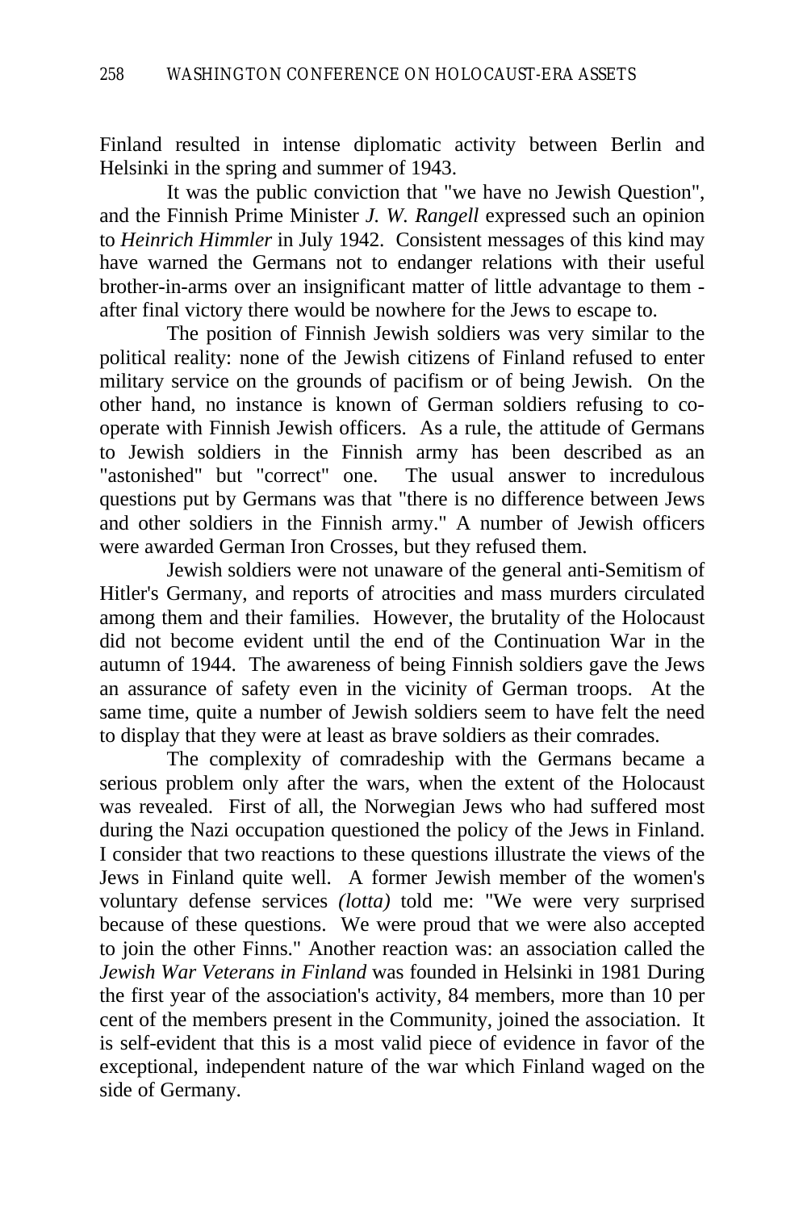Finland resulted in intense diplomatic activity between Berlin and Helsinki in the spring and summer of 1943.

It was the public conviction that "we have no Jewish Question", and the Finnish Prime Minister *J. W. Rangell* expressed such an opinion to *Heinrich Himmler* in July 1942. Consistent messages of this kind may have warned the Germans not to endanger relations with their useful brother-in-arms over an insignificant matter of little advantage to them - after final victory there would be nowhere for the Jews to escape to.

The position of Finnish Jewish soldiers was very similar to the political reality: none of the Jewish citizens of Finland refused to enter military service on the grounds of pacifism or of being Jewish. On the other hand, no instance is known of German soldiers refusing to co-operate with Finnish Jewish officers. As a rule, the attitude of Germans to Jewish soldiers in the Finnish army has been described as an "astonished" but "correct" one. The usual answer to incredulous questions put by Germans was that "there is no difference between Jews and other soldiers in the Finnish army." A number of Jewish officers were awarded German Iron Crosses, but they refused them.

Jewish soldiers were not unaware of the general anti-Semitism of Hitler's Germany, and reports of atrocities and mass murders circulated among them and their families. However, the brutality of the Holocaust did not become evident until the end of the Continuation War in the autumn of 1944. The awareness of being Finnish soldiers gave the Jews an assurance of safety even in the vicinity of German troops. At the same time, quite a number of Jewish soldiers seem to have felt the need to display that they were at least as brave soldiers as their comrades.

The complexity of comradeship with the Germans became a serious problem only after the wars, when the extent of the Holocaust was revealed. First of all, the Norwegian Jews who had suffered most during the Nazi occupation questioned the policy of the Jews in Finland. I consider that two reactions to these questions illustrate the views of the Jews in Finland quite well. A former Jewish member of the women's voluntary defense services *(lotta)* told me: "We were very surprised because of these questions. We were proud that we were also accepted to join the other Finns." Another reaction was: an association called the *Jewish War Veterans in Finland* was founded in Helsinki in 1981 During the first year of the association's activity, 84 members, more than 10 per cent of the members present in the Community, joined the association. It is self-evident that this is a most valid piece of evidence in favor of the exceptional, independent nature of the war which Finland waged on the side of Germany.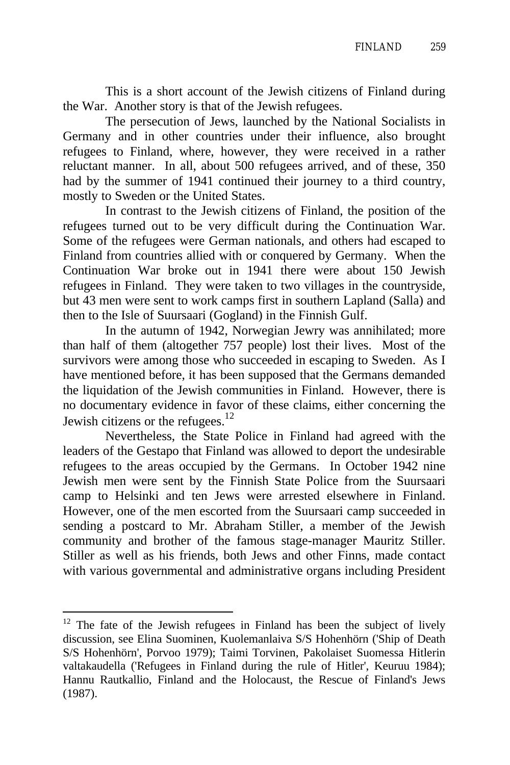This is a short account of the Jewish citizens of Finland during the War. Another story is that of the Jewish refugees.

The persecution of Jews, launched by the National Socialists in Germany and in other countries under their influence, also brought refugees to Finland, where, however, they were received in a rather reluctant manner. In all, about 500 refugees arrived, and of these, 350 had by the summer of 1941 continued their journey to a third country, mostly to Sweden or the United States.

In contrast to the Jewish citizens of Finland, the position of the refugees turned out to be very difficult during the Continuation War. Some of the refugees were German nationals, and others had escaped to Finland from countries allied with or conquered by Germany. When the Continuation War broke out in 1941 there were about 150 Jewish refugees in Finland. They were taken to two villages in the countryside, but 43 men were sent to work camps first in southern Lapland (Salla) and then to the Isle of Suursaari (Gogland) in the Finnish Gulf.

In the autumn of 1942, Norwegian Jewry was annihilated; more than half of them (altogether 757 people) lost their lives. Most of the survivors were among those who succeeded in escaping to Sweden. As I have mentioned before, it has been supposed that the Germans demanded the liquidation of the Jewish communities in Finland. However, there is no documentary evidence in favor of these claims, either concerning the Jewish citizens or the refugees.[12]

Nevertheless, the State Police in Finland had agreed with the leaders of the Gestapo that Finland was allowed to deport the undesirable refugees to the areas occupied by the Germans. In October 1942 nine Jewish men were sent by the Finnish State Police from the Suursaari camp to Helsinki and ten Jews were arrested elsewhere in Finland. However, one of the men escorted from the Suursaari camp succeeded in sending a postcard to Mr. Abraham Stiller, a member of the Jewish community and brother of the famous stage-manager Mauritz Stiller. Stiller as well as his friends, both Jews and other Finns, made contact with various governmental and administrative organs including President

---

[12] The fate of the Jewish refugees in Finland has been the subject of lively discussion, see Elina Suominen, Kuolemanlaiva S/S Hohenhörn ('Ship of Death S/S Hohenhörn', Porvoo 1979); Taimi Torvinen, Pakolaiset Suomessa Hitlerin valtakaudella ('Refugees in Finland during the rule of Hitler', Keuruu 1984); Hannu Rautkallio, Finland and the Holocaust, the Rescue of Finland's Jews (1987).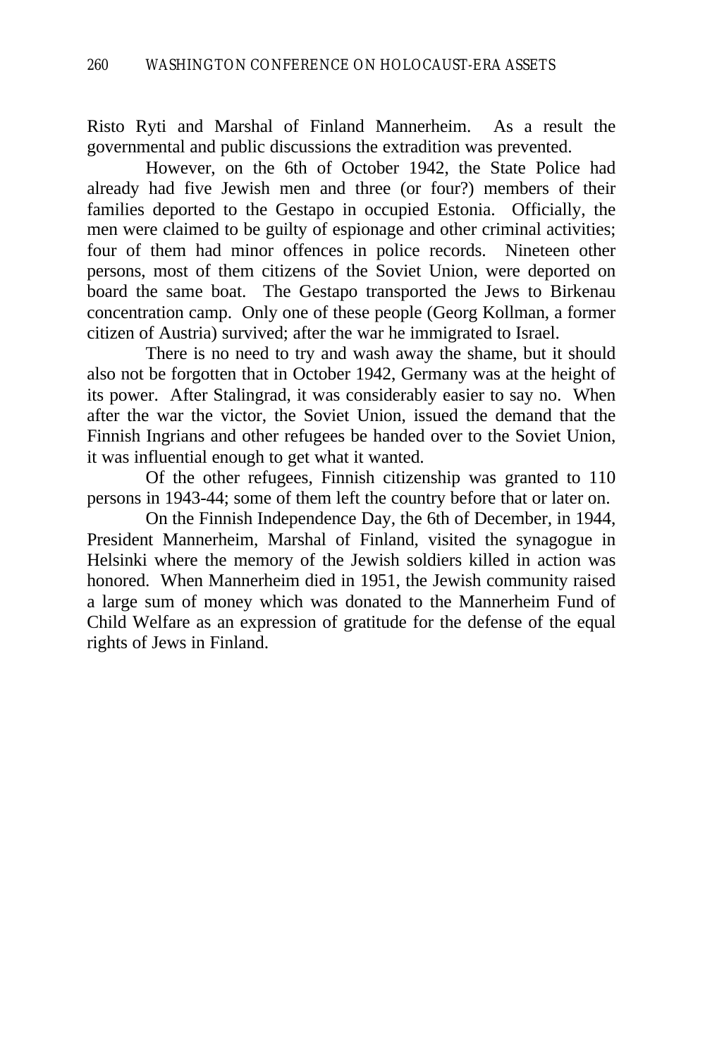Risto Ryti and Marshal of Finland Mannerheim. As a result the governmental and public discussions the extradition was prevented.

However, on the 6th of October 1942, the State Police had already had five Jewish men and three (or four?) members of their families deported to the Gestapo in occupied Estonia. Officially, the men were claimed to be guilty of espionage and other criminal activities; four of them had minor offences in police records. Nineteen other persons, most of them citizens of the Soviet Union, were deported on board the same boat. The Gestapo transported the Jews to Birkenau concentration camp. Only one of these people (Georg Kollman, a former citizen of Austria) survived; after the war he immigrated to Israel.

There is no need to try and wash away the shame, but it should also not be forgotten that in October 1942, Germany was at the height of its power. After Stalingrad, it was considerably easier to say no. When after the war the victor, the Soviet Union, issued the demand that the Finnish Ingrians and other refugees be handed over to the Soviet Union, it was influential enough to get what it wanted.

Of the other refugees, Finnish citizenship was granted to 110 persons in 1943-44; some of them left the country before that or later on.

On the Finnish Independence Day, the 6th of December, in 1944, President Mannerheim, Marshal of Finland, visited the synagogue in Helsinki where the memory of the Jewish soldiers killed in action was honored. When Mannerheim died in 1951, the Jewish community raised a large sum of money which was donated to the Mannerheim Fund of Child Welfare as an expression of gratitude for the defense of the equal rights of Jews in Finland.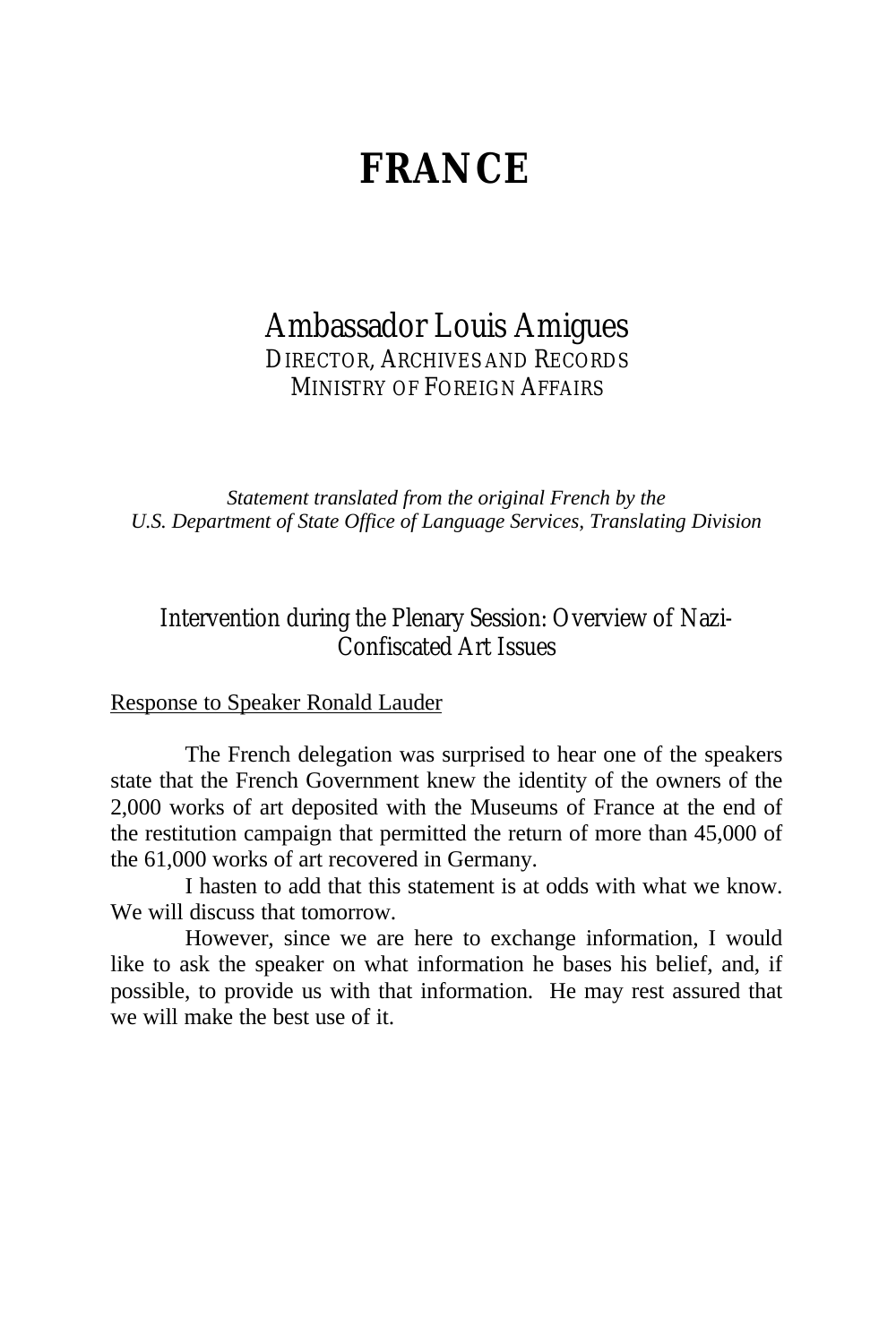# FRANCE

## Ambassador Louis Amigues

DIRECTOR, ARCHIVES AND RECORDS
MINISTRY OF FOREIGN AFFAIRS

*Statement translated from the original French by the U.S. Department of State Office of Language Services, Translating Division*

### Intervention during the Plenary Session: Overview of Nazi-Confiscated Art Issues

<u>Response to Speaker Ronald Lauder</u>

The French delegation was surprised to hear one of the speakers state that the French Government knew the identity of the owners of the 2,000 works of art deposited with the Museums of France at the end of the restitution campaign that permitted the return of more than 45,000 of the 61,000 works of art recovered in Germany.

I hasten to add that this statement is at odds with what we know. We will discuss that tomorrow.

However, since we are here to exchange information, I would like to ask the speaker on what information he bases his belief, and, if possible, to provide us with that information. He may rest assured that we will make the best use of it.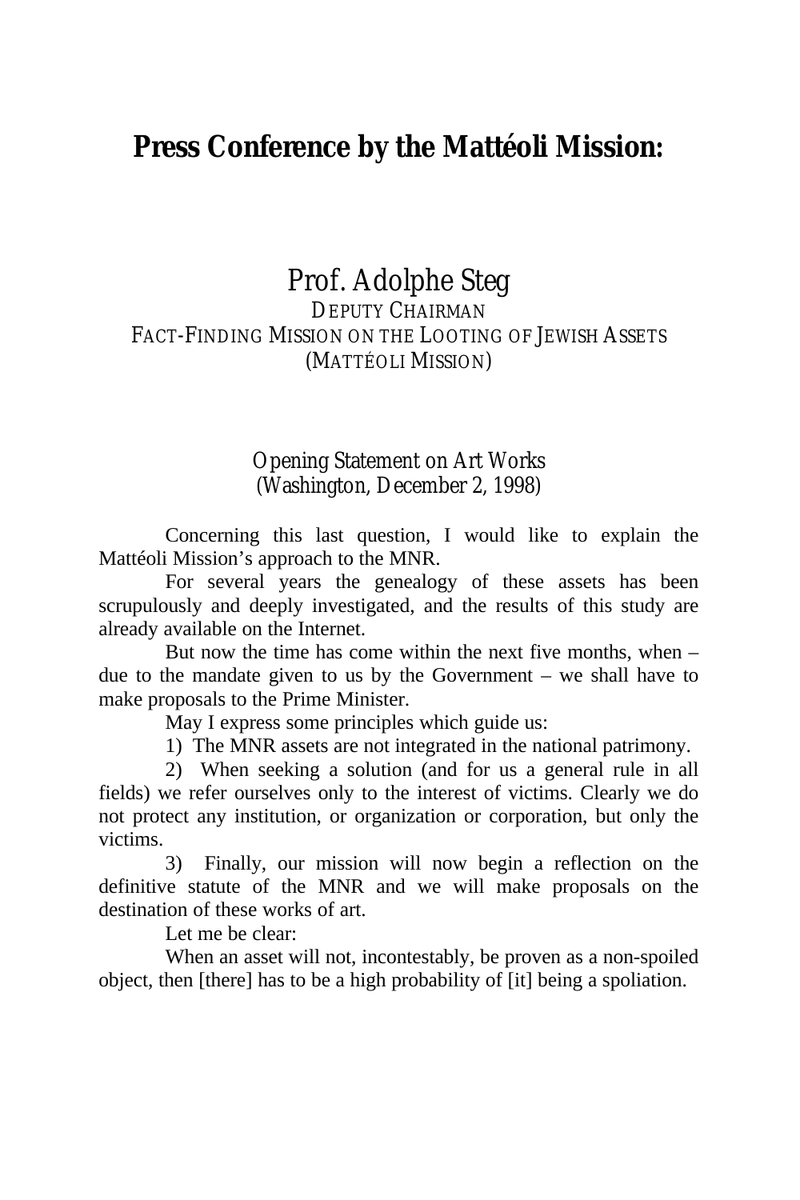# Press Conference by the Mattéoli Mission:

## Prof. Adolphe Steg

DEPUTY CHAIRMAN
FACT-FINDING MISSION ON THE LOOTING OF JEWISH ASSETS
(MATTÉOLI MISSION)

### Opening Statement on Art Works
### (Washington, December 2, 1998)

Concerning this last question, I would like to explain the Mattéoli Mission's approach to the MNR.

For several years the genealogy of these assets has been scrupulously and deeply investigated, and the results of this study are already available on the Internet.

But now the time has come within the next five months, when – due to the mandate given to us by the Government – we shall have to make proposals to the Prime Minister.

May I express some principles which guide us:

1) The MNR assets are not integrated in the national patrimony.

2) When seeking a solution (and for us a general rule in all fields) we refer ourselves only to the interest of victims. Clearly we do not protect any institution, or organization or corporation, but only the victims.

3) Finally, our mission will now begin a reflection on the definitive statute of the MNR and we will make proposals on the destination of these works of art.

Let me be clear:

When an asset will not, incontestably, be proven as a non-spoiled object, then [there] has to be a high probability of [it] being a spoliation.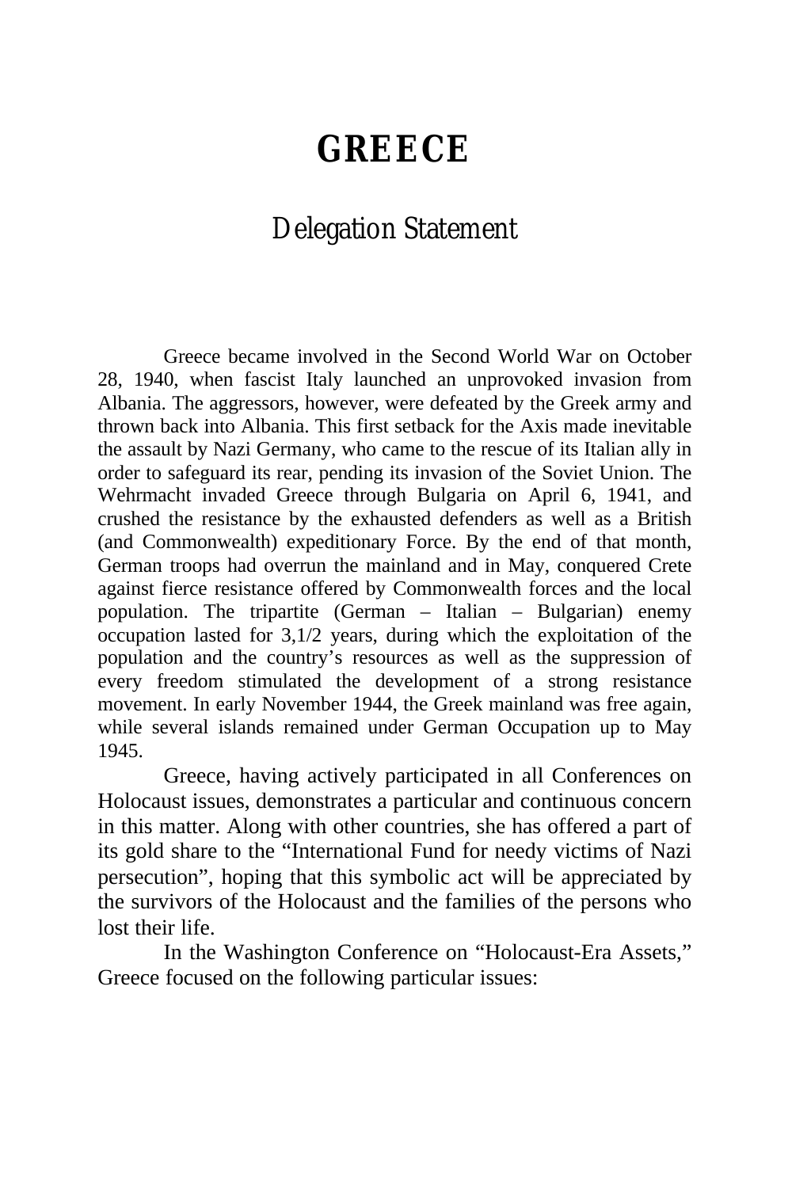# GREECE

## Delegation Statement

Greece became involved in the Second World War on October 28, 1940, when fascist Italy launched an unprovoked invasion from Albania. The aggressors, however, were defeated by the Greek army and thrown back into Albania. This first setback for the Axis made inevitable the assault by Nazi Germany, who came to the rescue of its Italian ally in order to safeguard its rear, pending its invasion of the Soviet Union. The Wehrmacht invaded Greece through Bulgaria on April 6, 1941, and crushed the resistance by the exhausted defenders as well as a British (and Commonwealth) expeditionary Force. By the end of that month, German troops had overrun the mainland and in May, conquered Crete against fierce resistance offered by Commonwealth forces and the local population. The tripartite (German – Italian – Bulgarian) enemy occupation lasted for 3,1/2 years, during which the exploitation of the population and the country's resources as well as the suppression of every freedom stimulated the development of a strong resistance movement. In early November 1944, the Greek mainland was free again, while several islands remained under German Occupation up to May 1945.

Greece, having actively participated in all Conferences on Holocaust issues, demonstrates a particular and continuous concern in this matter. Along with other countries, she has offered a part of its gold share to the "International Fund for needy victims of Nazi persecution", hoping that this symbolic act will be appreciated by the survivors of the Holocaust and the families of the persons who lost their life.

In the Washington Conference on "Holocaust-Era Assets," Greece focused on the following particular issues: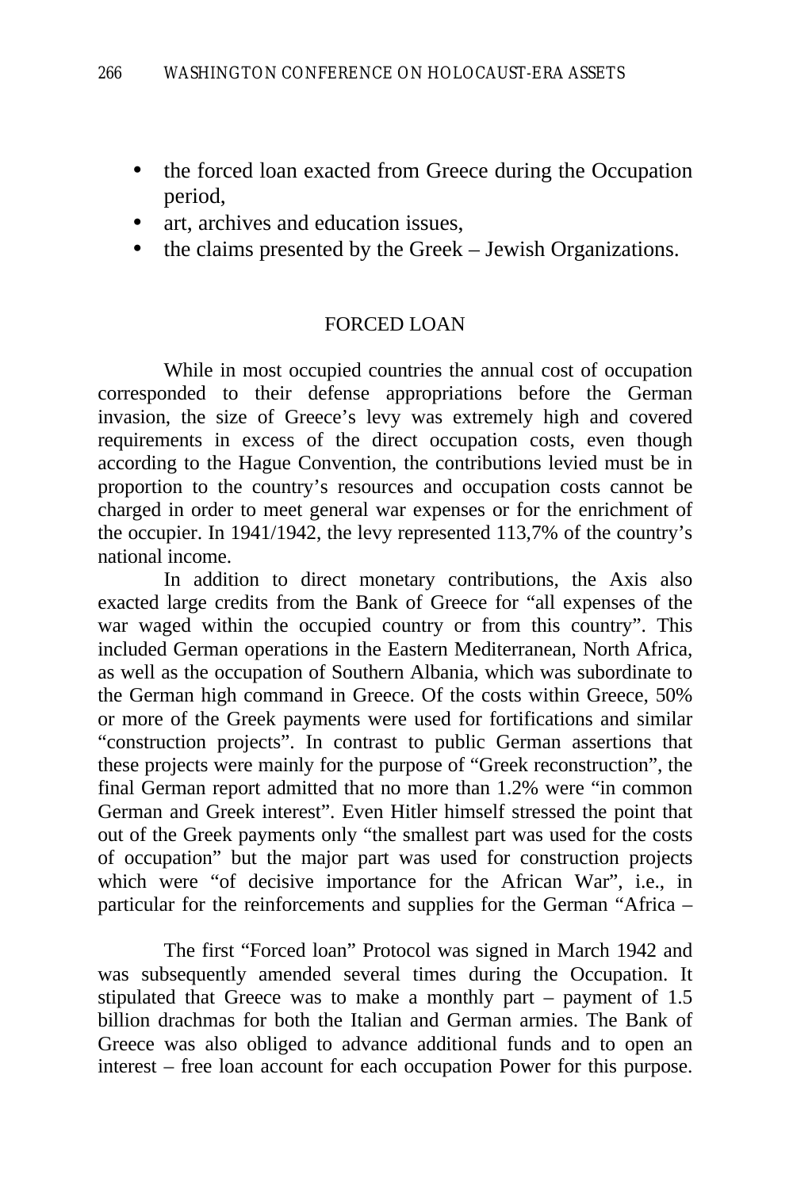- the forced loan exacted from Greece during the Occupation period,
- art, archives and education issues,
- the claims presented by the Greek – Jewish Organizations.

## FORCED LOAN

While in most occupied countries the annual cost of occupation corresponded to their defense appropriations before the German invasion, the size of Greece's levy was extremely high and covered requirements in excess of the direct occupation costs, even though according to the Hague Convention, the contributions levied must be in proportion to the country's resources and occupation costs cannot be charged in order to meet general war expenses or for the enrichment of the occupier. In 1941/1942, the levy represented 113,7% of the country's national income.

In addition to direct monetary contributions, the Axis also exacted large credits from the Bank of Greece for "all expenses of the war waged within the occupied country or from this country". This included German operations in the Eastern Mediterranean, North Africa, as well as the occupation of Southern Albania, which was subordinate to the German high command in Greece. Of the costs within Greece, 50% or more of the Greek payments were used for fortifications and similar "construction projects". In contrast to public German assertions that these projects were mainly for the purpose of "Greek reconstruction", the final German report admitted that no more than 1.2% were "in common German and Greek interest". Even Hitler himself stressed the point that out of the Greek payments only "the smallest part was used for the costs of occupation" but the major part was used for construction projects which were "of decisive importance for the African War", i.e., in particular for the reinforcements and supplies for the German "Africa –

The first "Forced loan" Protocol was signed in March 1942 and was subsequently amended several times during the Occupation. It stipulated that Greece was to make a monthly part – payment of 1.5 billion drachmas for both the Italian and German armies. The Bank of Greece was also obliged to advance additional funds and to open an interest – free loan account for each occupation Power for this purpose.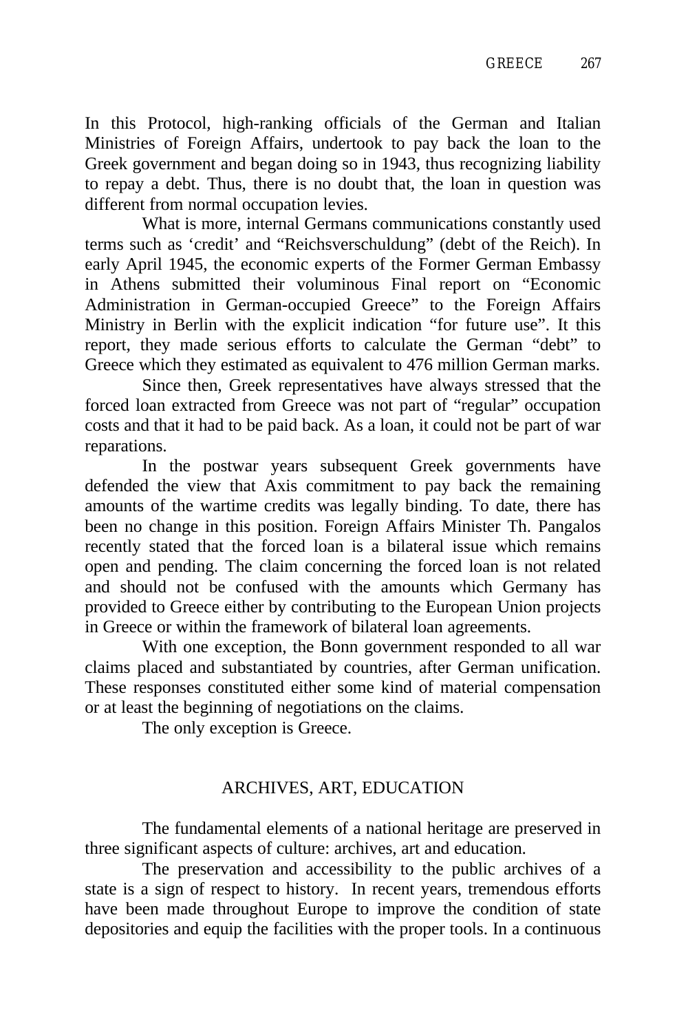In this Protocol, high-ranking officials of the German and Italian Ministries of Foreign Affairs, undertook to pay back the loan to the Greek government and began doing so in 1943, thus recognizing liability to repay a debt. Thus, there is no doubt that, the loan in question was different from normal occupation levies.

What is more, internal Germans communications constantly used terms such as 'credit' and "Reichsverschuldung" (debt of the Reich). In early April 1945, the economic experts of the Former German Embassy in Athens submitted their voluminous Final report on "Economic Administration in German-occupied Greece" to the Foreign Affairs Ministry in Berlin with the explicit indication "for future use". It this report, they made serious efforts to calculate the German "debt" to Greece which they estimated as equivalent to 476 million German marks.

Since then, Greek representatives have always stressed that the forced loan extracted from Greece was not part of "regular" occupation costs and that it had to be paid back. As a loan, it could not be part of war reparations.

In the postwar years subsequent Greek governments have defended the view that Axis commitment to pay back the remaining amounts of the wartime credits was legally binding. To date, there has been no change in this position. Foreign Affairs Minister Th. Pangalos recently stated that the forced loan is a bilateral issue which remains open and pending. The claim concerning the forced loan is not related and should not be confused with the amounts which Germany has provided to Greece either by contributing to the European Union projects in Greece or within the framework of bilateral loan agreements.

With one exception, the Bonn government responded to all war claims placed and substantiated by countries, after German unification. These responses constituted either some kind of material compensation or at least the beginning of negotiations on the claims.

The only exception is Greece.

## ARCHIVES, ART, EDUCATION

The fundamental elements of a national heritage are preserved in three significant aspects of culture: archives, art and education.

The preservation and accessibility to the public archives of a state is a sign of respect to history. In recent years, tremendous efforts have been made throughout Europe to improve the condition of state depositories and equip the facilities with the proper tools. In a continuous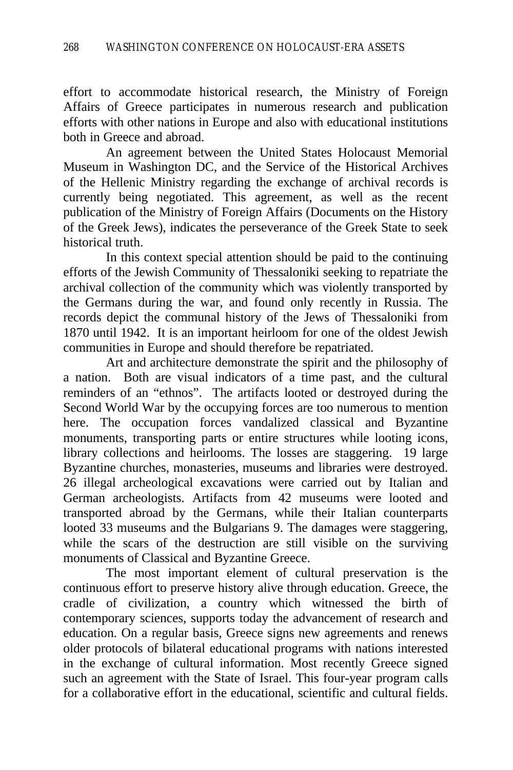effort to accommodate historical research, the Ministry of Foreign Affairs of Greece participates in numerous research and publication efforts with other nations in Europe and also with educational institutions both in Greece and abroad.

An agreement between the United States Holocaust Memorial Museum in Washington DC, and the Service of the Historical Archives of the Hellenic Ministry regarding the exchange of archival records is currently being negotiated. This agreement, as well as the recent publication of the Ministry of Foreign Affairs (Documents on the History of the Greek Jews), indicates the perseverance of the Greek State to seek historical truth.

In this context special attention should be paid to the continuing efforts of the Jewish Community of Thessaloniki seeking to repatriate the archival collection of the community which was violently transported by the Germans during the war, and found only recently in Russia. The records depict the communal history of the Jews of Thessaloniki from 1870 until 1942. It is an important heirloom for one of the oldest Jewish communities in Europe and should therefore be repatriated.

Art and architecture demonstrate the spirit and the philosophy of a nation. Both are visual indicators of a time past, and the cultural reminders of an “ethnos”. The artifacts looted or destroyed during the Second World War by the occupying forces are too numerous to mention here. The occupation forces vandalized classical and Byzantine monuments, transporting parts or entire structures while looting icons, library collections and heirlooms. The losses are staggering. 19 large Byzantine churches, monasteries, museums and libraries were destroyed. 26 illegal archeological excavations were carried out by Italian and German archeologists. Artifacts from 42 museums were looted and transported abroad by the Germans, while their Italian counterparts looted 33 museums and the Bulgarians 9. The damages were staggering, while the scars of the destruction are still visible on the surviving monuments of Classical and Byzantine Greece.

The most important element of cultural preservation is the continuous effort to preserve history alive through education. Greece, the cradle of civilization, a country which witnessed the birth of contemporary sciences, supports today the advancement of research and education. On a regular basis, Greece signs new agreements and renews older protocols of bilateral educational programs with nations interested in the exchange of cultural information. Most recently Greece signed such an agreement with the State of Israel. This four-year program calls for a collaborative effort in the educational, scientific and cultural fields.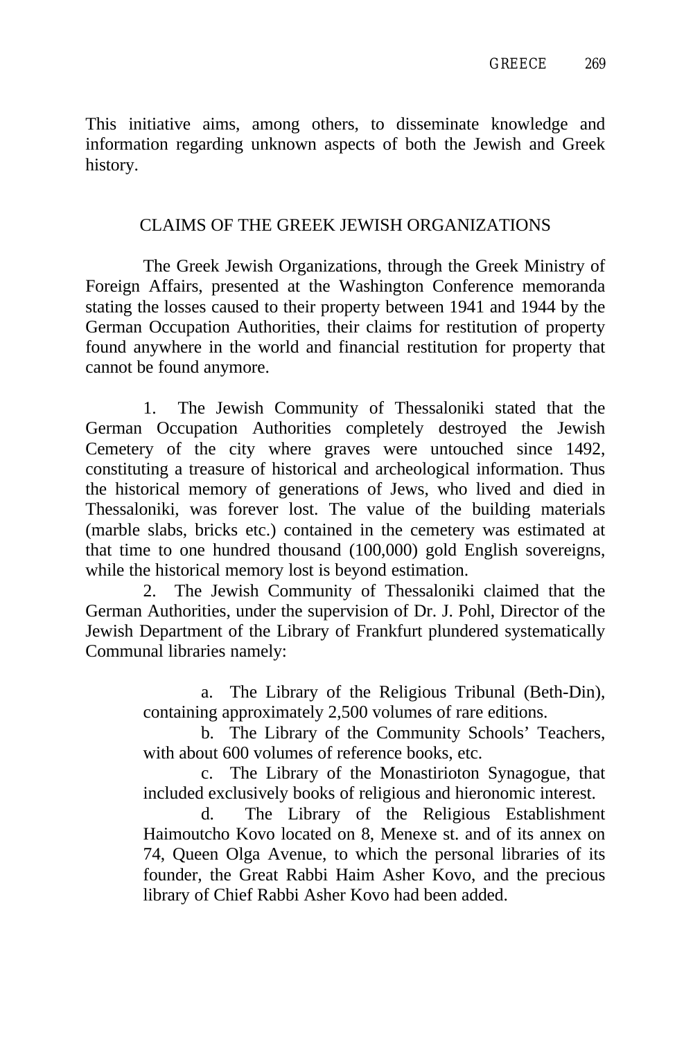This initiative aims, among others, to disseminate knowledge and information regarding unknown aspects of both the Jewish and Greek history.

## CLAIMS OF THE GREEK JEWISH ORGANIZATIONS

The Greek Jewish Organizations, through the Greek Ministry of Foreign Affairs, presented at the Washington Conference memoranda stating the losses caused to their property between 1941 and 1944 by the German Occupation Authorities, their claims for restitution of property found anywhere in the world and financial restitution for property that cannot be found anymore.

1. The Jewish Community of Thessaloniki stated that the German Occupation Authorities completely destroyed the Jewish Cemetery of the city where graves were untouched since 1492, constituting a treasure of historical and archeological information. Thus the historical memory of generations of Jews, who lived and died in Thessaloniki, was forever lost. The value of the building materials (marble slabs, bricks etc.) contained in the cemetery was estimated at that time to one hundred thousand (100,000) gold English sovereigns, while the historical memory lost is beyond estimation.
2. The Jewish Community of Thessaloniki claimed that the German Authorities, under the supervision of Dr. J. Pohl, Director of the Jewish Department of the Library of Frankfurt plundered systematically Communal libraries namely:

   a. The Library of the Religious Tribunal (Beth-Din), containing approximately 2,500 volumes of rare editions.
   b. The Library of the Community Schools' Teachers, with about 600 volumes of reference books, etc.
   c. The Library of the Monastirioton Synagogue, that included exclusively books of religious and hieronomic interest.
   d. The Library of the Religious Establishment Haimoutcho Kovo located on 8, Menexe st. and of its annex on 74, Queen Olga Avenue, to which the personal libraries of its founder, the Great Rabbi Haim Asher Kovo, and the precious library of Chief Rabbi Asher Kovo had been added.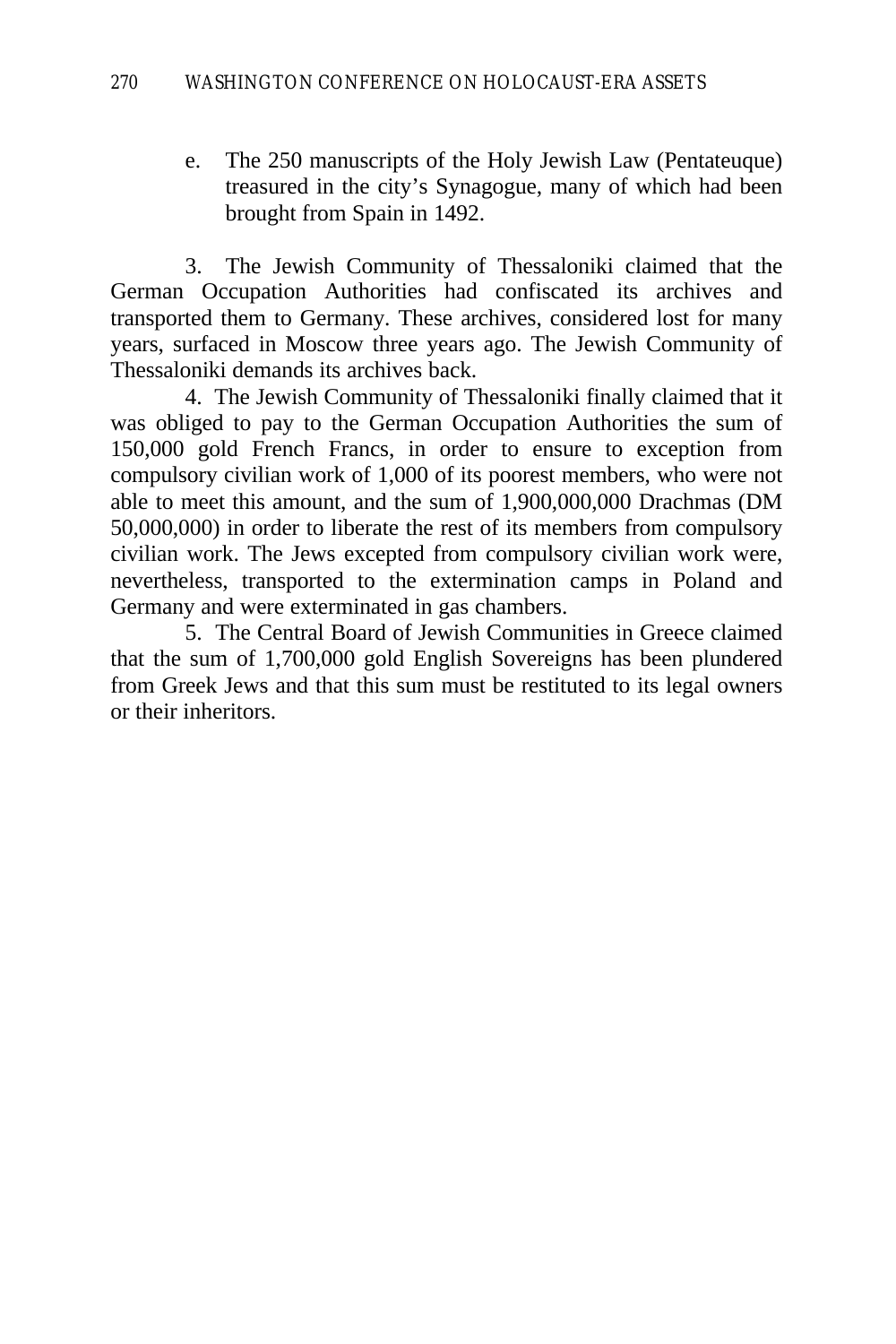e. The 250 manuscripts of the Holy Jewish Law (Pentateuque) treasured in the city's Synagogue, many of which had been brought from Spain in 1492.

3. The Jewish Community of Thessaloniki claimed that the German Occupation Authorities had confiscated its archives and transported them to Germany. These archives, considered lost for many years, surfaced in Moscow three years ago. The Jewish Community of Thessaloniki demands its archives back.

4. The Jewish Community of Thessaloniki finally claimed that it was obliged to pay to the German Occupation Authorities the sum of 150,000 gold French Francs, in order to ensure to exception from compulsory civilian work of 1,000 of its poorest members, who were not able to meet this amount, and the sum of 1,900,000,000 Drachmas (DM 50,000,000) in order to liberate the rest of its members from compulsory civilian work. The Jews excepted from compulsory civilian work were, nevertheless, transported to the extermination camps in Poland and Germany and were exterminated in gas chambers.

5. The Central Board of Jewish Communities in Greece claimed that the sum of 1,700,000 gold English Sovereigns has been plundered from Greek Jews and that this sum must be restituted to its legal owners or their inheritors.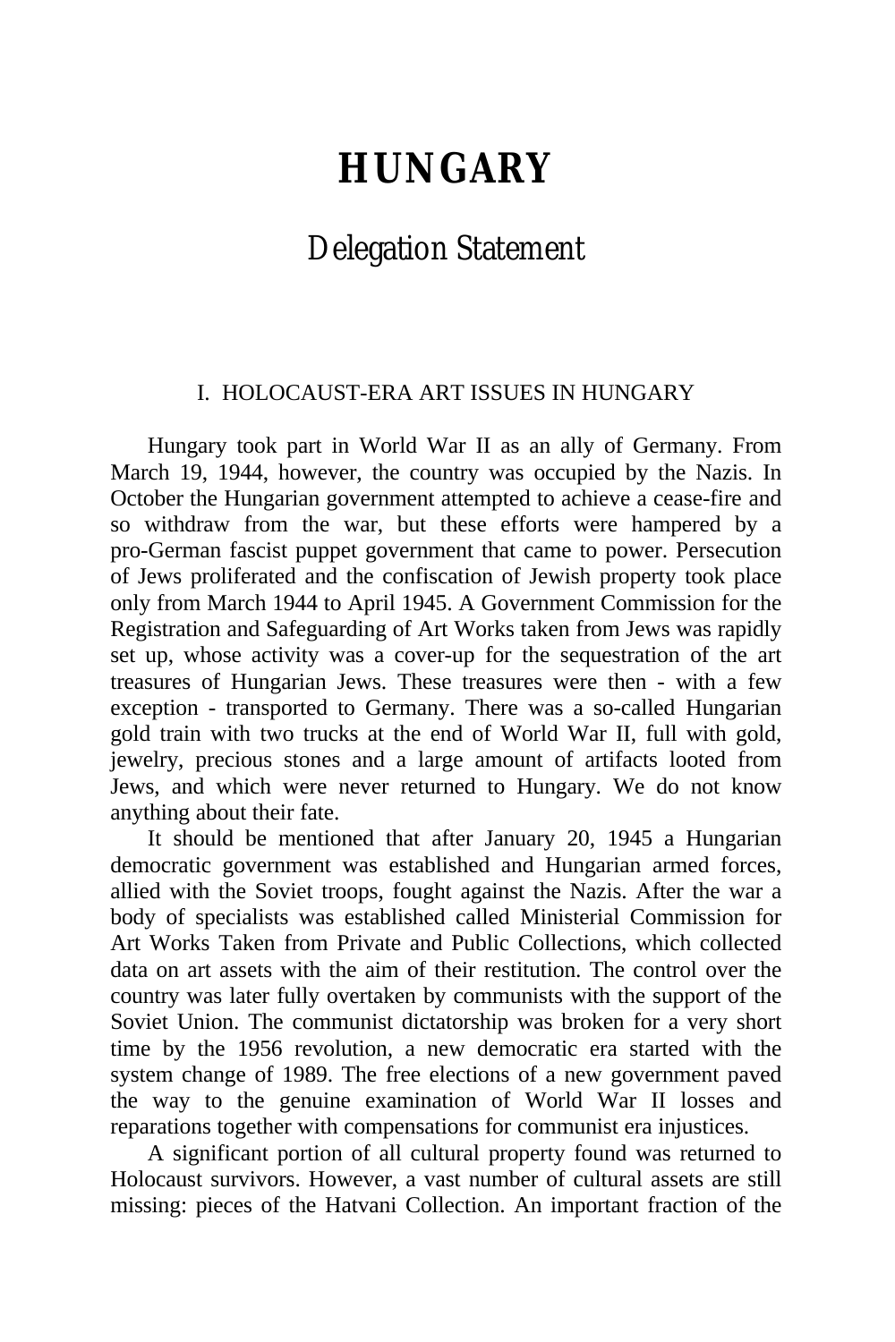# HUNGARY

## Delegation Statement

### I. HOLOCAUST-ERA ART ISSUES IN HUNGARY

Hungary took part in World War II as an ally of Germany. From March 19, 1944, however, the country was occupied by the Nazis. In October the Hungarian government attempted to achieve a cease-fire and so withdraw from the war, but these efforts were hampered by a pro-German fascist puppet government that came to power. Persecution of Jews proliferated and the confiscation of Jewish property took place only from March 1944 to April 1945. A Government Commission for the Registration and Safeguarding of Art Works taken from Jews was rapidly set up, whose activity was a cover-up for the sequestration of the art treasures of Hungarian Jews. These treasures were then - with a few exception - transported to Germany. There was a so-called Hungarian gold train with two trucks at the end of World War II, full with gold, jewelry, precious stones and a large amount of artifacts looted from Jews, and which were never returned to Hungary. We do not know anything about their fate.

It should be mentioned that after January 20, 1945 a Hungarian democratic government was established and Hungarian armed forces, allied with the Soviet troops, fought against the Nazis. After the war a body of specialists was established called Ministerial Commission for Art Works Taken from Private and Public Collections, which collected data on art assets with the aim of their restitution. The control over the country was later fully overtaken by communists with the support of the Soviet Union. The communist dictatorship was broken for a very short time by the 1956 revolution, a new democratic era started with the system change of 1989. The free elections of a new government paved the way to the genuine examination of World War II losses and reparations together with compensations for communist era injustices.

A significant portion of all cultural property found was returned to Holocaust survivors. However, a vast number of cultural assets are still missing: pieces of the Hatvani Collection. An important fraction of the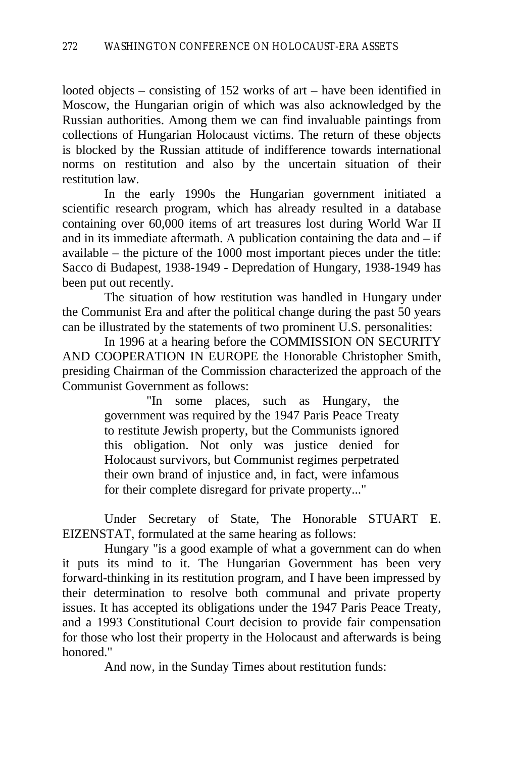looted objects – consisting of 152 works of art – have been identified in Moscow, the Hungarian origin of which was also acknowledged by the Russian authorities. Among them we can find invaluable paintings from collections of Hungarian Holocaust victims. The return of these objects is blocked by the Russian attitude of indifference towards international norms on restitution and also by the uncertain situation of their restitution law.

In the early 1990s the Hungarian government initiated a scientific research program, which has already resulted in a database containing over 60,000 items of art treasures lost during World War II and in its immediate aftermath. A publication containing the data and – if available – the picture of the 1000 most important pieces under the title: Sacco di Budapest, 1938-1949 - Depredation of Hungary, 1938-1949 has been put out recently.

The situation of how restitution was handled in Hungary under the Communist Era and after the political change during the past 50 years can be illustrated by the statements of two prominent U.S. personalities:

In 1996 at a hearing before the COMMISSION ON SECURITY AND COOPERATION IN EUROPE the Honorable Christopher Smith, presiding Chairman of the Commission characterized the approach of the Communist Government as follows:

> "In some places, such as Hungary, the government was required by the 1947 Paris Peace Treaty to restitute Jewish property, but the Communists ignored this obligation. Not only was justice denied for Holocaust survivors, but Communist regimes perpetrated their own brand of injustice and, in fact, were infamous for their complete disregard for private property..."

Under Secretary of State, The Honorable STUART E. EIZENSTAT, formulated at the same hearing as follows:

Hungary "is a good example of what a government can do when it puts its mind to it. The Hungarian Government has been very forward-thinking in its restitution program, and I have been impressed by their determination to resolve both communal and private property issues. It has accepted its obligations under the 1947 Paris Peace Treaty, and a 1993 Constitutional Court decision to provide fair compensation for those who lost their property in the Holocaust and afterwards is being honored."

And now, in the Sunday Times about restitution funds: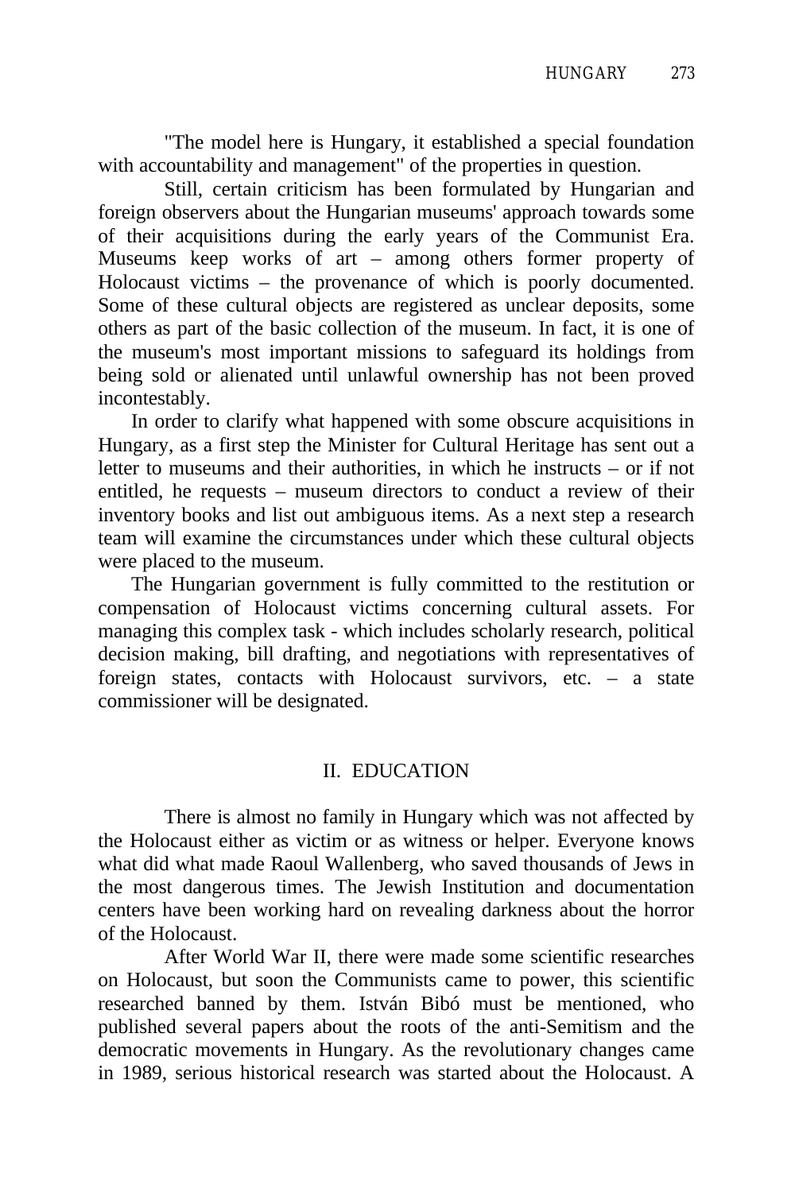"The model here is Hungary, it established a special foundation with accountability and management" of the properties in question.

Still, certain criticism has been formulated by Hungarian and foreign observers about the Hungarian museums' approach towards some of their acquisitions during the early years of the Communist Era. Museums keep works of art – among others former property of Holocaust victims – the provenance of which is poorly documented. Some of these cultural objects are registered as unclear deposits, some others as part of the basic collection of the museum. In fact, it is one of the museum's most important missions to safeguard its holdings from being sold or alienated until unlawful ownership has not been proved incontestably.

In order to clarify what happened with some obscure acquisitions in Hungary, as a first step the Minister for Cultural Heritage has sent out a letter to museums and their authorities, in which he instructs – or if not entitled, he requests – museum directors to conduct a review of their inventory books and list out ambiguous items. As a next step a research team will examine the circumstances under which these cultural objects were placed to the museum.

The Hungarian government is fully committed to the restitution or compensation of Holocaust victims concerning cultural assets. For managing this complex task - which includes scholarly research, political decision making, bill drafting, and negotiations with representatives of foreign states, contacts with Holocaust survivors, etc. – a state commissioner will be designated.

## II. EDUCATION

There is almost no family in Hungary which was not affected by the Holocaust either as victim or as witness or helper. Everyone knows what did what made Raoul Wallenberg, who saved thousands of Jews in the most dangerous times. The Jewish Institution and documentation centers have been working hard on revealing darkness about the horror of the Holocaust.

After World War II, there were made some scientific researches on Holocaust, but soon the Communists came to power, this scientific researched banned by them. István Bibó must be mentioned, who published several papers about the roots of the anti-Semitism and the democratic movements in Hungary. As the revolutionary changes came in 1989, serious historical research was started about the Holocaust. A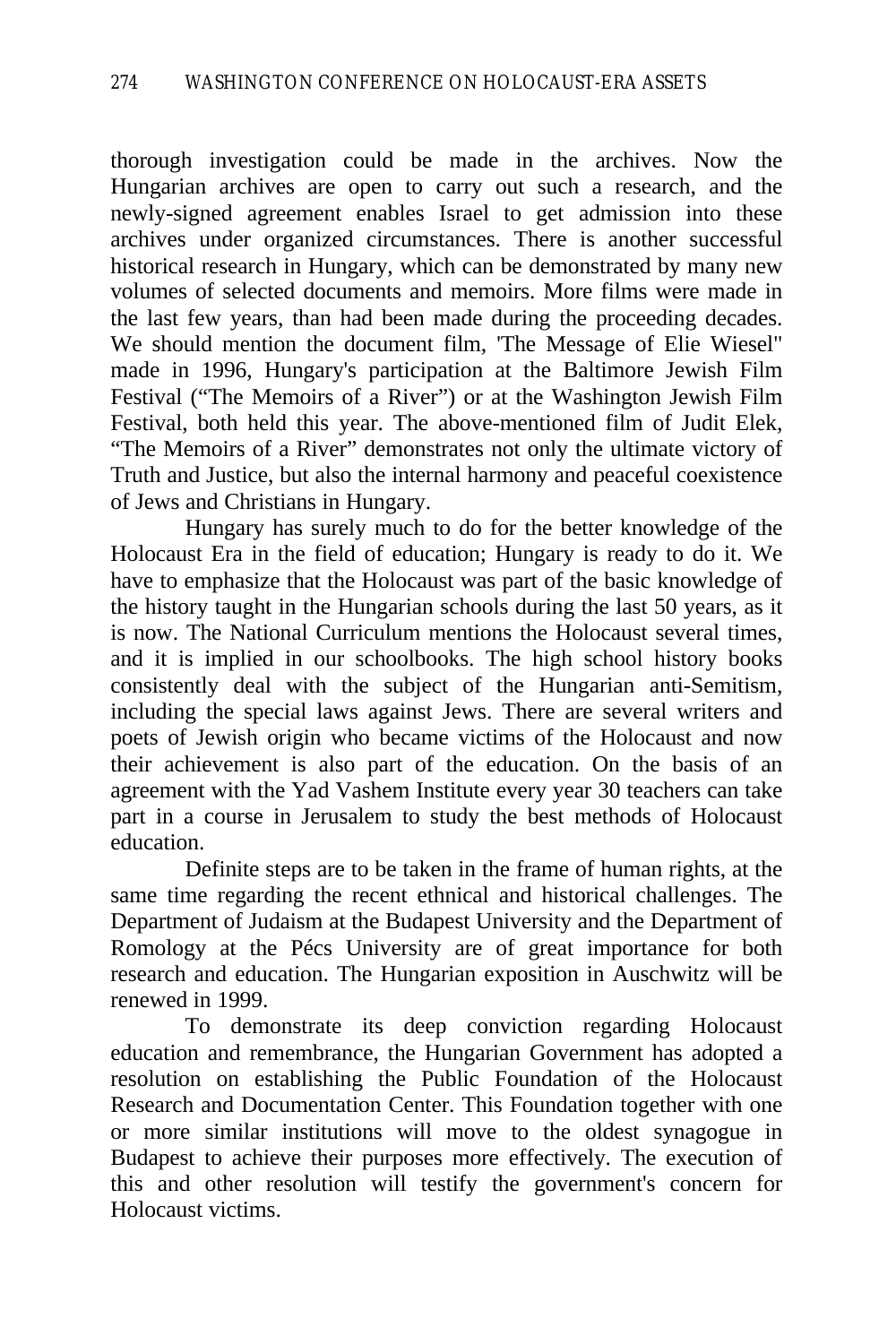thorough investigation could be made in the archives. Now the Hungarian archives are open to carry out such a research, and the newly-signed agreement enables Israel to get admission into these archives under organized circumstances. There is another successful historical research in Hungary, which can be demonstrated by many new volumes of selected documents and memoirs. More films were made in the last few years, than had been made during the proceeding decades. We should mention the document film, 'The Message of Elie Wiesel" made in 1996, Hungary's participation at the Baltimore Jewish Film Festival ("The Memoirs of a River") or at the Washington Jewish Film Festival, both held this year. The above-mentioned film of Judit Elek, "The Memoirs of a River" demonstrates not only the ultimate victory of Truth and Justice, but also the internal harmony and peaceful coexistence of Jews and Christians in Hungary.

Hungary has surely much to do for the better knowledge of the Holocaust Era in the field of education; Hungary is ready to do it. We have to emphasize that the Holocaust was part of the basic knowledge of the history taught in the Hungarian schools during the last 50 years, as it is now. The National Curriculum mentions the Holocaust several times, and it is implied in our schoolbooks. The high school history books consistently deal with the subject of the Hungarian anti-Semitism, including the special laws against Jews. There are several writers and poets of Jewish origin who became victims of the Holocaust and now their achievement is also part of the education. On the basis of an agreement with the Yad Vashem Institute every year 30 teachers can take part in a course in Jerusalem to study the best methods of Holocaust education.

Definite steps are to be taken in the frame of human rights, at the same time regarding the recent ethnical and historical challenges. The Department of Judaism at the Budapest University and the Department of Romology at the Pécs University are of great importance for both research and education. The Hungarian exposition in Auschwitz will be renewed in 1999.

To demonstrate its deep conviction regarding Holocaust education and remembrance, the Hungarian Government has adopted a resolution on establishing the Public Foundation of the Holocaust Research and Documentation Center. This Foundation together with one or more similar institutions will move to the oldest synagogue in Budapest to achieve their purposes more effectively. The execution of this and other resolution will testify the government's concern for Holocaust victims.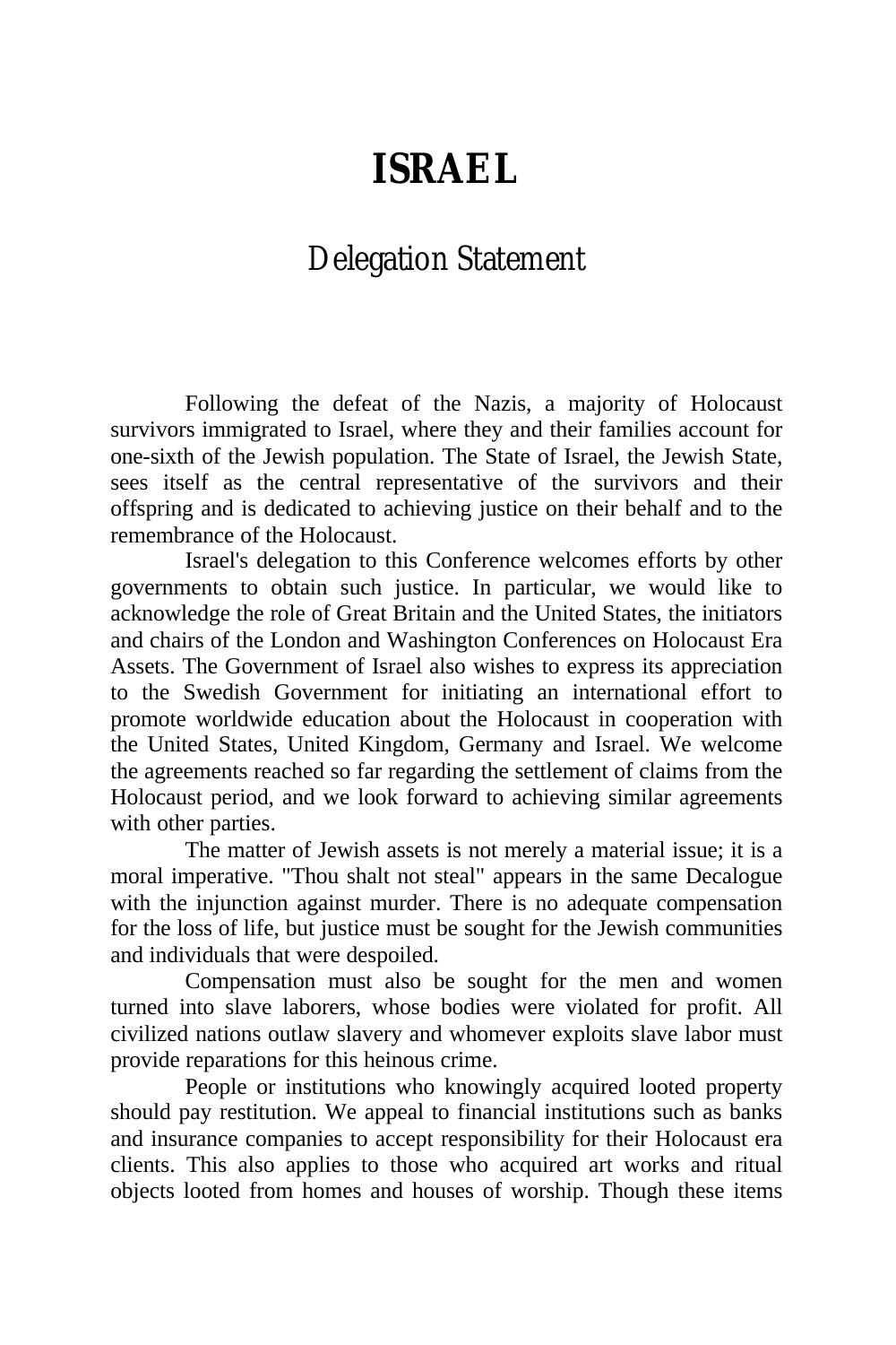# ISRAEL

## Delegation Statement

Following the defeat of the Nazis, a majority of Holocaust survivors immigrated to Israel, where they and their families account for one-sixth of the Jewish population. The State of Israel, the Jewish State, sees itself as the central representative of the survivors and their offspring and is dedicated to achieving justice on their behalf and to the remembrance of the Holocaust.

Israel's delegation to this Conference welcomes efforts by other governments to obtain such justice. In particular, we would like to acknowledge the role of Great Britain and the United States, the initiators and chairs of the London and Washington Conferences on Holocaust Era Assets. The Government of Israel also wishes to express its appreciation to the Swedish Government for initiating an international effort to promote worldwide education about the Holocaust in cooperation with the United States, United Kingdom, Germany and Israel. We welcome the agreements reached so far regarding the settlement of claims from the Holocaust period, and we look forward to achieving similar agreements with other parties.

The matter of Jewish assets is not merely a material issue; it is a moral imperative. "Thou shalt not steal" appears in the same Decalogue with the injunction against murder. There is no adequate compensation for the loss of life, but justice must be sought for the Jewish communities and individuals that were despoiled.

Compensation must also be sought for the men and women turned into slave laborers, whose bodies were violated for profit. All civilized nations outlaw slavery and whomever exploits slave labor must provide reparations for this heinous crime.

People or institutions who knowingly acquired looted property should pay restitution. We appeal to financial institutions such as banks and insurance companies to accept responsibility for their Holocaust era clients. This also applies to those who acquired art works and ritual objects looted from homes and houses of worship. Though these items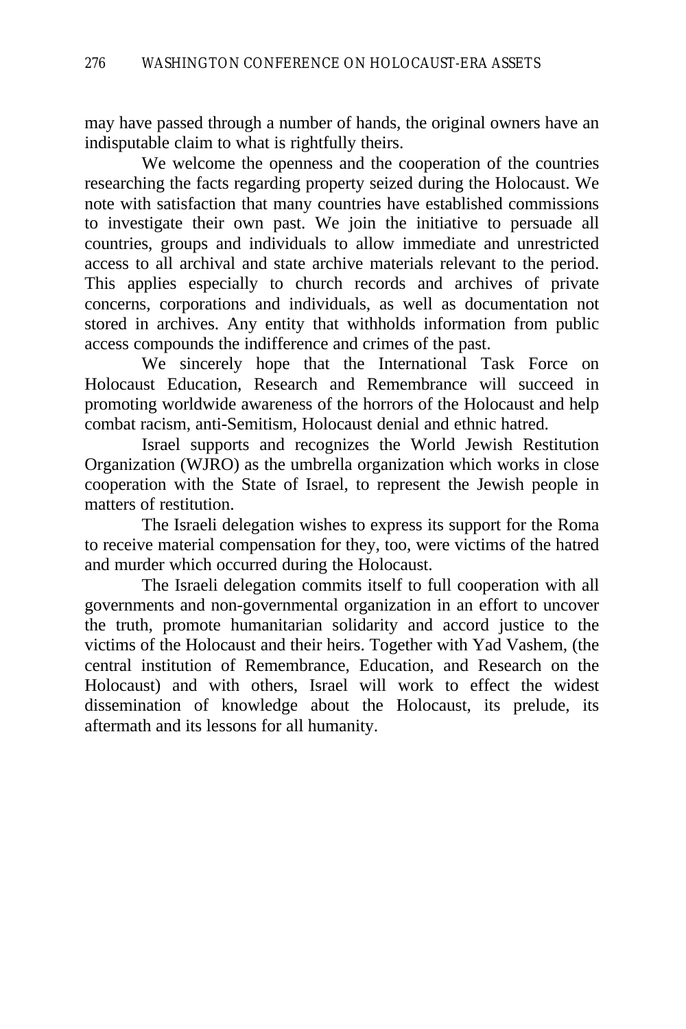may have passed through a number of hands, the original owners have an indisputable claim to what is rightfully theirs.

We welcome the openness and the cooperation of the countries researching the facts regarding property seized during the Holocaust. We note with satisfaction that many countries have established commissions to investigate their own past. We join the initiative to persuade all countries, groups and individuals to allow immediate and unrestricted access to all archival and state archive materials relevant to the period. This applies especially to church records and archives of private concerns, corporations and individuals, as well as documentation not stored in archives. Any entity that withholds information from public access compounds the indifference and crimes of the past.

We sincerely hope that the International Task Force on Holocaust Education, Research and Remembrance will succeed in promoting worldwide awareness of the horrors of the Holocaust and help combat racism, anti-Semitism, Holocaust denial and ethnic hatred.

Israel supports and recognizes the World Jewish Restitution Organization (WJRO) as the umbrella organization which works in close cooperation with the State of Israel, to represent the Jewish people in matters of restitution.

The Israeli delegation wishes to express its support for the Roma to receive material compensation for they, too, were victims of the hatred and murder which occurred during the Holocaust.

The Israeli delegation commits itself to full cooperation with all governments and non-governmental organization in an effort to uncover the truth, promote humanitarian solidarity and accord justice to the victims of the Holocaust and their heirs. Together with Yad Vashem, (the central institution of Remembrance, Education, and Research on the Holocaust) and with others, Israel will work to effect the widest dissemination of knowledge about the Holocaust, its prelude, its aftermath and its lessons for all humanity.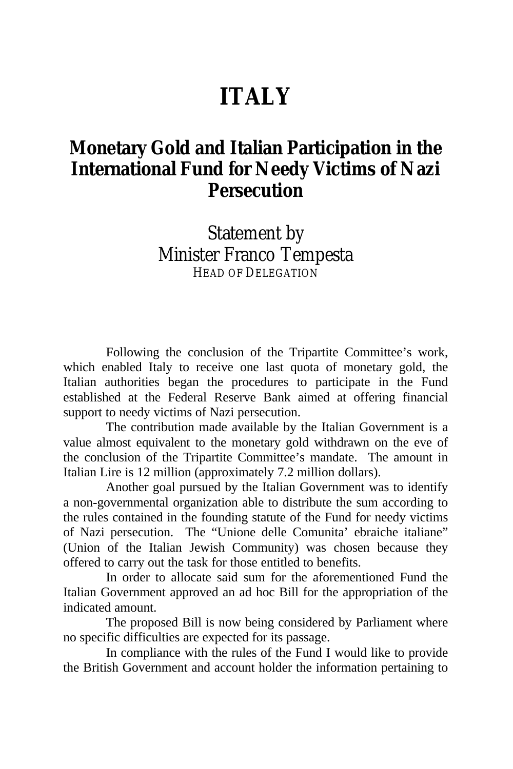# ITALY

## Monetary Gold and Italian Participation in the International Fund for Needy Victims of Nazi Persecution

Statement by
Minister Franco Tempesta
HEAD OF DELEGATION

Following the conclusion of the Tripartite Committee's work, which enabled Italy to receive one last quota of monetary gold, the Italian authorities began the procedures to participate in the Fund established at the Federal Reserve Bank aimed at offering financial support to needy victims of Nazi persecution.

The contribution made available by the Italian Government is a value almost equivalent to the monetary gold withdrawn on the eve of the conclusion of the Tripartite Committee's mandate. The amount in Italian Lire is 12 million (approximately 7.2 million dollars).

Another goal pursued by the Italian Government was to identify a non-governmental organization able to distribute the sum according to the rules contained in the founding statute of the Fund for needy victims of Nazi persecution. The "Unione delle Comunita' ebraiche italiane" (Union of the Italian Jewish Community) was chosen because they offered to carry out the task for those entitled to benefits.

In order to allocate said sum for the aforementioned Fund the Italian Government approved an ad hoc Bill for the appropriation of the indicated amount.

The proposed Bill is now being considered by Parliament where no specific difficulties are expected for its passage.

In compliance with the rules of the Fund I would like to provide the British Government and account holder the information pertaining to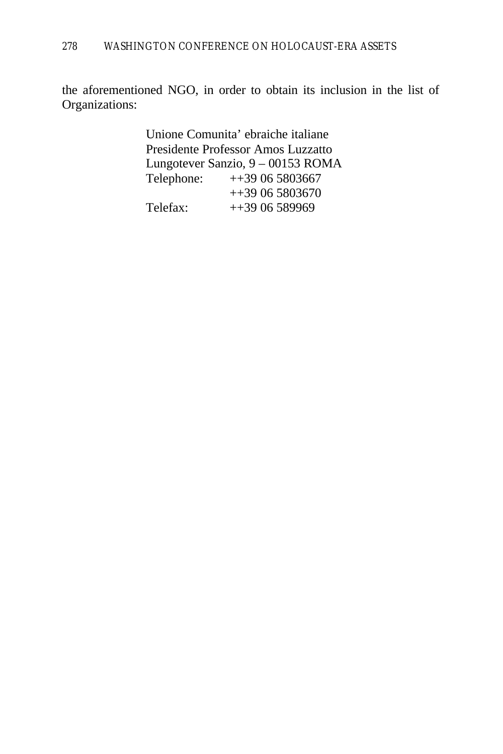the aforementioned NGO, in order to obtain its inclusion in the list of Organizations:

Unione Comunita' ebraiche italiane
Presidente Professor Amos Luzzatto
Lungotever Sanzio, 9 – 00153 ROMA
Telephone: ++39 06 5803667
++39 06 5803670
Telefax: ++39 06 589969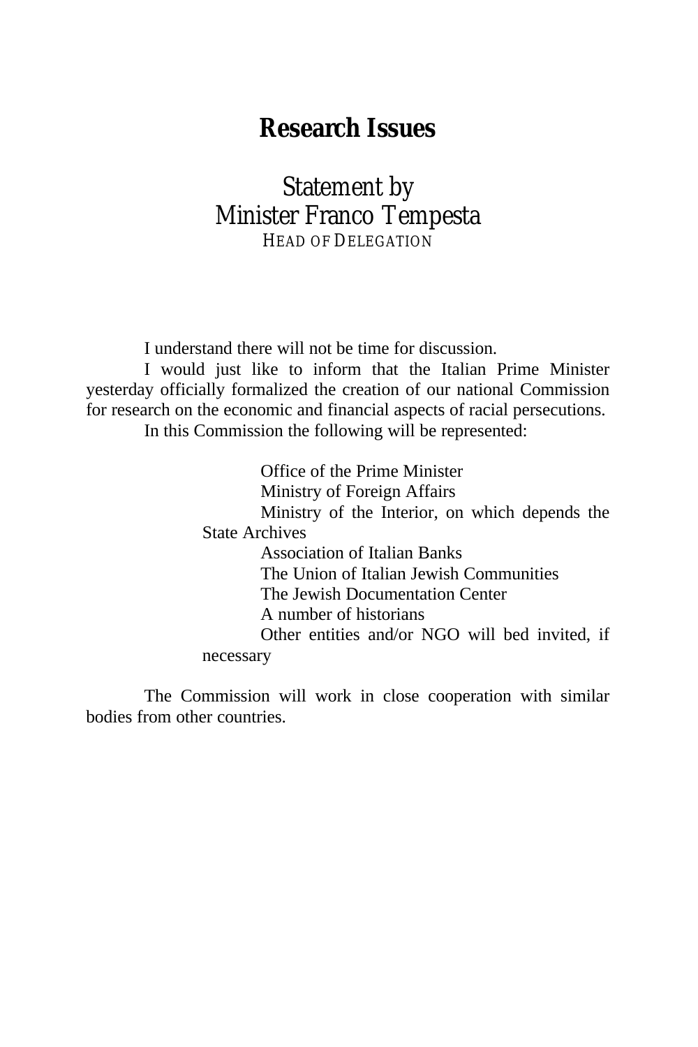# Research Issues

## Statement by Minister Franco Tempesta

HEAD OF DELEGATION

I understand there will not be time for discussion.

I would just like to inform that the Italian Prime Minister yesterday officially formalized the creation of our national Commission for research on the economic and financial aspects of racial persecutions.

In this Commission the following will be represented:

- Office of the Prime Minister
- Ministry of Foreign Affairs
- Ministry of the Interior, on which depends the State Archives
- Association of Italian Banks
- The Union of Italian Jewish Communities
- The Jewish Documentation Center
- A number of historians
- Other entities and/or NGO will bed invited, if necessary

The Commission will work in close cooperation with similar bodies from other countries.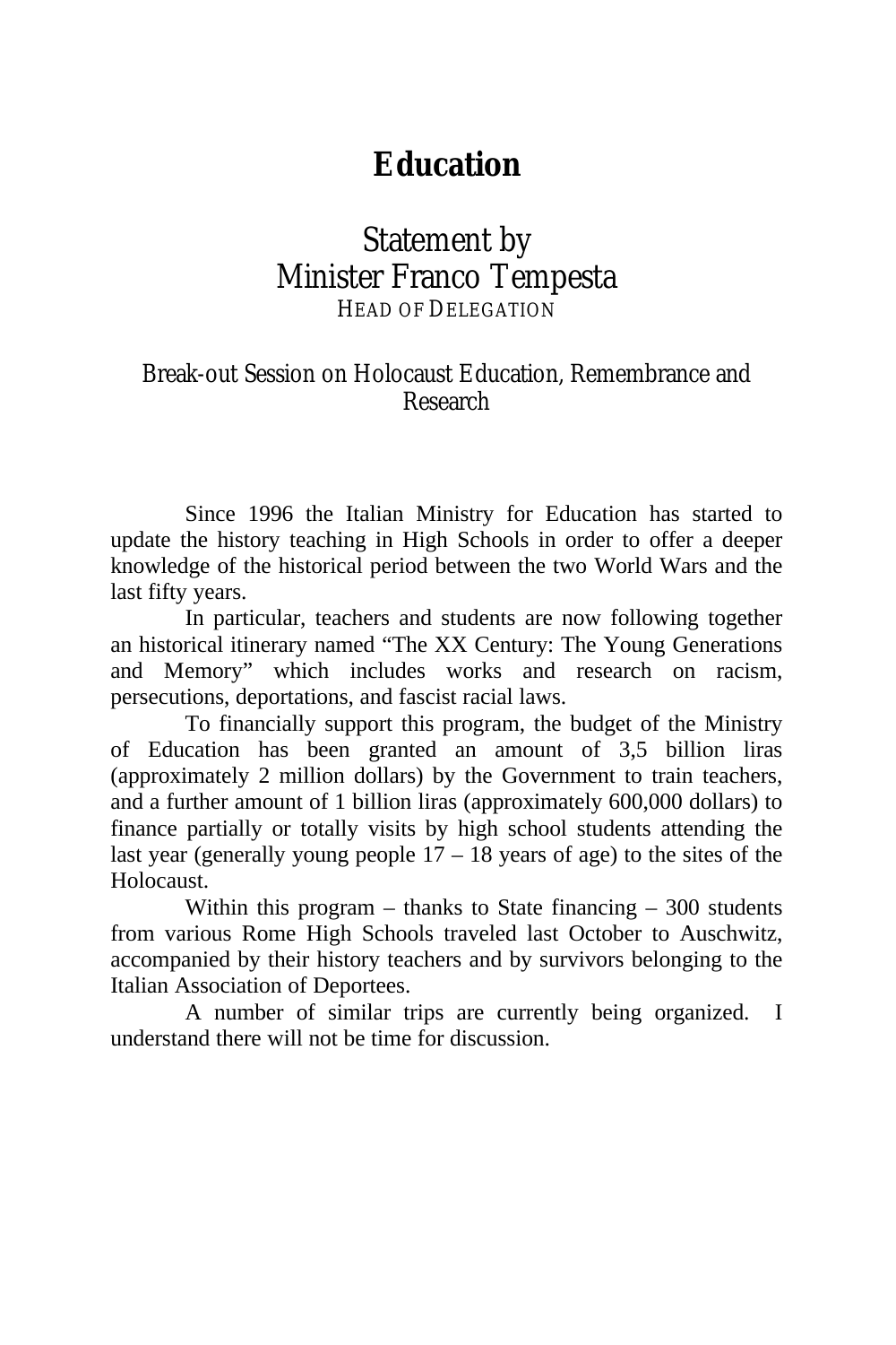# Education

## Statement by Minister Franco Tempesta

HEAD OF DELEGATION

### Break-out Session on Holocaust Education, Remembrance and Research

Since 1996 the Italian Ministry for Education has started to update the history teaching in High Schools in order to offer a deeper knowledge of the historical period between the two World Wars and the last fifty years.

In particular, teachers and students are now following together an historical itinerary named "The XX Century: The Young Generations and Memory" which includes works and research on racism, persecutions, deportations, and fascist racial laws.

To financially support this program, the budget of the Ministry of Education has been granted an amount of 3,5 billion liras (approximately 2 million dollars) by the Government to train teachers, and a further amount of 1 billion liras (approximately 600,000 dollars) to finance partially or totally visits by high school students attending the last year (generally young people 17 – 18 years of age) to the sites of the Holocaust.

Within this program – thanks to State financing – 300 students from various Rome High Schools traveled last October to Auschwitz, accompanied by their history teachers and by survivors belonging to the Italian Association of Deportees.

A number of similar trips are currently being organized. I understand there will not be time for discussion.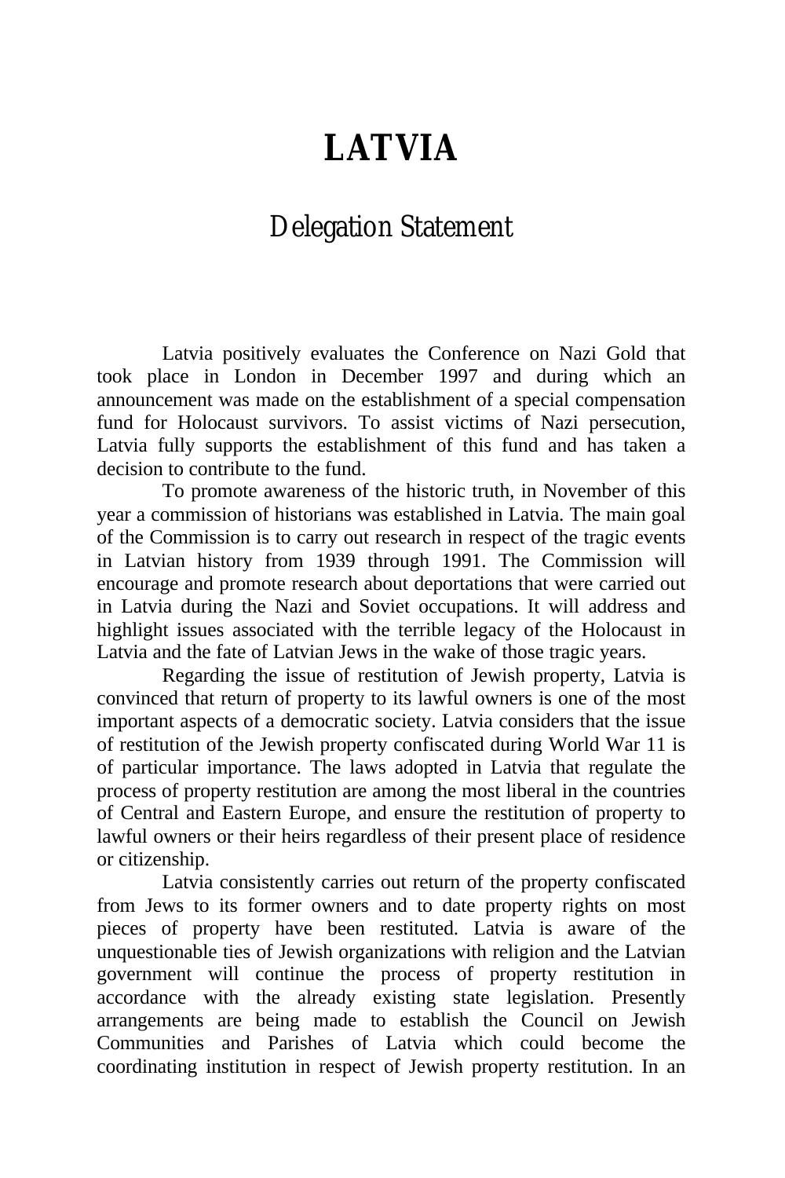# LATVIA

## Delegation Statement

Latvia positively evaluates the Conference on Nazi Gold that took place in London in December 1997 and during which an announcement was made on the establishment of a special compensation fund for Holocaust survivors. To assist victims of Nazi persecution, Latvia fully supports the establishment of this fund and has taken a decision to contribute to the fund.

To promote awareness of the historic truth, in November of this year a commission of historians was established in Latvia. The main goal of the Commission is to carry out research in respect of the tragic events in Latvian history from 1939 through 1991. The Commission will encourage and promote research about deportations that were carried out in Latvia during the Nazi and Soviet occupations. It will address and highlight issues associated with the terrible legacy of the Holocaust in Latvia and the fate of Latvian Jews in the wake of those tragic years.

Regarding the issue of restitution of Jewish property, Latvia is convinced that return of property to its lawful owners is one of the most important aspects of a democratic society. Latvia considers that the issue of restitution of the Jewish property confiscated during World War 11 is of particular importance. The laws adopted in Latvia that regulate the process of property restitution are among the most liberal in the countries of Central and Eastern Europe, and ensure the restitution of property to lawful owners or their heirs regardless of their present place of residence or citizenship.

Latvia consistently carries out return of the property confiscated from Jews to its former owners and to date property rights on most pieces of property have been restituted. Latvia is aware of the unquestionable ties of Jewish organizations with religion and the Latvian government will continue the process of property restitution in accordance with the already existing state legislation. Presently arrangements are being made to establish the Council on Jewish Communities and Parishes of Latvia which could become the coordinating institution in respect of Jewish property restitution. In an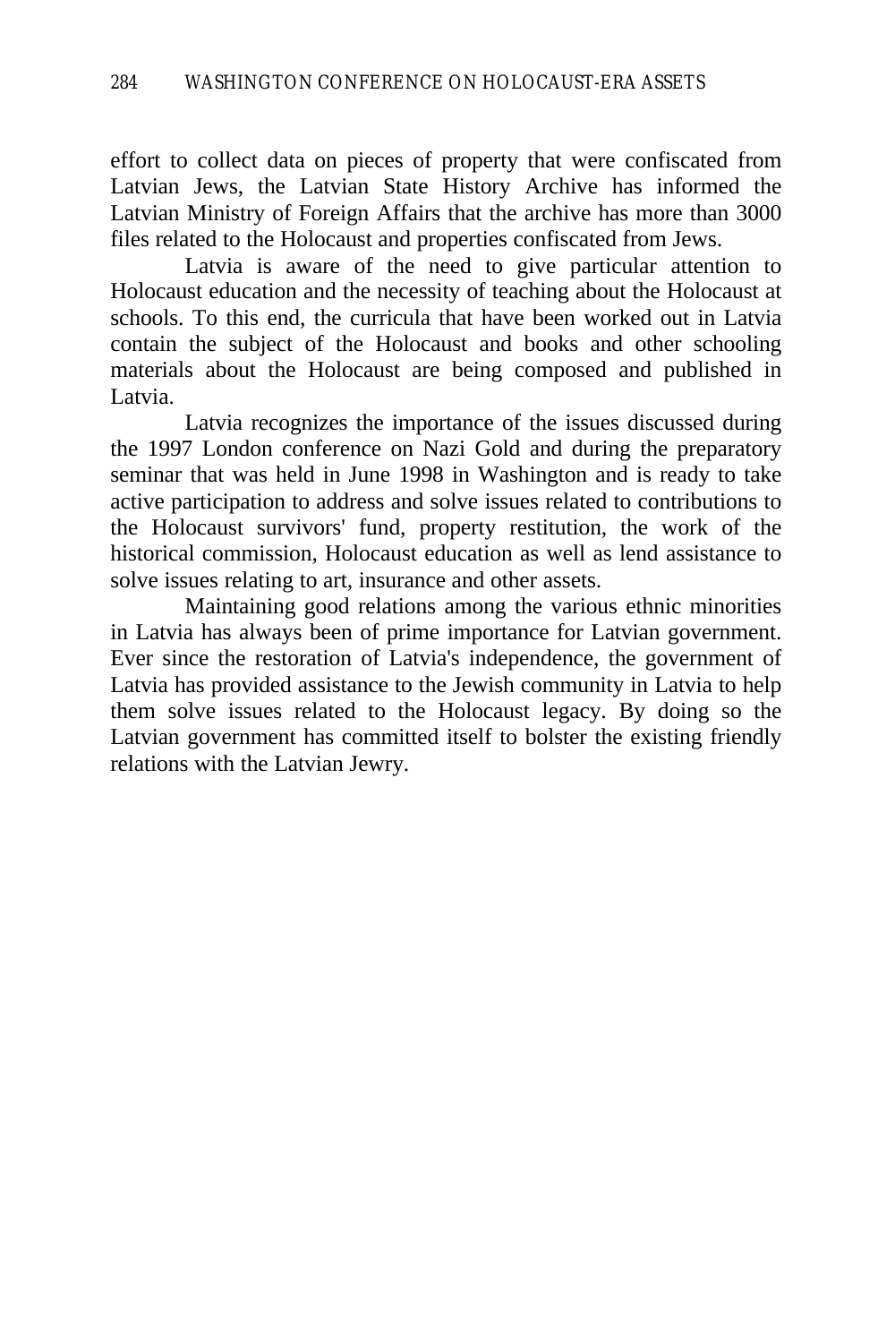effort to collect data on pieces of property that were confiscated from Latvian Jews, the Latvian State History Archive has informed the Latvian Ministry of Foreign Affairs that the archive has more than 3000 files related to the Holocaust and properties confiscated from Jews.

Latvia is aware of the need to give particular attention to Holocaust education and the necessity of teaching about the Holocaust at schools. To this end, the curricula that have been worked out in Latvia contain the subject of the Holocaust and books and other schooling materials about the Holocaust are being composed and published in Latvia.

Latvia recognizes the importance of the issues discussed during the 1997 London conference on Nazi Gold and during the preparatory seminar that was held in June 1998 in Washington and is ready to take active participation to address and solve issues related to contributions to the Holocaust survivors' fund, property restitution, the work of the historical commission, Holocaust education as well as lend assistance to solve issues relating to art, insurance and other assets.

Maintaining good relations among the various ethnic minorities in Latvia has always been of prime importance for Latvian government. Ever since the restoration of Latvia's independence, the government of Latvia has provided assistance to the Jewish community in Latvia to help them solve issues related to the Holocaust legacy. By doing so the Latvian government has committed itself to bolster the existing friendly relations with the Latvian Jewry.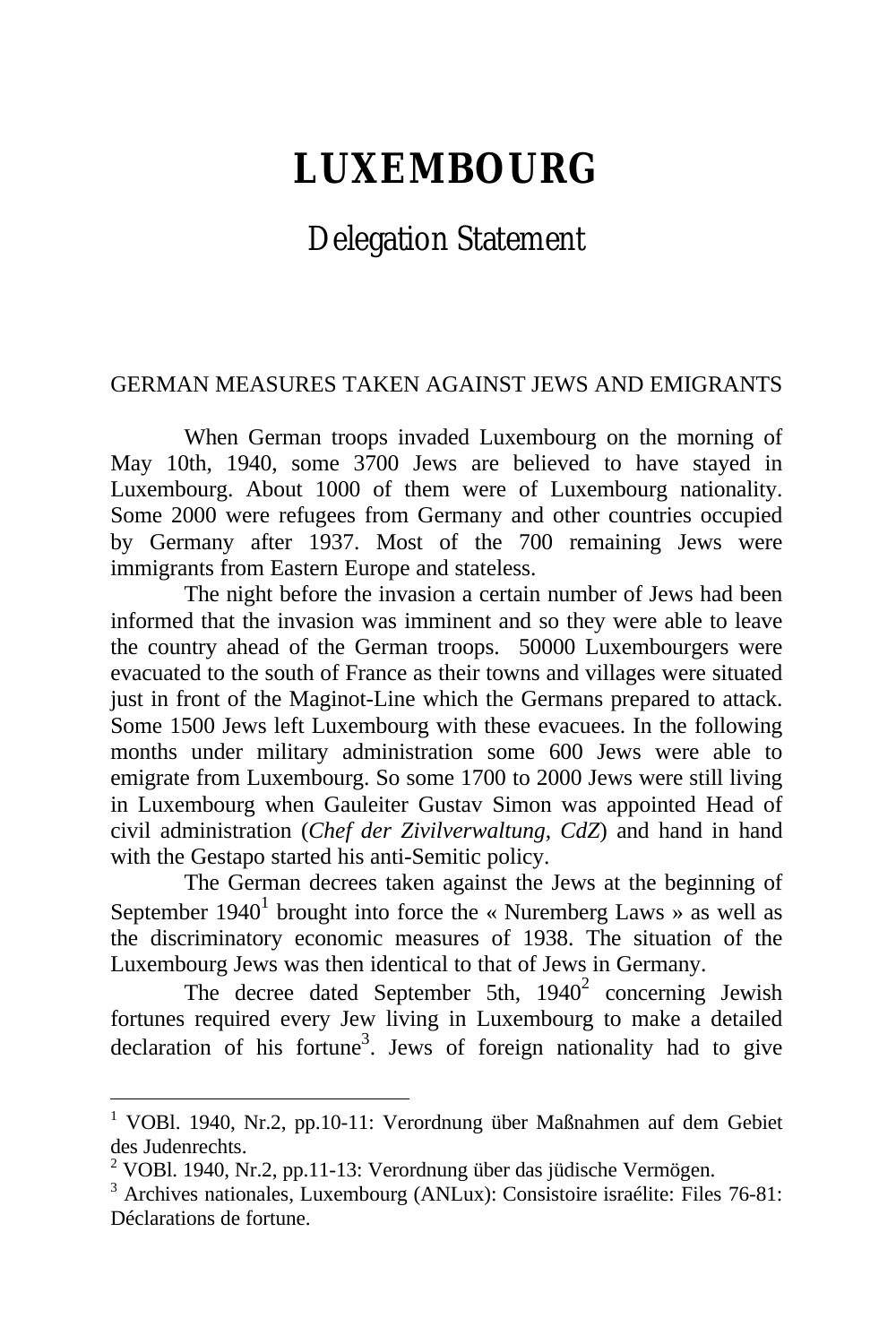# LUXEMBOURG

## Delegation Statement

### GERMAN MEASURES TAKEN AGAINST JEWS AND EMIGRANTS

When German troops invaded Luxembourg on the morning of May 10th, 1940, some 3700 Jews are believed to have stayed in Luxembourg. About 1000 of them were of Luxembourg nationality. Some 2000 were refugees from Germany and other countries occupied by Germany after 1937. Most of the 700 remaining Jews were immigrants from Eastern Europe and stateless.

The night before the invasion a certain number of Jews had been informed that the invasion was imminent and so they were able to leave the country ahead of the German troops. 50000 Luxembourgers were evacuated to the south of France as their towns and villages were situated just in front of the Maginot-Line which the Germans prepared to attack. Some 1500 Jews left Luxembourg with these evacuees. In the following months under military administration some 600 Jews were able to emigrate from Luxembourg. So some 1700 to 2000 Jews were still living in Luxembourg when Gauleiter Gustav Simon was appointed Head of civil administration (*Chef der Zivilverwaltung, CdZ*) and hand in hand with the Gestapo started his anti-Semitic policy.

The German decrees taken against the Jews at the beginning of September 1940[1] brought into force the « Nuremberg Laws » as well as the discriminatory economic measures of 1938. The situation of the Luxembourg Jews was then identical to that of Jews in Germany.

The decree dated September 5th, 1940[2] concerning Jewish fortunes required every Jew living in Luxembourg to make a detailed declaration of his fortune[3]. Jews of foreign nationality had to give

---

[1] VOBl. 1940, Nr.2, pp.10-11: Verordnung über Maßnahmen auf dem Gebiet des Judenrechts.

[2] VOBl. 1940, Nr.2, pp.11-13: Verordnung über das jüdische Vermögen.

[3] Archives nationales, Luxembourg (ANLux): Consistoire israélite: Files 76-81: Déclarations de fortune.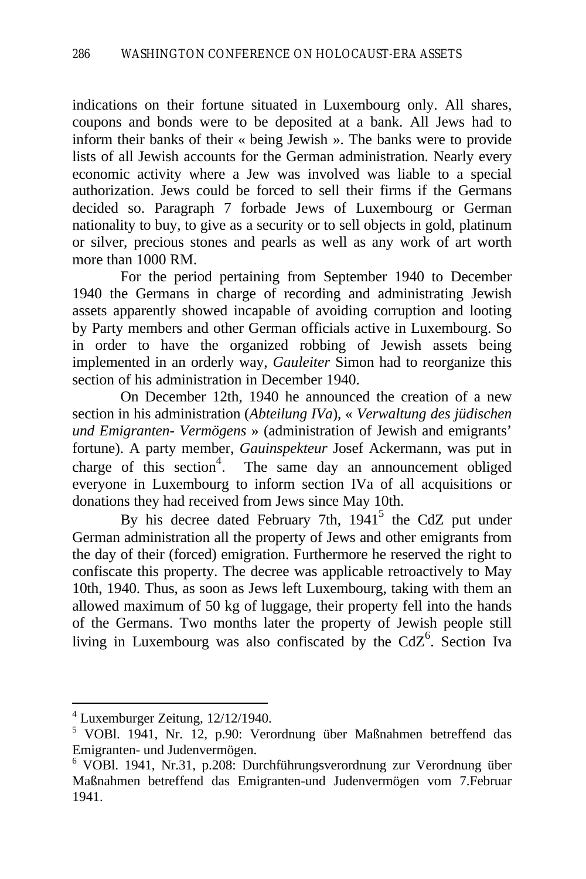indications on their fortune situated in Luxembourg only. All shares, coupons and bonds were to be deposited at a bank. All Jews had to inform their banks of their « being Jewish ». The banks were to provide lists of all Jewish accounts for the German administration. Nearly every economic activity where a Jew was involved was liable to a special authorization. Jews could be forced to sell their firms if the Germans decided so. Paragraph 7 forbade Jews of Luxembourg or German nationality to buy, to give as a security or to sell objects in gold, platinum or silver, precious stones and pearls as well as any work of art worth more than 1000 RM.

For the period pertaining from September 1940 to December 1940 the Germans in charge of recording and administrating Jewish assets apparently showed incapable of avoiding corruption and looting by Party members and other German officials active in Luxembourg. So in order to have the organized robbing of Jewish assets being implemented in an orderly way, *Gauleiter* Simon had to reorganize this section of his administration in December 1940.

On December 12th, 1940 he announced the creation of a new section in his administration (*Abteilung IVa*), « *Verwaltung des jüdischen und Emigranten- Vermögens* » (administration of Jewish and emigrants' fortune). A party member, *Gauinspekteur* Josef Ackermann, was put in charge of this section[4]. The same day an announcement obliged everyone in Luxembourg to inform section IVa of all acquisitions or donations they had received from Jews since May 10th.

By his decree dated February 7th, 1941[5] the CdZ put under German administration all the property of Jews and other emigrants from the day of their (forced) emigration. Furthermore he reserved the right to confiscate this property. The decree was applicable retroactively to May 10th, 1940. Thus, as soon as Jews left Luxembourg, taking with them an allowed maximum of 50 kg of luggage, their property fell into the hands of the Germans. Two months later the property of Jewish people still living in Luxembourg was also confiscated by the CdZ[6]. Section Iva

---

[4] Luxemburger Zeitung, 12/12/1940.

[5] VOBl. 1941, Nr. 12, p.90: Verordnung über Maßnahmen betreffend das Emigranten- und Judenvermögen.

[6] VOBl. 1941, Nr.31, p.208: Durchführungsverordnung zur Verordnung über Maßnahmen betreffend das Emigranten-und Judenvermögen vom 7.Februar 1941.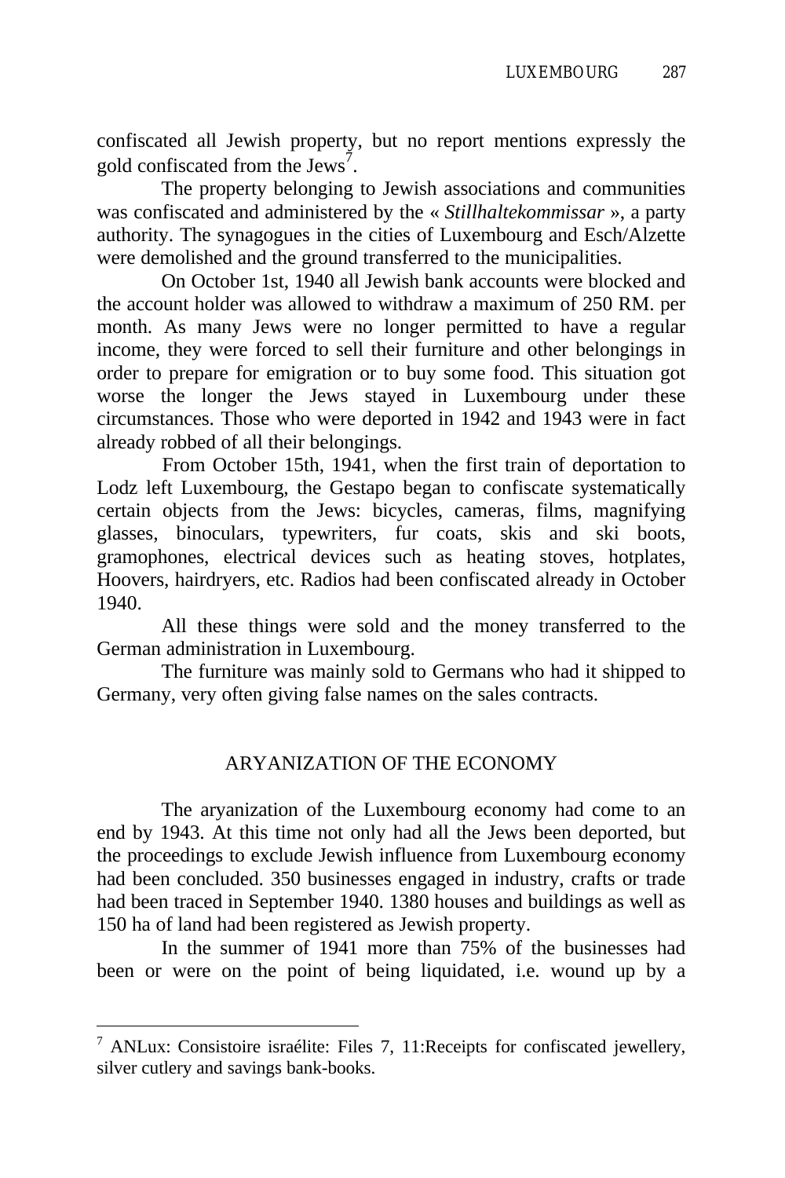confiscated all Jewish property, but no report mentions expressly the gold confiscated from the Jews[7].

The property belonging to Jewish associations and communities was confiscated and administered by the « *Stillhaltekommissar* », a party authority. The synagogues in the cities of Luxembourg and Esch/Alzette were demolished and the ground transferred to the municipalities.

On October 1st, 1940 all Jewish bank accounts were blocked and the account holder was allowed to withdraw a maximum of 250 RM. per month. As many Jews were no longer permitted to have a regular income, they were forced to sell their furniture and other belongings in order to prepare for emigration or to buy some food. This situation got worse the longer the Jews stayed in Luxembourg under these circumstances. Those who were deported in 1942 and 1943 were in fact already robbed of all their belongings.

From October 15th, 1941, when the first train of deportation to Lodz left Luxembourg, the Gestapo began to confiscate systematically certain objects from the Jews: bicycles, cameras, films, magnifying glasses, binoculars, typewriters, fur coats, skis and ski boots, gramophones, electrical devices such as heating stoves, hotplates, Hoovers, hairdryers, etc. Radios had been confiscated already in October 1940.

All these things were sold and the money transferred to the German administration in Luxembourg.

The furniture was mainly sold to Germans who had it shipped to Germany, very often giving false names on the sales contracts.

## ARYANIZATION OF THE ECONOMY

The aryanization of the Luxembourg economy had come to an end by 1943. At this time not only had all the Jews been deported, but the proceedings to exclude Jewish influence from Luxembourg economy had been concluded. 350 businesses engaged in industry, crafts or trade had been traced in September 1940. 1380 houses and buildings as well as 150 ha of land had been registered as Jewish property.

In the summer of 1941 more than 75% of the businesses had been or were on the point of being liquidated, i.e. wound up by a

[7] ANLux: Consistoire israélite: Files 7, 11:Receipts for confiscated jewellery, silver cutlery and savings bank-books.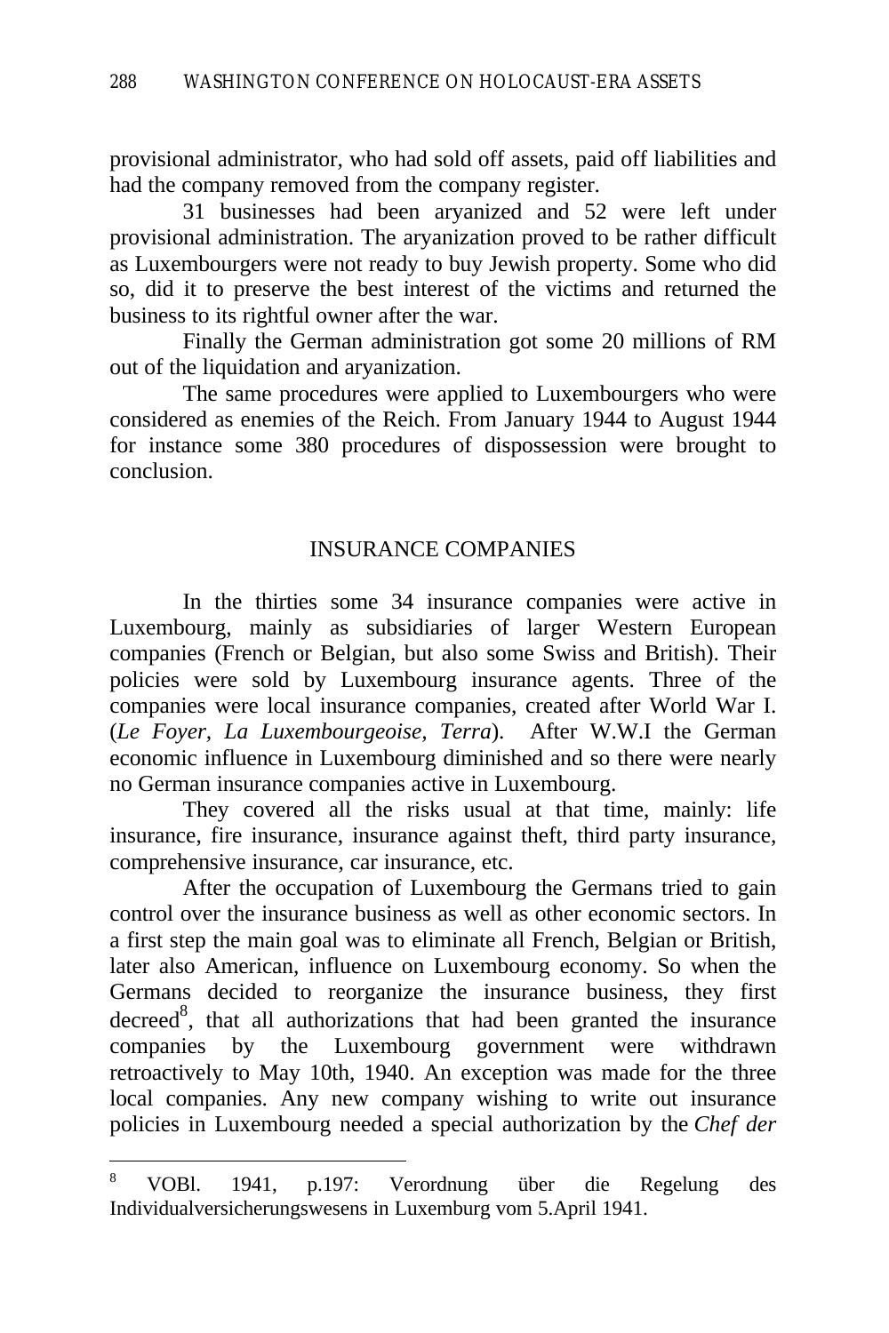provisional administrator, who had sold off assets, paid off liabilities and had the company removed from the company register.

31 businesses had been aryanized and 52 were left under provisional administration. The aryanization proved to be rather difficult as Luxembourgers were not ready to buy Jewish property. Some who did so, did it to preserve the best interest of the victims and returned the business to its rightful owner after the war.

Finally the German administration got some 20 millions of RM out of the liquidation and aryanization.

The same procedures were applied to Luxembourgers who were considered as enemies of the Reich. From January 1944 to August 1944 for instance some 380 procedures of dispossession were brought to conclusion.

## INSURANCE COMPANIES

In the thirties some 34 insurance companies were active in Luxembourg, mainly as subsidiaries of larger Western European companies (French or Belgian, but also some Swiss and British). Their policies were sold by Luxembourg insurance agents. Three of the companies were local insurance companies, created after World War I. (*Le Foyer, La Luxembourgeoise, Terra*). After W.W.I the German economic influence in Luxembourg diminished and so there were nearly no German insurance companies active in Luxembourg.

They covered all the risks usual at that time, mainly: life insurance, fire insurance, insurance against theft, third party insurance, comprehensive insurance, car insurance, etc.

After the occupation of Luxembourg the Germans tried to gain control over the insurance business as well as other economic sectors. In a first step the main goal was to eliminate all French, Belgian or British, later also American, influence on Luxembourg economy. So when the Germans decided to reorganize the insurance business, they first decreed[8], that all authorizations that had been granted the insurance companies by the Luxembourg government were withdrawn retroactively to May 10th, 1940. An exception was made for the three local companies. Any new company wishing to write out insurance policies in Luxembourg needed a special authorization by the *Chef der*

---

[8] VOBl. 1941, p.197: Verordnung über die Regelung des Individualversicherungswesens in Luxemburg vom 5.April 1941.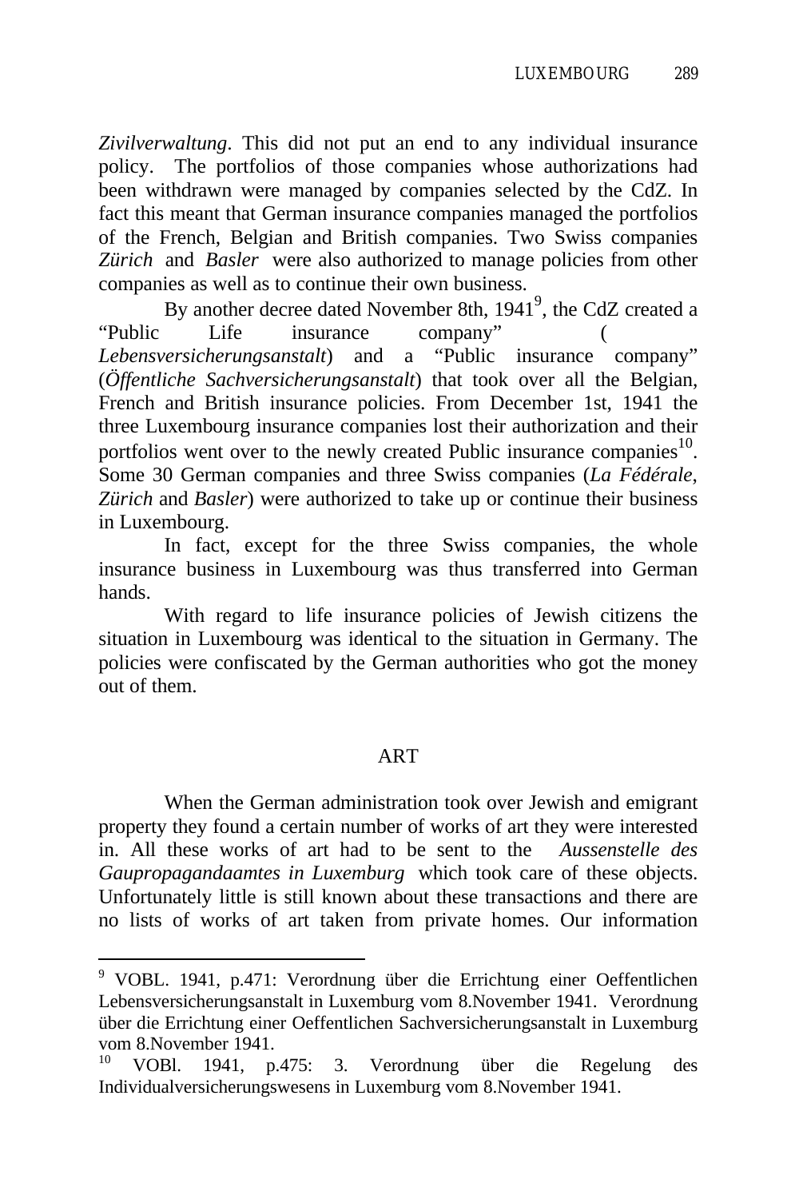*Zivilverwaltung*. This did not put an end to any individual insurance policy. The portfolios of those companies whose authorizations had been withdrawn were managed by companies selected by the CdZ. In fact this meant that German insurance companies managed the portfolios of the French, Belgian and British companies. Two Swiss companies *Zürich* and *Basler* were also authorized to manage policies from other companies as well as to continue their own business.

By another decree dated November 8th, 1941[9], the CdZ created a "Public Life insurance company" ( *Lebensversicherungsanstalt*) and a "Public insurance company" (*Öffentliche Sachversicherungsanstalt*) that took over all the Belgian, French and British insurance policies. From December 1st, 1941 the three Luxembourg insurance companies lost their authorization and their portfolios went over to the newly created Public insurance companies[10]. Some 30 German companies and three Swiss companies (*La Fédérale*, *Zürich* and *Basler*) were authorized to take up or continue their business in Luxembourg.

In fact, except for the three Swiss companies, the whole insurance business in Luxembourg was thus transferred into German hands.

With regard to life insurance policies of Jewish citizens the situation in Luxembourg was identical to the situation in Germany. The policies were confiscated by the German authorities who got the money out of them.

## ART

When the German administration took over Jewish and emigrant property they found a certain number of works of art they were interested in. All these works of art had to be sent to the *Aussenstelle des Gaupropagandaamtes in Luxemburg* which took care of these objects. Unfortunately little is still known about these transactions and there are no lists of works of art taken from private homes. Our information

---

[9] VOBL. 1941, p.471: Verordnung über die Errichtung einer Oeffentlichen Lebensversicherungsanstalt in Luxemburg vom 8.November 1941. Verordnung über die Errichtung einer Oeffentlichen Sachversicherungsanstalt in Luxemburg vom 8.November 1941.

[10] VOBl. 1941, p.475: 3. Verordnung über die Regelung des Individualversicherungswesens in Luxemburg vom 8.November 1941.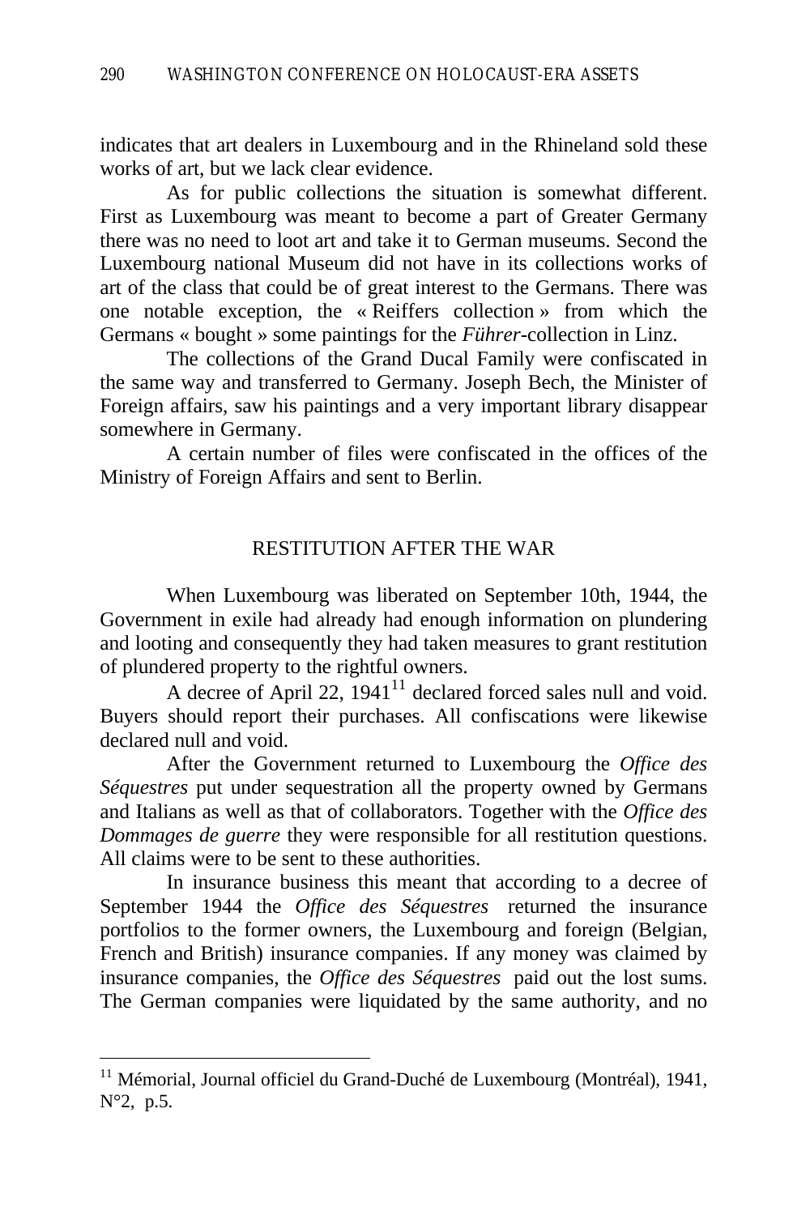indicates that art dealers in Luxembourg and in the Rhineland sold these works of art, but we lack clear evidence.

As for public collections the situation is somewhat different. First as Luxembourg was meant to become a part of Greater Germany there was no need to loot art and take it to German museums. Second the Luxembourg national Museum did not have in its collections works of art of the class that could be of great interest to the Germans. There was one notable exception, the « Reiffers collection » from which the Germans « bought » some paintings for the *Führer*-collection in Linz.

The collections of the Grand Ducal Family were confiscated in the same way and transferred to Germany. Joseph Bech, the Minister of Foreign affairs, saw his paintings and a very important library disappear somewhere in Germany.

A certain number of files were confiscated in the offices of the Ministry of Foreign Affairs and sent to Berlin.

## RESTITUTION AFTER THE WAR

When Luxembourg was liberated on September 10th, 1944, the Government in exile had already had enough information on plundering and looting and consequently they had taken measures to grant restitution of plundered property to the rightful owners.

A decree of April 22, 1941[11] declared forced sales null and void. Buyers should report their purchases. All confiscations were likewise declared null and void.

After the Government returned to Luxembourg the *Office des Séquestres* put under sequestration all the property owned by Germans and Italians as well as that of collaborators. Together with the *Office des Dommages de guerre* they were responsible for all restitution questions. All claims were to be sent to these authorities.

In insurance business this meant that according to a decree of September 1944 the *Office des Séquestres* returned the insurance portfolios to the former owners, the Luxembourg and foreign (Belgian, French and British) insurance companies. If any money was claimed by insurance companies, the *Office des Séquestres* paid out the lost sums. The German companies were liquidated by the same authority, and no

---

[11] Mémorial, Journal officiel du Grand-Duché de Luxembourg (Montréal), 1941, N°2, p.5.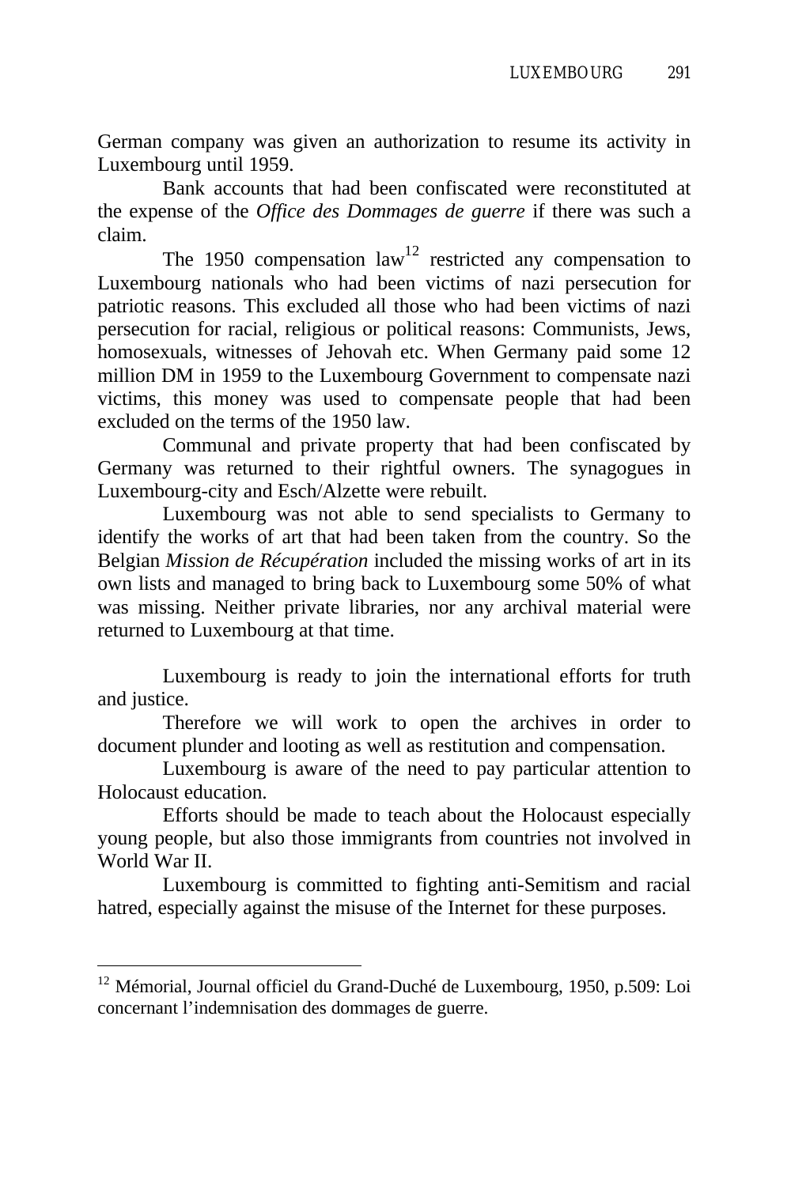German company was given an authorization to resume its activity in Luxembourg until 1959.

Bank accounts that had been confiscated were reconstituted at the expense of the *Office des Dommages de guerre* if there was such a claim.

The 1950 compensation law[12] restricted any compensation to Luxembourg nationals who had been victims of nazi persecution for patriotic reasons. This excluded all those who had been victims of nazi persecution for racial, religious or political reasons: Communists, Jews, homosexuals, witnesses of Jehovah etc. When Germany paid some 12 million DM in 1959 to the Luxembourg Government to compensate nazi victims, this money was used to compensate people that had been excluded on the terms of the 1950 law.

Communal and private property that had been confiscated by Germany was returned to their rightful owners. The synagogues in Luxembourg-city and Esch/Alzette were rebuilt.

Luxembourg was not able to send specialists to Germany to identify the works of art that had been taken from the country. So the Belgian *Mission de Récupération* included the missing works of art in its own lists and managed to bring back to Luxembourg some 50% of what was missing. Neither private libraries, nor any archival material were returned to Luxembourg at that time.

Luxembourg is ready to join the international efforts for truth and justice.

Therefore we will work to open the archives in order to document plunder and looting as well as restitution and compensation.

Luxembourg is aware of the need to pay particular attention to Holocaust education.

Efforts should be made to teach about the Holocaust especially young people, but also those immigrants from countries not involved in World War II.

Luxembourg is committed to fighting anti-Semitism and racial hatred, especially against the misuse of the Internet for these purposes.

---

[12] Mémorial, Journal officiel du Grand-Duché de Luxembourg, 1950, p.509: Loi concernant l'indemnisation des dommages de guerre.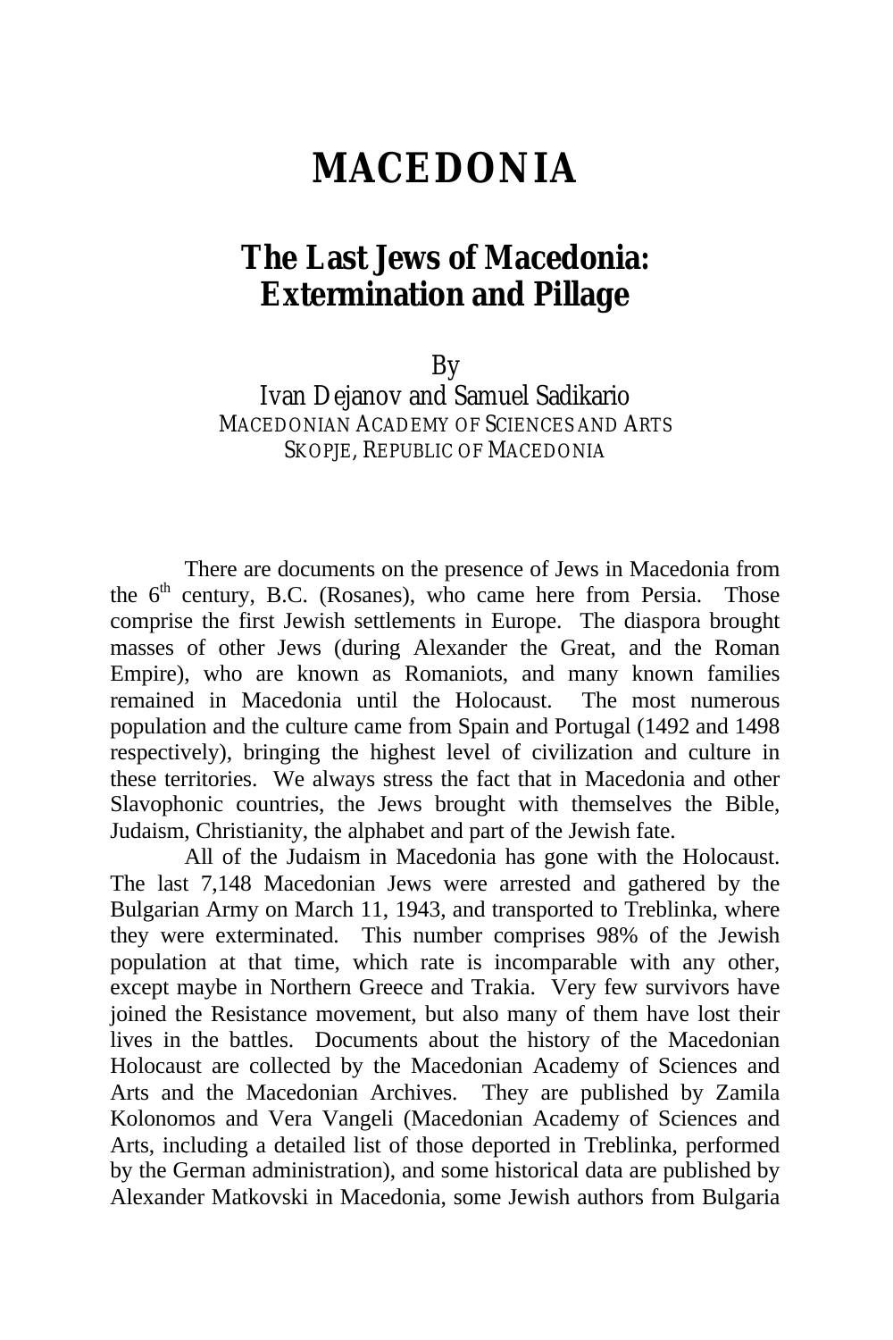# MACEDONIA

## The Last Jews of Macedonia: Extermination and Pillage

By
Ivan Dejanov and Samuel Sadikario
MACEDONIAN ACADEMY OF SCIENCES AND ARTS
SKOPJE, REPUBLIC OF MACEDONIA

There are documents on the presence of Jews in Macedonia from the 6th century, B.C. (Rosanes), who came here from Persia. Those comprise the first Jewish settlements in Europe. The diaspora brought masses of other Jews (during Alexander the Great, and the Roman Empire), who are known as Romaniots, and many known families remained in Macedonia until the Holocaust. The most numerous population and the culture came from Spain and Portugal (1492 and 1498 respectively), bringing the highest level of civilization and culture in these territories. We always stress the fact that in Macedonia and other Slavophonic countries, the Jews brought with themselves the Bible, Judaism, Christianity, the alphabet and part of the Jewish fate.

All of the Judaism in Macedonia has gone with the Holocaust. The last 7,148 Macedonian Jews were arrested and gathered by the Bulgarian Army on March 11, 1943, and transported to Treblinka, where they were exterminated. This number comprises 98% of the Jewish population at that time, which rate is incomparable with any other, except maybe in Northern Greece and Trakia. Very few survivors have joined the Resistance movement, but also many of them have lost their lives in the battles. Documents about the history of the Macedonian Holocaust are collected by the Macedonian Academy of Sciences and Arts and the Macedonian Archives. They are published by Zamila Kolonomos and Vera Vangeli (Macedonian Academy of Sciences and Arts, including a detailed list of those deported in Treblinka, performed by the German administration), and some historical data are published by Alexander Matkovski in Macedonia, some Jewish authors from Bulgaria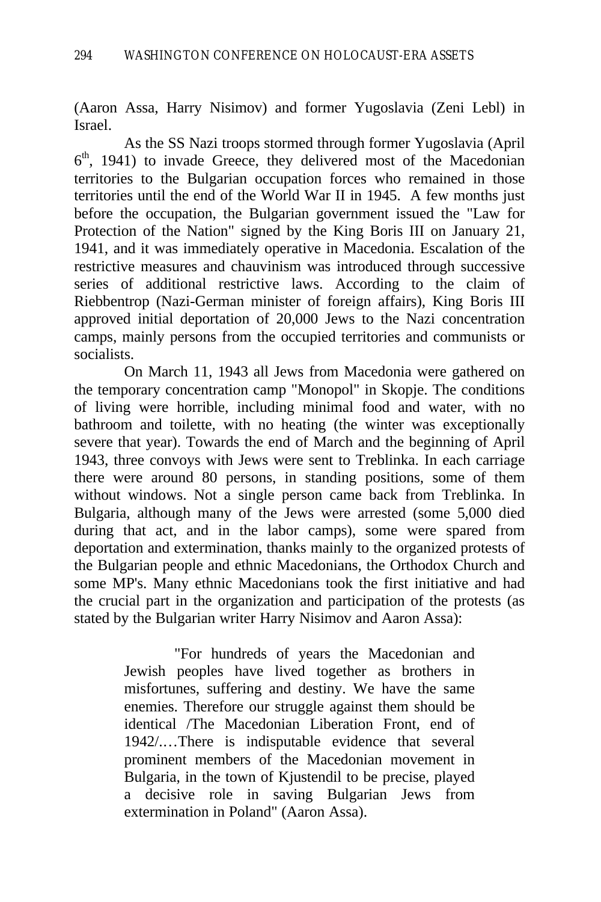(Aaron Assa, Harry Nisimov) and former Yugoslavia (Zeni Lebl) in Israel.

As the SS Nazi troops stormed through former Yugoslavia (April 6th, 1941) to invade Greece, they delivered most of the Macedonian territories to the Bulgarian occupation forces who remained in those territories until the end of the World War II in 1945. A few months just before the occupation, the Bulgarian government issued the "Law for Protection of the Nation" signed by the King Boris III on January 21, 1941, and it was immediately operative in Macedonia. Escalation of the restrictive measures and chauvinism was introduced through successive series of additional restrictive laws. According to the claim of Riebbentrop (Nazi-German minister of foreign affairs), King Boris III approved initial deportation of 20,000 Jews to the Nazi concentration camps, mainly persons from the occupied territories and communists or socialists.

On March 11, 1943 all Jews from Macedonia were gathered on the temporary concentration camp "Monopol" in Skopje. The conditions of living were horrible, including minimal food and water, with no bathroom and toilette, with no heating (the winter was exceptionally severe that year). Towards the end of March and the beginning of April 1943, three convoys with Jews were sent to Treblinka. In each carriage there were around 80 persons, in standing positions, some of them without windows. Not a single person came back from Treblinka. In Bulgaria, although many of the Jews were arrested (some 5,000 died during that act, and in the labor camps), some were spared from deportation and extermination, thanks mainly to the organized protests of the Bulgarian people and ethnic Macedonians, the Orthodox Church and some MP's. Many ethnic Macedonians took the first initiative and had the crucial part in the organization and participation of the protests (as stated by the Bulgarian writer Harry Nisimov and Aaron Assa):

> "For hundreds of years the Macedonian and Jewish peoples have lived together as brothers in misfortunes, suffering and destiny. We have the same enemies. Therefore our struggle against them should be identical /The Macedonian Liberation Front, end of 1942/.…There is indisputable evidence that several prominent members of the Macedonian movement in Bulgaria, in the town of Kjustendil to be precise, played a decisive role in saving Bulgarian Jews from extermination in Poland" (Aaron Assa).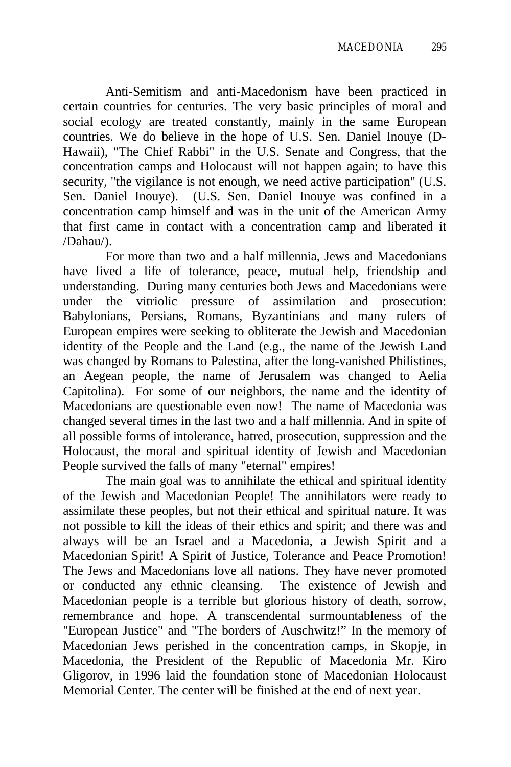Anti-Semitism and anti-Macedonism have been practiced in certain countries for centuries. The very basic principles of moral and social ecology are treated constantly, mainly in the same European countries. We do believe in the hope of U.S. Sen. Daniel Inouye (D-Hawaii), "The Chief Rabbi" in the U.S. Senate and Congress, that the concentration camps and Holocaust will not happen again; to have this security, "the vigilance is not enough, we need active participation" (U.S. Sen. Daniel Inouye). (U.S. Sen. Daniel Inouye was confined in a concentration camp himself and was in the unit of the American Army that first came in contact with a concentration camp and liberated it /Dahau/).

For more than two and a half millennia, Jews and Macedonians have lived a life of tolerance, peace, mutual help, friendship and understanding. During many centuries both Jews and Macedonians were under the vitriolic pressure of assimilation and prosecution: Babylonians, Persians, Romans, Byzantinians and many rulers of European empires were seeking to obliterate the Jewish and Macedonian identity of the People and the Land (e.g., the name of the Jewish Land was changed by Romans to Palestina, after the long-vanished Philistines, an Aegean people, the name of Jerusalem was changed to Aelia Capitolina). For some of our neighbors, the name and the identity of Macedonians are questionable even now! The name of Macedonia was changed several times in the last two and a half millennia. And in spite of all possible forms of intolerance, hatred, prosecution, suppression and the Holocaust, the moral and spiritual identity of Jewish and Macedonian People survived the falls of many "eternal" empires!

The main goal was to annihilate the ethical and spiritual identity of the Jewish and Macedonian People! The annihilators were ready to assimilate these peoples, but not their ethical and spiritual nature. It was not possible to kill the ideas of their ethics and spirit; and there was and always will be an Israel and a Macedonia, a Jewish Spirit and a Macedonian Spirit! A Spirit of Justice, Tolerance and Peace Promotion! The Jews and Macedonians love all nations. They have never promoted or conducted any ethnic cleansing. The existence of Jewish and Macedonian people is a terrible but glorious history of death, sorrow, remembrance and hope. A transcendental surmountableness of the "European Justice" and "The borders of Auschwitz!" In the memory of Macedonian Jews perished in the concentration camps, in Skopje, in Macedonia, the President of the Republic of Macedonia Mr. Kiro Gligorov, in 1996 laid the foundation stone of Macedonian Holocaust Memorial Center. The center will be finished at the end of next year.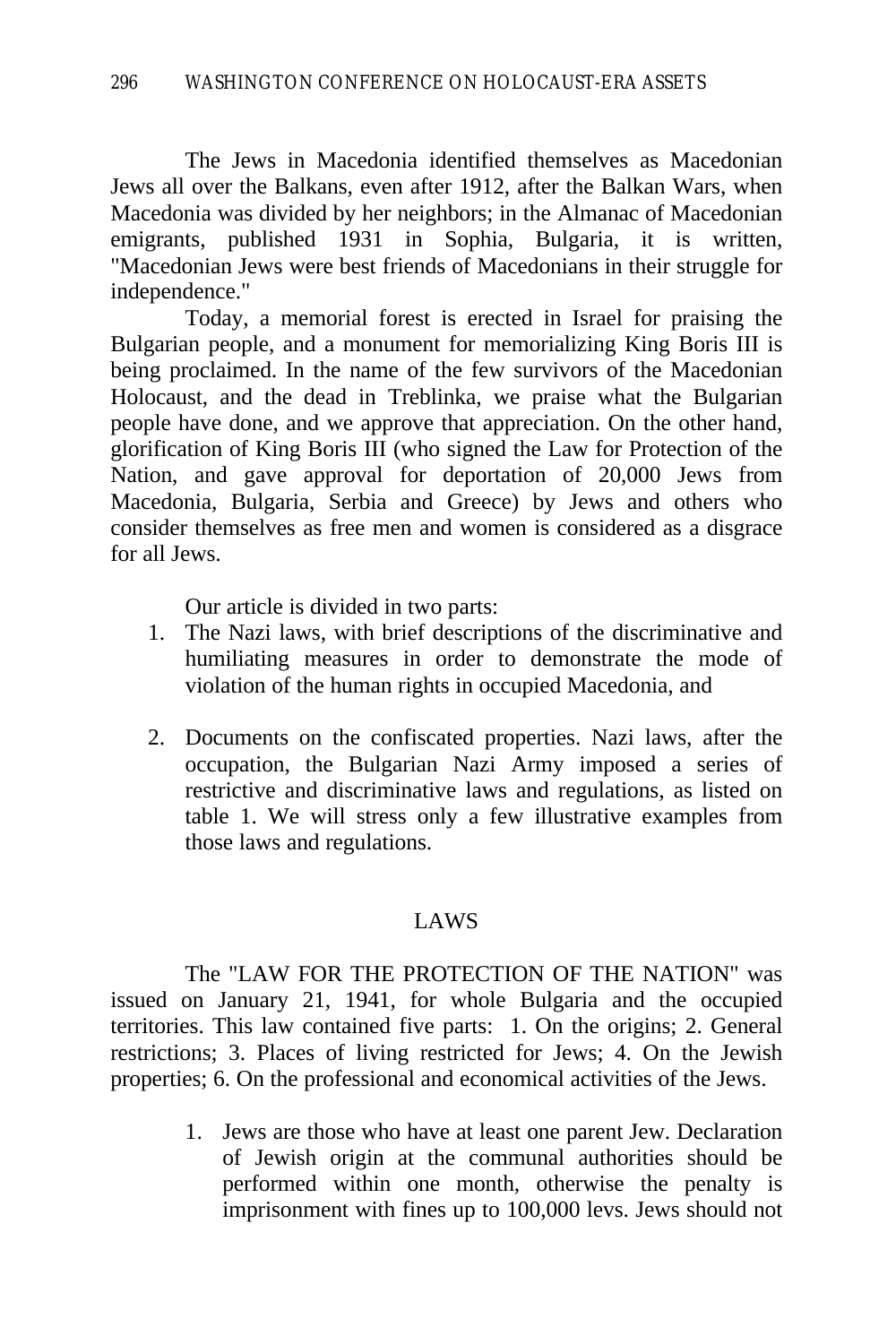The Jews in Macedonia identified themselves as Macedonian Jews all over the Balkans, even after 1912, after the Balkan Wars, when Macedonia was divided by her neighbors; in the Almanac of Macedonian emigrants, published 1931 in Sophia, Bulgaria, it is written, "Macedonian Jews were best friends of Macedonians in their struggle for independence."

Today, a memorial forest is erected in Israel for praising the Bulgarian people, and a monument for memorializing King Boris III is being proclaimed. In the name of the few survivors of the Macedonian Holocaust, and the dead in Treblinka, we praise what the Bulgarian people have done, and we approve that appreciation. On the other hand, glorification of King Boris III (who signed the Law for Protection of the Nation, and gave approval for deportation of 20,000 Jews from Macedonia, Bulgaria, Serbia and Greece) by Jews and others who consider themselves as free men and women is considered as a disgrace for all Jews.

Our article is divided in two parts:

1. The Nazi laws, with brief descriptions of the discriminative and humiliating measures in order to demonstrate the mode of violation of the human rights in occupied Macedonia, and

2. Documents on the confiscated properties. Nazi laws, after the occupation, the Bulgarian Nazi Army imposed a series of restrictive and discriminative laws and regulations, as listed on table 1. We will stress only a few illustrative examples from those laws and regulations.

## LAWS

The "LAW FOR THE PROTECTION OF THE NATION" was issued on January 21, 1941, for whole Bulgaria and the occupied territories. This law contained five parts: 1. On the origins; 2. General restrictions; 3. Places of living restricted for Jews; 4. On the Jewish properties; 6. On the professional and economical activities of the Jews.

1. Jews are those who have at least one parent Jew. Declaration of Jewish origin at the communal authorities should be performed within one month, otherwise the penalty is imprisonment with fines up to 100,000 levs. Jews should not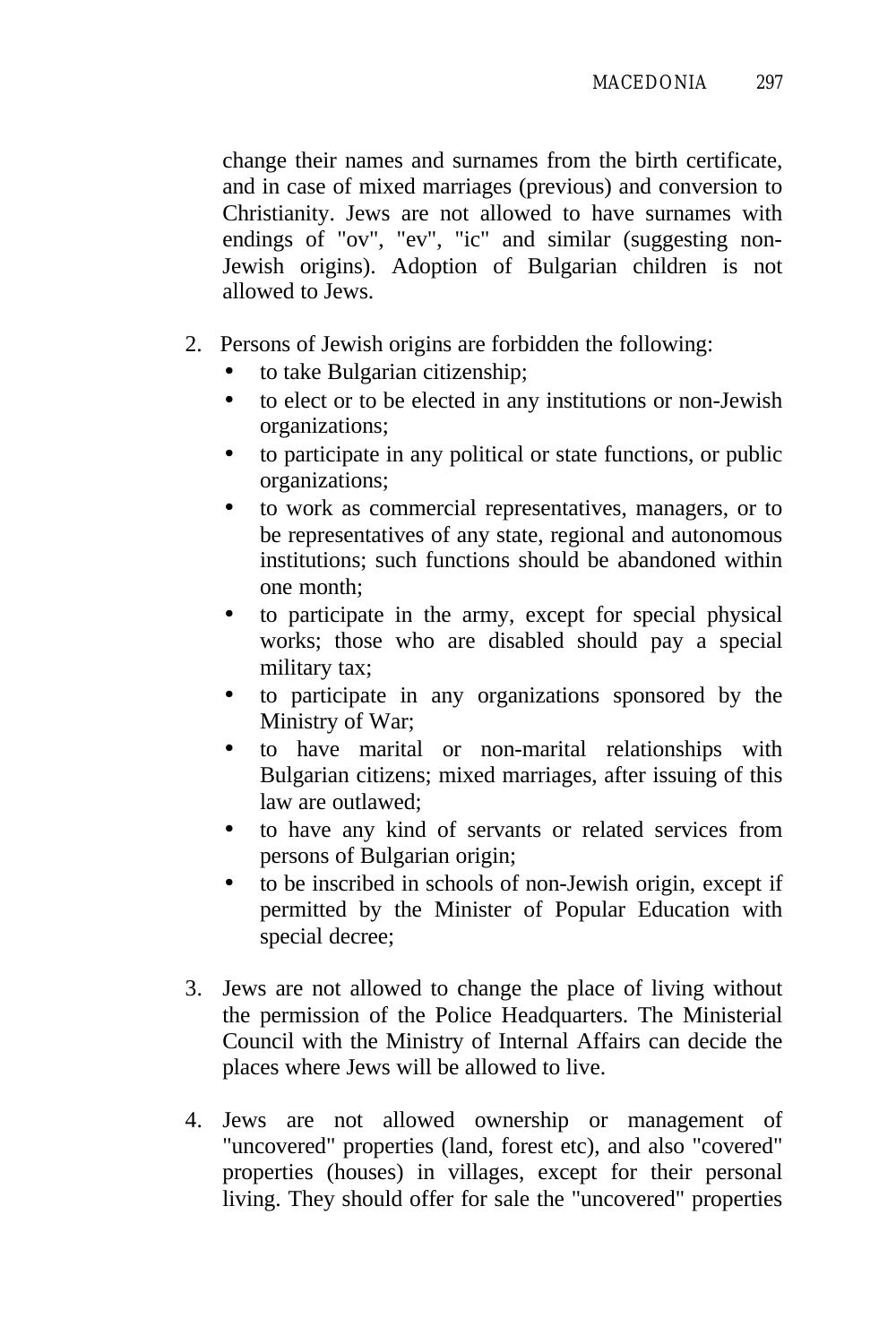change their names and surnames from the birth certificate, and in case of mixed marriages (previous) and conversion to Christianity. Jews are not allowed to have surnames with endings of "ov", "ev", "ic" and similar (suggesting non-Jewish origins). Adoption of Bulgarian children is not allowed to Jews.

2. Persons of Jewish origins are forbidden the following:
   - to take Bulgarian citizenship;
   - to elect or to be elected in any institutions or non-Jewish organizations;
   - to participate in any political or state functions, or public organizations;
   - to work as commercial representatives, managers, or to be representatives of any state, regional and autonomous institutions; such functions should be abandoned within one month;
   - to participate in the army, except for special physical works; those who are disabled should pay a special military tax;
   - to participate in any organizations sponsored by the Ministry of War;
   - to have marital or non-marital relationships with Bulgarian citizens; mixed marriages, after issuing of this law are outlawed;
   - to have any kind of servants or related services from persons of Bulgarian origin;
   - to be inscribed in schools of non-Jewish origin, except if permitted by the Minister of Popular Education with special decree;

3. Jews are not allowed to change the place of living without the permission of the Police Headquarters. The Ministerial Council with the Ministry of Internal Affairs can decide the places where Jews will be allowed to live.

4. Jews are not allowed ownership or management of "uncovered" properties (land, forest etc), and also "covered" properties (houses) in villages, except for their personal living. They should offer for sale the "uncovered" properties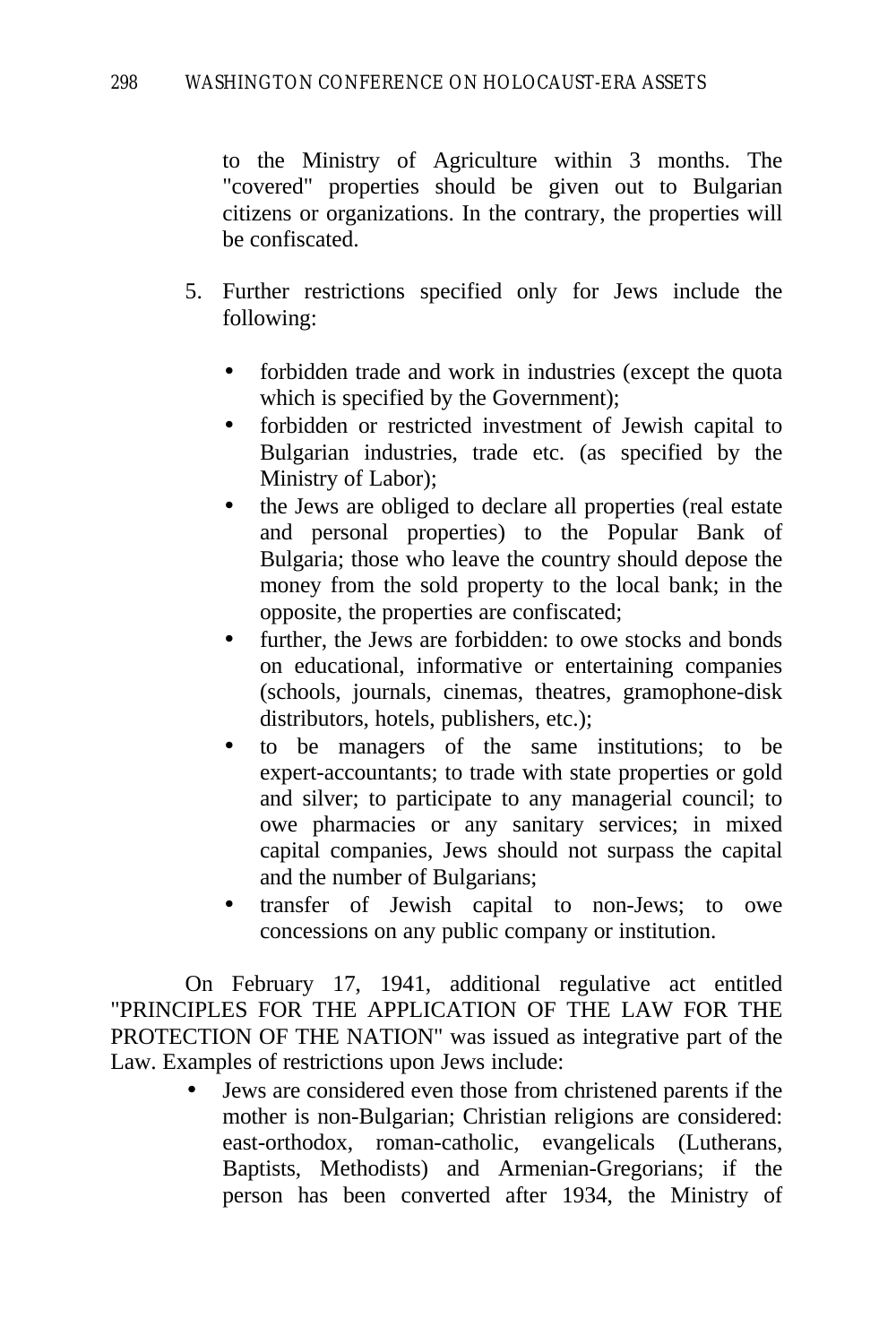to the Ministry of Agriculture within 3 months. The "covered" properties should be given out to Bulgarian citizens or organizations. In the contrary, the properties will be confiscated.

5. Further restrictions specified only for Jews include the following:

   - forbidden trade and work in industries (except the quota which is specified by the Government);
   - forbidden or restricted investment of Jewish capital to Bulgarian industries, trade etc. (as specified by the Ministry of Labor);
   - the Jews are obliged to declare all properties (real estate and personal properties) to the Popular Bank of Bulgaria; those who leave the country should depose the money from the sold property to the local bank; in the opposite, the properties are confiscated;
   - further, the Jews are forbidden: to owe stocks and bonds on educational, informative or entertaining companies (schools, journals, cinemas, theatres, gramophone-disk distributors, hotels, publishers, etc.);
   - to be managers of the same institutions; to be expert-accountants; to trade with state properties or gold and silver; to participate to any managerial council; to owe pharmacies or any sanitary services; in mixed capital companies, Jews should not surpass the capital and the number of Bulgarians;
   - transfer of Jewish capital to non-Jews; to owe concessions on any public company or institution.

On February 17, 1941, additional regulative act entitled "PRINCIPLES FOR THE APPLICATION OF THE LAW FOR THE PROTECTION OF THE NATION" was issued as integrative part of the Law. Examples of restrictions upon Jews include:

- Jews are considered even those from christened parents if the mother is non-Bulgarian; Christian religions are considered: east-orthodox, roman-catholic, evangelicals (Lutherans, Baptists, Methodists) and Armenian-Gregorians; if the person has been converted after 1934, the Ministry of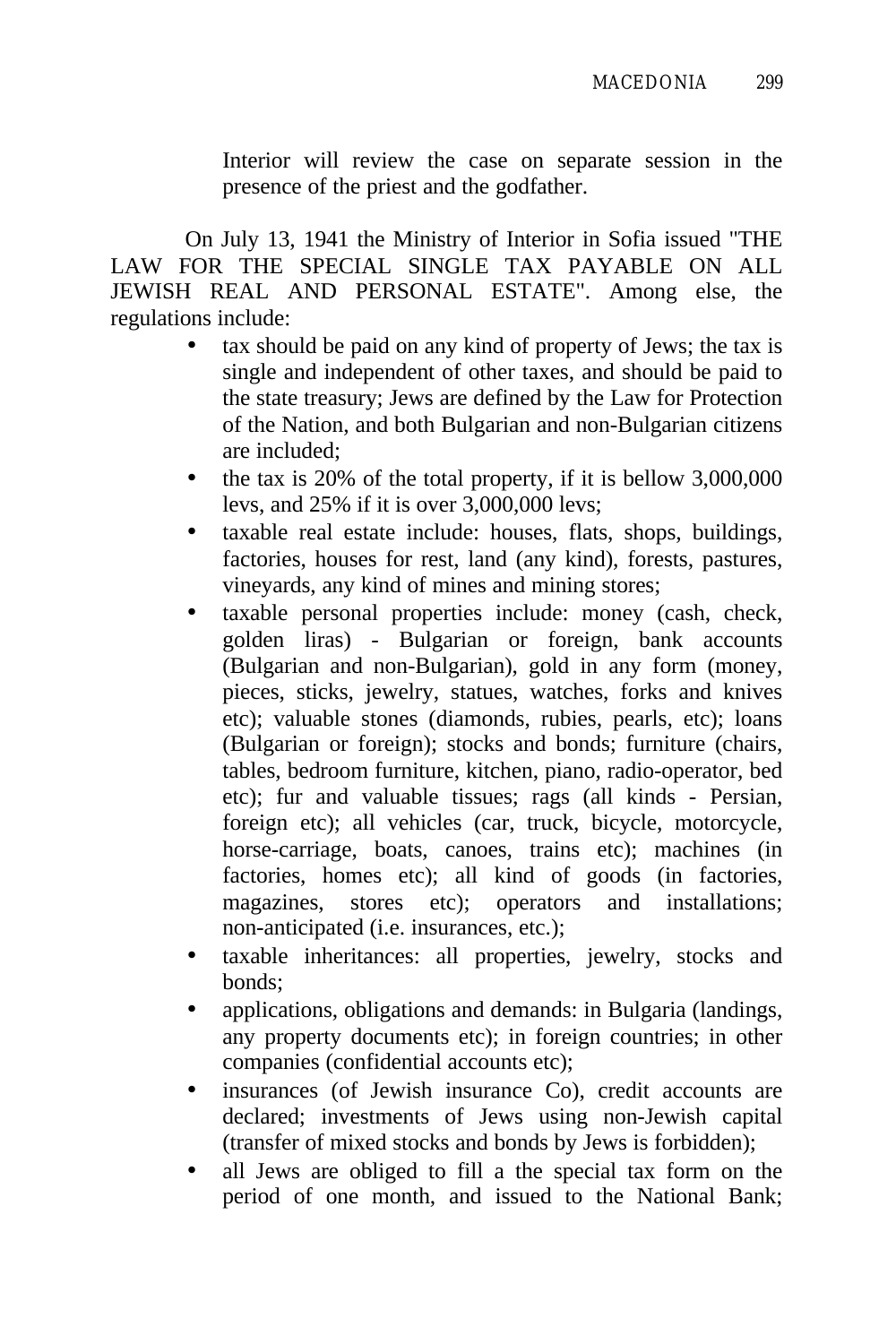Interior will review the case on separate session in the presence of the priest and the godfather.

On July 13, 1941 the Ministry of Interior in Sofia issued "THE LAW FOR THE SPECIAL SINGLE TAX PAYABLE ON ALL JEWISH REAL AND PERSONAL ESTATE". Among else, the regulations include:

- tax should be paid on any kind of property of Jews; the tax is single and independent of other taxes, and should be paid to the state treasury; Jews are defined by the Law for Protection of the Nation, and both Bulgarian and non-Bulgarian citizens are included;
- the tax is 20% of the total property, if it is bellow 3,000,000 levs, and 25% if it is over 3,000,000 levs;
- taxable real estate include: houses, flats, shops, buildings, factories, houses for rest, land (any kind), forests, pastures, vineyards, any kind of mines and mining stores;
- taxable personal properties include: money (cash, check, golden liras) - Bulgarian or foreign, bank accounts (Bulgarian and non-Bulgarian), gold in any form (money, pieces, sticks, jewelry, statues, watches, forks and knives etc); valuable stones (diamonds, rubies, pearls, etc); loans (Bulgarian or foreign); stocks and bonds; furniture (chairs, tables, bedroom furniture, kitchen, piano, radio-operator, bed etc); fur and valuable tissues; rags (all kinds - Persian, foreign etc); all vehicles (car, truck, bicycle, motorcycle, horse-carriage, boats, canoes, trains etc); machines (in factories, homes etc); all kind of goods (in factories, magazines, stores etc); operators and installations; non-anticipated (i.e. insurances, etc.);
- taxable inheritances: all properties, jewelry, stocks and bonds;
- applications, obligations and demands: in Bulgaria (landings, any property documents etc); in foreign countries; in other companies (confidential accounts etc);
- insurances (of Jewish insurance Co), credit accounts are declared; investments of Jews using non-Jewish capital (transfer of mixed stocks and bonds by Jews is forbidden);
- all Jews are obliged to fill a the special tax form on the period of one month, and issued to the National Bank;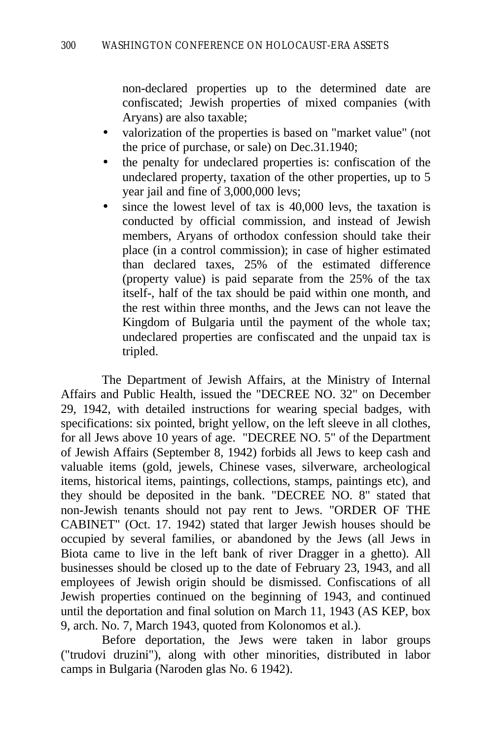non-declared properties up to the determined date are confiscated; Jewish properties of mixed companies (with Aryans) are also taxable;

- valorization of the properties is based on "market value" (not the price of purchase, or sale) on Dec.31.1940;
- the penalty for undeclared properties is: confiscation of the undeclared property, taxation of the other properties, up to 5 year jail and fine of 3,000,000 levs;
- since the lowest level of tax is 40,000 levs, the taxation is conducted by official commission, and instead of Jewish members, Aryans of orthodox confession should take their place (in a control commission); in case of higher estimated than declared taxes, 25% of the estimated difference (property value) is paid separate from the 25% of the tax itself-, half of the tax should be paid within one month, and the rest within three months, and the Jews can not leave the Kingdom of Bulgaria until the payment of the whole tax; undeclared properties are confiscated and the unpaid tax is tripled.

The Department of Jewish Affairs, at the Ministry of Internal Affairs and Public Health, issued the "DECREE NO. 32" on December 29, 1942, with detailed instructions for wearing special badges, with specifications: six pointed, bright yellow, on the left sleeve in all clothes, for all Jews above 10 years of age. "DECREE NO. 5" of the Department of Jewish Affairs (September 8, 1942) forbids all Jews to keep cash and valuable items (gold, jewels, Chinese vases, silverware, archeological items, historical items, paintings, collections, stamps, paintings etc), and they should be deposited in the bank. "DECREE NO. 8" stated that non-Jewish tenants should not pay rent to Jews. "ORDER OF THE CABINET" (Oct. 17. 1942) stated that larger Jewish houses should be occupied by several families, or abandoned by the Jews (all Jews in Biota came to live in the left bank of river Dragger in a ghetto). All businesses should be closed up to the date of February 23, 1943, and all employees of Jewish origin should be dismissed. Confiscations of all Jewish properties continued on the beginning of 1943, and continued until the deportation and final solution on March 11, 1943 (AS KEP, box 9, arch. No. 7, March 1943, quoted from Kolonomos et al.).

Before deportation, the Jews were taken in labor groups ("trudovi druzini"), along with other minorities, distributed in labor camps in Bulgaria (Naroden glas No. 6 1942).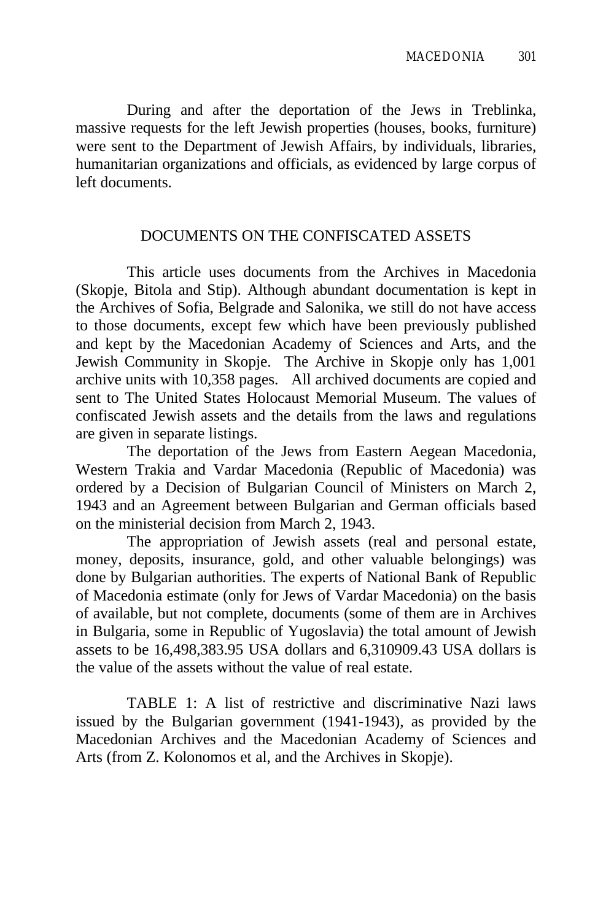During and after the deportation of the Jews in Treblinka, massive requests for the left Jewish properties (houses, books, furniture) were sent to the Department of Jewish Affairs, by individuals, libraries, humanitarian organizations and officials, as evidenced by large corpus of left documents.

## DOCUMENTS ON THE CONFISCATED ASSETS

This article uses documents from the Archives in Macedonia (Skopje, Bitola and Stip). Although abundant documentation is kept in the Archives of Sofia, Belgrade and Salonika, we still do not have access to those documents, except few which have been previously published and kept by the Macedonian Academy of Sciences and Arts, and the Jewish Community in Skopje. The Archive in Skopje only has 1,001 archive units with 10,358 pages. All archived documents are copied and sent to The United States Holocaust Memorial Museum. The values of confiscated Jewish assets and the details from the laws and regulations are given in separate listings.

The deportation of the Jews from Eastern Aegean Macedonia, Western Trakia and Vardar Macedonia (Republic of Macedonia) was ordered by a Decision of Bulgarian Council of Ministers on March 2, 1943 and an Agreement between Bulgarian and German officials based on the ministerial decision from March 2, 1943.

The appropriation of Jewish assets (real and personal estate, money, deposits, insurance, gold, and other valuable belongings) was done by Bulgarian authorities. The experts of National Bank of Republic of Macedonia estimate (only for Jews of Vardar Macedonia) on the basis of available, but not complete, documents (some of them are in Archives in Bulgaria, some in Republic of Yugoslavia) the total amount of Jewish assets to be 16,498,383.95 USA dollars and 6,310909.43 USA dollars is the value of the assets without the value of real estate.

TABLE 1: A list of restrictive and discriminative Nazi laws issued by the Bulgarian government (1941-1943), as provided by the Macedonian Archives and the Macedonian Academy of Sciences and Arts (from Z. Kolonomos et al, and the Archives in Skopje).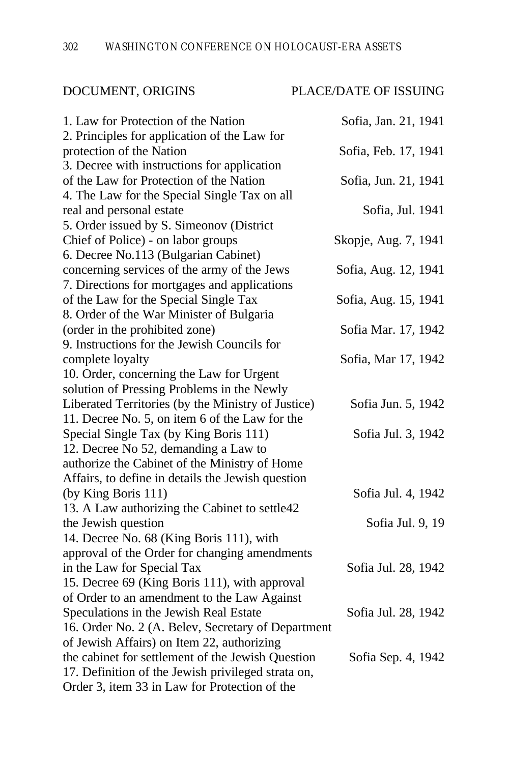| DOCUMENT, ORIGINS | PLACE/DATE OF ISSUING |
|---|---|
| 1. Law for Protection of the Nation | Sofia, Jan. 21, 1941 |
| 2. Principles for application of the Law for protection of the Nation | Sofia, Feb. 17, 1941 |
| 3. Decree with instructions for application of the Law for Protection of the Nation | Sofia, Jun. 21, 1941 |
| 4. The Law for the Special Single Tax on all real and personal estate | Sofia, Jul. 1941 |
| 5. Order issued by S. Simeonov (District Chief of Police) - on labor groups | Skopje, Aug. 7, 1941 |
| 6. Decree No.113 (Bulgarian Cabinet) concerning services of the army of the Jews | Sofia, Aug. 12, 1941 |
| 7. Directions for mortgages and applications of the Law for the Special Single Tax | Sofia, Aug. 15, 1941 |
| 8. Order of the War Minister of Bulgaria (order in the prohibited zone) | Sofia Mar. 17, 1942 |
| 9. Instructions for the Jewish Councils for complete loyalty | Sofia, Mar 17, 1942 |
| 10. Order, concerning the Law for Urgent solution of Pressing Problems in the Newly Liberated Territories (by the Ministry of Justice) | Sofia Jun. 5, 1942 |
| 11. Decree No. 5, on item 6 of the Law for the Special Single Tax (by King Boris 111) | Sofia Jul. 3, 1942 |
| 12. Decree No 52, demanding a Law to authorize the Cabinet of the Ministry of Home Affairs, to define in details the Jewish question (by King Boris 111) | Sofia Jul. 4, 1942 |
| 13. A Law authorizing the Cabinet to settle42 the Jewish question | Sofia Jul. 9, 19 |
| 14. Decree No. 68 (King Boris 111), with approval of the Order for changing amendments in the Law for Special Tax | Sofia Jul. 28, 1942 |
| 15. Decree 69 (King Boris 111), with approval of Order to an amendment to the Law Against Speculations in the Jewish Real Estate | Sofia Jul. 28, 1942 |
| 16. Order No. 2 (A. Belev, Secretary of Department of Jewish Affairs) on Item 22, authorizing the cabinet for settlement of the Jewish Question | Sofia Sep. 4, 1942 |
| 17. Definition of the Jewish privileged strata on, Order 3, item 33 in Law for Protection of the | |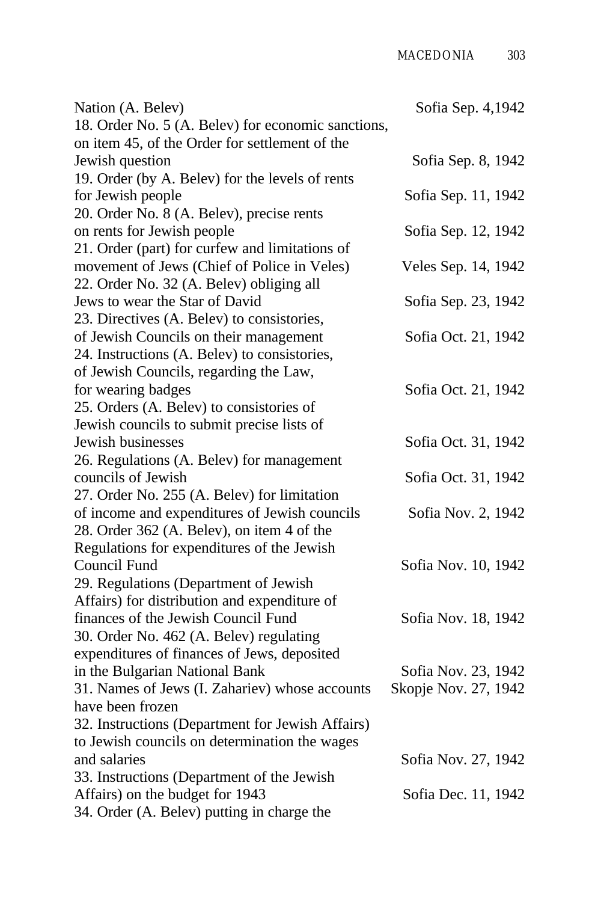Nation (A. Belev) Sofia Sep. 4,1942

18. Order No. 5 (A. Belev) for economic sanctions, on item 45, of the Order for settlement of the Jewish question Sofia Sep. 8, 1942

19. Order (by A. Belev) for the levels of rents for Jewish people Sofia Sep. 11, 1942

20. Order No. 8 (A. Belev), precise rents on rents for Jewish people Sofia Sep. 12, 1942

21. Order (part) for curfew and limitations of movement of Jews (Chief of Police in Veles) Veles Sep. 14, 1942

22. Order No. 32 (A. Belev) obliging all Jews to wear the Star of David Sofia Sep. 23, 1942

23. Directives (A. Belev) to consistories, of Jewish Councils on their management Sofia Oct. 21, 1942

24. Instructions (A. Belev) to consistories, of Jewish Councils, regarding the Law, for wearing badges Sofia Oct. 21, 1942

25. Orders (A. Belev) to consistories of Jewish councils to submit precise lists of Jewish businesses Sofia Oct. 31, 1942

26. Regulations (A. Belev) for management councils of Jewish Sofia Oct. 31, 1942

27. Order No. 255 (A. Belev) for limitation of income and expenditures of Jewish councils Sofia Nov. 2, 1942

28. Order 362 (A. Belev), on item 4 of the Regulations for expenditures of the Jewish Council Fund Sofia Nov. 10, 1942

29. Regulations (Department of Jewish Affairs) for distribution and expenditure of finances of the Jewish Council Fund Sofia Nov. 18, 1942

30. Order No. 462 (A. Belev) regulating expenditures of finances of Jews, deposited in the Bulgarian National Bank Sofia Nov. 23, 1942

31. Names of Jews (I. Zahariev) whose accounts have been frozen Skopje Nov. 27, 1942

32. Instructions (Department for Jewish Affairs) to Jewish councils on determination the wages and salaries Sofia Nov. 27, 1942

33. Instructions (Department of the Jewish Affairs) on the budget for 1943 Sofia Dec. 11, 1942

34. Order (A. Belev) putting in charge the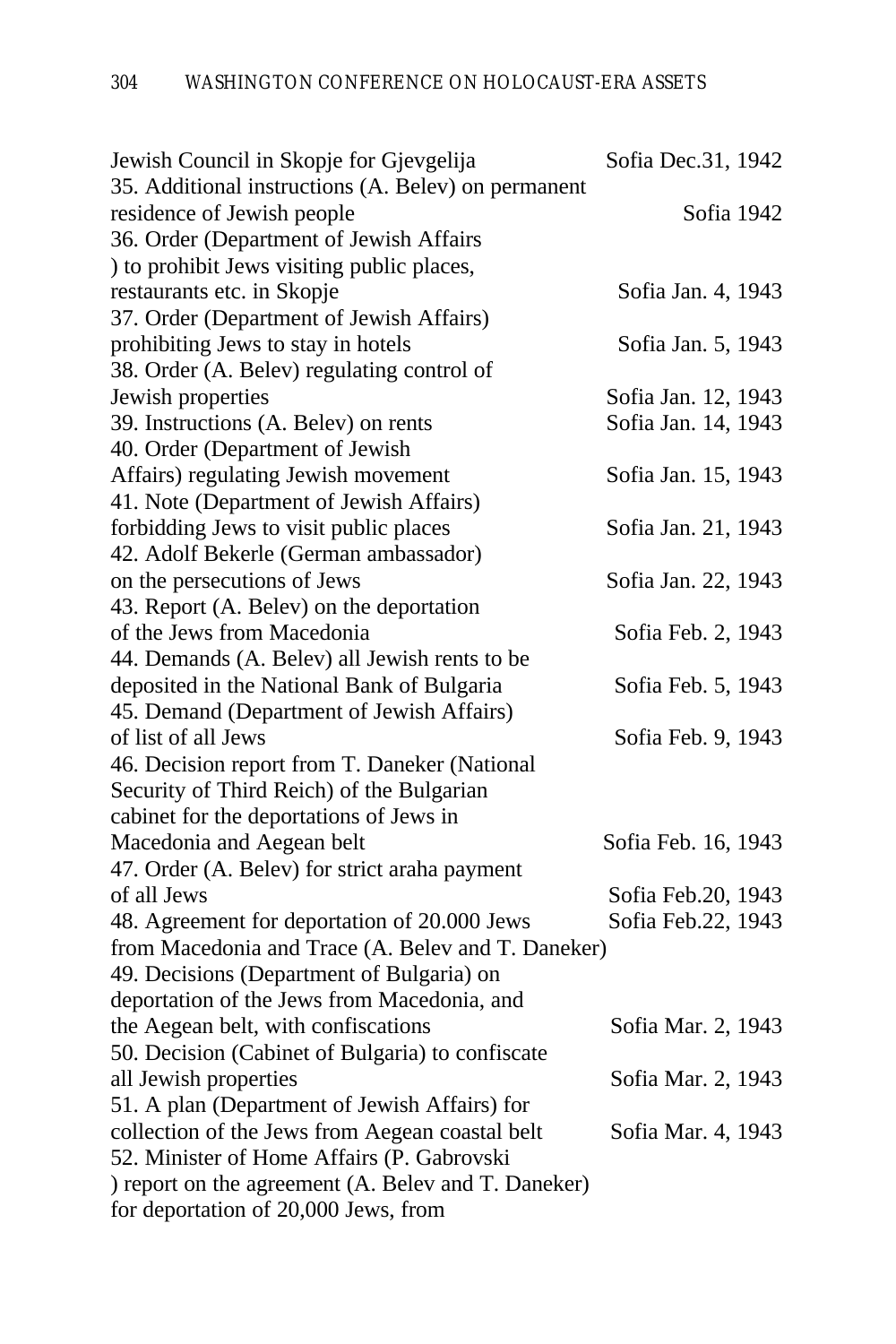Jewish Council in Skopje for Gjevgelija — Sofia Dec.31, 1942

35. Additional instructions (A. Belev) on permanent residence of Jewish people — Sofia 1942

36. Order (Department of Jewish Affairs ) to prohibit Jews visiting public places, restaurants etc. in Skopje — Sofia Jan. 4, 1943

37. Order (Department of Jewish Affairs) prohibiting Jews to stay in hotels — Sofia Jan. 5, 1943

38. Order (A. Belev) regulating control of Jewish properties — Sofia Jan. 12, 1943

39. Instructions (A. Belev) on rents — Sofia Jan. 14, 1943

40. Order (Department of Jewish Affairs) regulating Jewish movement — Sofia Jan. 15, 1943

41. Note (Department of Jewish Affairs) forbidding Jews to visit public places — Sofia Jan. 21, 1943

42. Adolf Bekerle (German ambassador) on the persecutions of Jews — Sofia Jan. 22, 1943

43. Report (A. Belev) on the deportation of the Jews from Macedonia — Sofia Feb. 2, 1943

44. Demands (A. Belev) all Jewish rents to be deposited in the National Bank of Bulgaria — Sofia Feb. 5, 1943

45. Demand (Department of Jewish Affairs) of list of all Jews — Sofia Feb. 9, 1943

46. Decision report from T. Daneker (National Security of Third Reich) of the Bulgarian cabinet for the deportations of Jews in Macedonia and Aegean belt — Sofia Feb. 16, 1943

47. Order (A. Belev) for strict araha payment of all Jews — Sofia Feb.20, 1943

48. Agreement for deportation of 20.000 Jews from Macedonia and Trace (A. Belev and T. Daneker) — Sofia Feb.22, 1943

49. Decisions (Department of Bulgaria) on deportation of the Jews from Macedonia, and the Aegean belt, with confiscations — Sofia Mar. 2, 1943

50. Decision (Cabinet of Bulgaria) to confiscate all Jewish properties — Sofia Mar. 2, 1943

51. A plan (Department of Jewish Affairs) for collection of the Jews from Aegean coastal belt — Sofia Mar. 4, 1943

52. Minister of Home Affairs (P. Gabrovski ) report on the agreement (A. Belev and T. Daneker) for deportation of 20,000 Jews, from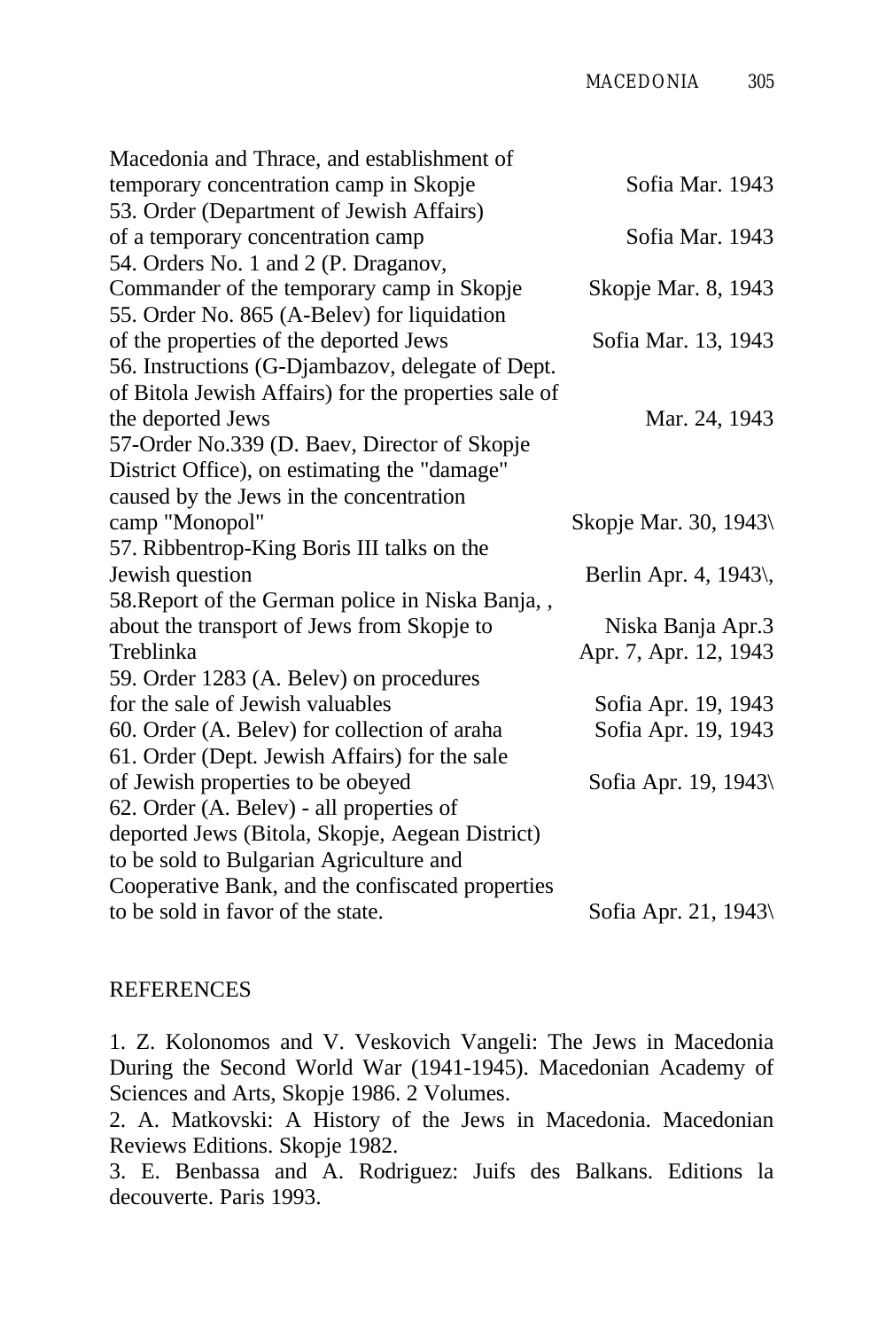Macedonia and Thrace, and establishment of temporary concentration camp in Skopje — Sofia Mar. 1943

53. Order (Department of Jewish Affairs) of a temporary concentration camp — Sofia Mar. 1943

54. Orders No. 1 and 2 (P. Draganov, Commander of the temporary camp in Skopje — Skopje Mar. 8, 1943

55. Order No. 865 (A-Belev) for liquidation of the properties of the deported Jews — Sofia Mar. 13, 1943

56. Instructions (G-Djambazov, delegate of Dept. of Bitola Jewish Affairs) for the properties sale of the deported Jews — Mar. 24, 1943

57-Order No.339 (D. Baev, Director of Skopje District Office), on estimating the "damage" caused by the Jews in the concentration camp "Monopol" — Skopje Mar. 30, 1943\

57. Ribbentrop-King Boris III talks on the Jewish question — Berlin Apr. 4, 1943\,

58.Report of the German police in Niska Banja, , about the transport of Jews from Skopje to Treblinka — Niska Banja Apr.3 Apr. 7, Apr. 12, 1943

59. Order 1283 (A. Belev) on procedures for the sale of Jewish valuables — Sofia Apr. 19, 1943

60. Order (A. Belev) for collection of araha — Sofia Apr. 19, 1943

61. Order (Dept. Jewish Affairs) for the sale of Jewish properties to be obeyed — Sofia Apr. 19, 1943\

62. Order (A. Belev) - all properties of deported Jews (Bitola, Skopje, Aegean District) to be sold to Bulgarian Agriculture and Cooperative Bank, and the confiscated properties to be sold in favor of the state. — Sofia Apr. 21, 1943\

## REFERENCES

1. Z. Kolonomos and V. Veskovich Vangeli: The Jews in Macedonia During the Second World War (1941-1945). Macedonian Academy of Sciences and Arts, Skopje 1986. 2 Volumes.
2. A. Matkovski: A History of the Jews in Macedonia. Macedonian Reviews Editions. Skopje 1982.
3. E. Benbassa and A. Rodriguez: Juifs des Balkans. Editions la decouverte. Paris 1993.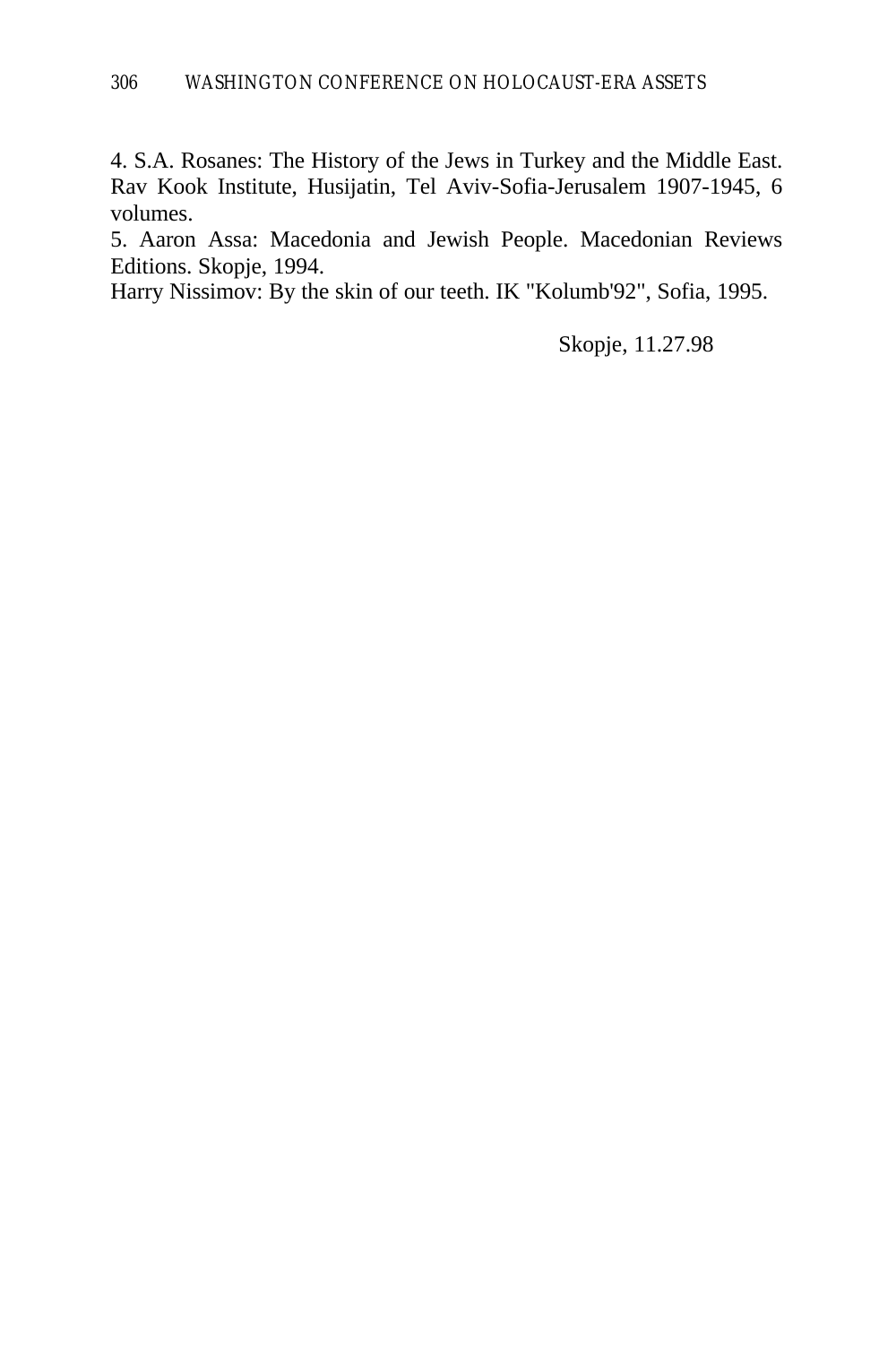4. S.A. Rosanes: The History of the Jews in Turkey and the Middle East. Rav Kook Institute, Husijatin, Tel Aviv-Sofia-Jerusalem 1907-1945, 6 volumes.

5. Aaron Assa: Macedonia and Jewish People. Macedonian Reviews Editions. Skopje, 1994.

Harry Nissimov: By the skin of our teeth. IK "Kolumb'92", Sofia, 1995.

Skopje, 11.27.98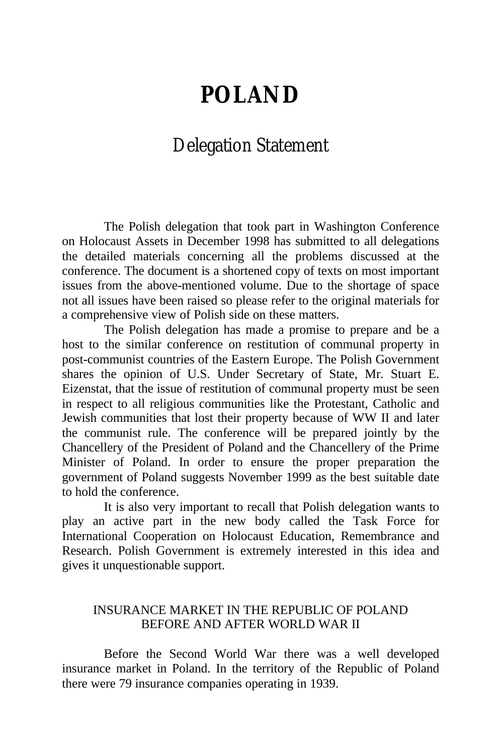# POLAND

## Delegation Statement

The Polish delegation that took part in Washington Conference on Holocaust Assets in December 1998 has submitted to all delegations the detailed materials concerning all the problems discussed at the conference. The document is a shortened copy of texts on most important issues from the above-mentioned volume. Due to the shortage of space not all issues have been raised so please refer to the original materials for a comprehensive view of Polish side on these matters.

The Polish delegation has made a promise to prepare and be a host to the similar conference on restitution of communal property in post-communist countries of the Eastern Europe. The Polish Government shares the opinion of U.S. Under Secretary of State, Mr. Stuart E. Eizenstat, that the issue of restitution of communal property must be seen in respect to all religious communities like the Protestant, Catholic and Jewish communities that lost their property because of WW II and later the communist rule. The conference will be prepared jointly by the Chancellery of the President of Poland and the Chancellery of the Prime Minister of Poland. In order to ensure the proper preparation the government of Poland suggests November 1999 as the best suitable date to hold the conference.

It is also very important to recall that Polish delegation wants to play an active part in the new body called the Task Force for International Cooperation on Holocaust Education, Remembrance and Research. Polish Government is extremely interested in this idea and gives it unquestionable support.

### INSURANCE MARKET IN THE REPUBLIC OF POLAND BEFORE AND AFTER WORLD WAR II

Before the Second World War there was a well developed insurance market in Poland. In the territory of the Republic of Poland there were 79 insurance companies operating in 1939.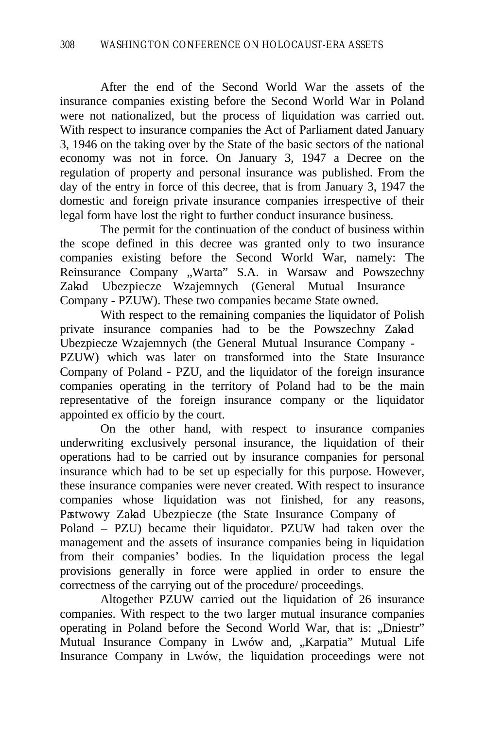After the end of the Second World War the assets of the insurance companies existing before the Second World War in Poland were not nationalized, but the process of liquidation was carried out. With respect to insurance companies the Act of Parliament dated January 3, 1946 on the taking over by the State of the basic sectors of the national economy was not in force. On January 3, 1947 a Decree on the regulation of property and personal insurance was published. From the day of the entry in force of this decree, that is from January 3, 1947 the domestic and foreign private insurance companies irrespective of their legal form have lost the right to further conduct insurance business.

The permit for the continuation of the conduct of business within the scope defined in this decree was granted only to two insurance companies existing before the Second World War, namely: The Reinsurance Company „Warta" S.A. in Warsaw and Powszechny Zakad Ubezpiecze Wzajemnych (General Mutual Insurance Company - PZUW). These two companies became State owned.

With respect to the remaining companies the liquidator of Polish private insurance companies had to be the Powszechny Zakad Ubezpiecze Wzajemnych (the General Mutual Insurance Company - PZUW) which was later on transformed into the State Insurance Company of Poland - PZU, and the liquidator of the foreign insurance companies operating in the territory of Poland had to be the main representative of the foreign insurance company or the liquidator appointed ex officio by the court.

On the other hand, with respect to insurance companies underwriting exclusively personal insurance, the liquidation of their operations had to be carried out by insurance companies for personal insurance which had to be set up especially for this purpose. However, these insurance companies were never created. With respect to insurance companies whose liquidation was not finished, for any reasons, Pastwowy Zakad Ubezpiecze (the State Insurance Company of Poland – PZU) became their liquidator. PZUW had taken over the management and the assets of insurance companies being in liquidation from their companies' bodies. In the liquidation process the legal provisions generally in force were applied in order to ensure the correctness of the carrying out of the procedure/ proceedings.

Altogether PZUW carried out the liquidation of 26 insurance companies. With respect to the two larger mutual insurance companies operating in Poland before the Second World War, that is: „Dniestr" Mutual Insurance Company in Lwów and, „Karpatia" Mutual Life Insurance Company in Lwów, the liquidation proceedings were not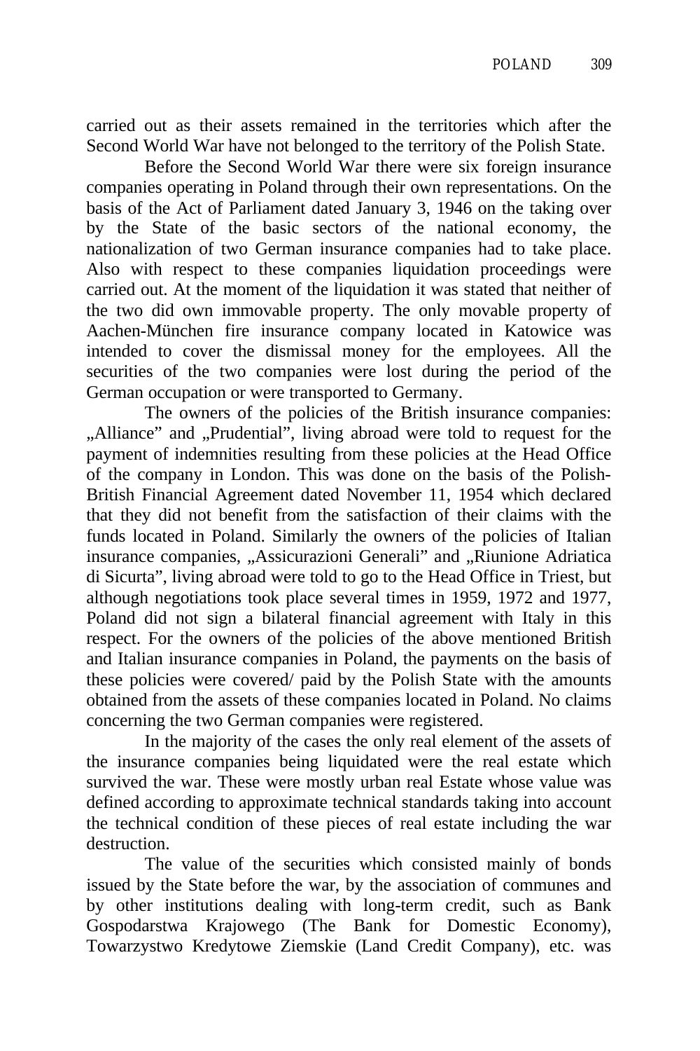carried out as their assets remained in the territories which after the Second World War have not belonged to the territory of the Polish State.

Before the Second World War there were six foreign insurance companies operating in Poland through their own representations. On the basis of the Act of Parliament dated January 3, 1946 on the taking over by the State of the basic sectors of the national economy, the nationalization of two German insurance companies had to take place. Also with respect to these companies liquidation proceedings were carried out. At the moment of the liquidation it was stated that neither of the two did own immovable property. The only movable property of Aachen-München fire insurance company located in Katowice was intended to cover the dismissal money for the employees. All the securities of the two companies were lost during the period of the German occupation or were transported to Germany.

The owners of the policies of the British insurance companies: „Alliance" and „Prudential", living abroad were told to request for the payment of indemnities resulting from these policies at the Head Office of the company in London. This was done on the basis of the Polish-British Financial Agreement dated November 11, 1954 which declared that they did not benefit from the satisfaction of their claims with the funds located in Poland. Similarly the owners of the policies of Italian insurance companies, „Assicurazioni Generali" and „Riunione Adriatica di Sicurta", living abroad were told to go to the Head Office in Triest, but although negotiations took place several times in 1959, 1972 and 1977, Poland did not sign a bilateral financial agreement with Italy in this respect. For the owners of the policies of the above mentioned British and Italian insurance companies in Poland, the payments on the basis of these policies were covered/ paid by the Polish State with the amounts obtained from the assets of these companies located in Poland. No claims concerning the two German companies were registered.

In the majority of the cases the only real element of the assets of the insurance companies being liquidated were the real estate which survived the war. These were mostly urban real Estate whose value was defined according to approximate technical standards taking into account the technical condition of these pieces of real estate including the war destruction.

The value of the securities which consisted mainly of bonds issued by the State before the war, by the association of communes and by other institutions dealing with long-term credit, such as Bank Gospodarstwa Krajowego (The Bank for Domestic Economy), Towarzystwo Kredytowe Ziemskie (Land Credit Company), etc. was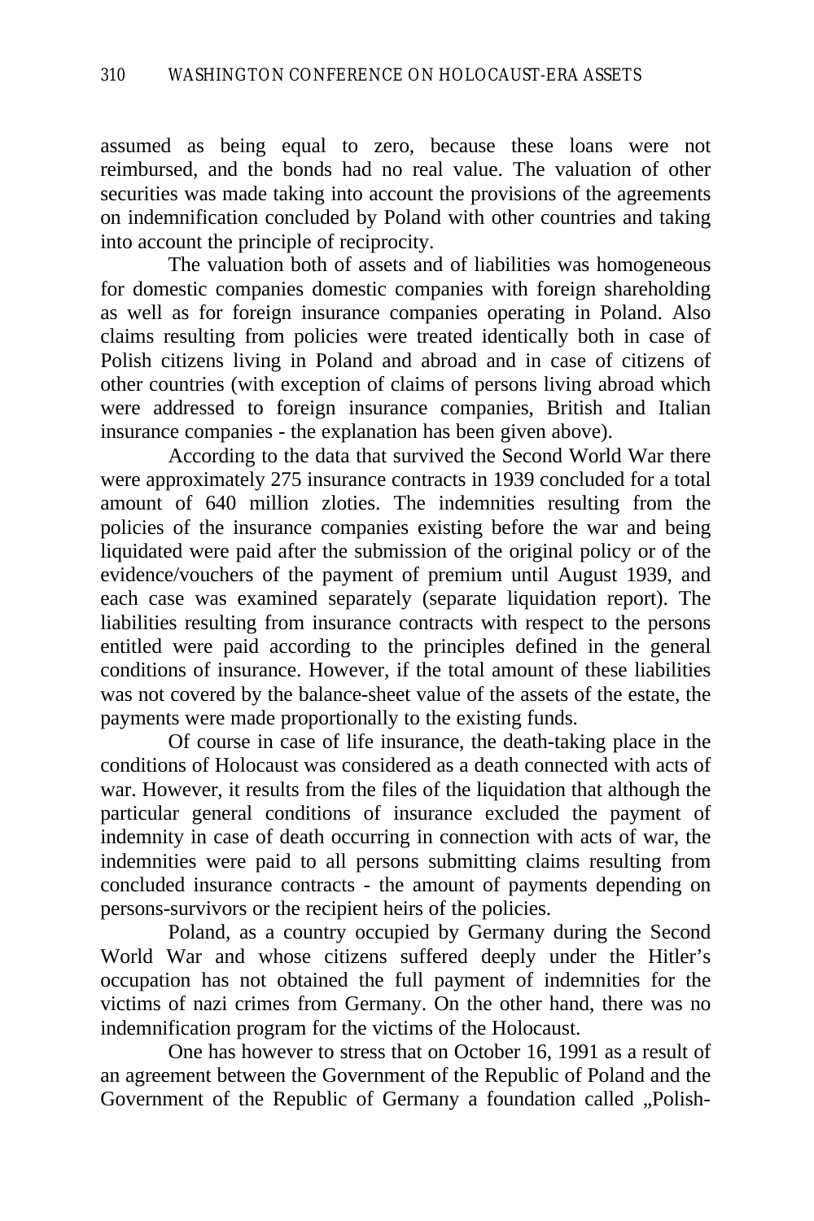assumed as being equal to zero, because these loans were not reimbursed, and the bonds had no real value. The valuation of other securities was made taking into account the provisions of the agreements on indemnification concluded by Poland with other countries and taking into account the principle of reciprocity.

The valuation both of assets and of liabilities was homogeneous for domestic companies domestic companies with foreign shareholding as well as for foreign insurance companies operating in Poland. Also claims resulting from policies were treated identically both in case of Polish citizens living in Poland and abroad and in case of citizens of other countries (with exception of claims of persons living abroad which were addressed to foreign insurance companies, British and Italian insurance companies - the explanation has been given above).

According to the data that survived the Second World War there were approximately 275 insurance contracts in 1939 concluded for a total amount of 640 million zloties. The indemnities resulting from the policies of the insurance companies existing before the war and being liquidated were paid after the submission of the original policy or of the evidence/vouchers of the payment of premium until August 1939, and each case was examined separately (separate liquidation report). The liabilities resulting from insurance contracts with respect to the persons entitled were paid according to the principles defined in the general conditions of insurance. However, if the total amount of these liabilities was not covered by the balance-sheet value of the assets of the estate, the payments were made proportionally to the existing funds.

Of course in case of life insurance, the death-taking place in the conditions of Holocaust was considered as a death connected with acts of war. However, it results from the files of the liquidation that although the particular general conditions of insurance excluded the payment of indemnity in case of death occurring in connection with acts of war, the indemnities were paid to all persons submitting claims resulting from concluded insurance contracts - the amount of payments depending on persons-survivors or the recipient heirs of the policies.

Poland, as a country occupied by Germany during the Second World War and whose citizens suffered deeply under the Hitler's occupation has not obtained the full payment of indemnities for the victims of nazi crimes from Germany. On the other hand, there was no indemnification program for the victims of the Holocaust.

One has however to stress that on October 16, 1991 as a result of an agreement between the Government of the Republic of Poland and the Government of the Republic of Germany a foundation called „Polish-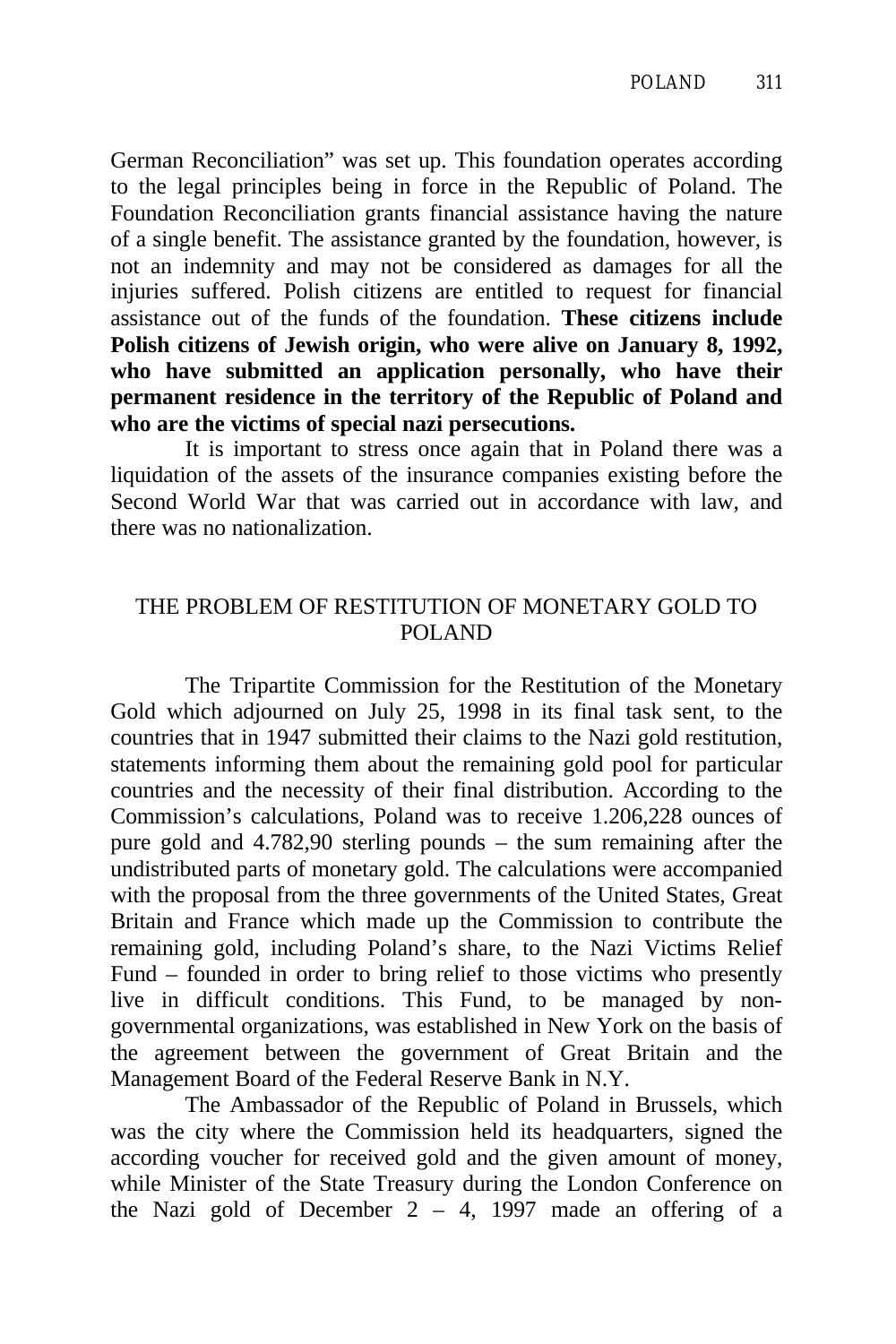German Reconciliation" was set up. This foundation operates according to the legal principles being in force in the Republic of Poland. The Foundation Reconciliation grants financial assistance having the nature of a single benefit. The assistance granted by the foundation, however, is not an indemnity and may not be considered as damages for all the injuries suffered. Polish citizens are entitled to request for financial assistance out of the funds of the foundation. **These citizens include Polish citizens of Jewish origin, who were alive on January 8, 1992, who have submitted an application personally, who have their permanent residence in the territory of the Republic of Poland and who are the victims of special nazi persecutions.**

It is important to stress once again that in Poland there was a liquidation of the assets of the insurance companies existing before the Second World War that was carried out in accordance with law, and there was no nationalization.

## THE PROBLEM OF RESTITUTION OF MONETARY GOLD TO POLAND

The Tripartite Commission for the Restitution of the Monetary Gold which adjourned on July 25, 1998 in its final task sent, to the countries that in 1947 submitted their claims to the Nazi gold restitution, statements informing them about the remaining gold pool for particular countries and the necessity of their final distribution. According to the Commission's calculations, Poland was to receive 1.206,228 ounces of pure gold and 4.782,90 sterling pounds – the sum remaining after the undistributed parts of monetary gold. The calculations were accompanied with the proposal from the three governments of the United States, Great Britain and France which made up the Commission to contribute the remaining gold, including Poland's share, to the Nazi Victims Relief Fund – founded in order to bring relief to those victims who presently live in difficult conditions. This Fund, to be managed by non-governmental organizations, was established in New York on the basis of the agreement between the government of Great Britain and the Management Board of the Federal Reserve Bank in N.Y.

The Ambassador of the Republic of Poland in Brussels, which was the city where the Commission held its headquarters, signed the according voucher for received gold and the given amount of money, while Minister of the State Treasury during the London Conference on the Nazi gold of December 2 – 4, 1997 made an offering of a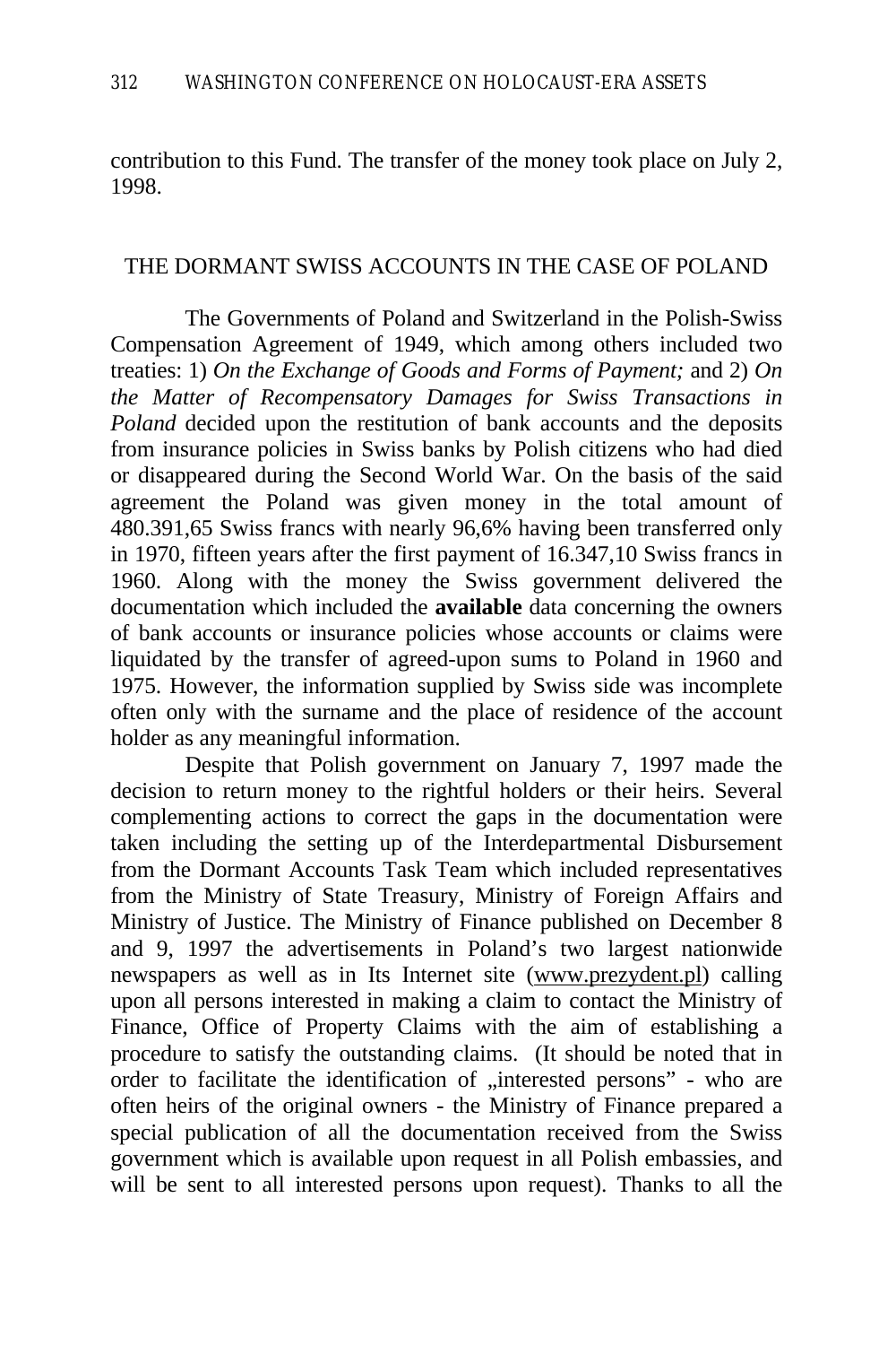contribution to this Fund. The transfer of the money took place on July 2, 1998.

## THE DORMANT SWISS ACCOUNTS IN THE CASE OF POLAND

The Governments of Poland and Switzerland in the Polish-Swiss Compensation Agreement of 1949, which among others included two treaties: 1) *On the Exchange of Goods and Forms of Payment;* and 2) *On the Matter of Recompensatory Damages for Swiss Transactions in Poland* decided upon the restitution of bank accounts and the deposits from insurance policies in Swiss banks by Polish citizens who had died or disappeared during the Second World War. On the basis of the said agreement the Poland was given money in the total amount of 480.391,65 Swiss francs with nearly 96,6% having been transferred only in 1970, fifteen years after the first payment of 16.347,10 Swiss francs in 1960. Along with the money the Swiss government delivered the documentation which included the **available** data concerning the owners of bank accounts or insurance policies whose accounts or claims were liquidated by the transfer of agreed-upon sums to Poland in 1960 and 1975. However, the information supplied by Swiss side was incomplete often only with the surname and the place of residence of the account holder as any meaningful information.

Despite that Polish government on January 7, 1997 made the decision to return money to the rightful holders or their heirs. Several complementing actions to correct the gaps in the documentation were taken including the setting up of the Interdepartmental Disbursement from the Dormant Accounts Task Team which included representatives from the Ministry of State Treasury, Ministry of Foreign Affairs and Ministry of Justice. The Ministry of Finance published on December 8 and 9, 1997 the advertisements in Poland's two largest nationwide newspapers as well as in Its Internet site (www.prezydent.pl) calling upon all persons interested in making a claim to contact the Ministry of Finance, Office of Property Claims with the aim of establishing a procedure to satisfy the outstanding claims. (It should be noted that in order to facilitate the identification of „interested persons" - who are often heirs of the original owners - the Ministry of Finance prepared a special publication of all the documentation received from the Swiss government which is available upon request in all Polish embassies, and will be sent to all interested persons upon request). Thanks to all the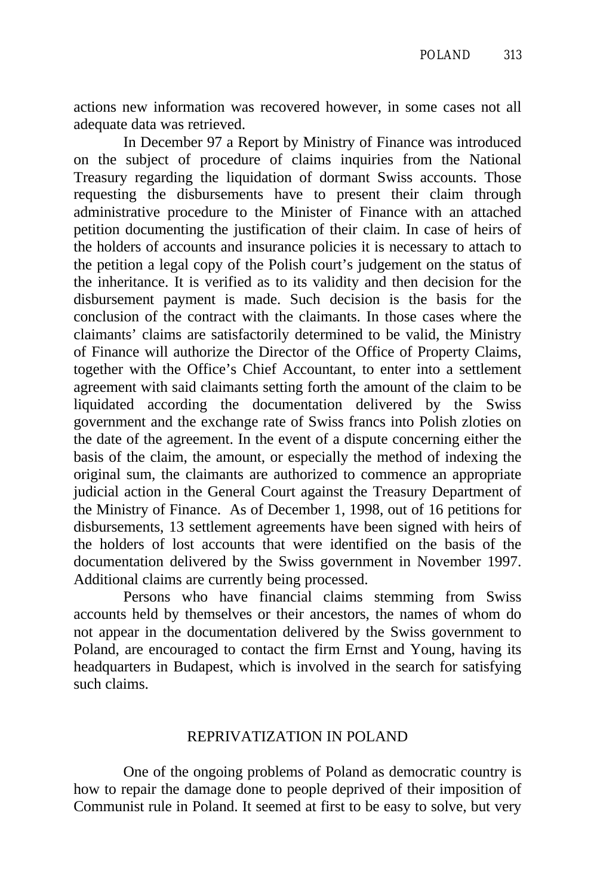actions new information was recovered however, in some cases not all adequate data was retrieved.

In December 97 a Report by Ministry of Finance was introduced on the subject of procedure of claims inquiries from the National Treasury regarding the liquidation of dormant Swiss accounts. Those requesting the disbursements have to present their claim through administrative procedure to the Minister of Finance with an attached petition documenting the justification of their claim. In case of heirs of the holders of accounts and insurance policies it is necessary to attach to the petition a legal copy of the Polish court's judgement on the status of the inheritance. It is verified as to its validity and then decision for the disbursement payment is made. Such decision is the basis for the conclusion of the contract with the claimants. In those cases where the claimants' claims are satisfactorily determined to be valid, the Ministry of Finance will authorize the Director of the Office of Property Claims, together with the Office's Chief Accountant, to enter into a settlement agreement with said claimants setting forth the amount of the claim to be liquidated according the documentation delivered by the Swiss government and the exchange rate of Swiss francs into Polish zloties on the date of the agreement. In the event of a dispute concerning either the basis of the claim, the amount, or especially the method of indexing the original sum, the claimants are authorized to commence an appropriate judicial action in the General Court against the Treasury Department of the Ministry of Finance. As of December 1, 1998, out of 16 petitions for disbursements, 13 settlement agreements have been signed with heirs of the holders of lost accounts that were identified on the basis of the documentation delivered by the Swiss government in November 1997. Additional claims are currently being processed.

Persons who have financial claims stemming from Swiss accounts held by themselves or their ancestors, the names of whom do not appear in the documentation delivered by the Swiss government to Poland, are encouraged to contact the firm Ernst and Young, having its headquarters in Budapest, which is involved in the search for satisfying such claims.

## REPRIVATIZATION IN POLAND

One of the ongoing problems of Poland as democratic country is how to repair the damage done to people deprived of their imposition of Communist rule in Poland. It seemed at first to be easy to solve, but very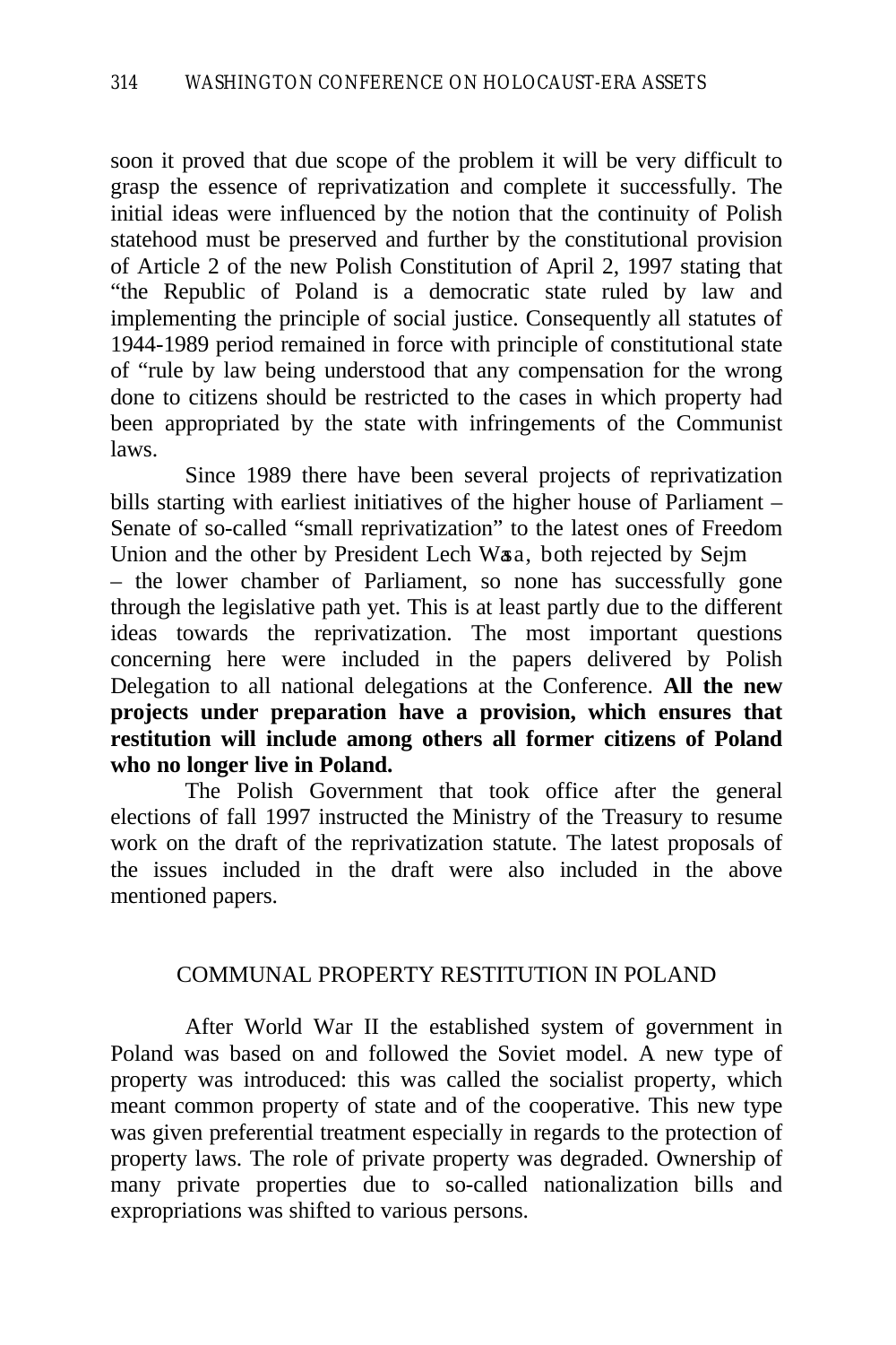soon it proved that due scope of the problem it will be very difficult to grasp the essence of reprivatization and complete it successfully. The initial ideas were influenced by the notion that the continuity of Polish statehood must be preserved and further by the constitutional provision of Article 2 of the new Polish Constitution of April 2, 1997 stating that "the Republic of Poland is a democratic state ruled by law and implementing the principle of social justice. Consequently all statutes of 1944-1989 period remained in force with principle of constitutional state of "rule by law being understood that any compensation for the wrong done to citizens should be restricted to the cases in which property had been appropriated by the state with infringements of the Communist laws.

Since 1989 there have been several projects of reprivatization bills starting with earliest initiatives of the higher house of Parliament – Senate of so-called "small reprivatization" to the latest ones of Freedom Union and the other by President Lech Wałęsa, both rejected by Sejm – the lower chamber of Parliament, so none has successfully gone through the legislative path yet. This is at least partly due to the different ideas towards the reprivatization. The most important questions concerning here were included in the papers delivered by Polish Delegation to all national delegations at the Conference. **All the new projects under preparation have a provision, which ensures that restitution will include among others all former citizens of Poland who no longer live in Poland.**

The Polish Government that took office after the general elections of fall 1997 instructed the Ministry of the Treasury to resume work on the draft of the reprivatization statute. The latest proposals of the issues included in the draft were also included in the above mentioned papers.

## COMMUNAL PROPERTY RESTITUTION IN POLAND

After World War II the established system of government in Poland was based on and followed the Soviet model. A new type of property was introduced: this was called the socialist property, which meant common property of state and of the cooperative. This new type was given preferential treatment especially in regards to the protection of property laws. The role of private property was degraded. Ownership of many private properties due to so-called nationalization bills and expropriations was shifted to various persons.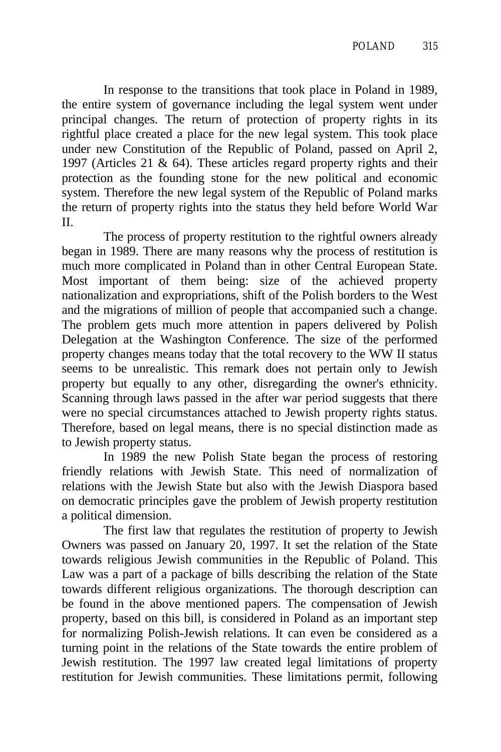In response to the transitions that took place in Poland in 1989, the entire system of governance including the legal system went under principal changes. The return of protection of property rights in its rightful place created a place for the new legal system. This took place under new Constitution of the Republic of Poland, passed on April 2, 1997 (Articles 21 & 64). These articles regard property rights and their protection as the founding stone for the new political and economic system. Therefore the new legal system of the Republic of Poland marks the return of property rights into the status they held before World War II.

The process of property restitution to the rightful owners already began in 1989. There are many reasons why the process of restitution is much more complicated in Poland than in other Central European State. Most important of them being: size of the achieved property nationalization and expropriations, shift of the Polish borders to the West and the migrations of million of people that accompanied such a change. The problem gets much more attention in papers delivered by Polish Delegation at the Washington Conference. The size of the performed property changes means today that the total recovery to the WW II status seems to be unrealistic. This remark does not pertain only to Jewish property but equally to any other, disregarding the owner's ethnicity. Scanning through laws passed in the after war period suggests that there were no special circumstances attached to Jewish property rights status. Therefore, based on legal means, there is no special distinction made as to Jewish property status.

In 1989 the new Polish State began the process of restoring friendly relations with Jewish State. This need of normalization of relations with the Jewish State but also with the Jewish Diaspora based on democratic principles gave the problem of Jewish property restitution a political dimension.

The first law that regulates the restitution of property to Jewish Owners was passed on January 20, 1997. It set the relation of the State towards religious Jewish communities in the Republic of Poland. This Law was a part of a package of bills describing the relation of the State towards different religious organizations. The thorough description can be found in the above mentioned papers. The compensation of Jewish property, based on this bill, is considered in Poland as an important step for normalizing Polish-Jewish relations. It can even be considered as a turning point in the relations of the State towards the entire problem of Jewish restitution. The 1997 law created legal limitations of property restitution for Jewish communities. These limitations permit, following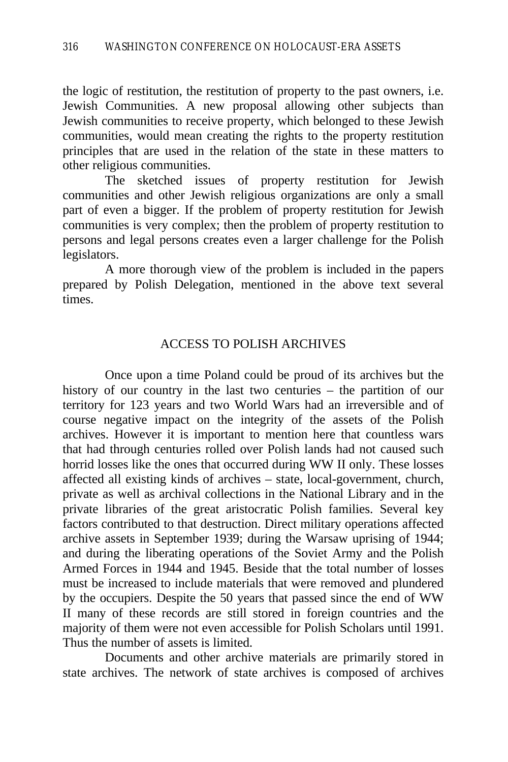the logic of restitution, the restitution of property to the past owners, i.e. Jewish Communities. A new proposal allowing other subjects than Jewish communities to receive property, which belonged to these Jewish communities, would mean creating the rights to the property restitution principles that are used in the relation of the state in these matters to other religious communities.

The sketched issues of property restitution for Jewish communities and other Jewish religious organizations are only a small part of even a bigger. If the problem of property restitution for Jewish communities is very complex; then the problem of property restitution to persons and legal persons creates even a larger challenge for the Polish legislators.

A more thorough view of the problem is included in the papers prepared by Polish Delegation, mentioned in the above text several times.

## ACCESS TO POLISH ARCHIVES

Once upon a time Poland could be proud of its archives but the history of our country in the last two centuries – the partition of our territory for 123 years and two World Wars had an irreversible and of course negative impact on the integrity of the assets of the Polish archives. However it is important to mention here that countless wars that had through centuries rolled over Polish lands had not caused such horrid losses like the ones that occurred during WW II only. These losses affected all existing kinds of archives – state, local-government, church, private as well as archival collections in the National Library and in the private libraries of the great aristocratic Polish families. Several key factors contributed to that destruction. Direct military operations affected archive assets in September 1939; during the Warsaw uprising of 1944; and during the liberating operations of the Soviet Army and the Polish Armed Forces in 1944 and 1945. Beside that the total number of losses must be increased to include materials that were removed and plundered by the occupiers. Despite the 50 years that passed since the end of WW II many of these records are still stored in foreign countries and the majority of them were not even accessible for Polish Scholars until 1991. Thus the number of assets is limited.

Documents and other archive materials are primarily stored in state archives. The network of state archives is composed of archives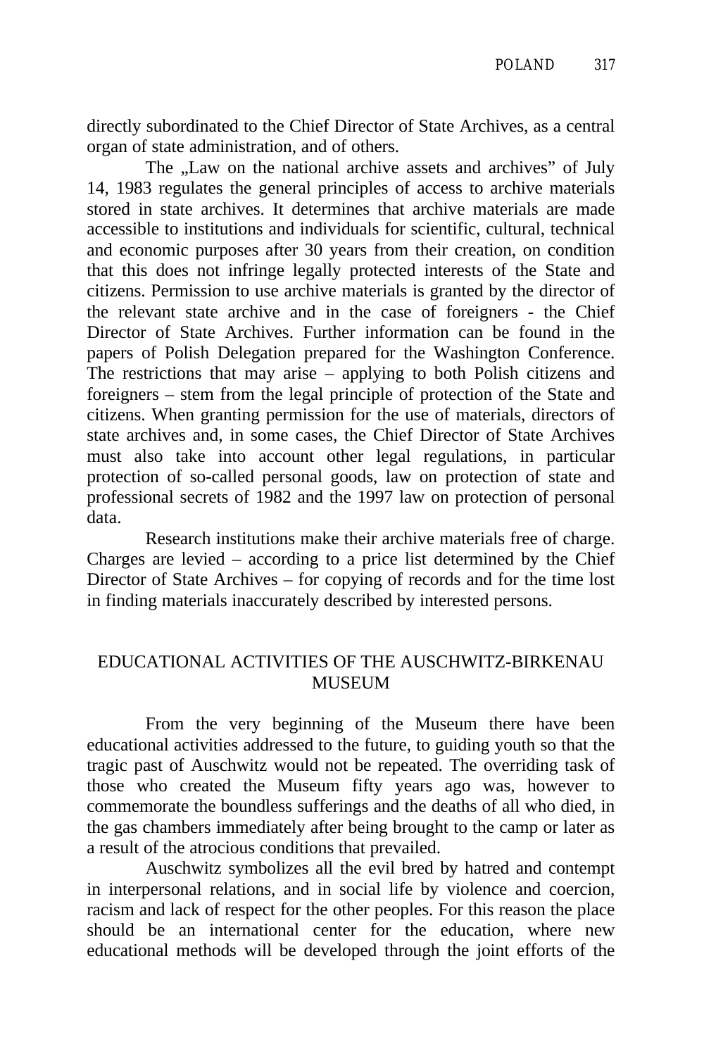directly subordinated to the Chief Director of State Archives, as a central organ of state administration, and of others.

The „Law on the national archive assets and archives" of July 14, 1983 regulates the general principles of access to archive materials stored in state archives. It determines that archive materials are made accessible to institutions and individuals for scientific, cultural, technical and economic purposes after 30 years from their creation, on condition that this does not infringe legally protected interests of the State and citizens. Permission to use archive materials is granted by the director of the relevant state archive and in the case of foreigners - the Chief Director of State Archives. Further information can be found in the papers of Polish Delegation prepared for the Washington Conference. The restrictions that may arise – applying to both Polish citizens and foreigners – stem from the legal principle of protection of the State and citizens. When granting permission for the use of materials, directors of state archives and, in some cases, the Chief Director of State Archives must also take into account other legal regulations, in particular protection of so-called personal goods, law on protection of state and professional secrets of 1982 and the 1997 law on protection of personal data.

Research institutions make their archive materials free of charge. Charges are levied – according to a price list determined by the Chief Director of State Archives – for copying of records and for the time lost in finding materials inaccurately described by interested persons.

## EDUCATIONAL ACTIVITIES OF THE AUSCHWITZ-BIRKENAU MUSEUM

From the very beginning of the Museum there have been educational activities addressed to the future, to guiding youth so that the tragic past of Auschwitz would not be repeated. The overriding task of those who created the Museum fifty years ago was, however to commemorate the boundless sufferings and the deaths of all who died, in the gas chambers immediately after being brought to the camp or later as a result of the atrocious conditions that prevailed.

Auschwitz symbolizes all the evil bred by hatred and contempt in interpersonal relations, and in social life by violence and coercion, racism and lack of respect for the other peoples. For this reason the place should be an international center for the education, where new educational methods will be developed through the joint efforts of the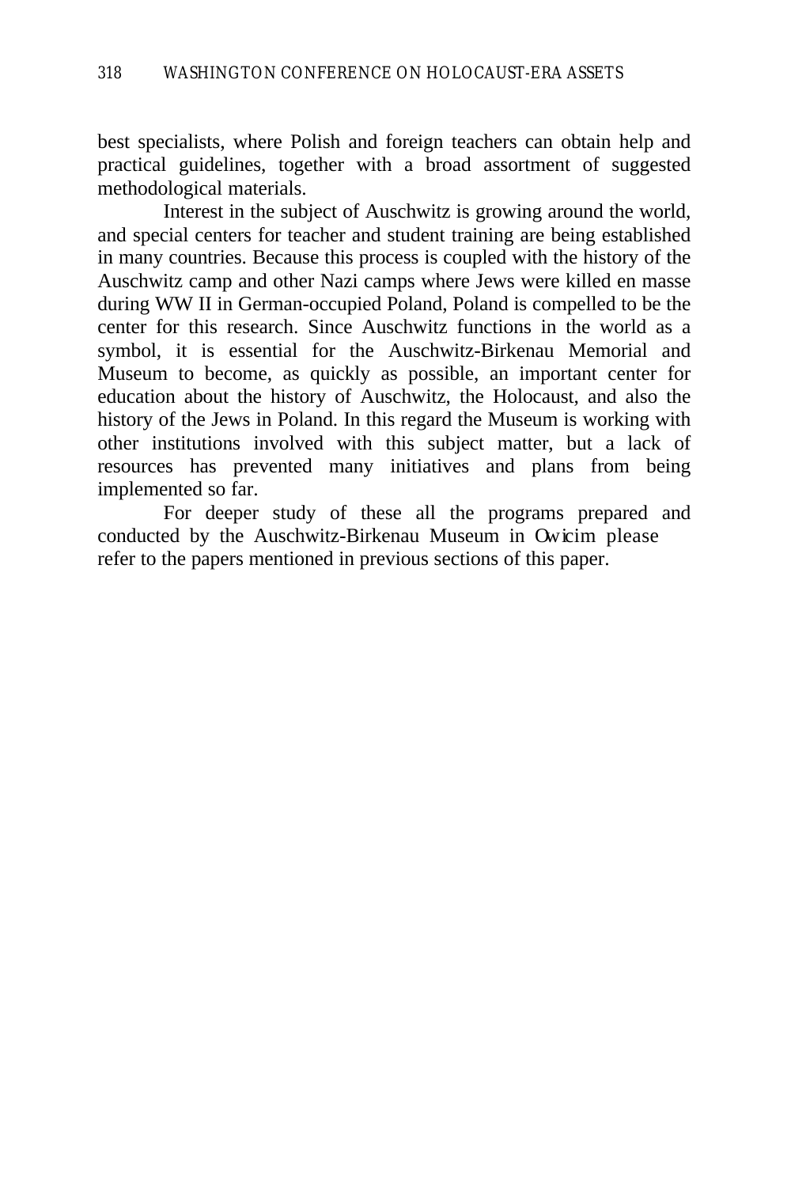best specialists, where Polish and foreign teachers can obtain help and practical guidelines, together with a broad assortment of suggested methodological materials.

Interest in the subject of Auschwitz is growing around the world, and special centers for teacher and student training are being established in many countries. Because this process is coupled with the history of the Auschwitz camp and other Nazi camps where Jews were killed en masse during WW II in German-occupied Poland, Poland is compelled to be the center for this research. Since Auschwitz functions in the world as a symbol, it is essential for the Auschwitz-Birkenau Memorial and Museum to become, as quickly as possible, an important center for education about the history of Auschwitz, the Holocaust, and also the history of the Jews in Poland. In this regard the Museum is working with other institutions involved with this subject matter, but a lack of resources has prevented many initiatives and plans from being implemented so far.

For deeper study of these all the programs prepared and conducted by the Auschwitz-Birkenau Museum in Owicim please refer to the papers mentioned in previous sections of this paper.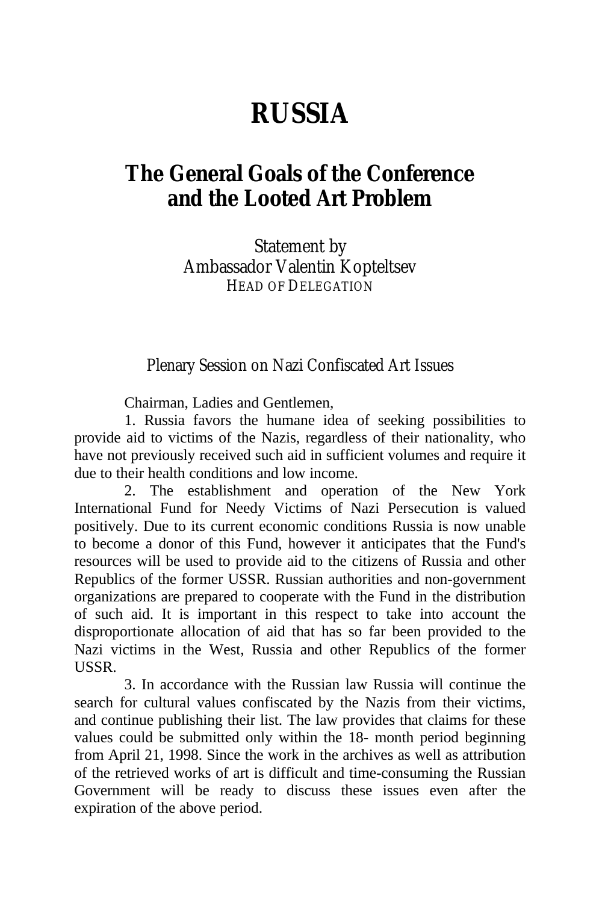# RUSSIA

## The General Goals of the Conference and the Looted Art Problem

Statement by
Ambassador Valentin Kopteltsev
HEAD OF DELEGATION

Plenary Session on Nazi Confiscated Art Issues

Chairman, Ladies and Gentlemen,

1. Russia favors the humane idea of seeking possibilities to provide aid to victims of the Nazis, regardless of their nationality, who have not previously received such aid in sufficient volumes and require it due to their health conditions and low income.

2. The establishment and operation of the New York International Fund for Needy Victims of Nazi Persecution is valued positively. Due to its current economic conditions Russia is now unable to become a donor of this Fund, however it anticipates that the Fund's resources will be used to provide aid to the citizens of Russia and other Republics of the former USSR. Russian authorities and non-government organizations are prepared to cooperate with the Fund in the distribution of such aid. It is important in this respect to take into account the disproportionate allocation of aid that has so far been provided to the Nazi victims in the West, Russia and other Republics of the former USSR.

3. In accordance with the Russian law Russia will continue the search for cultural values confiscated by the Nazis from their victims, and continue publishing their list. The law provides that claims for these values could be submitted only within the 18- month period beginning from April 21, 1998. Since the work in the archives as well as attribution of the retrieved works of art is difficult and time-consuming the Russian Government will be ready to discuss these issues even after the expiration of the above period.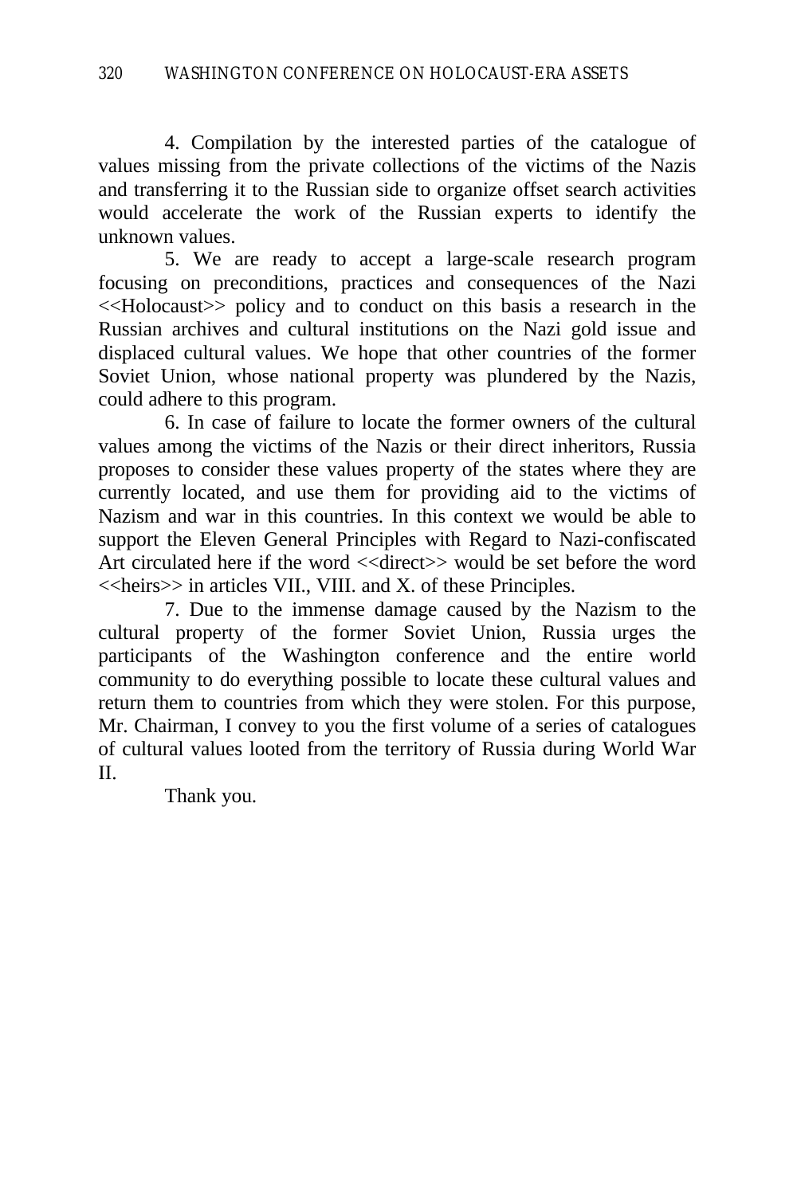4. Compilation by the interested parties of the catalogue of values missing from the private collections of the victims of the Nazis and transferring it to the Russian side to organize offset search activities would accelerate the work of the Russian experts to identify the unknown values.

5. We are ready to accept a large-scale research program focusing on preconditions, practices and consequences of the Nazi <<Holocaust>> policy and to conduct on this basis a research in the Russian archives and cultural institutions on the Nazi gold issue and displaced cultural values. We hope that other countries of the former Soviet Union, whose national property was plundered by the Nazis, could adhere to this program.

6. In case of failure to locate the former owners of the cultural values among the victims of the Nazis or their direct inheritors, Russia proposes to consider these values property of the states where they are currently located, and use them for providing aid to the victims of Nazism and war in this countries. In this context we would be able to support the Eleven General Principles with Regard to Nazi-confiscated Art circulated here if the word <<direct>> would be set before the word <<heirs>> in articles VII., VIII. and X. of these Principles.

7. Due to the immense damage caused by the Nazism to the cultural property of the former Soviet Union, Russia urges the participants of the Washington conference and the entire world community to do everything possible to locate these cultural values and return them to countries from which they were stolen. For this purpose, Mr. Chairman, I convey to you the first volume of a series of catalogues of cultural values looted from the territory of Russia during World War II.

Thank you.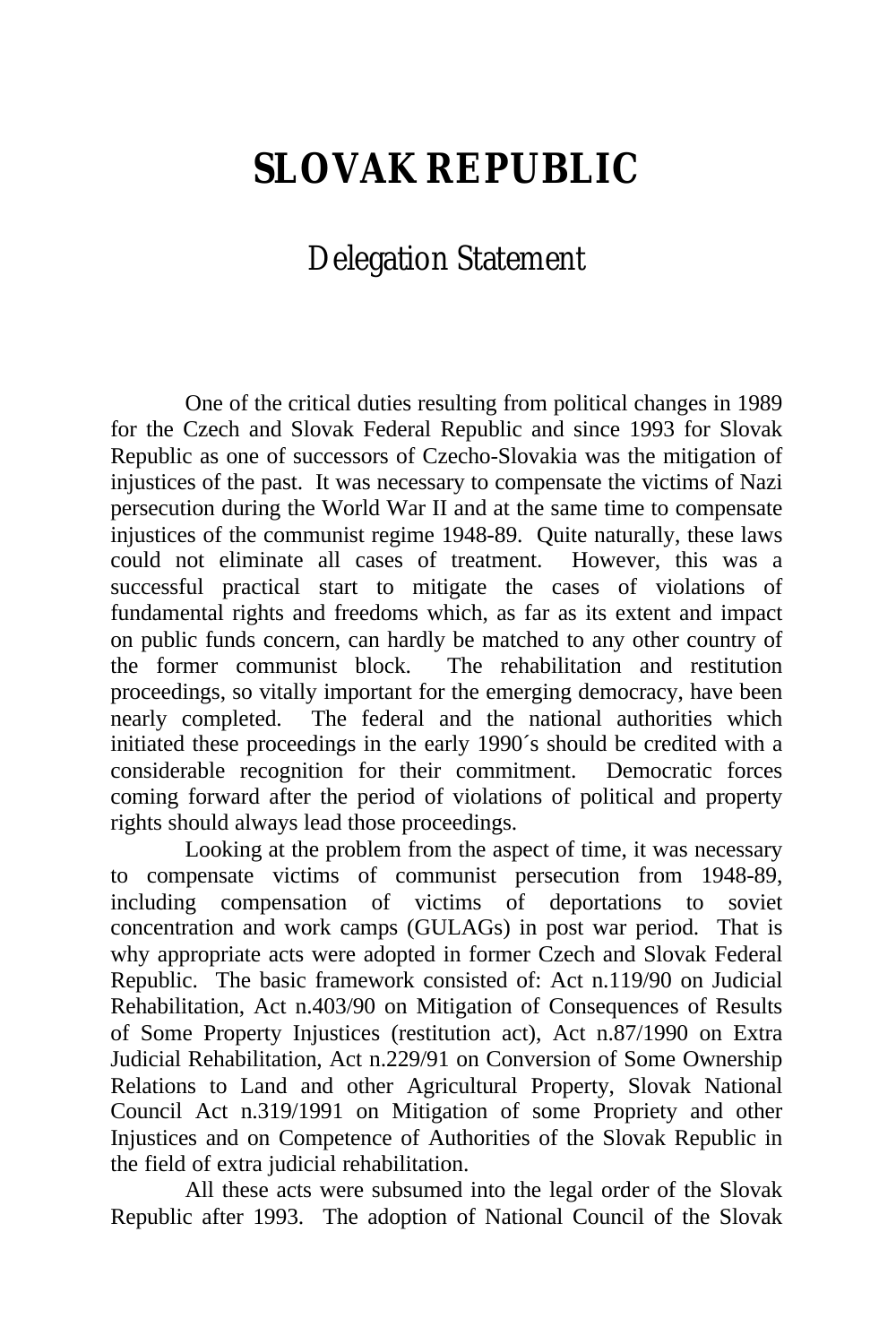# SLOVAK REPUBLIC

## Delegation Statement

One of the critical duties resulting from political changes in 1989 for the Czech and Slovak Federal Republic and since 1993 for Slovak Republic as one of successors of Czecho-Slovakia was the mitigation of injustices of the past. It was necessary to compensate the victims of Nazi persecution during the World War II and at the same time to compensate injustices of the communist regime 1948-89. Quite naturally, these laws could not eliminate all cases of treatment. However, this was a successful practical start to mitigate the cases of violations of fundamental rights and freedoms which, as far as its extent and impact on public funds concern, can hardly be matched to any other country of the former communist block. The rehabilitation and restitution proceedings, so vitally important for the emerging democracy, have been nearly completed. The federal and the national authorities which initiated these proceedings in the early 1990´s should be credited with a considerable recognition for their commitment. Democratic forces coming forward after the period of violations of political and property rights should always lead those proceedings.

Looking at the problem from the aspect of time, it was necessary to compensate victims of communist persecution from 1948-89, including compensation of victims of deportations to soviet concentration and work camps (GULAGs) in post war period. That is why appropriate acts were adopted in former Czech and Slovak Federal Republic. The basic framework consisted of: Act n.119/90 on Judicial Rehabilitation, Act n.403/90 on Mitigation of Consequences of Results of Some Property Injustices (restitution act), Act n.87/1990 on Extra Judicial Rehabilitation, Act n.229/91 on Conversion of Some Ownership Relations to Land and other Agricultural Property, Slovak National Council Act n.319/1991 on Mitigation of some Propriety and other Injustices and on Competence of Authorities of the Slovak Republic in the field of extra judicial rehabilitation.

All these acts were subsumed into the legal order of the Slovak Republic after 1993. The adoption of National Council of the Slovak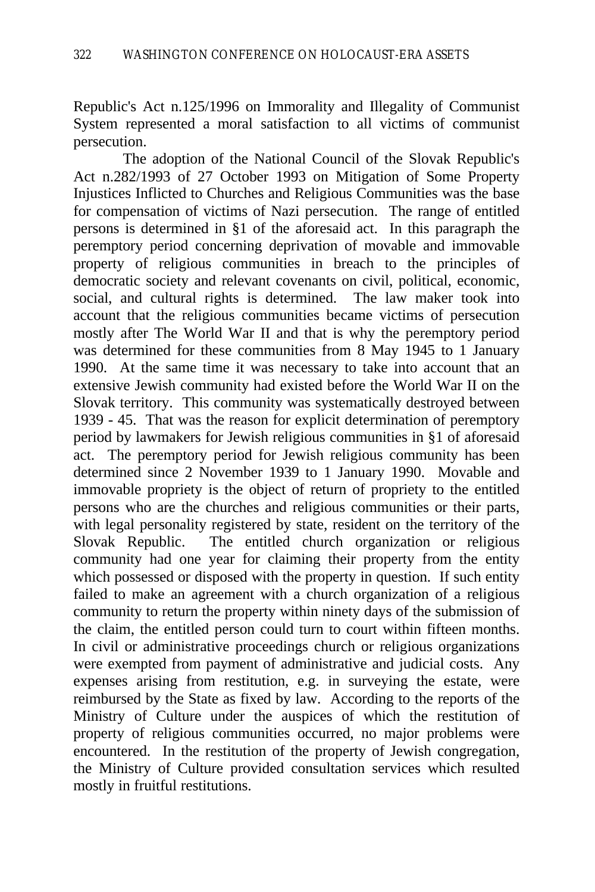Republic's Act n.125/1996 on Immorality and Illegality of Communist System represented a moral satisfaction to all victims of communist persecution.

The adoption of the National Council of the Slovak Republic's Act n.282/1993 of 27 October 1993 on Mitigation of Some Property Injustices Inflicted to Churches and Religious Communities was the base for compensation of victims of Nazi persecution. The range of entitled persons is determined in §1 of the aforesaid act. In this paragraph the peremptory period concerning deprivation of movable and immovable property of religious communities in breach to the principles of democratic society and relevant covenants on civil, political, economic, social, and cultural rights is determined. The law maker took into account that the religious communities became victims of persecution mostly after The World War II and that is why the peremptory period was determined for these communities from 8 May 1945 to 1 January 1990. At the same time it was necessary to take into account that an extensive Jewish community had existed before the World War II on the Slovak territory. This community was systematically destroyed between 1939 - 45. That was the reason for explicit determination of peremptory period by lawmakers for Jewish religious communities in §1 of aforesaid act. The peremptory period for Jewish religious community has been determined since 2 November 1939 to 1 January 1990. Movable and immovable propriety is the object of return of propriety to the entitled persons who are the churches and religious communities or their parts, with legal personality registered by state, resident on the territory of the Slovak Republic. The entitled church organization or religious community had one year for claiming their property from the entity which possessed or disposed with the property in question. If such entity failed to make an agreement with a church organization of a religious community to return the property within ninety days of the submission of the claim, the entitled person could turn to court within fifteen months. In civil or administrative proceedings church or religious organizations were exempted from payment of administrative and judicial costs. Any expenses arising from restitution, e.g. in surveying the estate, were reimbursed by the State as fixed by law. According to the reports of the Ministry of Culture under the auspices of which the restitution of property of religious communities occurred, no major problems were encountered. In the restitution of the property of Jewish congregation, the Ministry of Culture provided consultation services which resulted mostly in fruitful restitutions.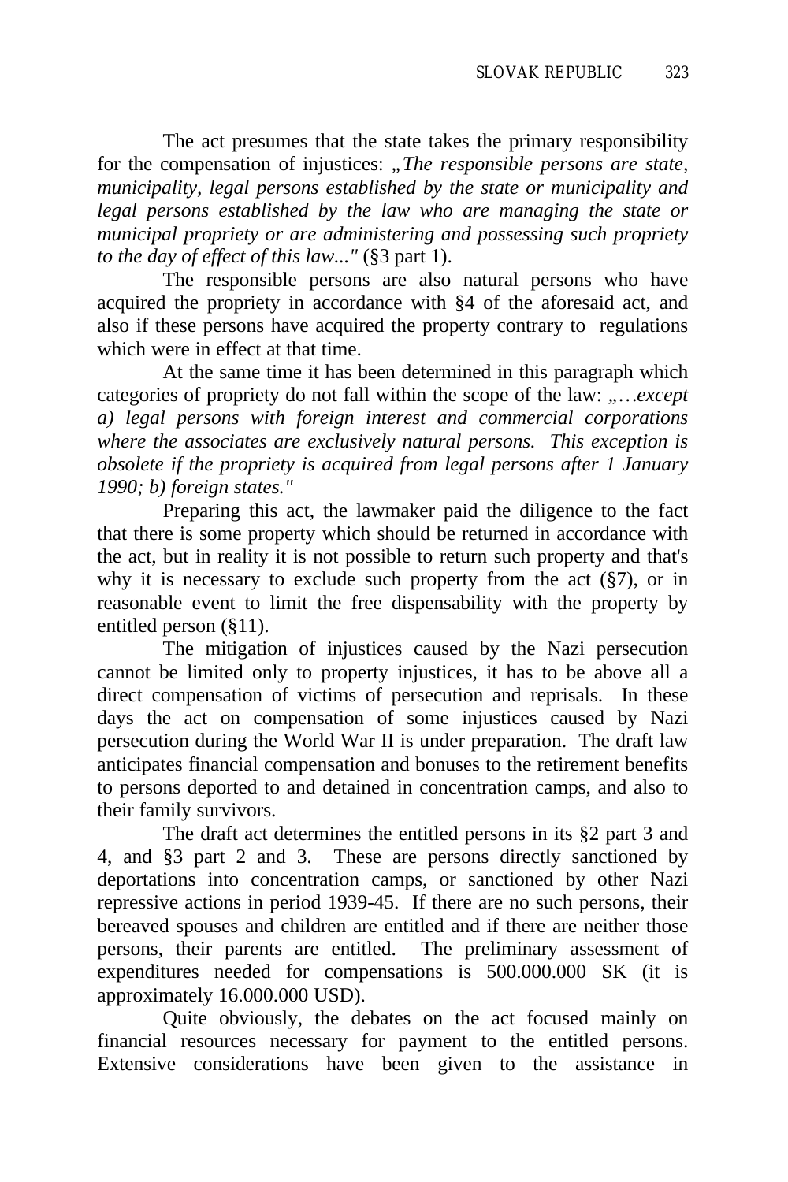The act presumes that the state takes the primary responsibility for the compensation of injustices: „*The responsible persons are state, municipality, legal persons established by the state or municipality and legal persons established by the law who are managing the state or municipal propriety or are administering and possessing such propriety to the day of effect of this law..."* (§3 part 1).

The responsible persons are also natural persons who have acquired the propriety in accordance with §4 of the aforesaid act, and also if these persons have acquired the property contrary to regulations which were in effect at that time.

At the same time it has been determined in this paragraph which categories of propriety do not fall within the scope of the law: „…*except a) legal persons with foreign interest and commercial corporations where the associates are exclusively natural persons. This exception is obsolete if the propriety is acquired from legal persons after 1 January 1990; b) foreign states."*

Preparing this act, the lawmaker paid the diligence to the fact that there is some property which should be returned in accordance with the act, but in reality it is not possible to return such property and that's why it is necessary to exclude such property from the act (§7), or in reasonable event to limit the free dispensability with the property by entitled person (§11).

The mitigation of injustices caused by the Nazi persecution cannot be limited only to property injustices, it has to be above all a direct compensation of victims of persecution and reprisals. In these days the act on compensation of some injustices caused by Nazi persecution during the World War II is under preparation. The draft law anticipates financial compensation and bonuses to the retirement benefits to persons deported to and detained in concentration camps, and also to their family survivors.

The draft act determines the entitled persons in its §2 part 3 and 4, and §3 part 2 and 3. These are persons directly sanctioned by deportations into concentration camps, or sanctioned by other Nazi repressive actions in period 1939-45. If there are no such persons, their bereaved spouses and children are entitled and if there are neither those persons, their parents are entitled. The preliminary assessment of expenditures needed for compensations is 500.000.000 SK (it is approximately 16.000.000 USD).

Quite obviously, the debates on the act focused mainly on financial resources necessary for payment to the entitled persons. Extensive considerations have been given to the assistance in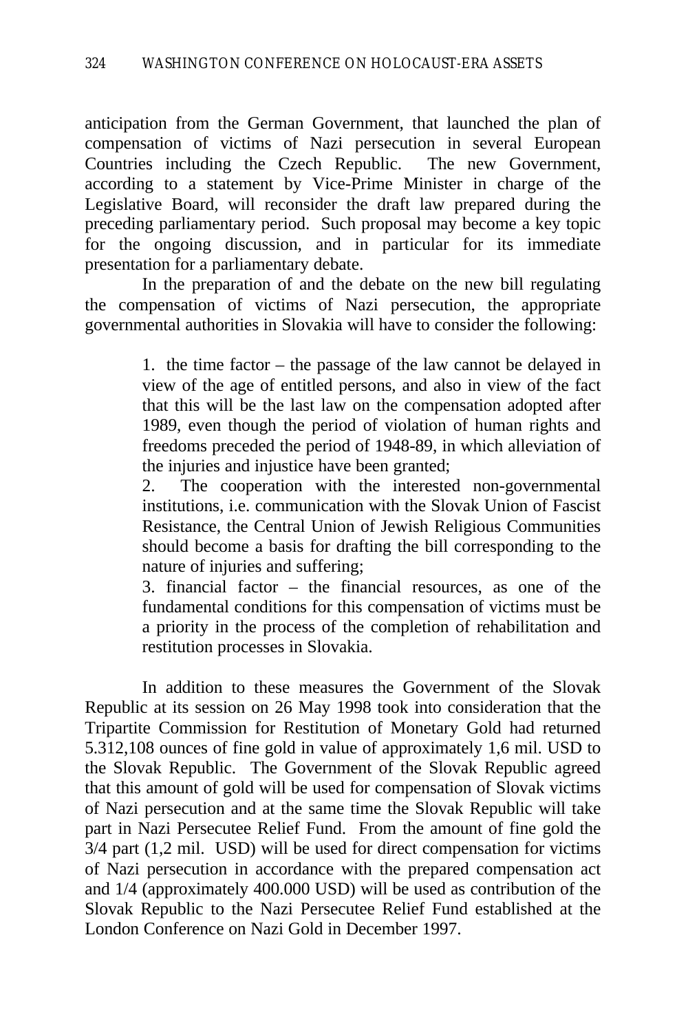anticipation from the German Government, that launched the plan of compensation of victims of Nazi persecution in several European Countries including the Czech Republic. The new Government, according to a statement by Vice-Prime Minister in charge of the Legislative Board, will reconsider the draft law prepared during the preceding parliamentary period. Such proposal may become a key topic for the ongoing discussion, and in particular for its immediate presentation for a parliamentary debate.

In the preparation of and the debate on the new bill regulating the compensation of victims of Nazi persecution, the appropriate governmental authorities in Slovakia will have to consider the following:

> 1. the time factor – the passage of the law cannot be delayed in view of the age of entitled persons, and also in view of the fact that this will be the last law on the compensation adopted after 1989, even though the period of violation of human rights and freedoms preceded the period of 1948-89, in which alleviation of the injuries and injustice have been granted;
>
> 2. The cooperation with the interested non-governmental institutions, i.e. communication with the Slovak Union of Fascist Resistance, the Central Union of Jewish Religious Communities should become a basis for drafting the bill corresponding to the nature of injuries and suffering;
>
> 3. financial factor – the financial resources, as one of the fundamental conditions for this compensation of victims must be a priority in the process of the completion of rehabilitation and restitution processes in Slovakia.

In addition to these measures the Government of the Slovak Republic at its session on 26 May 1998 took into consideration that the Tripartite Commission for Restitution of Monetary Gold had returned 5.312,108 ounces of fine gold in value of approximately 1,6 mil. USD to the Slovak Republic. The Government of the Slovak Republic agreed that this amount of gold will be used for compensation of Slovak victims of Nazi persecution and at the same time the Slovak Republic will take part in Nazi Persecutee Relief Fund. From the amount of fine gold the 3/4 part (1,2 mil. USD) will be used for direct compensation for victims of Nazi persecution in accordance with the prepared compensation act and 1/4 (approximately 400.000 USD) will be used as contribution of the Slovak Republic to the Nazi Persecutee Relief Fund established at the London Conference on Nazi Gold in December 1997.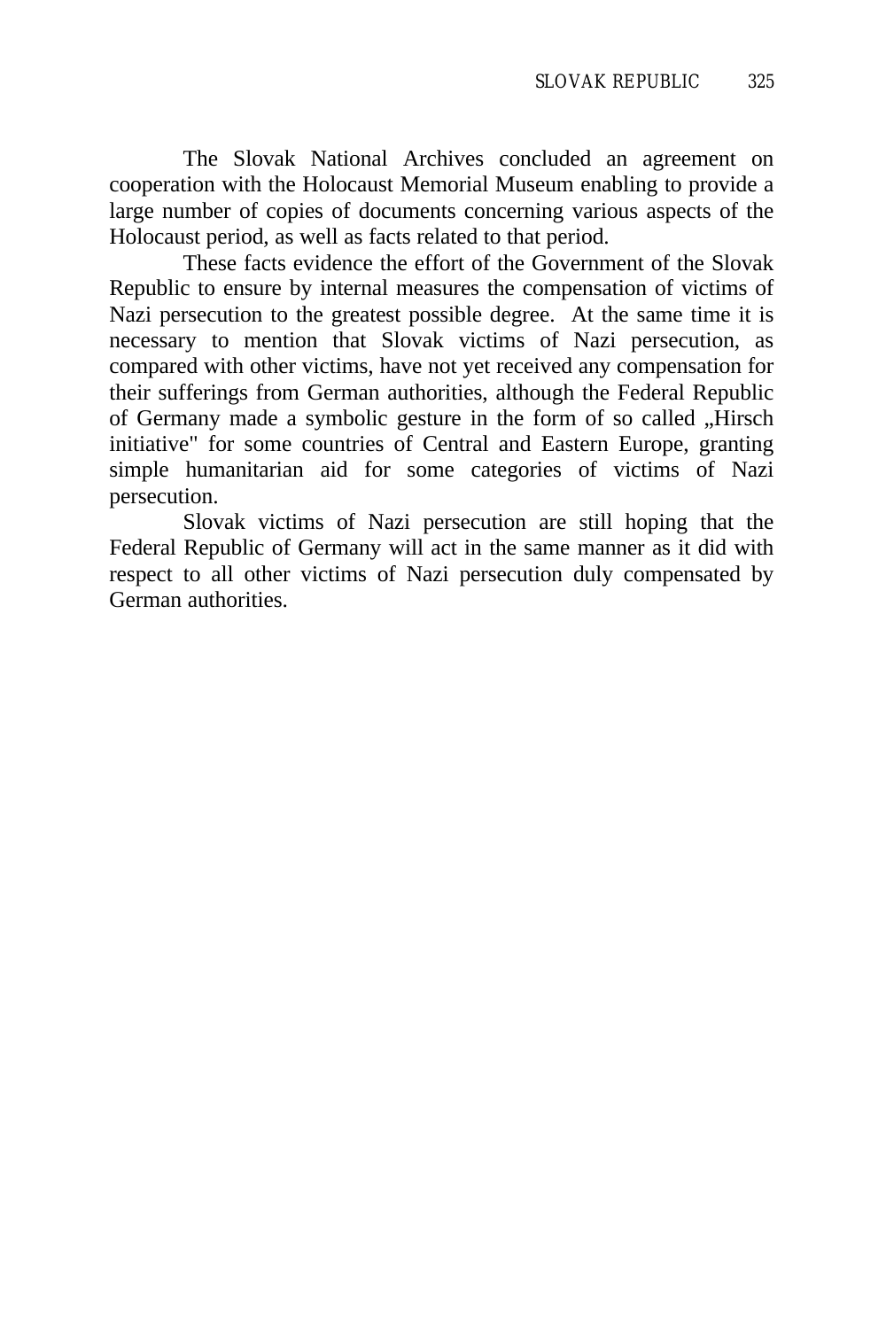The Slovak National Archives concluded an agreement on cooperation with the Holocaust Memorial Museum enabling to provide a large number of copies of documents concerning various aspects of the Holocaust period, as well as facts related to that period.

These facts evidence the effort of the Government of the Slovak Republic to ensure by internal measures the compensation of victims of Nazi persecution to the greatest possible degree. At the same time it is necessary to mention that Slovak victims of Nazi persecution, as compared with other victims, have not yet received any compensation for their sufferings from German authorities, although the Federal Republic of Germany made a symbolic gesture in the form of so called „Hirsch initiative" for some countries of Central and Eastern Europe, granting simple humanitarian aid for some categories of victims of Nazi persecution.

Slovak victims of Nazi persecution are still hoping that the Federal Republic of Germany will act in the same manner as it did with respect to all other victims of Nazi persecution duly compensated by German authorities.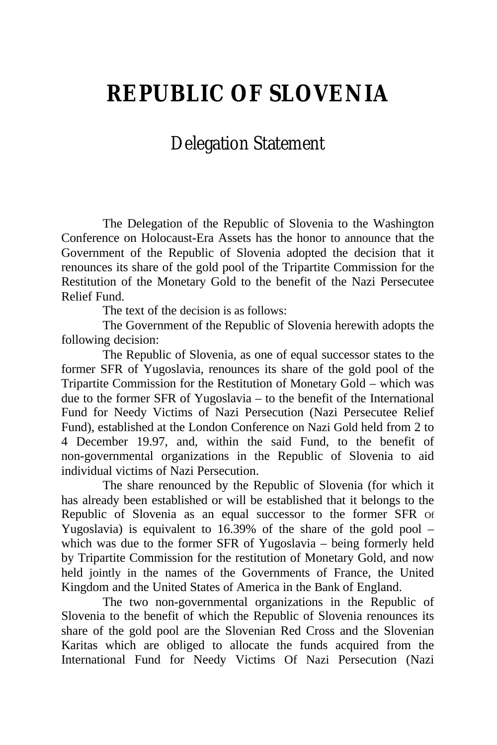# REPUBLIC OF SLOVENIA

## Delegation Statement

The Delegation of the Republic of Slovenia to the Washington Conference on Holocaust-Era Assets has the honor to announce that the Government of the Republic of Slovenia adopted the decision that it renounces its share of the gold pool of the Tripartite Commission for the Restitution of the Monetary Gold to the benefit of the Nazi Persecutee Relief Fund.

The text of the decision is as follows:

The Government of the Republic of Slovenia herewith adopts the following decision:

The Republic of Slovenia, as one of equal successor states to the former SFR of Yugoslavia, renounces its share of the gold pool of the Tripartite Commission for the Restitution of Monetary Gold – which was due to the former SFR of Yugoslavia – to the benefit of the International Fund for Needy Victims of Nazi Persecution (Nazi Persecutee Relief Fund), established at the London Conference on Nazi Gold held from 2 to 4 December 19.97, and, within the said Fund, to the benefit of non-governmental organizations in the Republic of Slovenia to aid individual victims of Nazi Persecution.

The share renounced by the Republic of Slovenia (for which it has already been established or will be established that it belongs to the Republic of Slovenia as an equal successor to the former SFR Of Yugoslavia) is equivalent to 16.39% of the share of the gold pool – which was due to the former SFR of Yugoslavia – being formerly held by Tripartite Commission for the restitution of Monetary Gold, and now held jointly in the names of the Governments of France, the United Kingdom and the United States of America in the Bank of England.

The two non-governmental organizations in the Republic of Slovenia to the benefit of which the Republic of Slovenia renounces its share of the gold pool are the Slovenian Red Cross and the Slovenian Karitas which are obliged to allocate the funds acquired from the International Fund for Needy Victims Of Nazi Persecution (Nazi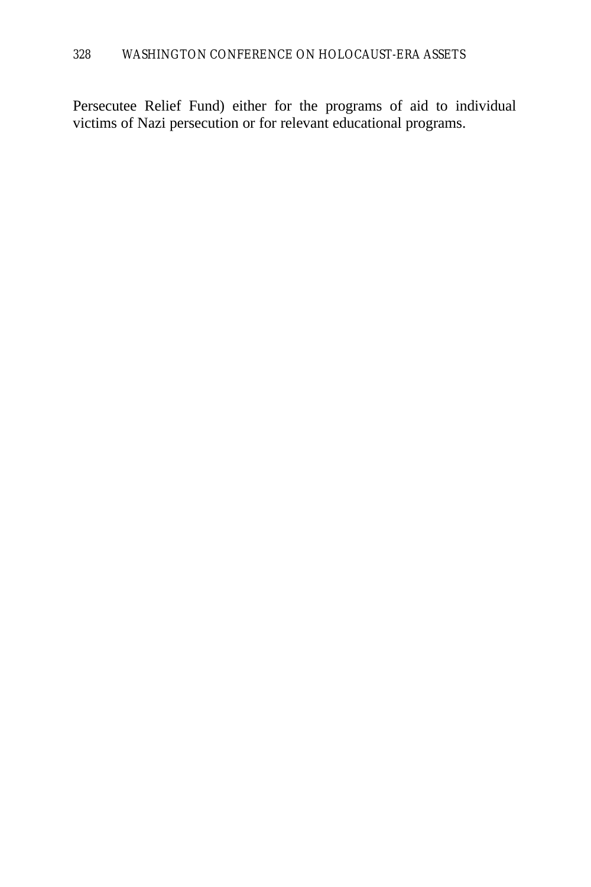Persecutee Relief Fund) either for the programs of aid to individual victims of Nazi persecution or for relevant educational programs.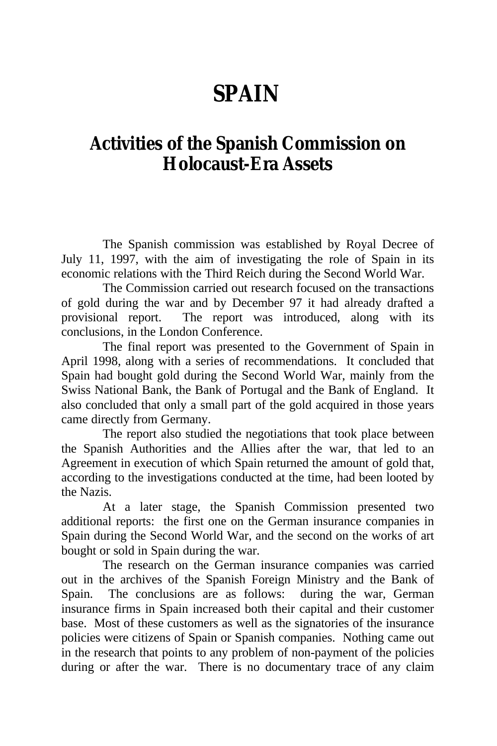# SPAIN

## Activities of the Spanish Commission on Holocaust-Era Assets

The Spanish commission was established by Royal Decree of July 11, 1997, with the aim of investigating the role of Spain in its economic relations with the Third Reich during the Second World War.

The Commission carried out research focused on the transactions of gold during the war and by December 97 it had already drafted a provisional report. The report was introduced, along with its conclusions, in the London Conference.

The final report was presented to the Government of Spain in April 1998, along with a series of recommendations. It concluded that Spain had bought gold during the Second World War, mainly from the Swiss National Bank, the Bank of Portugal and the Bank of England. It also concluded that only a small part of the gold acquired in those years came directly from Germany.

The report also studied the negotiations that took place between the Spanish Authorities and the Allies after the war, that led to an Agreement in execution of which Spain returned the amount of gold that, according to the investigations conducted at the time, had been looted by the Nazis.

At a later stage, the Spanish Commission presented two additional reports: the first one on the German insurance companies in Spain during the Second World War, and the second on the works of art bought or sold in Spain during the war.

The research on the German insurance companies was carried out in the archives of the Spanish Foreign Ministry and the Bank of Spain. The conclusions are as follows: during the war, German insurance firms in Spain increased both their capital and their customer base. Most of these customers as well as the signatories of the insurance policies were citizens of Spain or Spanish companies. Nothing came out in the research that points to any problem of non-payment of the policies during or after the war. There is no documentary trace of any claim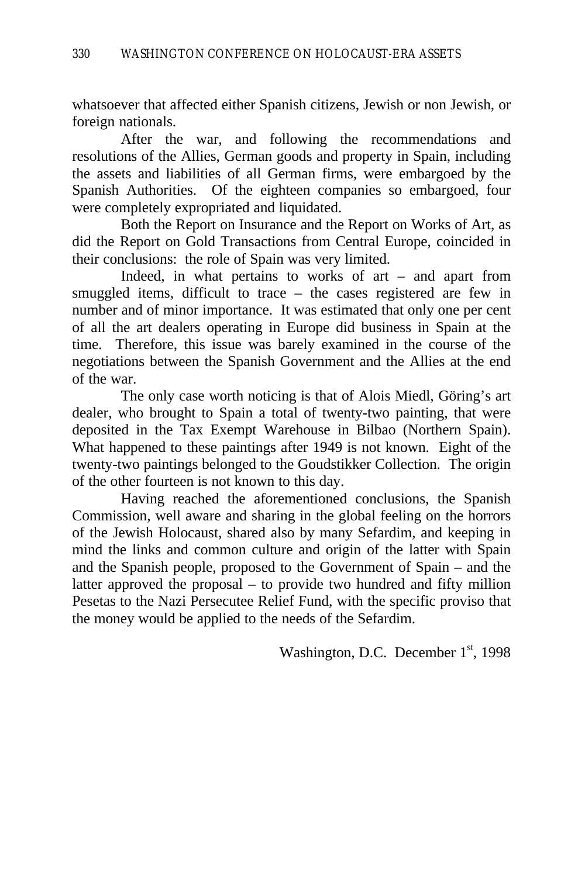whatsoever that affected either Spanish citizens, Jewish or non Jewish, or foreign nationals.

After the war, and following the recommendations and resolutions of the Allies, German goods and property in Spain, including the assets and liabilities of all German firms, were embargoed by the Spanish Authorities. Of the eighteen companies so embargoed, four were completely expropriated and liquidated.

Both the Report on Insurance and the Report on Works of Art, as did the Report on Gold Transactions from Central Europe, coincided in their conclusions: the role of Spain was very limited.

Indeed, in what pertains to works of art – and apart from smuggled items, difficult to trace – the cases registered are few in number and of minor importance. It was estimated that only one per cent of all the art dealers operating in Europe did business in Spain at the time. Therefore, this issue was barely examined in the course of the negotiations between the Spanish Government and the Allies at the end of the war.

The only case worth noticing is that of Alois Miedl, Göring's art dealer, who brought to Spain a total of twenty-two painting, that were deposited in the Tax Exempt Warehouse in Bilbao (Northern Spain). What happened to these paintings after 1949 is not known. Eight of the twenty-two paintings belonged to the Goudstikker Collection. The origin of the other fourteen is not known to this day.

Having reached the aforementioned conclusions, the Spanish Commission, well aware and sharing in the global feeling on the horrors of the Jewish Holocaust, shared also by many Sefardim, and keeping in mind the links and common culture and origin of the latter with Spain and the Spanish people, proposed to the Government of Spain – and the latter approved the proposal – to provide two hundred and fifty million Pesetas to the Nazi Persecutee Relief Fund, with the specific proviso that the money would be applied to the needs of the Sefardim.

Washington, D.C. December 1st, 1998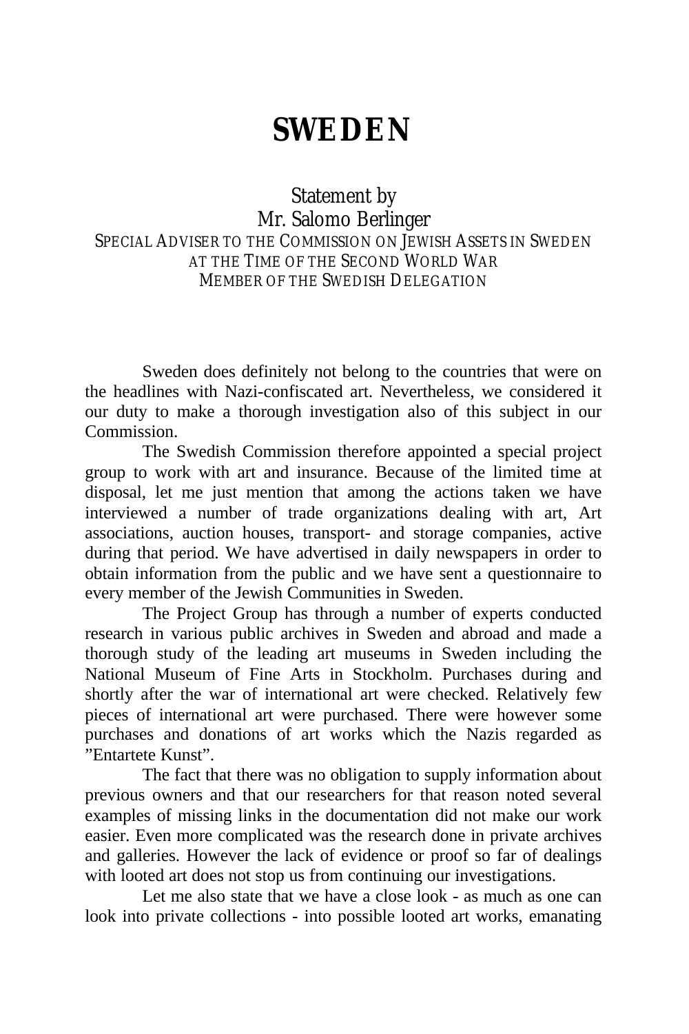# SWEDEN

Statement by
Mr. Salomo Berlinger

SPECIAL ADVISER TO THE COMMISSION ON JEWISH ASSETS IN SWEDEN AT THE TIME OF THE SECOND WORLD WAR
MEMBER OF THE SWEDISH DELEGATION

Sweden does definitely not belong to the countries that were on the headlines with Nazi-confiscated art. Nevertheless, we considered it our duty to make a thorough investigation also of this subject in our Commission.

The Swedish Commission therefore appointed a special project group to work with art and insurance. Because of the limited time at disposal, let me just mention that among the actions taken we have interviewed a number of trade organizations dealing with art, Art associations, auction houses, transport- and storage companies, active during that period. We have advertised in daily newspapers in order to obtain information from the public and we have sent a questionnaire to every member of the Jewish Communities in Sweden.

The Project Group has through a number of experts conducted research in various public archives in Sweden and abroad and made a thorough study of the leading art museums in Sweden including the National Museum of Fine Arts in Stockholm. Purchases during and shortly after the war of international art were checked. Relatively few pieces of international art were purchased. There were however some purchases and donations of art works which the Nazis regarded as ”Entartete Kunst”.

The fact that there was no obligation to supply information about previous owners and that our researchers for that reason noted several examples of missing links in the documentation did not make our work easier. Even more complicated was the research done in private archives and galleries. However the lack of evidence or proof so far of dealings with looted art does not stop us from continuing our investigations.

Let me also state that we have a close look - as much as one can look into private collections - into possible looted art works, emanating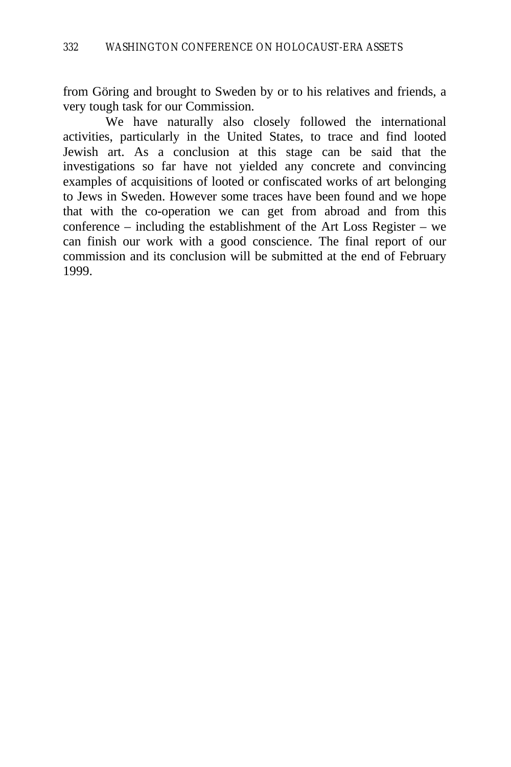from Göring and brought to Sweden by or to his relatives and friends, a very tough task for our Commission.

We have naturally also closely followed the international activities, particularly in the United States, to trace and find looted Jewish art. As a conclusion at this stage can be said that the investigations so far have not yielded any concrete and convincing examples of acquisitions of looted or confiscated works of art belonging to Jews in Sweden. However some traces have been found and we hope that with the co-operation we can get from abroad and from this conference – including the establishment of the Art Loss Register – we can finish our work with a good conscience. The final report of our commission and its conclusion will be submitted at the end of February 1999.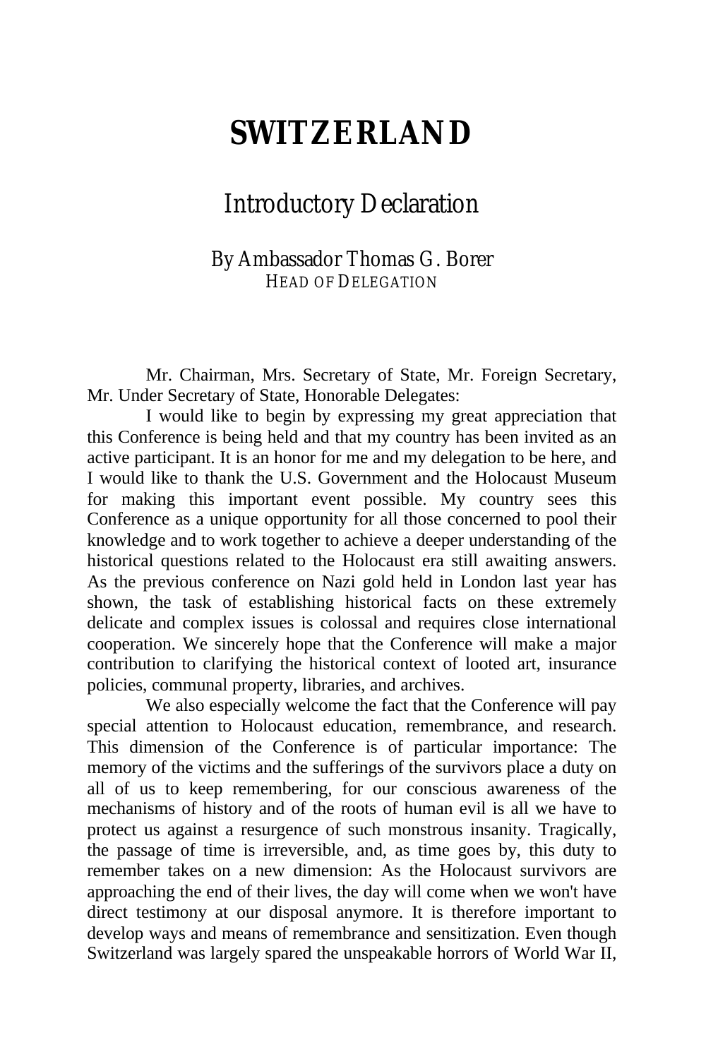# SWITZERLAND

## Introductory Declaration

### By Ambassador Thomas G. Borer
HEAD OF DELEGATION

Mr. Chairman, Mrs. Secretary of State, Mr. Foreign Secretary, Mr. Under Secretary of State, Honorable Delegates:

I would like to begin by expressing my great appreciation that this Conference is being held and that my country has been invited as an active participant. It is an honor for me and my delegation to be here, and I would like to thank the U.S. Government and the Holocaust Museum for making this important event possible. My country sees this Conference as a unique opportunity for all those concerned to pool their knowledge and to work together to achieve a deeper understanding of the historical questions related to the Holocaust era still awaiting answers. As the previous conference on Nazi gold held in London last year has shown, the task of establishing historical facts on these extremely delicate and complex issues is colossal and requires close international cooperation. We sincerely hope that the Conference will make a major contribution to clarifying the historical context of looted art, insurance policies, communal property, libraries, and archives.

We also especially welcome the fact that the Conference will pay special attention to Holocaust education, remembrance, and research. This dimension of the Conference is of particular importance: The memory of the victims and the sufferings of the survivors place a duty on all of us to keep remembering, for our conscious awareness of the mechanisms of history and of the roots of human evil is all we have to protect us against a resurgence of such monstrous insanity. Tragically, the passage of time is irreversible, and, as time goes by, this duty to remember takes on a new dimension: As the Holocaust survivors are approaching the end of their lives, the day will come when we won't have direct testimony at our disposal anymore. It is therefore important to develop ways and means of remembrance and sensitization. Even though Switzerland was largely spared the unspeakable horrors of World War II,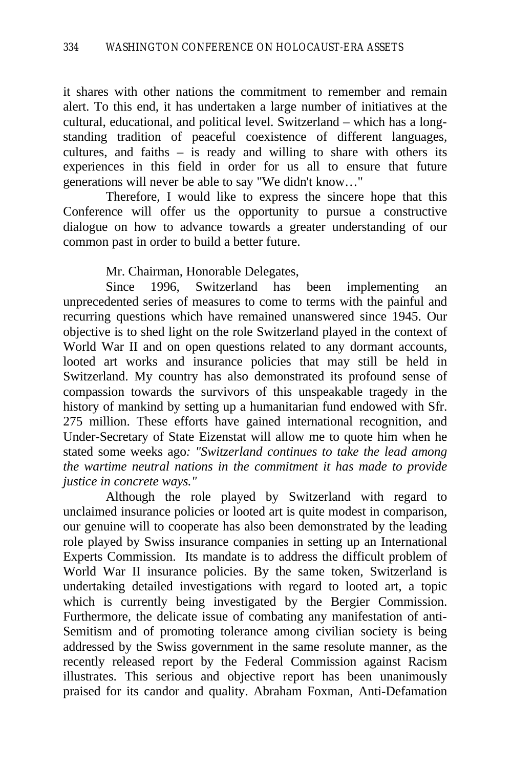it shares with other nations the commitment to remember and remain alert. To this end, it has undertaken a large number of initiatives at the cultural, educational, and political level. Switzerland – which has a long-standing tradition of peaceful coexistence of different languages, cultures, and faiths – is ready and willing to share with others its experiences in this field in order for us all to ensure that future generations will never be able to say "We didn't know…"

Therefore, I would like to express the sincere hope that this Conference will offer us the opportunity to pursue a constructive dialogue on how to advance towards a greater understanding of our common past in order to build a better future.

Mr. Chairman, Honorable Delegates,

Since 1996, Switzerland has been implementing an unprecedented series of measures to come to terms with the painful and recurring questions which have remained unanswered since 1945. Our objective is to shed light on the role Switzerland played in the context of World War II and on open questions related to any dormant accounts, looted art works and insurance policies that may still be held in Switzerland. My country has also demonstrated its profound sense of compassion towards the survivors of this unspeakable tragedy in the history of mankind by setting up a humanitarian fund endowed with Sfr. 275 million. These efforts have gained international recognition, and Under-Secretary of State Eizenstat will allow me to quote him when he stated some weeks ago: *"Switzerland continues to take the lead among the wartime neutral nations in the commitment it has made to provide justice in concrete ways."*

Although the role played by Switzerland with regard to unclaimed insurance policies or looted art is quite modest in comparison, our genuine will to cooperate has also been demonstrated by the leading role played by Swiss insurance companies in setting up an International Experts Commission. Its mandate is to address the difficult problem of World War II insurance policies. By the same token, Switzerland is undertaking detailed investigations with regard to looted art, a topic which is currently being investigated by the Bergier Commission. Furthermore, the delicate issue of combating any manifestation of anti-Semitism and of promoting tolerance among civilian society is being addressed by the Swiss government in the same resolute manner, as the recently released report by the Federal Commission against Racism illustrates. This serious and objective report has been unanimously praised for its candor and quality. Abraham Foxman, Anti-Defamation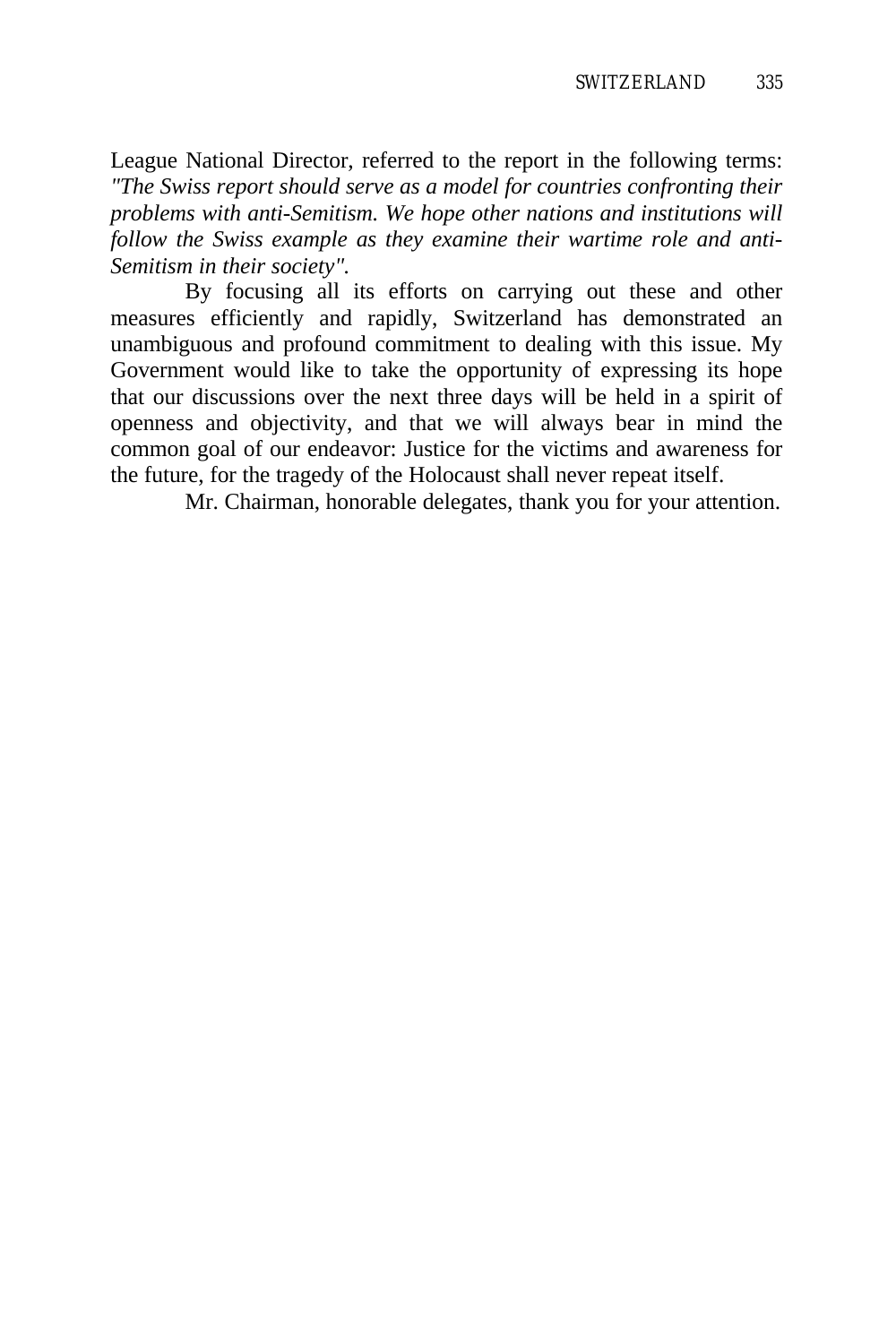League National Director, referred to the report in the following terms: *"The Swiss report should serve as a model for countries confronting their problems with anti-Semitism. We hope other nations and institutions will follow the Swiss example as they examine their wartime role and anti-Semitism in their society".*

By focusing all its efforts on carrying out these and other measures efficiently and rapidly, Switzerland has demonstrated an unambiguous and profound commitment to dealing with this issue. My Government would like to take the opportunity of expressing its hope that our discussions over the next three days will be held in a spirit of openness and objectivity, and that we will always bear in mind the common goal of our endeavor: Justice for the victims and awareness for the future, for the tragedy of the Holocaust shall never repeat itself.

Mr. Chairman, honorable delegates, thank you for your attention.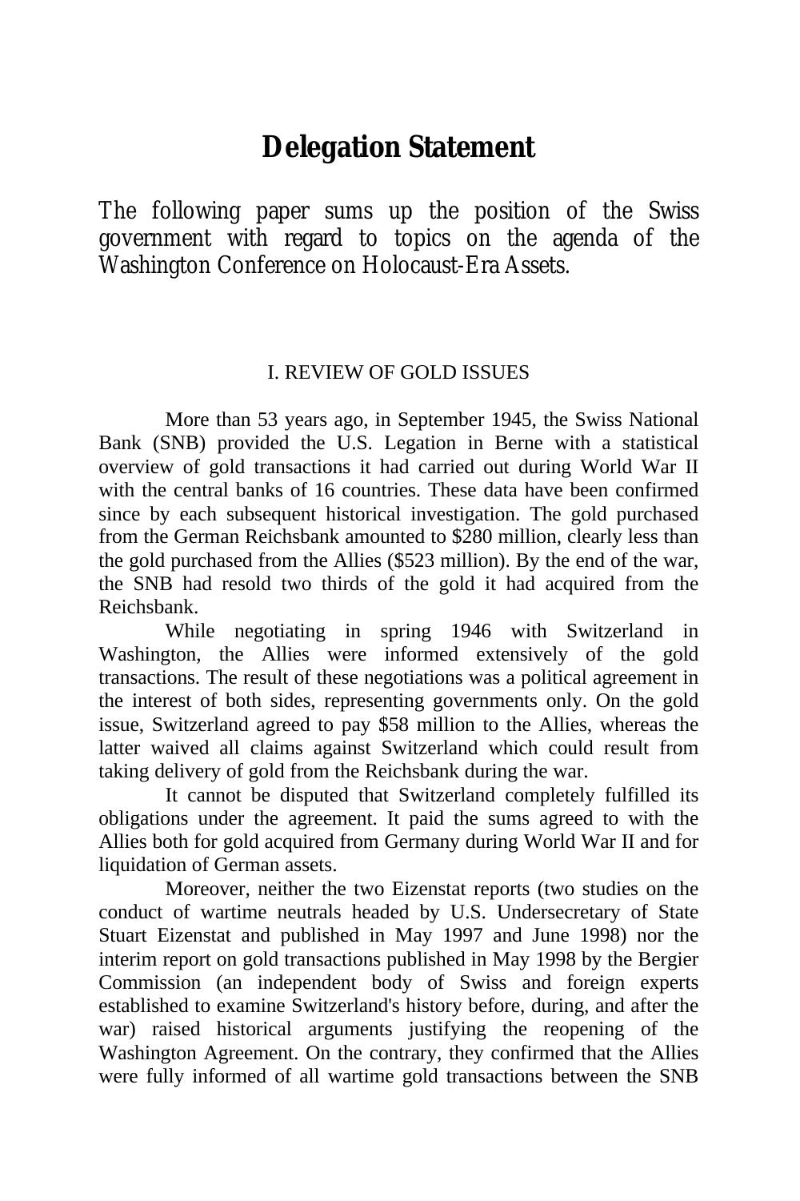# Delegation Statement

The following paper sums up the position of the Swiss government with regard to topics on the agenda of the Washington Conference on Holocaust-Era Assets.

## I. REVIEW OF GOLD ISSUES

More than 53 years ago, in September 1945, the Swiss National Bank (SNB) provided the U.S. Legation in Berne with a statistical overview of gold transactions it had carried out during World War II with the central banks of 16 countries. These data have been confirmed since by each subsequent historical investigation. The gold purchased from the German Reichsbank amounted to $280 million, clearly less than the gold purchased from the Allies ($523 million). By the end of the war, the SNB had resold two thirds of the gold it had acquired from the Reichsbank.

While negotiating in spring 1946 with Switzerland in Washington, the Allies were informed extensively of the gold transactions. The result of these negotiations was a political agreement in the interest of both sides, representing governments only. On the gold issue, Switzerland agreed to pay $58 million to the Allies, whereas the latter waived all claims against Switzerland which could result from taking delivery of gold from the Reichsbank during the war.

It cannot be disputed that Switzerland completely fulfilled its obligations under the agreement. It paid the sums agreed to with the Allies both for gold acquired from Germany during World War II and for liquidation of German assets.

Moreover, neither the two Eizenstat reports (two studies on the conduct of wartime neutrals headed by U.S. Undersecretary of State Stuart Eizenstat and published in May 1997 and June 1998) nor the interim report on gold transactions published in May 1998 by the Bergier Commission (an independent body of Swiss and foreign experts established to examine Switzerland's history before, during, and after the war) raised historical arguments justifying the reopening of the Washington Agreement. On the contrary, they confirmed that the Allies were fully informed of all wartime gold transactions between the SNB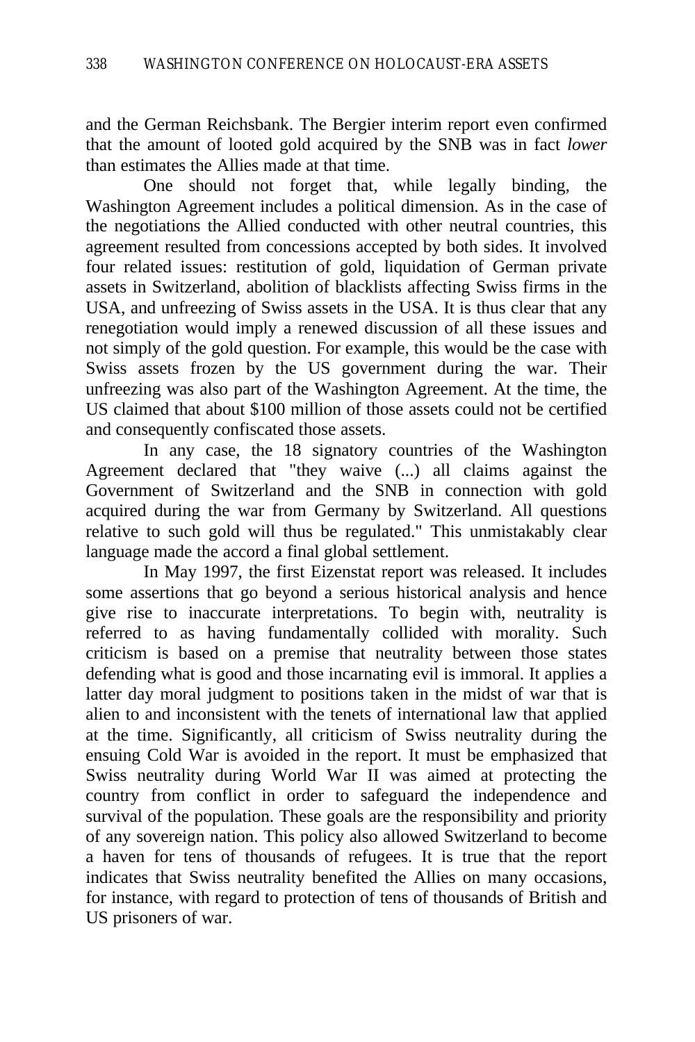and the German Reichsbank. The Bergier interim report even confirmed that the amount of looted gold acquired by the SNB was in fact *lower* than estimates the Allies made at that time.

One should not forget that, while legally binding, the Washington Agreement includes a political dimension. As in the case of the negotiations the Allied conducted with other neutral countries, this agreement resulted from concessions accepted by both sides. It involved four related issues: restitution of gold, liquidation of German private assets in Switzerland, abolition of blacklists affecting Swiss firms in the USA, and unfreezing of Swiss assets in the USA. It is thus clear that any renegotiation would imply a renewed discussion of all these issues and not simply of the gold question. For example, this would be the case with Swiss assets frozen by the US government during the war. Their unfreezing was also part of the Washington Agreement. At the time, the US claimed that about $100 million of those assets could not be certified and consequently confiscated those assets.

In any case, the 18 signatory countries of the Washington Agreement declared that "they waive (...) all claims against the Government of Switzerland and the SNB in connection with gold acquired during the war from Germany by Switzerland. All questions relative to such gold will thus be regulated." This unmistakably clear language made the accord a final global settlement.

In May 1997, the first Eizenstat report was released. It includes some assertions that go beyond a serious historical analysis and hence give rise to inaccurate interpretations. To begin with, neutrality is referred to as having fundamentally collided with morality. Such criticism is based on a premise that neutrality between those states defending what is good and those incarnating evil is immoral. It applies a latter day moral judgment to positions taken in the midst of war that is alien to and inconsistent with the tenets of international law that applied at the time. Significantly, all criticism of Swiss neutrality during the ensuing Cold War is avoided in the report. It must be emphasized that Swiss neutrality during World War II was aimed at protecting the country from conflict in order to safeguard the independence and survival of the population. These goals are the responsibility and priority of any sovereign nation. This policy also allowed Switzerland to become a haven for tens of thousands of refugees. It is true that the report indicates that Swiss neutrality benefited the Allies on many occasions, for instance, with regard to protection of tens of thousands of British and US prisoners of war.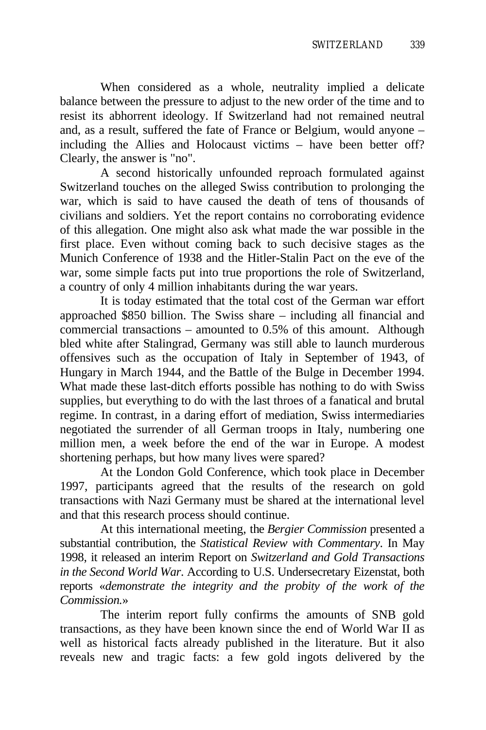When considered as a whole, neutrality implied a delicate balance between the pressure to adjust to the new order of the time and to resist its abhorrent ideology. If Switzerland had not remained neutral and, as a result, suffered the fate of France or Belgium, would anyone – including the Allies and Holocaust victims – have been better off? Clearly, the answer is "no".

A second historically unfounded reproach formulated against Switzerland touches on the alleged Swiss contribution to prolonging the war, which is said to have caused the death of tens of thousands of civilians and soldiers. Yet the report contains no corroborating evidence of this allegation. One might also ask what made the war possible in the first place. Even without coming back to such decisive stages as the Munich Conference of 1938 and the Hitler-Stalin Pact on the eve of the war, some simple facts put into true proportions the role of Switzerland, a country of only 4 million inhabitants during the war years.

It is today estimated that the total cost of the German war effort approached \$850 billion. The Swiss share – including all financial and commercial transactions – amounted to 0.5% of this amount. Although bled white after Stalingrad, Germany was still able to launch murderous offensives such as the occupation of Italy in September of 1943, of Hungary in March 1944, and the Battle of the Bulge in December 1994. What made these last-ditch efforts possible has nothing to do with Swiss supplies, but everything to do with the last throes of a fanatical and brutal regime. In contrast, in a daring effort of mediation, Swiss intermediaries negotiated the surrender of all German troops in Italy, numbering one million men, a week before the end of the war in Europe. A modest shortening perhaps, but how many lives were spared?

At the London Gold Conference, which took place in December 1997, participants agreed that the results of the research on gold transactions with Nazi Germany must be shared at the international level and that this research process should continue.

At this international meeting, the *Bergier Commission* presented a substantial contribution, the *Statistical Review with Commentary*. In May 1998, it released an interim Report on *Switzerland and Gold Transactions in the Second World War*. According to U.S. Undersecretary Eizenstat, both reports «*demonstrate the integrity and the probity of the work of the Commission.*»

The interim report fully confirms the amounts of SNB gold transactions, as they have been known since the end of World War II as well as historical facts already published in the literature. But it also reveals new and tragic facts: a few gold ingots delivered by the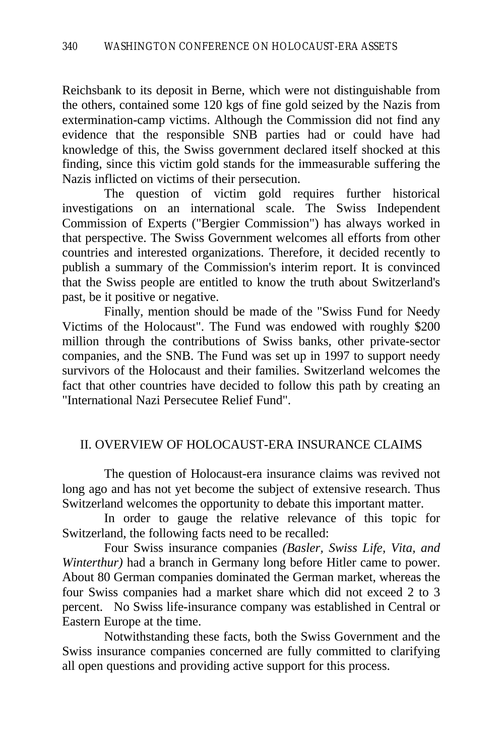Reichsbank to its deposit in Berne, which were not distinguishable from the others, contained some 120 kgs of fine gold seized by the Nazis from extermination-camp victims. Although the Commission did not find any evidence that the responsible SNB parties had or could have had knowledge of this, the Swiss government declared itself shocked at this finding, since this victim gold stands for the immeasurable suffering the Nazis inflicted on victims of their persecution.

The question of victim gold requires further historical investigations on an international scale. The Swiss Independent Commission of Experts ("Bergier Commission") has always worked in that perspective. The Swiss Government welcomes all efforts from other countries and interested organizations. Therefore, it decided recently to publish a summary of the Commission's interim report. It is convinced that the Swiss people are entitled to know the truth about Switzerland's past, be it positive or negative.

Finally, mention should be made of the "Swiss Fund for Needy Victims of the Holocaust". The Fund was endowed with roughly $200 million through the contributions of Swiss banks, other private-sector companies, and the SNB. The Fund was set up in 1997 to support needy survivors of the Holocaust and their families. Switzerland welcomes the fact that other countries have decided to follow this path by creating an "International Nazi Persecutee Relief Fund".

## II. OVERVIEW OF HOLOCAUST-ERA INSURANCE CLAIMS

The question of Holocaust-era insurance claims was revived not long ago and has not yet become the subject of extensive research. Thus Switzerland welcomes the opportunity to debate this important matter.

In order to gauge the relative relevance of this topic for Switzerland, the following facts need to be recalled:

Four Swiss insurance companies *(Basler, Swiss Life, Vita, and Winterthur)* had a branch in Germany long before Hitler came to power. About 80 German companies dominated the German market, whereas the four Swiss companies had a market share which did not exceed 2 to 3 percent. No Swiss life-insurance company was established in Central or Eastern Europe at the time.

Notwithstanding these facts, both the Swiss Government and the Swiss insurance companies concerned are fully committed to clarifying all open questions and providing active support for this process.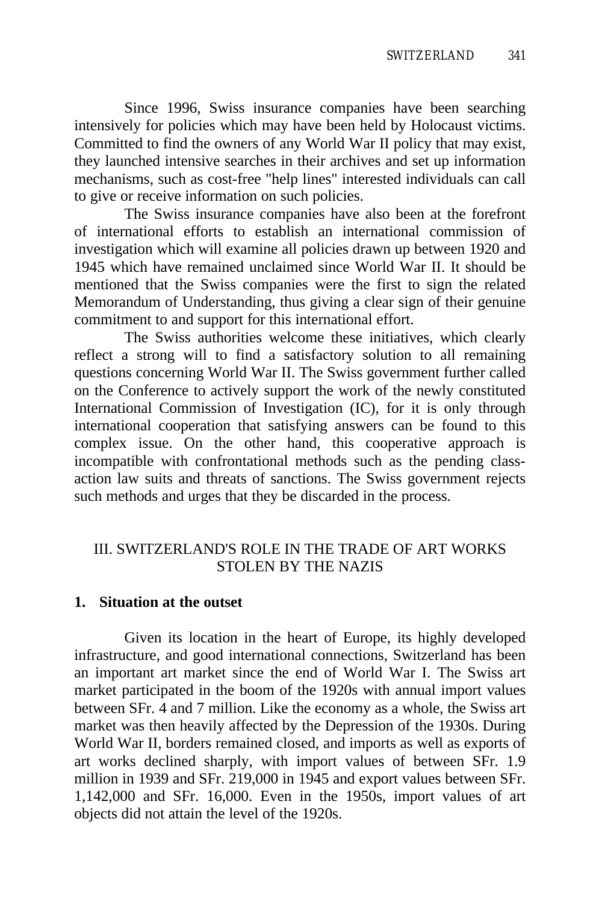Since 1996, Swiss insurance companies have been searching intensively for policies which may have been held by Holocaust victims. Committed to find the owners of any World War II policy that may exist, they launched intensive searches in their archives and set up information mechanisms, such as cost-free "help lines" interested individuals can call to give or receive information on such policies.

The Swiss insurance companies have also been at the forefront of international efforts to establish an international commission of investigation which will examine all policies drawn up between 1920 and 1945 which have remained unclaimed since World War II. It should be mentioned that the Swiss companies were the first to sign the related Memorandum of Understanding, thus giving a clear sign of their genuine commitment to and support for this international effort.

The Swiss authorities welcome these initiatives, which clearly reflect a strong will to find a satisfactory solution to all remaining questions concerning World War II. The Swiss government further called on the Conference to actively support the work of the newly constituted International Commission of Investigation (IC), for it is only through international cooperation that satisfying answers can be found to this complex issue. On the other hand, this cooperative approach is incompatible with confrontational methods such as the pending class-action law suits and threats of sanctions. The Swiss government rejects such methods and urges that they be discarded in the process.

## III. SWITZERLAND'S ROLE IN THE TRADE OF ART WORKS STOLEN BY THE NAZIS

### 1. Situation at the outset

Given its location in the heart of Europe, its highly developed infrastructure, and good international connections, Switzerland has been an important art market since the end of World War I. The Swiss art market participated in the boom of the 1920s with annual import values between SFr. 4 and 7 million. Like the economy as a whole, the Swiss art market was then heavily affected by the Depression of the 1930s. During World War II, borders remained closed, and imports as well as exports of art works declined sharply, with import values of between SFr. 1.9 million in 1939 and SFr. 219,000 in 1945 and export values between SFr. 1,142,000 and SFr. 16,000. Even in the 1950s, import values of art objects did not attain the level of the 1920s.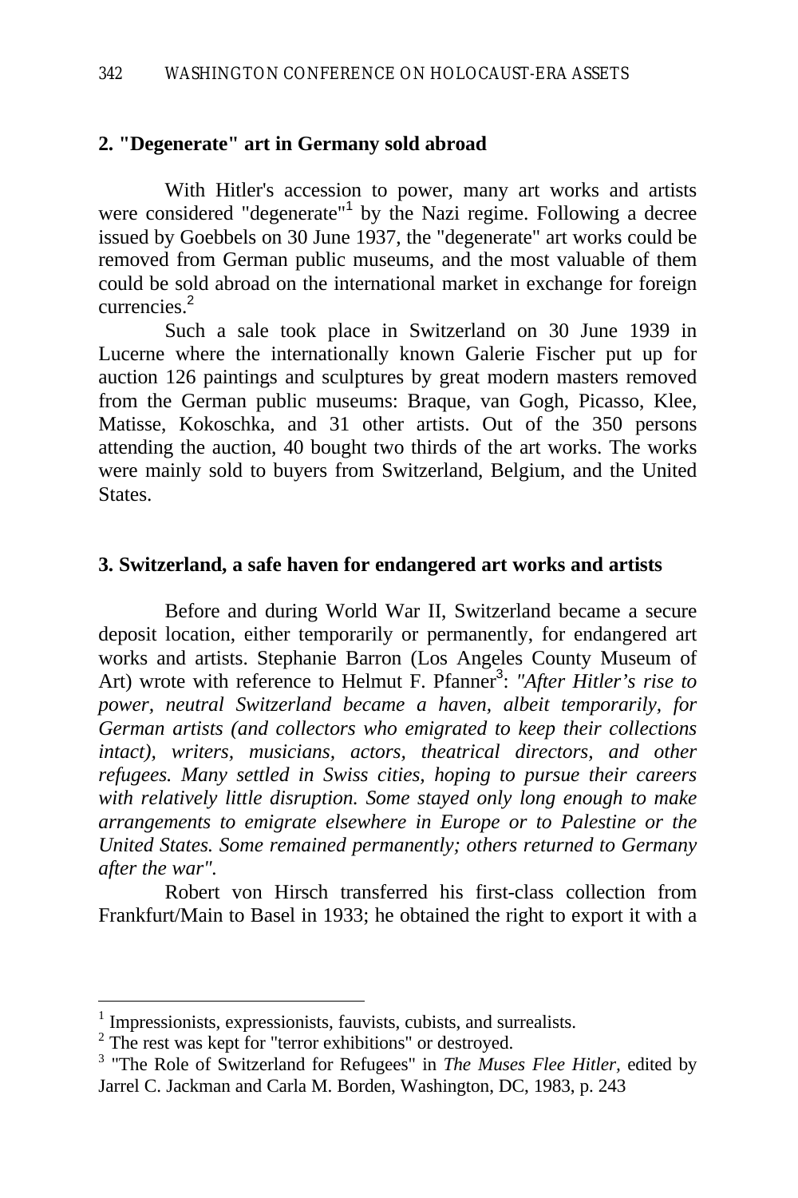## 2. "Degenerate" art in Germany sold abroad

With Hitler's accession to power, many art works and artists were considered "degenerate"[1] by the Nazi regime. Following a decree issued by Goebbels on 30 June 1937, the "degenerate" art works could be removed from German public museums, and the most valuable of them could be sold abroad on the international market in exchange for foreign currencies.[2]

Such a sale took place in Switzerland on 30 June 1939 in Lucerne where the internationally known Galerie Fischer put up for auction 126 paintings and sculptures by great modern masters removed from the German public museums: Braque, van Gogh, Picasso, Klee, Matisse, Kokoschka, and 31 other artists. Out of the 350 persons attending the auction, 40 bought two thirds of the art works. The works were mainly sold to buyers from Switzerland, Belgium, and the United States.

## 3. Switzerland, a safe haven for endangered art works and artists

Before and during World War II, Switzerland became a secure deposit location, either temporarily or permanently, for endangered art works and artists. Stephanie Barron (Los Angeles County Museum of Art) wrote with reference to Helmut F. Pfanner[3]: *"After Hitler's rise to power, neutral Switzerland became a haven, albeit temporarily, for German artists (and collectors who emigrated to keep their collections intact), writers, musicians, actors, theatrical directors, and other refugees. Many settled in Swiss cities, hoping to pursue their careers with relatively little disruption. Some stayed only long enough to make arrangements to emigrate elsewhere in Europe or to Palestine or the United States. Some remained permanently; others returned to Germany after the war".*

Robert von Hirsch transferred his first-class collection from Frankfurt/Main to Basel in 1933; he obtained the right to export it with a

---

[1] Impressionists, expressionists, fauvists, cubists, and surrealists.

[2] The rest was kept for "terror exhibitions" or destroyed.

[3] "The Role of Switzerland for Refugees" in *The Muses Flee Hitler*, edited by Jarrel C. Jackman and Carla M. Borden, Washington, DC, 1983, p. 243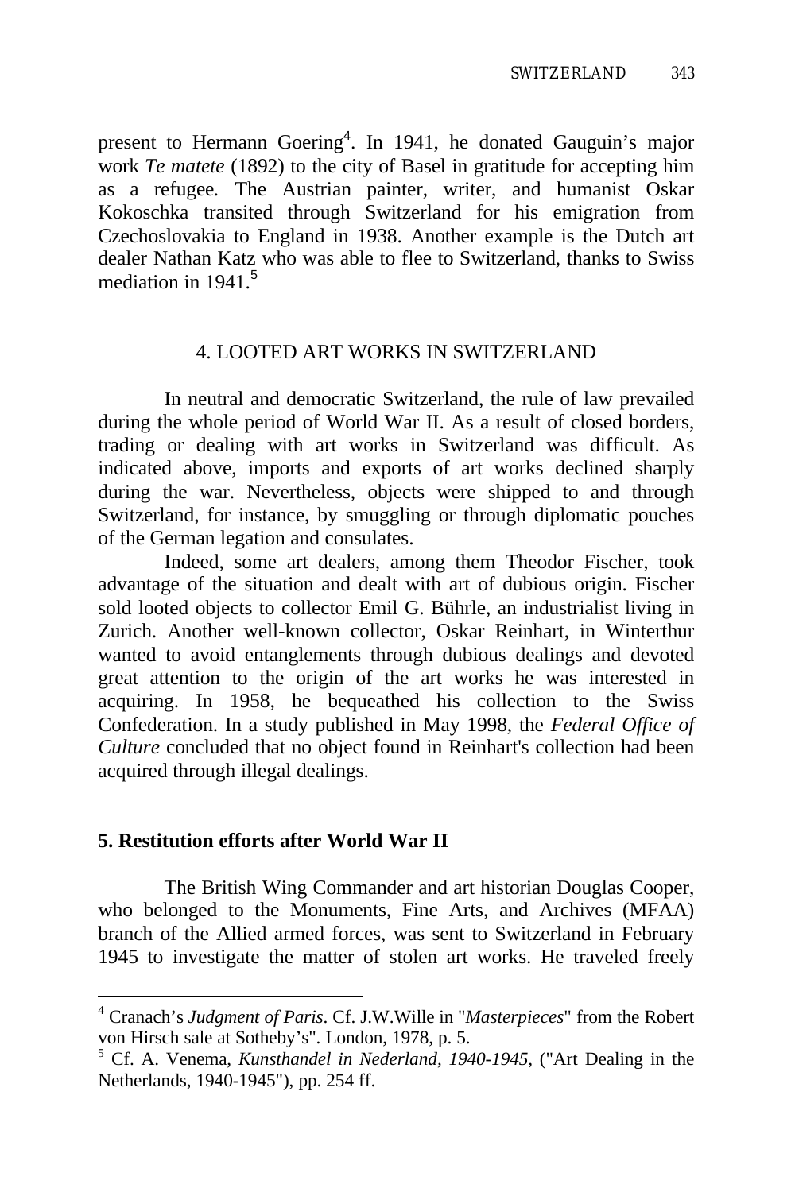present to Hermann Goering[4]. In 1941, he donated Gauguin's major work *Te matete* (1892) to the city of Basel in gratitude for accepting him as a refugee. The Austrian painter, writer, and humanist Oskar Kokoschka transited through Switzerland for his emigration from Czechoslovakia to England in 1938. Another example is the Dutch art dealer Nathan Katz who was able to flee to Switzerland, thanks to Swiss mediation in 1941.[5]

## 4. LOOTED ART WORKS IN SWITZERLAND

In neutral and democratic Switzerland, the rule of law prevailed during the whole period of World War II. As a result of closed borders, trading or dealing with art works in Switzerland was difficult. As indicated above, imports and exports of art works declined sharply during the war. Nevertheless, objects were shipped to and through Switzerland, for instance, by smuggling or through diplomatic pouches of the German legation and consulates.

Indeed, some art dealers, among them Theodor Fischer, took advantage of the situation and dealt with art of dubious origin. Fischer sold looted objects to collector Emil G. Bührle, an industrialist living in Zurich. Another well-known collector, Oskar Reinhart, in Winterthur wanted to avoid entanglements through dubious dealings and devoted great attention to the origin of the art works he was interested in acquiring. In 1958, he bequeathed his collection to the Swiss Confederation. In a study published in May 1998, the *Federal Office of Culture* concluded that no object found in Reinhart's collection had been acquired through illegal dealings.

## 5. Restitution efforts after World War II

The British Wing Commander and art historian Douglas Cooper, who belonged to the Monuments, Fine Arts, and Archives (MFAA) branch of the Allied armed forces, was sent to Switzerland in February 1945 to investigate the matter of stolen art works. He traveled freely

---

[4] Cranach's *Judgment of Paris*. Cf. J.W.Wille in "*Masterpieces*" from the Robert von Hirsch sale at Sotheby's". London, 1978, p. 5.

[5] Cf. A. Venema, *Kunsthandel in Nederland, 1940-1945*, ("Art Dealing in the Netherlands, 1940-1945"), pp. 254 ff.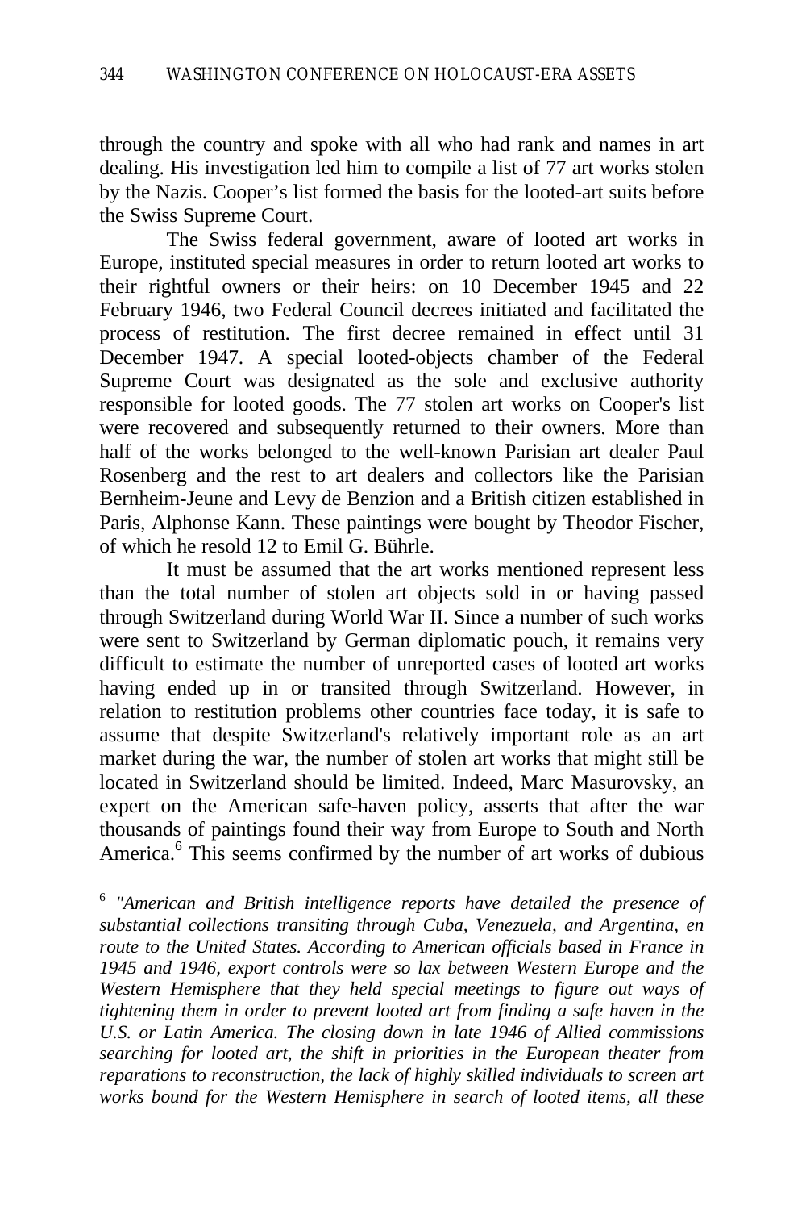through the country and spoke with all who had rank and names in art dealing. His investigation led him to compile a list of 77 art works stolen by the Nazis. Cooper's list formed the basis for the looted-art suits before the Swiss Supreme Court.

The Swiss federal government, aware of looted art works in Europe, instituted special measures in order to return looted art works to their rightful owners or their heirs: on 10 December 1945 and 22 February 1946, two Federal Council decrees initiated and facilitated the process of restitution. The first decree remained in effect until 31 December 1947. A special looted-objects chamber of the Federal Supreme Court was designated as the sole and exclusive authority responsible for looted goods. The 77 stolen art works on Cooper's list were recovered and subsequently returned to their owners. More than half of the works belonged to the well-known Parisian art dealer Paul Rosenberg and the rest to art dealers and collectors like the Parisian Bernheim-Jeune and Levy de Benzion and a British citizen established in Paris, Alphonse Kann. These paintings were bought by Theodor Fischer, of which he resold 12 to Emil G. Bührle.

It must be assumed that the art works mentioned represent less than the total number of stolen art objects sold in or having passed through Switzerland during World War II. Since a number of such works were sent to Switzerland by German diplomatic pouch, it remains very difficult to estimate the number of unreported cases of looted art works having ended up in or transited through Switzerland. However, in relation to restitution problems other countries face today, it is safe to assume that despite Switzerland's relatively important role as an art market during the war, the number of stolen art works that might still be located in Switzerland should be limited. Indeed, Marc Masurovsky, an expert on the American safe-haven policy, asserts that after the war thousands of paintings found their way from Europe to South and North America.[6] This seems confirmed by the number of art works of dubious

---

[6] *"American and British intelligence reports have detailed the presence of substantial collections transiting through Cuba, Venezuela, and Argentina, en route to the United States. According to American officials based in France in 1945 and 1946, export controls were so lax between Western Europe and the Western Hemisphere that they held special meetings to figure out ways of tightening them in order to prevent looted art from finding a safe haven in the U.S. or Latin America. The closing down in late 1946 of Allied commissions searching for looted art, the shift in priorities in the European theater from reparations to reconstruction, the lack of highly skilled individuals to screen art works bound for the Western Hemisphere in search of looted items, all these*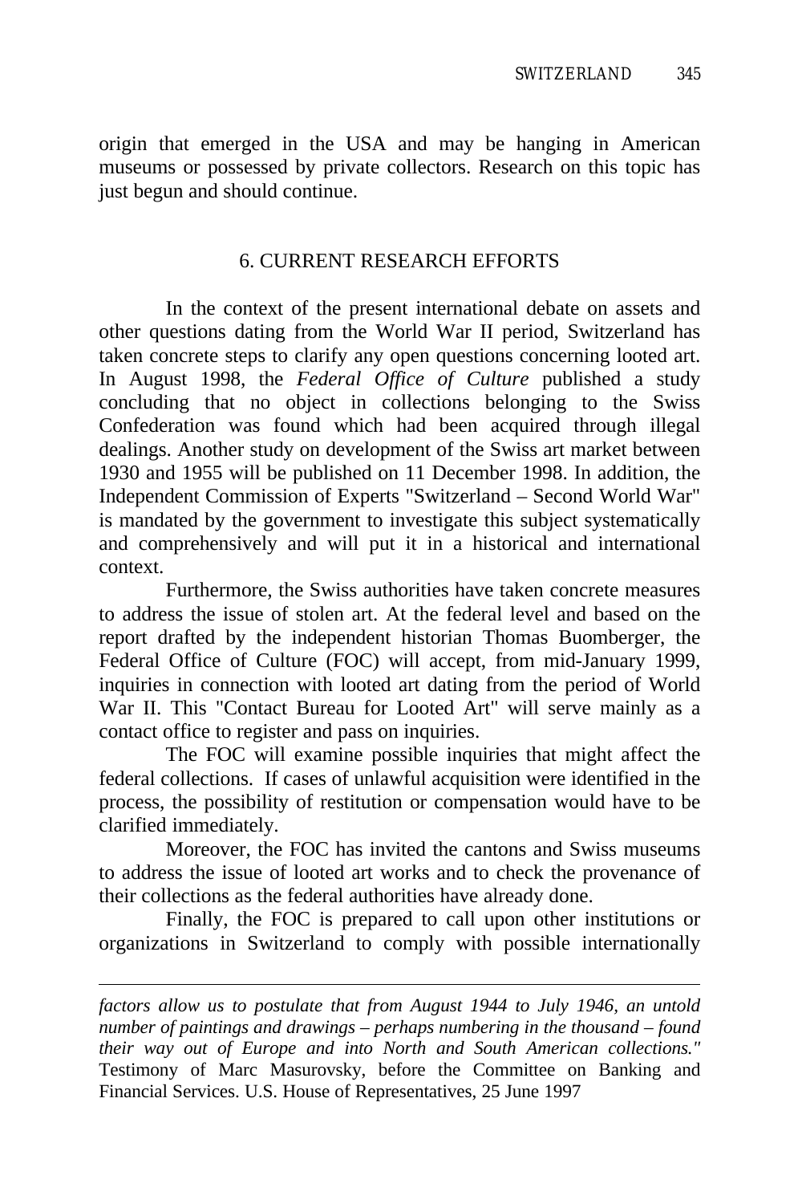origin that emerged in the USA and may be hanging in American museums or possessed by private collectors. Research on this topic has just begun and should continue.

## 6. CURRENT RESEARCH EFFORTS

In the context of the present international debate on assets and other questions dating from the World War II period, Switzerland has taken concrete steps to clarify any open questions concerning looted art. In August 1998, the *Federal Office of Culture* published a study concluding that no object in collections belonging to the Swiss Confederation was found which had been acquired through illegal dealings. Another study on development of the Swiss art market between 1930 and 1955 will be published on 11 December 1998. In addition, the Independent Commission of Experts "Switzerland – Second World War" is mandated by the government to investigate this subject systematically and comprehensively and will put it in a historical and international context.

Furthermore, the Swiss authorities have taken concrete measures to address the issue of stolen art. At the federal level and based on the report drafted by the independent historian Thomas Buomberger, the Federal Office of Culture (FOC) will accept, from mid-January 1999, inquiries in connection with looted art dating from the period of World War II. This "Contact Bureau for Looted Art" will serve mainly as a contact office to register and pass on inquiries.

The FOC will examine possible inquiries that might affect the federal collections. If cases of unlawful acquisition were identified in the process, the possibility of restitution or compensation would have to be clarified immediately.

Moreover, the FOC has invited the cantons and Swiss museums to address the issue of looted art works and to check the provenance of their collections as the federal authorities have already done.

Finally, the FOC is prepared to call upon other institutions or organizations in Switzerland to comply with possible internationally

---

*factors allow us to postulate that from August 1944 to July 1946, an untold number of paintings and drawings – perhaps numbering in the thousand – found their way out of Europe and into North and South American collections."* Testimony of Marc Masurovsky, before the Committee on Banking and Financial Services. U.S. House of Representatives, 25 June 1997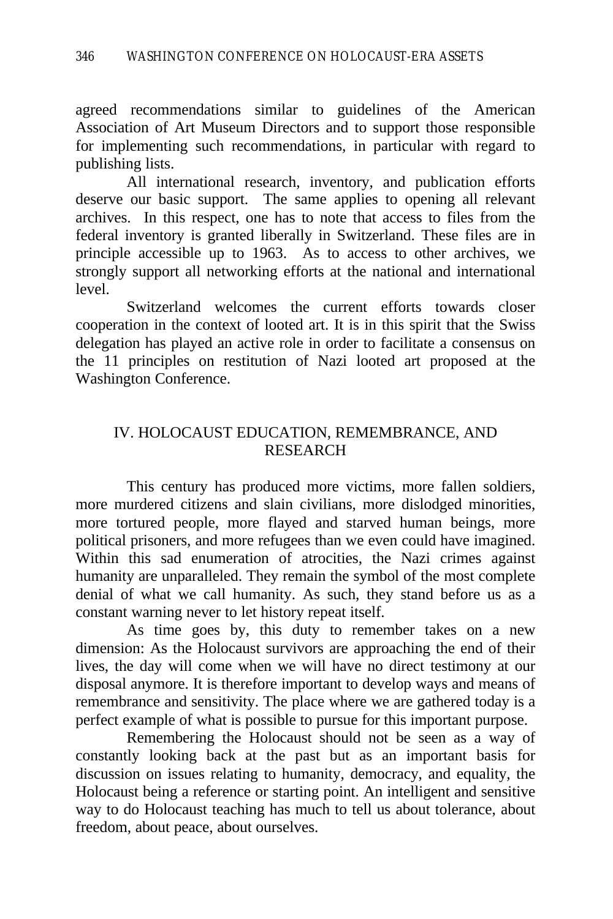agreed recommendations similar to guidelines of the American Association of Art Museum Directors and to support those responsible for implementing such recommendations, in particular with regard to publishing lists.

All international research, inventory, and publication efforts deserve our basic support. The same applies to opening all relevant archives. In this respect, one has to note that access to files from the federal inventory is granted liberally in Switzerland. These files are in principle accessible up to 1963. As to access to other archives, we strongly support all networking efforts at the national and international level.

Switzerland welcomes the current efforts towards closer cooperation in the context of looted art. It is in this spirit that the Swiss delegation has played an active role in order to facilitate a consensus on the 11 principles on restitution of Nazi looted art proposed at the Washington Conference.

## IV. HOLOCAUST EDUCATION, REMEMBRANCE, AND RESEARCH

This century has produced more victims, more fallen soldiers, more murdered citizens and slain civilians, more dislodged minorities, more tortured people, more flayed and starved human beings, more political prisoners, and more refugees than we even could have imagined. Within this sad enumeration of atrocities, the Nazi crimes against humanity are unparalleled. They remain the symbol of the most complete denial of what we call humanity. As such, they stand before us as a constant warning never to let history repeat itself.

As time goes by, this duty to remember takes on a new dimension: As the Holocaust survivors are approaching the end of their lives, the day will come when we will have no direct testimony at our disposal anymore. It is therefore important to develop ways and means of remembrance and sensitivity. The place where we are gathered today is a perfect example of what is possible to pursue for this important purpose.

Remembering the Holocaust should not be seen as a way of constantly looking back at the past but as an important basis for discussion on issues relating to humanity, democracy, and equality, the Holocaust being a reference or starting point. An intelligent and sensitive way to do Holocaust teaching has much to tell us about tolerance, about freedom, about peace, about ourselves.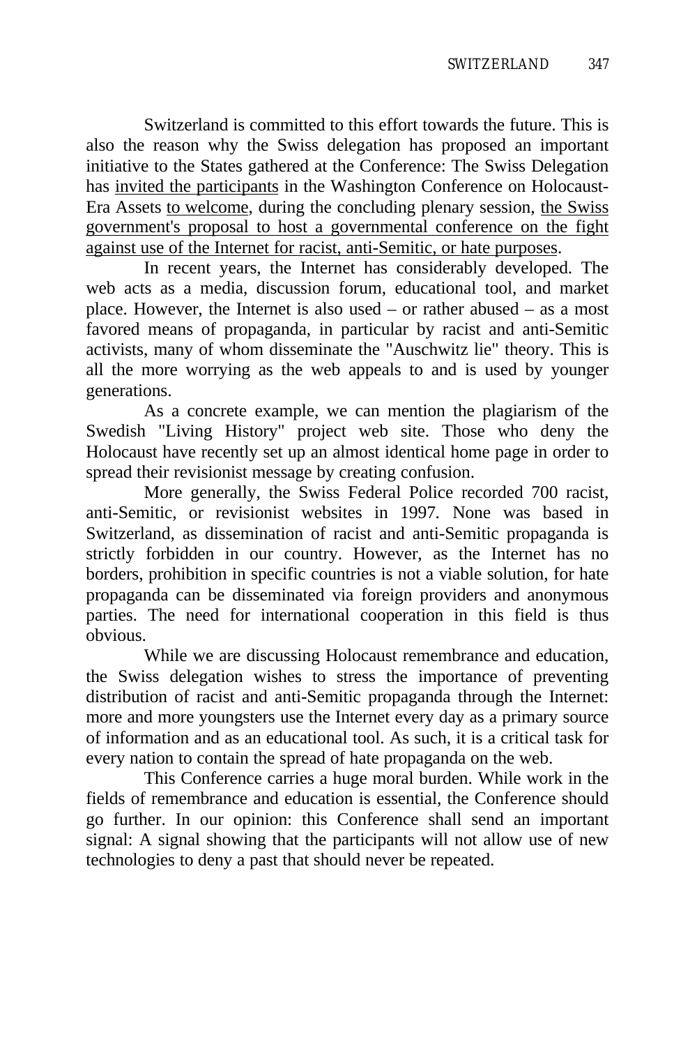Switzerland is committed to this effort towards the future. This is also the reason why the Swiss delegation has proposed an important initiative to the States gathered at the Conference: The Swiss Delegation has <u>invited the participants</u> in the Washington Conference on Holocaust-Era Assets <u>to welcome</u>, during the concluding plenary session, <u>the Swiss government's proposal to host a governmental conference on the fight against use of the Internet for racist, anti-Semitic, or hate purposes</u>.

In recent years, the Internet has considerably developed. The web acts as a media, discussion forum, educational tool, and market place. However, the Internet is also used – or rather abused – as a most favored means of propaganda, in particular by racist and anti-Semitic activists, many of whom disseminate the "Auschwitz lie" theory. This is all the more worrying as the web appeals to and is used by younger generations.

As a concrete example, we can mention the plagiarism of the Swedish "Living History" project web site. Those who deny the Holocaust have recently set up an almost identical home page in order to spread their revisionist message by creating confusion.

More generally, the Swiss Federal Police recorded 700 racist, anti-Semitic, or revisionist websites in 1997. None was based in Switzerland, as dissemination of racist and anti-Semitic propaganda is strictly forbidden in our country. However, as the Internet has no borders, prohibition in specific countries is not a viable solution, for hate propaganda can be disseminated via foreign providers and anonymous parties. The need for international cooperation in this field is thus obvious.

While we are discussing Holocaust remembrance and education, the Swiss delegation wishes to stress the importance of preventing distribution of racist and anti-Semitic propaganda through the Internet: more and more youngsters use the Internet every day as a primary source of information and as an educational tool. As such, it is a critical task for every nation to contain the spread of hate propaganda on the web.

This Conference carries a huge moral burden. While work in the fields of remembrance and education is essential, the Conference should go further. In our opinion: this Conference shall send an important signal: A signal showing that the participants will not allow use of new technologies to deny a past that should never be repeated.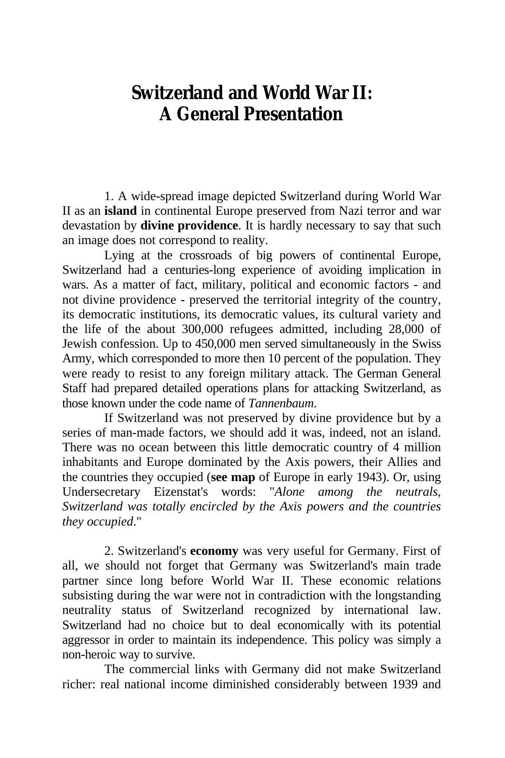# Switzerland and World War II: A General Presentation

1. A wide-spread image depicted Switzerland during World War II as an **island** in continental Europe preserved from Nazi terror and war devastation by **divine providence**. It is hardly necessary to say that such an image does not correspond to reality.

Lying at the crossroads of big powers of continental Europe, Switzerland had a centuries-long experience of avoiding implication in wars. As a matter of fact, military, political and economic factors - and not divine providence - preserved the territorial integrity of the country, its democratic institutions, its democratic values, its cultural variety and the life of the about 300,000 refugees admitted, including 28,000 of Jewish confession. Up to 450,000 men served simultaneously in the Swiss Army, which corresponded to more then 10 percent of the population. They were ready to resist to any foreign military attack. The German General Staff had prepared detailed operations plans for attacking Switzerland, as those known under the code name of *Tannenbaum*.

If Switzerland was not preserved by divine providence but by a series of man-made factors, we should add it was, indeed, not an island. There was no ocean between this little democratic country of 4 million inhabitants and Europe dominated by the Axis powers, their Allies and the countries they occupied (**see map** of Europe in early 1943). Or, using Undersecretary Eizenstat's words: "*Alone among the neutrals, Switzerland was totally encircled by the Axis powers and the countries they occupied*."

2. Switzerland's **economy** was very useful for Germany. First of all, we should not forget that Germany was Switzerland's main trade partner since long before World War II. These economic relations subsisting during the war were not in contradiction with the longstanding neutrality status of Switzerland recognized by international law. Switzerland had no choice but to deal economically with its potential aggressor in order to maintain its independence. This policy was simply a non-heroic way to survive.

The commercial links with Germany did not make Switzerland richer: real national income diminished considerably between 1939 and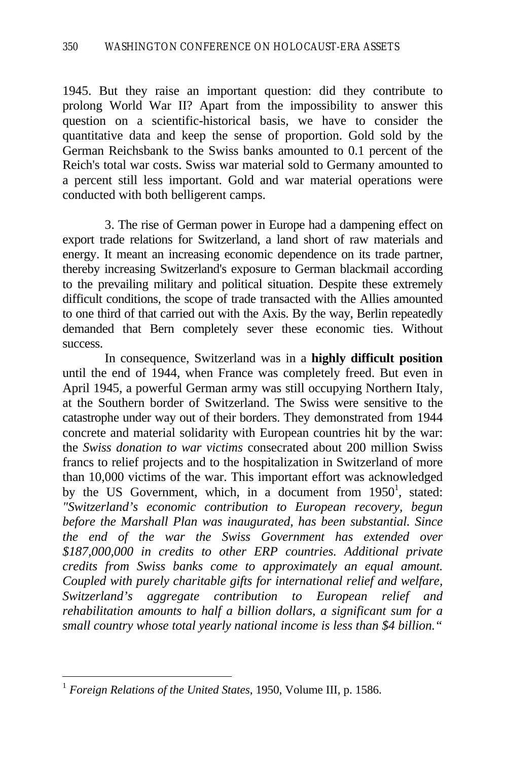1945. But they raise an important question: did they contribute to prolong World War II? Apart from the impossibility to answer this question on a scientific-historical basis, we have to consider the quantitative data and keep the sense of proportion. Gold sold by the German Reichsbank to the Swiss banks amounted to 0.1 percent of the Reich's total war costs. Swiss war material sold to Germany amounted to a percent still less important. Gold and war material operations were conducted with both belligerent camps.

3. The rise of German power in Europe had a dampening effect on export trade relations for Switzerland, a land short of raw materials and energy. It meant an increasing economic dependence on its trade partner, thereby increasing Switzerland's exposure to German blackmail according to the prevailing military and political situation. Despite these extremely difficult conditions, the scope of trade transacted with the Allies amounted to one third of that carried out with the Axis. By the way, Berlin repeatedly demanded that Bern completely sever these economic ties. Without success.

In consequence, Switzerland was in a **highly difficult position** until the end of 1944, when France was completely freed. But even in April 1945, a powerful German army was still occupying Northern Italy, at the Southern border of Switzerland. The Swiss were sensitive to the catastrophe under way out of their borders. They demonstrated from 1944 concrete and material solidarity with European countries hit by the war: the *Swiss donation to war victims* consecrated about 200 million Swiss francs to relief projects and to the hospitalization in Switzerland of more than 10,000 victims of the war. This important effort was acknowledged by the US Government, which, in a document from 1950[1], stated: *"Switzerland's economic contribution to European recovery, begun before the Marshall Plan was inaugurated, has been substantial. Since the end of the war the Swiss Government has extended over $187,000,000 in credits to other ERP countries. Additional private credits from Swiss banks come to approximately an equal amount. Coupled with purely charitable gifts for international relief and welfare, Switzerland's aggregate contribution to European relief and rehabilitation amounts to half a billion dollars, a significant sum for a small country whose total yearly national income is less than $4 billion."*

[1] *Foreign Relations of the United States*, 1950, Volume III, p. 1586.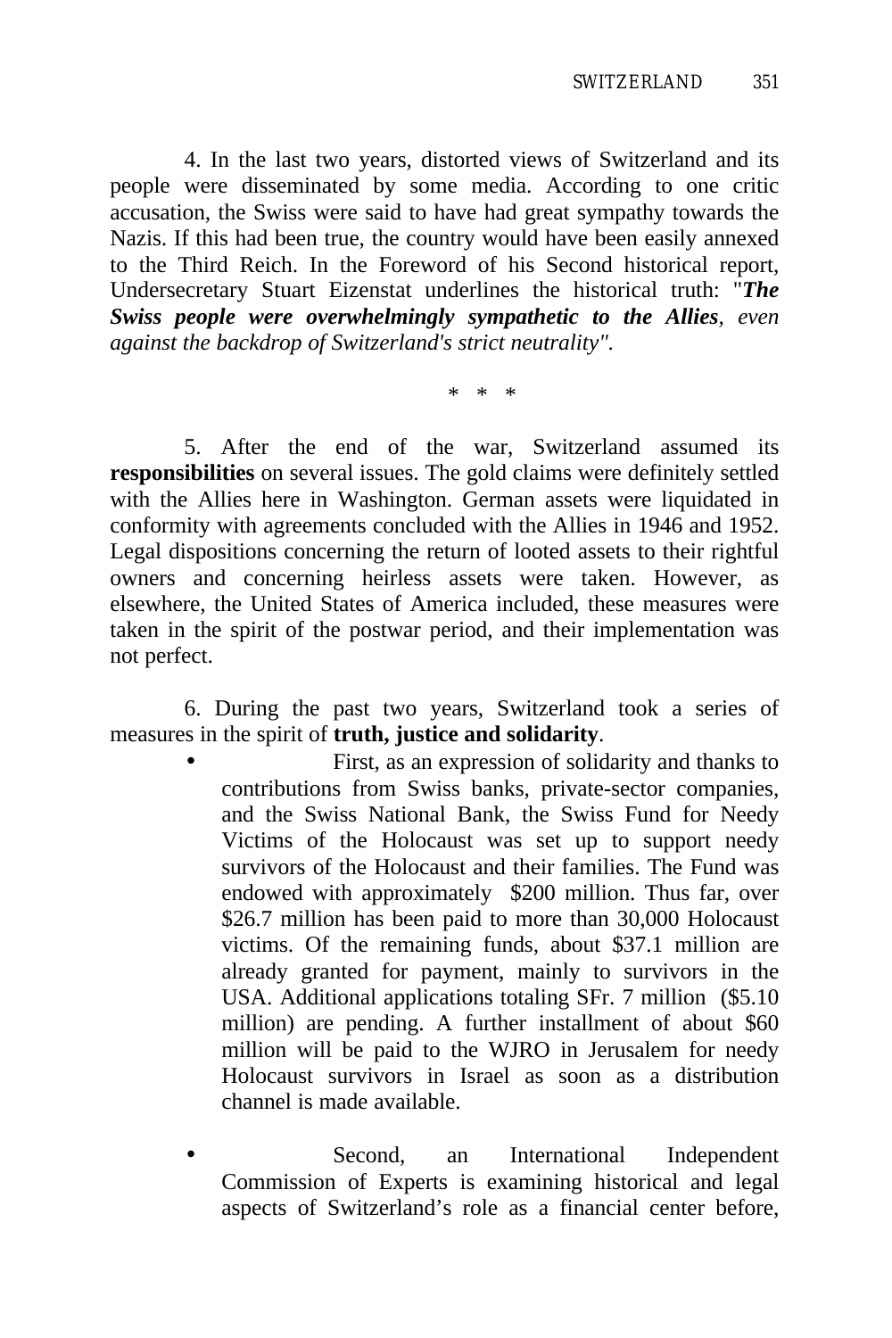4. In the last two years, distorted views of Switzerland and its people were disseminated by some media. According to one critic accusation, the Swiss were said to have had great sympathy towards the Nazis. If this had been true, the country would have been easily annexed to the Third Reich. In the Foreword of his Second historical report, Undersecretary Stuart Eizenstat underlines the historical truth: "***The Swiss people were overwhelmingly sympathetic to the Allies****, even against the backdrop of Switzerland's strict neutrality".*

\* \* \*

5. After the end of the war, Switzerland assumed its **responsibilities** on several issues. The gold claims were definitely settled with the Allies here in Washington. German assets were liquidated in conformity with agreements concluded with the Allies in 1946 and 1952. Legal dispositions concerning the return of looted assets to their rightful owners and concerning heirless assets were taken. However, as elsewhere, the United States of America included, these measures were taken in the spirit of the postwar period, and their implementation was not perfect.

6. During the past two years, Switzerland took a series of measures in the spirit of **truth, justice and solidarity**.

- First, as an expression of solidarity and thanks to contributions from Swiss banks, private-sector companies, and the Swiss National Bank, the Swiss Fund for Needy Victims of the Holocaust was set up to support needy survivors of the Holocaust and their families. The Fund was endowed with approximately $200 million. Thus far, over $26.7 million has been paid to more than 30,000 Holocaust victims. Of the remaining funds, about $37.1 million are already granted for payment, mainly to survivors in the USA. Additional applications totaling SFr. 7 million ($5.10 million) are pending. A further installment of about $60 million will be paid to the WJRO in Jerusalem for needy Holocaust survivors in Israel as soon as a distribution channel is made available.

- Second, an International Independent Commission of Experts is examining historical and legal aspects of Switzerland's role as a financial center before,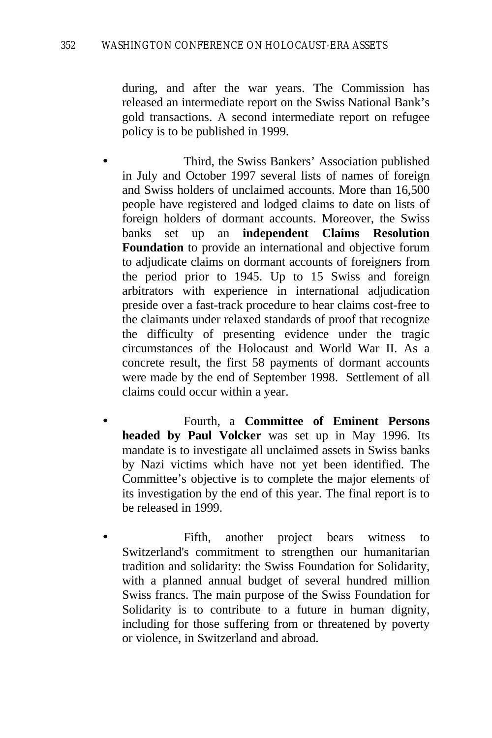during, and after the war years. The Commission has released an intermediate report on the Swiss National Bank's gold transactions. A second intermediate report on refugee policy is to be published in 1999.

- Third, the Swiss Bankers' Association published in July and October 1997 several lists of names of foreign and Swiss holders of unclaimed accounts. More than 16,500 people have registered and lodged claims to date on lists of foreign holders of dormant accounts. Moreover, the Swiss banks set up an **independent Claims Resolution Foundation** to provide an international and objective forum to adjudicate claims on dormant accounts of foreigners from the period prior to 1945. Up to 15 Swiss and foreign arbitrators with experience in international adjudication preside over a fast-track procedure to hear claims cost-free to the claimants under relaxed standards of proof that recognize the difficulty of presenting evidence under the tragic circumstances of the Holocaust and World War II. As a concrete result, the first 58 payments of dormant accounts were made by the end of September 1998. Settlement of all claims could occur within a year.

- Fourth, a **Committee of Eminent Persons headed by Paul Volcker** was set up in May 1996. Its mandate is to investigate all unclaimed assets in Swiss banks by Nazi victims which have not yet been identified. The Committee's objective is to complete the major elements of its investigation by the end of this year. The final report is to be released in 1999.

- Fifth, another project bears witness to Switzerland's commitment to strengthen our humanitarian tradition and solidarity: the Swiss Foundation for Solidarity, with a planned annual budget of several hundred million Swiss francs. The main purpose of the Swiss Foundation for Solidarity is to contribute to a future in human dignity, including for those suffering from or threatened by poverty or violence, in Switzerland and abroad.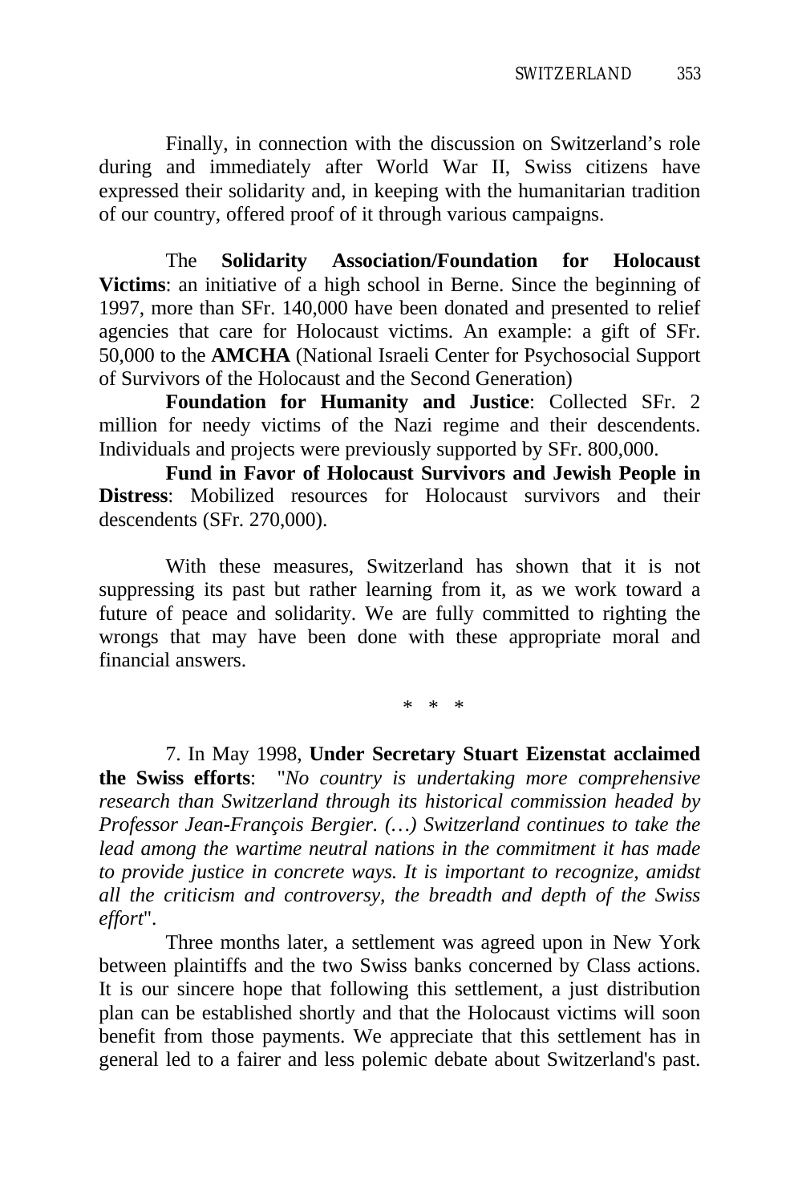Finally, in connection with the discussion on Switzerland's role during and immediately after World War II, Swiss citizens have expressed their solidarity and, in keeping with the humanitarian tradition of our country, offered proof of it through various campaigns.

The **Solidarity Association/Foundation for Holocaust Victims**: an initiative of a high school in Berne. Since the beginning of 1997, more than SFr. 140,000 have been donated and presented to relief agencies that care for Holocaust victims. An example: a gift of SFr. 50,000 to the **AMCHA** (National Israeli Center for Psychosocial Support of Survivors of the Holocaust and the Second Generation)

**Foundation for Humanity and Justice**: Collected SFr. 2 million for needy victims of the Nazi regime and their descendents. Individuals and projects were previously supported by SFr. 800,000.

**Fund in Favor of Holocaust Survivors and Jewish People in Distress**: Mobilized resources for Holocaust survivors and their descendents (SFr. 270,000).

With these measures, Switzerland has shown that it is not suppressing its past but rather learning from it, as we work toward a future of peace and solidarity. We are fully committed to righting the wrongs that may have been done with these appropriate moral and financial answers.

\* \* \*

7. In May 1998, **Under Secretary Stuart Eizenstat acclaimed the Swiss efforts**: "*No country is undertaking more comprehensive research than Switzerland through its historical commission headed by Professor Jean-François Bergier. (…) Switzerland continues to take the lead among the wartime neutral nations in the commitment it has made to provide justice in concrete ways. It is important to recognize, amidst all the criticism and controversy, the breadth and depth of the Swiss effort*".

Three months later, a settlement was agreed upon in New York between plaintiffs and the two Swiss banks concerned by Class actions. It is our sincere hope that following this settlement, a just distribution plan can be established shortly and that the Holocaust victims will soon benefit from those payments. We appreciate that this settlement has in general led to a fairer and less polemic debate about Switzerland's past.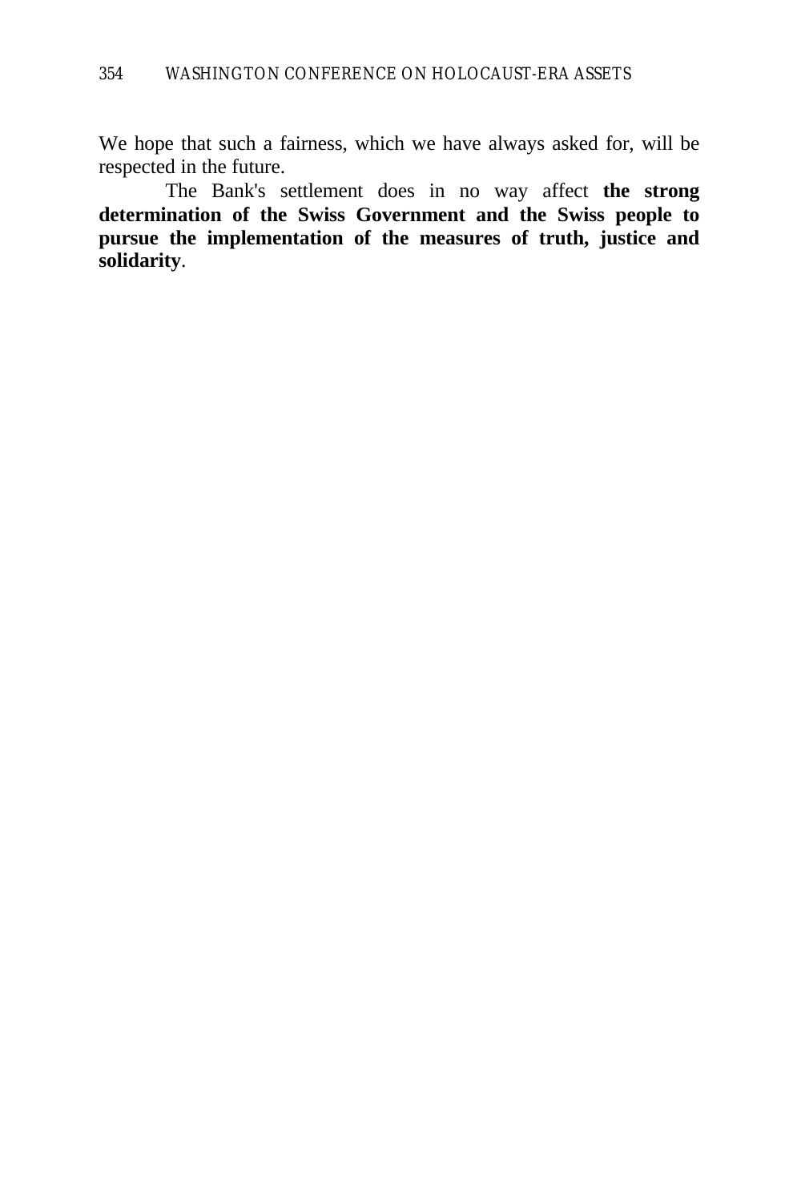We hope that such a fairness, which we have always asked for, will be respected in the future.

The Bank's settlement does in no way affect **the strong determination of the Swiss Government and the Swiss people to pursue the implementation of the measures of truth, justice and solidarity**.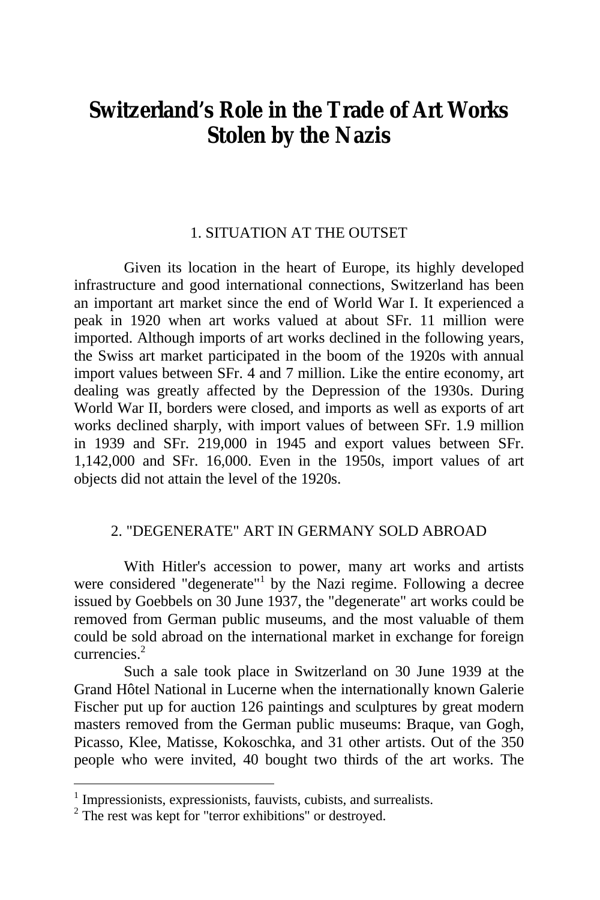# Switzerland's Role in the Trade of Art Works Stolen by the Nazis

## 1. SITUATION AT THE OUTSET

Given its location in the heart of Europe, its highly developed infrastructure and good international connections, Switzerland has been an important art market since the end of World War I. It experienced a peak in 1920 when art works valued at about SFr. 11 million were imported. Although imports of art works declined in the following years, the Swiss art market participated in the boom of the 1920s with annual import values between SFr. 4 and 7 million. Like the entire economy, art dealing was greatly affected by the Depression of the 1930s. During World War II, borders were closed, and imports as well as exports of art works declined sharply, with import values of between SFr. 1.9 million in 1939 and SFr. 219,000 in 1945 and export values between SFr. 1,142,000 and SFr. 16,000. Even in the 1950s, import values of art objects did not attain the level of the 1920s.

## 2. "DEGENERATE" ART IN GERMANY SOLD ABROAD

With Hitler's accession to power, many art works and artists were considered "degenerate"[1] by the Nazi regime. Following a decree issued by Goebbels on 30 June 1937, the "degenerate" art works could be removed from German public museums, and the most valuable of them could be sold abroad on the international market in exchange for foreign currencies.[2]

Such a sale took place in Switzerland on 30 June 1939 at the Grand Hôtel National in Lucerne when the internationally known Galerie Fischer put up for auction 126 paintings and sculptures by great modern masters removed from the German public museums: Braque, van Gogh, Picasso, Klee, Matisse, Kokoschka, and 31 other artists. Out of the 350 people who were invited, 40 bought two thirds of the art works. The

---

[1] Impressionists, expressionists, fauvists, cubists, and surrealists.

[2] The rest was kept for "terror exhibitions" or destroyed.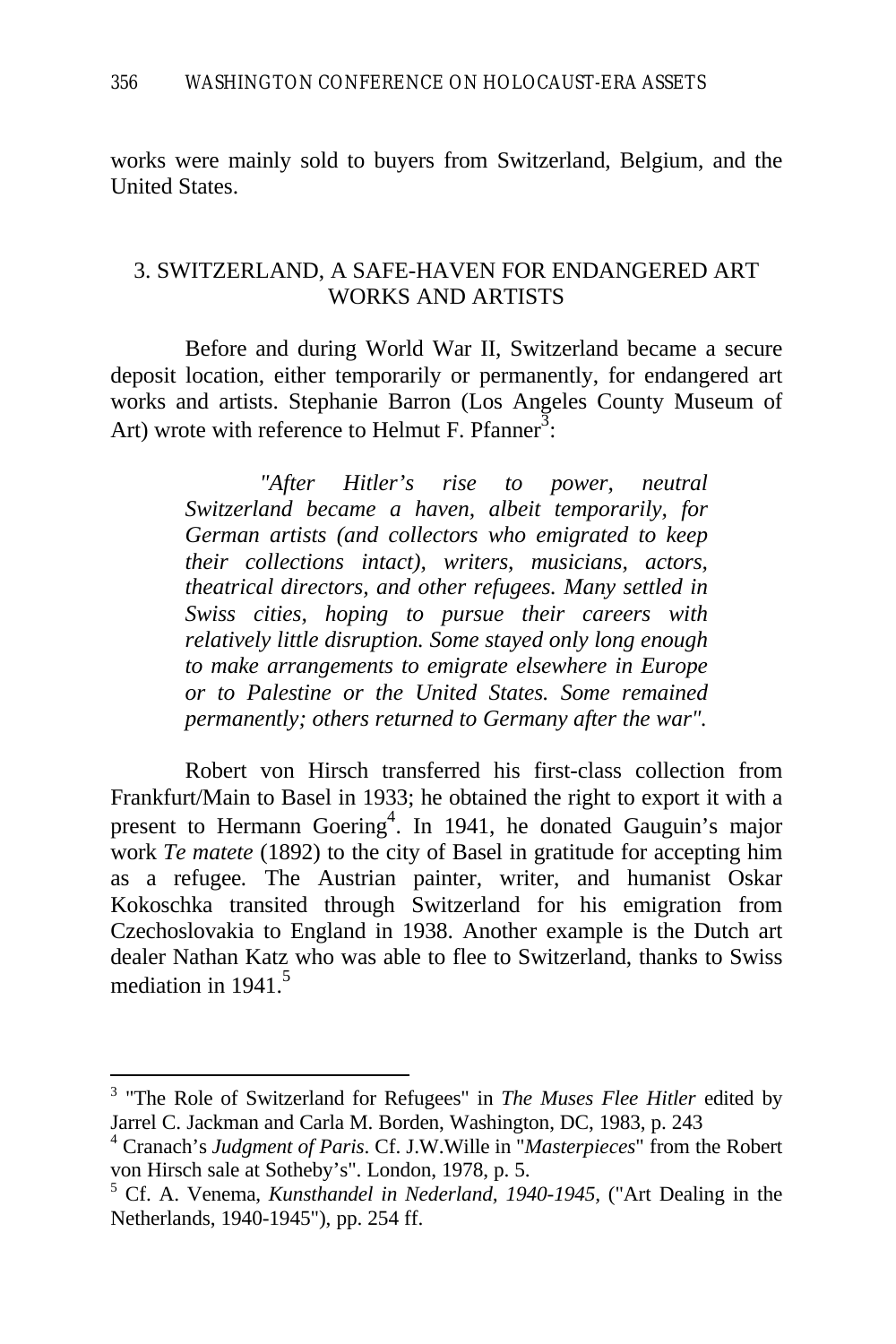works were mainly sold to buyers from Switzerland, Belgium, and the United States.

## 3. SWITZERLAND, A SAFE-HAVEN FOR ENDANGERED ART WORKS AND ARTISTS

Before and during World War II, Switzerland became a secure deposit location, either temporarily or permanently, for endangered art works and artists. Stephanie Barron (Los Angeles County Museum of Art) wrote with reference to Helmut F. Pfanner[3]:

> *"After Hitler's rise to power, neutral Switzerland became a haven, albeit temporarily, for German artists (and collectors who emigrated to keep their collections intact), writers, musicians, actors, theatrical directors, and other refugees. Many settled in Swiss cities, hoping to pursue their careers with relatively little disruption. Some stayed only long enough to make arrangements to emigrate elsewhere in Europe or to Palestine or the United States. Some remained permanently; others returned to Germany after the war".*

Robert von Hirsch transferred his first-class collection from Frankfurt/Main to Basel in 1933; he obtained the right to export it with a present to Hermann Goering[4]. In 1941, he donated Gauguin's major work *Te matete* (1892) to the city of Basel in gratitude for accepting him as a refugee. The Austrian painter, writer, and humanist Oskar Kokoschka transited through Switzerland for his emigration from Czechoslovakia to England in 1938. Another example is the Dutch art dealer Nathan Katz who was able to flee to Switzerland, thanks to Swiss mediation in 1941.[5]

---

[3] "The Role of Switzerland for Refugees" in *The Muses Flee Hitler* edited by Jarrel C. Jackman and Carla M. Borden, Washington, DC, 1983, p. 243

[4] Cranach's *Judgment of Paris*. Cf. J.W.Wille in "*Masterpieces*" from the Robert von Hirsch sale at Sotheby's". London, 1978, p. 5.

[5] Cf. A. Venema, *Kunsthandel in Nederland, 1940-1945*, ("Art Dealing in the Netherlands, 1940-1945"), pp. 254 ff.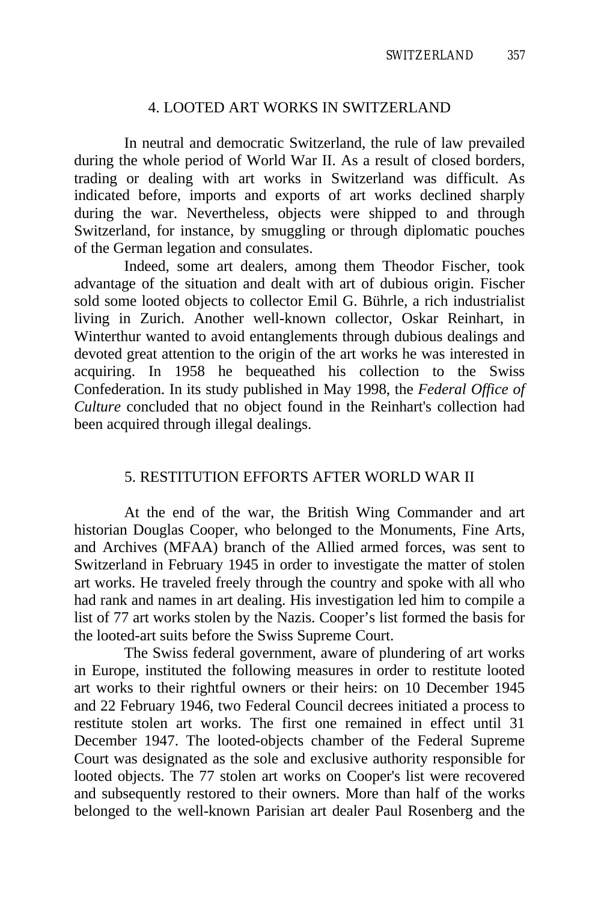## 4. LOOTED ART WORKS IN SWITZERLAND

In neutral and democratic Switzerland, the rule of law prevailed during the whole period of World War II. As a result of closed borders, trading or dealing with art works in Switzerland was difficult. As indicated before, imports and exports of art works declined sharply during the war. Nevertheless, objects were shipped to and through Switzerland, for instance, by smuggling or through diplomatic pouches of the German legation and consulates.

Indeed, some art dealers, among them Theodor Fischer, took advantage of the situation and dealt with art of dubious origin. Fischer sold some looted objects to collector Emil G. Bührle, a rich industrialist living in Zurich. Another well-known collector, Oskar Reinhart, in Winterthur wanted to avoid entanglements through dubious dealings and devoted great attention to the origin of the art works he was interested in acquiring. In 1958 he bequeathed his collection to the Swiss Confederation. In its study published in May 1998, the *Federal Office of Culture* concluded that no object found in the Reinhart's collection had been acquired through illegal dealings.

## 5. RESTITUTION EFFORTS AFTER WORLD WAR II

At the end of the war, the British Wing Commander and art historian Douglas Cooper, who belonged to the Monuments, Fine Arts, and Archives (MFAA) branch of the Allied armed forces, was sent to Switzerland in February 1945 in order to investigate the matter of stolen art works. He traveled freely through the country and spoke with all who had rank and names in art dealing. His investigation led him to compile a list of 77 art works stolen by the Nazis. Cooper's list formed the basis for the looted-art suits before the Swiss Supreme Court.

The Swiss federal government, aware of plundering of art works in Europe, instituted the following measures in order to restitute looted art works to their rightful owners or their heirs: on 10 December 1945 and 22 February 1946, two Federal Council decrees initiated a process to restitute stolen art works. The first one remained in effect until 31 December 1947. The looted-objects chamber of the Federal Supreme Court was designated as the sole and exclusive authority responsible for looted objects. The 77 stolen art works on Cooper's list were recovered and subsequently restored to their owners. More than half of the works belonged to the well-known Parisian art dealer Paul Rosenberg and the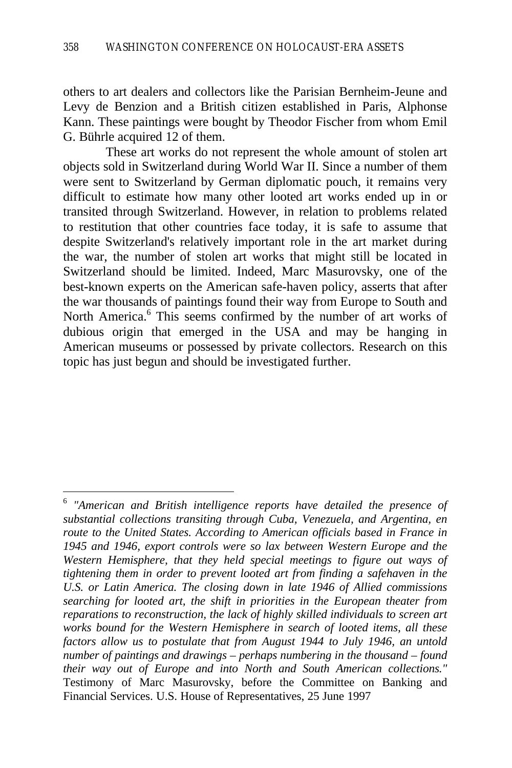others to art dealers and collectors like the Parisian Bernheim-Jeune and Levy de Benzion and a British citizen established in Paris, Alphonse Kann. These paintings were bought by Theodor Fischer from whom Emil G. Bührle acquired 12 of them.

These art works do not represent the whole amount of stolen art objects sold in Switzerland during World War II. Since a number of them were sent to Switzerland by German diplomatic pouch, it remains very difficult to estimate how many other looted art works ended up in or transited through Switzerland. However, in relation to problems related to restitution that other countries face today, it is safe to assume that despite Switzerland's relatively important role in the art market during the war, the number of stolen art works that might still be located in Switzerland should be limited. Indeed, Marc Masurovsky, one of the best-known experts on the American safe-haven policy, asserts that after the war thousands of paintings found their way from Europe to South and North America.[6] This seems confirmed by the number of art works of dubious origin that emerged in the USA and may be hanging in American museums or possessed by private collectors. Research on this topic has just begun and should be investigated further.

---

[6] *"American and British intelligence reports have detailed the presence of substantial collections transiting through Cuba, Venezuela, and Argentina, en route to the United States. According to American officials based in France in 1945 and 1946, export controls were so lax between Western Europe and the Western Hemisphere, that they held special meetings to figure out ways of tightening them in order to prevent looted art from finding a safehaven in the U.S. or Latin America. The closing down in late 1946 of Allied commissions searching for looted art, the shift in priorities in the European theater from reparations to reconstruction, the lack of highly skilled individuals to screen art works bound for the Western Hemisphere in search of looted items, all these factors allow us to postulate that from August 1944 to July 1946, an untold number of paintings and drawings – perhaps numbering in the thousand – found their way out of Europe and into North and South American collections."* Testimony of Marc Masurovsky, before the Committee on Banking and Financial Services. U.S. House of Representatives, 25 June 1997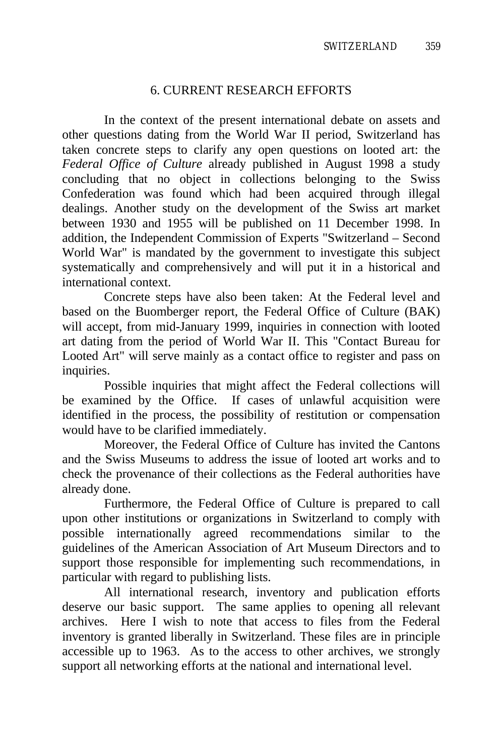## 6. CURRENT RESEARCH EFFORTS

In the context of the present international debate on assets and other questions dating from the World War II period, Switzerland has taken concrete steps to clarify any open questions on looted art: the *Federal Office of Culture* already published in August 1998 a study concluding that no object in collections belonging to the Swiss Confederation was found which had been acquired through illegal dealings. Another study on the development of the Swiss art market between 1930 and 1955 will be published on 11 December 1998. In addition, the Independent Commission of Experts "Switzerland – Second World War" is mandated by the government to investigate this subject systematically and comprehensively and will put it in a historical and international context.

Concrete steps have also been taken: At the Federal level and based on the Buomberger report, the Federal Office of Culture (BAK) will accept, from mid-January 1999, inquiries in connection with looted art dating from the period of World War II. This "Contact Bureau for Looted Art" will serve mainly as a contact office to register and pass on inquiries.

Possible inquiries that might affect the Federal collections will be examined by the Office. If cases of unlawful acquisition were identified in the process, the possibility of restitution or compensation would have to be clarified immediately.

Moreover, the Federal Office of Culture has invited the Cantons and the Swiss Museums to address the issue of looted art works and to check the provenance of their collections as the Federal authorities have already done.

Furthermore, the Federal Office of Culture is prepared to call upon other institutions or organizations in Switzerland to comply with possible internationally agreed recommendations similar to the guidelines of the American Association of Art Museum Directors and to support those responsible for implementing such recommendations, in particular with regard to publishing lists.

All international research, inventory and publication efforts deserve our basic support. The same applies to opening all relevant archives. Here I wish to note that access to files from the Federal inventory is granted liberally in Switzerland. These files are in principle accessible up to 1963. As to the access to other archives, we strongly support all networking efforts at the national and international level.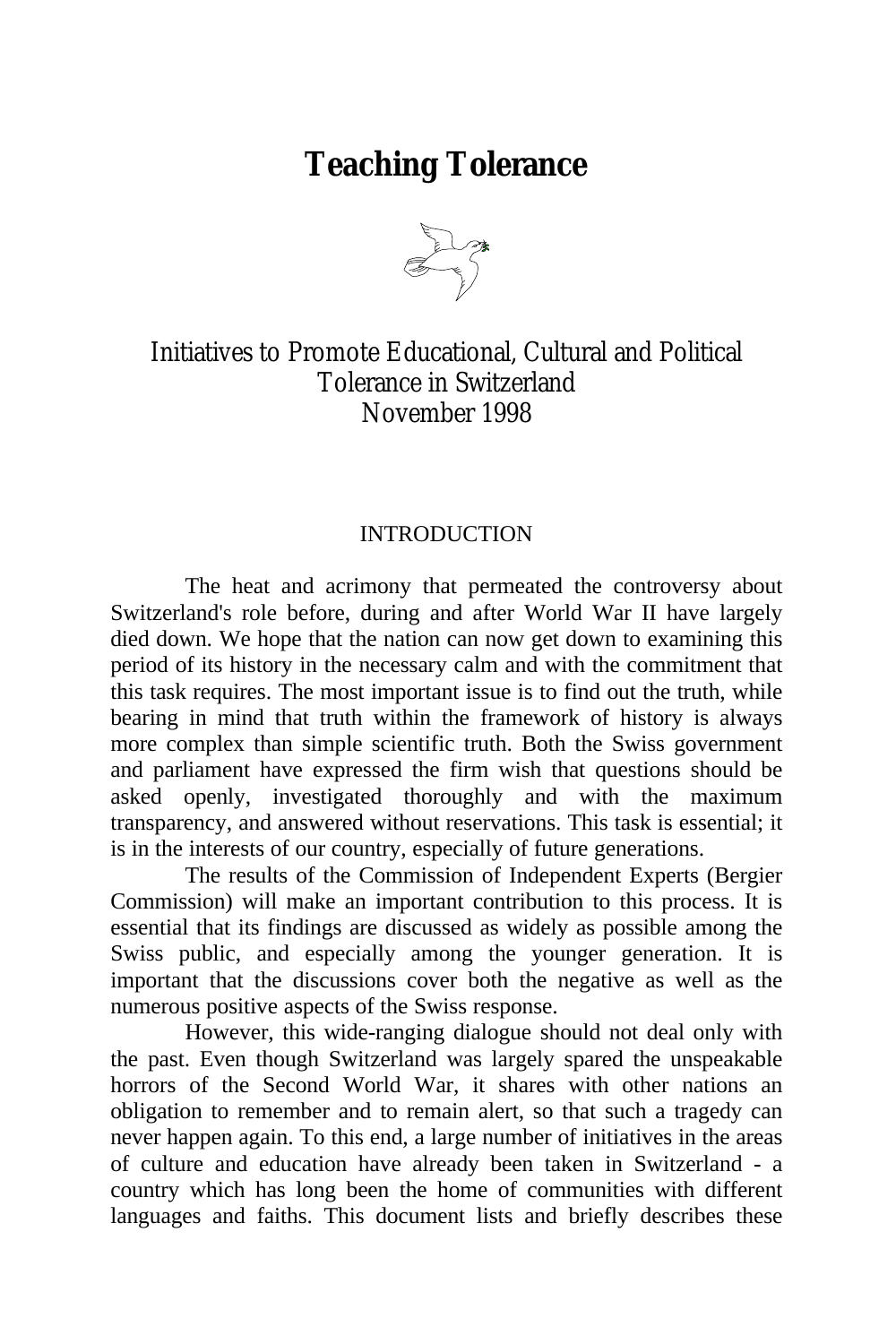# Teaching Tolerance

Initiatives to Promote Educational, Cultural and Political Tolerance in Switzerland
November 1998

## INTRODUCTION

The heat and acrimony that permeated the controversy about Switzerland's role before, during and after World War II have largely died down. We hope that the nation can now get down to examining this period of its history in the necessary calm and with the commitment that this task requires. The most important issue is to find out the truth, while bearing in mind that truth within the framework of history is always more complex than simple scientific truth. Both the Swiss government and parliament have expressed the firm wish that questions should be asked openly, investigated thoroughly and with the maximum transparency, and answered without reservations. This task is essential; it is in the interests of our country, especially of future generations.

The results of the Commission of Independent Experts (Bergier Commission) will make an important contribution to this process. It is essential that its findings are discussed as widely as possible among the Swiss public, and especially among the younger generation. It is important that the discussions cover both the negative as well as the numerous positive aspects of the Swiss response.

However, this wide-ranging dialogue should not deal only with the past. Even though Switzerland was largely spared the unspeakable horrors of the Second World War, it shares with other nations an obligation to remember and to remain alert, so that such a tragedy can never happen again. To this end, a large number of initiatives in the areas of culture and education have already been taken in Switzerland - a country which has long been the home of communities with different languages and faiths. This document lists and briefly describes these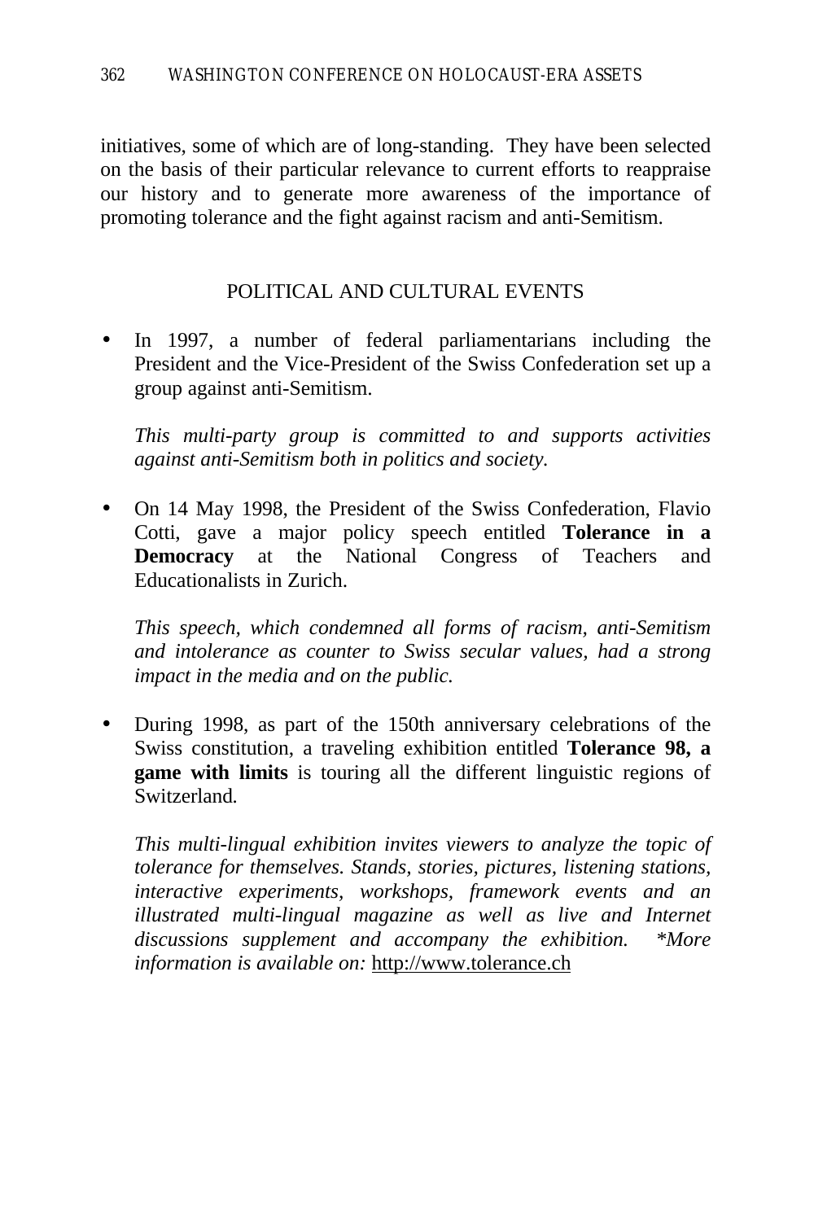initiatives, some of which are of long-standing. They have been selected on the basis of their particular relevance to current efforts to reappraise our history and to generate more awareness of the importance of promoting tolerance and the fight against racism and anti-Semitism.

## POLITICAL AND CULTURAL EVENTS

- In 1997, a number of federal parliamentarians including the President and the Vice-President of the Swiss Confederation set up a group against anti-Semitism.

  *This multi-party group is committed to and supports activities against anti-Semitism both in politics and society.*

- On 14 May 1998, the President of the Swiss Confederation, Flavio Cotti, gave a major policy speech entitled **Tolerance in a Democracy** at the National Congress of Teachers and Educationalists in Zurich.

  *This speech, which condemned all forms of racism, anti-Semitism and intolerance as counter to Swiss secular values, had a strong impact in the media and on the public.*

- During 1998, as part of the 150th anniversary celebrations of the Swiss constitution, a traveling exhibition entitled **Tolerance 98, a game with limits** is touring all the different linguistic regions of Switzerland.

  *This multi-lingual exhibition invites viewers to analyze the topic of tolerance for themselves. Stands, stories, pictures, listening stations, interactive experiments, workshops, framework events and an illustrated multi-lingual magazine as well as live and Internet discussions supplement and accompany the exhibition. *More information is available on:* http://www.tolerance.ch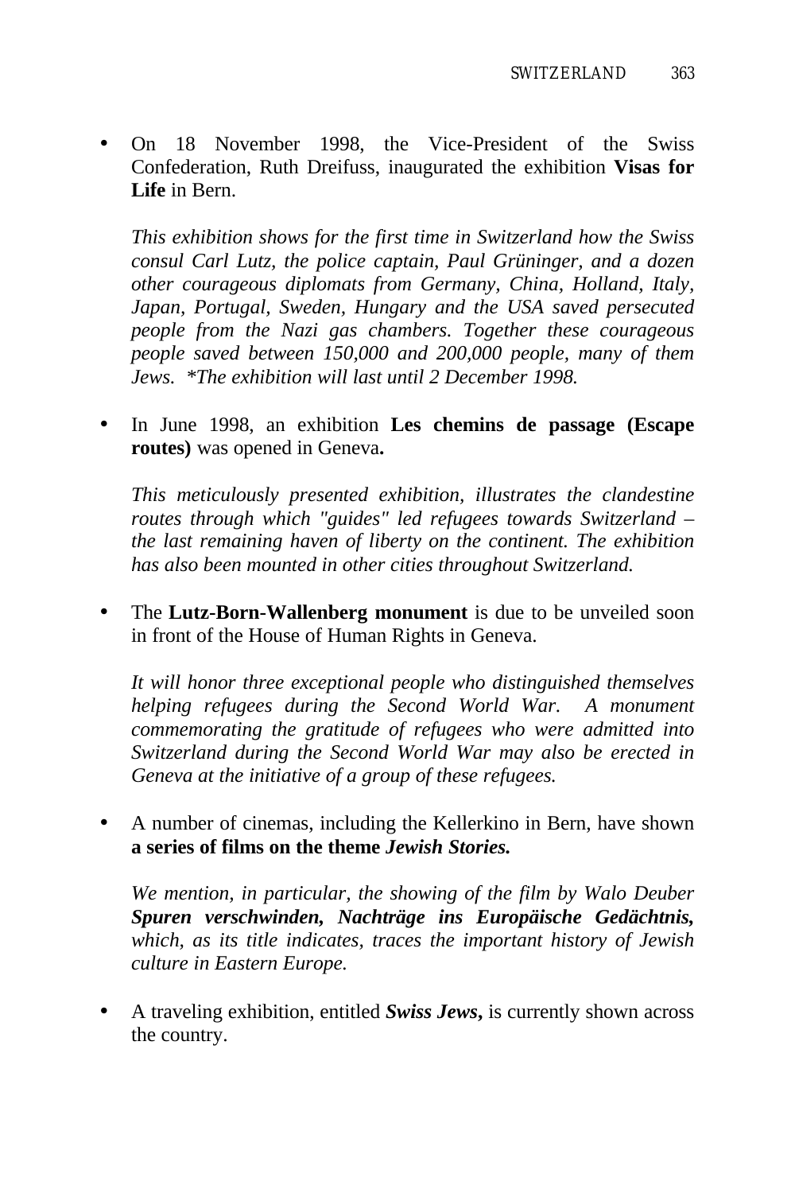- On 18 November 1998, the Vice-President of the Swiss Confederation, Ruth Dreifuss, inaugurated the exhibition **Visas for Life** in Bern.

  *This exhibition shows for the first time in Switzerland how the Swiss consul Carl Lutz, the police captain, Paul Grüninger, and a dozen other courageous diplomats from Germany, China, Holland, Italy, Japan, Portugal, Sweden, Hungary and the USA saved persecuted people from the Nazi gas chambers. Together these courageous people saved between 150,000 and 200,000 people, many of them Jews. *The exhibition will last until 2 December 1998.*

- In June 1998, an exhibition **Les chemins de passage (Escape routes)** was opened in Geneva**.**

  *This meticulously presented exhibition, illustrates the clandestine routes through which "guides" led refugees towards Switzerland – the last remaining haven of liberty on the continent. The exhibition has also been mounted in other cities throughout Switzerland.*

- The **Lutz-Born-Wallenberg monument** is due to be unveiled soon in front of the House of Human Rights in Geneva.

  *It will honor three exceptional people who distinguished themselves helping refugees during the Second World War. A monument commemorating the gratitude of refugees who were admitted into Switzerland during the Second World War may also be erected in Geneva at the initiative of a group of these refugees.*

- A number of cinemas, including the Kellerkino in Bern, have shown **a series of films on the theme *Jewish Stories.***

  *We mention, in particular, the showing of the film by Walo Deuber **Spuren verschwinden, Nachträge ins Europäische Gedächtnis,** which, as its title indicates, traces the important history of Jewish culture in Eastern Europe.*

- A traveling exhibition, entitled ***Swiss Jews*,** is currently shown across the country.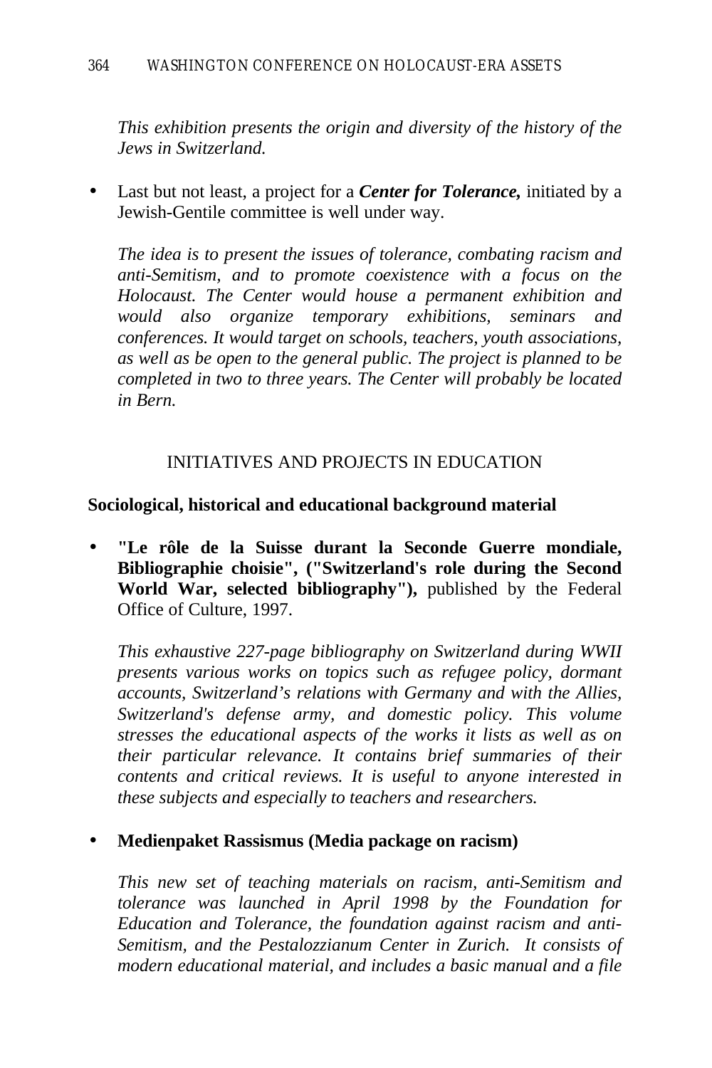*This exhibition presents the origin and diversity of the history of the Jews in Switzerland.*

- Last but not least, a project for a ***Center for Tolerance,*** initiated by a Jewish-Gentile committee is well under way.

  *The idea is to present the issues of tolerance, combating racism and anti-Semitism, and to promote coexistence with a focus on the Holocaust. The Center would house a permanent exhibition and would also organize temporary exhibitions, seminars and conferences. It would target on schools, teachers, youth associations, as well as be open to the general public. The project is planned to be completed in two to three years. The Center will probably be located in Bern.*

## INITIATIVES AND PROJECTS IN EDUCATION

### Sociological, historical and educational background material

- **"Le rôle de la Suisse durant la Seconde Guerre mondiale, Bibliographie choisie", ("Switzerland's role during the Second World War, selected bibliography"),** published by the Federal Office of Culture, 1997.

  *This exhaustive 227-page bibliography on Switzerland during WWII presents various works on topics such as refugee policy, dormant accounts, Switzerland's relations with Germany and with the Allies, Switzerland's defense army, and domestic policy. This volume stresses the educational aspects of the works it lists as well as on their particular relevance. It contains brief summaries of their contents and critical reviews. It is useful to anyone interested in these subjects and especially to teachers and researchers.*

- **Medienpaket Rassismus (Media package on racism)**

  *This new set of teaching materials on racism, anti-Semitism and tolerance was launched in April 1998 by the Foundation for Education and Tolerance, the foundation against racism and anti-Semitism, and the Pestalozzianum Center in Zurich. It consists of modern educational material, and includes a basic manual and a file*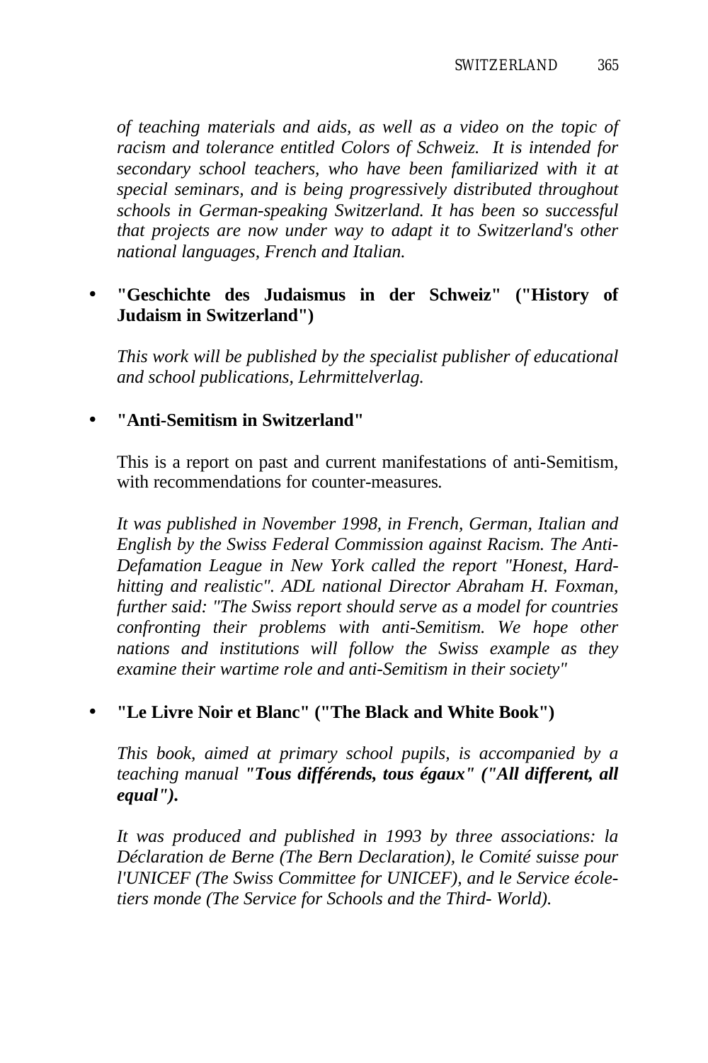*of teaching materials and aids, as well as a video on the topic of racism and tolerance entitled Colors of Schweiz. It is intended for secondary school teachers, who have been familiarized with it at special seminars, and is being progressively distributed throughout schools in German-speaking Switzerland. It has been so successful that projects are now under way to adapt it to Switzerland's other national languages, French and Italian.*

- **"Geschichte des Judaismus in der Schweiz" ("History of Judaism in Switzerland")**

  *This work will be published by the specialist publisher of educational and school publications, Lehrmittelverlag.*

- **"Anti-Semitism in Switzerland"**

  This is a report on past and current manifestations of anti-Semitism, with recommendations for counter-measures.

  *It was published in November 1998, in French, German, Italian and English by the Swiss Federal Commission against Racism. The Anti-Defamation League in New York called the report "Honest, Hard-hitting and realistic". ADL national Director Abraham H. Foxman, further said: "The Swiss report should serve as a model for countries confronting their problems with anti-Semitism. We hope other nations and institutions will follow the Swiss example as they examine their wartime role and anti-Semitism in their society"*

- **"Le Livre Noir et Blanc" ("The Black and White Book")**

  *This book, aimed at primary school pupils, is accompanied by a teaching manual **"Tous différends, tous égaux" ("All different, all equal").***

  *It was produced and published in 1993 by three associations: la Déclaration de Berne (The Bern Declaration), le Comité suisse pour l'UNICEF (The Swiss Committee for UNICEF), and le Service école-tiers monde (The Service for Schools and the Third- World).*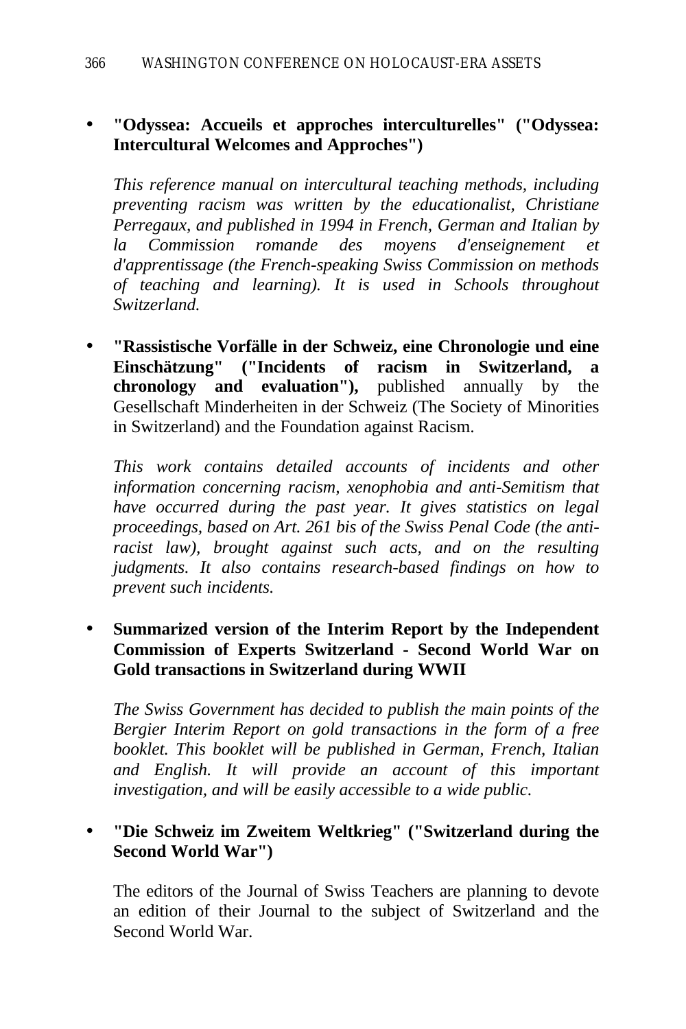- **"Odyssea: Accueils et approches interculturelles" ("Odyssea: Intercultural Welcomes and Approches")**

  *This reference manual on intercultural teaching methods, including preventing racism was written by the educationalist, Christiane Perregaux, and published in 1994 in French, German and Italian by la Commission romande des moyens d'enseignement et d'apprentissage (the French-speaking Swiss Commission on methods of teaching and learning). It is used in Schools throughout Switzerland.*

- **"Rassistische Vorfälle in der Schweiz, eine Chronologie und eine Einschätzung" ("Incidents of racism in Switzerland, a chronology and evaluation"),** published annually by the Gesellschaft Minderheiten in der Schweiz (The Society of Minorities in Switzerland) and the Foundation against Racism.

  *This work contains detailed accounts of incidents and other information concerning racism, xenophobia and anti-Semitism that have occurred during the past year. It gives statistics on legal proceedings, based on Art. 261 bis of the Swiss Penal Code (the anti-racist law), brought against such acts, and on the resulting judgments. It also contains research-based findings on how to prevent such incidents.*

- **Summarized version of the Interim Report by the Independent Commission of Experts Switzerland - Second World War on Gold transactions in Switzerland during WWII**

  *The Swiss Government has decided to publish the main points of the Bergier Interim Report on gold transactions in the form of a free booklet. This booklet will be published in German, French, Italian and English. It will provide an account of this important investigation, and will be easily accessible to a wide public.*

- **"Die Schweiz im Zweitem Weltkrieg" ("Switzerland during the Second World War")**

  The editors of the Journal of Swiss Teachers are planning to devote an edition of their Journal to the subject of Switzerland and the Second World War.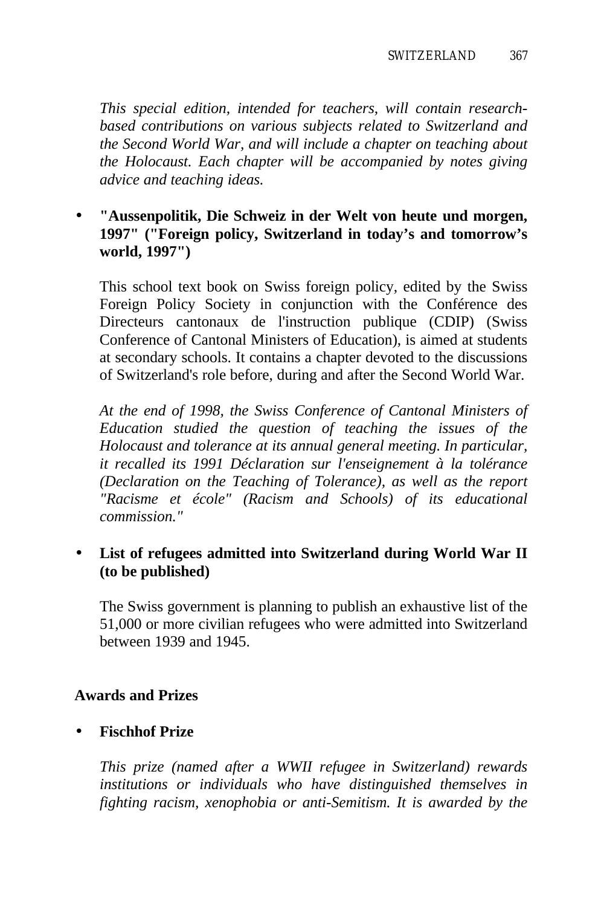*This special edition, intended for teachers, will contain research-based contributions on various subjects related to Switzerland and the Second World War, and will include a chapter on teaching about the Holocaust. Each chapter will be accompanied by notes giving advice and teaching ideas.*

- **"Aussenpolitik, Die Schweiz in der Welt von heute und morgen, 1997" ("Foreign policy, Switzerland in today's and tomorrow's world, 1997")**

  This school text book on Swiss foreign policy, edited by the Swiss Foreign Policy Society in conjunction with the Conférence des Directeurs cantonaux de l'instruction publique (CDIP) (Swiss Conference of Cantonal Ministers of Education), is aimed at students at secondary schools. It contains a chapter devoted to the discussions of Switzerland's role before, during and after the Second World War.

  *At the end of 1998, the Swiss Conference of Cantonal Ministers of Education studied the question of teaching the issues of the Holocaust and tolerance at its annual general meeting. In particular, it recalled its 1991 Déclaration sur l'enseignement à la tolérance (Declaration on the Teaching of Tolerance), as well as the report "Racisme et école" (Racism and Schools) of its educational commission."*

- **List of refugees admitted into Switzerland during World War II (to be published)**

  The Swiss government is planning to publish an exhaustive list of the 51,000 or more civilian refugees who were admitted into Switzerland between 1939 and 1945.

## Awards and Prizes

- **Fischhof Prize**

  *This prize (named after a WWII refugee in Switzerland) rewards institutions or individuals who have distinguished themselves in fighting racism, xenophobia or anti-Semitism. It is awarded by the*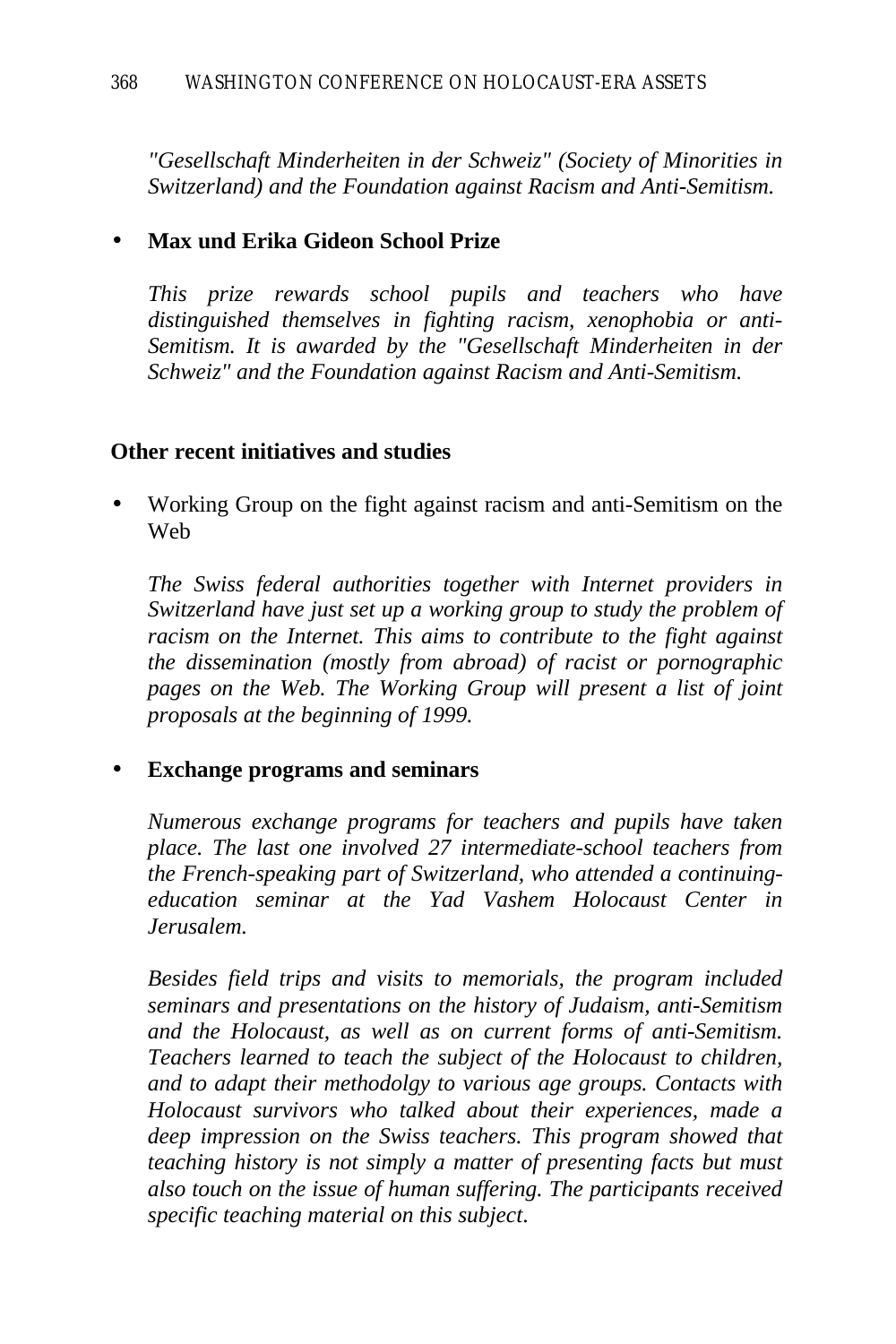*"Gesellschaft Minderheiten in der Schweiz" (Society of Minorities in Switzerland) and the Foundation against Racism and Anti-Semitism.*

- **Max und Erika Gideon School Prize**

  *This prize rewards school pupils and teachers who have distinguished themselves in fighting racism, xenophobia or anti-Semitism. It is awarded by the "Gesellschaft Minderheiten in der Schweiz" and the Foundation against Racism and Anti-Semitism.*

**Other recent initiatives and studies**

- Working Group on the fight against racism and anti-Semitism on the Web

  *The Swiss federal authorities together with Internet providers in Switzerland have just set up a working group to study the problem of racism on the Internet. This aims to contribute to the fight against the dissemination (mostly from abroad) of racist or pornographic pages on the Web. The Working Group will present a list of joint proposals at the beginning of 1999.*

- **Exchange programs and seminars**

  *Numerous exchange programs for teachers and pupils have taken place. The last one involved 27 intermediate-school teachers from the French-speaking part of Switzerland, who attended a continuing-education seminar at the Yad Vashem Holocaust Center in Jerusalem.*

  *Besides field trips and visits to memorials, the program included seminars and presentations on the history of Judaism, anti-Semitism and the Holocaust, as well as on current forms of anti-Semitism. Teachers learned to teach the subject of the Holocaust to children, and to adapt their methodolgy to various age groups. Contacts with Holocaust survivors who talked about their experiences, made a deep impression on the Swiss teachers. This program showed that teaching history is not simply a matter of presenting facts but must also touch on the issue of human suffering. The participants received specific teaching material on this subject*.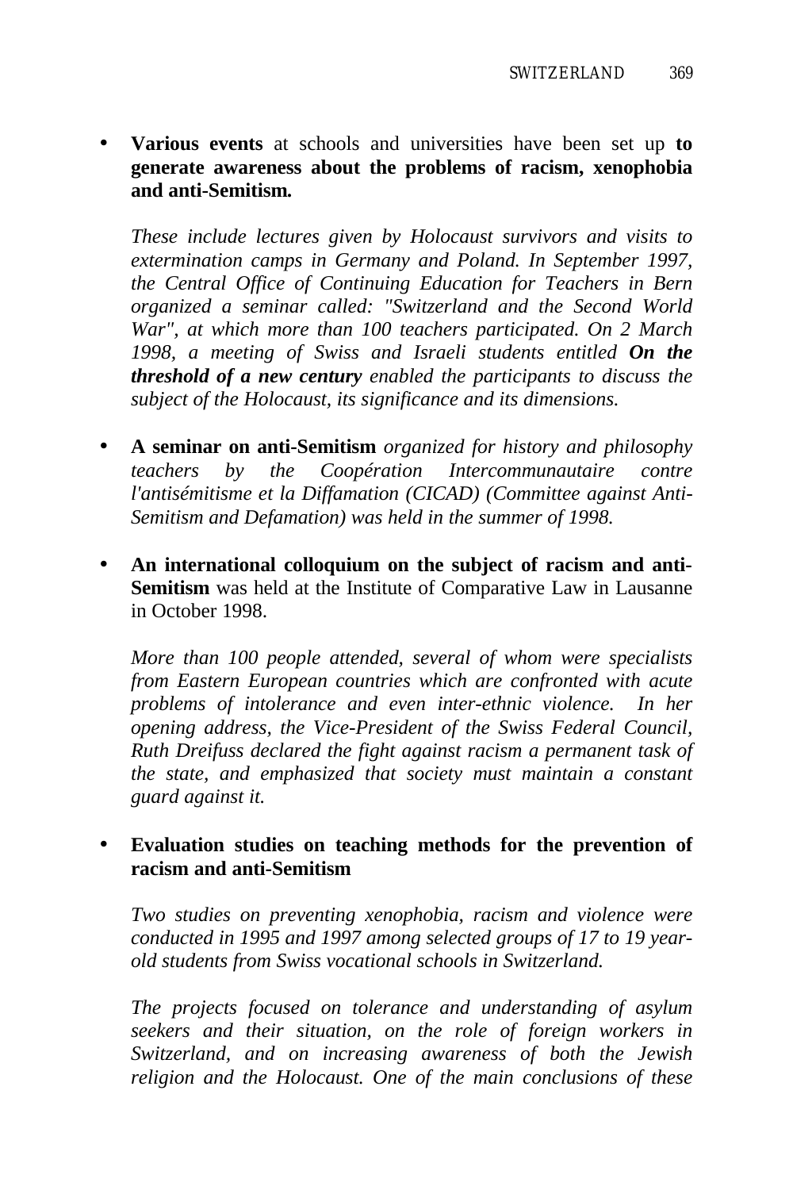- **Various events** at schools and universities have been set up **to generate awareness about the problems of racism, xenophobia and anti-Semitism.**

  *These include lectures given by Holocaust survivors and visits to extermination camps in Germany and Poland. In September 1997, the Central Office of Continuing Education for Teachers in Bern organized a seminar called: "Switzerland and the Second World War", at which more than 100 teachers participated. On 2 March 1998, a meeting of Swiss and Israeli students entitled* ***On the threshold of a new century*** *enabled the participants to discuss the subject of the Holocaust, its significance and its dimensions.*

- **A seminar on anti-Semitism** *organized for history and philosophy teachers by the Coopération Intercommunautaire contre l'antisémitisme et la Diffamation (CICAD) (Committee against Anti-Semitism and Defamation) was held in the summer of 1998.*

- **An international colloquium on the subject of racism and anti-Semitism** was held at the Institute of Comparative Law in Lausanne in October 1998.

  *More than 100 people attended, several of whom were specialists from Eastern European countries which are confronted with acute problems of intolerance and even inter-ethnic violence. In her opening address, the Vice-President of the Swiss Federal Council, Ruth Dreifuss declared the fight against racism a permanent task of the state, and emphasized that society must maintain a constant guard against it.*

- **Evaluation studies on teaching methods for the prevention of racism and anti-Semitism**

  *Two studies on preventing xenophobia, racism and violence were conducted in 1995 and 1997 among selected groups of 17 to 19 year-old students from Swiss vocational schools in Switzerland.*

  *The projects focused on tolerance and understanding of asylum seekers and their situation, on the role of foreign workers in Switzerland, and on increasing awareness of both the Jewish religion and the Holocaust. One of the main conclusions of these*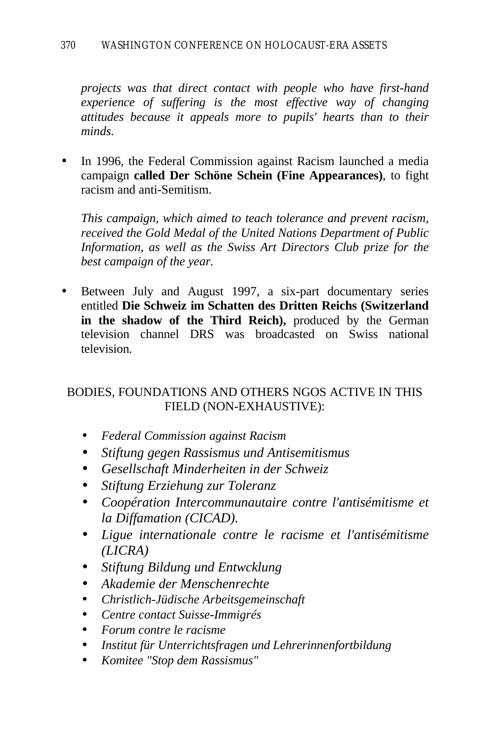*projects was that direct contact with people who have first-hand experience of suffering is the most effective way of changing attitudes because it appeals more to pupils' hearts than to their minds.*

- In 1996, the Federal Commission against Racism launched a media campaign **called Der Schöne Schein (Fine Appearances)**, to fight racism and anti-Semitism.

  *This campaign, which aimed to teach tolerance and prevent racism, received the Gold Medal of the United Nations Department of Public Information, as well as the Swiss Art Directors Club prize for the best campaign of the year.*

- Between July and August 1997, a six-part documentary series entitled **Die Schweiz im Schatten des Dritten Reichs (Switzerland in the shadow of the Third Reich),** produced by the German television channel DRS was broadcasted on Swiss national television.

BODIES, FOUNDATIONS AND OTHERS NGOS ACTIVE IN THIS FIELD (NON-EXHAUSTIVE):

- *Federal Commission against Racism*
- *Stiftung gegen Rassismus und Antisemitismus*
- *Gesellschaft Minderheiten in der Schweiz*
- *Stiftung Erziehung zur Toleranz*
- *Coopération Intercommunautaire contre l'antisémitisme et la Diffamation (CICAD).*
- *Ligue internationale contre le racisme et l'antisémitisme (LICRA)*
- *Stiftung Bildung und Entwcklung*
- *Akademie der Menschenrechte*
- *Christlich-Jüdische Arbeitsgemeinschaft*
- *Centre contact Suisse-Immigrés*
- *Forum contre le racisme*
- *Institut für Unterrichtsfragen und Lehrerinnenfortbildung*
- *Komitee "Stop dem Rassismus"*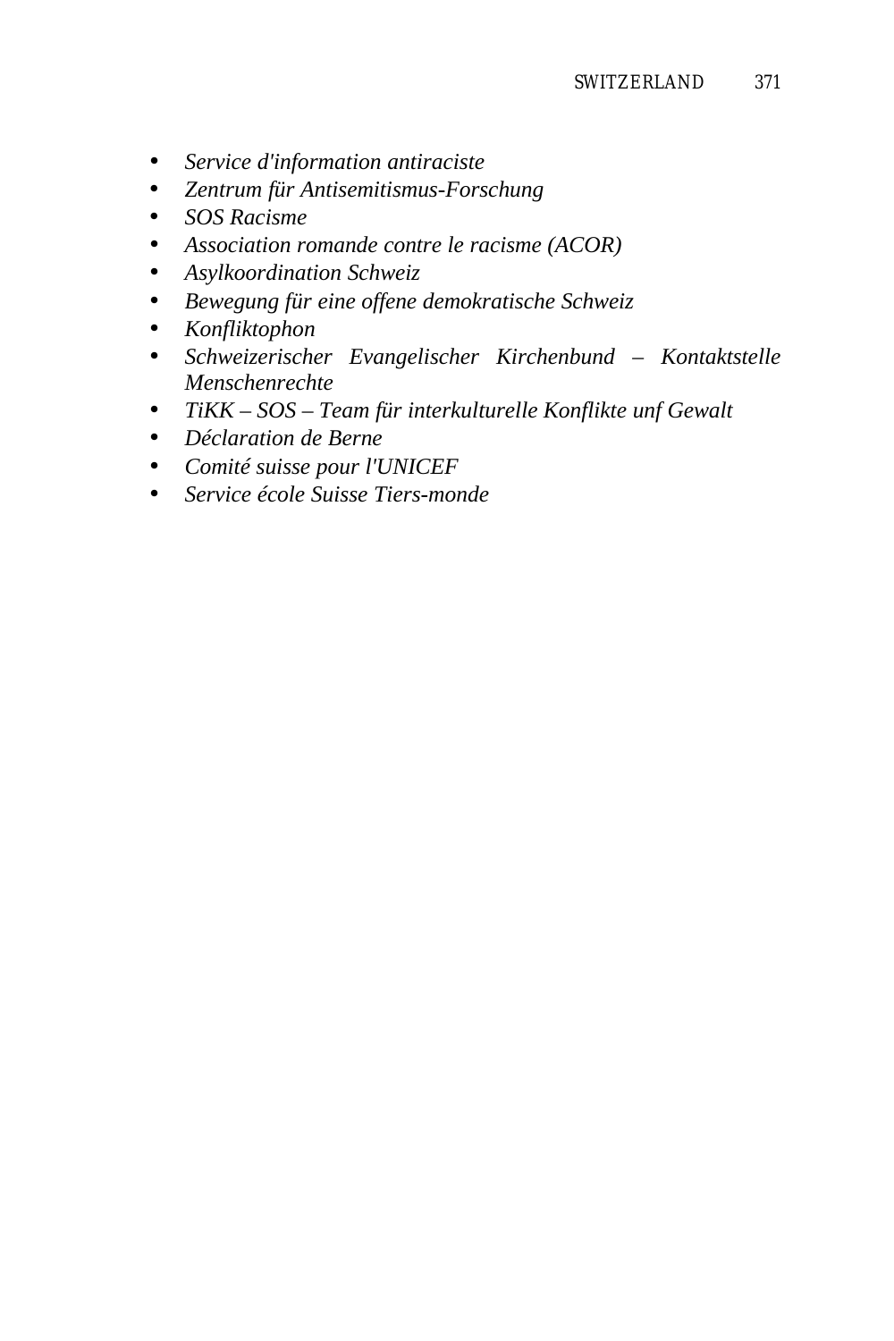- *Service d'information antiraciste*
- *Zentrum für Antisemitismus-Forschung*
- *SOS Racisme*
- *Association romande contre le racisme (ACOR)*
- *Asylkoordination Schweiz*
- *Bewegung für eine offene demokratische Schweiz*
- *Konfliktophon*
- *Schweizerischer Evangelischer Kirchenbund – Kontaktstelle Menschenrechte*
- *TiKK – SOS – Team für interkulturelle Konflikte unf Gewalt*
- *Déclaration de Berne*
- *Comité suisse pour l'UNICEF*
- *Service école Suisse Tiers-monde*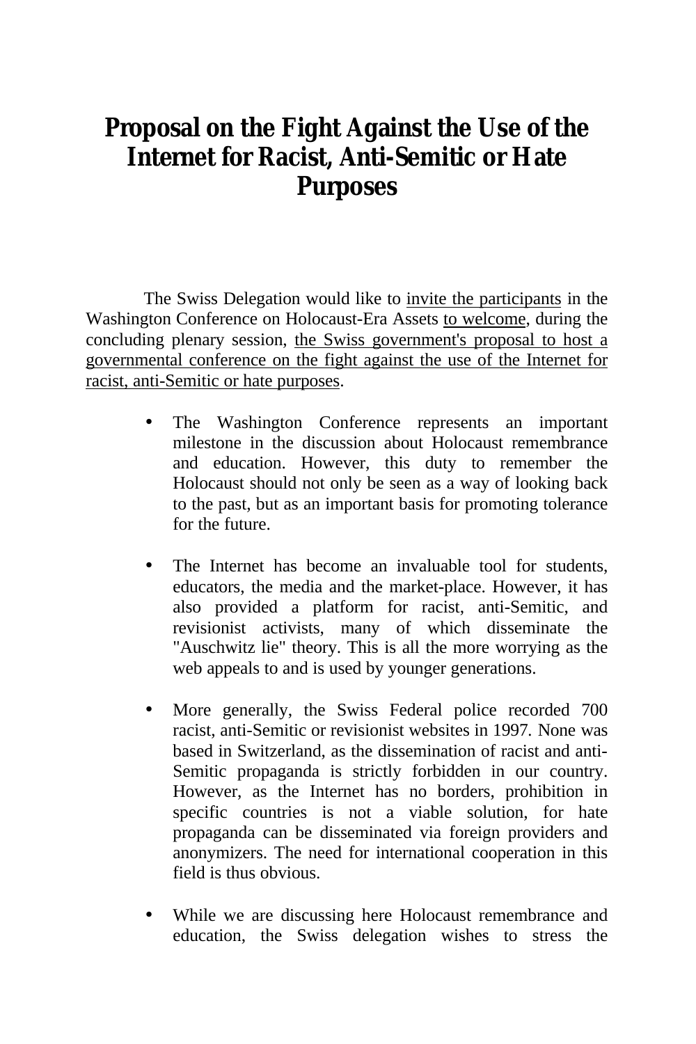# Proposal on the Fight Against the Use of the Internet for Racist, Anti-Semitic or Hate Purposes

The Swiss Delegation would like to invite the participants in the Washington Conference on Holocaust-Era Assets to welcome, during the concluding plenary session, the Swiss government's proposal to host a governmental conference on the fight against the use of the Internet for racist, anti-Semitic or hate purposes.

- The Washington Conference represents an important milestone in the discussion about Holocaust remembrance and education. However, this duty to remember the Holocaust should not only be seen as a way of looking back to the past, but as an important basis for promoting tolerance for the future.

- The Internet has become an invaluable tool for students, educators, the media and the market-place. However, it has also provided a platform for racist, anti-Semitic, and revisionist activists, many of which disseminate the "Auschwitz lie" theory. This is all the more worrying as the web appeals to and is used by younger generations.

- More generally, the Swiss Federal police recorded 700 racist, anti-Semitic or revisionist websites in 1997. None was based in Switzerland, as the dissemination of racist and anti-Semitic propaganda is strictly forbidden in our country. However, as the Internet has no borders, prohibition in specific countries is not a viable solution, for hate propaganda can be disseminated via foreign providers and anonymizers. The need for international cooperation in this field is thus obvious.

- While we are discussing here Holocaust remembrance and education, the Swiss delegation wishes to stress the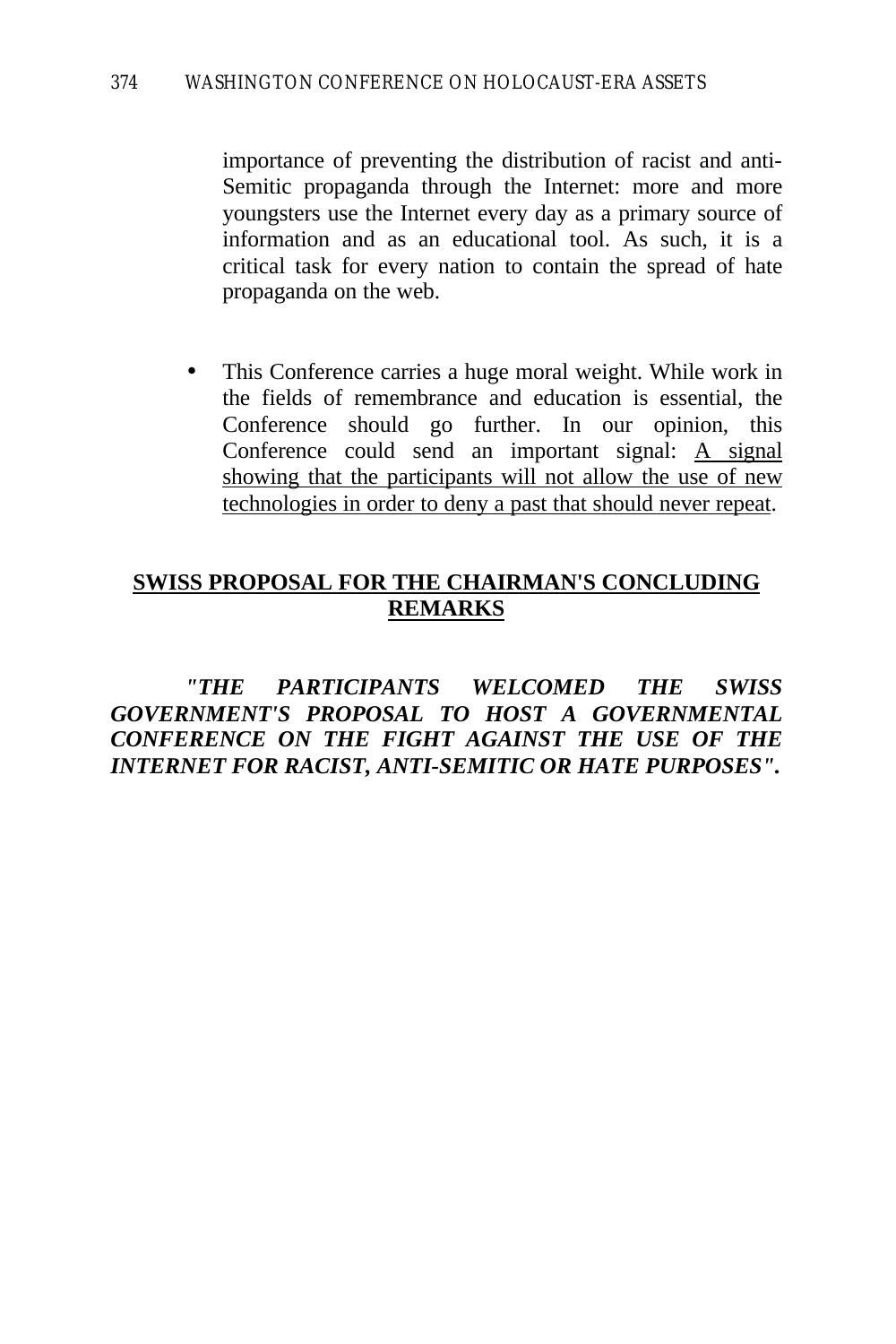importance of preventing the distribution of racist and anti-Semitic propaganda through the Internet: more and more youngsters use the Internet every day as a primary source of information and as an educational tool. As such, it is a critical task for every nation to contain the spread of hate propaganda on the web.

- This Conference carries a huge moral weight. While work in the fields of remembrance and education is essential, the Conference should go further. In our opinion, this Conference could send an important signal: <u>A signal showing that the participants will not allow the use of new technologies in order to deny a past that should never repeat</u>.

## <u>SWISS PROPOSAL FOR THE CHAIRMAN'S CONCLUDING REMARKS</u>

***"THE PARTICIPANTS WELCOMED THE SWISS GOVERNMENT'S PROPOSAL TO HOST A GOVERNMENTAL CONFERENCE ON THE FIGHT AGAINST THE USE OF THE INTERNET FOR RACIST, ANTI-SEMITIC OR HATE PURPOSES".***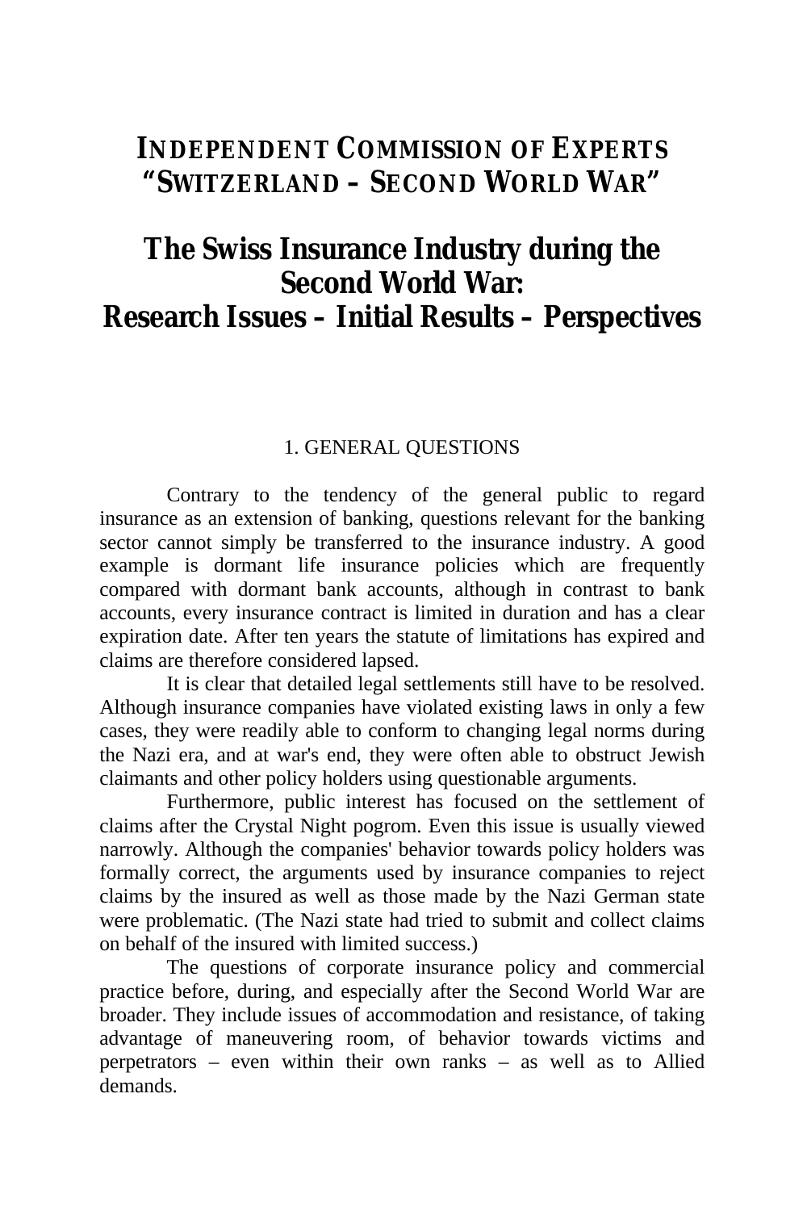# INDEPENDENT COMMISSION OF EXPERTS "SWITZERLAND – SECOND WORLD WAR"

# The Swiss Insurance Industry during the Second World War: Research Issues – Initial Results – Perspectives

## 1. GENERAL QUESTIONS

Contrary to the tendency of the general public to regard insurance as an extension of banking, questions relevant for the banking sector cannot simply be transferred to the insurance industry. A good example is dormant life insurance policies which are frequently compared with dormant bank accounts, although in contrast to bank accounts, every insurance contract is limited in duration and has a clear expiration date. After ten years the statute of limitations has expired and claims are therefore considered lapsed.

It is clear that detailed legal settlements still have to be resolved. Although insurance companies have violated existing laws in only a few cases, they were readily able to conform to changing legal norms during the Nazi era, and at war's end, they were often able to obstruct Jewish claimants and other policy holders using questionable arguments.

Furthermore, public interest has focused on the settlement of claims after the Crystal Night pogrom. Even this issue is usually viewed narrowly. Although the companies' behavior towards policy holders was formally correct, the arguments used by insurance companies to reject claims by the insured as well as those made by the Nazi German state were problematic. (The Nazi state had tried to submit and collect claims on behalf of the insured with limited success.)

The questions of corporate insurance policy and commercial practice before, during, and especially after the Second World War are broader. They include issues of accommodation and resistance, of taking advantage of maneuvering room, of behavior towards victims and perpetrators – even within their own ranks – as well as to Allied demands.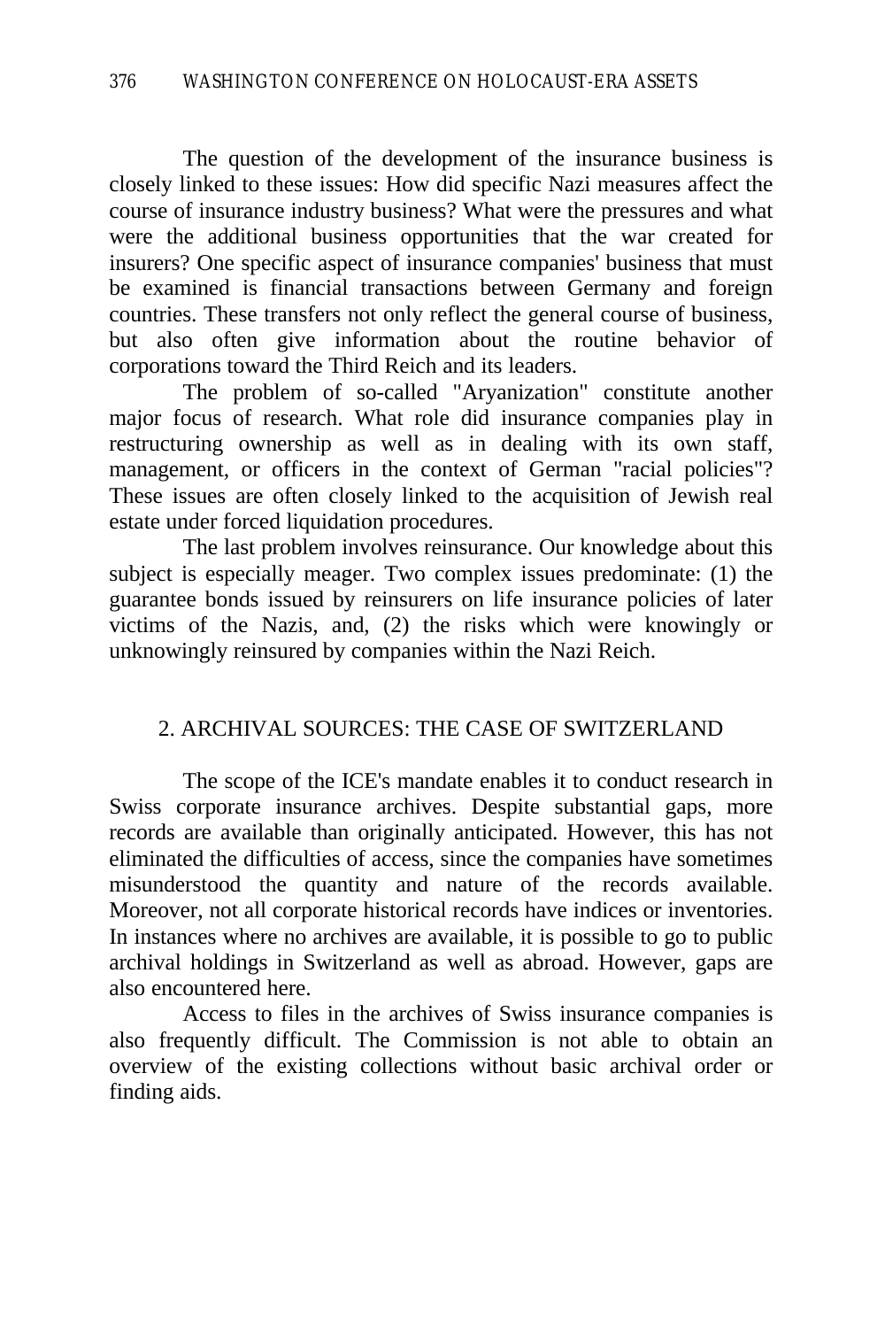The question of the development of the insurance business is closely linked to these issues: How did specific Nazi measures affect the course of insurance industry business? What were the pressures and what were the additional business opportunities that the war created for insurers? One specific aspect of insurance companies' business that must be examined is financial transactions between Germany and foreign countries. These transfers not only reflect the general course of business, but also often give information about the routine behavior of corporations toward the Third Reich and its leaders.

The problem of so-called "Aryanization" constitute another major focus of research. What role did insurance companies play in restructuring ownership as well as in dealing with its own staff, management, or officers in the context of German "racial policies"? These issues are often closely linked to the acquisition of Jewish real estate under forced liquidation procedures.

The last problem involves reinsurance. Our knowledge about this subject is especially meager. Two complex issues predominate: (1) the guarantee bonds issued by reinsurers on life insurance policies of later victims of the Nazis, and, (2) the risks which were knowingly or unknowingly reinsured by companies within the Nazi Reich.

## 2. ARCHIVAL SOURCES: THE CASE OF SWITZERLAND

The scope of the ICE's mandate enables it to conduct research in Swiss corporate insurance archives. Despite substantial gaps, more records are available than originally anticipated. However, this has not eliminated the difficulties of access, since the companies have sometimes misunderstood the quantity and nature of the records available. Moreover, not all corporate historical records have indices or inventories. In instances where no archives are available, it is possible to go to public archival holdings in Switzerland as well as abroad. However, gaps are also encountered here.

Access to files in the archives of Swiss insurance companies is also frequently difficult. The Commission is not able to obtain an overview of the existing collections without basic archival order or finding aids.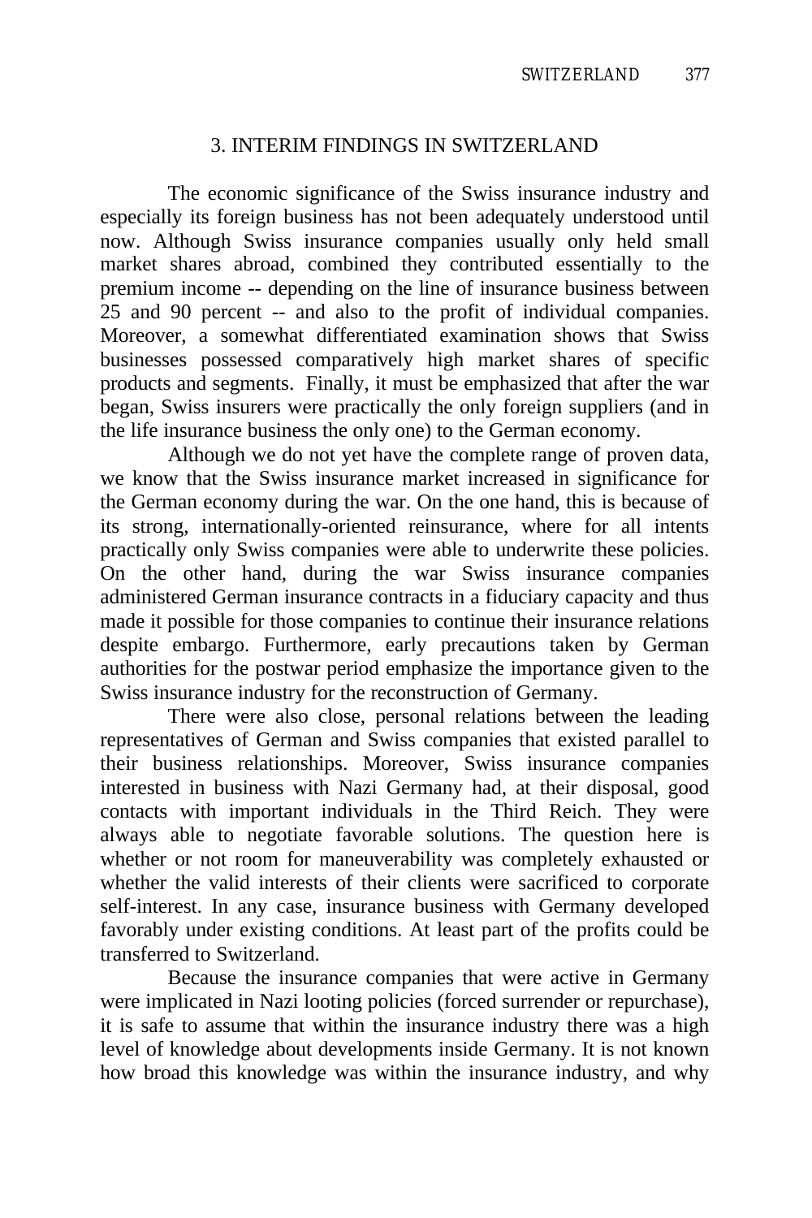## 3. INTERIM FINDINGS IN SWITZERLAND

The economic significance of the Swiss insurance industry and especially its foreign business has not been adequately understood until now. Although Swiss insurance companies usually only held small market shares abroad, combined they contributed essentially to the premium income -- depending on the line of insurance business between 25 and 90 percent -- and also to the profit of individual companies. Moreover, a somewhat differentiated examination shows that Swiss businesses possessed comparatively high market shares of specific products and segments. Finally, it must be emphasized that after the war began, Swiss insurers were practically the only foreign suppliers (and in the life insurance business the only one) to the German economy.

Although we do not yet have the complete range of proven data, we know that the Swiss insurance market increased in significance for the German economy during the war. On the one hand, this is because of its strong, internationally-oriented reinsurance, where for all intents practically only Swiss companies were able to underwrite these policies. On the other hand, during the war Swiss insurance companies administered German insurance contracts in a fiduciary capacity and thus made it possible for those companies to continue their insurance relations despite embargo. Furthermore, early precautions taken by German authorities for the postwar period emphasize the importance given to the Swiss insurance industry for the reconstruction of Germany.

There were also close, personal relations between the leading representatives of German and Swiss companies that existed parallel to their business relationships. Moreover, Swiss insurance companies interested in business with Nazi Germany had, at their disposal, good contacts with important individuals in the Third Reich. They were always able to negotiate favorable solutions. The question here is whether or not room for maneuverability was completely exhausted or whether the valid interests of their clients were sacrificed to corporate self-interest. In any case, insurance business with Germany developed favorably under existing conditions. At least part of the profits could be transferred to Switzerland.

Because the insurance companies that were active in Germany were implicated in Nazi looting policies (forced surrender or repurchase), it is safe to assume that within the insurance industry there was a high level of knowledge about developments inside Germany. It is not known how broad this knowledge was within the insurance industry, and why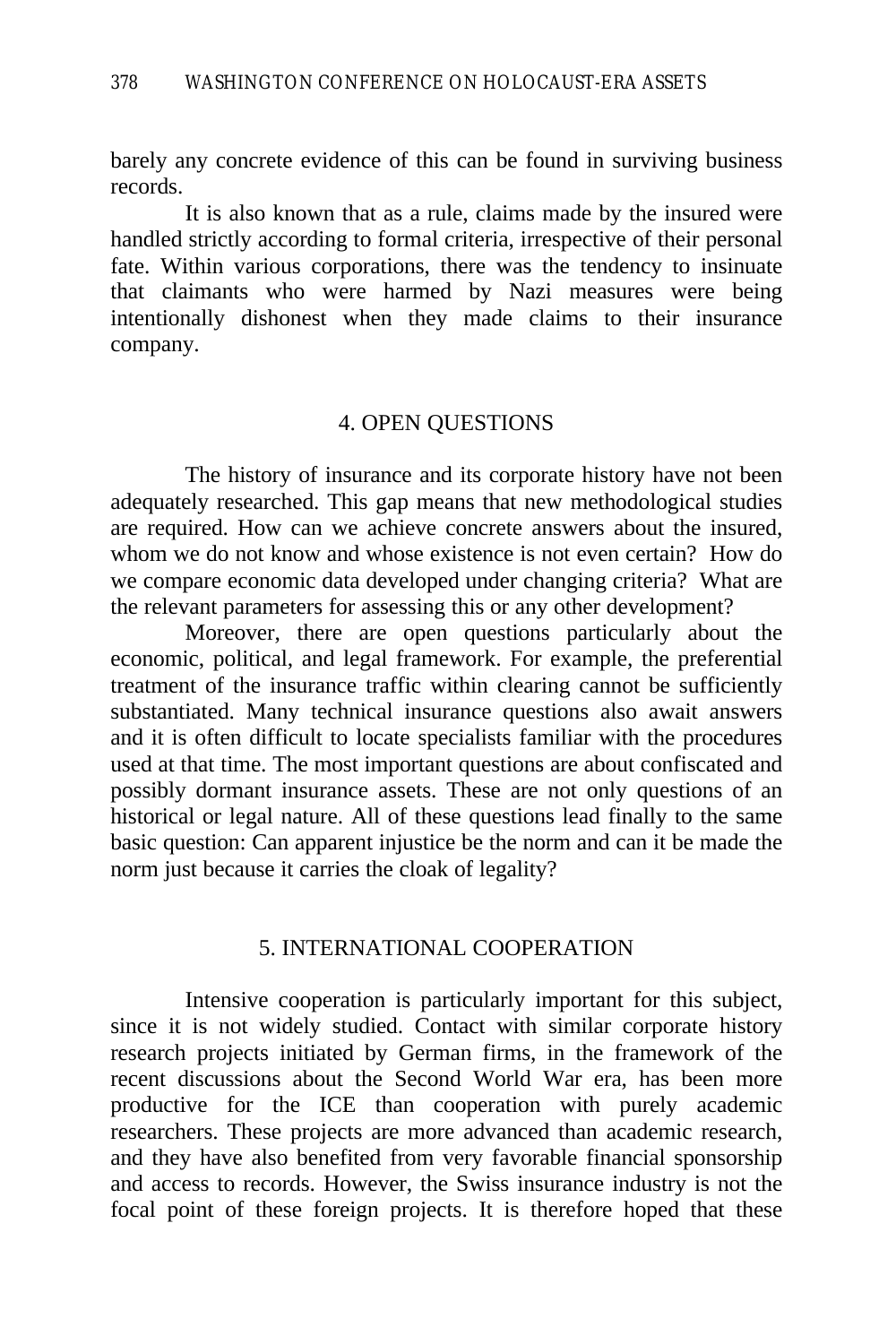barely any concrete evidence of this can be found in surviving business records.

It is also known that as a rule, claims made by the insured were handled strictly according to formal criteria, irrespective of their personal fate. Within various corporations, there was the tendency to insinuate that claimants who were harmed by Nazi measures were being intentionally dishonest when they made claims to their insurance company.

## 4. OPEN QUESTIONS

The history of insurance and its corporate history have not been adequately researched. This gap means that new methodological studies are required. How can we achieve concrete answers about the insured, whom we do not know and whose existence is not even certain? How do we compare economic data developed under changing criteria? What are the relevant parameters for assessing this or any other development?

Moreover, there are open questions particularly about the economic, political, and legal framework. For example, the preferential treatment of the insurance traffic within clearing cannot be sufficiently substantiated. Many technical insurance questions also await answers and it is often difficult to locate specialists familiar with the procedures used at that time. The most important questions are about confiscated and possibly dormant insurance assets. These are not only questions of an historical or legal nature. All of these questions lead finally to the same basic question: Can apparent injustice be the norm and can it be made the norm just because it carries the cloak of legality?

## 5. INTERNATIONAL COOPERATION

Intensive cooperation is particularly important for this subject, since it is not widely studied. Contact with similar corporate history research projects initiated by German firms, in the framework of the recent discussions about the Second World War era, has been more productive for the ICE than cooperation with purely academic researchers. These projects are more advanced than academic research, and they have also benefited from very favorable financial sponsorship and access to records. However, the Swiss insurance industry is not the focal point of these foreign projects. It is therefore hoped that these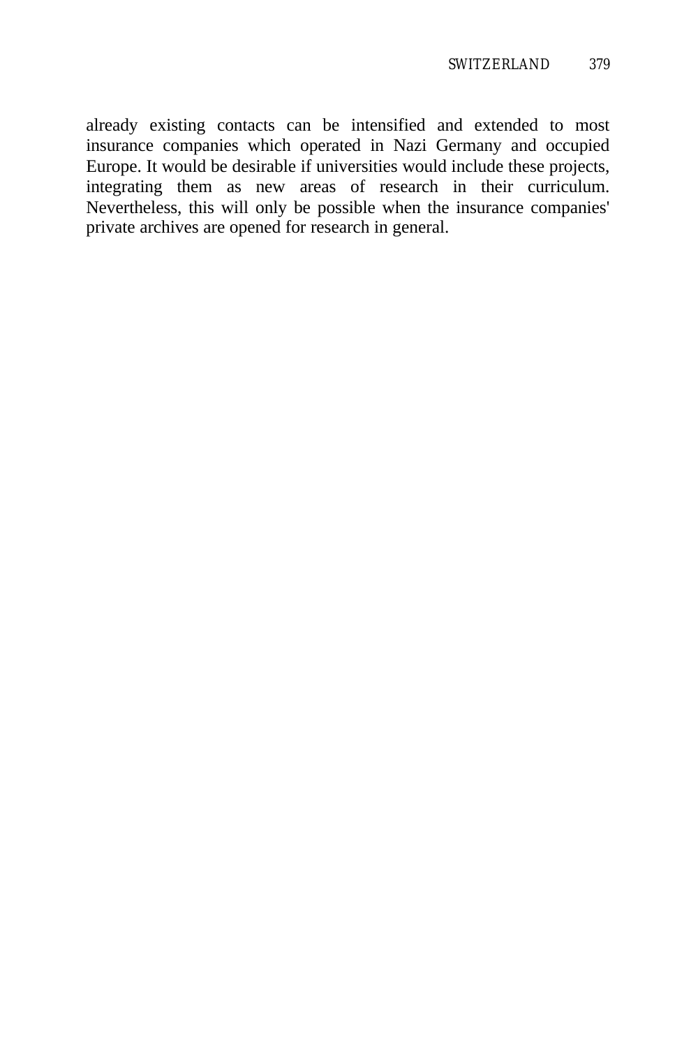already existing contacts can be intensified and extended to most insurance companies which operated in Nazi Germany and occupied Europe. It would be desirable if universities would include these projects, integrating them as new areas of research in their curriculum. Nevertheless, this will only be possible when the insurance companies' private archives are opened for research in general.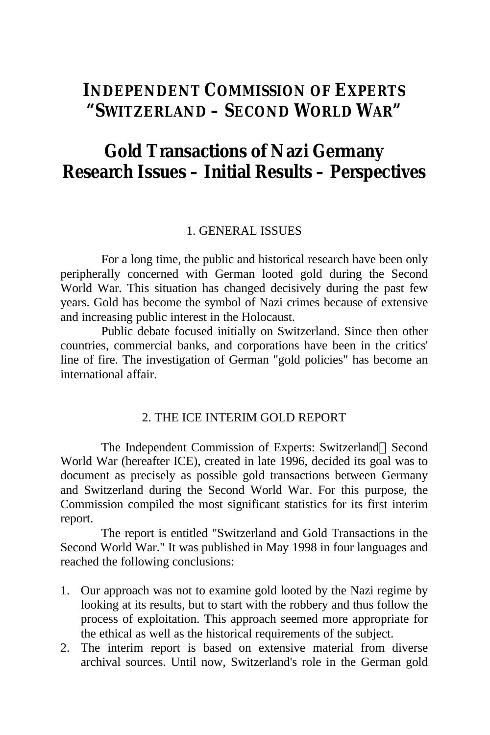# Independent Commission of Experts "Switzerland – Second World War"

# Gold Transactions of Nazi Germany
## Research Issues – Initial Results – Perspectives

### 1. GENERAL ISSUES

For a long time, the public and historical research have been only peripherally concerned with German looted gold during the Second World War. This situation has changed decisively during the past few years. Gold has become the symbol of Nazi crimes because of extensive and increasing public interest in the Holocaust.

Public debate focused initially on Switzerland. Since then other countries, commercial banks, and corporations have been in the critics' line of fire. The investigation of German "gold policies" has become an international affair.

### 2. THE ICE INTERIM GOLD REPORT

The Independent Commission of Experts: Switzerland – Second World War (hereafter ICE), created in late 1996, decided its goal was to document as precisely as possible gold transactions between Germany and Switzerland during the Second World War. For this purpose, the Commission compiled the most significant statistics for its first interim report.

The report is entitled "Switzerland and Gold Transactions in the Second World War." It was published in May 1998 in four languages and reached the following conclusions:

1. Our approach was not to examine gold looted by the Nazi regime by looking at its results, but to start with the robbery and thus follow the process of exploitation. This approach seemed more appropriate for the ethical as well as the historical requirements of the subject.
2. The interim report is based on extensive material from diverse archival sources. Until now, Switzerland's role in the German gold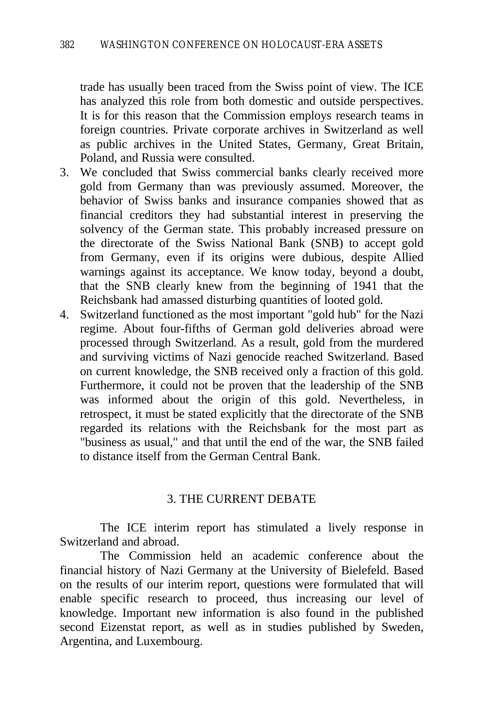trade has usually been traced from the Swiss point of view. The ICE has analyzed this role from both domestic and outside perspectives. It is for this reason that the Commission employs research teams in foreign countries. Private corporate archives in Switzerland as well as public archives in the United States, Germany, Great Britain, Poland, and Russia were consulted.

3. We concluded that Swiss commercial banks clearly received more gold from Germany than was previously assumed. Moreover, the behavior of Swiss banks and insurance companies showed that as financial creditors they had substantial interest in preserving the solvency of the German state. This probably increased pressure on the directorate of the Swiss National Bank (SNB) to accept gold from Germany, even if its origins were dubious, despite Allied warnings against its acceptance. We know today, beyond a doubt, that the SNB clearly knew from the beginning of 1941 that the Reichsbank had amassed disturbing quantities of looted gold.
4. Switzerland functioned as the most important "gold hub" for the Nazi regime. About four-fifths of German gold deliveries abroad were processed through Switzerland. As a result, gold from the murdered and surviving victims of Nazi genocide reached Switzerland. Based on current knowledge, the SNB received only a fraction of this gold. Furthermore, it could not be proven that the leadership of the SNB was informed about the origin of this gold. Nevertheless, in retrospect, it must be stated explicitly that the directorate of the SNB regarded its relations with the Reichsbank for the most part as "business as usual," and that until the end of the war, the SNB failed to distance itself from the German Central Bank.

## 3. THE CURRENT DEBATE

The ICE interim report has stimulated a lively response in Switzerland and abroad.

The Commission held an academic conference about the financial history of Nazi Germany at the University of Bielefeld. Based on the results of our interim report, questions were formulated that will enable specific research to proceed, thus increasing our level of knowledge. Important new information is also found in the published second Eizenstat report, as well as in studies published by Sweden, Argentina, and Luxembourg.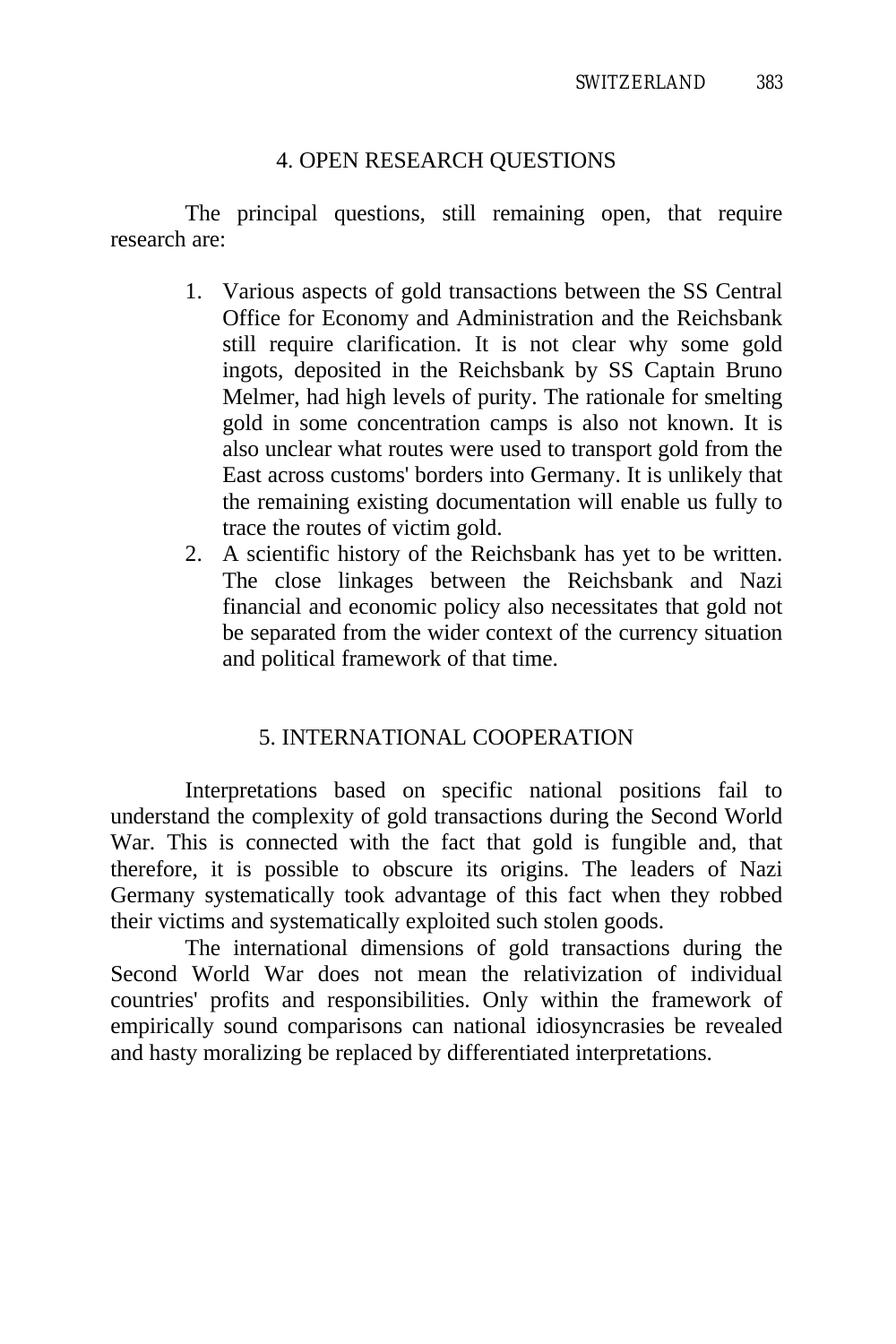## 4. OPEN RESEARCH QUESTIONS

The principal questions, still remaining open, that require research are:

1. Various aspects of gold transactions between the SS Central Office for Economy and Administration and the Reichsbank still require clarification. It is not clear why some gold ingots, deposited in the Reichsbank by SS Captain Bruno Melmer, had high levels of purity. The rationale for smelting gold in some concentration camps is also not known. It is also unclear what routes were used to transport gold from the East across customs' borders into Germany. It is unlikely that the remaining existing documentation will enable us fully to trace the routes of victim gold.
2. A scientific history of the Reichsbank has yet to be written. The close linkages between the Reichsbank and Nazi financial and economic policy also necessitates that gold not be separated from the wider context of the currency situation and political framework of that time.

## 5. INTERNATIONAL COOPERATION

Interpretations based on specific national positions fail to understand the complexity of gold transactions during the Second World War. This is connected with the fact that gold is fungible and, that therefore, it is possible to obscure its origins. The leaders of Nazi Germany systematically took advantage of this fact when they robbed their victims and systematically exploited such stolen goods.

The international dimensions of gold transactions during the Second World War does not mean the relativization of individual countries' profits and responsibilities. Only within the framework of empirically sound comparisons can national idiosyncrasies be revealed and hasty moralizing be replaced by differentiated interpretations.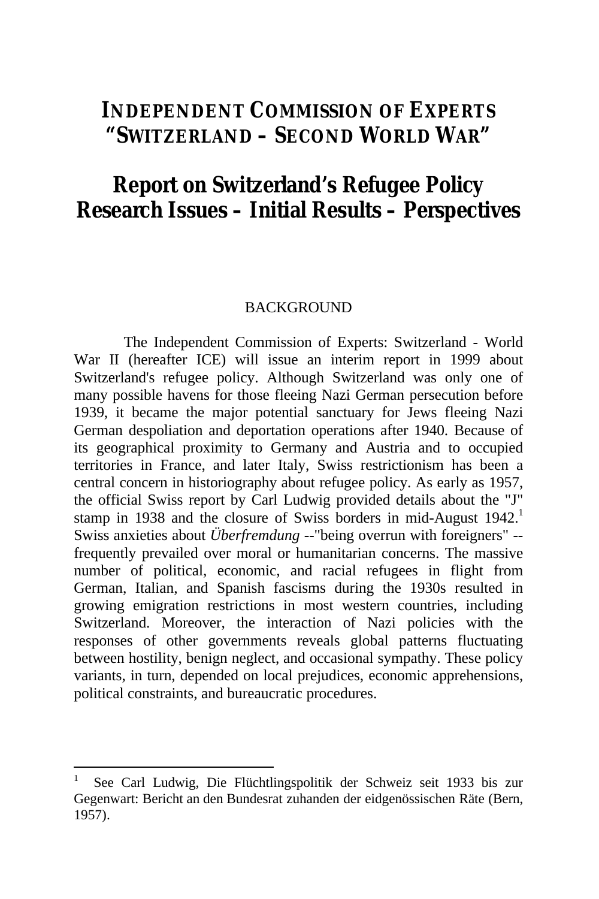# INDEPENDENT COMMISSION OF EXPERTS "SWITZERLAND – SECOND WORLD WAR"

# Report on Switzerland's Refugee Policy Research Issues – Initial Results – Perspectives

## BACKGROUND

The Independent Commission of Experts: Switzerland - World War II (hereafter ICE) will issue an interim report in 1999 about Switzerland's refugee policy. Although Switzerland was only one of many possible havens for those fleeing Nazi German persecution before 1939, it became the major potential sanctuary for Jews fleeing Nazi German despoliation and deportation operations after 1940. Because of its geographical proximity to Germany and Austria and to occupied territories in France, and later Italy, Swiss restrictionism has been a central concern in historiography about refugee policy. As early as 1957, the official Swiss report by Carl Ludwig provided details about the "J" stamp in 1938 and the closure of Swiss borders in mid-August 1942.[1] Swiss anxieties about *Überfremdung* --"being overrun with foreigners" --frequently prevailed over moral or humanitarian concerns. The massive number of political, economic, and racial refugees in flight from German, Italian, and Spanish fascisms during the 1930s resulted in growing emigration restrictions in most western countries, including Switzerland. Moreover, the interaction of Nazi policies with the responses of other governments reveals global patterns fluctuating between hostility, benign neglect, and occasional sympathy. These policy variants, in turn, depended on local prejudices, economic apprehensions, political constraints, and bureaucratic procedures.

---

[1] See Carl Ludwig, Die Flüchtlingspolitik der Schweiz seit 1933 bis zur Gegenwart: Bericht an den Bundesrat zuhanden der eidgenössischen Räte (Bern, 1957).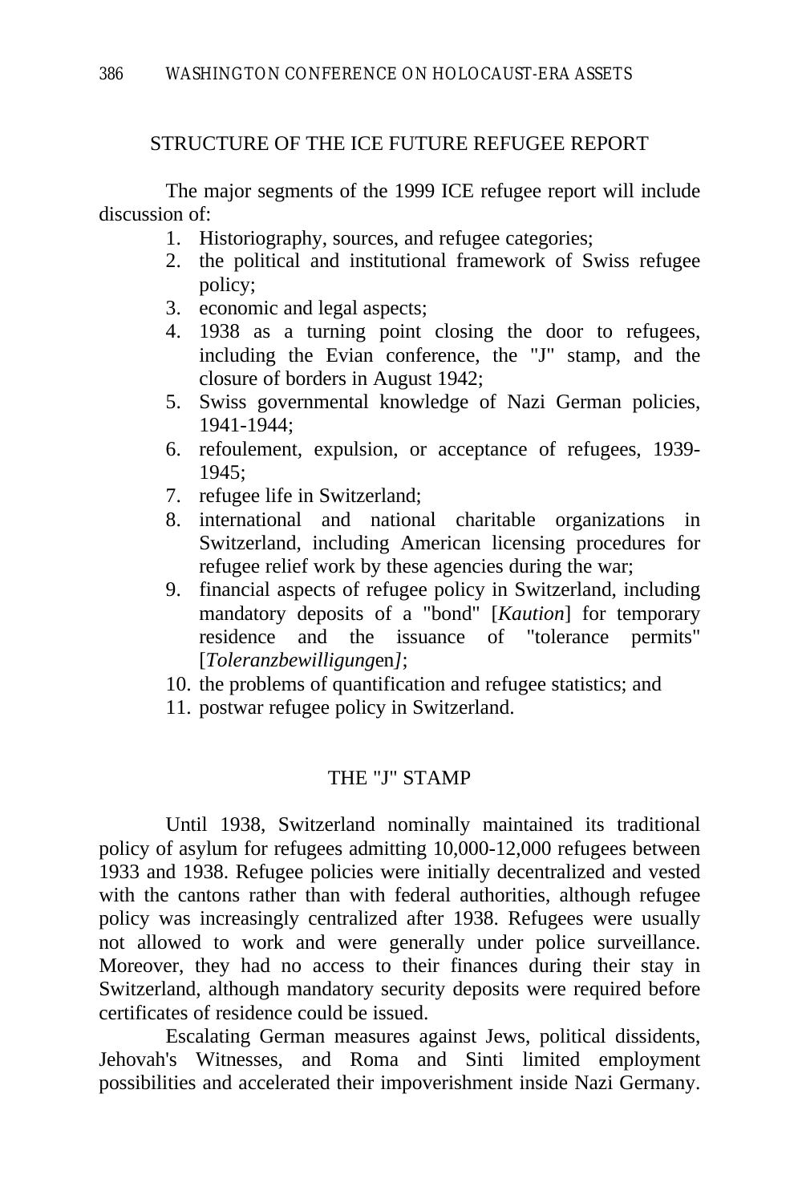## STRUCTURE OF THE ICE FUTURE REFUGEE REPORT

The major segments of the 1999 ICE refugee report will include discussion of:

1. Historiography, sources, and refugee categories;
2. the political and institutional framework of Swiss refugee policy;
3. economic and legal aspects;
4. 1938 as a turning point closing the door to refugees, including the Evian conference, the "J" stamp, and the closure of borders in August 1942;
5. Swiss governmental knowledge of Nazi German policies, 1941-1944;
6. refoulement, expulsion, or acceptance of refugees, 1939-1945;
7. refugee life in Switzerland;
8. international and national charitable organizations in Switzerland, including American licensing procedures for refugee relief work by these agencies during the war;
9. financial aspects of refugee policy in Switzerland, including mandatory deposits of a "bond" [*Kaution*] for temporary residence and the issuance of "tolerance permits" [*Toleranzbewilligung*en*]*;
10. the problems of quantification and refugee statistics; and
11. postwar refugee policy in Switzerland.

## THE "J" STAMP

Until 1938, Switzerland nominally maintained its traditional policy of asylum for refugees admitting 10,000-12,000 refugees between 1933 and 1938. Refugee policies were initially decentralized and vested with the cantons rather than with federal authorities, although refugee policy was increasingly centralized after 1938. Refugees were usually not allowed to work and were generally under police surveillance. Moreover, they had no access to their finances during their stay in Switzerland, although mandatory security deposits were required before certificates of residence could be issued.

Escalating German measures against Jews, political dissidents, Jehovah's Witnesses, and Roma and Sinti limited employment possibilities and accelerated their impoverishment inside Nazi Germany.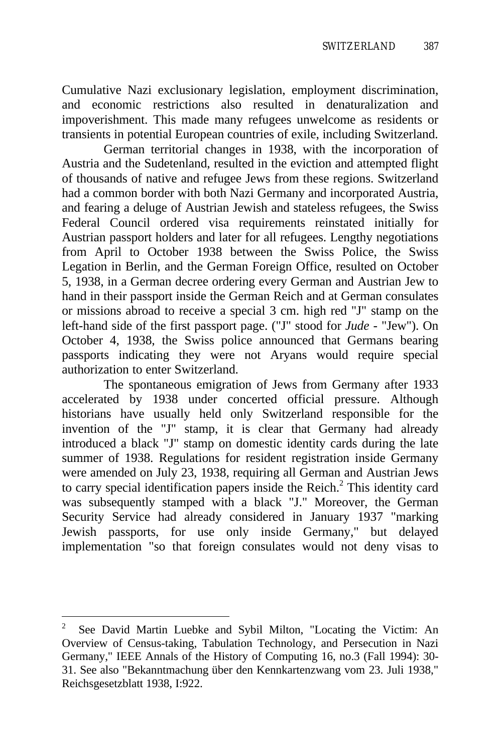Cumulative Nazi exclusionary legislation, employment discrimination, and economic restrictions also resulted in denaturalization and impoverishment. This made many refugees unwelcome as residents or transients in potential European countries of exile, including Switzerland.

German territorial changes in 1938, with the incorporation of Austria and the Sudetenland, resulted in the eviction and attempted flight of thousands of native and refugee Jews from these regions. Switzerland had a common border with both Nazi Germany and incorporated Austria, and fearing a deluge of Austrian Jewish and stateless refugees, the Swiss Federal Council ordered visa requirements reinstated initially for Austrian passport holders and later for all refugees. Lengthy negotiations from April to October 1938 between the Swiss Police, the Swiss Legation in Berlin, and the German Foreign Office, resulted on October 5, 1938, in a German decree ordering every German and Austrian Jew to hand in their passport inside the German Reich and at German consulates or missions abroad to receive a special 3 cm. high red "J" stamp on the left-hand side of the first passport page. ("J" stood for *Jude* - "Jew"). On October 4, 1938, the Swiss police announced that Germans bearing passports indicating they were not Aryans would require special authorization to enter Switzerland.

The spontaneous emigration of Jews from Germany after 1933 accelerated by 1938 under concerted official pressure. Although historians have usually held only Switzerland responsible for the invention of the "J" stamp, it is clear that Germany had already introduced a black "J" stamp on domestic identity cards during the late summer of 1938. Regulations for resident registration inside Germany were amended on July 23, 1938, requiring all German and Austrian Jews to carry special identification papers inside the Reich.[2] This identity card was subsequently stamped with a black "J." Moreover, the German Security Service had already considered in January 1937 "marking Jewish passports, for use only inside Germany," but delayed implementation "so that foreign consulates would not deny visas to

---

[2] See David Martin Luebke and Sybil Milton, "Locating the Victim: An Overview of Census-taking, Tabulation Technology, and Persecution in Nazi Germany," IEEE Annals of the History of Computing 16, no.3 (Fall 1994): 30-31. See also "Bekanntmachung über den Kennkartenzwang vom 23. Juli 1938," Reichsgesetzblatt 1938, I:922.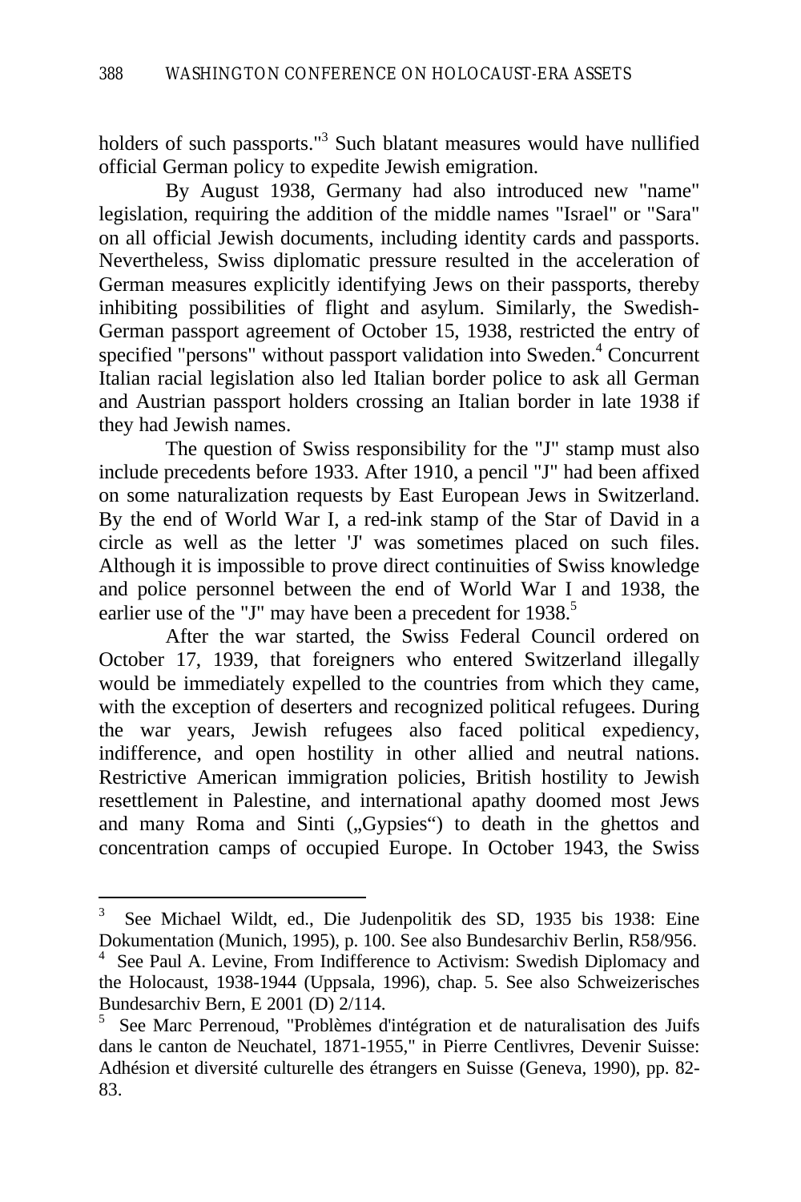holders of such passports."[3] Such blatant measures would have nullified official German policy to expedite Jewish emigration.

By August 1938, Germany had also introduced new "name" legislation, requiring the addition of the middle names "Israel" or "Sara" on all official Jewish documents, including identity cards and passports. Nevertheless, Swiss diplomatic pressure resulted in the acceleration of German measures explicitly identifying Jews on their passports, thereby inhibiting possibilities of flight and asylum. Similarly, the Swedish-German passport agreement of October 15, 1938, restricted the entry of specified "persons" without passport validation into Sweden.[4] Concurrent Italian racial legislation also led Italian border police to ask all German and Austrian passport holders crossing an Italian border in late 1938 if they had Jewish names.

The question of Swiss responsibility for the "J" stamp must also include precedents before 1933. After 1910, a pencil "J" had been affixed on some naturalization requests by East European Jews in Switzerland. By the end of World War I, a red-ink stamp of the Star of David in a circle as well as the letter 'J' was sometimes placed on such files. Although it is impossible to prove direct continuities of Swiss knowledge and police personnel between the end of World War I and 1938, the earlier use of the "J" may have been a precedent for 1938.[5]

After the war started, the Swiss Federal Council ordered on October 17, 1939, that foreigners who entered Switzerland illegally would be immediately expelled to the countries from which they came, with the exception of deserters and recognized political refugees. During the war years, Jewish refugees also faced political expediency, indifference, and open hostility in other allied and neutral nations. Restrictive American immigration policies, British hostility to Jewish resettlement in Palestine, and international apathy doomed most Jews and many Roma and Sinti („Gypsies") to death in the ghettos and concentration camps of occupied Europe. In October 1943, the Swiss

---

[3] See Michael Wildt, ed., Die Judenpolitik des SD, 1935 bis 1938: Eine Dokumentation (Munich, 1995), p. 100. See also Bundesarchiv Berlin, R58/956.

[4] See Paul A. Levine, From Indifference to Activism: Swedish Diplomacy and the Holocaust, 1938-1944 (Uppsala, 1996), chap. 5. See also Schweizerisches Bundesarchiv Bern, E 2001 (D) 2/114.

[5] See Marc Perrenoud, "Problèmes d'intégration et de naturalisation des Juifs dans le canton de Neuchatel, 1871-1955," in Pierre Centlivres, Devenir Suisse: Adhésion et diversité culturelle des étrangers en Suisse (Geneva, 1990), pp. 82-83.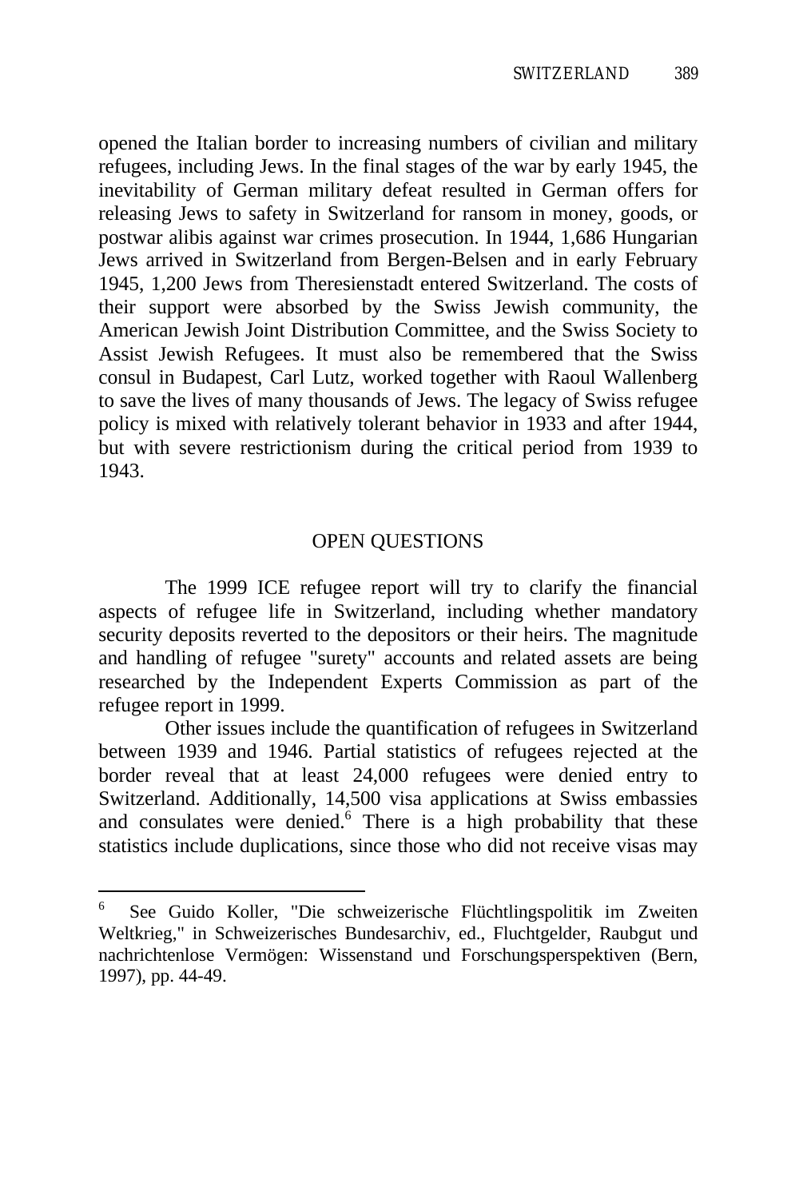opened the Italian border to increasing numbers of civilian and military refugees, including Jews. In the final stages of the war by early 1945, the inevitability of German military defeat resulted in German offers for releasing Jews to safety in Switzerland for ransom in money, goods, or postwar alibis against war crimes prosecution. In 1944, 1,686 Hungarian Jews arrived in Switzerland from Bergen-Belsen and in early February 1945, 1,200 Jews from Theresienstadt entered Switzerland. The costs of their support were absorbed by the Swiss Jewish community, the American Jewish Joint Distribution Committee, and the Swiss Society to Assist Jewish Refugees. It must also be remembered that the Swiss consul in Budapest, Carl Lutz, worked together with Raoul Wallenberg to save the lives of many thousands of Jews. The legacy of Swiss refugee policy is mixed with relatively tolerant behavior in 1933 and after 1944, but with severe restrictionism during the critical period from 1939 to 1943.

## OPEN QUESTIONS

The 1999 ICE refugee report will try to clarify the financial aspects of refugee life in Switzerland, including whether mandatory security deposits reverted to the depositors or their heirs. The magnitude and handling of refugee "surety" accounts and related assets are being researched by the Independent Experts Commission as part of the refugee report in 1999.

Other issues include the quantification of refugees in Switzerland between 1939 and 1946. Partial statistics of refugees rejected at the border reveal that at least 24,000 refugees were denied entry to Switzerland. Additionally, 14,500 visa applications at Swiss embassies and consulates were denied.[6] There is a high probability that these statistics include duplications, since those who did not receive visas may

---

[6] See Guido Koller, "Die schweizerische Flüchtlingspolitik im Zweiten Weltkrieg," in Schweizerisches Bundesarchiv, ed., Fluchtgelder, Raubgut und nachrichtenlose Vermögen: Wissenstand und Forschungsperspektiven (Bern, 1997), pp. 44-49.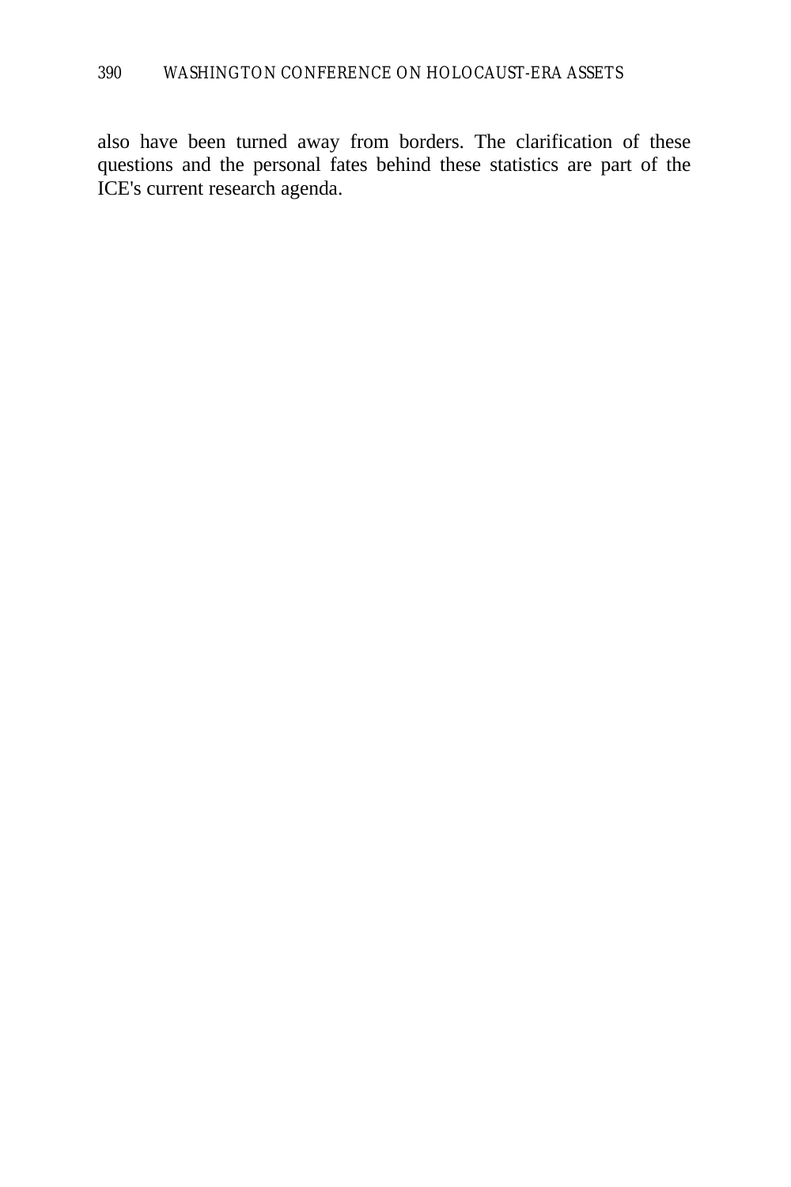also have been turned away from borders. The clarification of these questions and the personal fates behind these statistics are part of the ICE's current research agenda.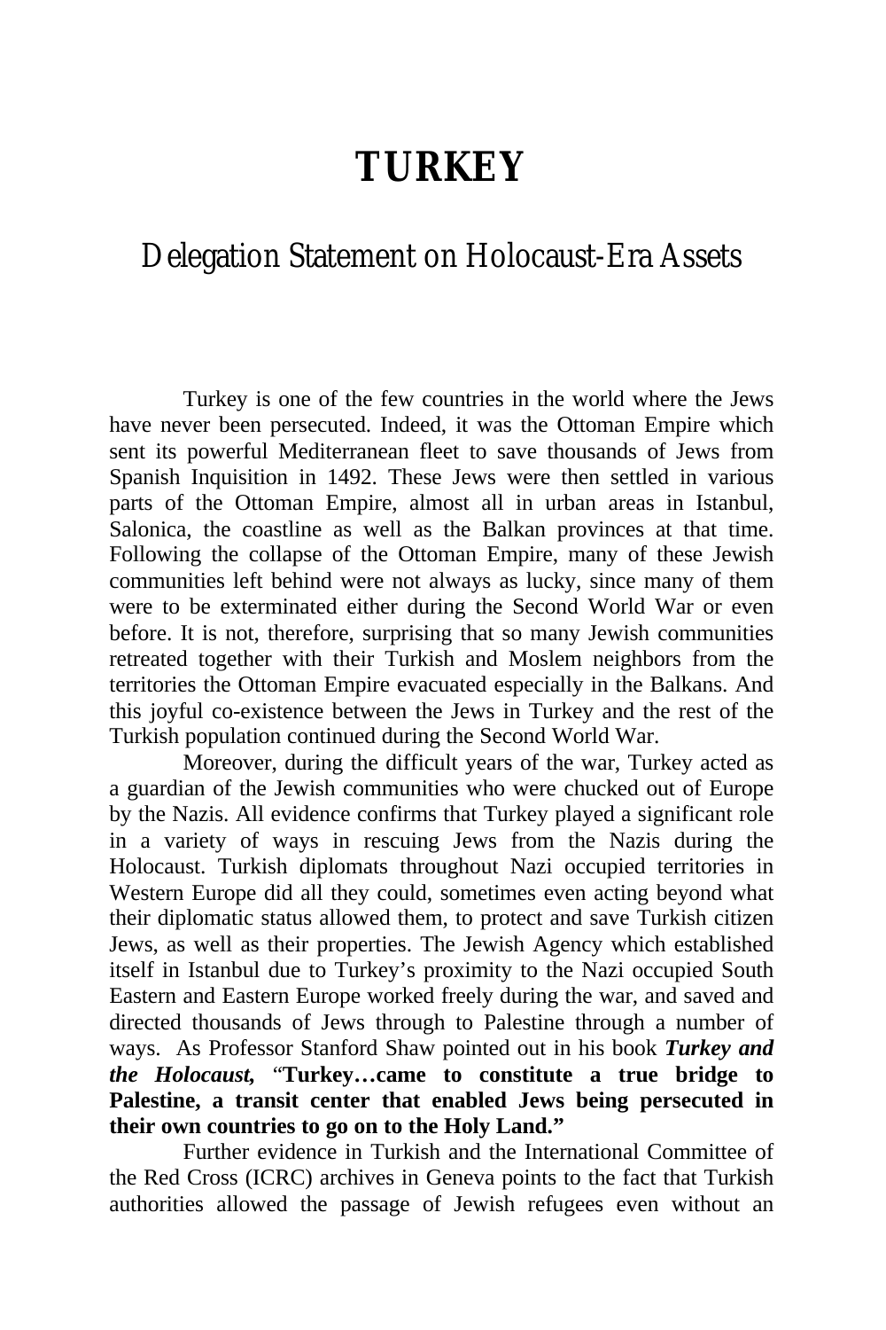# TURKEY

## Delegation Statement on Holocaust-Era Assets

Turkey is one of the few countries in the world where the Jews have never been persecuted. Indeed, it was the Ottoman Empire which sent its powerful Mediterranean fleet to save thousands of Jews from Spanish Inquisition in 1492. These Jews were then settled in various parts of the Ottoman Empire, almost all in urban areas in Istanbul, Salonica, the coastline as well as the Balkan provinces at that time. Following the collapse of the Ottoman Empire, many of these Jewish communities left behind were not always as lucky, since many of them were to be exterminated either during the Second World War or even before. It is not, therefore, surprising that so many Jewish communities retreated together with their Turkish and Moslem neighbors from the territories the Ottoman Empire evacuated especially in the Balkans. And this joyful co-existence between the Jews in Turkey and the rest of the Turkish population continued during the Second World War.

Moreover, during the difficult years of the war, Turkey acted as a guardian of the Jewish communities who were chucked out of Europe by the Nazis. All evidence confirms that Turkey played a significant role in a variety of ways in rescuing Jews from the Nazis during the Holocaust. Turkish diplomats throughout Nazi occupied territories in Western Europe did all they could, sometimes even acting beyond what their diplomatic status allowed them, to protect and save Turkish citizen Jews, as well as their properties. The Jewish Agency which established itself in Istanbul due to Turkey's proximity to the Nazi occupied South Eastern and Eastern Europe worked freely during the war, and saved and directed thousands of Jews through to Palestine through a number of ways. As Professor Stanford Shaw pointed out in his book ***Turkey and the Holocaust,*** "**Turkey…came to constitute a true bridge to Palestine, a transit center that enabled Jews being persecuted in their own countries to go on to the Holy Land.**"

Further evidence in Turkish and the International Committee of the Red Cross (ICRC) archives in Geneva points to the fact that Turkish authorities allowed the passage of Jewish refugees even without an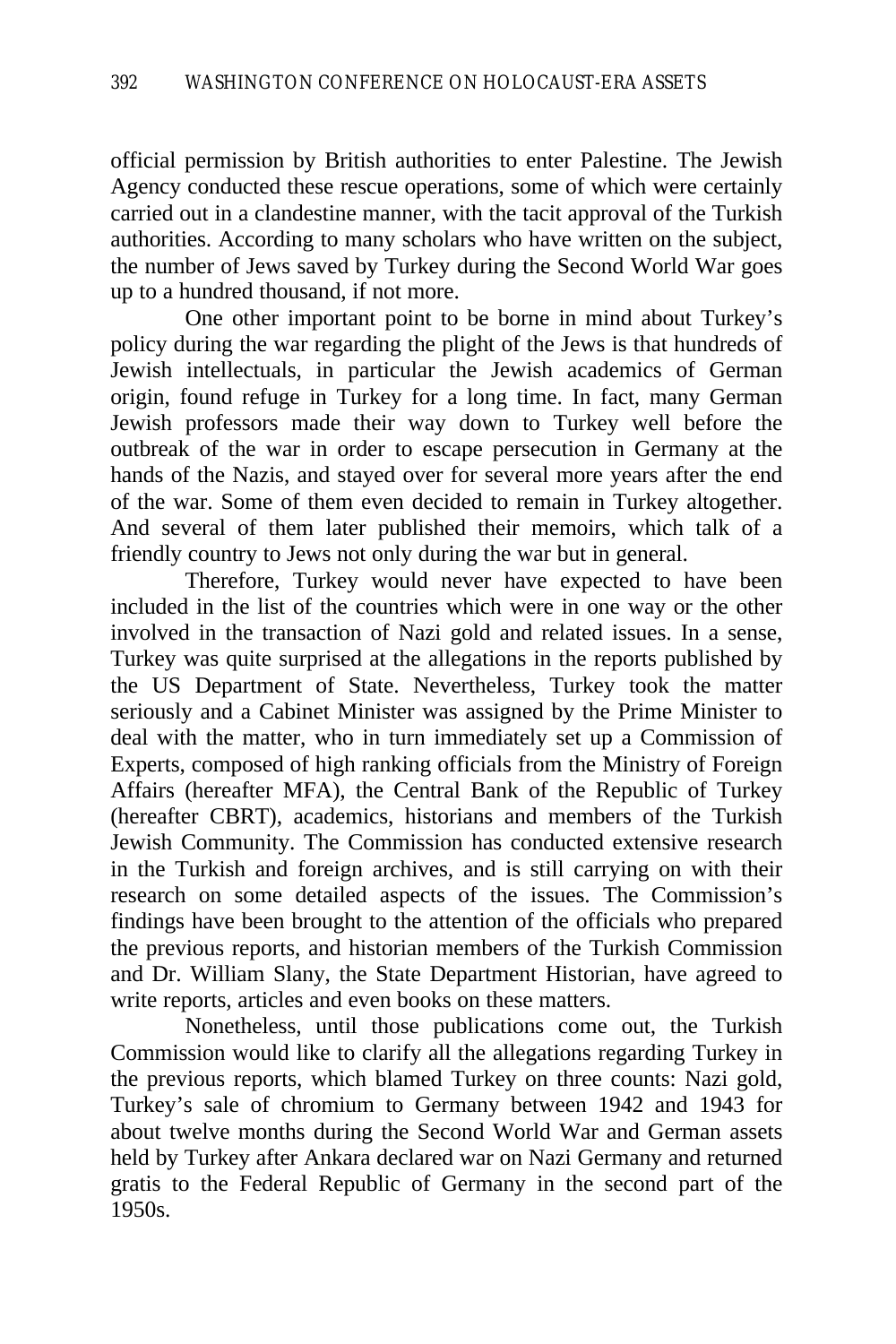official permission by British authorities to enter Palestine. The Jewish Agency conducted these rescue operations, some of which were certainly carried out in a clandestine manner, with the tacit approval of the Turkish authorities. According to many scholars who have written on the subject, the number of Jews saved by Turkey during the Second World War goes up to a hundred thousand, if not more.

One other important point to be borne in mind about Turkey's policy during the war regarding the plight of the Jews is that hundreds of Jewish intellectuals, in particular the Jewish academics of German origin, found refuge in Turkey for a long time. In fact, many German Jewish professors made their way down to Turkey well before the outbreak of the war in order to escape persecution in Germany at the hands of the Nazis, and stayed over for several more years after the end of the war. Some of them even decided to remain in Turkey altogether. And several of them later published their memoirs, which talk of a friendly country to Jews not only during the war but in general.

Therefore, Turkey would never have expected to have been included in the list of the countries which were in one way or the other involved in the transaction of Nazi gold and related issues. In a sense, Turkey was quite surprised at the allegations in the reports published by the US Department of State. Nevertheless, Turkey took the matter seriously and a Cabinet Minister was assigned by the Prime Minister to deal with the matter, who in turn immediately set up a Commission of Experts, composed of high ranking officials from the Ministry of Foreign Affairs (hereafter MFA), the Central Bank of the Republic of Turkey (hereafter CBRT), academics, historians and members of the Turkish Jewish Community. The Commission has conducted extensive research in the Turkish and foreign archives, and is still carrying on with their research on some detailed aspects of the issues. The Commission's findings have been brought to the attention of the officials who prepared the previous reports, and historian members of the Turkish Commission and Dr. William Slany, the State Department Historian, have agreed to write reports, articles and even books on these matters.

Nonetheless, until those publications come out, the Turkish Commission would like to clarify all the allegations regarding Turkey in the previous reports, which blamed Turkey on three counts: Nazi gold, Turkey's sale of chromium to Germany between 1942 and 1943 for about twelve months during the Second World War and German assets held by Turkey after Ankara declared war on Nazi Germany and returned gratis to the Federal Republic of Germany in the second part of the 1950s.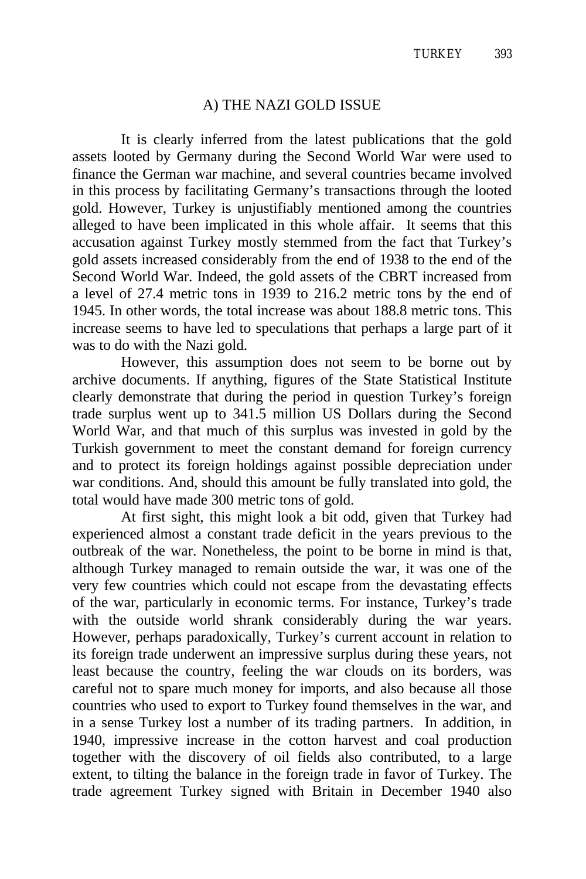## A) THE NAZI GOLD ISSUE

It is clearly inferred from the latest publications that the gold assets looted by Germany during the Second World War were used to finance the German war machine, and several countries became involved in this process by facilitating Germany's transactions through the looted gold. However, Turkey is unjustifiably mentioned among the countries alleged to have been implicated in this whole affair. It seems that this accusation against Turkey mostly stemmed from the fact that Turkey's gold assets increased considerably from the end of 1938 to the end of the Second World War. Indeed, the gold assets of the CBRT increased from a level of 27.4 metric tons in 1939 to 216.2 metric tons by the end of 1945. In other words, the total increase was about 188.8 metric tons. This increase seems to have led to speculations that perhaps a large part of it was to do with the Nazi gold.

However, this assumption does not seem to be borne out by archive documents. If anything, figures of the State Statistical Institute clearly demonstrate that during the period in question Turkey's foreign trade surplus went up to 341.5 million US Dollars during the Second World War, and that much of this surplus was invested in gold by the Turkish government to meet the constant demand for foreign currency and to protect its foreign holdings against possible depreciation under war conditions. And, should this amount be fully translated into gold, the total would have made 300 metric tons of gold.

At first sight, this might look a bit odd, given that Turkey had experienced almost a constant trade deficit in the years previous to the outbreak of the war. Nonetheless, the point to be borne in mind is that, although Turkey managed to remain outside the war, it was one of the very few countries which could not escape from the devastating effects of the war, particularly in economic terms. For instance, Turkey's trade with the outside world shrank considerably during the war years. However, perhaps paradoxically, Turkey's current account in relation to its foreign trade underwent an impressive surplus during these years, not least because the country, feeling the war clouds on its borders, was careful not to spare much money for imports, and also because all those countries who used to export to Turkey found themselves in the war, and in a sense Turkey lost a number of its trading partners. In addition, in 1940, impressive increase in the cotton harvest and coal production together with the discovery of oil fields also contributed, to a large extent, to tilting the balance in the foreign trade in favor of Turkey. The trade agreement Turkey signed with Britain in December 1940 also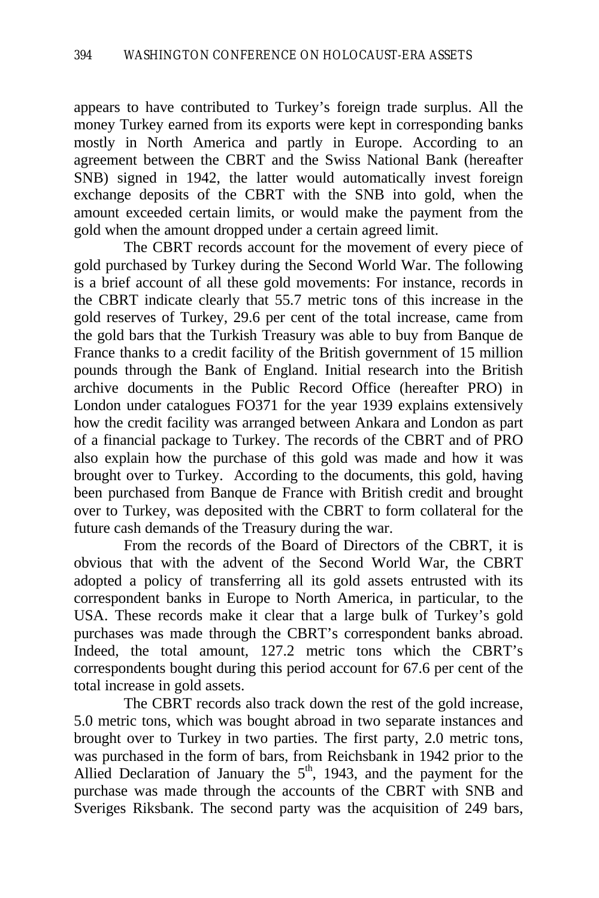appears to have contributed to Turkey's foreign trade surplus. All the money Turkey earned from its exports were kept in corresponding banks mostly in North America and partly in Europe. According to an agreement between the CBRT and the Swiss National Bank (hereafter SNB) signed in 1942, the latter would automatically invest foreign exchange deposits of the CBRT with the SNB into gold, when the amount exceeded certain limits, or would make the payment from the gold when the amount dropped under a certain agreed limit.

The CBRT records account for the movement of every piece of gold purchased by Turkey during the Second World War. The following is a brief account of all these gold movements: For instance, records in the CBRT indicate clearly that 55.7 metric tons of this increase in the gold reserves of Turkey, 29.6 per cent of the total increase, came from the gold bars that the Turkish Treasury was able to buy from Banque de France thanks to a credit facility of the British government of 15 million pounds through the Bank of England. Initial research into the British archive documents in the Public Record Office (hereafter PRO) in London under catalogues FO371 for the year 1939 explains extensively how the credit facility was arranged between Ankara and London as part of a financial package to Turkey. The records of the CBRT and of PRO also explain how the purchase of this gold was made and how it was brought over to Turkey. According to the documents, this gold, having been purchased from Banque de France with British credit and brought over to Turkey, was deposited with the CBRT to form collateral for the future cash demands of the Treasury during the war.

From the records of the Board of Directors of the CBRT, it is obvious that with the advent of the Second World War, the CBRT adopted a policy of transferring all its gold assets entrusted with its correspondent banks in Europe to North America, in particular, to the USA. These records make it clear that a large bulk of Turkey's gold purchases was made through the CBRT's correspondent banks abroad. Indeed, the total amount, 127.2 metric tons which the CBRT's correspondents bought during this period account for 67.6 per cent of the total increase in gold assets.

The CBRT records also track down the rest of the gold increase, 5.0 metric tons, which was bought abroad in two separate instances and brought over to Turkey in two parties. The first party, 2.0 metric tons, was purchased in the form of bars, from Reichsbank in 1942 prior to the Allied Declaration of January the 5th, 1943, and the payment for the purchase was made through the accounts of the CBRT with SNB and Sveriges Riksbank. The second party was the acquisition of 249 bars,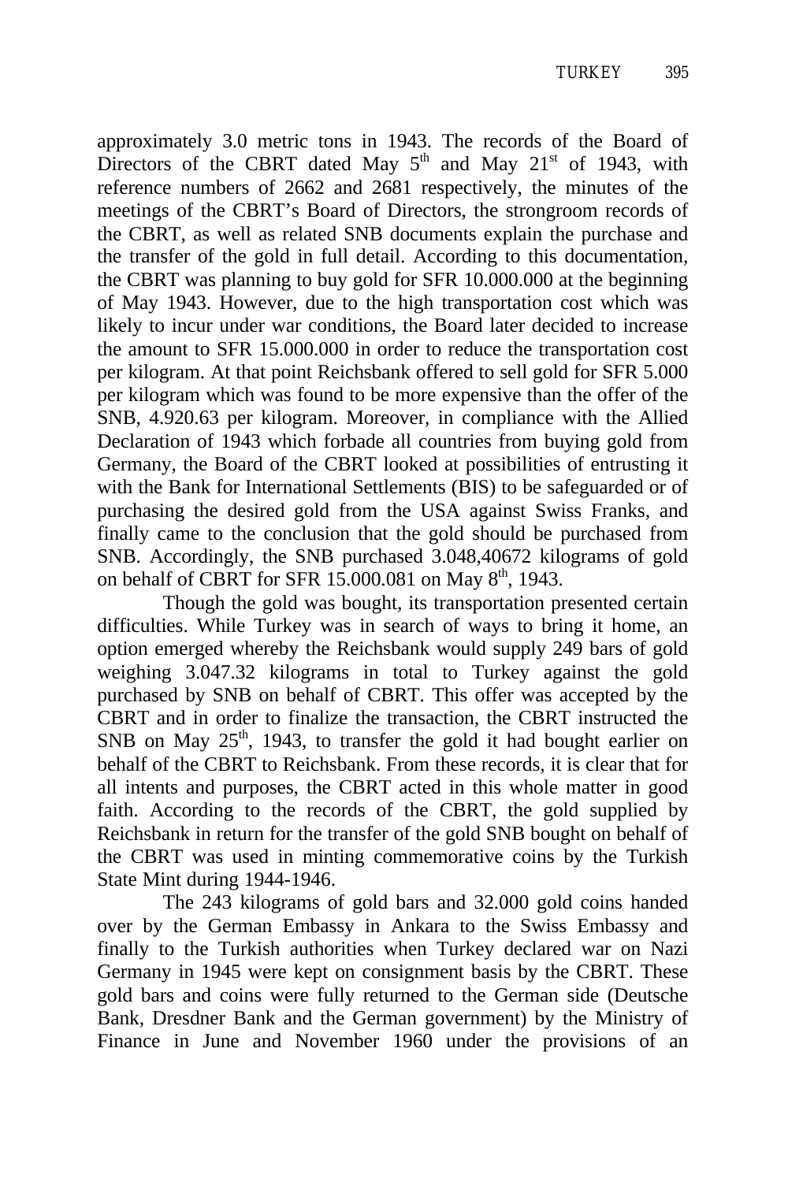approximately 3.0 metric tons in 1943. The records of the Board of Directors of the CBRT dated May 5th and May 21st of 1943, with reference numbers of 2662 and 2681 respectively, the minutes of the meetings of the CBRT's Board of Directors, the strongroom records of the CBRT, as well as related SNB documents explain the purchase and the transfer of the gold in full detail. According to this documentation, the CBRT was planning to buy gold for SFR 10.000.000 at the beginning of May 1943. However, due to the high transportation cost which was likely to incur under war conditions, the Board later decided to increase the amount to SFR 15.000.000 in order to reduce the transportation cost per kilogram. At that point Reichsbank offered to sell gold for SFR 5.000 per kilogram which was found to be more expensive than the offer of the SNB, 4.920.63 per kilogram. Moreover, in compliance with the Allied Declaration of 1943 which forbade all countries from buying gold from Germany, the Board of the CBRT looked at possibilities of entrusting it with the Bank for International Settlements (BIS) to be safeguarded or of purchasing the desired gold from the USA against Swiss Franks, and finally came to the conclusion that the gold should be purchased from SNB. Accordingly, the SNB purchased 3.048,40672 kilograms of gold on behalf of CBRT for SFR 15.000.081 on May 8th, 1943.

Though the gold was bought, its transportation presented certain difficulties. While Turkey was in search of ways to bring it home, an option emerged whereby the Reichsbank would supply 249 bars of gold weighing 3.047.32 kilograms in total to Turkey against the gold purchased by SNB on behalf of CBRT. This offer was accepted by the CBRT and in order to finalize the transaction, the CBRT instructed the SNB on May 25th, 1943, to transfer the gold it had bought earlier on behalf of the CBRT to Reichsbank. From these records, it is clear that for all intents and purposes, the CBRT acted in this whole matter in good faith. According to the records of the CBRT, the gold supplied by Reichsbank in return for the transfer of the gold SNB bought on behalf of the CBRT was used in minting commemorative coins by the Turkish State Mint during 1944-1946.

The 243 kilograms of gold bars and 32.000 gold coins handed over by the German Embassy in Ankara to the Swiss Embassy and finally to the Turkish authorities when Turkey declared war on Nazi Germany in 1945 were kept on consignment basis by the CBRT. These gold bars and coins were fully returned to the German side (Deutsche Bank, Dresdner Bank and the German government) by the Ministry of Finance in June and November 1960 under the provisions of an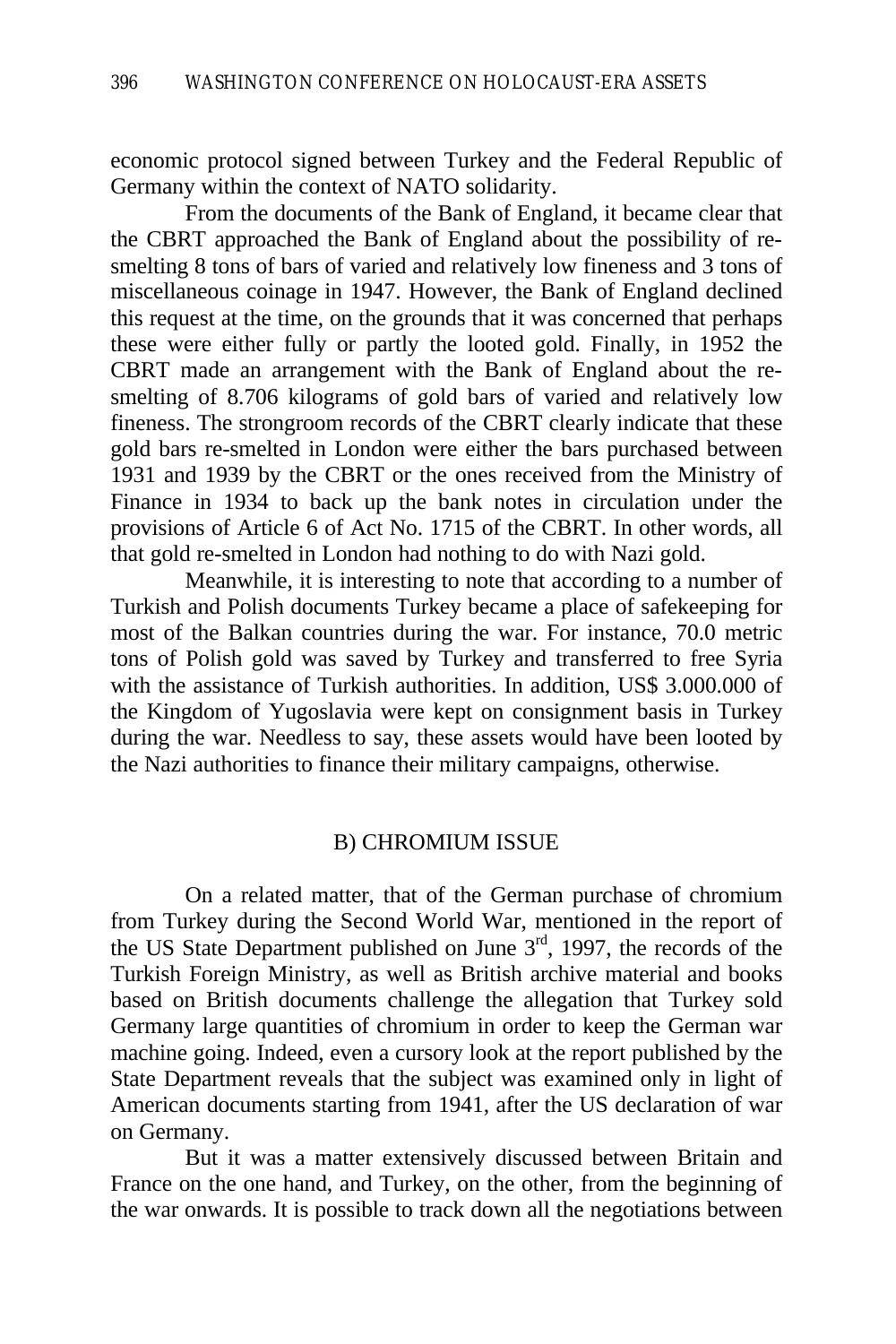economic protocol signed between Turkey and the Federal Republic of Germany within the context of NATO solidarity.

From the documents of the Bank of England, it became clear that the CBRT approached the Bank of England about the possibility of re-smelting 8 tons of bars of varied and relatively low fineness and 3 tons of miscellaneous coinage in 1947. However, the Bank of England declined this request at the time, on the grounds that it was concerned that perhaps these were either fully or partly the looted gold. Finally, in 1952 the CBRT made an arrangement with the Bank of England about the re-smelting of 8.706 kilograms of gold bars of varied and relatively low fineness. The strongroom records of the CBRT clearly indicate that these gold bars re-smelted in London were either the bars purchased between 1931 and 1939 by the CBRT or the ones received from the Ministry of Finance in 1934 to back up the bank notes in circulation under the provisions of Article 6 of Act No. 1715 of the CBRT. In other words, all that gold re-smelted in London had nothing to do with Nazi gold.

Meanwhile, it is interesting to note that according to a number of Turkish and Polish documents Turkey became a place of safekeeping for most of the Balkan countries during the war. For instance, 70.0 metric tons of Polish gold was saved by Turkey and transferred to free Syria with the assistance of Turkish authorities. In addition, US$ 3.000.000 of the Kingdom of Yugoslavia were kept on consignment basis in Turkey during the war. Needless to say, these assets would have been looted by the Nazi authorities to finance their military campaigns, otherwise.

## B) CHROMIUM ISSUE

On a related matter, that of the German purchase of chromium from Turkey during the Second World War, mentioned in the report of the US State Department published on June 3rd, 1997, the records of the Turkish Foreign Ministry, as well as British archive material and books based on British documents challenge the allegation that Turkey sold Germany large quantities of chromium in order to keep the German war machine going. Indeed, even a cursory look at the report published by the State Department reveals that the subject was examined only in light of American documents starting from 1941, after the US declaration of war on Germany.

But it was a matter extensively discussed between Britain and France on the one hand, and Turkey, on the other, from the beginning of the war onwards. It is possible to track down all the negotiations between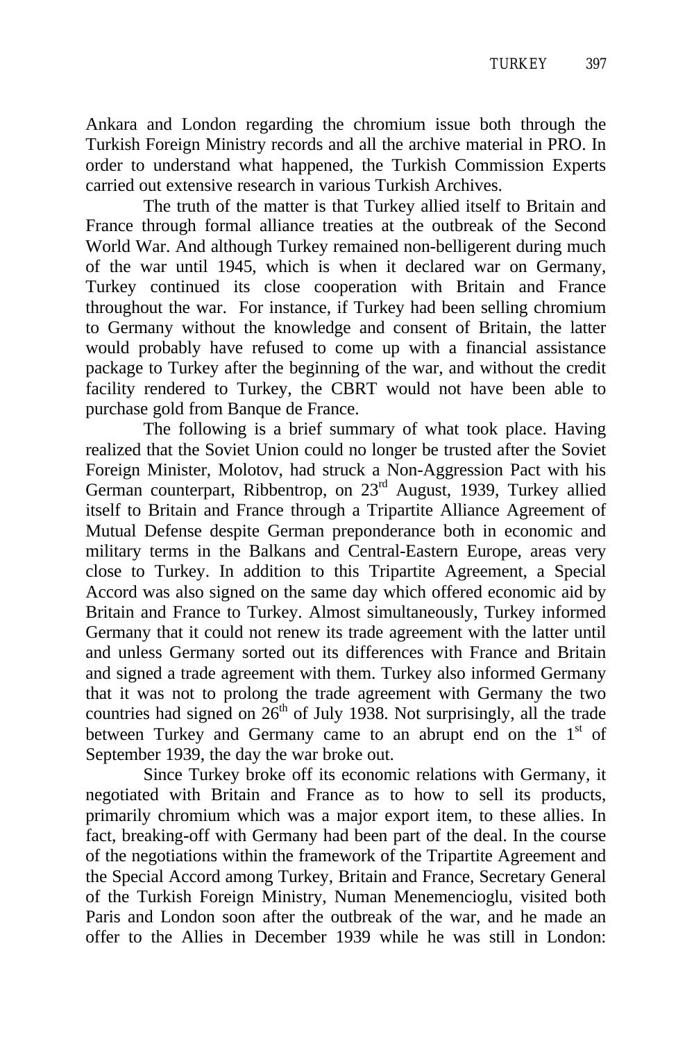Ankara and London regarding the chromium issue both through the Turkish Foreign Ministry records and all the archive material in PRO. In order to understand what happened, the Turkish Commission Experts carried out extensive research in various Turkish Archives.

The truth of the matter is that Turkey allied itself to Britain and France through formal alliance treaties at the outbreak of the Second World War. And although Turkey remained non-belligerent during much of the war until 1945, which is when it declared war on Germany, Turkey continued its close cooperation with Britain and France throughout the war. For instance, if Turkey had been selling chromium to Germany without the knowledge and consent of Britain, the latter would probably have refused to come up with a financial assistance package to Turkey after the beginning of the war, and without the credit facility rendered to Turkey, the CBRT would not have been able to purchase gold from Banque de France.

The following is a brief summary of what took place. Having realized that the Soviet Union could no longer be trusted after the Soviet Foreign Minister, Molotov, had struck a Non-Aggression Pact with his German counterpart, Ribbentrop, on 23rd August, 1939, Turkey allied itself to Britain and France through a Tripartite Alliance Agreement of Mutual Defense despite German preponderance both in economic and military terms in the Balkans and Central-Eastern Europe, areas very close to Turkey. In addition to this Tripartite Agreement, a Special Accord was also signed on the same day which offered economic aid by Britain and France to Turkey. Almost simultaneously, Turkey informed Germany that it could not renew its trade agreement with the latter until and unless Germany sorted out its differences with France and Britain and signed a trade agreement with them. Turkey also informed Germany that it was not to prolong the trade agreement with Germany the two countries had signed on 26th of July 1938. Not surprisingly, all the trade between Turkey and Germany came to an abrupt end on the 1st of September 1939, the day the war broke out.

Since Turkey broke off its economic relations with Germany, it negotiated with Britain and France as to how to sell its products, primarily chromium which was a major export item, to these allies. In fact, breaking-off with Germany had been part of the deal. In the course of the negotiations within the framework of the Tripartite Agreement and the Special Accord among Turkey, Britain and France, Secretary General of the Turkish Foreign Ministry, Numan Menemencioglu, visited both Paris and London soon after the outbreak of the war, and he made an offer to the Allies in December 1939 while he was still in London: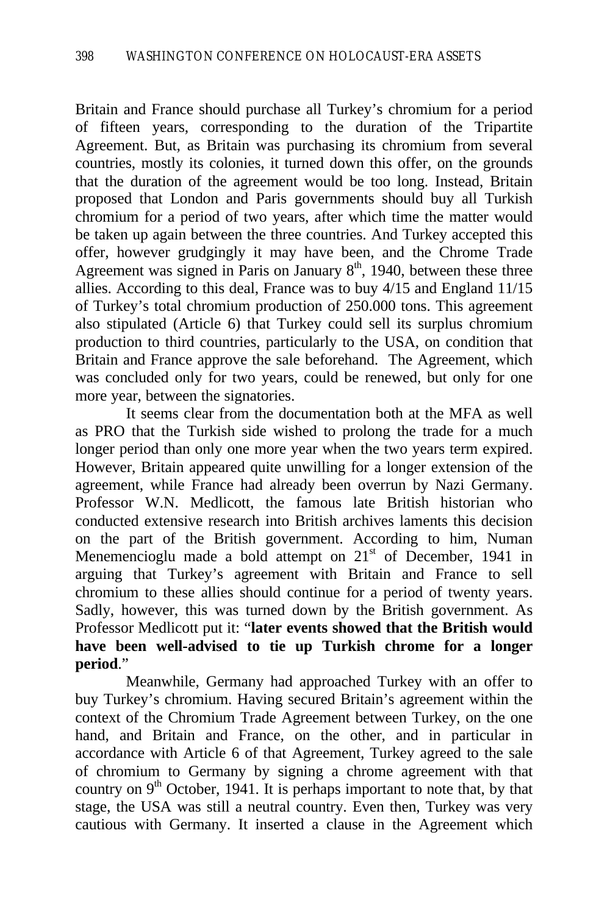Britain and France should purchase all Turkey's chromium for a period of fifteen years, corresponding to the duration of the Tripartite Agreement. But, as Britain was purchasing its chromium from several countries, mostly its colonies, it turned down this offer, on the grounds that the duration of the agreement would be too long. Instead, Britain proposed that London and Paris governments should buy all Turkish chromium for a period of two years, after which time the matter would be taken up again between the three countries. And Turkey accepted this offer, however grudgingly it may have been, and the Chrome Trade Agreement was signed in Paris on January 8th, 1940, between these three allies. According to this deal, France was to buy 4/15 and England 11/15 of Turkey's total chromium production of 250.000 tons. This agreement also stipulated (Article 6) that Turkey could sell its surplus chromium production to third countries, particularly to the USA, on condition that Britain and France approve the sale beforehand. The Agreement, which was concluded only for two years, could be renewed, but only for one more year, between the signatories.

It seems clear from the documentation both at the MFA as well as PRO that the Turkish side wished to prolong the trade for a much longer period than only one more year when the two years term expired. However, Britain appeared quite unwilling for a longer extension of the agreement, while France had already been overrun by Nazi Germany. Professor W.N. Medlicott, the famous late British historian who conducted extensive research into British archives laments this decision on the part of the British government. According to him, Numan Menemencioglu made a bold attempt on 21st of December, 1941 in arguing that Turkey's agreement with Britain and France to sell chromium to these allies should continue for a period of twenty years. Sadly, however, this was turned down by the British government. As Professor Medlicott put it: "**later events showed that the British would have been well-advised to tie up Turkish chrome for a longer period**."

Meanwhile, Germany had approached Turkey with an offer to buy Turkey's chromium. Having secured Britain's agreement within the context of the Chromium Trade Agreement between Turkey, on the one hand, and Britain and France, on the other, and in particular in accordance with Article 6 of that Agreement, Turkey agreed to the sale of chromium to Germany by signing a chrome agreement with that country on 9th October, 1941. It is perhaps important to note that, by that stage, the USA was still a neutral country. Even then, Turkey was very cautious with Germany. It inserted a clause in the Agreement which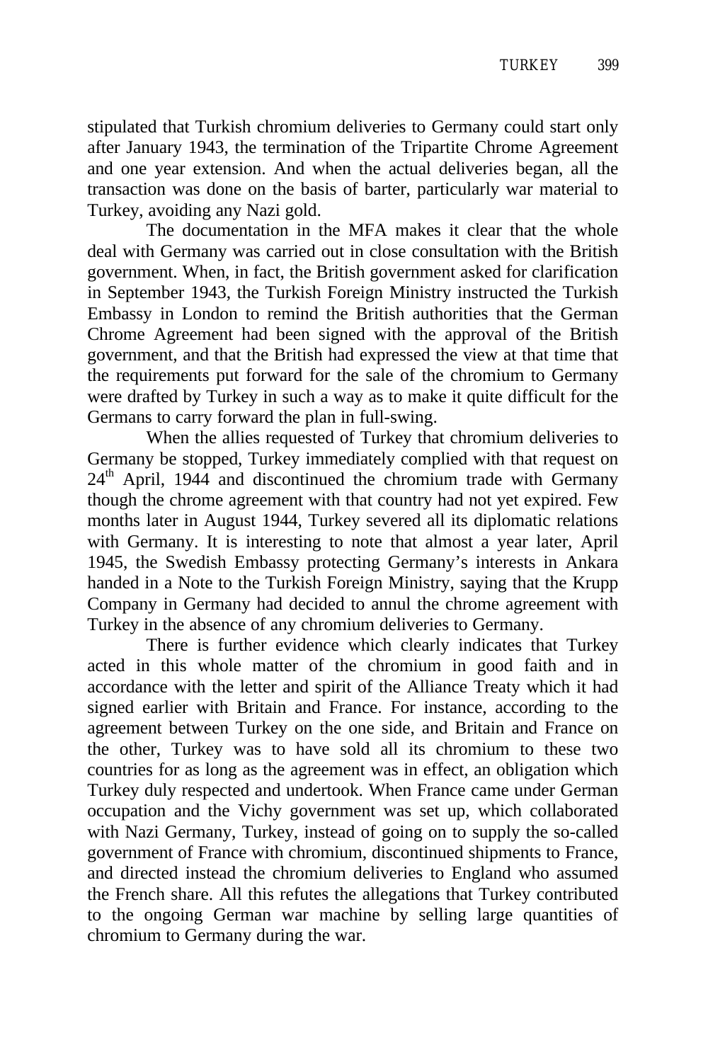stipulated that Turkish chromium deliveries to Germany could start only after January 1943, the termination of the Tripartite Chrome Agreement and one year extension. And when the actual deliveries began, all the transaction was done on the basis of barter, particularly war material to Turkey, avoiding any Nazi gold.

The documentation in the MFA makes it clear that the whole deal with Germany was carried out in close consultation with the British government. When, in fact, the British government asked for clarification in September 1943, the Turkish Foreign Ministry instructed the Turkish Embassy in London to remind the British authorities that the German Chrome Agreement had been signed with the approval of the British government, and that the British had expressed the view at that time that the requirements put forward for the sale of the chromium to Germany were drafted by Turkey in such a way as to make it quite difficult for the Germans to carry forward the plan in full-swing.

When the allies requested of Turkey that chromium deliveries to Germany be stopped, Turkey immediately complied with that request on 24th April, 1944 and discontinued the chromium trade with Germany though the chrome agreement with that country had not yet expired. Few months later in August 1944, Turkey severed all its diplomatic relations with Germany. It is interesting to note that almost a year later, April 1945, the Swedish Embassy protecting Germany's interests in Ankara handed in a Note to the Turkish Foreign Ministry, saying that the Krupp Company in Germany had decided to annul the chrome agreement with Turkey in the absence of any chromium deliveries to Germany.

There is further evidence which clearly indicates that Turkey acted in this whole matter of the chromium in good faith and in accordance with the letter and spirit of the Alliance Treaty which it had signed earlier with Britain and France. For instance, according to the agreement between Turkey on the one side, and Britain and France on the other, Turkey was to have sold all its chromium to these two countries for as long as the agreement was in effect, an obligation which Turkey duly respected and undertook. When France came under German occupation and the Vichy government was set up, which collaborated with Nazi Germany, Turkey, instead of going on to supply the so-called government of France with chromium, discontinued shipments to France, and directed instead the chromium deliveries to England who assumed the French share. All this refutes the allegations that Turkey contributed to the ongoing German war machine by selling large quantities of chromium to Germany during the war.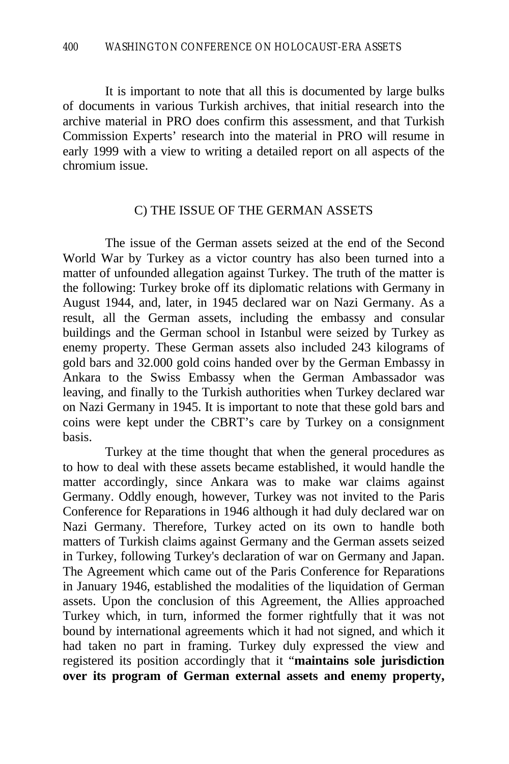It is important to note that all this is documented by large bulks of documents in various Turkish archives, that initial research into the archive material in PRO does confirm this assessment, and that Turkish Commission Experts' research into the material in PRO will resume in early 1999 with a view to writing a detailed report on all aspects of the chromium issue.

## C) THE ISSUE OF THE GERMAN ASSETS

The issue of the German assets seized at the end of the Second World War by Turkey as a victor country has also been turned into a matter of unfounded allegation against Turkey. The truth of the matter is the following: Turkey broke off its diplomatic relations with Germany in August 1944, and, later, in 1945 declared war on Nazi Germany. As a result, all the German assets, including the embassy and consular buildings and the German school in Istanbul were seized by Turkey as enemy property. These German assets also included 243 kilograms of gold bars and 32.000 gold coins handed over by the German Embassy in Ankara to the Swiss Embassy when the German Ambassador was leaving, and finally to the Turkish authorities when Turkey declared war on Nazi Germany in 1945. It is important to note that these gold bars and coins were kept under the CBRT's care by Turkey on a consignment basis.

Turkey at the time thought that when the general procedures as to how to deal with these assets became established, it would handle the matter accordingly, since Ankara was to make war claims against Germany. Oddly enough, however, Turkey was not invited to the Paris Conference for Reparations in 1946 although it had duly declared war on Nazi Germany. Therefore, Turkey acted on its own to handle both matters of Turkish claims against Germany and the German assets seized in Turkey, following Turkey's declaration of war on Germany and Japan. The Agreement which came out of the Paris Conference for Reparations in January 1946, established the modalities of the liquidation of German assets. Upon the conclusion of this Agreement, the Allies approached Turkey which, in turn, informed the former rightfully that it was not bound by international agreements which it had not signed, and which it had taken no part in framing. Turkey duly expressed the view and registered its position accordingly that it "**maintains sole jurisdiction over its program of German external assets and enemy property,**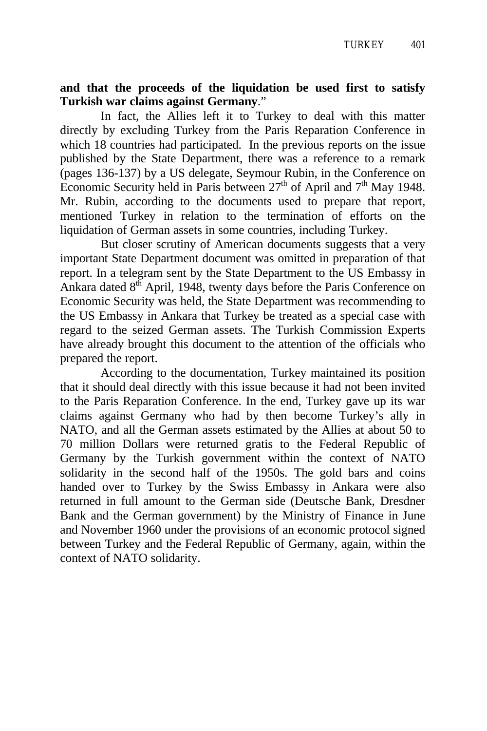**and that the proceeds of the liquidation be used first to satisfy Turkish war claims against Germany**."

In fact, the Allies left it to Turkey to deal with this matter directly by excluding Turkey from the Paris Reparation Conference in which 18 countries had participated. In the previous reports on the issue published by the State Department, there was a reference to a remark (pages 136-137) by a US delegate, Seymour Rubin, in the Conference on Economic Security held in Paris between 27th of April and 7th May 1948. Mr. Rubin, according to the documents used to prepare that report, mentioned Turkey in relation to the termination of efforts on the liquidation of German assets in some countries, including Turkey.

But closer scrutiny of American documents suggests that a very important State Department document was omitted in preparation of that report. In a telegram sent by the State Department to the US Embassy in Ankara dated 8th April, 1948, twenty days before the Paris Conference on Economic Security was held, the State Department was recommending to the US Embassy in Ankara that Turkey be treated as a special case with regard to the seized German assets. The Turkish Commission Experts have already brought this document to the attention of the officials who prepared the report.

According to the documentation, Turkey maintained its position that it should deal directly with this issue because it had not been invited to the Paris Reparation Conference. In the end, Turkey gave up its war claims against Germany who had by then become Turkey's ally in NATO, and all the German assets estimated by the Allies at about 50 to 70 million Dollars were returned gratis to the Federal Republic of Germany by the Turkish government within the context of NATO solidarity in the second half of the 1950s. The gold bars and coins handed over to Turkey by the Swiss Embassy in Ankara were also returned in full amount to the German side (Deutsche Bank, Dresdner Bank and the German government) by the Ministry of Finance in June and November 1960 under the provisions of an economic protocol signed between Turkey and the Federal Republic of Germany, again, within the context of NATO solidarity.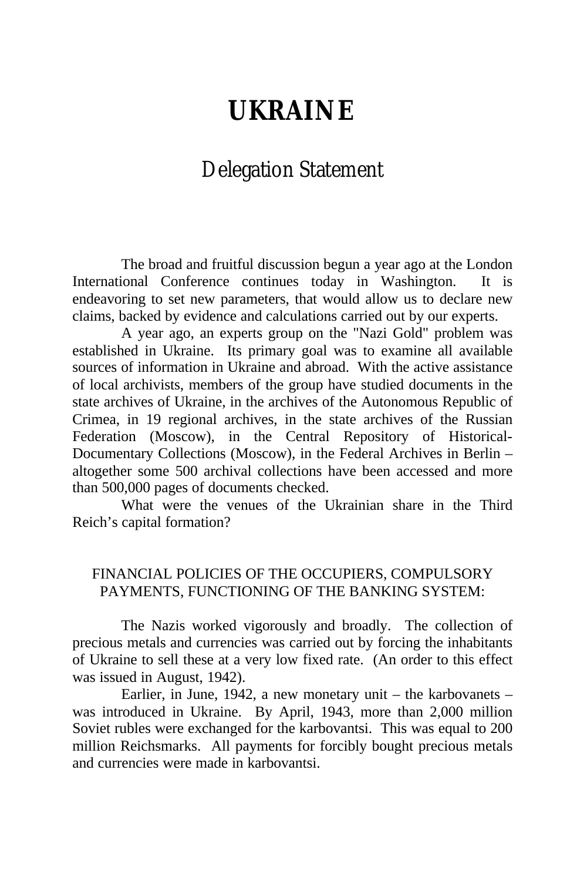# UKRAINE

## Delegation Statement

The broad and fruitful discussion begun a year ago at the London International Conference continues today in Washington. It is endeavoring to set new parameters, that would allow us to declare new claims, backed by evidence and calculations carried out by our experts.

A year ago, an experts group on the "Nazi Gold" problem was established in Ukraine. Its primary goal was to examine all available sources of information in Ukraine and abroad. With the active assistance of local archivists, members of the group have studied documents in the state archives of Ukraine, in the archives of the Autonomous Republic of Crimea, in 19 regional archives, in the state archives of the Russian Federation (Moscow), in the Central Repository of Historical-Documentary Collections (Moscow), in the Federal Archives in Berlin – altogether some 500 archival collections have been accessed and more than 500,000 pages of documents checked.

What were the venues of the Ukrainian share in the Third Reich's capital formation?

### FINANCIAL POLICIES OF THE OCCUPIERS, COMPULSORY PAYMENTS, FUNCTIONING OF THE BANKING SYSTEM:

The Nazis worked vigorously and broadly. The collection of precious metals and currencies was carried out by forcing the inhabitants of Ukraine to sell these at a very low fixed rate. (An order to this effect was issued in August, 1942).

Earlier, in June, 1942, a new monetary unit – the karbovanets – was introduced in Ukraine. By April, 1943, more than 2,000 million Soviet rubles were exchanged for the karbovantsi. This was equal to 200 million Reichsmarks. All payments for forcibly bought precious metals and currencies were made in karbovantsi.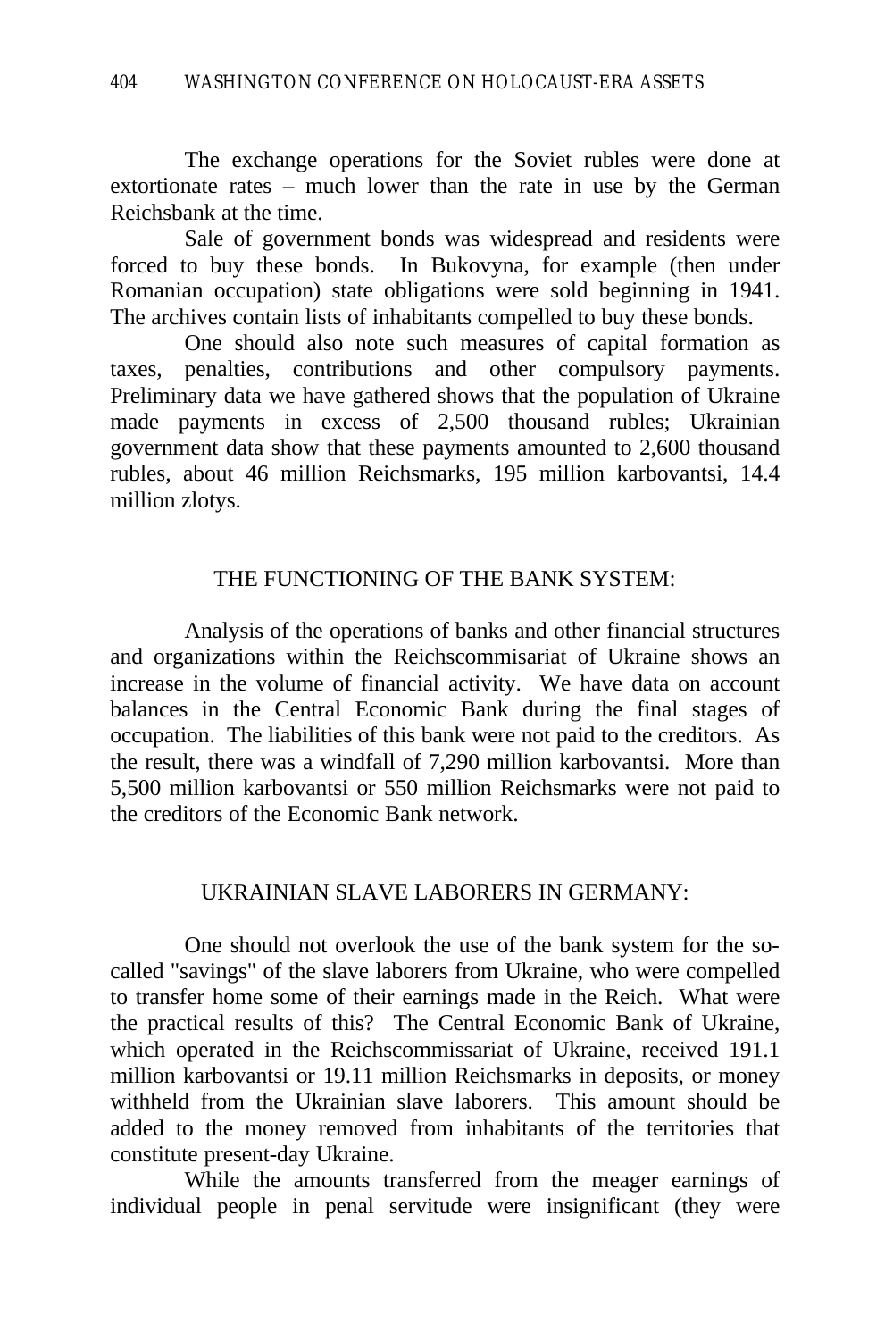The exchange operations for the Soviet rubles were done at extortionate rates – much lower than the rate in use by the German Reichsbank at the time.

Sale of government bonds was widespread and residents were forced to buy these bonds. In Bukovyna, for example (then under Romanian occupation) state obligations were sold beginning in 1941. The archives contain lists of inhabitants compelled to buy these bonds.

One should also note such measures of capital formation as taxes, penalties, contributions and other compulsory payments. Preliminary data we have gathered shows that the population of Ukraine made payments in excess of 2,500 thousand rubles; Ukrainian government data show that these payments amounted to 2,600 thousand rubles, about 46 million Reichsmarks, 195 million karbovantsi, 14.4 million zlotys.

## THE FUNCTIONING OF THE BANK SYSTEM:

Analysis of the operations of banks and other financial structures and organizations within the Reichscommisariat of Ukraine shows an increase in the volume of financial activity. We have data on account balances in the Central Economic Bank during the final stages of occupation. The liabilities of this bank were not paid to the creditors. As the result, there was a windfall of 7,290 million karbovantsi. More than 5,500 million karbovantsi or 550 million Reichsmarks were not paid to the creditors of the Economic Bank network.

## UKRAINIAN SLAVE LABORERS IN GERMANY:

One should not overlook the use of the bank system for the so-called "savings" of the slave laborers from Ukraine, who were compelled to transfer home some of their earnings made in the Reich. What were the practical results of this? The Central Economic Bank of Ukraine, which operated in the Reichscommissariat of Ukraine, received 191.1 million karbovantsi or 19.11 million Reichsmarks in deposits, or money withheld from the Ukrainian slave laborers. This amount should be added to the money removed from inhabitants of the territories that constitute present-day Ukraine.

While the amounts transferred from the meager earnings of individual people in penal servitude were insignificant (they were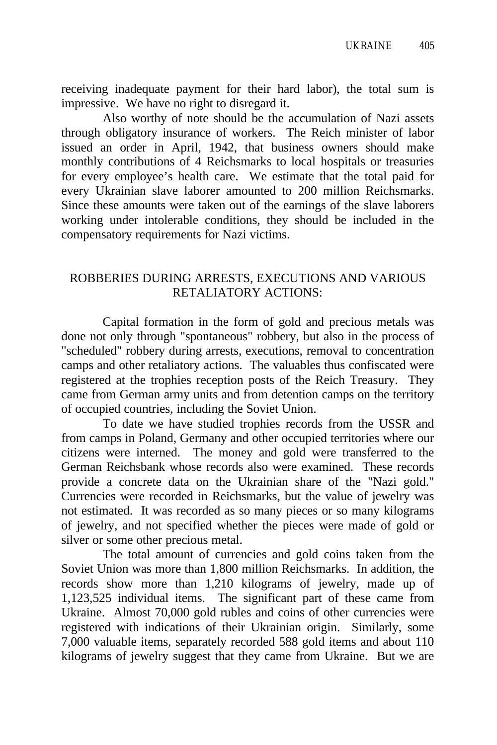receiving inadequate payment for their hard labor), the total sum is impressive. We have no right to disregard it.

Also worthy of note should be the accumulation of Nazi assets through obligatory insurance of workers. The Reich minister of labor issued an order in April, 1942, that business owners should make monthly contributions of 4 Reichsmarks to local hospitals or treasuries for every employee's health care. We estimate that the total paid for every Ukrainian slave laborer amounted to 200 million Reichsmarks. Since these amounts were taken out of the earnings of the slave laborers working under intolerable conditions, they should be included in the compensatory requirements for Nazi victims.

## ROBBERIES DURING ARRESTS, EXECUTIONS AND VARIOUS RETALIATORY ACTIONS:

Capital formation in the form of gold and precious metals was done not only through "spontaneous" robbery, but also in the process of "scheduled" robbery during arrests, executions, removal to concentration camps and other retaliatory actions. The valuables thus confiscated were registered at the trophies reception posts of the Reich Treasury. They came from German army units and from detention camps on the territory of occupied countries, including the Soviet Union.

To date we have studied trophies records from the USSR and from camps in Poland, Germany and other occupied territories where our citizens were interned. The money and gold were transferred to the German Reichsbank whose records also were examined. These records provide a concrete data on the Ukrainian share of the "Nazi gold." Currencies were recorded in Reichsmarks, but the value of jewelry was not estimated. It was recorded as so many pieces or so many kilograms of jewelry, and not specified whether the pieces were made of gold or silver or some other precious metal.

The total amount of currencies and gold coins taken from the Soviet Union was more than 1,800 million Reichsmarks. In addition, the records show more than 1,210 kilograms of jewelry, made up of 1,123,525 individual items. The significant part of these came from Ukraine. Almost 70,000 gold rubles and coins of other currencies were registered with indications of their Ukrainian origin. Similarly, some 7,000 valuable items, separately recorded 588 gold items and about 110 kilograms of jewelry suggest that they came from Ukraine. But we are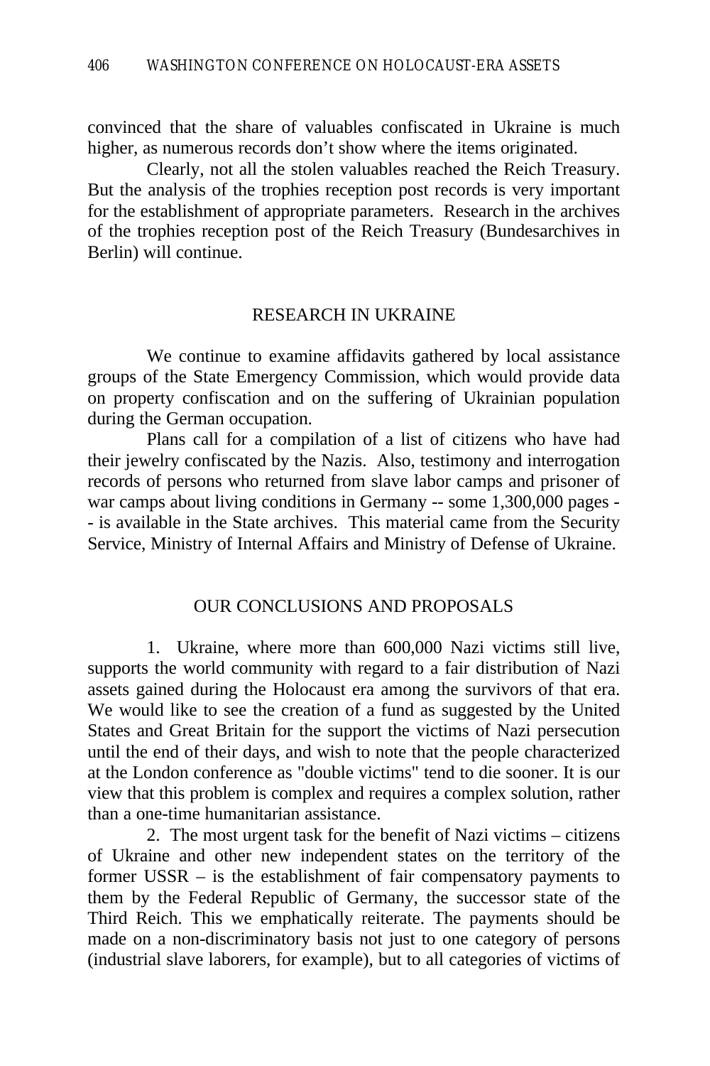convinced that the share of valuables confiscated in Ukraine is much higher, as numerous records don't show where the items originated.

Clearly, not all the stolen valuables reached the Reich Treasury. But the analysis of the trophies reception post records is very important for the establishment of appropriate parameters. Research in the archives of the trophies reception post of the Reich Treasury (Bundesarchives in Berlin) will continue.

## RESEARCH IN UKRAINE

We continue to examine affidavits gathered by local assistance groups of the State Emergency Commission, which would provide data on property confiscation and on the suffering of Ukrainian population during the German occupation.

Plans call for a compilation of a list of citizens who have had their jewelry confiscated by the Nazis. Also, testimony and interrogation records of persons who returned from slave labor camps and prisoner of war camps about living conditions in Germany -- some 1,300,000 pages -- is available in the State archives. This material came from the Security Service, Ministry of Internal Affairs and Ministry of Defense of Ukraine.

## OUR CONCLUSIONS AND PROPOSALS

1. Ukraine, where more than 600,000 Nazi victims still live, supports the world community with regard to a fair distribution of Nazi assets gained during the Holocaust era among the survivors of that era. We would like to see the creation of a fund as suggested by the United States and Great Britain for the support the victims of Nazi persecution until the end of their days, and wish to note that the people characterized at the London conference as "double victims" tend to die sooner. It is our view that this problem is complex and requires a complex solution, rather than a one-time humanitarian assistance.

2. The most urgent task for the benefit of Nazi victims – citizens of Ukraine and other new independent states on the territory of the former USSR – is the establishment of fair compensatory payments to them by the Federal Republic of Germany, the successor state of the Third Reich. This we emphatically reiterate. The payments should be made on a non-discriminatory basis not just to one category of persons (industrial slave laborers, for example), but to all categories of victims of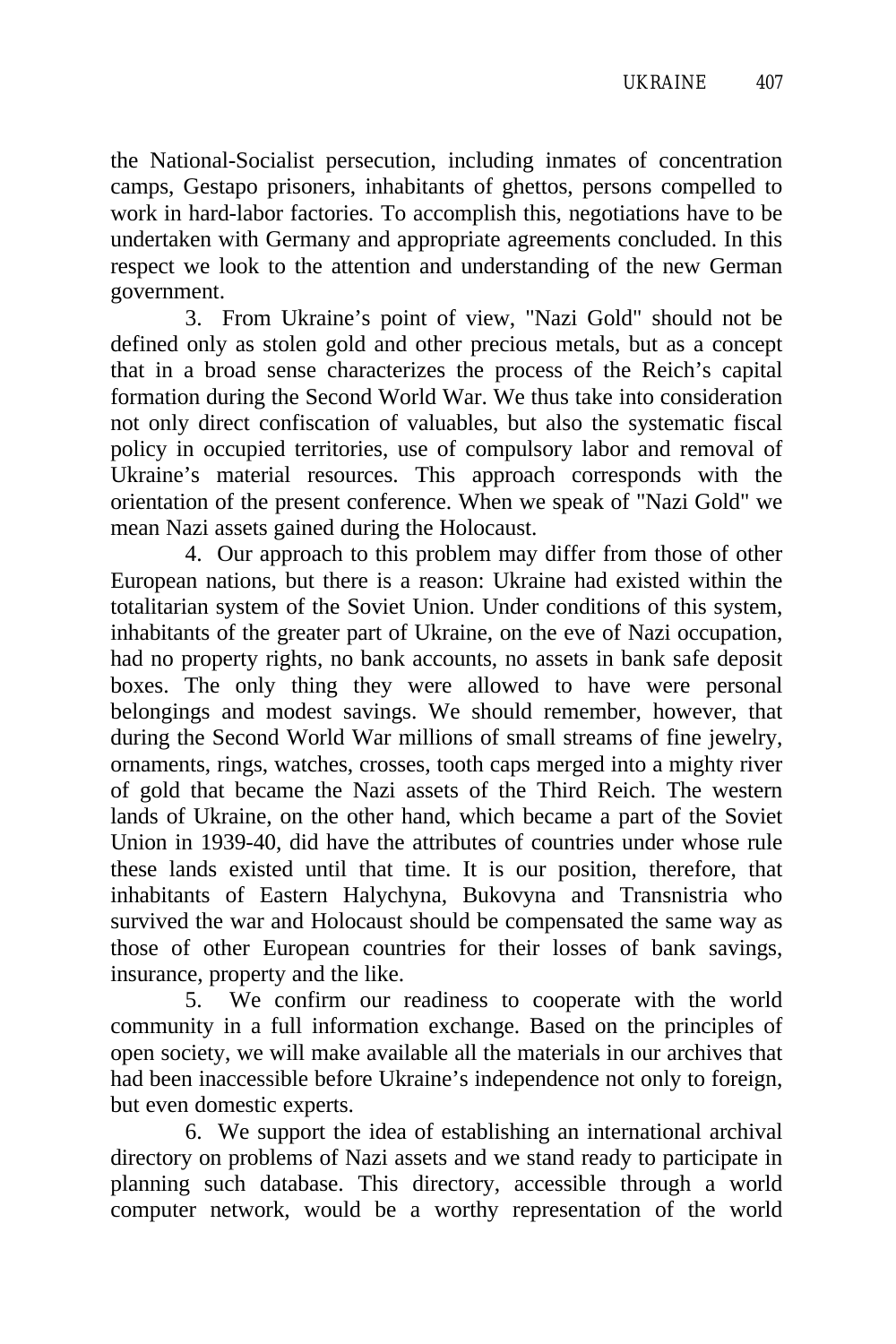the National-Socialist persecution, including inmates of concentration camps, Gestapo prisoners, inhabitants of ghettos, persons compelled to work in hard-labor factories. To accomplish this, negotiations have to be undertaken with Germany and appropriate agreements concluded. In this respect we look to the attention and understanding of the new German government.

3. From Ukraine's point of view, "Nazi Gold" should not be defined only as stolen gold and other precious metals, but as a concept that in a broad sense characterizes the process of the Reich's capital formation during the Second World War. We thus take into consideration not only direct confiscation of valuables, but also the systematic fiscal policy in occupied territories, use of compulsory labor and removal of Ukraine's material resources. This approach corresponds with the orientation of the present conference. When we speak of "Nazi Gold" we mean Nazi assets gained during the Holocaust.

4. Our approach to this problem may differ from those of other European nations, but there is a reason: Ukraine had existed within the totalitarian system of the Soviet Union. Under conditions of this system, inhabitants of the greater part of Ukraine, on the eve of Nazi occupation, had no property rights, no bank accounts, no assets in bank safe deposit boxes. The only thing they were allowed to have were personal belongings and modest savings. We should remember, however, that during the Second World War millions of small streams of fine jewelry, ornaments, rings, watches, crosses, tooth caps merged into a mighty river of gold that became the Nazi assets of the Third Reich. The western lands of Ukraine, on the other hand, which became a part of the Soviet Union in 1939-40, did have the attributes of countries under whose rule these lands existed until that time. It is our position, therefore, that inhabitants of Eastern Halychyna, Bukovyna and Transnistria who survived the war and Holocaust should be compensated the same way as those of other European countries for their losses of bank savings, insurance, property and the like.

5. We confirm our readiness to cooperate with the world community in a full information exchange. Based on the principles of open society, we will make available all the materials in our archives that had been inaccessible before Ukraine's independence not only to foreign, but even domestic experts.

6. We support the idea of establishing an international archival directory on problems of Nazi assets and we stand ready to participate in planning such database. This directory, accessible through a world computer network, would be a worthy representation of the world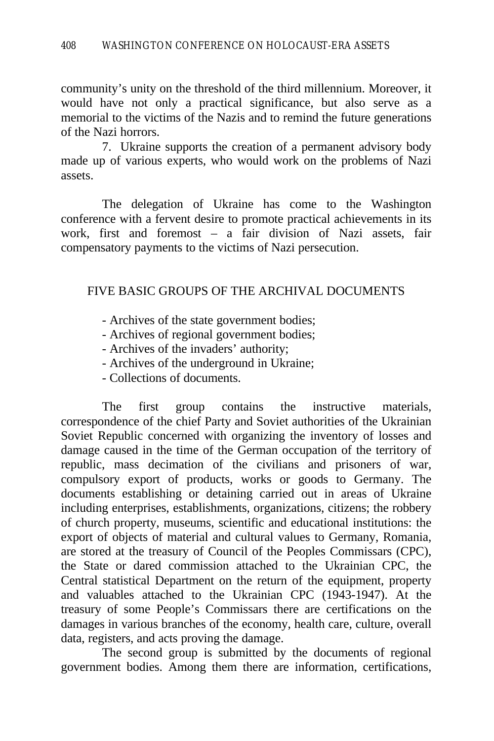community's unity on the threshold of the third millennium. Moreover, it would have not only a practical significance, but also serve as a memorial to the victims of the Nazis and to remind the future generations of the Nazi horrors.

7. Ukraine supports the creation of a permanent advisory body made up of various experts, who would work on the problems of Nazi assets.

The delegation of Ukraine has come to the Washington conference with a fervent desire to promote practical achievements in its work, first and foremost – a fair division of Nazi assets, fair compensatory payments to the victims of Nazi persecution.

## FIVE BASIC GROUPS OF THE ARCHIVAL DOCUMENTS

- Archives of the state government bodies;
- Archives of regional government bodies;
- Archives of the invaders' authority;
- Archives of the underground in Ukraine;
- Collections of documents.

The first group contains the instructive materials, correspondence of the chief Party and Soviet authorities of the Ukrainian Soviet Republic concerned with organizing the inventory of losses and damage caused in the time of the German occupation of the territory of republic, mass decimation of the civilians and prisoners of war, compulsory export of products, works or goods to Germany. The documents establishing or detaining carried out in areas of Ukraine including enterprises, establishments, organizations, citizens; the robbery of church property, museums, scientific and educational institutions: the export of objects of material and cultural values to Germany, Romania, are stored at the treasury of Council of the Peoples Commissars (CPC), the State or dared commission attached to the Ukrainian CPC, the Central statistical Department on the return of the equipment, property and valuables attached to the Ukrainian CPC (1943-1947). At the treasury of some People's Commissars there are certifications on the damages in various branches of the economy, health care, culture, overall data, registers, and acts proving the damage.

The second group is submitted by the documents of regional government bodies. Among them there are information, certifications,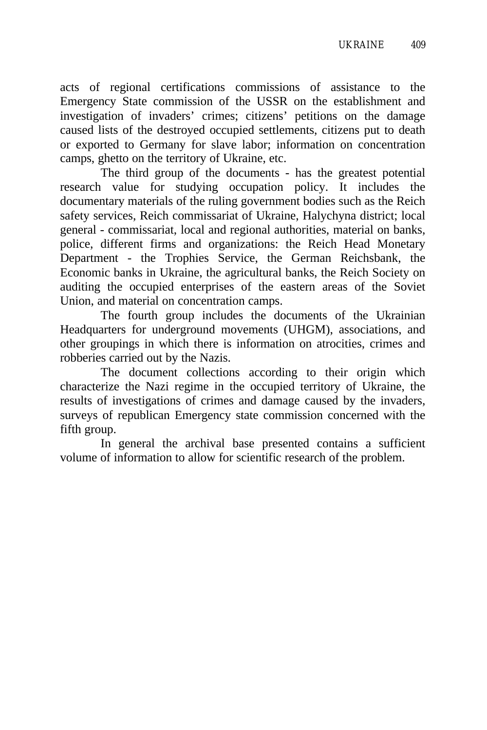acts of regional certifications commissions of assistance to the Emergency State commission of the USSR on the establishment and investigation of invaders' crimes; citizens' petitions on the damage caused lists of the destroyed occupied settlements, citizens put to death or exported to Germany for slave labor; information on concentration camps, ghetto on the territory of Ukraine, etc.

The third group of the documents - has the greatest potential research value for studying occupation policy. It includes the documentary materials of the ruling government bodies such as the Reich safety services, Reich commissariat of Ukraine, Halychyna district; local general - commissariat, local and regional authorities, material on banks, police, different firms and organizations: the Reich Head Monetary Department - the Trophies Service, the German Reichsbank, the Economic banks in Ukraine, the agricultural banks, the Reich Society on auditing the occupied enterprises of the eastern areas of the Soviet Union, and material on concentration camps.

The fourth group includes the documents of the Ukrainian Headquarters for underground movements (UHGM), associations, and other groupings in which there is information on atrocities, crimes and robberies carried out by the Nazis.

The document collections according to their origin which characterize the Nazi regime in the occupied territory of Ukraine, the results of investigations of crimes and damage caused by the invaders, surveys of republican Emergency state commission concerned with the fifth group.

In general the archival base presented contains a sufficient volume of information to allow for scientific research of the problem.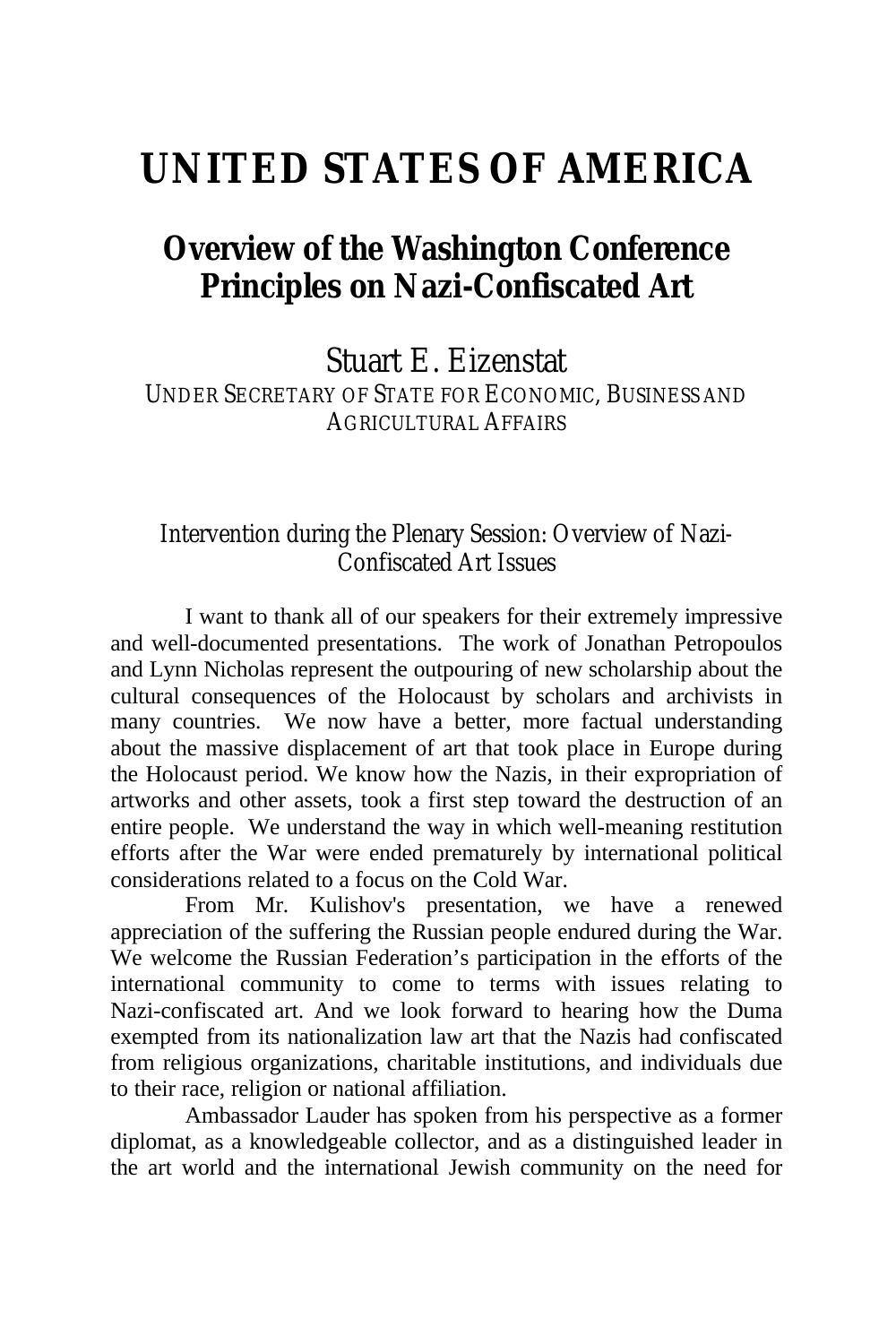# UNITED STATES OF AMERICA

## Overview of the Washington Conference Principles on Nazi-Confiscated Art

Stuart E. Eizenstat

UNDER SECRETARY OF STATE FOR ECONOMIC, BUSINESS AND AGRICULTURAL AFFAIRS

### Intervention during the Plenary Session: Overview of Nazi-Confiscated Art Issues

I want to thank all of our speakers for their extremely impressive and well-documented presentations. The work of Jonathan Petropoulos and Lynn Nicholas represent the outpouring of new scholarship about the cultural consequences of the Holocaust by scholars and archivists in many countries. We now have a better, more factual understanding about the massive displacement of art that took place in Europe during the Holocaust period. We know how the Nazis, in their expropriation of artworks and other assets, took a first step toward the destruction of an entire people. We understand the way in which well-meaning restitution efforts after the War were ended prematurely by international political considerations related to a focus on the Cold War.

From Mr. Kulishov's presentation, we have a renewed appreciation of the suffering the Russian people endured during the War. We welcome the Russian Federation's participation in the efforts of the international community to come to terms with issues relating to Nazi-confiscated art. And we look forward to hearing how the Duma exempted from its nationalization law art that the Nazis had confiscated from religious organizations, charitable institutions, and individuals due to their race, religion or national affiliation.

Ambassador Lauder has spoken from his perspective as a former diplomat, as a knowledgeable collector, and as a distinguished leader in the art world and the international Jewish community on the need for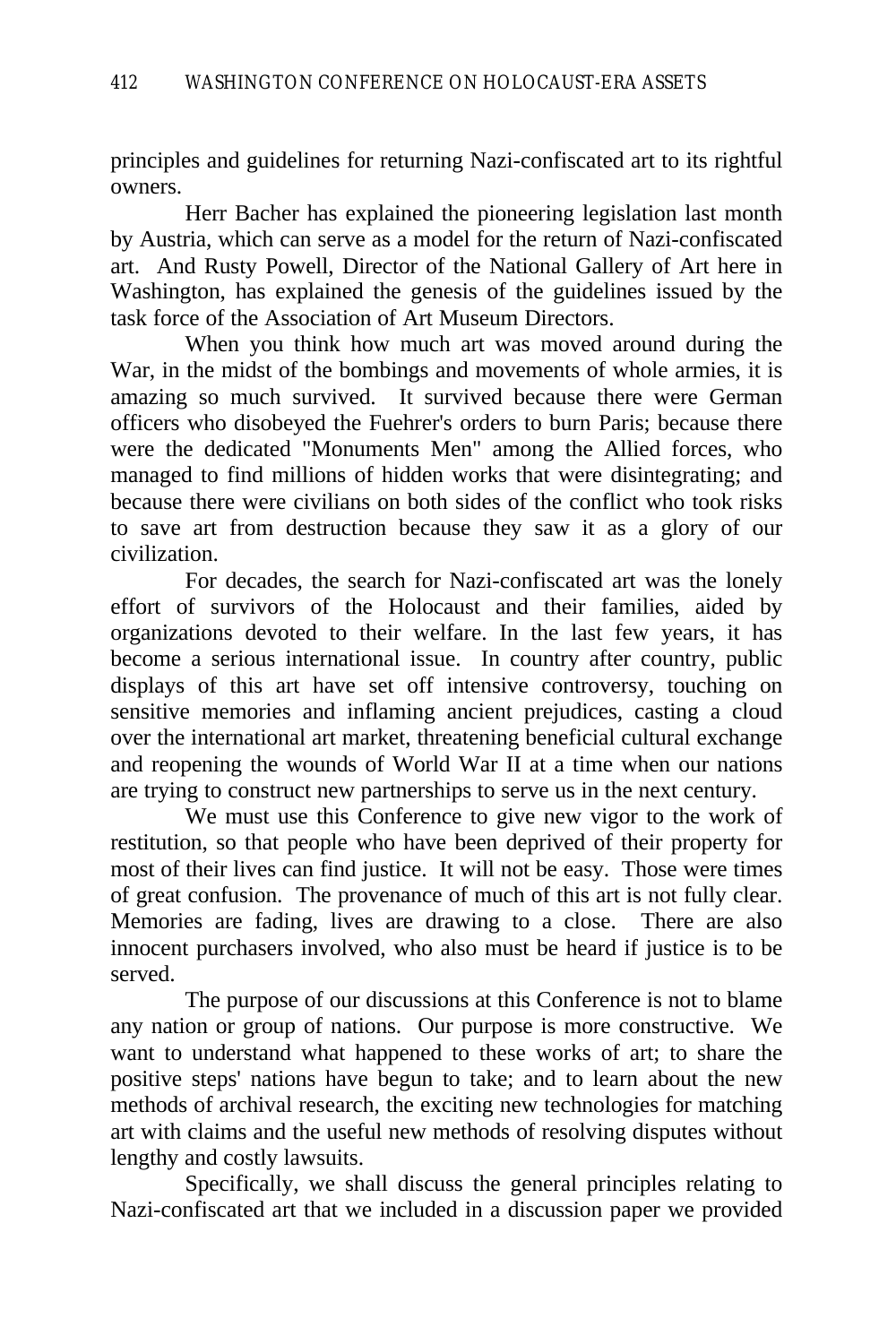principles and guidelines for returning Nazi-confiscated art to its rightful owners.

Herr Bacher has explained the pioneering legislation last month by Austria, which can serve as a model for the return of Nazi-confiscated art. And Rusty Powell, Director of the National Gallery of Art here in Washington, has explained the genesis of the guidelines issued by the task force of the Association of Art Museum Directors.

When you think how much art was moved around during the War, in the midst of the bombings and movements of whole armies, it is amazing so much survived. It survived because there were German officers who disobeyed the Fuehrer's orders to burn Paris; because there were the dedicated "Monuments Men" among the Allied forces, who managed to find millions of hidden works that were disintegrating; and because there were civilians on both sides of the conflict who took risks to save art from destruction because they saw it as a glory of our civilization.

For decades, the search for Nazi-confiscated art was the lonely effort of survivors of the Holocaust and their families, aided by organizations devoted to their welfare. In the last few years, it has become a serious international issue. In country after country, public displays of this art have set off intensive controversy, touching on sensitive memories and inflaming ancient prejudices, casting a cloud over the international art market, threatening beneficial cultural exchange and reopening the wounds of World War II at a time when our nations are trying to construct new partnerships to serve us in the next century.

We must use this Conference to give new vigor to the work of restitution, so that people who have been deprived of their property for most of their lives can find justice. It will not be easy. Those were times of great confusion. The provenance of much of this art is not fully clear. Memories are fading, lives are drawing to a close. There are also innocent purchasers involved, who also must be heard if justice is to be served.

The purpose of our discussions at this Conference is not to blame any nation or group of nations. Our purpose is more constructive. We want to understand what happened to these works of art; to share the positive steps' nations have begun to take; and to learn about the new methods of archival research, the exciting new technologies for matching art with claims and the useful new methods of resolving disputes without lengthy and costly lawsuits.

Specifically, we shall discuss the general principles relating to Nazi-confiscated art that we included in a discussion paper we provided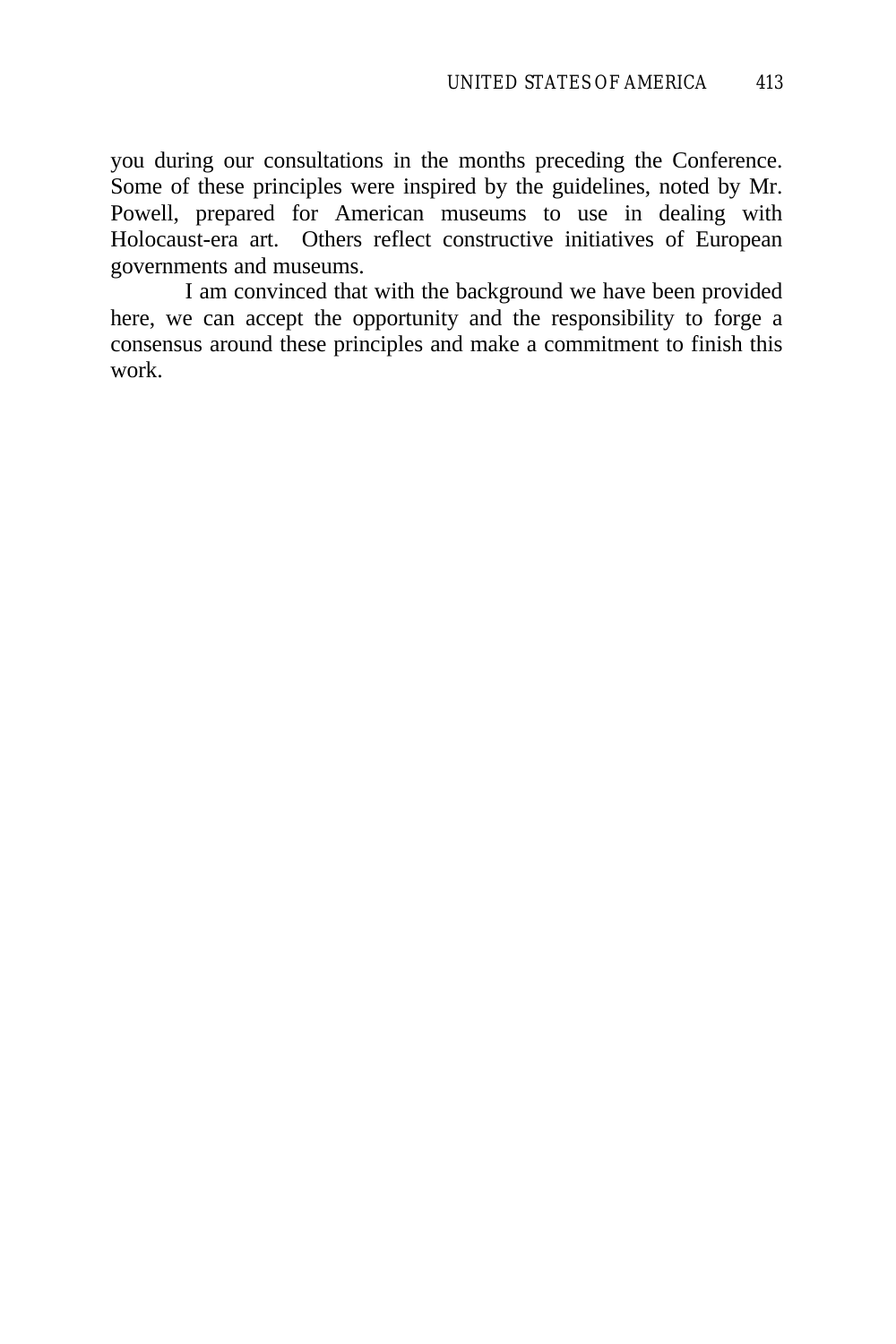you during our consultations in the months preceding the Conference. Some of these principles were inspired by the guidelines, noted by Mr. Powell, prepared for American museums to use in dealing with Holocaust-era art. Others reflect constructive initiatives of European governments and museums.

I am convinced that with the background we have been provided here, we can accept the opportunity and the responsibility to forge a consensus around these principles and make a commitment to finish this work.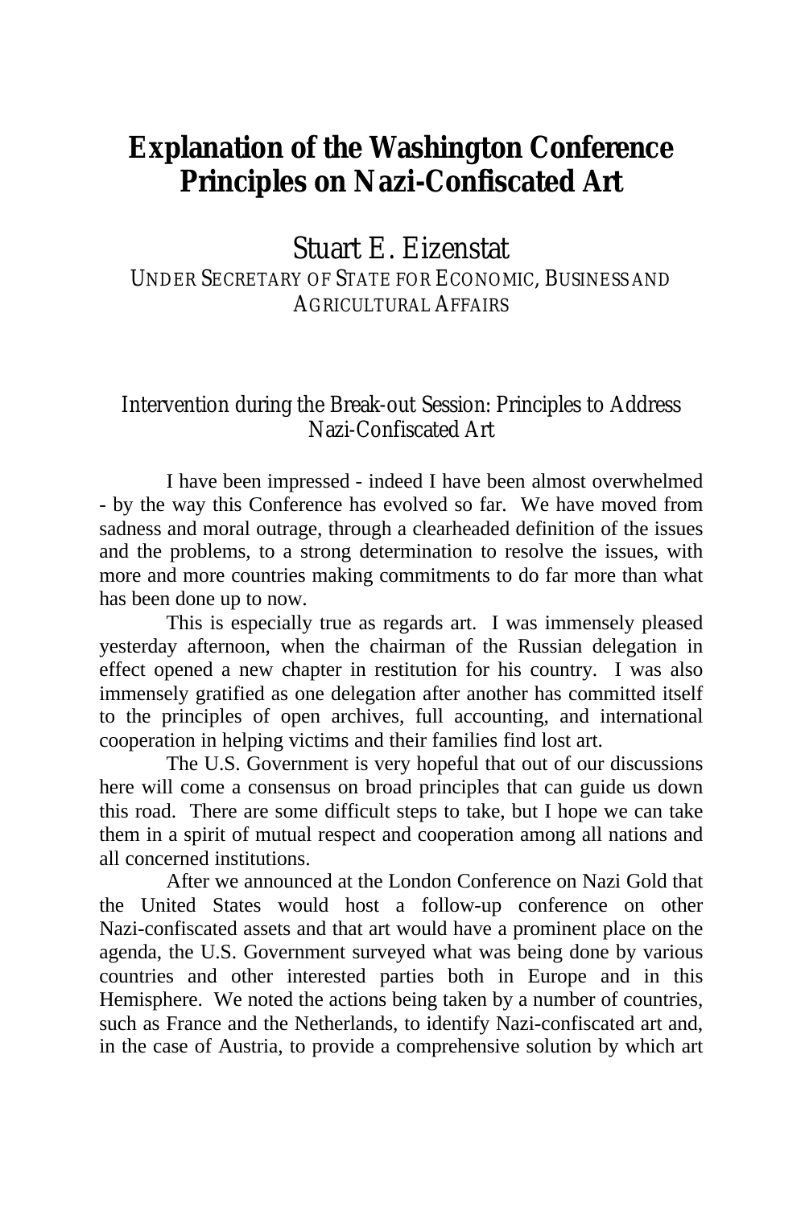# Explanation of the Washington Conference Principles on Nazi-Confiscated Art

## Stuart E. Eizenstat

UNDER SECRETARY OF STATE FOR ECONOMIC, BUSINESS AND AGRICULTURAL AFFAIRS

### Intervention during the Break-out Session: Principles to Address Nazi-Confiscated Art

I have been impressed - indeed I have been almost overwhelmed - by the way this Conference has evolved so far. We have moved from sadness and moral outrage, through a clearheaded definition of the issues and the problems, to a strong determination to resolve the issues, with more and more countries making commitments to do far more than what has been done up to now.

This is especially true as regards art. I was immensely pleased yesterday afternoon, when the chairman of the Russian delegation in effect opened a new chapter in restitution for his country. I was also immensely gratified as one delegation after another has committed itself to the principles of open archives, full accounting, and international cooperation in helping victims and their families find lost art.

The U.S. Government is very hopeful that out of our discussions here will come a consensus on broad principles that can guide us down this road. There are some difficult steps to take, but I hope we can take them in a spirit of mutual respect and cooperation among all nations and all concerned institutions.

After we announced at the London Conference on Nazi Gold that the United States would host a follow-up conference on other Nazi-confiscated assets and that art would have a prominent place on the agenda, the U.S. Government surveyed what was being done by various countries and other interested parties both in Europe and in this Hemisphere. We noted the actions being taken by a number of countries, such as France and the Netherlands, to identify Nazi-confiscated art and, in the case of Austria, to provide a comprehensive solution by which art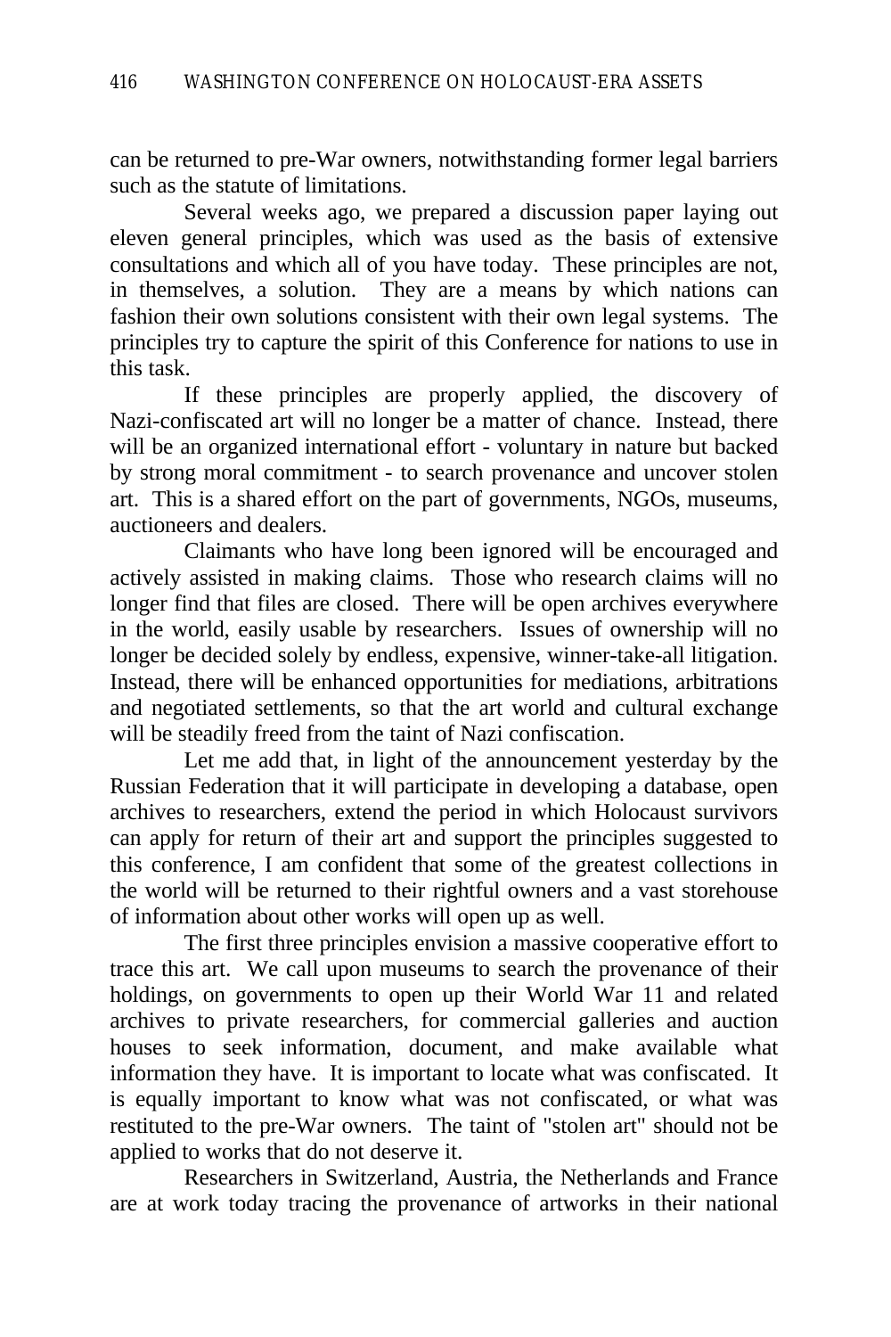can be returned to pre-War owners, notwithstanding former legal barriers such as the statute of limitations.

Several weeks ago, we prepared a discussion paper laying out eleven general principles, which was used as the basis of extensive consultations and which all of you have today. These principles are not, in themselves, a solution. They are a means by which nations can fashion their own solutions consistent with their own legal systems. The principles try to capture the spirit of this Conference for nations to use in this task.

If these principles are properly applied, the discovery of Nazi-confiscated art will no longer be a matter of chance. Instead, there will be an organized international effort - voluntary in nature but backed by strong moral commitment - to search provenance and uncover stolen art. This is a shared effort on the part of governments, NGOs, museums, auctioneers and dealers.

Claimants who have long been ignored will be encouraged and actively assisted in making claims. Those who research claims will no longer find that files are closed. There will be open archives everywhere in the world, easily usable by researchers. Issues of ownership will no longer be decided solely by endless, expensive, winner-take-all litigation. Instead, there will be enhanced opportunities for mediations, arbitrations and negotiated settlements, so that the art world and cultural exchange will be steadily freed from the taint of Nazi confiscation.

Let me add that, in light of the announcement yesterday by the Russian Federation that it will participate in developing a database, open archives to researchers, extend the period in which Holocaust survivors can apply for return of their art and support the principles suggested to this conference, I am confident that some of the greatest collections in the world will be returned to their rightful owners and a vast storehouse of information about other works will open up as well.

The first three principles envision a massive cooperative effort to trace this art. We call upon museums to search the provenance of their holdings, on governments to open up their World War 11 and related archives to private researchers, for commercial galleries and auction houses to seek information, document, and make available what information they have. It is important to locate what was confiscated. It is equally important to know what was not confiscated, or what was restituted to the pre-War owners. The taint of "stolen art" should not be applied to works that do not deserve it.

Researchers in Switzerland, Austria, the Netherlands and France are at work today tracing the provenance of artworks in their national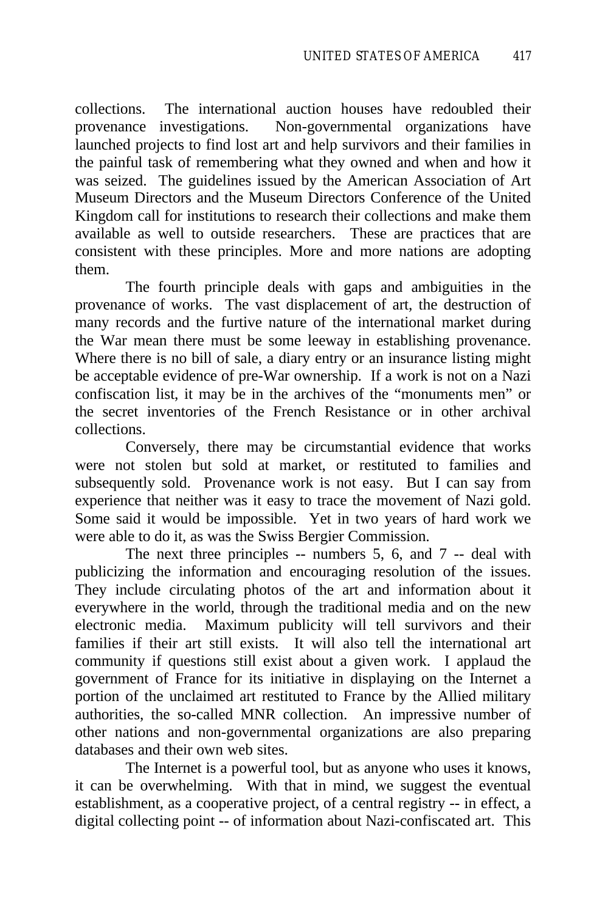collections. The international auction houses have redoubled their provenance investigations. Non-governmental organizations have launched projects to find lost art and help survivors and their families in the painful task of remembering what they owned and when and how it was seized. The guidelines issued by the American Association of Art Museum Directors and the Museum Directors Conference of the United Kingdom call for institutions to research their collections and make them available as well to outside researchers. These are practices that are consistent with these principles. More and more nations are adopting them.

The fourth principle deals with gaps and ambiguities in the provenance of works. The vast displacement of art, the destruction of many records and the furtive nature of the international market during the War mean there must be some leeway in establishing provenance. Where there is no bill of sale, a diary entry or an insurance listing might be acceptable evidence of pre-War ownership. If a work is not on a Nazi confiscation list, it may be in the archives of the "monuments men" or the secret inventories of the French Resistance or in other archival collections.

Conversely, there may be circumstantial evidence that works were not stolen but sold at market, or restituted to families and subsequently sold. Provenance work is not easy. But I can say from experience that neither was it easy to trace the movement of Nazi gold. Some said it would be impossible. Yet in two years of hard work we were able to do it, as was the Swiss Bergier Commission.

The next three principles -- numbers 5, 6, and 7 -- deal with publicizing the information and encouraging resolution of the issues. They include circulating photos of the art and information about it everywhere in the world, through the traditional media and on the new electronic media. Maximum publicity will tell survivors and their families if their art still exists. It will also tell the international art community if questions still exist about a given work. I applaud the government of France for its initiative in displaying on the Internet a portion of the unclaimed art restituted to France by the Allied military authorities, the so-called MNR collection. An impressive number of other nations and non-governmental organizations are also preparing databases and their own web sites.

The Internet is a powerful tool, but as anyone who uses it knows, it can be overwhelming. With that in mind, we suggest the eventual establishment, as a cooperative project, of a central registry -- in effect, a digital collecting point -- of information about Nazi-confiscated art. This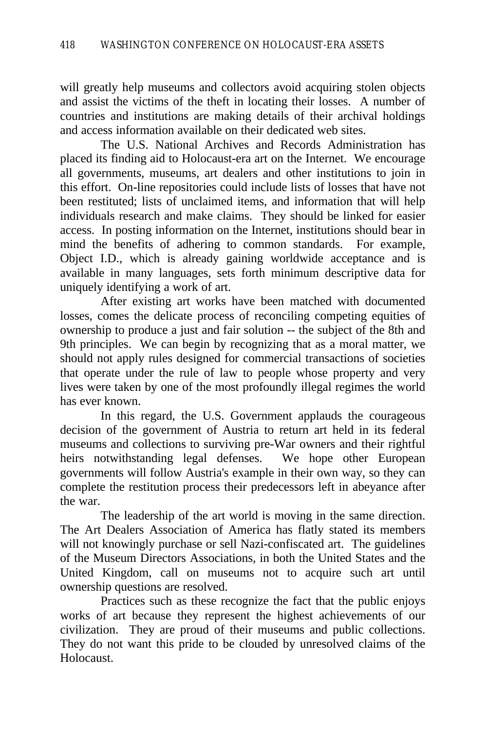will greatly help museums and collectors avoid acquiring stolen objects and assist the victims of the theft in locating their losses. A number of countries and institutions are making details of their archival holdings and access information available on their dedicated web sites.

The U.S. National Archives and Records Administration has placed its finding aid to Holocaust-era art on the Internet. We encourage all governments, museums, art dealers and other institutions to join in this effort. On-line repositories could include lists of losses that have not been restituted; lists of unclaimed items, and information that will help individuals research and make claims. They should be linked for easier access. In posting information on the Internet, institutions should bear in mind the benefits of adhering to common standards. For example, Object I.D., which is already gaining worldwide acceptance and is available in many languages, sets forth minimum descriptive data for uniquely identifying a work of art.

After existing art works have been matched with documented losses, comes the delicate process of reconciling competing equities of ownership to produce a just and fair solution -- the subject of the 8th and 9th principles. We can begin by recognizing that as a moral matter, we should not apply rules designed for commercial transactions of societies that operate under the rule of law to people whose property and very lives were taken by one of the most profoundly illegal regimes the world has ever known.

In this regard, the U.S. Government applauds the courageous decision of the government of Austria to return art held in its federal museums and collections to surviving pre-War owners and their rightful heirs notwithstanding legal defenses. We hope other European governments will follow Austria's example in their own way, so they can complete the restitution process their predecessors left in abeyance after the war.

The leadership of the art world is moving in the same direction. The Art Dealers Association of America has flatly stated its members will not knowingly purchase or sell Nazi-confiscated art. The guidelines of the Museum Directors Associations, in both the United States and the United Kingdom, call on museums not to acquire such art until ownership questions are resolved.

Practices such as these recognize the fact that the public enjoys works of art because they represent the highest achievements of our civilization. They are proud of their museums and public collections. They do not want this pride to be clouded by unresolved claims of the Holocaust.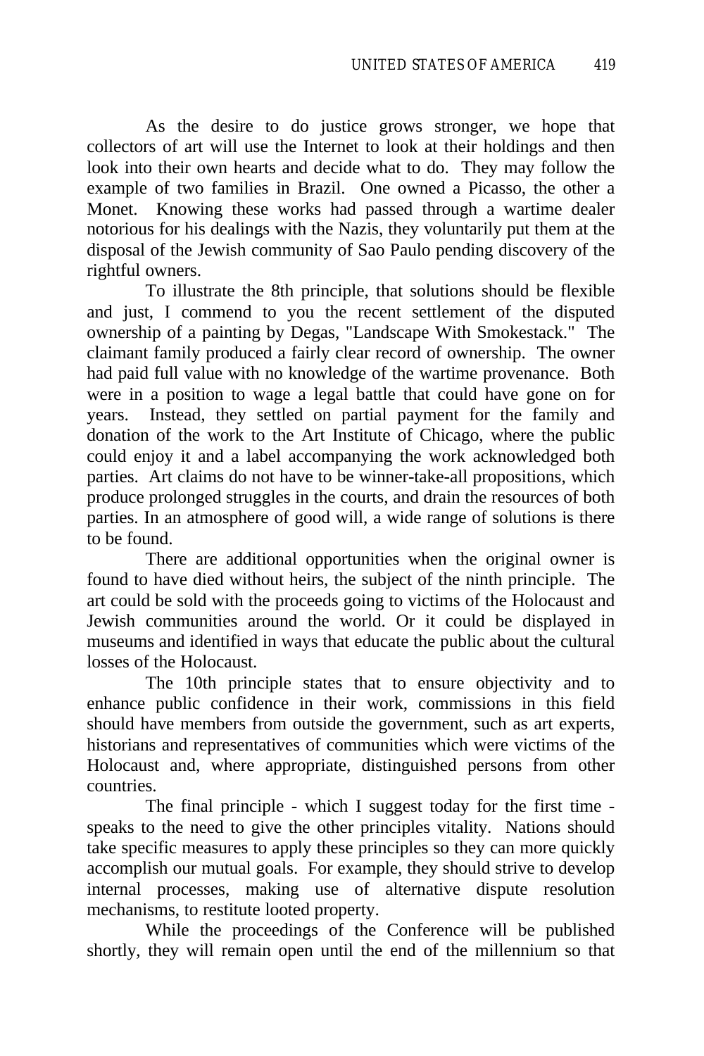As the desire to do justice grows stronger, we hope that collectors of art will use the Internet to look at their holdings and then look into their own hearts and decide what to do. They may follow the example of two families in Brazil. One owned a Picasso, the other a Monet. Knowing these works had passed through a wartime dealer notorious for his dealings with the Nazis, they voluntarily put them at the disposal of the Jewish community of Sao Paulo pending discovery of the rightful owners.

To illustrate the 8th principle, that solutions should be flexible and just, I commend to you the recent settlement of the disputed ownership of a painting by Degas, "Landscape With Smokestack." The claimant family produced a fairly clear record of ownership. The owner had paid full value with no knowledge of the wartime provenance. Both were in a position to wage a legal battle that could have gone on for years. Instead, they settled on partial payment for the family and donation of the work to the Art Institute of Chicago, where the public could enjoy it and a label accompanying the work acknowledged both parties. Art claims do not have to be winner-take-all propositions, which produce prolonged struggles in the courts, and drain the resources of both parties. In an atmosphere of good will, a wide range of solutions is there to be found.

There are additional opportunities when the original owner is found to have died without heirs, the subject of the ninth principle. The art could be sold with the proceeds going to victims of the Holocaust and Jewish communities around the world. Or it could be displayed in museums and identified in ways that educate the public about the cultural losses of the Holocaust.

The 10th principle states that to ensure objectivity and to enhance public confidence in their work, commissions in this field should have members from outside the government, such as art experts, historians and representatives of communities which were victims of the Holocaust and, where appropriate, distinguished persons from other countries.

The final principle - which I suggest today for the first time - speaks to the need to give the other principles vitality. Nations should take specific measures to apply these principles so they can more quickly accomplish our mutual goals. For example, they should strive to develop internal processes, making use of alternative dispute resolution mechanisms, to restitute looted property.

While the proceedings of the Conference will be published shortly, they will remain open until the end of the millennium so that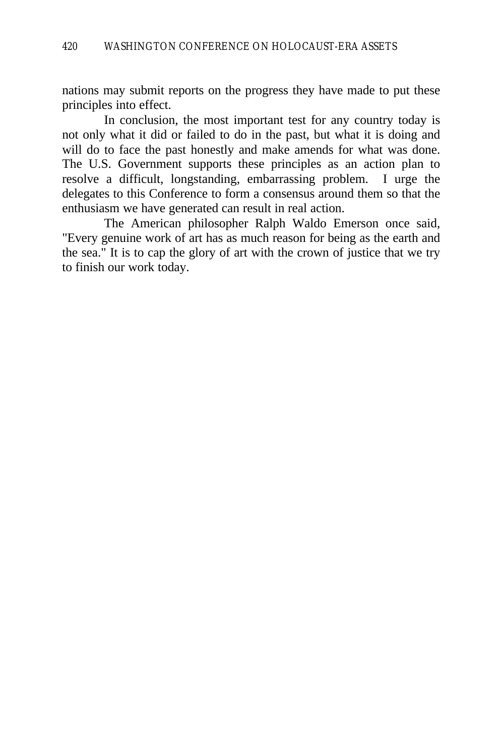nations may submit reports on the progress they have made to put these principles into effect.

In conclusion, the most important test for any country today is not only what it did or failed to do in the past, but what it is doing and will do to face the past honestly and make amends for what was done. The U.S. Government supports these principles as an action plan to resolve a difficult, longstanding, embarrassing problem. I urge the delegates to this Conference to form a consensus around them so that the enthusiasm we have generated can result in real action.

The American philosopher Ralph Waldo Emerson once said, "Every genuine work of art has as much reason for being as the earth and the sea." It is to cap the glory of art with the crown of justice that we try to finish our work today.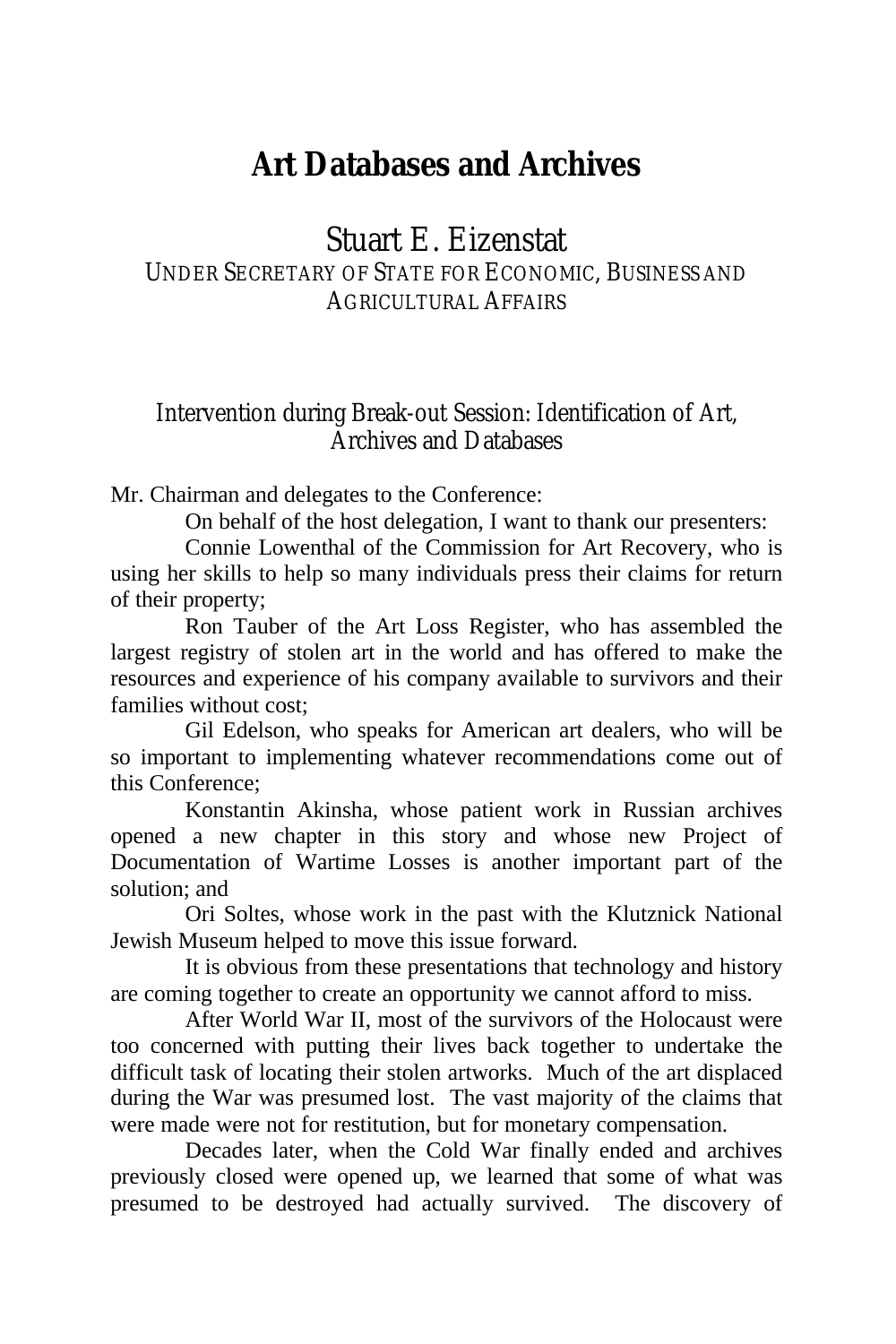# Art Databases and Archives

## Stuart E. Eizenstat

UNDER SECRETARY OF STATE FOR ECONOMIC, BUSINESS AND AGRICULTURAL AFFAIRS

### Intervention during Break-out Session: Identification of Art, Archives and Databases

Mr. Chairman and delegates to the Conference:

On behalf of the host delegation, I want to thank our presenters:

Connie Lowenthal of the Commission for Art Recovery, who is using her skills to help so many individuals press their claims for return of their property;

Ron Tauber of the Art Loss Register, who has assembled the largest registry of stolen art in the world and has offered to make the resources and experience of his company available to survivors and their families without cost;

Gil Edelson, who speaks for American art dealers, who will be so important to implementing whatever recommendations come out of this Conference;

Konstantin Akinsha, whose patient work in Russian archives opened a new chapter in this story and whose new Project of Documentation of Wartime Losses is another important part of the solution; and

Ori Soltes, whose work in the past with the Klutznick National Jewish Museum helped to move this issue forward.

It is obvious from these presentations that technology and history are coming together to create an opportunity we cannot afford to miss.

After World War II, most of the survivors of the Holocaust were too concerned with putting their lives back together to undertake the difficult task of locating their stolen artworks. Much of the art displaced during the War was presumed lost. The vast majority of the claims that were made were not for restitution, but for monetary compensation.

Decades later, when the Cold War finally ended and archives previously closed were opened up, we learned that some of what was presumed to be destroyed had actually survived. The discovery of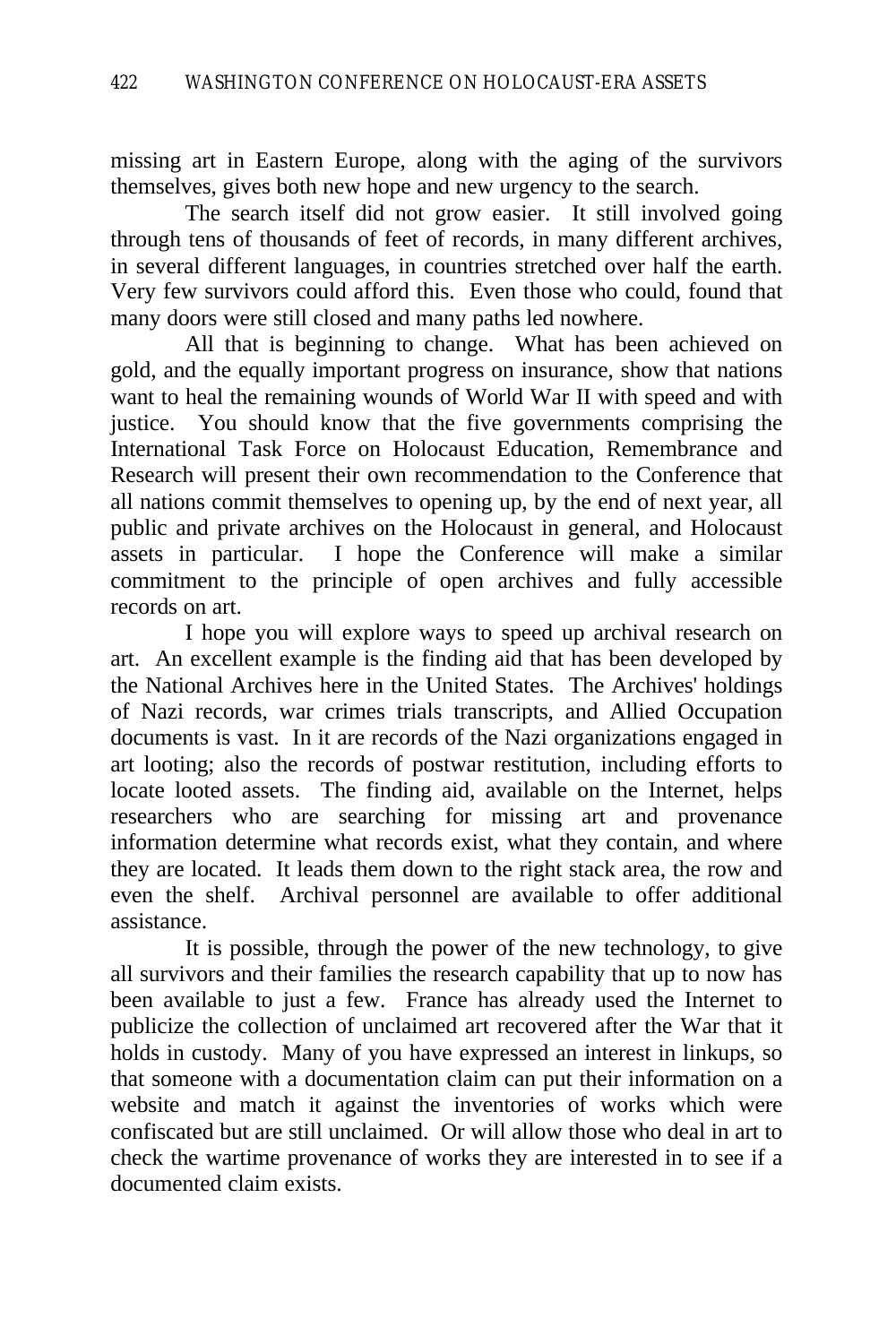missing art in Eastern Europe, along with the aging of the survivors themselves, gives both new hope and new urgency to the search.

The search itself did not grow easier. It still involved going through tens of thousands of feet of records, in many different archives, in several different languages, in countries stretched over half the earth. Very few survivors could afford this. Even those who could, found that many doors were still closed and many paths led nowhere.

All that is beginning to change. What has been achieved on gold, and the equally important progress on insurance, show that nations want to heal the remaining wounds of World War II with speed and with justice. You should know that the five governments comprising the International Task Force on Holocaust Education, Remembrance and Research will present their own recommendation to the Conference that all nations commit themselves to opening up, by the end of next year, all public and private archives on the Holocaust in general, and Holocaust assets in particular. I hope the Conference will make a similar commitment to the principle of open archives and fully accessible records on art.

I hope you will explore ways to speed up archival research on art. An excellent example is the finding aid that has been developed by the National Archives here in the United States. The Archives' holdings of Nazi records, war crimes trials transcripts, and Allied Occupation documents is vast. In it are records of the Nazi organizations engaged in art looting; also the records of postwar restitution, including efforts to locate looted assets. The finding aid, available on the Internet, helps researchers who are searching for missing art and provenance information determine what records exist, what they contain, and where they are located. It leads them down to the right stack area, the row and even the shelf. Archival personnel are available to offer additional assistance.

It is possible, through the power of the new technology, to give all survivors and their families the research capability that up to now has been available to just a few. France has already used the Internet to publicize the collection of unclaimed art recovered after the War that it holds in custody. Many of you have expressed an interest in linkups, so that someone with a documentation claim can put their information on a website and match it against the inventories of works which were confiscated but are still unclaimed. Or will allow those who deal in art to check the wartime provenance of works they are interested in to see if a documented claim exists.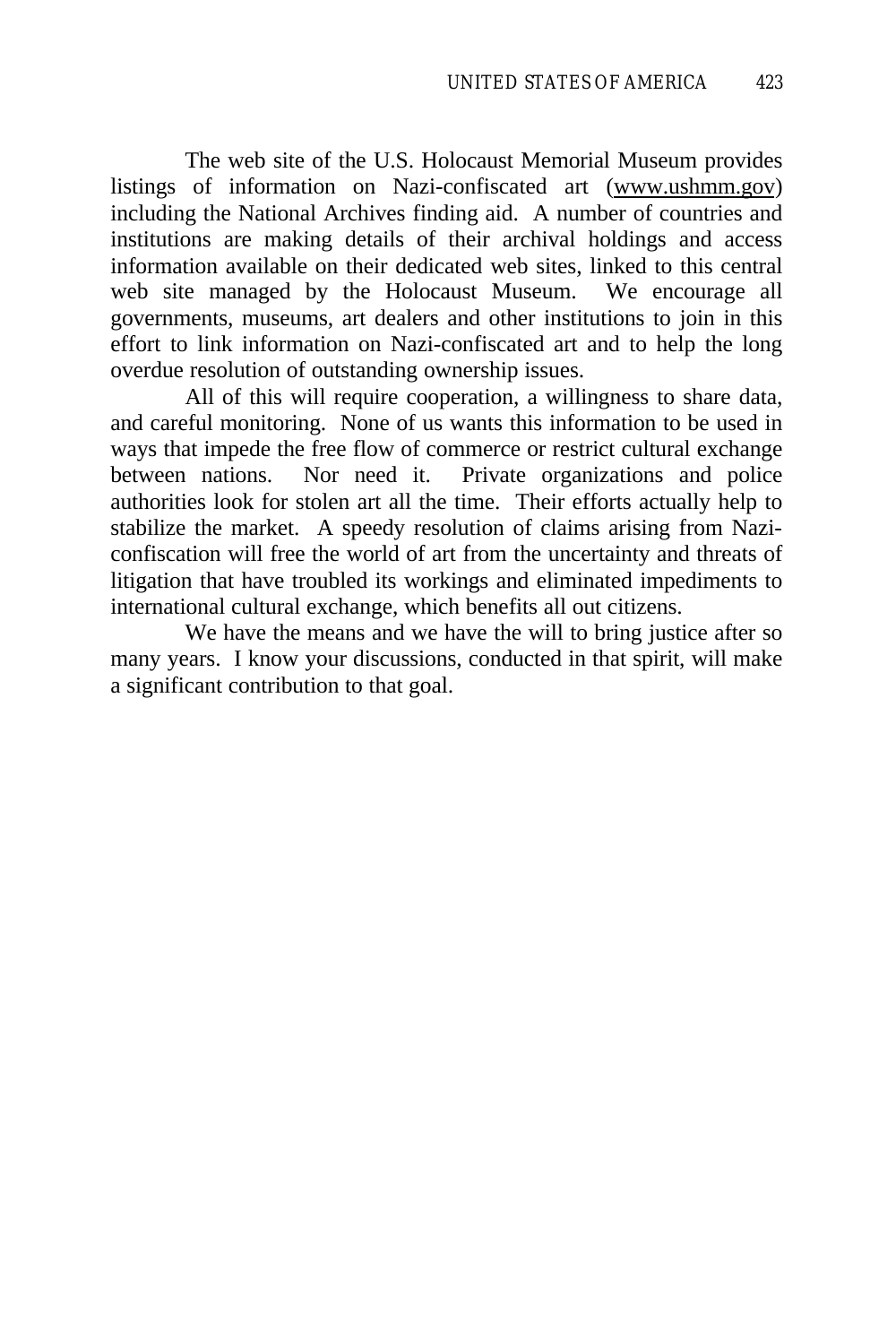The web site of the U.S. Holocaust Memorial Museum provides listings of information on Nazi-confiscated art (www.ushmm.gov) including the National Archives finding aid. A number of countries and institutions are making details of their archival holdings and access information available on their dedicated web sites, linked to this central web site managed by the Holocaust Museum. We encourage all governments, museums, art dealers and other institutions to join in this effort to link information on Nazi-confiscated art and to help the long overdue resolution of outstanding ownership issues.

All of this will require cooperation, a willingness to share data, and careful monitoring. None of us wants this information to be used in ways that impede the free flow of commerce or restrict cultural exchange between nations. Nor need it. Private organizations and police authorities look for stolen art all the time. Their efforts actually help to stabilize the market. A speedy resolution of claims arising from Nazi-confiscation will free the world of art from the uncertainty and threats of litigation that have troubled its workings and eliminated impediments to international cultural exchange, which benefits all out citizens.

We have the means and we have the will to bring justice after so many years. I know your discussions, conducted in that spirit, will make a significant contribution to that goal.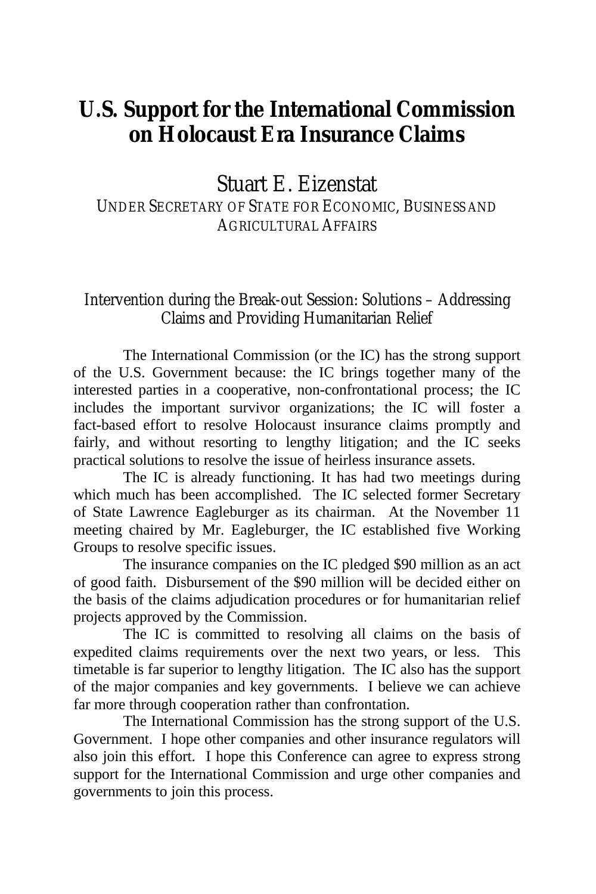# U.S. Support for the International Commission on Holocaust Era Insurance Claims

## Stuart E. Eizenstat

UNDER SECRETARY OF STATE FOR ECONOMIC, BUSINESS AND AGRICULTURAL AFFAIRS

### Intervention during the Break-out Session: Solutions – Addressing Claims and Providing Humanitarian Relief

The International Commission (or the IC) has the strong support of the U.S. Government because: the IC brings together many of the interested parties in a cooperative, non-confrontational process; the IC includes the important survivor organizations; the IC will foster a fact-based effort to resolve Holocaust insurance claims promptly and fairly, and without resorting to lengthy litigation; and the IC seeks practical solutions to resolve the issue of heirless insurance assets.

The IC is already functioning. It has had two meetings during which much has been accomplished. The IC selected former Secretary of State Lawrence Eagleburger as its chairman. At the November 11 meeting chaired by Mr. Eagleburger, the IC established five Working Groups to resolve specific issues.

The insurance companies on the IC pledged $90 million as an act of good faith. Disbursement of the $90 million will be decided either on the basis of the claims adjudication procedures or for humanitarian relief projects approved by the Commission.

The IC is committed to resolving all claims on the basis of expedited claims requirements over the next two years, or less. This timetable is far superior to lengthy litigation. The IC also has the support of the major companies and key governments. I believe we can achieve far more through cooperation rather than confrontation.

The International Commission has the strong support of the U.S. Government. I hope other companies and other insurance regulators will also join this effort. I hope this Conference can agree to express strong support for the International Commission and urge other companies and governments to join this process.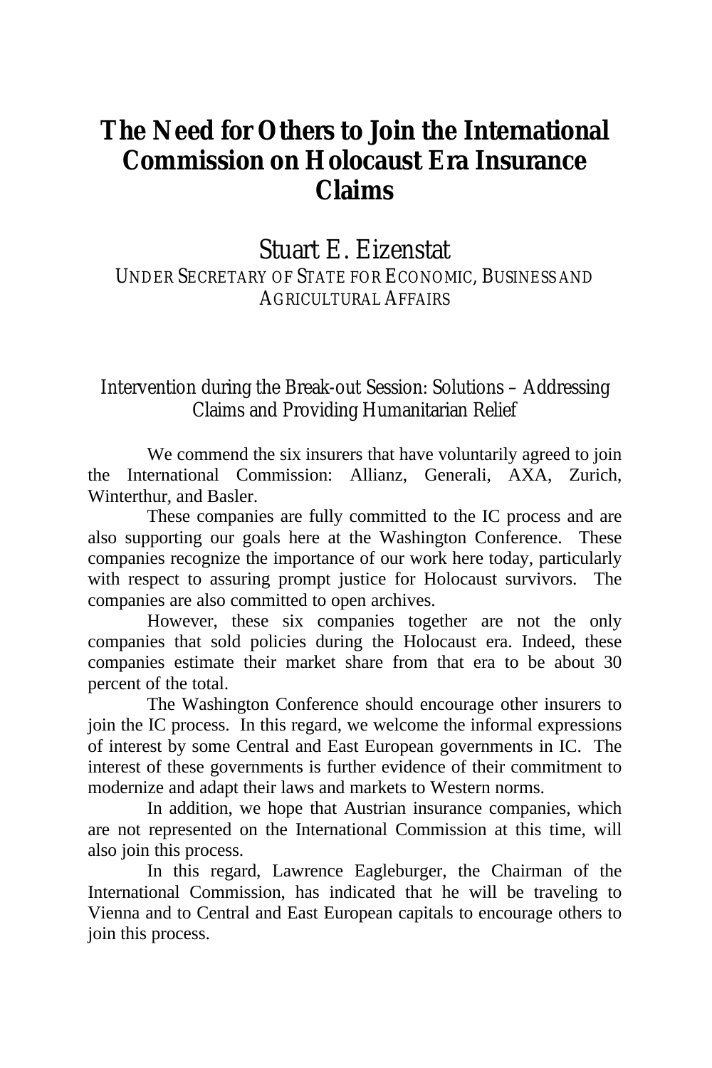# The Need for Others to Join the International Commission on Holocaust Era Insurance Claims

## Stuart E. Eizenstat

UNDER SECRETARY OF STATE FOR ECONOMIC, BUSINESS AND AGRICULTURAL AFFAIRS

### Intervention during the Break-out Session: Solutions – Addressing Claims and Providing Humanitarian Relief

We commend the six insurers that have voluntarily agreed to join the International Commission: Allianz, Generali, AXA, Zurich, Winterthur, and Basler.

These companies are fully committed to the IC process and are also supporting our goals here at the Washington Conference. These companies recognize the importance of our work here today, particularly with respect to assuring prompt justice for Holocaust survivors. The companies are also committed to open archives.

However, these six companies together are not the only companies that sold policies during the Holocaust era. Indeed, these companies estimate their market share from that era to be about 30 percent of the total.

The Washington Conference should encourage other insurers to join the IC process. In this regard, we welcome the informal expressions of interest by some Central and East European governments in IC. The interest of these governments is further evidence of their commitment to modernize and adapt their laws and markets to Western norms.

In addition, we hope that Austrian insurance companies, which are not represented on the International Commission at this time, will also join this process.

In this regard, Lawrence Eagleburger, the Chairman of the International Commission, has indicated that he will be traveling to Vienna and to Central and East European capitals to encourage others to join this process.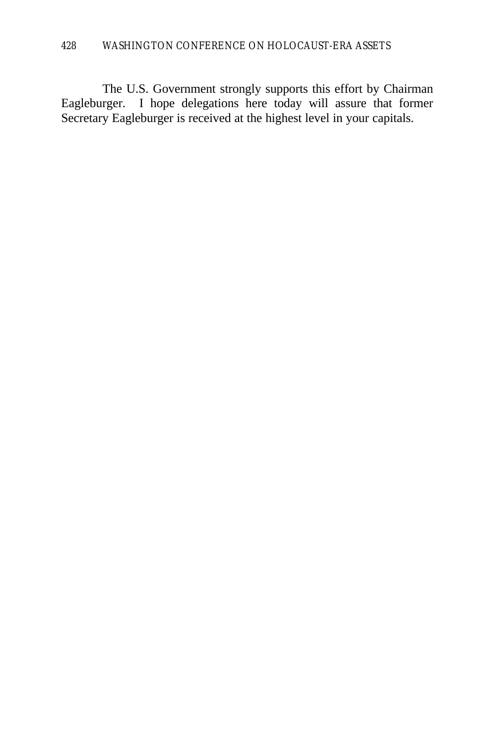The U.S. Government strongly supports this effort by Chairman Eagleburger. I hope delegations here today will assure that former Secretary Eagleburger is received at the highest level in your capitals.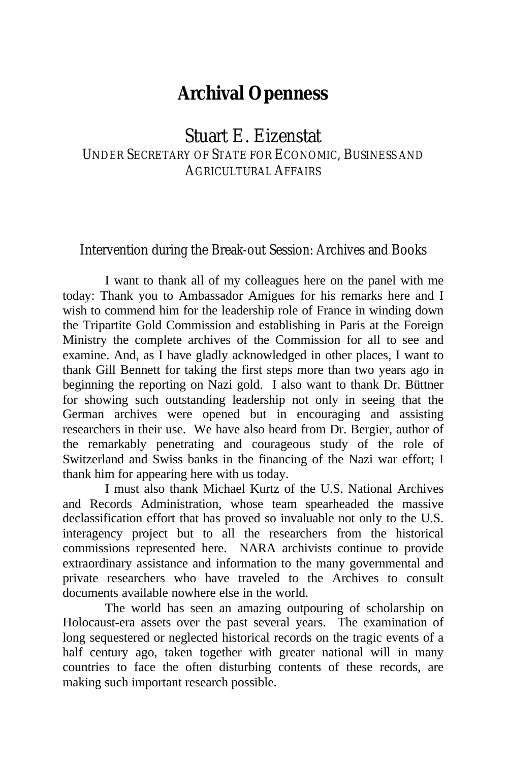# Archival Openness

## Stuart E. Eizenstat

UNDER SECRETARY OF STATE FOR ECONOMIC, BUSINESS AND AGRICULTURAL AFFAIRS

### Intervention during the Break-out Session: Archives and Books

I want to thank all of my colleagues here on the panel with me today: Thank you to Ambassador Amigues for his remarks here and I wish to commend him for the leadership role of France in winding down the Tripartite Gold Commission and establishing in Paris at the Foreign Ministry the complete archives of the Commission for all to see and examine. And, as I have gladly acknowledged in other places, I want to thank Gill Bennett for taking the first steps more than two years ago in beginning the reporting on Nazi gold. I also want to thank Dr. Büttner for showing such outstanding leadership not only in seeing that the German archives were opened but in encouraging and assisting researchers in their use. We have also heard from Dr. Bergier, author of the remarkably penetrating and courageous study of the role of Switzerland and Swiss banks in the financing of the Nazi war effort; I thank him for appearing here with us today.

I must also thank Michael Kurtz of the U.S. National Archives and Records Administration, whose team spearheaded the massive declassification effort that has proved so invaluable not only to the U.S. interagency project but to all the researchers from the historical commissions represented here. NARA archivists continue to provide extraordinary assistance and information to the many governmental and private researchers who have traveled to the Archives to consult documents available nowhere else in the world.

The world has seen an amazing outpouring of scholarship on Holocaust-era assets over the past several years. The examination of long sequestered or neglected historical records on the tragic events of a half century ago, taken together with greater national will in many countries to face the often disturbing contents of these records, are making such important research possible.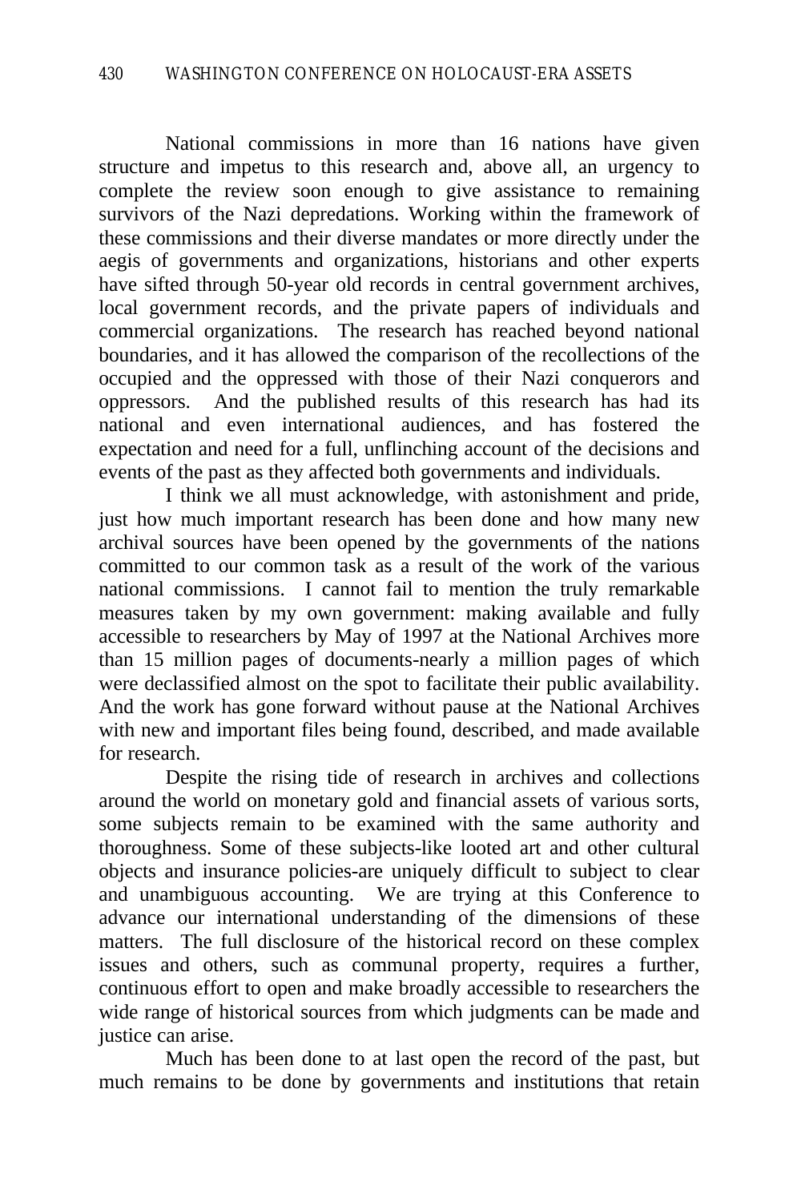National commissions in more than 16 nations have given structure and impetus to this research and, above all, an urgency to complete the review soon enough to give assistance to remaining survivors of the Nazi depredations. Working within the framework of these commissions and their diverse mandates or more directly under the aegis of governments and organizations, historians and other experts have sifted through 50-year old records in central government archives, local government records, and the private papers of individuals and commercial organizations. The research has reached beyond national boundaries, and it has allowed the comparison of the recollections of the occupied and the oppressed with those of their Nazi conquerors and oppressors. And the published results of this research has had its national and even international audiences, and has fostered the expectation and need for a full, unflinching account of the decisions and events of the past as they affected both governments and individuals.

I think we all must acknowledge, with astonishment and pride, just how much important research has been done and how many new archival sources have been opened by the governments of the nations committed to our common task as a result of the work of the various national commissions. I cannot fail to mention the truly remarkable measures taken by my own government: making available and fully accessible to researchers by May of 1997 at the National Archives more than 15 million pages of documents-nearly a million pages of which were declassified almost on the spot to facilitate their public availability. And the work has gone forward without pause at the National Archives with new and important files being found, described, and made available for research.

Despite the rising tide of research in archives and collections around the world on monetary gold and financial assets of various sorts, some subjects remain to be examined with the same authority and thoroughness. Some of these subjects-like looted art and other cultural objects and insurance policies-are uniquely difficult to subject to clear and unambiguous accounting. We are trying at this Conference to advance our international understanding of the dimensions of these matters. The full disclosure of the historical record on these complex issues and others, such as communal property, requires a further, continuous effort to open and make broadly accessible to researchers the wide range of historical sources from which judgments can be made and justice can arise.

Much has been done to at last open the record of the past, but much remains to be done by governments and institutions that retain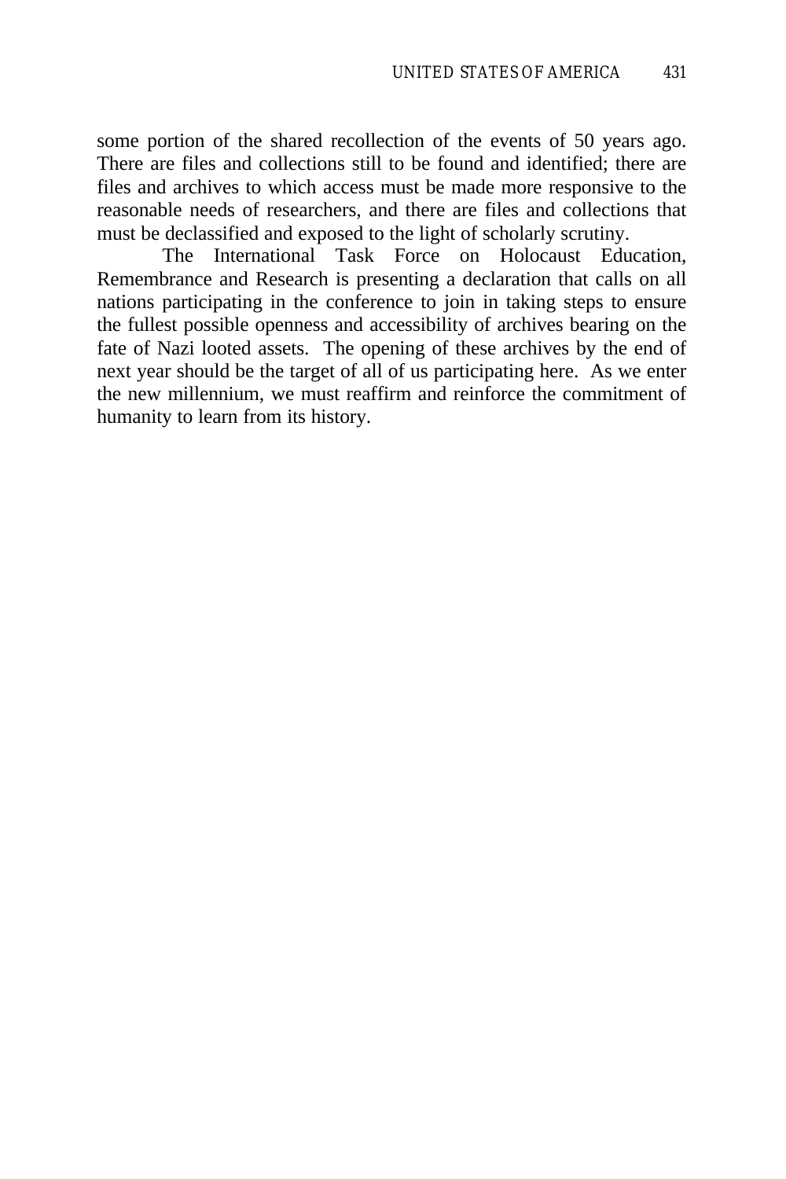some portion of the shared recollection of the events of 50 years ago. There are files and collections still to be found and identified; there are files and archives to which access must be made more responsive to the reasonable needs of researchers, and there are files and collections that must be declassified and exposed to the light of scholarly scrutiny.

The International Task Force on Holocaust Education, Remembrance and Research is presenting a declaration that calls on all nations participating in the conference to join in taking steps to ensure the fullest possible openness and accessibility of archives bearing on the fate of Nazi looted assets. The opening of these archives by the end of next year should be the target of all of us participating here. As we enter the new millennium, we must reaffirm and reinforce the commitment of humanity to learn from its history.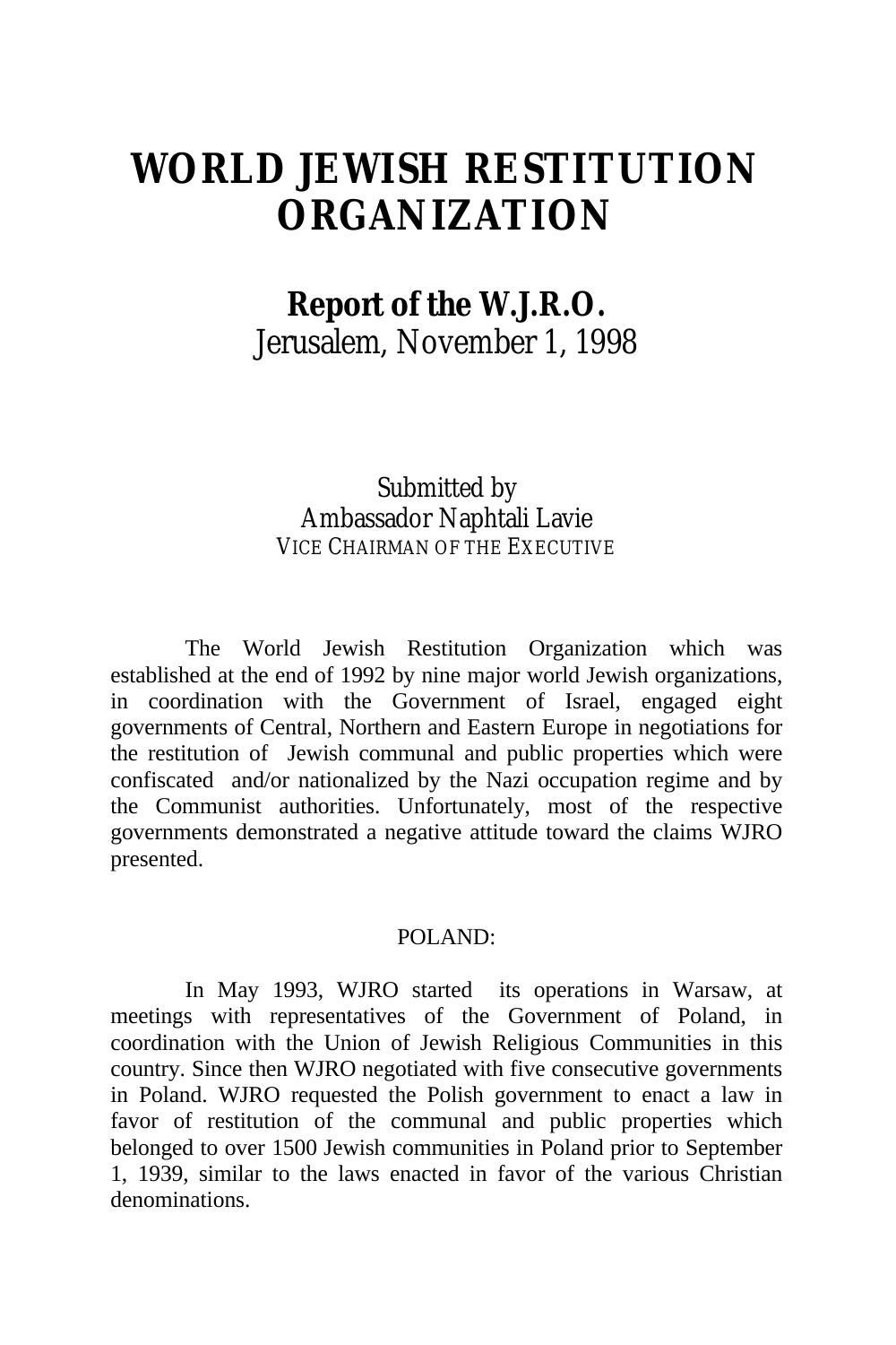# WORLD JEWISH RESTITUTION ORGANIZATION

## Report of the W.J.R.O.

Jerusalem, November 1, 1998

Submitted by
Ambassador Naphtali Lavie
VICE CHAIRMAN OF THE EXECUTIVE

The World Jewish Restitution Organization which was established at the end of 1992 by nine major world Jewish organizations, in coordination with the Government of Israel, engaged eight governments of Central, Northern and Eastern Europe in negotiations for the restitution of Jewish communal and public properties which were confiscated and/or nationalized by the Nazi occupation regime and by the Communist authorities. Unfortunately, most of the respective governments demonstrated a negative attitude toward the claims WJRO presented.

POLAND:

In May 1993, WJRO started its operations in Warsaw, at meetings with representatives of the Government of Poland, in coordination with the Union of Jewish Religious Communities in this country. Since then WJRO negotiated with five consecutive governments in Poland. WJRO requested the Polish government to enact a law in favor of restitution of the communal and public properties which belonged to over 1500 Jewish communities in Poland prior to September 1, 1939, similar to the laws enacted in favor of the various Christian denominations.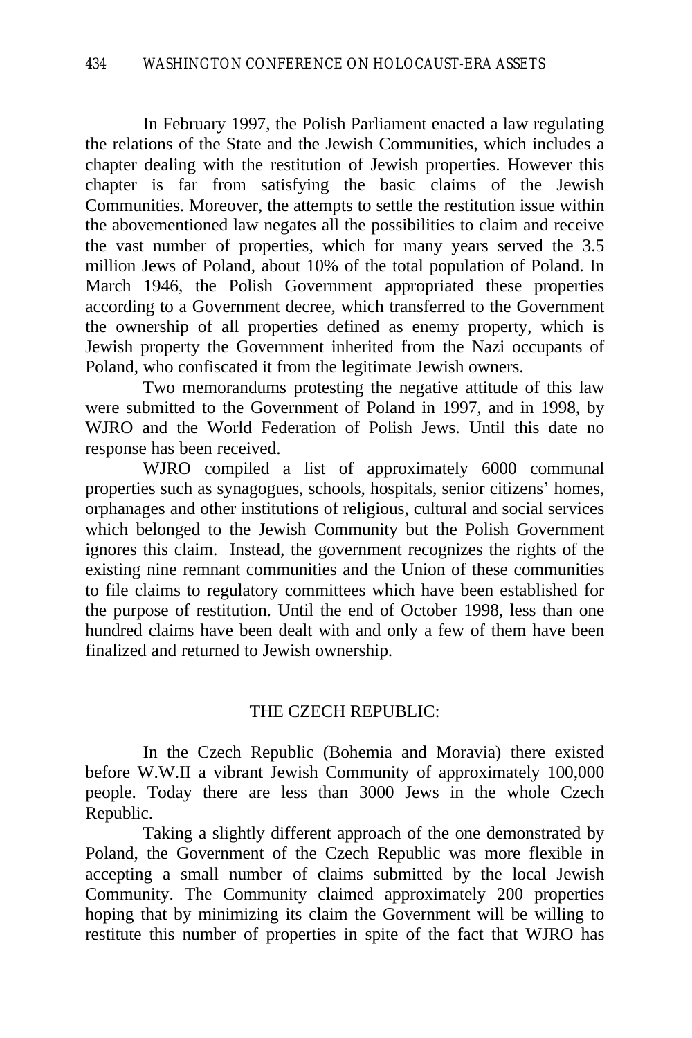In February 1997, the Polish Parliament enacted a law regulating the relations of the State and the Jewish Communities, which includes a chapter dealing with the restitution of Jewish properties. However this chapter is far from satisfying the basic claims of the Jewish Communities. Moreover, the attempts to settle the restitution issue within the abovementioned law negates all the possibilities to claim and receive the vast number of properties, which for many years served the 3.5 million Jews of Poland, about 10% of the total population of Poland. In March 1946, the Polish Government appropriated these properties according to a Government decree, which transferred to the Government the ownership of all properties defined as enemy property, which is Jewish property the Government inherited from the Nazi occupants of Poland, who confiscated it from the legitimate Jewish owners.

Two memorandums protesting the negative attitude of this law were submitted to the Government of Poland in 1997, and in 1998, by WJRO and the World Federation of Polish Jews. Until this date no response has been received.

WJRO compiled a list of approximately 6000 communal properties such as synagogues, schools, hospitals, senior citizens' homes, orphanages and other institutions of religious, cultural and social services which belonged to the Jewish Community but the Polish Government ignores this claim. Instead, the government recognizes the rights of the existing nine remnant communities and the Union of these communities to file claims to regulatory committees which have been established for the purpose of restitution. Until the end of October 1998, less than one hundred claims have been dealt with and only a few of them have been finalized and returned to Jewish ownership.

## THE CZECH REPUBLIC:

In the Czech Republic (Bohemia and Moravia) there existed before W.W.II a vibrant Jewish Community of approximately 100,000 people. Today there are less than 3000 Jews in the whole Czech Republic.

Taking a slightly different approach of the one demonstrated by Poland, the Government of the Czech Republic was more flexible in accepting a small number of claims submitted by the local Jewish Community. The Community claimed approximately 200 properties hoping that by minimizing its claim the Government will be willing to restitute this number of properties in spite of the fact that WJRO has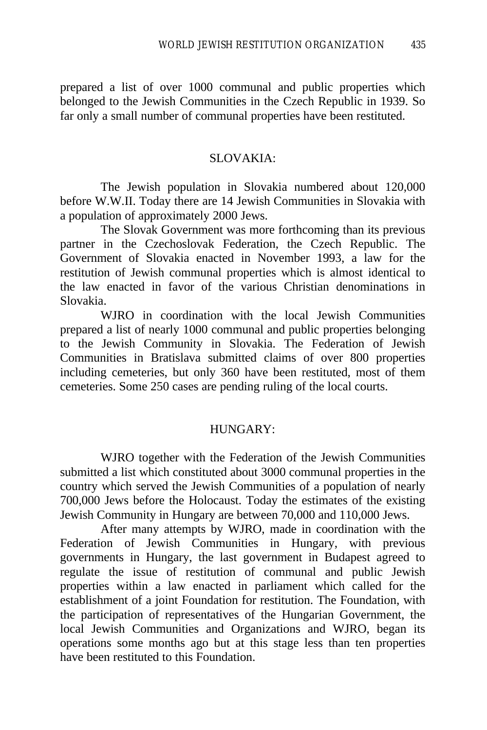prepared a list of over 1000 communal and public properties which belonged to the Jewish Communities in the Czech Republic in 1939. So far only a small number of communal properties have been restituted.

## SLOVAKIA:

The Jewish population in Slovakia numbered about 120,000 before W.W.II. Today there are 14 Jewish Communities in Slovakia with a population of approximately 2000 Jews.

The Slovak Government was more forthcoming than its previous partner in the Czechoslovak Federation, the Czech Republic. The Government of Slovakia enacted in November 1993, a law for the restitution of Jewish communal properties which is almost identical to the law enacted in favor of the various Christian denominations in Slovakia.

WJRO in coordination with the local Jewish Communities prepared a list of nearly 1000 communal and public properties belonging to the Jewish Community in Slovakia. The Federation of Jewish Communities in Bratislava submitted claims of over 800 properties including cemeteries, but only 360 have been restituted, most of them cemeteries. Some 250 cases are pending ruling of the local courts.

## HUNGARY:

WJRO together with the Federation of the Jewish Communities submitted a list which constituted about 3000 communal properties in the country which served the Jewish Communities of a population of nearly 700,000 Jews before the Holocaust. Today the estimates of the existing Jewish Community in Hungary are between 70,000 and 110,000 Jews.

After many attempts by WJRO, made in coordination with the Federation of Jewish Communities in Hungary, with previous governments in Hungary, the last government in Budapest agreed to regulate the issue of restitution of communal and public Jewish properties within a law enacted in parliament which called for the establishment of a joint Foundation for restitution. The Foundation, with the participation of representatives of the Hungarian Government, the local Jewish Communities and Organizations and WJRO, began its operations some months ago but at this stage less than ten properties have been restituted to this Foundation.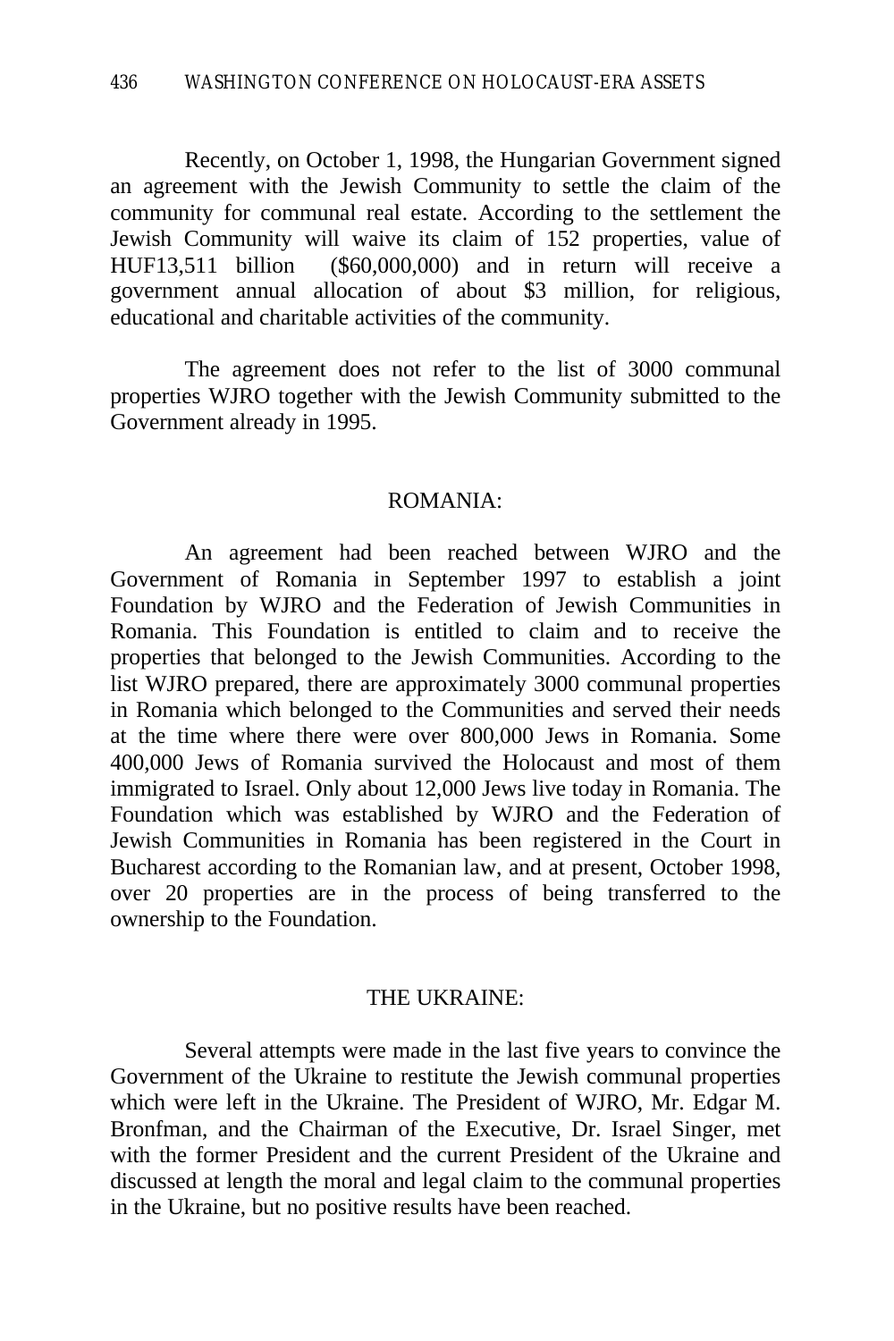Recently, on October 1, 1998, the Hungarian Government signed an agreement with the Jewish Community to settle the claim of the community for communal real estate. According to the settlement the Jewish Community will waive its claim of 152 properties, value of HUF13,511 billion ($60,000,000) and in return will receive a government annual allocation of about $3 million, for religious, educational and charitable activities of the community.

The agreement does not refer to the list of 3000 communal properties WJRO together with the Jewish Community submitted to the Government already in 1995.

## ROMANIA:

An agreement had been reached between WJRO and the Government of Romania in September 1997 to establish a joint Foundation by WJRO and the Federation of Jewish Communities in Romania. This Foundation is entitled to claim and to receive the properties that belonged to the Jewish Communities. According to the list WJRO prepared, there are approximately 3000 communal properties in Romania which belonged to the Communities and served their needs at the time where there were over 800,000 Jews in Romania. Some 400,000 Jews of Romania survived the Holocaust and most of them immigrated to Israel. Only about 12,000 Jews live today in Romania. The Foundation which was established by WJRO and the Federation of Jewish Communities in Romania has been registered in the Court in Bucharest according to the Romanian law, and at present, October 1998, over 20 properties are in the process of being transferred to the ownership to the Foundation.

## THE UKRAINE:

Several attempts were made in the last five years to convince the Government of the Ukraine to restitute the Jewish communal properties which were left in the Ukraine. The President of WJRO, Mr. Edgar M. Bronfman, and the Chairman of the Executive, Dr. Israel Singer, met with the former President and the current President of the Ukraine and discussed at length the moral and legal claim to the communal properties in the Ukraine, but no positive results have been reached.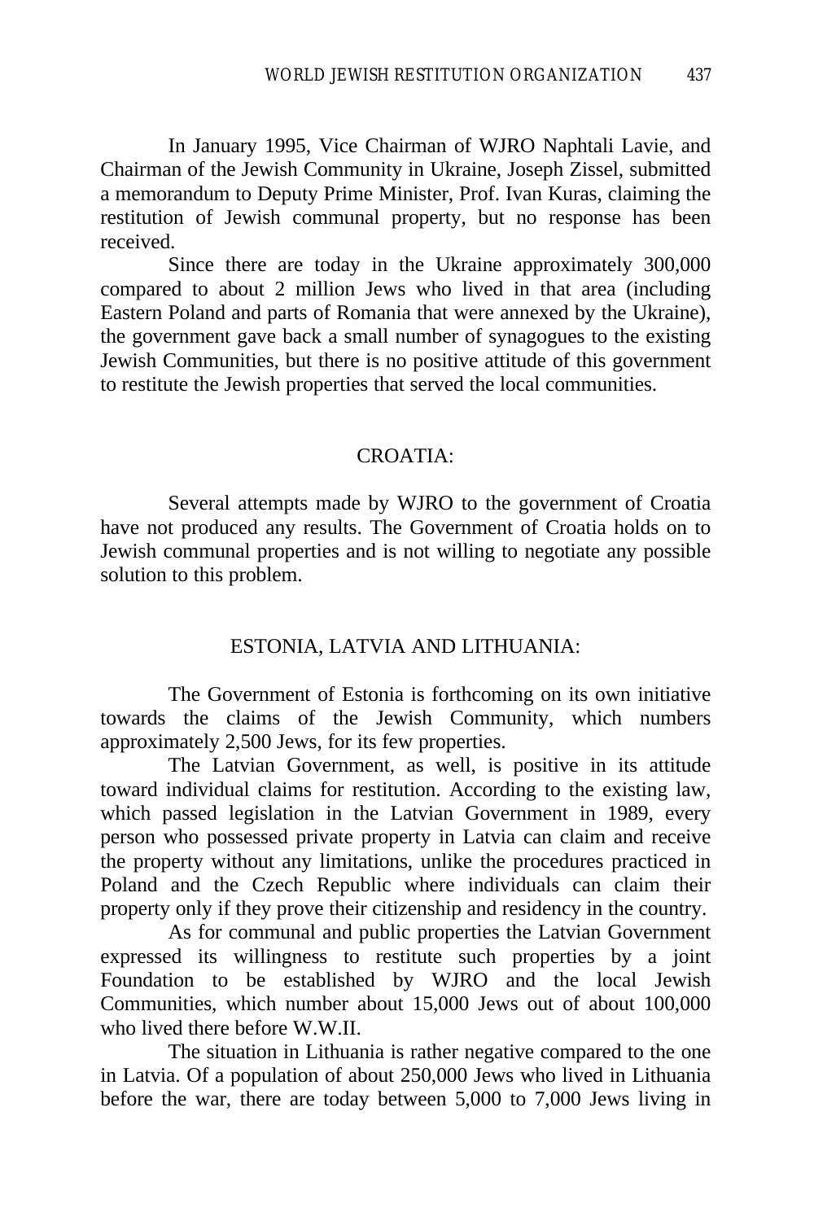In January 1995, Vice Chairman of WJRO Naphtali Lavie, and Chairman of the Jewish Community in Ukraine, Joseph Zissel, submitted a memorandum to Deputy Prime Minister, Prof. Ivan Kuras, claiming the restitution of Jewish communal property, but no response has been received.

Since there are today in the Ukraine approximately 300,000 compared to about 2 million Jews who lived in that area (including Eastern Poland and parts of Romania that were annexed by the Ukraine), the government gave back a small number of synagogues to the existing Jewish Communities, but there is no positive attitude of this government to restitute the Jewish properties that served the local communities.

## CROATIA:

Several attempts made by WJRO to the government of Croatia have not produced any results. The Government of Croatia holds on to Jewish communal properties and is not willing to negotiate any possible solution to this problem.

## ESTONIA, LATVIA AND LITHUANIA:

The Government of Estonia is forthcoming on its own initiative towards the claims of the Jewish Community, which numbers approximately 2,500 Jews, for its few properties.

The Latvian Government, as well, is positive in its attitude toward individual claims for restitution. According to the existing law, which passed legislation in the Latvian Government in 1989, every person who possessed private property in Latvia can claim and receive the property without any limitations, unlike the procedures practiced in Poland and the Czech Republic where individuals can claim their property only if they prove their citizenship and residency in the country.

As for communal and public properties the Latvian Government expressed its willingness to restitute such properties by a joint Foundation to be established by WJRO and the local Jewish Communities, which number about 15,000 Jews out of about 100,000 who lived there before W.W.II.

The situation in Lithuania is rather negative compared to the one in Latvia. Of a population of about 250,000 Jews who lived in Lithuania before the war, there are today between 5,000 to 7,000 Jews living in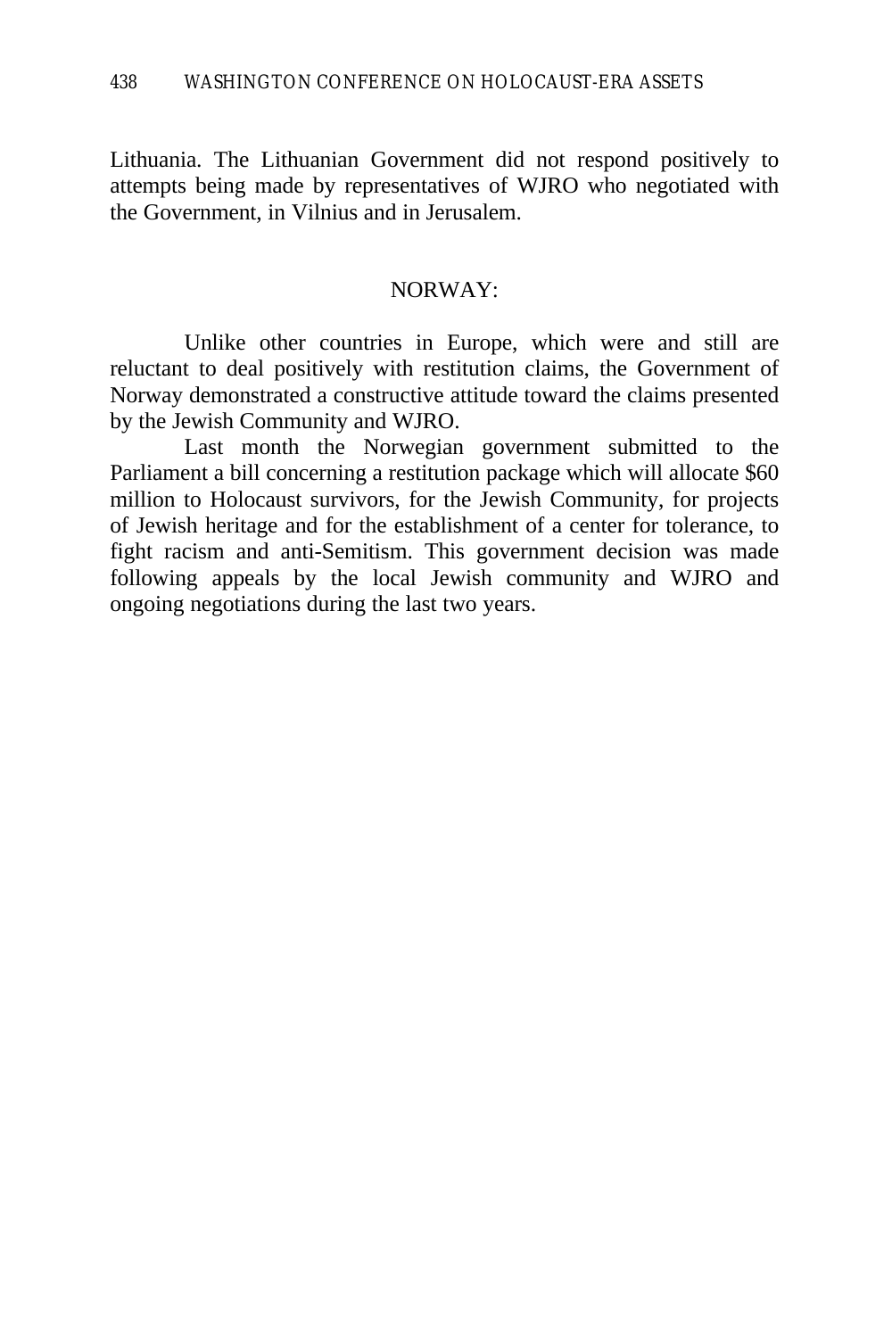Lithuania. The Lithuanian Government did not respond positively to attempts being made by representatives of WJRO who negotiated with the Government, in Vilnius and in Jerusalem.

## NORWAY:

Unlike other countries in Europe, which were and still are reluctant to deal positively with restitution claims, the Government of Norway demonstrated a constructive attitude toward the claims presented by the Jewish Community and WJRO.

Last month the Norwegian government submitted to the Parliament a bill concerning a restitution package which will allocate $60 million to Holocaust survivors, for the Jewish Community, for projects of Jewish heritage and for the establishment of a center for tolerance, to fight racism and anti-Semitism. This government decision was made following appeals by the local Jewish community and WJRO and ongoing negotiations during the last two years.